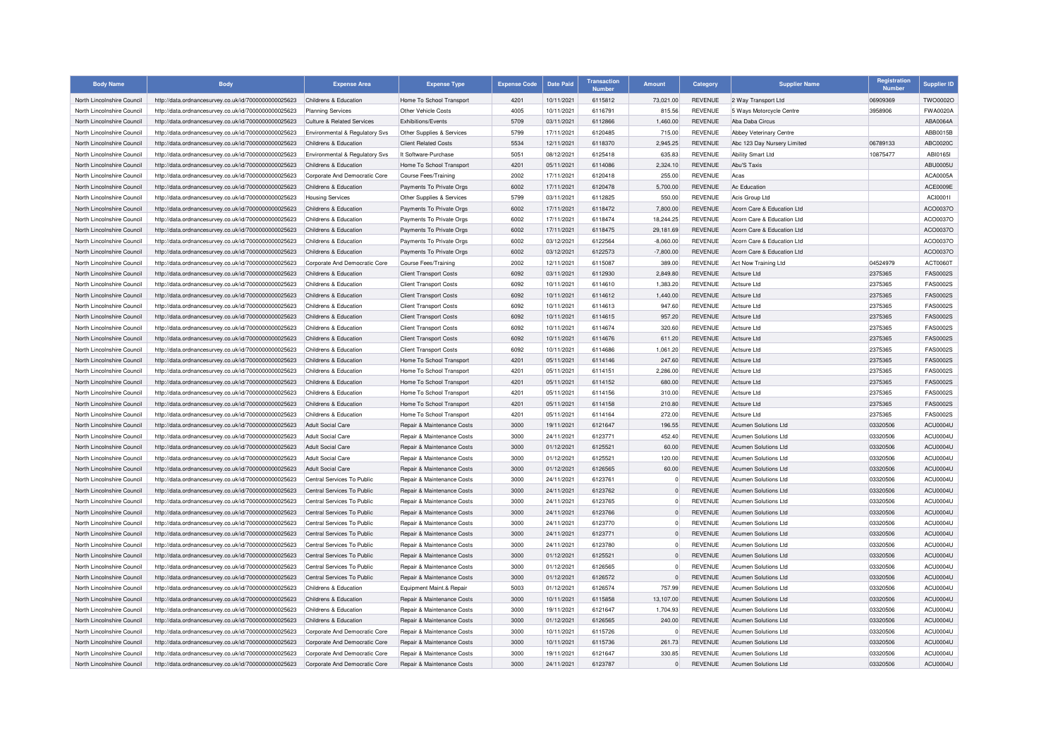| Body Name | Body | Expense Area | Expense Type | Expense Code | Date Paid | Transaction Number | Amount | Category | Supplier Name | Registration Number | Supplier ID |
|---|---|---|---|---|---|---|---|---|---|---|---|
| North Lincolnshire Council | http://data.ordnancesurvey.co.uk/id/7000000000025623 | Childrens & Education | Home To School Transport | 4201 | 10/11/2021 | 6115812 | 73,021.00 | REVENUE | 2 Way Transport Ltd | 06909369 | TWO0002O |
| North Lincolnshire Council | http://data.ordnancesurvey.co.uk/id/7000000000025623 | Planning Services | Other Vehicle Costs | 4005 | 10/11/2021 | 6116791 | 815.56 | REVENUE | 5 Ways Motorcycle Centre | 3958906 | FWA0020A |
| North Lincolnshire Council | http://data.ordnancesurvey.co.uk/id/7000000000025623 | Culture & Related Services | Exhibitions/Events | 5709 | 03/11/2021 | 6112866 | 1,460.00 | REVENUE | Aba Daba Circus | | ABA0064A |
| North Lincolnshire Council | http://data.ordnancesurvey.co.uk/id/7000000000025623 | Environmental & Regulatory Svs | Other Supplies & Services | 5799 | 17/11/2021 | 6120485 | 715.00 | REVENUE | Abbey Veterinary Centre | | ABB0015B |
| North Lincolnshire Council | http://data.ordnancesurvey.co.uk/id/7000000000025623 | Childrens & Education | Client Related Costs | 5534 | 12/11/2021 | 6118370 | 2,945.25 | REVENUE | Abc 123 Day Nursery Limited | 06789133 | ABC0020C |
| North Lincolnshire Council | http://data.ordnancesurvey.co.uk/id/7000000000025623 | Environmental & Regulatory Svs | It Software-Purchase | 5051 | 08/12/2021 | 6125418 | 635.83 | REVENUE | Ability Smart Ltd | 10875477 | ABI0165I |
| North Lincolnshire Council | http://data.ordnancesurvey.co.uk/id/7000000000025623 | Childrens & Education | Home To School Transport | 4201 | 05/11/2021 | 6114086 | 2,324.10 | REVENUE | Abu'S Taxis | | ABU0005U |
| North Lincolnshire Council | http://data.ordnancesurvey.co.uk/id/7000000000025623 | Corporate And Democratic Core | Course Fees/Training | 2002 | 17/11/2021 | 6120418 | 255.00 | REVENUE | Acas | | ACA0005A |
| North Lincolnshire Council | http://data.ordnancesurvey.co.uk/id/7000000000025623 | Childrens & Education | Payments To Private Orgs | 6002 | 17/11/2021 | 6120478 | 5,700.00 | REVENUE | Ac Education | | ACE0009E |
| North Lincolnshire Council | http://data.ordnancesurvey.co.uk/id/7000000000025623 | Housing Services | Other Supplies & Services | 5799 | 03/11/2021 | 6112825 | 550.00 | REVENUE | Acis Group Ltd | | ACI0001I |
| North Lincolnshire Council | http://data.ordnancesurvey.co.uk/id/7000000000025623 | Childrens & Education | Payments To Private Orgs | 6002 | 17/11/2021 | 6118472 | 7,800.00 | REVENUE | Acorn Care & Education Ltd | | ACO0037O |
| North Lincolnshire Council | http://data.ordnancesurvey.co.uk/id/7000000000025623 | Childrens & Education | Payments To Private Orgs | 6002 | 17/11/2021 | 6118474 | 18,244.25 | REVENUE | Acorn Care & Education Ltd | | ACO0037O |
| North Lincolnshire Council | http://data.ordnancesurvey.co.uk/id/7000000000025623 | Childrens & Education | Payments To Private Orgs | 6002 | 17/11/2021 | 6118475 | 29,181.69 | REVENUE | Acorn Care & Education Ltd | | ACO0037O |
| North Lincolnshire Council | http://data.ordnancesurvey.co.uk/id/7000000000025623 | Childrens & Education | Payments To Private Orgs | 6002 | 03/12/2021 | 6122564 | -8,060.00 | REVENUE | Acorn Care & Education Ltd | | ACO0037O |
| North Lincolnshire Council | http://data.ordnancesurvey.co.uk/id/7000000000025623 | Childrens & Education | Payments To Private Orgs | 6002 | 03/12/2021 | 6122573 | -7,800.00 | REVENUE | Acorn Care & Education Ltd | | ACO0037O |
| North Lincolnshire Council | http://data.ordnancesurvey.co.uk/id/7000000000025623 | Corporate And Democratic Core | Course Fees/Training | 2002 | 12/11/2021 | 6115087 | 389.00 | REVENUE | Act Now Training Ltd | 04524979 | ACT0060T |
| North Lincolnshire Council | http://data.ordnancesurvey.co.uk/id/7000000000025623 | Childrens & Education | Client Transport Costs | 6092 | 03/11/2021 | 6112930 | 2,849.80 | REVENUE | Actsure Ltd | 2375365 | FAS0002S |
| North Lincolnshire Council | http://data.ordnancesurvey.co.uk/id/7000000000025623 | Childrens & Education | Client Transport Costs | 6092 | 10/11/2021 | 6114610 | 1,383.20 | REVENUE | Actsure Ltd | 2375365 | FAS0002S |
| North Lincolnshire Council | http://data.ordnancesurvey.co.uk/id/7000000000025623 | Childrens & Education | Client Transport Costs | 6092 | 10/11/2021 | 6114612 | 1,440.00 | REVENUE | Actsure Ltd | 2375365 | FAS0002S |
| North Lincolnshire Council | http://data.ordnancesurvey.co.uk/id/7000000000025623 | Childrens & Education | Client Transport Costs | 6092 | 10/11/2021 | 6114613 | 947.60 | REVENUE | Actsure Ltd | 2375365 | FAS0002S |
| North Lincolnshire Council | http://data.ordnancesurvey.co.uk/id/7000000000025623 | Childrens & Education | Client Transport Costs | 6092 | 10/11/2021 | 6114615 | 957.20 | REVENUE | Actsure Ltd | 2375365 | FAS0002S |
| North Lincolnshire Council | http://data.ordnancesurvey.co.uk/id/7000000000025623 | Childrens & Education | Client Transport Costs | 6092 | 10/11/2021 | 6114674 | 320.60 | REVENUE | Actsure Ltd | 2375365 | FAS0002S |
| North Lincolnshire Council | http://data.ordnancesurvey.co.uk/id/7000000000025623 | Childrens & Education | Client Transport Costs | 6092 | 10/11/2021 | 6114676 | 611.20 | REVENUE | Actsure Ltd | 2375365 | FAS0002S |
| North Lincolnshire Council | http://data.ordnancesurvey.co.uk/id/7000000000025623 | Childrens & Education | Client Transport Costs | 6092 | 10/11/2021 | 6114686 | 1,061.20 | REVENUE | Actsure Ltd | 2375365 | FAS0002S |
| North Lincolnshire Council | http://data.ordnancesurvey.co.uk/id/7000000000025623 | Childrens & Education | Home To School Transport | 4201 | 05/11/2021 | 6114146 | 247.60 | REVENUE | Actsure Ltd | 2375365 | FAS0002S |
| North Lincolnshire Council | http://data.ordnancesurvey.co.uk/id/7000000000025623 | Childrens & Education | Home To School Transport | 4201 | 05/11/2021 | 6114151 | 2,286.00 | REVENUE | Actsure Ltd | 2375365 | FAS0002S |
| North Lincolnshire Council | http://data.ordnancesurvey.co.uk/id/7000000000025623 | Childrens & Education | Home To School Transport | 4201 | 05/11/2021 | 6114152 | 680.00 | REVENUE | Actsure Ltd | 2375365 | FAS0002S |
| North Lincolnshire Council | http://data.ordnancesurvey.co.uk/id/7000000000025623 | Childrens & Education | Home To School Transport | 4201 | 05/11/2021 | 6114156 | 310.00 | REVENUE | Actsure Ltd | 2375365 | FAS0002S |
| North Lincolnshire Council | http://data.ordnancesurvey.co.uk/id/7000000000025623 | Childrens & Education | Home To School Transport | 4201 | 05/11/2021 | 6114158 | 210.80 | REVENUE | Actsure Ltd | 2375365 | FAS0002S |
| North Lincolnshire Council | http://data.ordnancesurvey.co.uk/id/7000000000025623 | Childrens & Education | Home To School Transport | 4201 | 05/11/2021 | 6114164 | 272.00 | REVENUE | Actsure Ltd | 2375365 | FAS0002S |
| North Lincolnshire Council | http://data.ordnancesurvey.co.uk/id/7000000000025623 | Adult Social Care | Repair & Maintenance Costs | 3000 | 19/11/2021 | 6121647 | 196.55 | REVENUE | Acumen Solutions Ltd | 03320506 | ACU0004U |
| North Lincolnshire Council | http://data.ordnancesurvey.co.uk/id/7000000000025623 | Adult Social Care | Repair & Maintenance Costs | 3000 | 24/11/2021 | 6123771 | 452.40 | REVENUE | Acumen Solutions Ltd | 03320506 | ACU0004U |
| North Lincolnshire Council | http://data.ordnancesurvey.co.uk/id/7000000000025623 | Adult Social Care | Repair & Maintenance Costs | 3000 | 01/12/2021 | 6125521 | 60.00 | REVENUE | Acumen Solutions Ltd | 03320506 | ACU0004U |
| North Lincolnshire Council | http://data.ordnancesurvey.co.uk/id/7000000000025623 | Adult Social Care | Repair & Maintenance Costs | 3000 | 01/12/2021 | 6125521 | 120.00 | REVENUE | Acumen Solutions Ltd | 03320506 | ACU0004U |
| North Lincolnshire Council | http://data.ordnancesurvey.co.uk/id/7000000000025623 | Adult Social Care | Repair & Maintenance Costs | 3000 | 01/12/2021 | 6126565 | 60.00 | REVENUE | Acumen Solutions Ltd | 03320506 | ACU0004U |
| North Lincolnshire Council | http://data.ordnancesurvey.co.uk/id/7000000000025623 | Central Services To Public | Repair & Maintenance Costs | 3000 | 24/11/2021 | 6123761 | 0 | REVENUE | Acumen Solutions Ltd | 03320506 | ACU0004U |
| North Lincolnshire Council | http://data.ordnancesurvey.co.uk/id/7000000000025623 | Central Services To Public | Repair & Maintenance Costs | 3000 | 24/11/2021 | 6123762 | 0 | REVENUE | Acumen Solutions Ltd | 03320506 | ACU0004U |
| North Lincolnshire Council | http://data.ordnancesurvey.co.uk/id/7000000000025623 | Central Services To Public | Repair & Maintenance Costs | 3000 | 24/11/2021 | 6123765 | 0 | REVENUE | Acumen Solutions Ltd | 03320506 | ACU0004U |
| North Lincolnshire Council | http://data.ordnancesurvey.co.uk/id/7000000000025623 | Central Services To Public | Repair & Maintenance Costs | 3000 | 24/11/2021 | 6123766 | 0 | REVENUE | Acumen Solutions Ltd | 03320506 | ACU0004U |
| North Lincolnshire Council | http://data.ordnancesurvey.co.uk/id/7000000000025623 | Central Services To Public | Repair & Maintenance Costs | 3000 | 24/11/2021 | 6123770 | 0 | REVENUE | Acumen Solutions Ltd | 03320506 | ACU0004U |
| North Lincolnshire Council | http://data.ordnancesurvey.co.uk/id/7000000000025623 | Central Services To Public | Repair & Maintenance Costs | 3000 | 24/11/2021 | 6123771 | 0 | REVENUE | Acumen Solutions Ltd | 03320506 | ACU0004U |
| North Lincolnshire Council | http://data.ordnancesurvey.co.uk/id/7000000000025623 | Central Services To Public | Repair & Maintenance Costs | 3000 | 24/11/2021 | 6123780 | 0 | REVENUE | Acumen Solutions Ltd | 03320506 | ACU0004U |
| North Lincolnshire Council | http://data.ordnancesurvey.co.uk/id/7000000000025623 | Central Services To Public | Repair & Maintenance Costs | 3000 | 01/12/2021 | 6125521 | 0 | REVENUE | Acumen Solutions Ltd | 03320506 | ACU0004U |
| North Lincolnshire Council | http://data.ordnancesurvey.co.uk/id/7000000000025623 | Central Services To Public | Repair & Maintenance Costs | 3000 | 01/12/2021 | 6126565 | 0 | REVENUE | Acumen Solutions Ltd | 03320506 | ACU0004U |
| North Lincolnshire Council | http://data.ordnancesurvey.co.uk/id/7000000000025623 | Central Services To Public | Repair & Maintenance Costs | 3000 | 01/12/2021 | 6126572 | 0 | REVENUE | Acumen Solutions Ltd | 03320506 | ACU0004U |
| North Lincolnshire Council | http://data.ordnancesurvey.co.uk/id/7000000000025623 | Childrens & Education | Equipment Maint.& Repair | 5003 | 01/12/2021 | 6126574 | 757.99 | REVENUE | Acumen Solutions Ltd | 03320506 | ACU0004U |
| North Lincolnshire Council | http://data.ordnancesurvey.co.uk/id/7000000000025623 | Childrens & Education | Repair & Maintenance Costs | 3000 | 10/11/2021 | 6115858 | 13,107.00 | REVENUE | Acumen Solutions Ltd | 03320506 | ACU0004U |
| North Lincolnshire Council | http://data.ordnancesurvey.co.uk/id/7000000000025623 | Childrens & Education | Repair & Maintenance Costs | 3000 | 19/11/2021 | 6121647 | 1,704.93 | REVENUE | Acumen Solutions Ltd | 03320506 | ACU0004U |
| North Lincolnshire Council | http://data.ordnancesurvey.co.uk/id/7000000000025623 | Childrens & Education | Repair & Maintenance Costs | 3000 | 01/12/2021 | 6126565 | 240.00 | REVENUE | Acumen Solutions Ltd | 03320506 | ACU0004U |
| North Lincolnshire Council | http://data.ordnancesurvey.co.uk/id/7000000000025623 | Corporate And Democratic Core | Repair & Maintenance Costs | 3000 | 10/11/2021 | 6115726 | 0 | REVENUE | Acumen Solutions Ltd | 03320506 | ACU0004U |
| North Lincolnshire Council | http://data.ordnancesurvey.co.uk/id/7000000000025623 | Corporate And Democratic Core | Repair & Maintenance Costs | 3000 | 10/11/2021 | 6115736 | 261.73 | REVENUE | Acumen Solutions Ltd | 03320506 | ACU0004U |
| North Lincolnshire Council | http://data.ordnancesurvey.co.uk/id/7000000000025623 | Corporate And Democratic Core | Repair & Maintenance Costs | 3000 | 19/11/2021 | 6121647 | 330.85 | REVENUE | Acumen Solutions Ltd | 03320506 | ACU0004U |
| North Lincolnshire Council | http://data.ordnancesurvey.co.uk/id/7000000000025623 | Corporate And Democratic Core | Repair & Maintenance Costs | 3000 | 24/11/2021 | 6123787 | 0 | REVENUE | Acumen Solutions Ltd | 03320506 | ACU0004U |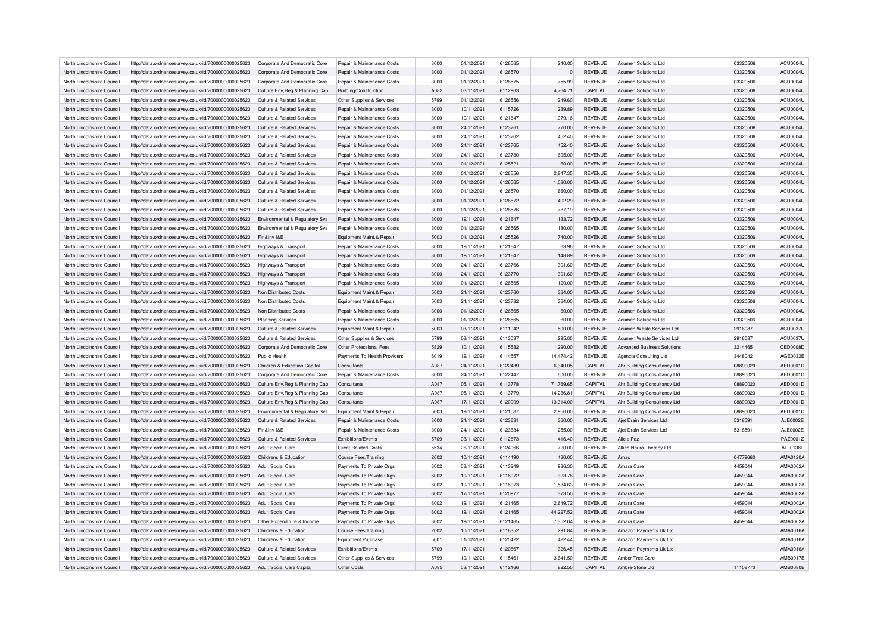| | | | | | | | | | | | |
|---|---|---|---|---|---|---|---|---|---|---|---|
| North Lincolnshire Council | http://data.ordnancesurvey.co.uk/id/7000000000025623 | Corporate And Democratic Core | Repair & Maintenance Costs | 3000 | 01/12/2021 | 6126565 | 240.00 | REVENUE | Acumen Solutions Ltd | 03320506 | ACU0004U |
| North Lincolnshire Council | http://data.ordnancesurvey.co.uk/id/7000000000025623 | Corporate And Democratic Core | Repair & Maintenance Costs | 3000 | 01/12/2021 | 6126570 | 0 | REVENUE | Acumen Solutions Ltd | 03320506 | ACU0004U |
| North Lincolnshire Council | http://data.ordnancesurvey.co.uk/id/7000000000025623 | Corporate And Democratic Core | Repair & Maintenance Costs | 3000 | 01/12/2021 | 6126575 | 755.99 | REVENUE | Acumen Solutions Ltd | 03320506 | ACU0004U |
| North Lincolnshire Council | http://data.ordnancesurvey.co.uk/id/7000000000025623 | Culture,Env,Reg & Planning Cap | Building/Construction | A082 | 03/11/2021 | 6112963 | 4,764.71 | CAPITAL | Acumen Solutions Ltd | 03320506 | ACU0004U |
| North Lincolnshire Council | http://data.ordnancesurvey.co.uk/id/7000000000025623 | Culture & Related Services | Other Supplies & Services | 5799 | 01/12/2021 | 6126556 | 249.60 | REVENUE | Acumen Solutions Ltd | 03320506 | ACU0004U |
| North Lincolnshire Council | http://data.ordnancesurvey.co.uk/id/7000000000025623 | Culture & Related Services | Repair & Maintenance Costs | 3000 | 10/11/2021 | 6115726 | 239.89 | REVENUE | Acumen Solutions Ltd | 03320506 | ACU0004U |
| North Lincolnshire Council | http://data.ordnancesurvey.co.uk/id/7000000000025623 | Culture & Related Services | Repair & Maintenance Costs | 3000 | 19/11/2021 | 6121647 | 1,979.16 | REVENUE | Acumen Solutions Ltd | 03320506 | ACU0004U |
| North Lincolnshire Council | http://data.ordnancesurvey.co.uk/id/7000000000025623 | Culture & Related Services | Repair & Maintenance Costs | 3000 | 24/11/2021 | 6123761 | 770.00 | REVENUE | Acumen Solutions Ltd | 03320506 | ACU0004U |
| North Lincolnshire Council | http://data.ordnancesurvey.co.uk/id/7000000000025623 | Culture & Related Services | Repair & Maintenance Costs | 3000 | 24/11/2021 | 6123762 | 452.40 | REVENUE | Acumen Solutions Ltd | 03320506 | ACU0004U |
| North Lincolnshire Council | http://data.ordnancesurvey.co.uk/id/7000000000025623 | Culture & Related Services | Repair & Maintenance Costs | 3000 | 24/11/2021 | 6123765 | 452.40 | REVENUE | Acumen Solutions Ltd | 03320506 | ACU0004U |
| North Lincolnshire Council | http://data.ordnancesurvey.co.uk/id/7000000000025623 | Culture & Related Services | Repair & Maintenance Costs | 3000 | 24/11/2021 | 6123780 | 605.00 | REVENUE | Acumen Solutions Ltd | 03320506 | ACU0004U |
| North Lincolnshire Council | http://data.ordnancesurvey.co.uk/id/7000000000025623 | Culture & Related Services | Repair & Maintenance Costs | 3000 | 01/12/2021 | 6125521 | 60.00 | REVENUE | Acumen Solutions Ltd | 03320506 | ACU0004U |
| North Lincolnshire Council | http://data.ordnancesurvey.co.uk/id/7000000000025623 | Culture & Related Services | Repair & Maintenance Costs | 3000 | 01/12/2021 | 6126556 | 2,847.35 | REVENUE | Acumen Solutions Ltd | 03320506 | ACU0004U |
| North Lincolnshire Council | http://data.ordnancesurvey.co.uk/id/7000000000025623 | Culture & Related Services | Repair & Maintenance Costs | 3000 | 01/12/2021 | 6126565 | 1,080.00 | REVENUE | Acumen Solutions Ltd | 03320506 | ACU0004U |
| North Lincolnshire Council | http://data.ordnancesurvey.co.uk/id/7000000000025623 | Culture & Related Services | Repair & Maintenance Costs | 3000 | 01/12/2021 | 6126570 | 660.00 | REVENUE | Acumen Solutions Ltd | 03320506 | ACU0004U |
| North Lincolnshire Council | http://data.ordnancesurvey.co.uk/id/7000000000025623 | Culture & Related Services | Repair & Maintenance Costs | 3000 | 01/12/2021 | 6126572 | 402.29 | REVENUE | Acumen Solutions Ltd | 03320506 | ACU0004U |
| North Lincolnshire Council | http://data.ordnancesurvey.co.uk/id/7000000000025623 | Culture & Related Services | Repair & Maintenance Costs | 3000 | 01/12/2021 | 6126576 | 787.19 | REVENUE | Acumen Solutions Ltd | 03320506 | ACU0004U |
| North Lincolnshire Council | http://data.ordnancesurvey.co.uk/id/7000000000025623 | Environmental & Regulatory Svs | Repair & Maintenance Costs | 3000 | 19/11/2021 | 6121647 | 133.72 | REVENUE | Acumen Solutions Ltd | 03320506 | ACU0004U |
| North Lincolnshire Council | http://data.ordnancesurvey.co.uk/id/7000000000025623 | Environmental & Regulatory Svs | Repair & Maintenance Costs | 3000 | 01/12/2021 | 6126565 | 180.00 | REVENUE | Acumen Solutions Ltd | 03320506 | ACU0004U |
| North Lincolnshire Council | http://data.ordnancesurvey.co.uk/id/7000000000025623 | Fin&Inv I&E | Equipment Maint.& Repair | 5003 | 01/12/2021 | 6125526 | 740.00 | REVENUE | Acumen Solutions Ltd | 03320506 | ACU0004U |
| North Lincolnshire Council | http://data.ordnancesurvey.co.uk/id/7000000000025623 | Highways & Transport | Repair & Maintenance Costs | 3000 | 19/11/2021 | 6121647 | 63.96 | REVENUE | Acumen Solutions Ltd | 03320506 | ACU0004U |
| North Lincolnshire Council | http://data.ordnancesurvey.co.uk/id/7000000000025623 | Highways & Transport | Repair & Maintenance Costs | 3000 | 19/11/2021 | 6121647 | 148.89 | REVENUE | Acumen Solutions Ltd | 03320506 | ACU0004U |
| North Lincolnshire Council | http://data.ordnancesurvey.co.uk/id/7000000000025623 | Highways & Transport | Repair & Maintenance Costs | 3000 | 24/11/2021 | 6123766 | 301.60 | REVENUE | Acumen Solutions Ltd | 03320506 | ACU0004U |
| North Lincolnshire Council | http://data.ordnancesurvey.co.uk/id/7000000000025623 | Highways & Transport | Repair & Maintenance Costs | 3000 | 24/11/2021 | 6123770 | 301.60 | REVENUE | Acumen Solutions Ltd | 03320506 | ACU0004U |
| North Lincolnshire Council | http://data.ordnancesurvey.co.uk/id/7000000000025623 | Highways & Transport | Repair & Maintenance Costs | 3000 | 01/12/2021 | 6126565 | 120.00 | REVENUE | Acumen Solutions Ltd | 03320506 | ACU0004U |
| North Lincolnshire Council | http://data.ordnancesurvey.co.uk/id/7000000000025623 | Non Distributed Costs | Equipment Maint.& Repair | 5003 | 24/11/2021 | 6123760 | 364.00 | REVENUE | Acumen Solutions Ltd | 03320506 | ACU0004U |
| North Lincolnshire Council | http://data.ordnancesurvey.co.uk/id/7000000000025623 | Non Distributed Costs | Equipment Maint.& Repair | 5003 | 24/11/2021 | 6123782 | 364.00 | REVENUE | Acumen Solutions Ltd | 03320506 | ACU0004U |
| North Lincolnshire Council | http://data.ordnancesurvey.co.uk/id/7000000000025623 | Non Distributed Costs | Repair & Maintenance Costs | 3000 | 01/12/2021 | 6126565 | 60.00 | REVENUE | Acumen Solutions Ltd | 03320506 | ACU0004U |
| North Lincolnshire Council | http://data.ordnancesurvey.co.uk/id/7000000000025623 | Planning Services | Repair & Maintenance Costs | 3000 | 01/12/2021 | 6126565 | 60.00 | REVENUE | Acumen Solutions Ltd | 03320506 | ACU0004U |
| North Lincolnshire Council | http://data.ordnancesurvey.co.uk/id/7000000000025623 | Culture & Related Services | Equipment Maint.& Repair | 5003 | 03/11/2021 | 6111942 | 500.00 | REVENUE | Acumen Waste Services Ltd | 2916087 | ACU0037U |
| North Lincolnshire Council | http://data.ordnancesurvey.co.uk/id/7000000000025623 | Culture & Related Services | Other Supplies & Services | 5799 | 03/11/2021 | 6113037 | 295.00 | REVENUE | Acumen Waste Services Ltd | 2916087 | ACU0037U |
| North Lincolnshire Council | http://data.ordnancesurvey.co.uk/id/7000000000025623 | Corporate And Democratic Core | Other Professional Fees | 5829 | 10/11/2021 | 6115582 | 1,290.00 | REVENUE | Advanced Business Solutions | 3214465 | CED0008D |
| North Lincolnshire Council | http://data.ordnancesurvey.co.uk/id/7000000000025623 | Public Health | Payments To Health Providers | 6019 | 12/11/2021 | 6114557 | 14,474.42 | REVENUE | Agencia Consulting Ltd | 3448042 | AGE0032E |
| North Lincolnshire Council | http://data.ordnancesurvey.co.uk/id/7000000000025623 | Children & Education Capital | Consultants | A087 | 24/11/2021 | 6122439 | 6,340.05 | CAPITAL | Ahr Building Consultancy Ltd | 08890020 | AED0001D |
| North Lincolnshire Council | http://data.ordnancesurvey.co.uk/id/7000000000025623 | Corporate And Democratic Core | Repair & Maintenance Costs | 3000 | 24/11/2021 | 6122447 | 600.00 | REVENUE | Ahr Building Consultancy Ltd | 08890020 | AED0001D |
| North Lincolnshire Council | http://data.ordnancesurvey.co.uk/id/7000000000025623 | Culture,Env,Reg & Planning Cap | Consultants | A087 | 05/11/2021 | 6113778 | 71,769.65 | CAPITAL | Ahr Building Consultancy Ltd | 08890020 | AED0001D |
| North Lincolnshire Council | http://data.ordnancesurvey.co.uk/id/7000000000025623 | Culture,Env,Reg & Planning Cap | Consultants | A087 | 05/11/2021 | 6113779 | 14,236.81 | CAPITAL | Ahr Building Consultancy Ltd | 08890020 | AED0001D |
| North Lincolnshire Council | http://data.ordnancesurvey.co.uk/id/7000000000025623 | Culture,Env,Reg & Planning Cap | Consultants | A087 | 17/11/2021 | 6120909 | 13,314.00 | CAPITAL | Ahr Building Consultancy Ltd | 08890020 | AED0001D |
| North Lincolnshire Council | http://data.ordnancesurvey.co.uk/id/7000000000025623 | Environmental & Regulatory Svs | Equipment Maint.& Repair | 5003 | 19/11/2021 | 6121087 | 2,950.00 | REVENUE | Ahr Building Consultancy Ltd | 08890020 | AED0001D |
| North Lincolnshire Council | http://data.ordnancesurvey.co.uk/id/7000000000025623 | Culture & Related Services | Repair & Maintenance Costs | 3000 | 24/11/2021 | 6123631 | 360.00 | REVENUE | Ajet Drain Services Ltd | 5318591 | AJE0002E |
| North Lincolnshire Council | http://data.ordnancesurvey.co.uk/id/7000000000025623 | Fin&Inv I&E | Repair & Maintenance Costs | 3000 | 24/11/2021 | 6123634 | 255.00 | REVENUE | Ajet Drain Services Ltd | 5318591 | AJE0002E |
| North Lincolnshire Council | http://data.ordnancesurvey.co.uk/id/7000000000025623 | Culture & Related Services | Exhibitions/Events | 5709 | 03/11/2021 | 6112873 | 416.40 | REVENUE | Alicia Paz | | PAZ0001Z |
| North Lincolnshire Council | http://data.ordnancesurvey.co.uk/id/7000000000025623 | Adult Social Care | Client Related Costs | 5534 | 26/11/2021 | 6124066 | 720.00 | REVENUE | Allied Neuro Therapy Ltd | | ALL0138L |
| North Lincolnshire Council | http://data.ordnancesurvey.co.uk/id/7000000000025623 | Childrens & Education | Course Fees/Training | 2002 | 10/11/2021 | 6114490 | 430.00 | REVENUE | Amac | 04779660 | AMA0120A |
| North Lincolnshire Council | http://data.ordnancesurvey.co.uk/id/7000000000025623 | Adult Social Care | Payments To Private Orgs | 6002 | 03/11/2021 | 6113249 | 936.30 | REVENUE | Amara Care | 4459044 | AMA0002A |
| North Lincolnshire Council | http://data.ordnancesurvey.co.uk/id/7000000000025623 | Adult Social Care | Payments To Private Orgs | 6002 | 10/11/2021 | 6116972 | 323.76 | REVENUE | Amara Care | 4459044 | AMA0002A |
| North Lincolnshire Council | http://data.ordnancesurvey.co.uk/id/7000000000025623 | Adult Social Care | Payments To Private Orgs | 6002 | 10/11/2021 | 6116973 | 1,534.63 | REVENUE | Amara Care | 4459044 | AMA0002A |
| North Lincolnshire Council | http://data.ordnancesurvey.co.uk/id/7000000000025623 | Adult Social Care | Payments To Private Orgs | 6002 | 17/11/2021 | 6120977 | 373.50 | REVENUE | Amara Care | 4459044 | AMA0002A |
| North Lincolnshire Council | http://data.ordnancesurvey.co.uk/id/7000000000025623 | Adult Social Care | Payments To Private Orgs | 6002 | 19/11/2021 | 6121465 | 2,649.72 | REVENUE | Amara Care | 4459044 | AMA0002A |
| North Lincolnshire Council | http://data.ordnancesurvey.co.uk/id/7000000000025623 | Adult Social Care | Payments To Private Orgs | 6002 | 19/11/2021 | 6121465 | 44,227.52 | REVENUE | Amara Care | 4459044 | AMA0002A |
| North Lincolnshire Council | http://data.ordnancesurvey.co.uk/id/7000000000025623 | Other Expenditure & Income | Payments To Private Orgs | 6002 | 19/11/2021 | 6121465 | 7,352.04 | REVENUE | Amara Care | 4459044 | AMA0002A |
| North Lincolnshire Council | http://data.ordnancesurvey.co.uk/id/7000000000025623 | Childrens & Education | Course Fees/Training | 2002 | 10/11/2021 | 6116352 | 291.84 | REVENUE | Amazon Payments Uk Ltd | | AMA0016A |
| North Lincolnshire Council | http://data.ordnancesurvey.co.uk/id/7000000000025623 | Childrens & Education | Equipment Purchase | 5001 | 01/12/2021 | 6125422 | 422.44 | REVENUE | Amazon Payments Uk Ltd | | AMA0016A |
| North Lincolnshire Council | http://data.ordnancesurvey.co.uk/id/7000000000025623 | Culture & Related Services | Exhibitions/Events | 5709 | 17/11/2021 | 6120867 | 326.45 | REVENUE | Amazon Payments Uk Ltd | | AMA0016A |
| North Lincolnshire Council | http://data.ordnancesurvey.co.uk/id/7000000000025623 | Culture & Related Services | Other Supplies & Services | 5799 | 10/11/2021 | 6115461 | 3,641.50 | REVENUE | Amber Tree Care | | AMB0017B |
| North Lincolnshire Council | http://data.ordnancesurvey.co.uk/id/7000000000025623 | Adult Social Care Capital | Other Costs | A085 | 03/11/2021 | 6112166 | 822.50 | CAPITAL | Ambre-Stone Ltd | 11108770 | AMB0080B |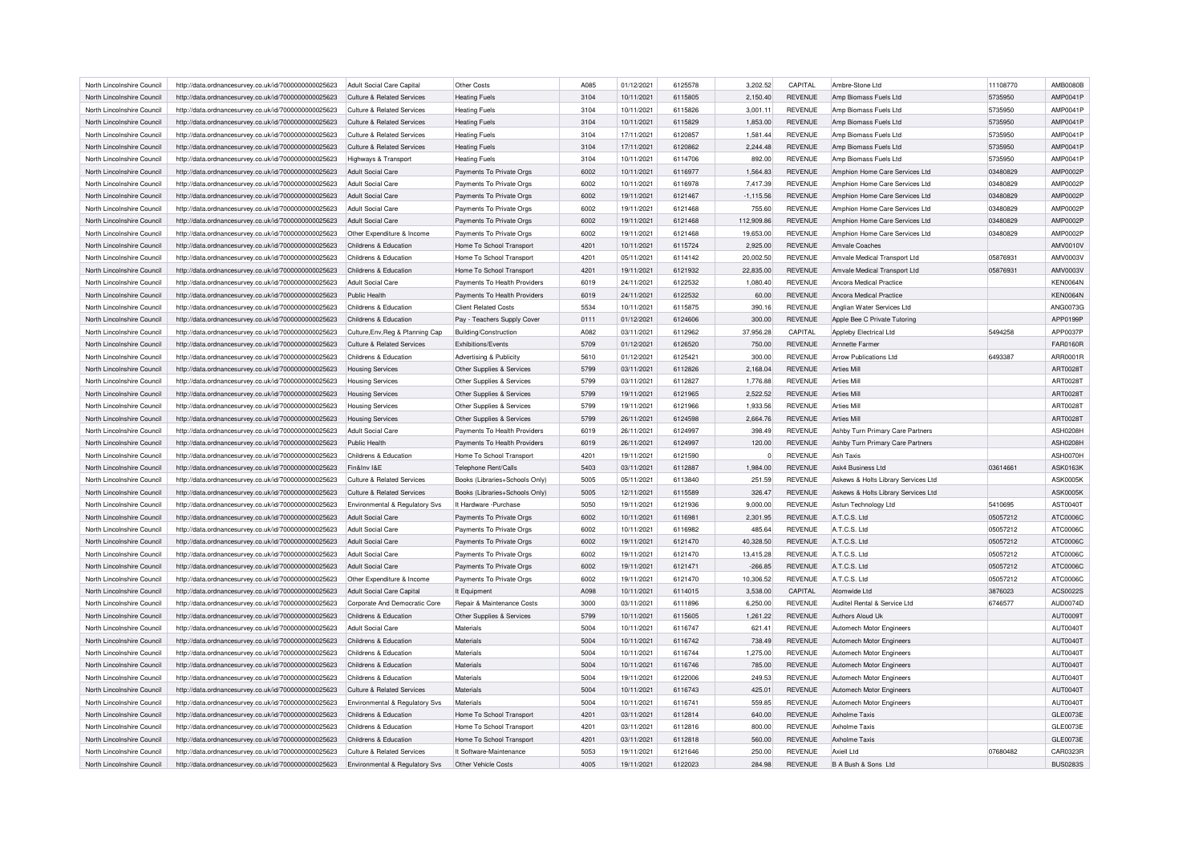| | | | | | | | | | | | | |
|---|---|---|---|---|---|---|---|---|---|---|---|---|
| North Lincolnshire Council | http://data.ordnancesurvey.co.uk/id/7000000000025623 | Adult Social Care Capital | Other Costs | A085 | 01/12/2021 | 6125578 | 3,202.52 | CAPITAL | Ambre-Stone Ltd | 11108770 | AMB0080B |
| North Lincolnshire Council | http://data.ordnancesurvey.co.uk/id/7000000000025623 | Culture & Related Services | Heating Fuels | 3104 | 10/11/2021 | 6115805 | 2,150.40 | REVENUE | Amp Biomass Fuels Ltd | 5735950 | AMP0041P |
| North Lincolnshire Council | http://data.ordnancesurvey.co.uk/id/7000000000025623 | Culture & Related Services | Heating Fuels | 3104 | 10/11/2021 | 6115826 | 3,001.11 | REVENUE | Amp Biomass Fuels Ltd | 5735950 | AMP0041P |
| North Lincolnshire Council | http://data.ordnancesurvey.co.uk/id/7000000000025623 | Culture & Related Services | Heating Fuels | 3104 | 10/11/2021 | 6115829 | 1,853.00 | REVENUE | Amp Biomass Fuels Ltd | 5735950 | AMP0041P |
| North Lincolnshire Council | http://data.ordnancesurvey.co.uk/id/7000000000025623 | Culture & Related Services | Heating Fuels | 3104 | 17/11/2021 | 6120857 | 1,581.44 | REVENUE | Amp Biomass Fuels Ltd | 5735950 | AMP0041P |
| North Lincolnshire Council | http://data.ordnancesurvey.co.uk/id/7000000000025623 | Culture & Related Services | Heating Fuels | 3104 | 17/11/2021 | 6120862 | 2,244.48 | REVENUE | Amp Biomass Fuels Ltd | 5735950 | AMP0041P |
| North Lincolnshire Council | http://data.ordnancesurvey.co.uk/id/7000000000025623 | Highways & Transport | Heating Fuels | 3104 | 10/11/2021 | 6114706 | 892.00 | REVENUE | Amp Biomass Fuels Ltd | 5735950 | AMP0041P |
| North Lincolnshire Council | http://data.ordnancesurvey.co.uk/id/7000000000025623 | Adult Social Care | Payments To Private Orgs | 6002 | 10/11/2021 | 6116977 | 1,564.83 | REVENUE | Amphion Home Care Services Ltd | 03480829 | AMP0002P |
| North Lincolnshire Council | http://data.ordnancesurvey.co.uk/id/7000000000025623 | Adult Social Care | Payments To Private Orgs | 6002 | 10/11/2021 | 6116978 | 7,417.39 | REVENUE | Amphion Home Care Services Ltd | 03480829 | AMP0002P |
| North Lincolnshire Council | http://data.ordnancesurvey.co.uk/id/7000000000025623 | Adult Social Care | Payments To Private Orgs | 6002 | 19/11/2021 | 6121467 | -1,115.56 | REVENUE | Amphion Home Care Services Ltd | 03480829 | AMP0002P |
| North Lincolnshire Council | http://data.ordnancesurvey.co.uk/id/7000000000025623 | Adult Social Care | Payments To Private Orgs | 6002 | 19/11/2021 | 6121468 | 755.60 | REVENUE | Amphion Home Care Services Ltd | 03480829 | AMP0002P |
| North Lincolnshire Council | http://data.ordnancesurvey.co.uk/id/7000000000025623 | Adult Social Care | Payments To Private Orgs | 6002 | 19/11/2021 | 6121468 | 112,909.86 | REVENUE | Amphion Home Care Services Ltd | 03480829 | AMP0002P |
| North Lincolnshire Council | http://data.ordnancesurvey.co.uk/id/7000000000025623 | Other Expenditure & Income | Payments To Private Orgs | 6002 | 19/11/2021 | 6121468 | 19,653.00 | REVENUE | Amphion Home Care Services Ltd | 03480829 | AMP0002P |
| North Lincolnshire Council | http://data.ordnancesurvey.co.uk/id/7000000000025623 | Childrens & Education | Home To School Transport | 4201 | 10/11/2021 | 6115724 | 2,925.00 | REVENUE | Amvale Coaches | | AMV0010V |
| North Lincolnshire Council | http://data.ordnancesurvey.co.uk/id/7000000000025623 | Childrens & Education | Home To School Transport | 4201 | 05/11/2021 | 6114142 | 20,002.50 | REVENUE | Amvale Medical Transport Ltd | 05876931 | AMV0003V |
| North Lincolnshire Council | http://data.ordnancesurvey.co.uk/id/7000000000025623 | Childrens & Education | Home To School Transport | 4201 | 19/11/2021 | 6121932 | 22,835.00 | REVENUE | Amvale Medical Transport Ltd | 05876931 | AMV0003V |
| North Lincolnshire Council | http://data.ordnancesurvey.co.uk/id/7000000000025623 | Adult Social Care | Payments To Health Providers | 6019 | 24/11/2021 | 6122532 | 1,080.40 | REVENUE | Ancora Medical Practice | | KEN0064N |
| North Lincolnshire Council | http://data.ordnancesurvey.co.uk/id/7000000000025623 | Public Health | Payments To Health Providers | 6019 | 24/11/2021 | 6122532 | 60.00 | REVENUE | Ancora Medical Practice | | KEN0064N |
| North Lincolnshire Council | http://data.ordnancesurvey.co.uk/id/7000000000025623 | Childrens & Education | Client Related Costs | 5534 | 10/11/2021 | 6115875 | 390.16 | REVENUE | Anglian Water Services Ltd | | ANG0073G |
| North Lincolnshire Council | http://data.ordnancesurvey.co.uk/id/7000000000025623 | Childrens & Education | Pay - Teachers Supply Cover | 0111 | 01/12/2021 | 6124606 | 300.00 | REVENUE | Apple Bee C Private Tutoring | | APP0199P |
| North Lincolnshire Council | http://data.ordnancesurvey.co.uk/id/7000000000025623 | Culture,Env,Reg & Planning Cap | Building/Construction | A082 | 03/11/2021 | 6112962 | 37,956.28 | CAPITAL | Appleby Electrical Ltd | 5494258 | APP0037P |
| North Lincolnshire Council | http://data.ordnancesurvey.co.uk/id/7000000000025623 | Culture & Related Services | Exhibitions/Events | 5709 | 01/12/2021 | 6126520 | 750.00 | REVENUE | Arnnette Farmer | | FAR0160R |
| North Lincolnshire Council | http://data.ordnancesurvey.co.uk/id/7000000000025623 | Childrens & Education | Advertising & Publicity | 5610 | 01/12/2021 | 6125421 | 300.00 | REVENUE | Arrow Publications Ltd | 6493387 | ARR0001R |
| North Lincolnshire Council | http://data.ordnancesurvey.co.uk/id/7000000000025623 | Housing Services | Other Supplies & Services | 5799 | 03/11/2021 | 6112826 | 2,168.04 | REVENUE | Arties Mill | | ART0028T |
| North Lincolnshire Council | http://data.ordnancesurvey.co.uk/id/7000000000025623 | Housing Services | Other Supplies & Services | 5799 | 03/11/2021 | 6112827 | 1,776.88 | REVENUE | Arties Mill | | ART0028T |
| North Lincolnshire Council | http://data.ordnancesurvey.co.uk/id/7000000000025623 | Housing Services | Other Supplies & Services | 5799 | 19/11/2021 | 6121965 | 2,522.52 | REVENUE | Arties Mill | | ART0028T |
| North Lincolnshire Council | http://data.ordnancesurvey.co.uk/id/7000000000025623 | Housing Services | Other Supplies & Services | 5799 | 19/11/2021 | 6121966 | 1,933.56 | REVENUE | Arties Mill | | ART0028T |
| North Lincolnshire Council | http://data.ordnancesurvey.co.uk/id/7000000000025623 | Housing Services | Other Supplies & Services | 5799 | 26/11/2021 | 6124598 | 2,664.76 | REVENUE | Arties Mill | | ART0028T |
| North Lincolnshire Council | http://data.ordnancesurvey.co.uk/id/7000000000025623 | Adult Social Care | Payments To Health Providers | 6019 | 26/11/2021 | 6124997 | 398.49 | REVENUE | Ashby Turn Primary Care Partners | | ASH0208H |
| North Lincolnshire Council | http://data.ordnancesurvey.co.uk/id/7000000000025623 | Public Health | Payments To Health Providers | 6019 | 26/11/2021 | 6124997 | 120.00 | REVENUE | Ashby Turn Primary Care Partners | | ASH0208H |
| North Lincolnshire Council | http://data.ordnancesurvey.co.uk/id/7000000000025623 | Childrens & Education | Home To School Transport | 4201 | 19/11/2021 | 6121590 | 0 | REVENUE | Ash Taxis | | ASH0070H |
| North Lincolnshire Council | http://data.ordnancesurvey.co.uk/id/7000000000025623 | Fin&Inv I&E | Telephone Rent/Calls | 5403 | 03/11/2021 | 6112887 | 1,984.00 | REVENUE | Ask4 Business Ltd | 03614661 | ASK0163K |
| North Lincolnshire Council | http://data.ordnancesurvey.co.uk/id/7000000000025623 | Culture & Related Services | Books (Libraries+Schools Only) | 5005 | 05/11/2021 | 6113840 | 251.59 | REVENUE | Askews & Holts Library Services Ltd | | ASK0005K |
| North Lincolnshire Council | http://data.ordnancesurvey.co.uk/id/7000000000025623 | Culture & Related Services | Books (Libraries+Schools Only) | 5005 | 12/11/2021 | 6115589 | 326.47 | REVENUE | Askews & Holts Library Services Ltd | | ASK0005K |
| North Lincolnshire Council | http://data.ordnancesurvey.co.uk/id/7000000000025623 | Environmental & Regulatory Svs | It Hardware -Purchase | 5050 | 19/11/2021 | 6121936 | 9,000.00 | REVENUE | Astun Technology Ltd | 5410695 | AST0040T |
| North Lincolnshire Council | http://data.ordnancesurvey.co.uk/id/7000000000025623 | Adult Social Care | Payments To Private Orgs | 6002 | 10/11/2021 | 6116981 | 2,301.95 | REVENUE | A.T.C.S. Ltd | 05057212 | ATC0006C |
| North Lincolnshire Council | http://data.ordnancesurvey.co.uk/id/7000000000025623 | Adult Social Care | Payments To Private Orgs | 6002 | 10/11/2021 | 6116982 | 485.64 | REVENUE | A.T.C.S. Ltd | 05057212 | ATC0006C |
| North Lincolnshire Council | http://data.ordnancesurvey.co.uk/id/7000000000025623 | Adult Social Care | Payments To Private Orgs | 6002 | 19/11/2021 | 6121470 | 40,328.50 | REVENUE | A.T.C.S. Ltd | 05057212 | ATC0006C |
| North Lincolnshire Council | http://data.ordnancesurvey.co.uk/id/7000000000025623 | Adult Social Care | Payments To Private Orgs | 6002 | 19/11/2021 | 6121470 | 13,415.28 | REVENUE | A.T.C.S. Ltd | 05057212 | ATC0006C |
| North Lincolnshire Council | http://data.ordnancesurvey.co.uk/id/7000000000025623 | Adult Social Care | Payments To Private Orgs | 6002 | 19/11/2021 | 6121471 | -266.85 | REVENUE | A.T.C.S. Ltd | 05057212 | ATC0006C |
| North Lincolnshire Council | http://data.ordnancesurvey.co.uk/id/7000000000025623 | Other Expenditure & Income | Payments To Private Orgs | 6002 | 19/11/2021 | 6121470 | 10,306.52 | REVENUE | A.T.C.S. Ltd | 05057212 | ATC0006C |
| North Lincolnshire Council | http://data.ordnancesurvey.co.uk/id/7000000000025623 | Adult Social Care Capital | It Equipment | A098 | 10/11/2021 | 6114015 | 3,538.00 | CAPITAL | Atomwide Ltd | 3876023 | ACS0022S |
| North Lincolnshire Council | http://data.ordnancesurvey.co.uk/id/7000000000025623 | Corporate And Democratic Core | Repair & Maintenance Costs | 3000 | 03/11/2021 | 6111896 | 6,250.00 | REVENUE | Auditel Rental & Service Ltd | 6746577 | AUD0074D |
| North Lincolnshire Council | http://data.ordnancesurvey.co.uk/id/7000000000025623 | Childrens & Education | Other Supplies & Services | 5799 | 10/11/2021 | 6115605 | 1,261.22 | REVENUE | Authors Aloud Uk | | AUT0009T |
| North Lincolnshire Council | http://data.ordnancesurvey.co.uk/id/7000000000025623 | Adult Social Care | Materials | 5004 | 10/11/2021 | 6116747 | 621.41 | REVENUE | Automech Motor Engineers | | AUT0040T |
| North Lincolnshire Council | http://data.ordnancesurvey.co.uk/id/7000000000025623 | Childrens & Education | Materials | 5004 | 10/11/2021 | 6116742 | 738.49 | REVENUE | Automech Motor Engineers | | AUT0040T |
| North Lincolnshire Council | http://data.ordnancesurvey.co.uk/id/7000000000025623 | Childrens & Education | Materials | 5004 | 10/11/2021 | 6116744 | 1,275.00 | REVENUE | Automech Motor Engineers | | AUT0040T |
| North Lincolnshire Council | http://data.ordnancesurvey.co.uk/id/7000000000025623 | Childrens & Education | Materials | 5004 | 10/11/2021 | 6116746 | 785.00 | REVENUE | Automech Motor Engineers | | AUT0040T |
| North Lincolnshire Council | http://data.ordnancesurvey.co.uk/id/7000000000025623 | Childrens & Education | Materials | 5004 | 19/11/2021 | 6122006 | 249.53 | REVENUE | Automech Motor Engineers | | AUT0040T |
| North Lincolnshire Council | http://data.ordnancesurvey.co.uk/id/7000000000025623 | Culture & Related Services | Materials | 5004 | 10/11/2021 | 6116743 | 425.01 | REVENUE | Automech Motor Engineers | | AUT0040T |
| North Lincolnshire Council | http://data.ordnancesurvey.co.uk/id/7000000000025623 | Environmental & Regulatory Svs | Materials | 5004 | 10/11/2021 | 6116741 | 559.85 | REVENUE | Automech Motor Engineers | | AUT0040T |
| North Lincolnshire Council | http://data.ordnancesurvey.co.uk/id/7000000000025623 | Childrens & Education | Home To School Transport | 4201 | 03/11/2021 | 6112814 | 640.00 | REVENUE | Axholme Taxis | | GLE0073E |
| North Lincolnshire Council | http://data.ordnancesurvey.co.uk/id/7000000000025623 | Childrens & Education | Home To School Transport | 4201 | 03/11/2021 | 6112816 | 800.00 | REVENUE | Axholme Taxis | | GLE0073E |
| North Lincolnshire Council | http://data.ordnancesurvey.co.uk/id/7000000000025623 | Childrens & Education | Home To School Transport | 4201 | 03/11/2021 | 6112818 | 560.00 | REVENUE | Axholme Taxis | | GLE0073E |
| North Lincolnshire Council | http://data.ordnancesurvey.co.uk/id/7000000000025623 | Culture & Related Services | It Software-Maintenance | 5053 | 19/11/2021 | 6121646 | 250.00 | REVENUE | Axiell Ltd | 07680482 | CAR0323R |
| North Lincolnshire Council | http://data.ordnancesurvey.co.uk/id/7000000000025623 | Environmental & Regulatory Svs | Other Vehicle Costs | 4005 | 19/11/2021 | 6122023 | 284.98 | REVENUE | B A Bush & Sons Ltd | | BUS0283S |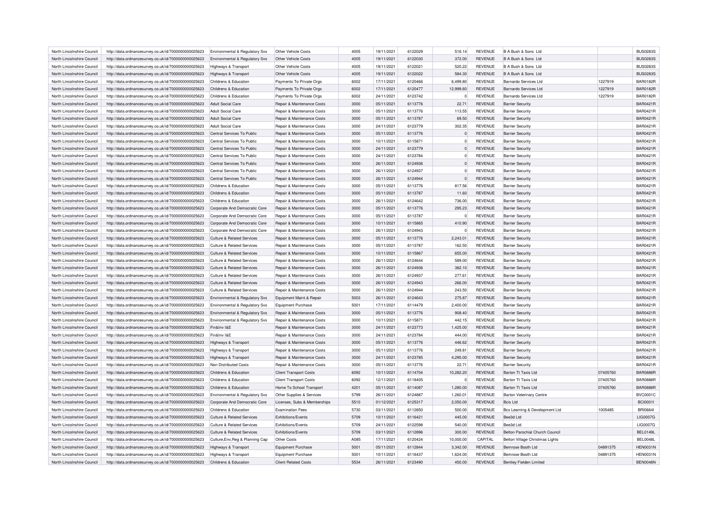| | | | | | | | | | | | |
|---|---|---|---|---|---|---|---|---|---|---|---|
| North Lincolnshire Council | http://data.ordnancesurvey.co.uk/id/7000000000025623 | Environmental & Regulatory Svs | Other Vehicle Costs | 4005 | 19/11/2021 | 6122029 | 516.14 | REVENUE | B A Bush & Sons Ltd | | BUS0283S |
| North Lincolnshire Council | http://data.ordnancesurvey.co.uk/id/7000000000025623 | Environmental & Regulatory Svs | Other Vehicle Costs | 4005 | 19/11/2021 | 6122030 | 372.00 | REVENUE | B A Bush & Sons Ltd | | BUS0283S |
| North Lincolnshire Council | http://data.ordnancesurvey.co.uk/id/7000000000025623 | Highways & Transport | Other Vehicle Costs | 4005 | 19/11/2021 | 6122021 | 520.22 | REVENUE | B A Bush & Sons Ltd | | BUS0283S |
| North Lincolnshire Council | http://data.ordnancesurvey.co.uk/id/7000000000025623 | Highways & Transport | Other Vehicle Costs | 4005 | 19/11/2021 | 6122022 | 584.30 | REVENUE | B A Bush & Sons Ltd | | BUS0283S |
| North Lincolnshire Council | http://data.ordnancesurvey.co.uk/id/7000000000025623 | Childrens & Education | Payments To Private Orgs | 6002 | 17/11/2021 | 6120466 | 6,499.80 | REVENUE | Barnardo Services Ltd | 1227919 | BAR0182R |
| North Lincolnshire Council | http://data.ordnancesurvey.co.uk/id/7000000000025623 | Childrens & Education | Payments To Private Orgs | 6002 | 17/11/2021 | 6120477 | 12,999.60 | REVENUE | Barnardo Services Ltd | 1227919 | BAR0182R |
| North Lincolnshire Council | http://data.ordnancesurvey.co.uk/id/7000000000025623 | Childrens & Education | Payments To Private Orgs | 6002 | 24/11/2021 | 6123742 | 0 | REVENUE | Barnardo Services Ltd | 1227919 | BAR0182R |
| North Lincolnshire Council | http://data.ordnancesurvey.co.uk/id/7000000000025623 | Adult Social Care | Repair & Maintenance Costs | 3000 | 05/11/2021 | 6113776 | 22.71 | REVENUE | Barrier Security | | BAR0421R |
| North Lincolnshire Council | http://data.ordnancesurvey.co.uk/id/7000000000025623 | Adult Social Care | Repair & Maintenance Costs | 3000 | 05/11/2021 | 6113776 | 113.55 | REVENUE | Barrier Security | | BAR0421R |
| North Lincolnshire Council | http://data.ordnancesurvey.co.uk/id/7000000000025623 | Adult Social Care | Repair & Maintenance Costs | 3000 | 05/11/2021 | 6113787 | 69.50 | REVENUE | Barrier Security | | BAR0421R |
| North Lincolnshire Council | http://data.ordnancesurvey.co.uk/id/7000000000025623 | Adult Social Care | Repair & Maintenance Costs | 3000 | 24/11/2021 | 6123779 | 302.35 | REVENUE | Barrier Security | | BAR0421R |
| North Lincolnshire Council | http://data.ordnancesurvey.co.uk/id/7000000000025623 | Central Services To Public | Repair & Maintenance Costs | 3000 | 05/11/2021 | 6113776 | 0 | REVENUE | Barrier Security | | BAR0421R |
| North Lincolnshire Council | http://data.ordnancesurvey.co.uk/id/7000000000025623 | Central Services To Public | Repair & Maintenance Costs | 3000 | 10/11/2021 | 6115871 | 0 | REVENUE | Barrier Security | | BAR0421R |
| North Lincolnshire Council | http://data.ordnancesurvey.co.uk/id/7000000000025623 | Central Services To Public | Repair & Maintenance Costs | 3000 | 24/11/2021 | 6123779 | 0 | REVENUE | Barrier Security | | BAR0421R |
| North Lincolnshire Council | http://data.ordnancesurvey.co.uk/id/7000000000025623 | Central Services To Public | Repair & Maintenance Costs | 3000 | 24/11/2021 | 6123784 | 0 | REVENUE | Barrier Security | | BAR0421R |
| North Lincolnshire Council | http://data.ordnancesurvey.co.uk/id/7000000000025623 | Central Services To Public | Repair & Maintenance Costs | 3000 | 26/11/2021 | 6124936 | 0 | REVENUE | Barrier Security | | BAR0421R |
| North Lincolnshire Council | http://data.ordnancesurvey.co.uk/id/7000000000025623 | Central Services To Public | Repair & Maintenance Costs | 3000 | 26/11/2021 | 6124937 | 0 | REVENUE | Barrier Security | | BAR0421R |
| North Lincolnshire Council | http://data.ordnancesurvey.co.uk/id/7000000000025623 | Central Services To Public | Repair & Maintenance Costs | 3000 | 26/11/2021 | 6124944 | 0 | REVENUE | Barrier Security | | BAR0421R |
| North Lincolnshire Council | http://data.ordnancesurvey.co.uk/id/7000000000025623 | Childrens & Education | Repair & Maintenance Costs | 3000 | 05/11/2021 | 6113776 | 817.56 | REVENUE | Barrier Security | | BAR0421R |
| North Lincolnshire Council | http://data.ordnancesurvey.co.uk/id/7000000000025623 | Childrens & Education | Repair & Maintenance Costs | 3000 | 05/11/2021 | 6113787 | 11.60 | REVENUE | Barrier Security | | BAR0421R |
| North Lincolnshire Council | http://data.ordnancesurvey.co.uk/id/7000000000025623 | Childrens & Education | Repair & Maintenance Costs | 3000 | 26/11/2021 | 6124642 | 736.00 | REVENUE | Barrier Security | | BAR0421R |
| North Lincolnshire Council | http://data.ordnancesurvey.co.uk/id/7000000000025623 | Corporate And Democratic Core | Repair & Maintenance Costs | 3000 | 05/11/2021 | 6113776 | 295.23 | REVENUE | Barrier Security | | BAR0421R |
| North Lincolnshire Council | http://data.ordnancesurvey.co.uk/id/7000000000025623 | Corporate And Democratic Core | Repair & Maintenance Costs | 3000 | 05/11/2021 | 6113787 | 0 | REVENUE | Barrier Security | | BAR0421R |
| North Lincolnshire Council | http://data.ordnancesurvey.co.uk/id/7000000000025623 | Corporate And Democratic Core | Repair & Maintenance Costs | 3000 | 10/11/2021 | 6115865 | 410.90 | REVENUE | Barrier Security | | BAR0421R |
| North Lincolnshire Council | http://data.ordnancesurvey.co.uk/id/7000000000025623 | Corporate And Democratic Core | Repair & Maintenance Costs | 3000 | 26/11/2021 | 6124943 | 0 | REVENUE | Barrier Security | | BAR0421R |
| North Lincolnshire Council | http://data.ordnancesurvey.co.uk/id/7000000000025623 | Culture & Related Services | Repair & Maintenance Costs | 3000 | 05/11/2021 | 6113776 | 2,243.01 | REVENUE | Barrier Security | | BAR0421R |
| North Lincolnshire Council | http://data.ordnancesurvey.co.uk/id/7000000000025623 | Culture & Related Services | Repair & Maintenance Costs | 3000 | 05/11/2021 | 6113787 | 162.50 | REVENUE | Barrier Security | | BAR0421R |
| North Lincolnshire Council | http://data.ordnancesurvey.co.uk/id/7000000000025623 | Culture & Related Services | Repair & Maintenance Costs | 3000 | 10/11/2021 | 6115867 | 655.00 | REVENUE | Barrier Security | | BAR0421R |
| North Lincolnshire Council | http://data.ordnancesurvey.co.uk/id/7000000000025623 | Culture & Related Services | Repair & Maintenance Costs | 3000 | 26/11/2021 | 6124644 | 589.00 | REVENUE | Barrier Security | | BAR0421R |
| North Lincolnshire Council | http://data.ordnancesurvey.co.uk/id/7000000000025623 | Culture & Related Services | Repair & Maintenance Costs | 3000 | 26/11/2021 | 6124936 | 382.10 | REVENUE | Barrier Security | | BAR0421R |
| North Lincolnshire Council | http://data.ordnancesurvey.co.uk/id/7000000000025623 | Culture & Related Services | Repair & Maintenance Costs | 3000 | 26/11/2021 | 6124937 | 277.61 | REVENUE | Barrier Security | | BAR0421R |
| North Lincolnshire Council | http://data.ordnancesurvey.co.uk/id/7000000000025623 | Culture & Related Services | Repair & Maintenance Costs | 3000 | 26/11/2021 | 6124943 | 266.00 | REVENUE | Barrier Security | | BAR0421R |
| North Lincolnshire Council | http://data.ordnancesurvey.co.uk/id/7000000000025623 | Culture & Related Services | Repair & Maintenance Costs | 3000 | 26/11/2021 | 6124944 | 243.50 | REVENUE | Barrier Security | | BAR0421R |
| North Lincolnshire Council | http://data.ordnancesurvey.co.uk/id/7000000000025623 | Environmental & Regulatory Svs | Equipment Maint.& Repair | 5003 | 26/11/2021 | 6124643 | 275.87 | REVENUE | Barrier Security | | BAR0421R |
| North Lincolnshire Council | http://data.ordnancesurvey.co.uk/id/7000000000025623 | Environmental & Regulatory Svs | Equipment Purchase | 5001 | 17/11/2021 | 6114479 | 2,400.00 | REVENUE | Barrier Security | | BAR0421R |
| North Lincolnshire Council | http://data.ordnancesurvey.co.uk/id/7000000000025623 | Environmental & Regulatory Svs | Repair & Maintenance Costs | 3000 | 05/11/2021 | 6113776 | 908.40 | REVENUE | Barrier Security | | BAR0421R |
| North Lincolnshire Council | http://data.ordnancesurvey.co.uk/id/7000000000025623 | Environmental & Regulatory Svs | Repair & Maintenance Costs | 3000 | 10/11/2021 | 6115871 | 442.15 | REVENUE | Barrier Security | | BAR0421R |
| North Lincolnshire Council | http://data.ordnancesurvey.co.uk/id/7000000000025623 | Fin&Inv I&E | Repair & Maintenance Costs | 3000 | 24/11/2021 | 6123773 | 1,425.00 | REVENUE | Barrier Security | | BAR0421R |
| North Lincolnshire Council | http://data.ordnancesurvey.co.uk/id/7000000000025623 | Fin&Inv I&E | Repair & Maintenance Costs | 3000 | 24/11/2021 | 6123784 | 444.00 | REVENUE | Barrier Security | | BAR0421R |
| North Lincolnshire Council | http://data.ordnancesurvey.co.uk/id/7000000000025623 | Highways & Transport | Repair & Maintenance Costs | 3000 | 05/11/2021 | 6113776 | 446.62 | REVENUE | Barrier Security | | BAR0421R |
| North Lincolnshire Council | http://data.ordnancesurvey.co.uk/id/7000000000025623 | Highways & Transport | Repair & Maintenance Costs | 3000 | 05/11/2021 | 6113776 | 249.81 | REVENUE | Barrier Security | | BAR0421R |
| North Lincolnshire Council | http://data.ordnancesurvey.co.uk/id/7000000000025623 | Highways & Transport | Repair & Maintenance Costs | 3000 | 24/11/2021 | 6123785 | 4,295.00 | REVENUE | Barrier Security | | BAR0421R |
| North Lincolnshire Council | http://data.ordnancesurvey.co.uk/id/7000000000025623 | Non Distributed Costs | Repair & Maintenance Costs | 3000 | 05/11/2021 | 6113776 | 22.71 | REVENUE | Barrier Security | | BAR0421R |
| North Lincolnshire Council | http://data.ordnancesurvey.co.uk/id/7000000000025623 | Childrens & Education | Client Transport Costs | 6092 | 10/11/2021 | 6114704 | 10,282.20 | REVENUE | Barton Tt Taxis Ltd | 07405760 | BAR0888R |
| North Lincolnshire Council | http://data.ordnancesurvey.co.uk/id/7000000000025623 | Childrens & Education | Client Transport Costs | 6092 | 12/11/2021 | 6118405 | 0 | REVENUE | Barton Tt Taxis Ltd | 07405760 | BAR0888R |
| North Lincolnshire Council | http://data.ordnancesurvey.co.uk/id/7000000000025623 | Childrens & Education | Home To School Transport | 4201 | 05/11/2021 | 6114087 | 1,280.00 | REVENUE | Barton Tt Taxis Ltd | 07405760 | BAR0888R |
| North Lincolnshire Council | http://data.ordnancesurvey.co.uk/id/7000000000025623 | Environmental & Regulatory Svs | Other Supplies & Services | 5799 | 26/11/2021 | 6124887 | 1,260.01 | REVENUE | Barton Veterinary Centre | | BVC0001C |
| North Lincolnshire Council | http://data.ordnancesurvey.co.uk/id/7000000000025623 | Corporate And Democratic Core | Licenses, Subs & Memberships | 5510 | 01/12/2021 | 6125317 | 2,050.00 | REVENUE | Bcis Ltd | | BCI0001I |
| North Lincolnshire Council | http://data.ordnancesurvey.co.uk/id/7000000000025623 | Childrens & Education | Examination Fees | 5730 | 03/11/2021 | 6112850 | 500.00 | REVENUE | Bcs Learning & Development Ltd | 1005485 | BRI0664I |
| North Lincolnshire Council | http://data.ordnancesurvey.co.uk/id/7000000000025623 | Culture & Related Services | Exhibitions/Events | 5709 | 10/11/2021 | 6116421 | 445.00 | REVENUE | Bee3d Ltd | | LIG0007G |
| North Lincolnshire Council | http://data.ordnancesurvey.co.uk/id/7000000000025623 | Culture & Related Services | Exhibitions/Events | 5709 | 24/11/2021 | 6122598 | 540.00 | REVENUE | Bee3d Ltd | | LIG0007G |
| North Lincolnshire Council | http://data.ordnancesurvey.co.uk/id/7000000000025623 | Culture & Related Services | Exhibitions/Events | 5709 | 03/11/2021 | 6112896 | 300.00 | REVENUE | Belton Parochial Church Council | | BEL0149L |
| North Lincolnshire Council | http://data.ordnancesurvey.co.uk/id/7000000000025623 | Culture,Env,Reg & Planning Cap | Other Costs | A085 | 17/11/2021 | 6120424 | 10,000.00 | CAPITAL | Belton Village Christmas Lights | | BEL0048L |
| North Lincolnshire Council | http://data.ordnancesurvey.co.uk/id/7000000000025623 | Highways & Transport | Equipment Purchase | 5001 | 05/11/2021 | 6112844 | 3,342.00 | REVENUE | Bemrose Booth Ltd | 04891375 | HEN0031N |
| North Lincolnshire Council | http://data.ordnancesurvey.co.uk/id/7000000000025623 | Highways & Transport | Equipment Purchase | 5001 | 10/11/2021 | 6116437 | 1,624.00 | REVENUE | Bemrose Booth Ltd | 04891375 | HEN0031N |
| North Lincolnshire Council | http://data.ordnancesurvey.co.uk/id/7000000000025623 | Childrens & Education | Client Related Costs | 5534 | 26/11/2021 | 6123490 | 450.00 | REVENUE | Bentley Fielden Limited | | BEN0048N |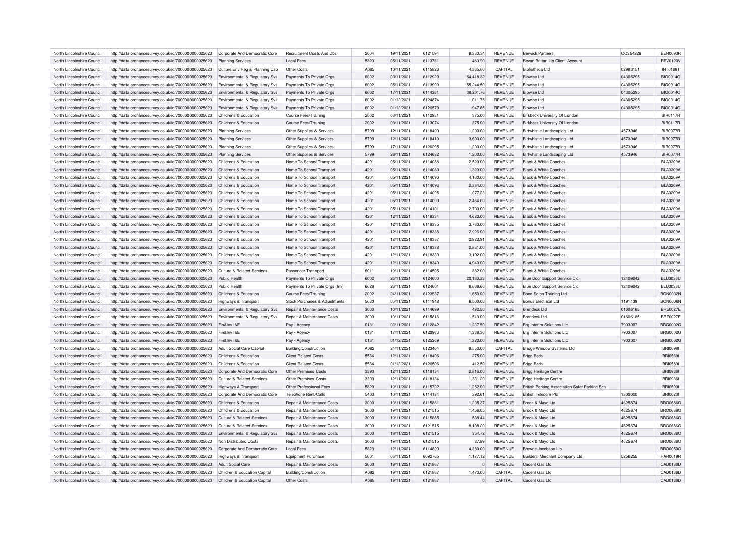| | | | | | | | | | | | | |
|---|---|---|---|---|---|---|---|---|---|---|---|---|
| North Lincolnshire Council | http://data.ordnancesurvey.co.uk/id/7000000000025623 | Corporate And Democratic Core | Recruitment Costs And Dbs | 2004 | 19/11/2021 | 6121594 | 8,333.34 | REVENUE | Berwick Partners | OC354226 | BER0093R |
| North Lincolnshire Council | http://data.ordnancesurvey.co.uk/id/7000000000025623 | Planning Services | Legal Fees | 5823 | 05/11/2021 | 6113781 | 463.90 | REVENUE | Bevan Brittan Llp Client Account | | BEV0120V |
| North Lincolnshire Council | http://data.ordnancesurvey.co.uk/id/7000000000025623 | Culture,Env,Reg & Planning Cap | Other Costs | A085 | 10/11/2021 | 6115823 | 4,365.00 | CAPITAL | Bibliotheca Ltd | 02983151 | INT0169T |
| North Lincolnshire Council | http://data.ordnancesurvey.co.uk/id/7000000000025623 | Environmental & Regulatory Svs | Payments To Private Orgs | 6002 | 03/11/2021 | 6112920 | 54,418.82 | REVENUE | Biowise Ltd | 04305295 | BIO0014O |
| North Lincolnshire Council | http://data.ordnancesurvey.co.uk/id/7000000000025623 | Environmental & Regulatory Svs | Payments To Private Orgs | 6002 | 05/11/2021 | 6113999 | 55,244.50 | REVENUE | Biowise Ltd | 04305295 | BIO0014O |
| North Lincolnshire Council | http://data.ordnancesurvey.co.uk/id/7000000000025623 | Environmental & Regulatory Svs | Payments To Private Orgs | 6002 | 17/11/2021 | 6114261 | 38,201.76 | REVENUE | Biowise Ltd | 04305295 | BIO0014O |
| North Lincolnshire Council | http://data.ordnancesurvey.co.uk/id/7000000000025623 | Environmental & Regulatory Svs | Payments To Private Orgs | 6002 | 01/12/2021 | 6124874 | 1,011.75 | REVENUE | Biowise Ltd | 04305295 | BIO0014O |
| North Lincolnshire Council | http://data.ordnancesurvey.co.uk/id/7000000000025623 | Environmental & Regulatory Svs | Payments To Private Orgs | 6002 | 01/12/2021 | 6126579 | -947.85 | REVENUE | Biowise Ltd | 04305295 | BIO0014O |
| North Lincolnshire Council | http://data.ordnancesurvey.co.uk/id/7000000000025623 | Childrens & Education | Course Fees/Training | 2002 | 03/11/2021 | 6112931 | 375.00 | REVENUE | Birkbeck University Of London | | BIR0117R |
| North Lincolnshire Council | http://data.ordnancesurvey.co.uk/id/7000000000025623 | Childrens & Education | Course Fees/Training | 2002 | 03/11/2021 | 6113074 | 375.00 | REVENUE | Birkbeck University Of London | | BIR0117R |
| North Lincolnshire Council | http://data.ordnancesurvey.co.uk/id/7000000000025623 | Planning Services | Other Supplies & Services | 5799 | 12/11/2021 | 6118409 | 1,200.00 | REVENUE | Birtwhistle Landscaping Ltd | 4573946 | BIR0077R |
| North Lincolnshire Council | http://data.ordnancesurvey.co.uk/id/7000000000025623 | Planning Services | Other Supplies & Services | 5799 | 12/11/2021 | 6118410 | 3,600.00 | REVENUE | Birtwhistle Landscaping Ltd | 4573946 | BIR0077R |
| North Lincolnshire Council | http://data.ordnancesurvey.co.uk/id/7000000000025623 | Planning Services | Other Supplies & Services | 5799 | 17/11/2021 | 6120295 | 1,200.00 | REVENUE | Birtwhistle Landscaping Ltd | 4573946 | BIR0077R |
| North Lincolnshire Council | http://data.ordnancesurvey.co.uk/id/7000000000025623 | Planning Services | Other Supplies & Services | 5799 | 26/11/2021 | 6124682 | 1,200.00 | REVENUE | Birtwhistle Landscaping Ltd | 4573946 | BIR0077R |
| North Lincolnshire Council | http://data.ordnancesurvey.co.uk/id/7000000000025623 | Childrens & Education | Home To School Transport | 4201 | 05/11/2021 | 6114088 | 2,520.00 | REVENUE | Black & White Coaches | | BLA0209A |
| North Lincolnshire Council | http://data.ordnancesurvey.co.uk/id/7000000000025623 | Childrens & Education | Home To School Transport | 4201 | 05/11/2021 | 6114089 | 1,320.00 | REVENUE | Black & White Coaches | | BLA0209A |
| North Lincolnshire Council | http://data.ordnancesurvey.co.uk/id/7000000000025623 | Childrens & Education | Home To School Transport | 4201 | 05/11/2021 | 6114090 | 4,160.00 | REVENUE | Black & White Coaches | | BLA0209A |
| North Lincolnshire Council | http://data.ordnancesurvey.co.uk/id/7000000000025623 | Childrens & Education | Home To School Transport | 4201 | 05/11/2021 | 6114093 | 2,384.00 | REVENUE | Black & White Coaches | | BLA0209A |
| North Lincolnshire Council | http://data.ordnancesurvey.co.uk/id/7000000000025623 | Childrens & Education | Home To School Transport | 4201 | 05/11/2021 | 6114095 | 1,077.23 | REVENUE | Black & White Coaches | | BLA0209A |
| North Lincolnshire Council | http://data.ordnancesurvey.co.uk/id/7000000000025623 | Childrens & Education | Home To School Transport | 4201 | 05/11/2021 | 6114099 | 2,464.00 | REVENUE | Black & White Coaches | | BLA0209A |
| North Lincolnshire Council | http://data.ordnancesurvey.co.uk/id/7000000000025623 | Childrens & Education | Home To School Transport | 4201 | 05/11/2021 | 6114101 | 2,700.00 | REVENUE | Black & White Coaches | | BLA0209A |
| North Lincolnshire Council | http://data.ordnancesurvey.co.uk/id/7000000000025623 | Childrens & Education | Home To School Transport | 4201 | 12/11/2021 | 6118334 | 4,620.00 | REVENUE | Black & White Coaches | | BLA0209A |
| North Lincolnshire Council | http://data.ordnancesurvey.co.uk/id/7000000000025623 | Childrens & Education | Home To School Transport | 4201 | 12/11/2021 | 6118335 | 3,780.00 | REVENUE | Black & White Coaches | | BLA0209A |
| North Lincolnshire Council | http://data.ordnancesurvey.co.uk/id/7000000000025623 | Childrens & Education | Home To School Transport | 4201 | 12/11/2021 | 6118336 | 2,926.00 | REVENUE | Black & White Coaches | | BLA0209A |
| North Lincolnshire Council | http://data.ordnancesurvey.co.uk/id/7000000000025623 | Childrens & Education | Home To School Transport | 4201 | 12/11/2021 | 6118337 | 2,923.91 | REVENUE | Black & White Coaches | | BLA0209A |
| North Lincolnshire Council | http://data.ordnancesurvey.co.uk/id/7000000000025623 | Childrens & Education | Home To School Transport | 4201 | 12/11/2021 | 6118338 | 2,831.00 | REVENUE | Black & White Coaches | | BLA0209A |
| North Lincolnshire Council | http://data.ordnancesurvey.co.uk/id/7000000000025623 | Childrens & Education | Home To School Transport | 4201 | 12/11/2021 | 6118339 | 3,192.00 | REVENUE | Black & White Coaches | | BLA0209A |
| North Lincolnshire Council | http://data.ordnancesurvey.co.uk/id/7000000000025623 | Childrens & Education | Home To School Transport | 4201 | 12/11/2021 | 6118340 | 4,940.00 | REVENUE | Black & White Coaches | | BLA0209A |
| North Lincolnshire Council | http://data.ordnancesurvey.co.uk/id/7000000000025623 | Culture & Related Services | Passenger Transport | 6011 | 10/11/2021 | 6114505 | 882.00 | REVENUE | Black & White Coaches | | BLA0209A |
| North Lincolnshire Council | http://data.ordnancesurvey.co.uk/id/7000000000025623 | Public Health | Payments To Private Orgs | 6002 | 26/11/2021 | 6124600 | 20,133.33 | REVENUE | Blue Door Support Service Cic | 12409042 | BLU0033U |
| North Lincolnshire Council | http://data.ordnancesurvey.co.uk/id/7000000000025623 | Public Health | Payments To Private Orgs (Inv) | 6026 | 26/11/2021 | 6124601 | 6,666.66 | REVENUE | Blue Door Support Service Cic | 12409042 | BLU0033U |
| North Lincolnshire Council | http://data.ordnancesurvey.co.uk/id/7000000000025623 | Childrens & Education | Course Fees/Training | 2002 | 24/11/2021 | 6123537 | 1,650.00 | REVENUE | Bond Solon Training Ltd | | BON0032N |
| North Lincolnshire Council | http://data.ordnancesurvey.co.uk/id/7000000000025623 | Highways & Transport | Stock Purchases & Adjustments | 5030 | 05/11/2021 | 6111948 | 6,500.00 | REVENUE | Bonus Electrical Ltd | 1191139 | BON0006N |
| North Lincolnshire Council | http://data.ordnancesurvey.co.uk/id/7000000000025623 | Environmental & Regulatory Svs | Repair & Maintenance Costs | 3000 | 10/11/2021 | 6114699 | 492.50 | REVENUE | Brendeck Ltd | 01606185 | BRE0027E |
| North Lincolnshire Council | http://data.ordnancesurvey.co.uk/id/7000000000025623 | Environmental & Regulatory Svs | Repair & Maintenance Costs | 3000 | 10/11/2021 | 6115816 | 1,510.00 | REVENUE | Brendeck Ltd | 01606185 | BRE0027E |
| North Lincolnshire Council | http://data.ordnancesurvey.co.uk/id/7000000000025623 | Fin&Inv I&E | Pay - Agency | 0131 | 03/11/2021 | 6112842 | 1,237.50 | REVENUE | Brg Interim Solutions Ltd | 7903007 | BRG0002G |
| North Lincolnshire Council | http://data.ordnancesurvey.co.uk/id/7000000000025623 | Fin&Inv I&E | Pay - Agency | 0131 | 17/11/2021 | 6120963 | 1,338.30 | REVENUE | Brg Interim Solutions Ltd | 7903007 | BRG0002G |
| North Lincolnshire Council | http://data.ordnancesurvey.co.uk/id/7000000000025623 | Fin&Inv I&E | Pay - Agency | 0131 | 01/12/2021 | 6125269 | 1,320.00 | REVENUE | Brg Interim Solutions Ltd | 7903007 | BRG0002G |
| North Lincolnshire Council | http://data.ordnancesurvey.co.uk/id/7000000000025623 | Adult Social Care Capital | Building/Construction | A082 | 24/11/2021 | 6123404 | 8,550.00 | CAPITAL | Bridge Window Systems Ltd | | BRI0098I |
| North Lincolnshire Council | http://data.ordnancesurvey.co.uk/id/7000000000025623 | Childrens & Education | Client Related Costs | 5534 | 12/11/2021 | 6118406 | 275.00 | REVENUE | Brigg Beds | | BRI0569I |
| North Lincolnshire Council | http://data.ordnancesurvey.co.uk/id/7000000000025623 | Childrens & Education | Client Related Costs | 5534 | 01/12/2021 | 6126506 | 412.50 | REVENUE | Brigg Beds | | BRI0569I |
| North Lincolnshire Council | http://data.ordnancesurvey.co.uk/id/7000000000025623 | Corporate And Democratic Core | Other Premises Costs | 3390 | 12/11/2021 | 6118134 | 2,816.00 | REVENUE | Brigg Heritage Centre | | BRI0936I |
| North Lincolnshire Council | http://data.ordnancesurvey.co.uk/id/7000000000025623 | Culture & Related Services | Other Premises Costs | 3390 | 12/11/2021 | 6118134 | 1,331.20 | REVENUE | Brigg Heritage Centre | | BRI0936I |
| North Lincolnshire Council | http://data.ordnancesurvey.co.uk/id/7000000000025623 | Highways & Transport | Other Professional Fees | 5829 | 10/11/2021 | 6115722 | 1,252.00 | REVENUE | British Parking Association Safer Parking Sch | | BRI0590I |
| North Lincolnshire Council | http://data.ordnancesurvey.co.uk/id/7000000000025623 | Corporate And Democratic Core | Telephone Rent/Calls | 5403 | 10/11/2021 | 6114184 | 392.61 | REVENUE | British Telecom Plc | 1800000 | BRI0020I |
| North Lincolnshire Council | http://data.ordnancesurvey.co.uk/id/7000000000025623 | Childrens & Education | Repair & Maintenance Costs | 3000 | 10/11/2021 | 6115881 | 1,235.37 | REVENUE | Brook & Mayo Ltd | 4625674 | BRO0686O |
| North Lincolnshire Council | http://data.ordnancesurvey.co.uk/id/7000000000025623 | Childrens & Education | Repair & Maintenance Costs | 3000 | 19/11/2021 | 6121515 | 1,456.05 | REVENUE | Brook & Mayo Ltd | 4625674 | BRO0686O |
| North Lincolnshire Council | http://data.ordnancesurvey.co.uk/id/7000000000025623 | Culture & Related Services | Repair & Maintenance Costs | 3000 | 10/11/2021 | 6115885 | 538.44 | REVENUE | Brook & Mayo Ltd | 4625674 | BRO0686O |
| North Lincolnshire Council | http://data.ordnancesurvey.co.uk/id/7000000000025623 | Culture & Related Services | Repair & Maintenance Costs | 3000 | 19/11/2021 | 6121515 | 8,108.20 | REVENUE | Brook & Mayo Ltd | 4625674 | BRO0686O |
| North Lincolnshire Council | http://data.ordnancesurvey.co.uk/id/7000000000025623 | Environmental & Regulatory Svs | Repair & Maintenance Costs | 3000 | 19/11/2021 | 6121515 | 354.72 | REVENUE | Brook & Mayo Ltd | 4625674 | BRO0686O |
| North Lincolnshire Council | http://data.ordnancesurvey.co.uk/id/7000000000025623 | Non Distributed Costs | Repair & Maintenance Costs | 3000 | 19/11/2021 | 6121515 | 87.89 | REVENUE | Brook & Mayo Ltd | 4625674 | BRO0686O |
| North Lincolnshire Council | http://data.ordnancesurvey.co.uk/id/7000000000025623 | Corporate And Democratic Core | Legal Fees | 5823 | 12/11/2021 | 6114809 | 4,380.00 | REVENUE | Browne Jacobson Llp | | BRO0050O |
| North Lincolnshire Council | http://data.ordnancesurvey.co.uk/id/7000000000025623 | Highways & Transport | Equipment Purchase | 5001 | 03/11/2021 | 6092765 | 1,177.12 | REVENUE | Builders' Merchant Company Ltd | 5256255 | HAR0019R |
| North Lincolnshire Council | http://data.ordnancesurvey.co.uk/id/7000000000025623 | Adult Social Care | Repair & Maintenance Costs | 3000 | 19/11/2021 | 6121867 | 0 | REVENUE | Cadent Gas Ltd | | CAD0136D |
| North Lincolnshire Council | http://data.ordnancesurvey.co.uk/id/7000000000025623 | Children & Education Capital | Building/Construction | A082 | 19/11/2021 | 6121867 | 1,470.00 | CAPITAL | Cadent Gas Ltd | | CAD0136D |
| North Lincolnshire Council | http://data.ordnancesurvey.co.uk/id/7000000000025623 | Children & Education Capital | Other Costs | A085 | 19/11/2021 | 6121867 | 0 | CAPITAL | Cadent Gas Ltd | | CAD0136D |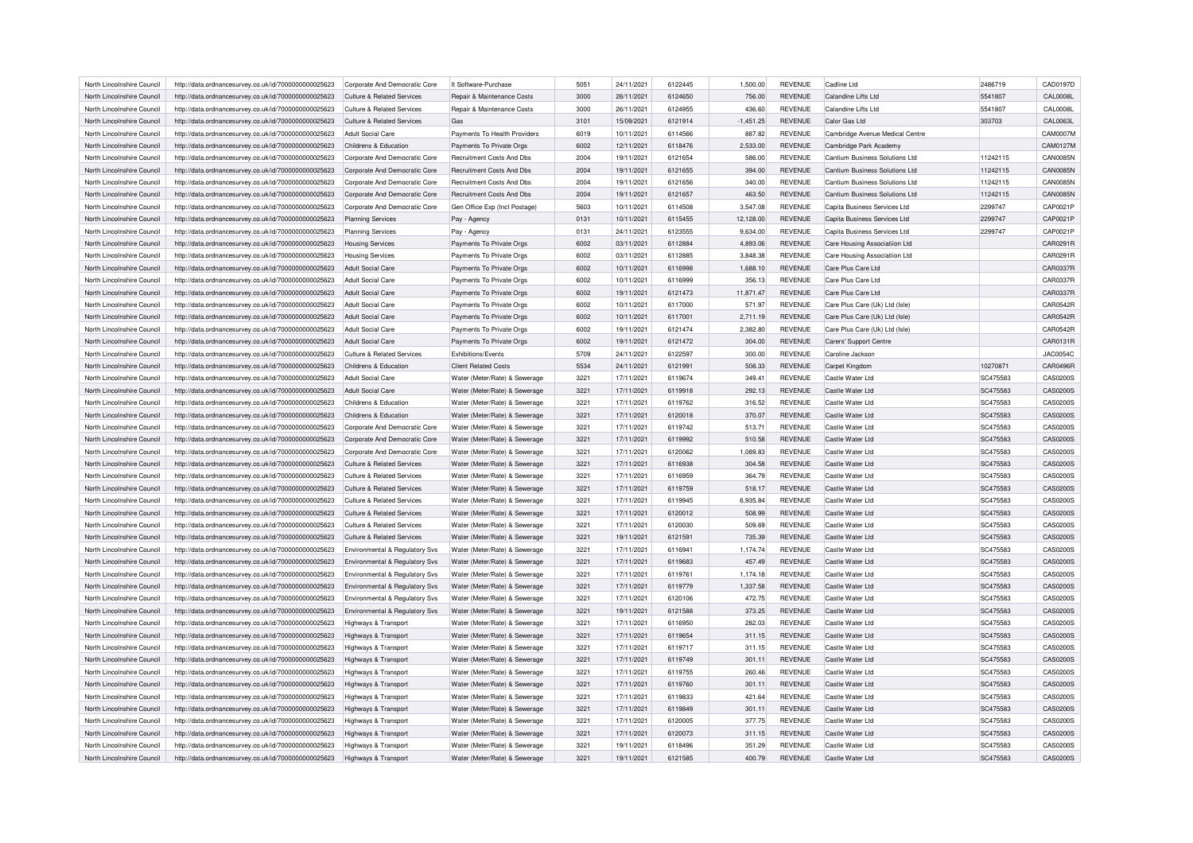| | | | | | | | | | | | |
|---|---|---|---|---|---|---|---|---|---|---|---|
| North Lincolnshire Council | http://data.ordnancesurvey.co.uk/id/7000000000025623 | Corporate And Democratic Core | It Software-Purchase | 5051 | 24/11/2021 | 6122445 | 1,500.00 | REVENUE | Cadline Ltd | 2486719 | CAD0197D |
| North Lincolnshire Council | http://data.ordnancesurvey.co.uk/id/7000000000025623 | Culture & Related Services | Repair & Maintenance Costs | 3000 | 26/11/2021 | 6124650 | 756.00 | REVENUE | Calandine Lifts Ltd | 5541807 | CAL0008L |
| North Lincolnshire Council | http://data.ordnancesurvey.co.uk/id/7000000000025623 | Culture & Related Services | Repair & Maintenance Costs | 3000 | 26/11/2021 | 6124955 | 436.60 | REVENUE | Calandine Lifts Ltd | 5541807 | CAL0008L |
| North Lincolnshire Council | http://data.ordnancesurvey.co.uk/id/7000000000025623 | Culture & Related Services | Gas | 3101 | 15/09/2021 | 6121914 | -1,451.25 | REVENUE | Calor Gas Ltd | 303703 | CAL0063L |
| North Lincolnshire Council | http://data.ordnancesurvey.co.uk/id/7000000000025623 | Adult Social Care | Payments To Health Providers | 6019 | 10/11/2021 | 6114566 | 887.82 | REVENUE | Cambridge Avenue Medical Centre | | CAM0007M |
| North Lincolnshire Council | http://data.ordnancesurvey.co.uk/id/7000000000025623 | Childrens & Education | Payments To Private Orgs | 6002 | 12/11/2021 | 6118476 | 2,533.00 | REVENUE | Cambridge Park Academy | | CAM0127M |
| North Lincolnshire Council | http://data.ordnancesurvey.co.uk/id/7000000000025623 | Corporate And Democratic Core | Recruitment Costs And Dbs | 2004 | 19/11/2021 | 6121654 | 586.00 | REVENUE | Cantium Business Solutions Ltd | 11242115 | CAN0085N |
| North Lincolnshire Council | http://data.ordnancesurvey.co.uk/id/7000000000025623 | Corporate And Democratic Core | Recruitment Costs And Dbs | 2004 | 19/11/2021 | 6121655 | 394.00 | REVENUE | Cantium Business Solutions Ltd | 11242115 | CAN0085N |
| North Lincolnshire Council | http://data.ordnancesurvey.co.uk/id/7000000000025623 | Corporate And Democratic Core | Recruitment Costs And Dbs | 2004 | 19/11/2021 | 6121656 | 340.00 | REVENUE | Cantium Business Solutions Ltd | 11242115 | CAN0085N |
| North Lincolnshire Council | http://data.ordnancesurvey.co.uk/id/7000000000025623 | Corporate And Democratic Core | Recruitment Costs And Dbs | 2004 | 19/11/2021 | 6121657 | 463.50 | REVENUE | Cantium Business Solutions Ltd | 11242115 | CAN0085N |
| North Lincolnshire Council | http://data.ordnancesurvey.co.uk/id/7000000000025623 | Corporate And Democratic Core | Gen Office Exp (Incl Postage) | 5603 | 10/11/2021 | 6114508 | 3,547.08 | REVENUE | Capita Business Services Ltd | 2299747 | CAP0021P |
| North Lincolnshire Council | http://data.ordnancesurvey.co.uk/id/7000000000025623 | Planning Services | Pay - Agency | 0131 | 10/11/2021 | 6115455 | 12,128.00 | REVENUE | Capita Business Services Ltd | 2299747 | CAP0021P |
| North Lincolnshire Council | http://data.ordnancesurvey.co.uk/id/7000000000025623 | Planning Services | Pay - Agency | 0131 | 24/11/2021 | 6123555 | 9,634.00 | REVENUE | Capita Business Services Ltd | 2299747 | CAP0021P |
| North Lincolnshire Council | http://data.ordnancesurvey.co.uk/id/7000000000025623 | Housing Services | Payments To Private Orgs | 6002 | 03/11/2021 | 6112884 | 4,893.06 | REVENUE | Care Housing Associatiion Ltd | | CAR0291R |
| North Lincolnshire Council | http://data.ordnancesurvey.co.uk/id/7000000000025623 | Housing Services | Payments To Private Orgs | 6002 | 03/11/2021 | 6112885 | 3,848.38 | REVENUE | Care Housing Associatiion Ltd | | CAR0291R |
| North Lincolnshire Council | http://data.ordnancesurvey.co.uk/id/7000000000025623 | Adult Social Care | Payments To Private Orgs | 6002 | 10/11/2021 | 6116998 | 1,688.10 | REVENUE | Care Plus Care Ltd | | CAR0337R |
| North Lincolnshire Council | http://data.ordnancesurvey.co.uk/id/7000000000025623 | Adult Social Care | Payments To Private Orgs | 6002 | 10/11/2021 | 6116999 | 356.13 | REVENUE | Care Plus Care Ltd | | CAR0337R |
| North Lincolnshire Council | http://data.ordnancesurvey.co.uk/id/7000000000025623 | Adult Social Care | Payments To Private Orgs | 6002 | 19/11/2021 | 6121473 | 11,871.47 | REVENUE | Care Plus Care Ltd | | CAR0337R |
| North Lincolnshire Council | http://data.ordnancesurvey.co.uk/id/7000000000025623 | Adult Social Care | Payments To Private Orgs | 6002 | 10/11/2021 | 6117000 | 571.97 | REVENUE | Care Plus Care (Uk) Ltd (Isle) | | CAR0542R |
| North Lincolnshire Council | http://data.ordnancesurvey.co.uk/id/7000000000025623 | Adult Social Care | Payments To Private Orgs | 6002 | 10/11/2021 | 6117001 | 2,711.19 | REVENUE | Care Plus Care (Uk) Ltd (Isle) | | CAR0542R |
| North Lincolnshire Council | http://data.ordnancesurvey.co.uk/id/7000000000025623 | Adult Social Care | Payments To Private Orgs | 6002 | 19/11/2021 | 6121474 | 2,382.80 | REVENUE | Care Plus Care (Uk) Ltd (Isle) | | CAR0542R |
| North Lincolnshire Council | http://data.ordnancesurvey.co.uk/id/7000000000025623 | Adult Social Care | Payments To Private Orgs | 6002 | 19/11/2021 | 6121472 | 304.00 | REVENUE | Carers' Support Centre | | CAR0131R |
| North Lincolnshire Council | http://data.ordnancesurvey.co.uk/id/7000000000025623 | Culture & Related Services | Exhibitions/Events | 5709 | 24/11/2021 | 6122597 | 300.00 | REVENUE | Caroline Jackson | | JAC0054C |
| North Lincolnshire Council | http://data.ordnancesurvey.co.uk/id/7000000000025623 | Childrens & Education | Client Related Costs | 5534 | 24/11/2021 | 6121991 | 508.33 | REVENUE | Carpet Kingdom | 10270871 | CAR0496R |
| North Lincolnshire Council | http://data.ordnancesurvey.co.uk/id/7000000000025623 | Adult Social Care | Water (Meter/Rate) & Sewerage | 3221 | 17/11/2021 | 6119674 | 349.41 | REVENUE | Castle Water Ltd | SC475583 | CAS0200S |
| North Lincolnshire Council | http://data.ordnancesurvey.co.uk/id/7000000000025623 | Adult Social Care | Water (Meter/Rate) & Sewerage | 3221 | 17/11/2021 | 6119918 | 292.13 | REVENUE | Castle Water Ltd | SC475583 | CAS0200S |
| North Lincolnshire Council | http://data.ordnancesurvey.co.uk/id/7000000000025623 | Childrens & Education | Water (Meter/Rate) & Sewerage | 3221 | 17/11/2021 | 6119762 | 316.52 | REVENUE | Castle Water Ltd | SC475583 | CAS0200S |
| North Lincolnshire Council | http://data.ordnancesurvey.co.uk/id/7000000000025623 | Childrens & Education | Water (Meter/Rate) & Sewerage | 3221 | 17/11/2021 | 6120018 | 370.07 | REVENUE | Castle Water Ltd | SC475583 | CAS0200S |
| North Lincolnshire Council | http://data.ordnancesurvey.co.uk/id/7000000000025623 | Corporate And Democratic Core | Water (Meter/Rate) & Sewerage | 3221 | 17/11/2021 | 6119742 | 513.71 | REVENUE | Castle Water Ltd | SC475583 | CAS0200S |
| North Lincolnshire Council | http://data.ordnancesurvey.co.uk/id/7000000000025623 | Corporate And Democratic Core | Water (Meter/Rate) & Sewerage | 3221 | 17/11/2021 | 6119992 | 510.58 | REVENUE | Castle Water Ltd | SC475583 | CAS0200S |
| North Lincolnshire Council | http://data.ordnancesurvey.co.uk/id/7000000000025623 | Corporate And Democratic Core | Water (Meter/Rate) & Sewerage | 3221 | 17/11/2021 | 6120062 | 1,089.83 | REVENUE | Castle Water Ltd | SC475583 | CAS0200S |
| North Lincolnshire Council | http://data.ordnancesurvey.co.uk/id/7000000000025623 | Culture & Related Services | Water (Meter/Rate) & Sewerage | 3221 | 17/11/2021 | 6116938 | 304.58 | REVENUE | Castle Water Ltd | SC475583 | CAS0200S |
| North Lincolnshire Council | http://data.ordnancesurvey.co.uk/id/7000000000025623 | Culture & Related Services | Water (Meter/Rate) & Sewerage | 3221 | 17/11/2021 | 6116959 | 364.79 | REVENUE | Castle Water Ltd | SC475583 | CAS0200S |
| North Lincolnshire Council | http://data.ordnancesurvey.co.uk/id/7000000000025623 | Culture & Related Services | Water (Meter/Rate) & Sewerage | 3221 | 17/11/2021 | 6119759 | 518.17 | REVENUE | Castle Water Ltd | SC475583 | CAS0200S |
| North Lincolnshire Council | http://data.ordnancesurvey.co.uk/id/7000000000025623 | Culture & Related Services | Water (Meter/Rate) & Sewerage | 3221 | 17/11/2021 | 6119945 | 6,935.84 | REVENUE | Castle Water Ltd | SC475583 | CAS0200S |
| North Lincolnshire Council | http://data.ordnancesurvey.co.uk/id/7000000000025623 | Culture & Related Services | Water (Meter/Rate) & Sewerage | 3221 | 17/11/2021 | 6120012 | 508.99 | REVENUE | Castle Water Ltd | SC475583 | CAS0200S |
| North Lincolnshire Council | http://data.ordnancesurvey.co.uk/id/7000000000025623 | Culture & Related Services | Water (Meter/Rate) & Sewerage | 3221 | 17/11/2021 | 6120030 | 509.69 | REVENUE | Castle Water Ltd | SC475583 | CAS0200S |
| North Lincolnshire Council | http://data.ordnancesurvey.co.uk/id/7000000000025623 | Culture & Related Services | Water (Meter/Rate) & Sewerage | 3221 | 19/11/2021 | 6121591 | 735.39 | REVENUE | Castle Water Ltd | SC475583 | CAS0200S |
| North Lincolnshire Council | http://data.ordnancesurvey.co.uk/id/7000000000025623 | Environmental & Regulatory Svs | Water (Meter/Rate) & Sewerage | 3221 | 17/11/2021 | 6116941 | 1,174.74 | REVENUE | Castle Water Ltd | SC475583 | CAS0200S |
| North Lincolnshire Council | http://data.ordnancesurvey.co.uk/id/7000000000025623 | Environmental & Regulatory Svs | Water (Meter/Rate) & Sewerage | 3221 | 17/11/2021 | 6119683 | 457.49 | REVENUE | Castle Water Ltd | SC475583 | CAS0200S |
| North Lincolnshire Council | http://data.ordnancesurvey.co.uk/id/7000000000025623 | Environmental & Regulatory Svs | Water (Meter/Rate) & Sewerage | 3221 | 17/11/2021 | 6119761 | 1,174.18 | REVENUE | Castle Water Ltd | SC475583 | CAS0200S |
| North Lincolnshire Council | http://data.ordnancesurvey.co.uk/id/7000000000025623 | Environmental & Regulatory Svs | Water (Meter/Rate) & Sewerage | 3221 | 17/11/2021 | 6119779 | 1,337.58 | REVENUE | Castle Water Ltd | SC475583 | CAS0200S |
| North Lincolnshire Council | http://data.ordnancesurvey.co.uk/id/7000000000025623 | Environmental & Regulatory Svs | Water (Meter/Rate) & Sewerage | 3221 | 17/11/2021 | 6120106 | 472.75 | REVENUE | Castle Water Ltd | SC475583 | CAS0200S |
| North Lincolnshire Council | http://data.ordnancesurvey.co.uk/id/7000000000025623 | Environmental & Regulatory Svs | Water (Meter/Rate) & Sewerage | 3221 | 19/11/2021 | 6121588 | 373.25 | REVENUE | Castle Water Ltd | SC475583 | CAS0200S |
| North Lincolnshire Council | http://data.ordnancesurvey.co.uk/id/7000000000025623 | Highways & Transport | Water (Meter/Rate) & Sewerage | 3221 | 17/11/2021 | 6116950 | 282.03 | REVENUE | Castle Water Ltd | SC475583 | CAS0200S |
| North Lincolnshire Council | http://data.ordnancesurvey.co.uk/id/7000000000025623 | Highways & Transport | Water (Meter/Rate) & Sewerage | 3221 | 17/11/2021 | 6119654 | 311.15 | REVENUE | Castle Water Ltd | SC475583 | CAS0200S |
| North Lincolnshire Council | http://data.ordnancesurvey.co.uk/id/7000000000025623 | Highways & Transport | Water (Meter/Rate) & Sewerage | 3221 | 17/11/2021 | 6119717 | 311.15 | REVENUE | Castle Water Ltd | SC475583 | CAS0200S |
| North Lincolnshire Council | http://data.ordnancesurvey.co.uk/id/7000000000025623 | Highways & Transport | Water (Meter/Rate) & Sewerage | 3221 | 17/11/2021 | 6119749 | 301.11 | REVENUE | Castle Water Ltd | SC475583 | CAS0200S |
| North Lincolnshire Council | http://data.ordnancesurvey.co.uk/id/7000000000025623 | Highways & Transport | Water (Meter/Rate) & Sewerage | 3221 | 17/11/2021 | 6119755 | 260.46 | REVENUE | Castle Water Ltd | SC475583 | CAS0200S |
| North Lincolnshire Council | http://data.ordnancesurvey.co.uk/id/7000000000025623 | Highways & Transport | Water (Meter/Rate) & Sewerage | 3221 | 17/11/2021 | 6119760 | 301.11 | REVENUE | Castle Water Ltd | SC475583 | CAS0200S |
| North Lincolnshire Council | http://data.ordnancesurvey.co.uk/id/7000000000025623 | Highways & Transport | Water (Meter/Rate) & Sewerage | 3221 | 17/11/2021 | 6119833 | 421.64 | REVENUE | Castle Water Ltd | SC475583 | CAS0200S |
| North Lincolnshire Council | http://data.ordnancesurvey.co.uk/id/7000000000025623 | Highways & Transport | Water (Meter/Rate) & Sewerage | 3221 | 17/11/2021 | 6119849 | 301.11 | REVENUE | Castle Water Ltd | SC475583 | CAS0200S |
| North Lincolnshire Council | http://data.ordnancesurvey.co.uk/id/7000000000025623 | Highways & Transport | Water (Meter/Rate) & Sewerage | 3221 | 17/11/2021 | 6120005 | 377.75 | REVENUE | Castle Water Ltd | SC475583 | CAS0200S |
| North Lincolnshire Council | http://data.ordnancesurvey.co.uk/id/7000000000025623 | Highways & Transport | Water (Meter/Rate) & Sewerage | 3221 | 17/11/2021 | 6120073 | 311.15 | REVENUE | Castle Water Ltd | SC475583 | CAS0200S |
| North Lincolnshire Council | http://data.ordnancesurvey.co.uk/id/7000000000025623 | Highways & Transport | Water (Meter/Rate) & Sewerage | 3221 | 19/11/2021 | 6118496 | 351.29 | REVENUE | Castle Water Ltd | SC475583 | CAS0200S |
| North Lincolnshire Council | http://data.ordnancesurvey.co.uk/id/7000000000025623 | Highways & Transport | Water (Meter/Rate) & Sewerage | 3221 | 19/11/2021 | 6121585 | 400.79 | REVENUE | Castle Water Ltd | SC475583 | CAS0200S |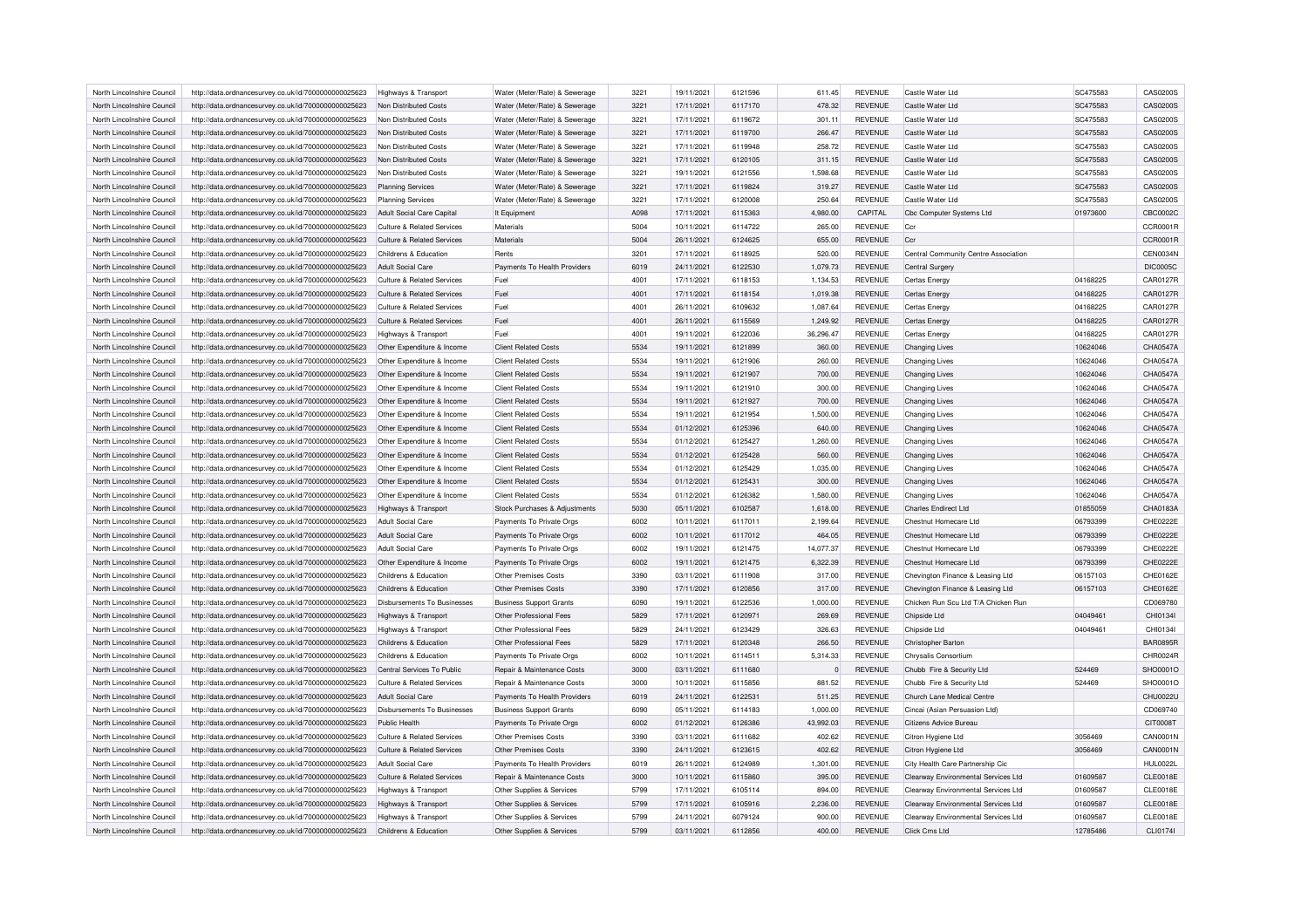| | | | | | | | | | | | |
|---|---|---|---|---|---|---|---|---|---|---|---|
| North Lincolnshire Council | http://data.ordnancesurvey.co.uk/id/7000000000025623 | Highways & Transport | Water (Meter/Rate) & Sewerage | 3221 | 19/11/2021 | 6121596 | 611.45 | REVENUE | Castle Water Ltd | SC475583 | CAS0200S |
| North Lincolnshire Council | http://data.ordnancesurvey.co.uk/id/7000000000025623 | Non Distributed Costs | Water (Meter/Rate) & Sewerage | 3221 | 17/11/2021 | 6117170 | 478.32 | REVENUE | Castle Water Ltd | SC475583 | CAS0200S |
| North Lincolnshire Council | http://data.ordnancesurvey.co.uk/id/7000000000025623 | Non Distributed Costs | Water (Meter/Rate) & Sewerage | 3221 | 17/11/2021 | 6119672 | 301.11 | REVENUE | Castle Water Ltd | SC475583 | CAS0200S |
| North Lincolnshire Council | http://data.ordnancesurvey.co.uk/id/7000000000025623 | Non Distributed Costs | Water (Meter/Rate) & Sewerage | 3221 | 17/11/2021 | 6119700 | 266.47 | REVENUE | Castle Water Ltd | SC475583 | CAS0200S |
| North Lincolnshire Council | http://data.ordnancesurvey.co.uk/id/7000000000025623 | Non Distributed Costs | Water (Meter/Rate) & Sewerage | 3221 | 17/11/2021 | 6119948 | 258.72 | REVENUE | Castle Water Ltd | SC475583 | CAS0200S |
| North Lincolnshire Council | http://data.ordnancesurvey.co.uk/id/7000000000025623 | Non Distributed Costs | Water (Meter/Rate) & Sewerage | 3221 | 17/11/2021 | 6120105 | 311.15 | REVENUE | Castle Water Ltd | SC475583 | CAS0200S |
| North Lincolnshire Council | http://data.ordnancesurvey.co.uk/id/7000000000025623 | Non Distributed Costs | Water (Meter/Rate) & Sewerage | 3221 | 19/11/2021 | 6121556 | 1,598.68 | REVENUE | Castle Water Ltd | SC475583 | CAS0200S |
| North Lincolnshire Council | http://data.ordnancesurvey.co.uk/id/7000000000025623 | Planning Services | Water (Meter/Rate) & Sewerage | 3221 | 17/11/2021 | 6119824 | 319.27 | REVENUE | Castle Water Ltd | SC475583 | CAS0200S |
| North Lincolnshire Council | http://data.ordnancesurvey.co.uk/id/7000000000025623 | Planning Services | Water (Meter/Rate) & Sewerage | 3221 | 17/11/2021 | 6120008 | 250.64 | REVENUE | Castle Water Ltd | SC475583 | CAS0200S |
| North Lincolnshire Council | http://data.ordnancesurvey.co.uk/id/7000000000025623 | Adult Social Care Capital | It Equipment | A098 | 17/11/2021 | 6115363 | 4,980.00 | CAPITAL | Cbc Computer Systems Ltd | 01973600 | CBC0002C |
| North Lincolnshire Council | http://data.ordnancesurvey.co.uk/id/7000000000025623 | Culture & Related Services | Materials | 5004 | 10/11/2021 | 6114722 | 265.00 | REVENUE | Ccr | | CCR0001R |
| North Lincolnshire Council | http://data.ordnancesurvey.co.uk/id/7000000000025623 | Culture & Related Services | Materials | 5004 | 26/11/2021 | 6124625 | 655.00 | REVENUE | Ccr | | CCR0001R |
| North Lincolnshire Council | http://data.ordnancesurvey.co.uk/id/7000000000025623 | Childrens & Education | Rents | 3201 | 17/11/2021 | 6118925 | 520.00 | REVENUE | Central Community Centre Association | | CEN0034N |
| North Lincolnshire Council | http://data.ordnancesurvey.co.uk/id/7000000000025623 | Adult Social Care | Payments To Health Providers | 6019 | 24/11/2021 | 6122530 | 1,079.73 | REVENUE | Central Surgery | | DIC0005C |
| North Lincolnshire Council | http://data.ordnancesurvey.co.uk/id/7000000000025623 | Culture & Related Services | Fuel | 4001 | 17/11/2021 | 6118153 | 1,134.53 | REVENUE | Certas Energy | 04168225 | CAR0127R |
| North Lincolnshire Council | http://data.ordnancesurvey.co.uk/id/7000000000025623 | Culture & Related Services | Fuel | 4001 | 17/11/2021 | 6118154 | 1,019.38 | REVENUE | Certas Energy | 04168225 | CAR0127R |
| North Lincolnshire Council | http://data.ordnancesurvey.co.uk/id/7000000000025623 | Culture & Related Services | Fuel | 4001 | 26/11/2021 | 6109632 | 1,087.64 | REVENUE | Certas Energy | 04168225 | CAR0127R |
| North Lincolnshire Council | http://data.ordnancesurvey.co.uk/id/7000000000025623 | Culture & Related Services | Fuel | 4001 | 26/11/2021 | 6115569 | 1,249.92 | REVENUE | Certas Energy | 04168225 | CAR0127R |
| North Lincolnshire Council | http://data.ordnancesurvey.co.uk/id/7000000000025623 | Highways & Transport | Fuel | 4001 | 19/11/2021 | 6122036 | 36,296.47 | REVENUE | Certas Energy | 04168225 | CAR0127R |
| North Lincolnshire Council | http://data.ordnancesurvey.co.uk/id/7000000000025623 | Other Expenditure & Income | Client Related Costs | 5534 | 19/11/2021 | 6121899 | 360.00 | REVENUE | Changing Lives | 10624046 | CHA0547A |
| North Lincolnshire Council | http://data.ordnancesurvey.co.uk/id/7000000000025623 | Other Expenditure & Income | Client Related Costs | 5534 | 19/11/2021 | 6121906 | 260.00 | REVENUE | Changing Lives | 10624046 | CHA0547A |
| North Lincolnshire Council | http://data.ordnancesurvey.co.uk/id/7000000000025623 | Other Expenditure & Income | Client Related Costs | 5534 | 19/11/2021 | 6121907 | 700.00 | REVENUE | Changing Lives | 10624046 | CHA0547A |
| North Lincolnshire Council | http://data.ordnancesurvey.co.uk/id/7000000000025623 | Other Expenditure & Income | Client Related Costs | 5534 | 19/11/2021 | 6121910 | 300.00 | REVENUE | Changing Lives | 10624046 | CHA0547A |
| North Lincolnshire Council | http://data.ordnancesurvey.co.uk/id/7000000000025623 | Other Expenditure & Income | Client Related Costs | 5534 | 19/11/2021 | 6121927 | 700.00 | REVENUE | Changing Lives | 10624046 | CHA0547A |
| North Lincolnshire Council | http://data.ordnancesurvey.co.uk/id/7000000000025623 | Other Expenditure & Income | Client Related Costs | 5534 | 19/11/2021 | 6121954 | 1,500.00 | REVENUE | Changing Lives | 10624046 | CHA0547A |
| North Lincolnshire Council | http://data.ordnancesurvey.co.uk/id/7000000000025623 | Other Expenditure & Income | Client Related Costs | 5534 | 01/12/2021 | 6125396 | 640.00 | REVENUE | Changing Lives | 10624046 | CHA0547A |
| North Lincolnshire Council | http://data.ordnancesurvey.co.uk/id/7000000000025623 | Other Expenditure & Income | Client Related Costs | 5534 | 01/12/2021 | 6125427 | 1,260.00 | REVENUE | Changing Lives | 10624046 | CHA0547A |
| North Lincolnshire Council | http://data.ordnancesurvey.co.uk/id/7000000000025623 | Other Expenditure & Income | Client Related Costs | 5534 | 01/12/2021 | 6125428 | 560.00 | REVENUE | Changing Lives | 10624046 | CHA0547A |
| North Lincolnshire Council | http://data.ordnancesurvey.co.uk/id/7000000000025623 | Other Expenditure & Income | Client Related Costs | 5534 | 01/12/2021 | 6125429 | 1,035.00 | REVENUE | Changing Lives | 10624046 | CHA0547A |
| North Lincolnshire Council | http://data.ordnancesurvey.co.uk/id/7000000000025623 | Other Expenditure & Income | Client Related Costs | 5534 | 01/12/2021 | 6125431 | 300.00 | REVENUE | Changing Lives | 10624046 | CHA0547A |
| North Lincolnshire Council | http://data.ordnancesurvey.co.uk/id/7000000000025623 | Other Expenditure & Income | Client Related Costs | 5534 | 01/12/2021 | 6126382 | 1,580.00 | REVENUE | Changing Lives | 10624046 | CHA0547A |
| North Lincolnshire Council | http://data.ordnancesurvey.co.uk/id/7000000000025623 | Highways & Transport | Stock Purchases & Adjustments | 5030 | 05/11/2021 | 6102587 | 1,618.00 | REVENUE | Charles Endirect Ltd | 01855059 | CHA0183A |
| North Lincolnshire Council | http://data.ordnancesurvey.co.uk/id/7000000000025623 | Adult Social Care | Payments To Private Orgs | 6002 | 10/11/2021 | 6117011 | 2,199.64 | REVENUE | Chestnut Homecare Ltd | 06793399 | CHE0222E |
| North Lincolnshire Council | http://data.ordnancesurvey.co.uk/id/7000000000025623 | Adult Social Care | Payments To Private Orgs | 6002 | 10/11/2021 | 6117012 | 464.05 | REVENUE | Chestnut Homecare Ltd | 06793399 | CHE0222E |
| North Lincolnshire Council | http://data.ordnancesurvey.co.uk/id/7000000000025623 | Adult Social Care | Payments To Private Orgs | 6002 | 19/11/2021 | 6121475 | 14,077.37 | REVENUE | Chestnut Homecare Ltd | 06793399 | CHE0222E |
| North Lincolnshire Council | http://data.ordnancesurvey.co.uk/id/7000000000025623 | Other Expenditure & Income | Payments To Private Orgs | 6002 | 19/11/2021 | 6121475 | 6,322.39 | REVENUE | Chestnut Homecare Ltd | 06793399 | CHE0222E |
| North Lincolnshire Council | http://data.ordnancesurvey.co.uk/id/7000000000025623 | Childrens & Education | Other Premises Costs | 3390 | 03/11/2021 | 6111908 | 317.00 | REVENUE | Chevington Finance & Leasing Ltd | 06157103 | CHE0162E |
| North Lincolnshire Council | http://data.ordnancesurvey.co.uk/id/7000000000025623 | Childrens & Education | Other Premises Costs | 3390 | 17/11/2021 | 6120856 | 317.00 | REVENUE | Chevington Finance & Leasing Ltd | 06157103 | CHE0162E |
| North Lincolnshire Council | http://data.ordnancesurvey.co.uk/id/7000000000025623 | Disbursements To Businesses | Business Support Grants | 6090 | 19/11/2021 | 6122536 | 1,000.00 | REVENUE | Chicken Run Scu Ltd T/A Chicken Run | | CD069780 |
| North Lincolnshire Council | http://data.ordnancesurvey.co.uk/id/7000000000025623 | Highways & Transport | Other Professional Fees | 5829 | 17/11/2021 | 6120971 | 269.69 | REVENUE | Chipside Ltd | 04049461 | CHI0134I |
| North Lincolnshire Council | http://data.ordnancesurvey.co.uk/id/7000000000025623 | Highways & Transport | Other Professional Fees | 5829 | 24/11/2021 | 6123429 | 326.63 | REVENUE | Chipside Ltd | 04049461 | CHI0134I |
| North Lincolnshire Council | http://data.ordnancesurvey.co.uk/id/7000000000025623 | Childrens & Education | Other Professional Fees | 5829 | 17/11/2021 | 6120348 | 266.50 | REVENUE | Christopher Barton | | BAR0895R |
| North Lincolnshire Council | http://data.ordnancesurvey.co.uk/id/7000000000025623 | Childrens & Education | Payments To Private Orgs | 6002 | 10/11/2021 | 6114511 | 5,314.33 | REVENUE | Chrysalis Consortium | | CHR0024R |
| North Lincolnshire Council | http://data.ordnancesurvey.co.uk/id/7000000000025623 | Central Services To Public | Repair & Maintenance Costs | 3000 | 03/11/2021 | 6111680 | 0 | REVENUE | Chubb Fire & Security Ltd | 524469 | SHO0001O |
| North Lincolnshire Council | http://data.ordnancesurvey.co.uk/id/7000000000025623 | Culture & Related Services | Repair & Maintenance Costs | 3000 | 10/11/2021 | 6115856 | 881.52 | REVENUE | Chubb Fire & Security Ltd | 524469 | SHO0001O |
| North Lincolnshire Council | http://data.ordnancesurvey.co.uk/id/7000000000025623 | Adult Social Care | Payments To Health Providers | 6019 | 24/11/2021 | 6122531 | 511.25 | REVENUE | Church Lane Medical Centre | | CHU0022U |
| North Lincolnshire Council | http://data.ordnancesurvey.co.uk/id/7000000000025623 | Disbursements To Businesses | Business Support Grants | 6090 | 05/11/2021 | 6114183 | 1,000.00 | REVENUE | Cincai (Asian Persuasion Ltd) | | CD069740 |
| North Lincolnshire Council | http://data.ordnancesurvey.co.uk/id/7000000000025623 | Public Health | Payments To Private Orgs | 6002 | 01/12/2021 | 6126386 | 43,992.03 | REVENUE | Citizens Advice Bureau | | CIT0008T |
| North Lincolnshire Council | http://data.ordnancesurvey.co.uk/id/7000000000025623 | Culture & Related Services | Other Premises Costs | 3390 | 03/11/2021 | 6111682 | 402.62 | REVENUE | Citron Hygiene Ltd | 3056469 | CAN0001N |
| North Lincolnshire Council | http://data.ordnancesurvey.co.uk/id/7000000000025623 | Culture & Related Services | Other Premises Costs | 3390 | 24/11/2021 | 6123615 | 402.62 | REVENUE | Citron Hygiene Ltd | 3056469 | CAN0001N |
| North Lincolnshire Council | http://data.ordnancesurvey.co.uk/id/7000000000025623 | Adult Social Care | Payments To Health Providers | 6019 | 26/11/2021 | 6124989 | 1,301.00 | REVENUE | City Health Care Partnership Cic | | HUL0022L |
| North Lincolnshire Council | http://data.ordnancesurvey.co.uk/id/7000000000025623 | Culture & Related Services | Repair & Maintenance Costs | 3000 | 10/11/2021 | 6115860 | 395.00 | REVENUE | Clearway Environmental Services Ltd | 01609587 | CLE0018E |
| North Lincolnshire Council | http://data.ordnancesurvey.co.uk/id/7000000000025623 | Highways & Transport | Other Supplies & Services | 5799 | 17/11/2021 | 6105114 | 894.00 | REVENUE | Clearway Environmental Services Ltd | 01609587 | CLE0018E |
| North Lincolnshire Council | http://data.ordnancesurvey.co.uk/id/7000000000025623 | Highways & Transport | Other Supplies & Services | 5799 | 17/11/2021 | 6105916 | 2,236.00 | REVENUE | Clearway Environmental Services Ltd | 01609587 | CLE0018E |
| North Lincolnshire Council | http://data.ordnancesurvey.co.uk/id/7000000000025623 | Highways & Transport | Other Supplies & Services | 5799 | 24/11/2021 | 6079124 | 900.00 | REVENUE | Clearway Environmental Services Ltd | 01609587 | CLE0018E |
| North Lincolnshire Council | http://data.ordnancesurvey.co.uk/id/7000000000025623 | Childrens & Education | Other Supplies & Services | 5799 | 03/11/2021 | 6112856 | 400.00 | REVENUE | Click Cms Ltd | 12785486 | CLI0174I |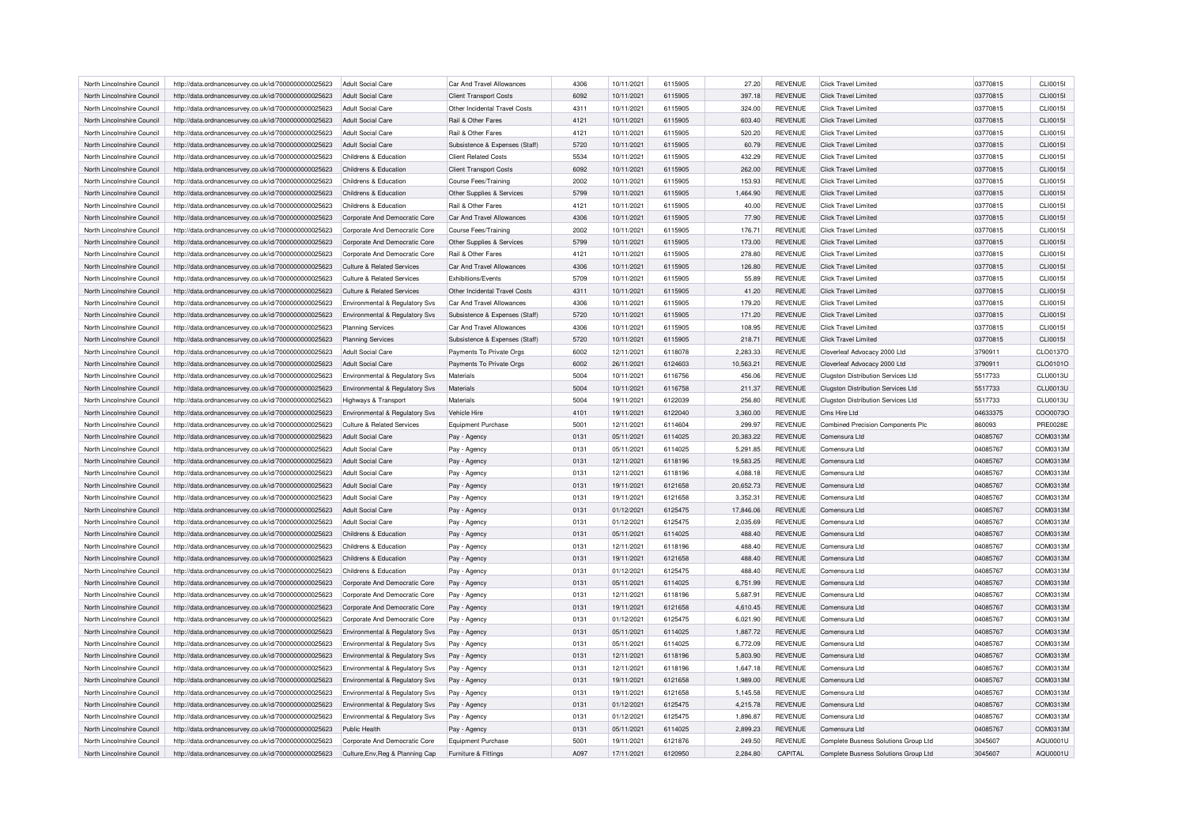| | | | | | | | | | | | |
|---|---|---|---|---|---|---|---|---|---|---|---|
| North Lincolnshire Council | http://data.ordnancesurvey.co.uk/id/7000000000025623 | Adult Social Care | Car And Travel Allowances | 4306 | 10/11/2021 | 6115905 | 27.20 | REVENUE | Click Travel Limited | 03770815 | CLI0015I |
| North Lincolnshire Council | http://data.ordnancesurvey.co.uk/id/7000000000025623 | Adult Social Care | Client Transport Costs | 6092 | 10/11/2021 | 6115905 | 397.18 | REVENUE | Click Travel Limited | 03770815 | CLI0015I |
| North Lincolnshire Council | http://data.ordnancesurvey.co.uk/id/7000000000025623 | Adult Social Care | Other Incidental Travel Costs | 4311 | 10/11/2021 | 6115905 | 324.00 | REVENUE | Click Travel Limited | 03770815 | CLI0015I |
| North Lincolnshire Council | http://data.ordnancesurvey.co.uk/id/7000000000025623 | Adult Social Care | Rail & Other Fares | 4121 | 10/11/2021 | 6115905 | 603.40 | REVENUE | Click Travel Limited | 03770815 | CLI0015I |
| North Lincolnshire Council | http://data.ordnancesurvey.co.uk/id/7000000000025623 | Adult Social Care | Rail & Other Fares | 4121 | 10/11/2021 | 6115905 | 520.20 | REVENUE | Click Travel Limited | 03770815 | CLI0015I |
| North Lincolnshire Council | http://data.ordnancesurvey.co.uk/id/7000000000025623 | Adult Social Care | Subsistence & Expenses (Staff) | 5720 | 10/11/2021 | 6115905 | 60.79 | REVENUE | Click Travel Limited | 03770815 | CLI0015I |
| North Lincolnshire Council | http://data.ordnancesurvey.co.uk/id/7000000000025623 | Childrens & Education | Client Related Costs | 5534 | 10/11/2021 | 6115905 | 432.29 | REVENUE | Click Travel Limited | 03770815 | CLI0015I |
| North Lincolnshire Council | http://data.ordnancesurvey.co.uk/id/7000000000025623 | Childrens & Education | Client Transport Costs | 6092 | 10/11/2021 | 6115905 | 262.00 | REVENUE | Click Travel Limited | 03770815 | CLI0015I |
| North Lincolnshire Council | http://data.ordnancesurvey.co.uk/id/7000000000025623 | Childrens & Education | Course Fees/Training | 2002 | 10/11/2021 | 6115905 | 153.93 | REVENUE | Click Travel Limited | 03770815 | CLI0015I |
| North Lincolnshire Council | http://data.ordnancesurvey.co.uk/id/7000000000025623 | Childrens & Education | Other Supplies & Services | 5799 | 10/11/2021 | 6115905 | 1,464.90 | REVENUE | Click Travel Limited | 03770815 | CLI0015I |
| North Lincolnshire Council | http://data.ordnancesurvey.co.uk/id/7000000000025623 | Childrens & Education | Rail & Other Fares | 4121 | 10/11/2021 | 6115905 | 40.00 | REVENUE | Click Travel Limited | 03770815 | CLI0015I |
| North Lincolnshire Council | http://data.ordnancesurvey.co.uk/id/7000000000025623 | Corporate And Democratic Core | Car And Travel Allowances | 4306 | 10/11/2021 | 6115905 | 77.90 | REVENUE | Click Travel Limited | 03770815 | CLI0015I |
| North Lincolnshire Council | http://data.ordnancesurvey.co.uk/id/7000000000025623 | Corporate And Democratic Core | Course Fees/Training | 2002 | 10/11/2021 | 6115905 | 176.71 | REVENUE | Click Travel Limited | 03770815 | CLI0015I |
| North Lincolnshire Council | http://data.ordnancesurvey.co.uk/id/7000000000025623 | Corporate And Democratic Core | Other Supplies & Services | 5799 | 10/11/2021 | 6115905 | 173.00 | REVENUE | Click Travel Limited | 03770815 | CLI0015I |
| North Lincolnshire Council | http://data.ordnancesurvey.co.uk/id/7000000000025623 | Corporate And Democratic Core | Rail & Other Fares | 4121 | 10/11/2021 | 6115905 | 278.80 | REVENUE | Click Travel Limited | 03770815 | CLI0015I |
| North Lincolnshire Council | http://data.ordnancesurvey.co.uk/id/7000000000025623 | Culture & Related Services | Car And Travel Allowances | 4306 | 10/11/2021 | 6115905 | 126.80 | REVENUE | Click Travel Limited | 03770815 | CLI0015I |
| North Lincolnshire Council | http://data.ordnancesurvey.co.uk/id/7000000000025623 | Culture & Related Services | Exhibitions/Events | 5709 | 10/11/2021 | 6115905 | 55.89 | REVENUE | Click Travel Limited | 03770815 | CLI0015I |
| North Lincolnshire Council | http://data.ordnancesurvey.co.uk/id/7000000000025623 | Culture & Related Services | Other Incidental Travel Costs | 4311 | 10/11/2021 | 6115905 | 41.20 | REVENUE | Click Travel Limited | 03770815 | CLI0015I |
| North Lincolnshire Council | http://data.ordnancesurvey.co.uk/id/7000000000025623 | Environmental & Regulatory Svs | Car And Travel Allowances | 4306 | 10/11/2021 | 6115905 | 179.20 | REVENUE | Click Travel Limited | 03770815 | CLI0015I |
| North Lincolnshire Council | http://data.ordnancesurvey.co.uk/id/7000000000025623 | Environmental & Regulatory Svs | Subsistence & Expenses (Staff) | 5720 | 10/11/2021 | 6115905 | 171.20 | REVENUE | Click Travel Limited | 03770815 | CLI0015I |
| North Lincolnshire Council | http://data.ordnancesurvey.co.uk/id/7000000000025623 | Planning Services | Car And Travel Allowances | 4306 | 10/11/2021 | 6115905 | 108.95 | REVENUE | Click Travel Limited | 03770815 | CLI0015I |
| North Lincolnshire Council | http://data.ordnancesurvey.co.uk/id/7000000000025623 | Planning Services | Subsistence & Expenses (Staff) | 5720 | 10/11/2021 | 6115905 | 218.71 | REVENUE | Click Travel Limited | 03770815 | CLI0015I |
| North Lincolnshire Council | http://data.ordnancesurvey.co.uk/id/7000000000025623 | Adult Social Care | Payments To Private Orgs | 6002 | 12/11/2021 | 6118078 | 2,283.33 | REVENUE | Cloverleaf Advocacy 2000 Ltd | 3790911 | CLO0137O |
| North Lincolnshire Council | http://data.ordnancesurvey.co.uk/id/7000000000025623 | Adult Social Care | Payments To Private Orgs | 6002 | 26/11/2021 | 6124603 | 10,563.21 | REVENUE | Cloverleaf Advocacy 2000 Ltd | 3790911 | CLO0101O |
| North Lincolnshire Council | http://data.ordnancesurvey.co.uk/id/7000000000025623 | Environmental & Regulatory Svs | Materials | 5004 | 10/11/2021 | 6116756 | 456.06 | REVENUE | Clugston Distribution Services Ltd | 5517733 | CLU0013U |
| North Lincolnshire Council | http://data.ordnancesurvey.co.uk/id/7000000000025623 | Environmental & Regulatory Svs | Materials | 5004 | 10/11/2021 | 6116758 | 211.37 | REVENUE | Clugston Distribution Services Ltd | 5517733 | CLU0013U |
| North Lincolnshire Council | http://data.ordnancesurvey.co.uk/id/7000000000025623 | Highways & Transport | Materials | 5004 | 19/11/2021 | 6122039 | 256.80 | REVENUE | Clugston Distribution Services Ltd | 5517733 | CLU0013U |
| North Lincolnshire Council | http://data.ordnancesurvey.co.uk/id/7000000000025623 | Environmental & Regulatory Svs | Vehicle Hire | 4101 | 19/11/2021 | 6122040 | 3,360.00 | REVENUE | Cms Hire Ltd | 04633375 | COO0073O |
| North Lincolnshire Council | http://data.ordnancesurvey.co.uk/id/7000000000025623 | Culture & Related Services | Equipment Purchase | 5001 | 12/11/2021 | 6114604 | 299.97 | REVENUE | Combined Precision Components Plc | 860093 | PRE0028E |
| North Lincolnshire Council | http://data.ordnancesurvey.co.uk/id/7000000000025623 | Adult Social Care | Pay - Agency | 0131 | 05/11/2021 | 6114025 | 20,383.22 | REVENUE | Comensura Ltd | 04085767 | COM0313M |
| North Lincolnshire Council | http://data.ordnancesurvey.co.uk/id/7000000000025623 | Adult Social Care | Pay - Agency | 0131 | 05/11/2021 | 6114025 | 5,291.85 | REVENUE | Comensura Ltd | 04085767 | COM0313M |
| North Lincolnshire Council | http://data.ordnancesurvey.co.uk/id/7000000000025623 | Adult Social Care | Pay - Agency | 0131 | 12/11/2021 | 6118196 | 19,583.25 | REVENUE | Comensura Ltd | 04085767 | COM0313M |
| North Lincolnshire Council | http://data.ordnancesurvey.co.uk/id/7000000000025623 | Adult Social Care | Pay - Agency | 0131 | 12/11/2021 | 6118196 | 4,088.18 | REVENUE | Comensura Ltd | 04085767 | COM0313M |
| North Lincolnshire Council | http://data.ordnancesurvey.co.uk/id/7000000000025623 | Adult Social Care | Pay - Agency | 0131 | 19/11/2021 | 6121658 | 20,652.73 | REVENUE | Comensura Ltd | 04085767 | COM0313M |
| North Lincolnshire Council | http://data.ordnancesurvey.co.uk/id/7000000000025623 | Adult Social Care | Pay - Agency | 0131 | 19/11/2021 | 6121658 | 3,352.31 | REVENUE | Comensura Ltd | 04085767 | COM0313M |
| North Lincolnshire Council | http://data.ordnancesurvey.co.uk/id/7000000000025623 | Adult Social Care | Pay - Agency | 0131 | 01/12/2021 | 6125475 | 17,846.06 | REVENUE | Comensura Ltd | 04085767 | COM0313M |
| North Lincolnshire Council | http://data.ordnancesurvey.co.uk/id/7000000000025623 | Adult Social Care | Pay - Agency | 0131 | 01/12/2021 | 6125475 | 2,035.69 | REVENUE | Comensura Ltd | 04085767 | COM0313M |
| North Lincolnshire Council | http://data.ordnancesurvey.co.uk/id/7000000000025623 | Childrens & Education | Pay - Agency | 0131 | 05/11/2021 | 6114025 | 488.40 | REVENUE | Comensura Ltd | 04085767 | COM0313M |
| North Lincolnshire Council | http://data.ordnancesurvey.co.uk/id/7000000000025623 | Childrens & Education | Pay - Agency | 0131 | 12/11/2021 | 6118196 | 488.40 | REVENUE | Comensura Ltd | 04085767 | COM0313M |
| North Lincolnshire Council | http://data.ordnancesurvey.co.uk/id/7000000000025623 | Childrens & Education | Pay - Agency | 0131 | 19/11/2021 | 6121658 | 488.40 | REVENUE | Comensura Ltd | 04085767 | COM0313M |
| North Lincolnshire Council | http://data.ordnancesurvey.co.uk/id/7000000000025623 | Childrens & Education | Pay - Agency | 0131 | 01/12/2021 | 6125475 | 488.40 | REVENUE | Comensura Ltd | 04085767 | COM0313M |
| North Lincolnshire Council | http://data.ordnancesurvey.co.uk/id/7000000000025623 | Corporate And Democratic Core | Pay - Agency | 0131 | 05/11/2021 | 6114025 | 6,751.99 | REVENUE | Comensura Ltd | 04085767 | COM0313M |
| North Lincolnshire Council | http://data.ordnancesurvey.co.uk/id/7000000000025623 | Corporate And Democratic Core | Pay - Agency | 0131 | 12/11/2021 | 6118196 | 5,687.91 | REVENUE | Comensura Ltd | 04085767 | COM0313M |
| North Lincolnshire Council | http://data.ordnancesurvey.co.uk/id/7000000000025623 | Corporate And Democratic Core | Pay - Agency | 0131 | 19/11/2021 | 6121658 | 4,610.45 | REVENUE | Comensura Ltd | 04085767 | COM0313M |
| North Lincolnshire Council | http://data.ordnancesurvey.co.uk/id/7000000000025623 | Corporate And Democratic Core | Pay - Agency | 0131 | 01/12/2021 | 6125475 | 6,021.90 | REVENUE | Comensura Ltd | 04085767 | COM0313M |
| North Lincolnshire Council | http://data.ordnancesurvey.co.uk/id/7000000000025623 | Environmental & Regulatory Svs | Pay - Agency | 0131 | 05/11/2021 | 6114025 | 1,887.72 | REVENUE | Comensura Ltd | 04085767 | COM0313M |
| North Lincolnshire Council | http://data.ordnancesurvey.co.uk/id/7000000000025623 | Environmental & Regulatory Svs | Pay - Agency | 0131 | 05/11/2021 | 6114025 | 6,772.09 | REVENUE | Comensura Ltd | 04085767 | COM0313M |
| North Lincolnshire Council | http://data.ordnancesurvey.co.uk/id/7000000000025623 | Environmental & Regulatory Svs | Pay - Agency | 0131 | 12/11/2021 | 6118196 | 5,803.90 | REVENUE | Comensura Ltd | 04085767 | COM0313M |
| North Lincolnshire Council | http://data.ordnancesurvey.co.uk/id/7000000000025623 | Environmental & Regulatory Svs | Pay - Agency | 0131 | 12/11/2021 | 6118196 | 1,647.18 | REVENUE | Comensura Ltd | 04085767 | COM0313M |
| North Lincolnshire Council | http://data.ordnancesurvey.co.uk/id/7000000000025623 | Environmental & Regulatory Svs | Pay - Agency | 0131 | 19/11/2021 | 6121658 | 1,989.00 | REVENUE | Comensura Ltd | 04085767 | COM0313M |
| North Lincolnshire Council | http://data.ordnancesurvey.co.uk/id/7000000000025623 | Environmental & Regulatory Svs | Pay - Agency | 0131 | 19/11/2021 | 6121658 | 5,145.58 | REVENUE | Comensura Ltd | 04085767 | COM0313M |
| North Lincolnshire Council | http://data.ordnancesurvey.co.uk/id/7000000000025623 | Environmental & Regulatory Svs | Pay - Agency | 0131 | 01/12/2021 | 6125475 | 4,215.78 | REVENUE | Comensura Ltd | 04085767 | COM0313M |
| North Lincolnshire Council | http://data.ordnancesurvey.co.uk/id/7000000000025623 | Environmental & Regulatory Svs | Pay - Agency | 0131 | 01/12/2021 | 6125475 | 1,896.87 | REVENUE | Comensura Ltd | 04085767 | COM0313M |
| North Lincolnshire Council | http://data.ordnancesurvey.co.uk/id/7000000000025623 | Public Health | Pay - Agency | 0131 | 05/11/2021 | 6114025 | 2,899.23 | REVENUE | Comensura Ltd | 04085767 | COM0313M |
| North Lincolnshire Council | http://data.ordnancesurvey.co.uk/id/7000000000025623 | Corporate And Democratic Core | Equipment Purchase | 5001 | 19/11/2021 | 6121876 | 249.50 | REVENUE | Complete Busness Solutions Group Ltd | 3045607 | AQU0001U |
| North Lincolnshire Council | http://data.ordnancesurvey.co.uk/id/7000000000025623 | Culture,Env,Reg & Planning Cap | Furniture & Fittings | A097 | 17/11/2021 | 6120950 | 2,284.80 | CAPITAL | Complete Busness Solutions Group Ltd | 3045607 | AQU0001U |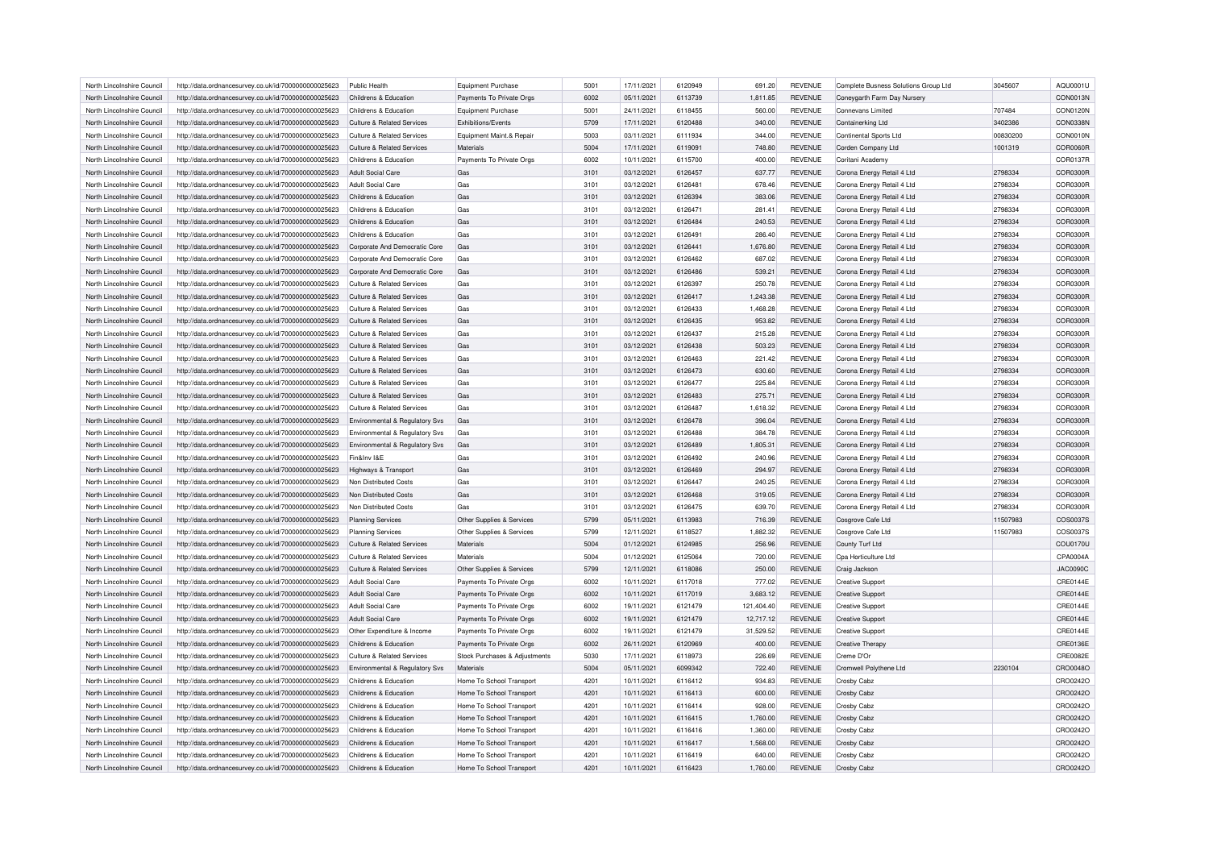| | | | | | | | | | | | | |
|---|---|---|---|---|---|---|---|---|---|---|---|---|
| North Lincolnshire Council | http://data.ordnancesurvey.co.uk/id/7000000000025623 | Public Health | Equipment Purchase | 5001 | 17/11/2021 | 6120949 | 691.20 | REVENUE | Complete Busness Solutions Group Ltd | 3045607 | AQU0001U |
| North Lincolnshire Council | http://data.ordnancesurvey.co.uk/id/7000000000025623 | Childrens & Education | Payments To Private Orgs | 6002 | 05/11/2021 | 6113739 | 1,811.85 | REVENUE | Coneygarth Farm Day Nursery | | CON0013N |
| North Lincolnshire Council | http://data.ordnancesurvey.co.uk/id/7000000000025623 | Childrens & Education | Equipment Purchase | 5001 | 24/11/2021 | 6118455 | 560.00 | REVENUE | Connevans Limited | 707484 | CON0120N |
| North Lincolnshire Council | http://data.ordnancesurvey.co.uk/id/7000000000025623 | Culture & Related Services | Exhibitions/Events | 5709 | 17/11/2021 | 6120488 | 340.00 | REVENUE | Containerking Ltd | 3402386 | CON0338N |
| North Lincolnshire Council | http://data.ordnancesurvey.co.uk/id/7000000000025623 | Culture & Related Services | Equipment Maint.& Repair | 5003 | 03/11/2021 | 6111934 | 344.00 | REVENUE | Continental Sports Ltd | 00830200 | CON0010N |
| North Lincolnshire Council | http://data.ordnancesurvey.co.uk/id/7000000000025623 | Culture & Related Services | Materials | 5004 | 17/11/2021 | 6119091 | 748.80 | REVENUE | Corden Company Ltd | 1001319 | COR0060R |
| North Lincolnshire Council | http://data.ordnancesurvey.co.uk/id/7000000000025623 | Childrens & Education | Payments To Private Orgs | 6002 | 10/11/2021 | 6115700 | 400.00 | REVENUE | Coritani Academy | | COR0137R |
| North Lincolnshire Council | http://data.ordnancesurvey.co.uk/id/7000000000025623 | Adult Social Care | Gas | 3101 | 03/12/2021 | 6126457 | 637.77 | REVENUE | Corona Energy Retail 4 Ltd | 2798334 | COR0300R |
| North Lincolnshire Council | http://data.ordnancesurvey.co.uk/id/7000000000025623 | Adult Social Care | Gas | 3101 | 03/12/2021 | 6126481 | 678.46 | REVENUE | Corona Energy Retail 4 Ltd | 2798334 | COR0300R |
| North Lincolnshire Council | http://data.ordnancesurvey.co.uk/id/7000000000025623 | Childrens & Education | Gas | 3101 | 03/12/2021 | 6126394 | 383.06 | REVENUE | Corona Energy Retail 4 Ltd | 2798334 | COR0300R |
| North Lincolnshire Council | http://data.ordnancesurvey.co.uk/id/7000000000025623 | Childrens & Education | Gas | 3101 | 03/12/2021 | 6126471 | 281.41 | REVENUE | Corona Energy Retail 4 Ltd | 2798334 | COR0300R |
| North Lincolnshire Council | http://data.ordnancesurvey.co.uk/id/7000000000025623 | Childrens & Education | Gas | 3101 | 03/12/2021 | 6126484 | 240.53 | REVENUE | Corona Energy Retail 4 Ltd | 2798334 | COR0300R |
| North Lincolnshire Council | http://data.ordnancesurvey.co.uk/id/7000000000025623 | Childrens & Education | Gas | 3101 | 03/12/2021 | 6126491 | 286.40 | REVENUE | Corona Energy Retail 4 Ltd | 2798334 | COR0300R |
| North Lincolnshire Council | http://data.ordnancesurvey.co.uk/id/7000000000025623 | Corporate And Democratic Core | Gas | 3101 | 03/12/2021 | 6126441 | 1,676.80 | REVENUE | Corona Energy Retail 4 Ltd | 2798334 | COR0300R |
| North Lincolnshire Council | http://data.ordnancesurvey.co.uk/id/7000000000025623 | Corporate And Democratic Core | Gas | 3101 | 03/12/2021 | 6126462 | 687.02 | REVENUE | Corona Energy Retail 4 Ltd | 2798334 | COR0300R |
| North Lincolnshire Council | http://data.ordnancesurvey.co.uk/id/7000000000025623 | Corporate And Democratic Core | Gas | 3101 | 03/12/2021 | 6126486 | 539.21 | REVENUE | Corona Energy Retail 4 Ltd | 2798334 | COR0300R |
| North Lincolnshire Council | http://data.ordnancesurvey.co.uk/id/7000000000025623 | Culture & Related Services | Gas | 3101 | 03/12/2021 | 6126397 | 250.78 | REVENUE | Corona Energy Retail 4 Ltd | 2798334 | COR0300R |
| North Lincolnshire Council | http://data.ordnancesurvey.co.uk/id/7000000000025623 | Culture & Related Services | Gas | 3101 | 03/12/2021 | 6126417 | 1,243.38 | REVENUE | Corona Energy Retail 4 Ltd | 2798334 | COR0300R |
| North Lincolnshire Council | http://data.ordnancesurvey.co.uk/id/7000000000025623 | Culture & Related Services | Gas | 3101 | 03/12/2021 | 6126433 | 1,468.28 | REVENUE | Corona Energy Retail 4 Ltd | 2798334 | COR0300R |
| North Lincolnshire Council | http://data.ordnancesurvey.co.uk/id/7000000000025623 | Culture & Related Services | Gas | 3101 | 03/12/2021 | 6126435 | 953.82 | REVENUE | Corona Energy Retail 4 Ltd | 2798334 | COR0300R |
| North Lincolnshire Council | http://data.ordnancesurvey.co.uk/id/7000000000025623 | Culture & Related Services | Gas | 3101 | 03/12/2021 | 6126437 | 215.28 | REVENUE | Corona Energy Retail 4 Ltd | 2798334 | COR0300R |
| North Lincolnshire Council | http://data.ordnancesurvey.co.uk/id/7000000000025623 | Culture & Related Services | Gas | 3101 | 03/12/2021 | 6126438 | 503.23 | REVENUE | Corona Energy Retail 4 Ltd | 2798334 | COR0300R |
| North Lincolnshire Council | http://data.ordnancesurvey.co.uk/id/7000000000025623 | Culture & Related Services | Gas | 3101 | 03/12/2021 | 6126463 | 221.42 | REVENUE | Corona Energy Retail 4 Ltd | 2798334 | COR0300R |
| North Lincolnshire Council | http://data.ordnancesurvey.co.uk/id/7000000000025623 | Culture & Related Services | Gas | 3101 | 03/12/2021 | 6126473 | 630.60 | REVENUE | Corona Energy Retail 4 Ltd | 2798334 | COR0300R |
| North Lincolnshire Council | http://data.ordnancesurvey.co.uk/id/7000000000025623 | Culture & Related Services | Gas | 3101 | 03/12/2021 | 6126477 | 225.84 | REVENUE | Corona Energy Retail 4 Ltd | 2798334 | COR0300R |
| North Lincolnshire Council | http://data.ordnancesurvey.co.uk/id/7000000000025623 | Culture & Related Services | Gas | 3101 | 03/12/2021 | 6126483 | 275.71 | REVENUE | Corona Energy Retail 4 Ltd | 2798334 | COR0300R |
| North Lincolnshire Council | http://data.ordnancesurvey.co.uk/id/7000000000025623 | Culture & Related Services | Gas | 3101 | 03/12/2021 | 6126487 | 1,618.32 | REVENUE | Corona Energy Retail 4 Ltd | 2798334 | COR0300R |
| North Lincolnshire Council | http://data.ordnancesurvey.co.uk/id/7000000000025623 | Environmental & Regulatory Svs | Gas | 3101 | 03/12/2021 | 6126478 | 396.04 | REVENUE | Corona Energy Retail 4 Ltd | 2798334 | COR0300R |
| North Lincolnshire Council | http://data.ordnancesurvey.co.uk/id/7000000000025623 | Environmental & Regulatory Svs | Gas | 3101 | 03/12/2021 | 6126488 | 384.78 | REVENUE | Corona Energy Retail 4 Ltd | 2798334 | COR0300R |
| North Lincolnshire Council | http://data.ordnancesurvey.co.uk/id/7000000000025623 | Environmental & Regulatory Svs | Gas | 3101 | 03/12/2021 | 6126489 | 1,805.31 | REVENUE | Corona Energy Retail 4 Ltd | 2798334 | COR0300R |
| North Lincolnshire Council | http://data.ordnancesurvey.co.uk/id/7000000000025623 | Fin&Inv I&E | Gas | 3101 | 03/12/2021 | 6126492 | 240.96 | REVENUE | Corona Energy Retail 4 Ltd | 2798334 | COR0300R |
| North Lincolnshire Council | http://data.ordnancesurvey.co.uk/id/7000000000025623 | Highways & Transport | Gas | 3101 | 03/12/2021 | 6126469 | 294.97 | REVENUE | Corona Energy Retail 4 Ltd | 2798334 | COR0300R |
| North Lincolnshire Council | http://data.ordnancesurvey.co.uk/id/7000000000025623 | Non Distributed Costs | Gas | 3101 | 03/12/2021 | 6126447 | 240.25 | REVENUE | Corona Energy Retail 4 Ltd | 2798334 | COR0300R |
| North Lincolnshire Council | http://data.ordnancesurvey.co.uk/id/7000000000025623 | Non Distributed Costs | Gas | 3101 | 03/12/2021 | 6126468 | 319.05 | REVENUE | Corona Energy Retail 4 Ltd | 2798334 | COR0300R |
| North Lincolnshire Council | http://data.ordnancesurvey.co.uk/id/7000000000025623 | Non Distributed Costs | Gas | 3101 | 03/12/2021 | 6126475 | 639.70 | REVENUE | Corona Energy Retail 4 Ltd | 2798334 | COR0300R |
| North Lincolnshire Council | http://data.ordnancesurvey.co.uk/id/7000000000025623 | Planning Services | Other Supplies & Services | 5799 | 05/11/2021 | 6113983 | 716.39 | REVENUE | Cosgrove Cafe Ltd | 11507983 | COS0037S |
| North Lincolnshire Council | http://data.ordnancesurvey.co.uk/id/7000000000025623 | Planning Services | Other Supplies & Services | 5799 | 12/11/2021 | 6118527 | 1,882.32 | REVENUE | Cosgrove Cafe Ltd | 11507983 | COS0037S |
| North Lincolnshire Council | http://data.ordnancesurvey.co.uk/id/7000000000025623 | Culture & Related Services | Materials | 5004 | 01/12/2021 | 6124985 | 256.96 | REVENUE | County Turf Ltd | | COU0170U |
| North Lincolnshire Council | http://data.ordnancesurvey.co.uk/id/7000000000025623 | Culture & Related Services | Materials | 5004 | 01/12/2021 | 6125064 | 720.00 | REVENUE | Cpa Horticulture Ltd | | CPA0004A |
| North Lincolnshire Council | http://data.ordnancesurvey.co.uk/id/7000000000025623 | Culture & Related Services | Other Supplies & Services | 5799 | 12/11/2021 | 6118086 | 250.00 | REVENUE | Craig Jackson | | JAC0090C |
| North Lincolnshire Council | http://data.ordnancesurvey.co.uk/id/7000000000025623 | Adult Social Care | Payments To Private Orgs | 6002 | 10/11/2021 | 6117018 | 777.02 | REVENUE | Creative Support | | CRE0144E |
| North Lincolnshire Council | http://data.ordnancesurvey.co.uk/id/7000000000025623 | Adult Social Care | Payments To Private Orgs | 6002 | 10/11/2021 | 6117019 | 3,683.12 | REVENUE | Creative Support | | CRE0144E |
| North Lincolnshire Council | http://data.ordnancesurvey.co.uk/id/7000000000025623 | Adult Social Care | Payments To Private Orgs | 6002 | 19/11/2021 | 6121479 | 121,404.40 | REVENUE | Creative Support | | CRE0144E |
| North Lincolnshire Council | http://data.ordnancesurvey.co.uk/id/7000000000025623 | Adult Social Care | Payments To Private Orgs | 6002 | 19/11/2021 | 6121479 | 12,717.12 | REVENUE | Creative Support | | CRE0144E |
| North Lincolnshire Council | http://data.ordnancesurvey.co.uk/id/7000000000025623 | Other Expenditure & Income | Payments To Private Orgs | 6002 | 19/11/2021 | 6121479 | 31,529.52 | REVENUE | Creative Support | | CRE0144E |
| North Lincolnshire Council | http://data.ordnancesurvey.co.uk/id/7000000000025623 | Childrens & Education | Payments To Private Orgs | 6002 | 26/11/2021 | 6120969 | 400.00 | REVENUE | Creative Therapy | | CRE0136E |
| North Lincolnshire Council | http://data.ordnancesurvey.co.uk/id/7000000000025623 | Culture & Related Services | Stock Purchases & Adjustments | 5030 | 17/11/2021 | 6118973 | 226.69 | REVENUE | Creme D'Or | | CRE0082E |
| North Lincolnshire Council | http://data.ordnancesurvey.co.uk/id/7000000000025623 | Environmental & Regulatory Svs | Materials | 5004 | 05/11/2021 | 6099342 | 722.40 | REVENUE | Cromwell Polythene Ltd | 2230104 | CRO0048O |
| North Lincolnshire Council | http://data.ordnancesurvey.co.uk/id/7000000000025623 | Childrens & Education | Home To School Transport | 4201 | 10/11/2021 | 6116412 | 934.83 | REVENUE | Crosby Cabz | | CRO0242O |
| North Lincolnshire Council | http://data.ordnancesurvey.co.uk/id/7000000000025623 | Childrens & Education | Home To School Transport | 4201 | 10/11/2021 | 6116413 | 600.00 | REVENUE | Crosby Cabz | | CRO0242O |
| North Lincolnshire Council | http://data.ordnancesurvey.co.uk/id/7000000000025623 | Childrens & Education | Home To School Transport | 4201 | 10/11/2021 | 6116414 | 928.00 | REVENUE | Crosby Cabz | | CRO0242O |
| North Lincolnshire Council | http://data.ordnancesurvey.co.uk/id/7000000000025623 | Childrens & Education | Home To School Transport | 4201 | 10/11/2021 | 6116415 | 1,760.00 | REVENUE | Crosby Cabz | | CRO0242O |
| North Lincolnshire Council | http://data.ordnancesurvey.co.uk/id/7000000000025623 | Childrens & Education | Home To School Transport | 4201 | 10/11/2021 | 6116416 | 1,360.00 | REVENUE | Crosby Cabz | | CRO0242O |
| North Lincolnshire Council | http://data.ordnancesurvey.co.uk/id/7000000000025623 | Childrens & Education | Home To School Transport | 4201 | 10/11/2021 | 6116417 | 1,568.00 | REVENUE | Crosby Cabz | | CRO0242O |
| North Lincolnshire Council | http://data.ordnancesurvey.co.uk/id/7000000000025623 | Childrens & Education | Home To School Transport | 4201 | 10/11/2021 | 6116419 | 640.00 | REVENUE | Crosby Cabz | | CRO0242O |
| North Lincolnshire Council | http://data.ordnancesurvey.co.uk/id/7000000000025623 | Childrens & Education | Home To School Transport | 4201 | 10/11/2021 | 6116423 | 1,760.00 | REVENUE | Crosby Cabz | | CRO0242O |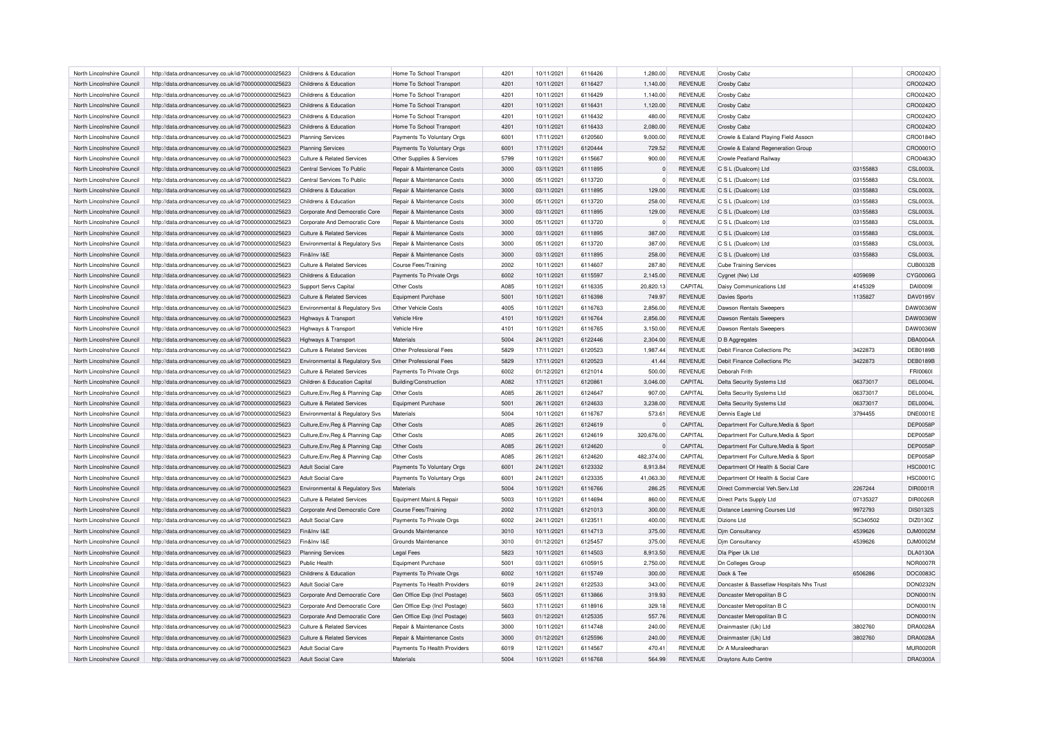| North Lincolnshire Council | http://data.ordnancesurvey.co.uk/id/7000000000025623 | Childrens & Education | Home To School Transport | 4201 | 10/11/2021 | 6116426 | 1,280.00 | REVENUE | Crosby Cabz | | CRO0242O |
|---|---|---|---|---|---|---|---|---|---|---|---|
| North Lincolnshire Council | http://data.ordnancesurvey.co.uk/id/7000000000025623 | Childrens & Education | Home To School Transport | 4201 | 10/11/2021 | 6116427 | 1,140.00 | REVENUE | Crosby Cabz | | CRO0242O |
| North Lincolnshire Council | http://data.ordnancesurvey.co.uk/id/7000000000025623 | Childrens & Education | Home To School Transport | 4201 | 10/11/2021 | 6116429 | 1,140.00 | REVENUE | Crosby Cabz | | CRO0242O |
| North Lincolnshire Council | http://data.ordnancesurvey.co.uk/id/7000000000025623 | Childrens & Education | Home To School Transport | 4201 | 10/11/2021 | 6116431 | 1,120.00 | REVENUE | Crosby Cabz | | CRO0242O |
| North Lincolnshire Council | http://data.ordnancesurvey.co.uk/id/7000000000025623 | Childrens & Education | Home To School Transport | 4201 | 10/11/2021 | 6116432 | 480.00 | REVENUE | Crosby Cabz | | CRO0242O |
| North Lincolnshire Council | http://data.ordnancesurvey.co.uk/id/7000000000025623 | Childrens & Education | Home To School Transport | 4201 | 10/11/2021 | 6116433 | 2,080.00 | REVENUE | Crosby Cabz | | CRO0242O |
| North Lincolnshire Council | http://data.ordnancesurvey.co.uk/id/7000000000025623 | Planning Services | Payments To Voluntary Orgs | 6001 | 17/11/2021 | 6120560 | 9,000.00 | REVENUE | Crowle & Ealand Playing Field Assocn | | CRO0184O |
| North Lincolnshire Council | http://data.ordnancesurvey.co.uk/id/7000000000025623 | Planning Services | Payments To Voluntary Orgs | 6001 | 17/11/2021 | 6120444 | 729.52 | REVENUE | Crowle & Ealand Regeneration Group | | CRO0001O |
| North Lincolnshire Council | http://data.ordnancesurvey.co.uk/id/7000000000025623 | Culture & Related Services | Other Supplies & Services | 5799 | 10/11/2021 | 6115667 | 900.00 | REVENUE | Crowle Peatland Railway | | CRO0463O |
| North Lincolnshire Council | http://data.ordnancesurvey.co.uk/id/7000000000025623 | Central Services To Public | Repair & Maintenance Costs | 3000 | 03/11/2021 | 6111895 | 0 | REVENUE | C S L (Dualcom) Ltd | 03155883 | CSL0003L |
| North Lincolnshire Council | http://data.ordnancesurvey.co.uk/id/7000000000025623 | Central Services To Public | Repair & Maintenance Costs | 3000 | 05/11/2021 | 6113720 | 0 | REVENUE | C S L (Dualcom) Ltd | 03155883 | CSL0003L |
| North Lincolnshire Council | http://data.ordnancesurvey.co.uk/id/7000000000025623 | Childrens & Education | Repair & Maintenance Costs | 3000 | 03/11/2021 | 6111895 | 129.00 | REVENUE | C S L (Dualcom) Ltd | 03155883 | CSL0003L |
| North Lincolnshire Council | http://data.ordnancesurvey.co.uk/id/7000000000025623 | Childrens & Education | Repair & Maintenance Costs | 3000 | 05/11/2021 | 6113720 | 258.00 | REVENUE | C S L (Dualcom) Ltd | 03155883 | CSL0003L |
| North Lincolnshire Council | http://data.ordnancesurvey.co.uk/id/7000000000025623 | Corporate And Democratic Core | Repair & Maintenance Costs | 3000 | 03/11/2021 | 6111895 | 129.00 | REVENUE | C S L (Dualcom) Ltd | 03155883 | CSL0003L |
| North Lincolnshire Council | http://data.ordnancesurvey.co.uk/id/7000000000025623 | Corporate And Democratic Core | Repair & Maintenance Costs | 3000 | 05/11/2021 | 6113720 | 0 | REVENUE | C S L (Dualcom) Ltd | 03155883 | CSL0003L |
| North Lincolnshire Council | http://data.ordnancesurvey.co.uk/id/7000000000025623 | Culture & Related Services | Repair & Maintenance Costs | 3000 | 03/11/2021 | 6111895 | 387.00 | REVENUE | C S L (Dualcom) Ltd | 03155883 | CSL0003L |
| North Lincolnshire Council | http://data.ordnancesurvey.co.uk/id/7000000000025623 | Environmental & Regulatory Svs | Repair & Maintenance Costs | 3000 | 05/11/2021 | 6113720 | 387.00 | REVENUE | C S L (Dualcom) Ltd | 03155883 | CSL0003L |
| North Lincolnshire Council | http://data.ordnancesurvey.co.uk/id/7000000000025623 | Fin&Inv I&E | Repair & Maintenance Costs | 3000 | 03/11/2021 | 6111895 | 258.00 | REVENUE | C S L (Dualcom) Ltd | 03155883 | CSL0003L |
| North Lincolnshire Council | http://data.ordnancesurvey.co.uk/id/7000000000025623 | Culture & Related Services | Course Fees/Training | 2002 | 10/11/2021 | 6114607 | 287.80 | REVENUE | Cube Training Services | | CUB0032B |
| North Lincolnshire Council | http://data.ordnancesurvey.co.uk/id/7000000000025623 | Childrens & Education | Payments To Private Orgs | 6002 | 10/11/2021 | 6115597 | 2,145.00 | REVENUE | Cygnet (Nw) Ltd | 4059699 | CYG0006G |
| North Lincolnshire Council | http://data.ordnancesurvey.co.uk/id/7000000000025623 | Support Servs Capital | Other Costs | A085 | 10/11/2021 | 6116335 | 20,820.13 | CAPITAL | Daisy Communications Ltd | 4145329 | DAI0009I |
| North Lincolnshire Council | http://data.ordnancesurvey.co.uk/id/7000000000025623 | Culture & Related Services | Equipment Purchase | 5001 | 10/11/2021 | 6116398 | 749.97 | REVENUE | Davies Sports | 1135827 | DAV0195V |
| North Lincolnshire Council | http://data.ordnancesurvey.co.uk/id/7000000000025623 | Environmental & Regulatory Svs | Other Vehicle Costs | 4005 | 10/11/2021 | 6116763 | 2,856.00 | REVENUE | Dawson Rentals Sweepers | | DAW0036W |
| North Lincolnshire Council | http://data.ordnancesurvey.co.uk/id/7000000000025623 | Highways & Transport | Vehicle Hire | 4101 | 10/11/2021 | 6116764 | 2,856.00 | REVENUE | Dawson Rentals Sweepers | | DAW0036W |
| North Lincolnshire Council | http://data.ordnancesurvey.co.uk/id/7000000000025623 | Highways & Transport | Vehicle Hire | 4101 | 10/11/2021 | 6116765 | 3,150.00 | REVENUE | Dawson Rentals Sweepers | | DAW0036W |
| North Lincolnshire Council | http://data.ordnancesurvey.co.uk/id/7000000000025623 | Highways & Transport | Materials | 5004 | 24/11/2021 | 6122446 | 2,304.00 | REVENUE | D B Aggregates | | DBA0004A |
| North Lincolnshire Council | http://data.ordnancesurvey.co.uk/id/7000000000025623 | Culture & Related Services | Other Professional Fees | 5829 | 17/11/2021 | 6120523 | 1,987.44 | REVENUE | Debit Finance Collections Plc | 3422873 | DEB0189B |
| North Lincolnshire Council | http://data.ordnancesurvey.co.uk/id/7000000000025623 | Environmental & Regulatory Svs | Other Professional Fees | 5829 | 17/11/2021 | 6120523 | 41.44 | REVENUE | Debit Finance Collections Plc | 3422873 | DEB0189B |
| North Lincolnshire Council | http://data.ordnancesurvey.co.uk/id/7000000000025623 | Culture & Related Services | Payments To Private Orgs | 6002 | 01/12/2021 | 6121014 | 500.00 | REVENUE | Deborah Frith | | FRI0060I |
| North Lincolnshire Council | http://data.ordnancesurvey.co.uk/id/7000000000025623 | Children & Education Capital | Building/Construction | A082 | 17/11/2021 | 6120861 | 3,046.00 | CAPITAL | Delta Security Systems Ltd | 06373017 | DEL0004L |
| North Lincolnshire Council | http://data.ordnancesurvey.co.uk/id/7000000000025623 | Culture,Env,Reg & Planning Cap | Other Costs | A085 | 26/11/2021 | 6124647 | 907.00 | CAPITAL | Delta Security Systems Ltd | 06373017 | DEL0004L |
| North Lincolnshire Council | http://data.ordnancesurvey.co.uk/id/7000000000025623 | Culture & Related Services | Equipment Purchase | 5001 | 26/11/2021 | 6124633 | 3,238.00 | REVENUE | Delta Security Systems Ltd | 06373017 | DEL0004L |
| North Lincolnshire Council | http://data.ordnancesurvey.co.uk/id/7000000000025623 | Environmental & Regulatory Svs | Materials | 5004 | 10/11/2021 | 6116767 | 573.61 | REVENUE | Dennis Eagle Ltd | 3794455 | DNE0001E |
| North Lincolnshire Council | http://data.ordnancesurvey.co.uk/id/7000000000025623 | Culture,Env,Reg & Planning Cap | Other Costs | A085 | 26/11/2021 | 6124619 | 0 | CAPITAL | Department For Culture,Media & Sport | | DEP0058P |
| North Lincolnshire Council | http://data.ordnancesurvey.co.uk/id/7000000000025623 | Culture,Env,Reg & Planning Cap | Other Costs | A085 | 26/11/2021 | 6124619 | 320,676.00 | CAPITAL | Department For Culture,Media & Sport | | DEP0058P |
| North Lincolnshire Council | http://data.ordnancesurvey.co.uk/id/7000000000025623 | Culture,Env,Reg & Planning Cap | Other Costs | A085 | 26/11/2021 | 6124620 | 0 | CAPITAL | Department For Culture,Media & Sport | | DEP0058P |
| North Lincolnshire Council | http://data.ordnancesurvey.co.uk/id/7000000000025623 | Culture,Env,Reg & Planning Cap | Other Costs | A085 | 26/11/2021 | 6124620 | 482,374.00 | CAPITAL | Department For Culture,Media & Sport | | DEP0058P |
| North Lincolnshire Council | http://data.ordnancesurvey.co.uk/id/7000000000025623 | Adult Social Care | Payments To Voluntary Orgs | 6001 | 24/11/2021 | 6123332 | 8,913.84 | REVENUE | Department Of Health & Social Care | | HSC0001C |
| North Lincolnshire Council | http://data.ordnancesurvey.co.uk/id/7000000000025623 | Adult Social Care | Payments To Voluntary Orgs | 6001 | 24/11/2021 | 6123335 | 41,063.30 | REVENUE | Department Of Health & Social Care | | HSC0001C |
| North Lincolnshire Council | http://data.ordnancesurvey.co.uk/id/7000000000025623 | Environmental & Regulatory Svs | Materials | 5004 | 10/11/2021 | 6116766 | 286.25 | REVENUE | Direct Commercial Veh.Serv.Ltd | 2267244 | DIR0001R |
| North Lincolnshire Council | http://data.ordnancesurvey.co.uk/id/7000000000025623 | Culture & Related Services | Equipment Maint.& Repair | 5003 | 10/11/2021 | 6114694 | 860.00 | REVENUE | Direct Parts Supply Ltd | 07135327 | DIR0026R |
| North Lincolnshire Council | http://data.ordnancesurvey.co.uk/id/7000000000025623 | Corporate And Democratic Core | Course Fees/Training | 2002 | 17/11/2021 | 6121013 | 300.00 | REVENUE | Distance Learning Courses Ltd | 9972793 | DIS0132S |
| North Lincolnshire Council | http://data.ordnancesurvey.co.uk/id/7000000000025623 | Adult Social Care | Payments To Private Orgs | 6002 | 24/11/2021 | 6123511 | 400.00 | REVENUE | Dizions Ltd | SC340502 | DIZ0130Z |
| North Lincolnshire Council | http://data.ordnancesurvey.co.uk/id/7000000000025623 | Fin&Inv I&E | Grounds Maintenance | 3010 | 10/11/2021 | 6114713 | 375.00 | REVENUE | Djm Consultancy | 4539626 | DJM0002M |
| North Lincolnshire Council | http://data.ordnancesurvey.co.uk/id/7000000000025623 | Fin&Inv I&E | Grounds Maintenance | 3010 | 01/12/2021 | 6125457 | 375.00 | REVENUE | Djm Consultancy | 4539626 | DJM0002M |
| North Lincolnshire Council | http://data.ordnancesurvey.co.uk/id/7000000000025623 | Planning Services | Legal Fees | 5823 | 10/11/2021 | 6114503 | 8,913.50 | REVENUE | Dla Piper Uk Ltd | | DLA0130A |
| North Lincolnshire Council | http://data.ordnancesurvey.co.uk/id/7000000000025623 | Public Health | Equipment Purchase | 5001 | 03/11/2021 | 6105915 | 2,750.00 | REVENUE | Dn Colleges Group | | NOR0007R |
| North Lincolnshire Council | http://data.ordnancesurvey.co.uk/id/7000000000025623 | Childrens & Education | Payments To Private Orgs | 6002 | 10/11/2021 | 6115749 | 300.00 | REVENUE | Dock & Tee | 6506286 | DOC0083C |
| North Lincolnshire Council | http://data.ordnancesurvey.co.uk/id/7000000000025623 | Adult Social Care | Payments To Health Providers | 6019 | 24/11/2021 | 6122533 | 343.00 | REVENUE | Doncaster & Bassetlaw Hospitals Nhs Trust | | DON0232N |
| North Lincolnshire Council | http://data.ordnancesurvey.co.uk/id/7000000000025623 | Corporate And Democratic Core | Gen Office Exp (Incl Postage) | 5603 | 05/11/2021 | 6113866 | 319.93 | REVENUE | Doncaster Metropolitan B C | | DON0001N |
| North Lincolnshire Council | http://data.ordnancesurvey.co.uk/id/7000000000025623 | Corporate And Democratic Core | Gen Office Exp (Incl Postage) | 5603 | 17/11/2021 | 6118916 | 329.18 | REVENUE | Doncaster Metropolitan B C | | DON0001N |
| North Lincolnshire Council | http://data.ordnancesurvey.co.uk/id/7000000000025623 | Corporate And Democratic Core | Gen Office Exp (Incl Postage) | 5603 | 01/12/2021 | 6125335 | 557.76 | REVENUE | Doncaster Metropolitan B C | | DON0001N |
| North Lincolnshire Council | http://data.ordnancesurvey.co.uk/id/7000000000025623 | Culture & Related Services | Repair & Maintenance Costs | 3000 | 10/11/2021 | 6114748 | 240.00 | REVENUE | Drainmaster (Uk) Ltd | 3802760 | DRA0028A |
| North Lincolnshire Council | http://data.ordnancesurvey.co.uk/id/7000000000025623 | Culture & Related Services | Repair & Maintenance Costs | 3000 | 01/12/2021 | 6125596 | 240.00 | REVENUE | Drainmaster (Uk) Ltd | 3802760 | DRA0028A |
| North Lincolnshire Council | http://data.ordnancesurvey.co.uk/id/7000000000025623 | Adult Social Care | Payments To Health Providers | 6019 | 12/11/2021 | 6114567 | 470.41 | REVENUE | Dr A Muraleedharan | | MUR0020R |
| North Lincolnshire Council | http://data.ordnancesurvey.co.uk/id/7000000000025623 | Adult Social Care | Materials | 5004 | 10/11/2021 | 6116768 | 564.99 | REVENUE | Draytons Auto Centre | | DRA0300A |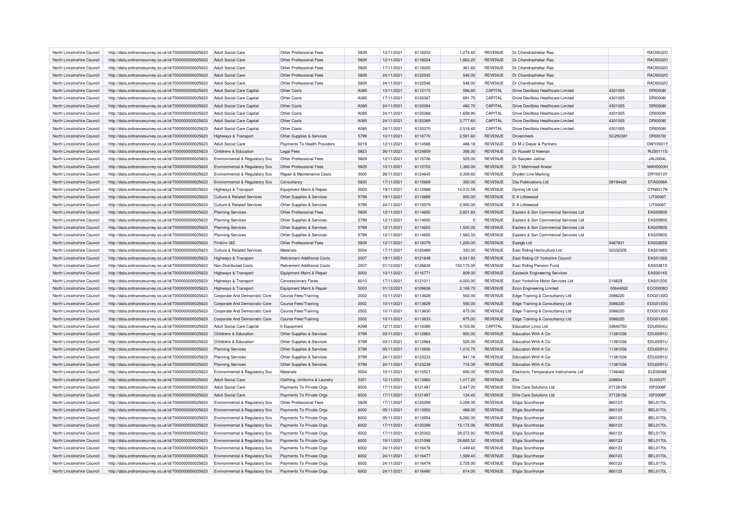| | | | | | | | | | | | | |
|---|---|---|---|---|---|---|---|---|---|---|---|---|
| North Lincolnshire Council | http://data.ordnancesurvey.co.uk/id/7000000000025623 | Adult Social Care | Other Professional Fees | 5829 | 12/11/2021 | 6118203 | 1,274.40 | REVENUE | Dr Chandrashekar Rao | | RAO0032O |
| North Lincolnshire Council | http://data.ordnancesurvey.co.uk/id/7000000000025623 | Adult Social Care | Other Professional Fees | 5829 | 12/11/2021 | 6118204 | 1,663.20 | REVENUE | Dr Chandrashekar Rao | | RAO0032O |
| North Lincolnshire Council | http://data.ordnancesurvey.co.uk/id/7000000000025623 | Adult Social Care | Other Professional Fees | 5829 | 17/11/2021 | 6118205 | 361.60 | REVENUE | Dr Chandrashekar Rao | | RAO0032O |
| North Lincolnshire Council | http://data.ordnancesurvey.co.uk/id/7000000000025623 | Adult Social Care | Other Professional Fees | 5829 | 24/11/2021 | 6122545 | 546.00 | REVENUE | Dr Chandrashekar Rao | | RAO0032O |
| North Lincolnshire Council | http://data.ordnancesurvey.co.uk/id/7000000000025623 | Adult Social Care | Other Professional Fees | 5829 | 24/11/2021 | 6122546 | 548.00 | REVENUE | Dr Chandrashekar Rao | | RAO0032O |
| North Lincolnshire Council | http://data.ordnancesurvey.co.uk/id/7000000000025623 | Adult Social Care Capital | Other Costs | A085 | 10/11/2021 | 6112173 | 596.80 | CAPITAL | Drive Devilbiss Healthcare Limited | 4301005 | DRI0008I |
| North Lincolnshire Council | http://data.ordnancesurvey.co.uk/id/7000000000025623 | Adult Social Care Capital | Other Costs | A085 | 17/11/2021 | 6120367 | 691.75 | CAPITAL | Drive Devilbiss Healthcare Limited | 4301005 | DRI0008I |
| North Lincolnshire Council | http://data.ordnancesurvey.co.uk/id/7000000000025623 | Adult Social Care Capital | Other Costs | A085 | 24/11/2021 | 6120364 | 482.70 | CAPITAL | Drive Devilbiss Healthcare Limited | 4301005 | DRI0008I |
| North Lincolnshire Council | http://data.ordnancesurvey.co.uk/id/7000000000025623 | Adult Social Care Capital | Other Costs | A085 | 24/11/2021 | 6120368 | 1,658.90 | CAPITAL | Drive Devilbiss Healthcare Limited | 4301005 | DRI0008I |
| North Lincolnshire Council | http://data.ordnancesurvey.co.uk/id/7000000000025623 | Adult Social Care Capital | Other Costs | A085 | 24/11/2021 | 6120369 | 3,777.60 | CAPITAL | Drive Devilbiss Healthcare Limited | 4301005 | DRI0008I |
| North Lincolnshire Council | http://data.ordnancesurvey.co.uk/id/7000000000025623 | Adult Social Care Capital | Other Costs | A085 | 24/11/2021 | 6120370 | 2,518.40 | CAPITAL | Drive Devilbiss Healthcare Limited | 4301005 | DRI0008I |
| North Lincolnshire Council | http://data.ordnancesurvey.co.uk/id/7000000000025623 | Highways & Transport | Other Supplies & Services | 5799 | 10/11/2021 | 6116770 | 2,591.60 | REVENUE | Drivercheck | SC292381 | DRI0078I |
| North Lincolnshire Council | http://data.ordnancesurvey.co.uk/id/7000000000025623 | Adult Social Care | Payments To Health Providers | 6019 | 12/11/2021 | 6114568 | 486.18 | REVENUE | Dr M J Dwyer & Partners | | DWY0001Y |
| North Lincolnshire Council | http://data.ordnancesurvey.co.uk/id/7000000000025623 | Childrens & Education | Legal Fees | 5823 | 26/11/2021 | 6124859 | 306.00 | REVENUE | Dr Russell D Keenan | | RUS0111S |
| North Lincolnshire Council | http://data.ordnancesurvey.co.uk/id/7000000000025623 | Environmental & Regulatory Svs | Other Professional Fees | 5829 | 12/11/2021 | 6115706 | 525.00 | REVENUE | Dr Sanjeev Jalihal | | JAL0004L |
| North Lincolnshire Council | http://data.ordnancesurvey.co.uk/id/7000000000025623 | Environmental & Regulatory Svs | Other Professional Fees | 5829 | 10/11/2021 | 6115703 | 1,380.00 | REVENUE | Dr T Mahmood Anwar | | MAH0003H |
| North Lincolnshire Council | http://data.ordnancesurvey.co.uk/id/7000000000025623 | Environmental & Regulatory Svs | Repair & Maintenance Costs | 3000 | 26/11/2021 | 6124645 | 3,359.60 | REVENUE | Dryden Line Marking | | DRY0013Y |
| North Lincolnshire Council | http://data.ordnancesurvey.co.uk/id/7000000000025623 | Environmental & Regulatory Svs | Consultancy | 5830 | 17/11/2021 | 6115669 | 350.00 | REVENUE | Dta Publications Ltd | 08194426 | DTA0006A |
| North Lincolnshire Council | http://data.ordnancesurvey.co.uk/id/7000000000025623 | Highways & Transport | Equipment Maint.& Repair | 5003 | 19/11/2021 | 6112988 | 14,010.59 | REVENUE | Dynniq Uk Ltd | | DYN0017N |
| North Lincolnshire Council | http://data.ordnancesurvey.co.uk/id/7000000000025623 | Culture & Related Services | Other Supplies & Services | 5799 | 19/11/2021 | 6113689 | 800.00 | REVENUE | E A Littlewood | | LIT0008T |
| North Lincolnshire Council | http://data.ordnancesurvey.co.uk/id/7000000000025623 | Culture & Related Services | Other Supplies & Services | 5799 | 24/11/2021 | 6115579 | 2,950.00 | REVENUE | E A Littlewood | | LIT0008T |
| North Lincolnshire Council | http://data.ordnancesurvey.co.uk/id/7000000000025623 | Planning Services | Other Professional Fees | 5829 | 12/11/2021 | 6114650 | 2,831.83 | REVENUE | Easters & Son Commercial Services Ltd | | EAS0590S |
| North Lincolnshire Council | http://data.ordnancesurvey.co.uk/id/7000000000025623 | Planning Services | Other Supplies & Services | 5799 | 12/11/2021 | 6114650 | 0 | REVENUE | Easters & Son Commercial Services Ltd | | EAS0590S |
| North Lincolnshire Council | http://data.ordnancesurvey.co.uk/id/7000000000025623 | Planning Services | Other Supplies & Services | 5799 | 12/11/2021 | 6114653 | 1,520.00 | REVENUE | Easters & Son Commercial Services Ltd | | EAS0590S |
| North Lincolnshire Council | http://data.ordnancesurvey.co.uk/id/7000000000025623 | Planning Services | Other Supplies & Services | 5799 | 12/11/2021 | 6114655 | 1,583.33 | REVENUE | Easters & Son Commercial Services Ltd | | EAS0590S |
| North Lincolnshire Council | http://data.ordnancesurvey.co.uk/id/7000000000025623 | Fin&Inv I&E | Other Professional Fees | 5829 | 12/11/2021 | 6118379 | 1,200.00 | REVENUE | Eastgb Ltd | 5467831 | EAS0265S |
| North Lincolnshire Council | http://data.ordnancesurvey.co.uk/id/7000000000025623 | Culture & Related Services | Materials | 5004 | 17/11/2021 | 6120489 | 330.00 | REVENUE | East Riding Horticulture Ltd | 02332205 | EAS0166S |
| North Lincolnshire Council | http://data.ordnancesurvey.co.uk/id/7000000000025623 | Highways & Transport | Retirement Additional Costs | 2007 | 19/11/2021 | 6121649 | 6,541.93 | REVENUE | East Riding Of Yorkshire Council | | EAS0126S |
| North Lincolnshire Council | http://data.ordnancesurvey.co.uk/id/7000000000025623 | Non Distributed Costs | Retirement Additional Costs | 2007 | 01/12/2021 | 6126638 | 152,170.00 | REVENUE | East Riding Pension Fund | | EAS0381S |
| North Lincolnshire Council | http://data.ordnancesurvey.co.uk/id/7000000000025623 | Highways & Transport | Equipment Maint.& Repair | 5003 | 10/11/2021 | 6116771 | 809.00 | REVENUE | Eastwick Engineering Services | | EAS0014S |
| North Lincolnshire Council | http://data.ordnancesurvey.co.uk/id/7000000000025623 | Highways & Transport | Concessionary Fares | 6010 | 17/11/2021 | 6121011 | 4,000.00 | REVENUE | East Yorkshire Motor Services Ltd | 216628 | EAS0120S |
| North Lincolnshire Council | http://data.ordnancesurvey.co.uk/id/7000000000025623 | Highways & Transport | Equipment Maint.& Repair | 5003 | 01/12/2021 | 6109636 | 2,169.70 | REVENUE | Econ Engineering Limited | 00644062 | ECO0008O |
| North Lincolnshire Council | http://data.ordnancesurvey.co.uk/id/7000000000025623 | Corporate And Democratic Core | Course Fees/Training | 2002 | 10/11/2021 | 6113628 | 550.00 | REVENUE | Edge Training & Consultancy Ltd | 3086220 | EDG0130G |
| North Lincolnshire Council | http://data.ordnancesurvey.co.uk/id/7000000000025623 | Corporate And Democratic Core | Course Fees/Training | 2002 | 10/11/2021 | 6113629 | 550.00 | REVENUE | Edge Training & Consultancy Ltd | 3086220 | EDG0130G |
| North Lincolnshire Council | http://data.ordnancesurvey.co.uk/id/7000000000025623 | Corporate And Democratic Core | Course Fees/Training | 2002 | 10/11/2021 | 6113630 | 875.00 | REVENUE | Edge Training & Consultancy Ltd | 3086220 | EDG0130G |
| North Lincolnshire Council | http://data.ordnancesurvey.co.uk/id/7000000000025623 | Corporate And Democratic Core | Course Fees/Training | 2002 | 10/11/2021 | 6113633 | 875.00 | REVENUE | Edge Training & Consultancy Ltd | 3086220 | EDG0130G |
| North Lincolnshire Council | http://data.ordnancesurvey.co.uk/id/7000000000025623 | Adult Social Care Capital | It Equipment | A098 | 12/11/2021 | 6116385 | 4,103.92 | CAPITAL | Education Lincs Ltd | 03640750 | EDU0004U |
| North Lincolnshire Council | http://data.ordnancesurvey.co.uk/id/7000000000025623 | Childrens & Education | Other Supplies & Services | 5799 | 03/11/2021 | 6112863 | 900.00 | REVENUE | Education With A Cic | 11381036 | EDU0091U |
| North Lincolnshire Council | http://data.ordnancesurvey.co.uk/id/7000000000025623 | Childrens & Education | Other Supplies & Services | 5799 | 03/11/2021 | 6112864 | 525.00 | REVENUE | Education With A Cic | 11381036 | EDU0091U |
| North Lincolnshire Council | http://data.ordnancesurvey.co.uk/id/7000000000025623 | Planning Services | Other Supplies & Services | 5799 | 05/11/2021 | 6113936 | 1,010.75 | REVENUE | Education With A Cic | 11381036 | EDU0091U |
| North Lincolnshire Council | http://data.ordnancesurvey.co.uk/id/7000000000025623 | Planning Services | Other Supplies & Services | 5799 | 24/11/2021 | 6123233 | 941.16 | REVENUE | Education With A Cic | 11381036 | EDU0091U |
| North Lincolnshire Council | http://data.ordnancesurvey.co.uk/id/7000000000025623 | Planning Services | Other Supplies & Services | 5799 | 24/11/2021 | 6123239 | 716.39 | REVENUE | Education With A Cic | 11381036 | EDU0091U |
| North Lincolnshire Council | http://data.ordnancesurvey.co.uk/id/7000000000025623 | Environmental & Regulatory Svs | Materials | 5004 | 10/11/2021 | 6115521 | 690.00 | REVENUE | Electronic Temperature Instruments Ltd | 1746462 | ELE0008E |
| North Lincolnshire Council | http://data.ordnancesurvey.co.uk/id/7000000000025623 | Adult Social Care | Clothing, Uniforms & Laundry | 5301 | 12/11/2021 | 6113862 | 1,017.20 | REVENUE | Elis | 228604 | ELI0037I |
| North Lincolnshire Council | http://data.ordnancesurvey.co.uk/id/7000000000025623 | Adult Social Care | Payments To Private Orgs | 6002 | 17/11/2021 | 6121487 | 2,447.20 | REVENUE | Elite Care Solutions Ltd | 07128156 | ISF0009F |
| North Lincolnshire Council | http://data.ordnancesurvey.co.uk/id/7000000000025623 | Adult Social Care | Payments To Private Orgs | 6002 | 17/11/2021 | 6121487 | 134.40 | REVENUE | Elite Care Solutions Ltd | 07128156 | ISF0009F |
| North Lincolnshire Council | http://data.ordnancesurvey.co.uk/id/7000000000025623 | Environmental & Regulatory Svs | Other Professional Fees | 5829 | 17/11/2021 | 6120299 | 3,209.35 | REVENUE | Ellgia Scunthorpe | 860123 | BEL0170L |
| North Lincolnshire Council | http://data.ordnancesurvey.co.uk/id/7000000000025623 | Environmental & Regulatory Svs | Payments To Private Orgs | 6002 | 05/11/2021 | 6113952 | 466.00 | REVENUE | Ellgia Scunthorpe | 860123 | BEL0170L |
| North Lincolnshire Council | http://data.ordnancesurvey.co.uk/id/7000000000025623 | Environmental & Regulatory Svs | Payments To Private Orgs | 6002 | 05/11/2021 | 6113954 | 6,280.00 | REVENUE | Ellgia Scunthorpe | 860123 | BEL0170L |
| North Lincolnshire Council | http://data.ordnancesurvey.co.uk/id/7000000000025623 | Environmental & Regulatory Svs | Payments To Private Orgs | 6002 | 17/11/2021 | 6120298 | 15,172.06 | REVENUE | Ellgia Scunthorpe | 860123 | BEL0170L |
| North Lincolnshire Council | http://data.ordnancesurvey.co.uk/id/7000000000025623 | Environmental & Regulatory Svs | Payments To Private Orgs | 6002 | 17/11/2021 | 6120302 | 29,072.92 | REVENUE | Ellgia Scunthorpe | 860123 | BEL0170L |
| North Lincolnshire Council | http://data.ordnancesurvey.co.uk/id/7000000000025623 | Environmental & Regulatory Svs | Payments To Private Orgs | 6002 | 19/11/2021 | 6121098 | 29,665.52 | REVENUE | Ellgia Scunthorpe | 860123 | BEL0170L |
| North Lincolnshire Council | http://data.ordnancesurvey.co.uk/id/7000000000025623 | Environmental & Regulatory Svs | Payments To Private Orgs | 6002 | 24/11/2021 | 6116476 | 1,449.42 | REVENUE | Ellgia Scunthorpe | 860123 | BEL0170L |
| North Lincolnshire Council | http://data.ordnancesurvey.co.uk/id/7000000000025623 | Environmental & Regulatory Svs | Payments To Private Orgs | 6002 | 24/11/2021 | 6116477 | 1,569.40 | REVENUE | Ellgia Scunthorpe | 860123 | BEL0170L |
| North Lincolnshire Council | http://data.ordnancesurvey.co.uk/id/7000000000025623 | Environmental & Regulatory Svs | Payments To Private Orgs | 6002 | 24/11/2021 | 6116479 | 2,725.00 | REVENUE | Ellgia Scunthorpe | 860123 | BEL0170L |
| North Lincolnshire Council | http://data.ordnancesurvey.co.uk/id/7000000000025623 | Environmental & Regulatory Svs | Payments To Private Orgs | 6002 | 24/11/2021 | 6116480 | 614.00 | REVENUE | Ellgia Scunthorpe | 860123 | BEL0170L |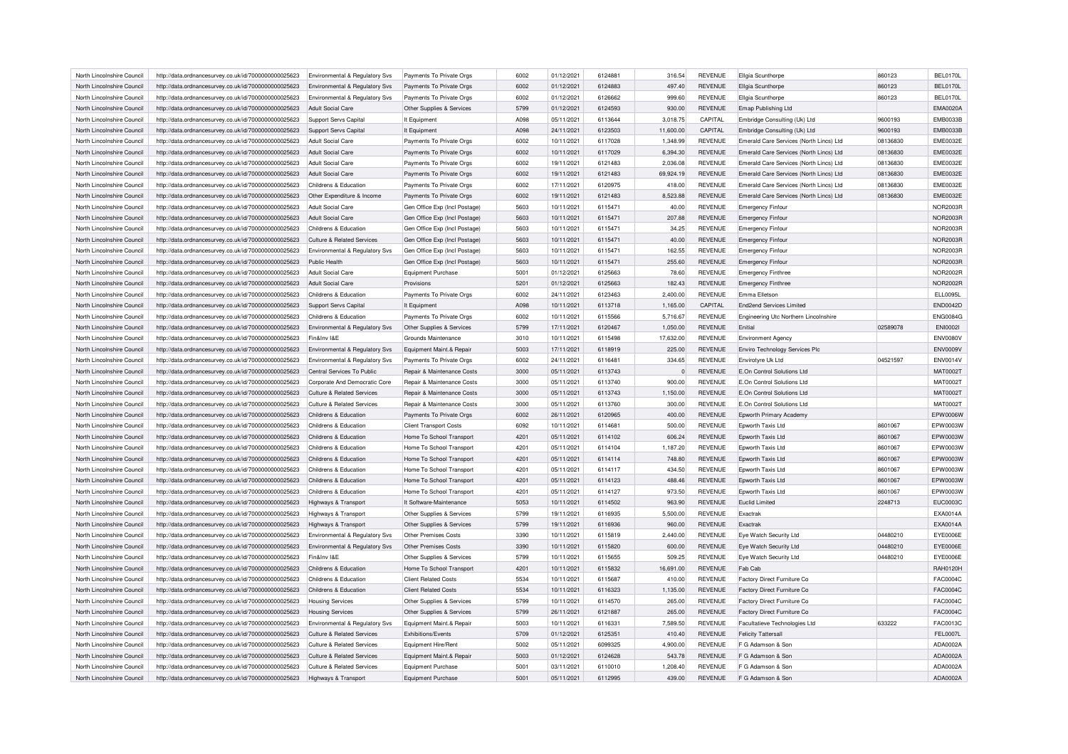| | | | | | | | | | | | |
|---|---|---|---|---|---|---|---|---|---|---|---|
| North Lincolnshire Council | http://data.ordnancesurvey.co.uk/id/7000000000025623 | Environmental & Regulatory Svs | Payments To Private Orgs | 6002 | 01/12/2021 | 6124881 | 316.54 | REVENUE | Ellgia Scunthorpe | 860123 | BEL0170L |
| North Lincolnshire Council | http://data.ordnancesurvey.co.uk/id/7000000000025623 | Environmental & Regulatory Svs | Payments To Private Orgs | 6002 | 01/12/2021 | 6124883 | 497.40 | REVENUE | Ellgia Scunthorpe | 860123 | BEL0170L |
| North Lincolnshire Council | http://data.ordnancesurvey.co.uk/id/7000000000025623 | Environmental & Regulatory Svs | Payments To Private Orgs | 6002 | 01/12/2021 | 6126662 | 999.60 | REVENUE | Ellgia Scunthorpe | 860123 | BEL0170L |
| North Lincolnshire Council | http://data.ordnancesurvey.co.uk/id/7000000000025623 | Adult Social Care | Other Supplies & Services | 5799 | 01/12/2021 | 6124593 | 930.00 | REVENUE | Emap Publishing Ltd | | EMA0020A |
| North Lincolnshire Council | http://data.ordnancesurvey.co.uk/id/7000000000025623 | Support Servs Capital | It Equipment | A098 | 05/11/2021 | 6113644 | 3,018.75 | CAPITAL | Embridge Consulting (Uk) Ltd | 9600193 | EMB0033B |
| North Lincolnshire Council | http://data.ordnancesurvey.co.uk/id/7000000000025623 | Support Servs Capital | It Equipment | A098 | 24/11/2021 | 6123503 | 11,600.00 | CAPITAL | Embridge Consulting (Uk) Ltd | 9600193 | EMB0033B |
| North Lincolnshire Council | http://data.ordnancesurvey.co.uk/id/7000000000025623 | Adult Social Care | Payments To Private Orgs | 6002 | 10/11/2021 | 6117028 | 1,348.99 | REVENUE | Emerald Care Services (North Lincs) Ltd | 08136830 | EME0032E |
| North Lincolnshire Council | http://data.ordnancesurvey.co.uk/id/7000000000025623 | Adult Social Care | Payments To Private Orgs | 6002 | 10/11/2021 | 6117029 | 6,394.30 | REVENUE | Emerald Care Services (North Lincs) Ltd | 08136830 | EME0032E |
| North Lincolnshire Council | http://data.ordnancesurvey.co.uk/id/7000000000025623 | Adult Social Care | Payments To Private Orgs | 6002 | 19/11/2021 | 6121483 | 2,036.08 | REVENUE | Emerald Care Services (North Lincs) Ltd | 08136830 | EME0032E |
| North Lincolnshire Council | http://data.ordnancesurvey.co.uk/id/7000000000025623 | Adult Social Care | Payments To Private Orgs | 6002 | 19/11/2021 | 6121483 | 69,924.19 | REVENUE | Emerald Care Services (North Lincs) Ltd | 08136830 | EME0032E |
| North Lincolnshire Council | http://data.ordnancesurvey.co.uk/id/7000000000025623 | Childrens & Education | Payments To Private Orgs | 6002 | 17/11/2021 | 6120975 | 418.00 | REVENUE | Emerald Care Services (North Lincs) Ltd | 08136830 | EME0032E |
| North Lincolnshire Council | http://data.ordnancesurvey.co.uk/id/7000000000025623 | Other Expenditure & Income | Payments To Private Orgs | 6002 | 19/11/2021 | 6121483 | 8,523.88 | REVENUE | Emerald Care Services (North Lincs) Ltd | 08136830 | EME0032E |
| North Lincolnshire Council | http://data.ordnancesurvey.co.uk/id/7000000000025623 | Adult Social Care | Gen Office Exp (Incl Postage) | 5603 | 10/11/2021 | 6115471 | 40.00 | REVENUE | Emergency Finfour | | NOR2003R |
| North Lincolnshire Council | http://data.ordnancesurvey.co.uk/id/7000000000025623 | Adult Social Care | Gen Office Exp (Incl Postage) | 5603 | 10/11/2021 | 6115471 | 207.88 | REVENUE | Emergency Finfour | | NOR2003R |
| North Lincolnshire Council | http://data.ordnancesurvey.co.uk/id/7000000000025623 | Childrens & Education | Gen Office Exp (Incl Postage) | 5603 | 10/11/2021 | 6115471 | 34.25 | REVENUE | Emergency Finfour | | NOR2003R |
| North Lincolnshire Council | http://data.ordnancesurvey.co.uk/id/7000000000025623 | Culture & Related Services | Gen Office Exp (Incl Postage) | 5603 | 10/11/2021 | 6115471 | 40.00 | REVENUE | Emergency Finfour | | NOR2003R |
| North Lincolnshire Council | http://data.ordnancesurvey.co.uk/id/7000000000025623 | Environmental & Regulatory Svs | Gen Office Exp (Incl Postage) | 5603 | 10/11/2021 | 6115471 | 162.55 | REVENUE | Emergency Finfour | | NOR2003R |
| North Lincolnshire Council | http://data.ordnancesurvey.co.uk/id/7000000000025623 | Public Health | Gen Office Exp (Incl Postage) | 5603 | 10/11/2021 | 6115471 | 255.60 | REVENUE | Emergency Finfour | | NOR2003R |
| North Lincolnshire Council | http://data.ordnancesurvey.co.uk/id/7000000000025623 | Adult Social Care | Equipment Purchase | 5001 | 01/12/2021 | 6125663 | 78.60 | REVENUE | Emergency Finthree | | NOR2002R |
| North Lincolnshire Council | http://data.ordnancesurvey.co.uk/id/7000000000025623 | Adult Social Care | Provisions | 5201 | 01/12/2021 | 6125663 | 182.43 | REVENUE | Emergency Finthree | | NOR2002R |
| North Lincolnshire Council | http://data.ordnancesurvey.co.uk/id/7000000000025623 | Childrens & Education | Payments To Private Orgs | 6002 | 24/11/2021 | 6123463 | 2,400.00 | REVENUE | Emma Elletson | | ELL0095L |
| North Lincolnshire Council | http://data.ordnancesurvey.co.uk/id/7000000000025623 | Support Servs Capital | It Equipment | A098 | 10/11/2021 | 6113718 | 1,165.00 | CAPITAL | End2end Services Limited | | END0042D |
| North Lincolnshire Council | http://data.ordnancesurvey.co.uk/id/7000000000025623 | Childrens & Education | Payments To Private Orgs | 6002 | 10/11/2021 | 6115566 | 5,716.67 | REVENUE | Engineering Utc Northern Lincolnshire | | ENG0084G |
| North Lincolnshire Council | http://data.ordnancesurvey.co.uk/id/7000000000025623 | Environmental & Regulatory Svs | Other Supplies & Services | 5799 | 17/11/2021 | 6120467 | 1,050.00 | REVENUE | Enitial | 02589078 | ENI0002I |
| North Lincolnshire Council | http://data.ordnancesurvey.co.uk/id/7000000000025623 | Fin&Inv I&E | Grounds Maintenance | 3010 | 10/11/2021 | 6115498 | 17,632.00 | REVENUE | Environment Agency | | ENV0080V |
| North Lincolnshire Council | http://data.ordnancesurvey.co.uk/id/7000000000025623 | Environmental & Regulatory Svs | Equipment Maint.& Repair | 5003 | 17/11/2021 | 6118919 | 225.00 | REVENUE | Enviro Technology Services Plc | | ENV0009V |
| North Lincolnshire Council | http://data.ordnancesurvey.co.uk/id/7000000000025623 | Environmental & Regulatory Svs | Payments To Private Orgs | 6002 | 24/11/2021 | 6116481 | 334.65 | REVENUE | Envirotyre Uk Ltd | 04521597 | ENV0014V |
| North Lincolnshire Council | http://data.ordnancesurvey.co.uk/id/7000000000025623 | Central Services To Public | Repair & Maintenance Costs | 3000 | 05/11/2021 | 6113743 | 0 | REVENUE | E.On Control Solutions Ltd | | MAT0002T |
| North Lincolnshire Council | http://data.ordnancesurvey.co.uk/id/7000000000025623 | Corporate And Democratic Core | Repair & Maintenance Costs | 3000 | 05/11/2021 | 6113740 | 900.00 | REVENUE | E.On Control Solutions Ltd | | MAT0002T |
| North Lincolnshire Council | http://data.ordnancesurvey.co.uk/id/7000000000025623 | Culture & Related Services | Repair & Maintenance Costs | 3000 | 05/11/2021 | 6113743 | 1,150.00 | REVENUE | E.On Control Solutions Ltd | | MAT0002T |
| North Lincolnshire Council | http://data.ordnancesurvey.co.uk/id/7000000000025623 | Culture & Related Services | Repair & Maintenance Costs | 3000 | 05/11/2021 | 6113760 | 300.00 | REVENUE | E.On Control Solutions Ltd | | MAT0002T |
| North Lincolnshire Council | http://data.ordnancesurvey.co.uk/id/7000000000025623 | Childrens & Education | Payments To Private Orgs | 6002 | 26/11/2021 | 6120965 | 400.00 | REVENUE | Epworth Primary Academy | | EPW0006W |
| North Lincolnshire Council | http://data.ordnancesurvey.co.uk/id/7000000000025623 | Childrens & Education | Client Transport Costs | 6092 | 10/11/2021 | 6114681 | 500.00 | REVENUE | Epworth Taxis Ltd | 8601067 | EPW0003W |
| North Lincolnshire Council | http://data.ordnancesurvey.co.uk/id/7000000000025623 | Childrens & Education | Home To School Transport | 4201 | 05/11/2021 | 6114102 | 606.24 | REVENUE | Epworth Taxis Ltd | 8601067 | EPW0003W |
| North Lincolnshire Council | http://data.ordnancesurvey.co.uk/id/7000000000025623 | Childrens & Education | Home To School Transport | 4201 | 05/11/2021 | 6114104 | 1,187.20 | REVENUE | Epworth Taxis Ltd | 8601067 | EPW0003W |
| North Lincolnshire Council | http://data.ordnancesurvey.co.uk/id/7000000000025623 | Childrens & Education | Home To School Transport | 4201 | 05/11/2021 | 6114114 | 748.80 | REVENUE | Epworth Taxis Ltd | 8601067 | EPW0003W |
| North Lincolnshire Council | http://data.ordnancesurvey.co.uk/id/7000000000025623 | Childrens & Education | Home To School Transport | 4201 | 05/11/2021 | 6114117 | 434.50 | REVENUE | Epworth Taxis Ltd | 8601067 | EPW0003W |
| North Lincolnshire Council | http://data.ordnancesurvey.co.uk/id/7000000000025623 | Childrens & Education | Home To School Transport | 4201 | 05/11/2021 | 6114123 | 488.46 | REVENUE | Epworth Taxis Ltd | 8601067 | EPW0003W |
| North Lincolnshire Council | http://data.ordnancesurvey.co.uk/id/7000000000025623 | Childrens & Education | Home To School Transport | 4201 | 05/11/2021 | 6114127 | 973.50 | REVENUE | Epworth Taxis Ltd | 8601067 | EPW0003W |
| North Lincolnshire Council | http://data.ordnancesurvey.co.uk/id/7000000000025623 | Highways & Transport | It Software-Maintenance | 5053 | 10/11/2021 | 6114502 | 963.90 | REVENUE | Euclid Limited | 2248713 | EUC0003C |
| North Lincolnshire Council | http://data.ordnancesurvey.co.uk/id/7000000000025623 | Highways & Transport | Other Supplies & Services | 5799 | 19/11/2021 | 6116935 | 5,500.00 | REVENUE | Exactrak | | EXA0014A |
| North Lincolnshire Council | http://data.ordnancesurvey.co.uk/id/7000000000025623 | Highways & Transport | Other Supplies & Services | 5799 | 19/11/2021 | 6116936 | 960.00 | REVENUE | Exactrak | | EXA0014A |
| North Lincolnshire Council | http://data.ordnancesurvey.co.uk/id/7000000000025623 | Environmental & Regulatory Svs | Other Premises Costs | 3390 | 10/11/2021 | 6115819 | 2,440.00 | REVENUE | Eye Watch Security Ltd | 04480210 | EYE0006E |
| North Lincolnshire Council | http://data.ordnancesurvey.co.uk/id/7000000000025623 | Environmental & Regulatory Svs | Other Premises Costs | 3390 | 10/11/2021 | 6115820 | 600.00 | REVENUE | Eye Watch Security Ltd | 04480210 | EYE0006E |
| North Lincolnshire Council | http://data.ordnancesurvey.co.uk/id/7000000000025623 | Fin&Inv I&E | Other Supplies & Services | 5799 | 10/11/2021 | 6115655 | 509.25 | REVENUE | Eye Watch Security Ltd | 04480210 | EYE0006E |
| North Lincolnshire Council | http://data.ordnancesurvey.co.uk/id/7000000000025623 | Childrens & Education | Home To School Transport | 4201 | 10/11/2021 | 6115832 | 16,691.00 | REVENUE | Fab Cab | | RAH0120H |
| North Lincolnshire Council | http://data.ordnancesurvey.co.uk/id/7000000000025623 | Childrens & Education | Client Related Costs | 5534 | 10/11/2021 | 6115687 | 410.00 | REVENUE | Factory Direct Furniture Co | | FAC0004C |
| North Lincolnshire Council | http://data.ordnancesurvey.co.uk/id/7000000000025623 | Childrens & Education | Client Related Costs | 5534 | 10/11/2021 | 6116323 | 1,135.00 | REVENUE | Factory Direct Furniture Co | | FAC0004C |
| North Lincolnshire Council | http://data.ordnancesurvey.co.uk/id/7000000000025623 | Housing Services | Other Supplies & Services | 5799 | 10/11/2021 | 6114570 | 265.00 | REVENUE | Factory Direct Furniture Co | | FAC0004C |
| North Lincolnshire Council | http://data.ordnancesurvey.co.uk/id/7000000000025623 | Housing Services | Other Supplies & Services | 5799 | 26/11/2021 | 6121887 | 265.00 | REVENUE | Factory Direct Furniture Co | | FAC0004C |
| North Lincolnshire Council | http://data.ordnancesurvey.co.uk/id/7000000000025623 | Environmental & Regulatory Svs | Equipment Maint.& Repair | 5003 | 10/11/2021 | 6116331 | 7,589.50 | REVENUE | Facultatieve Technologies Ltd | 633222 | FAC0013C |
| North Lincolnshire Council | http://data.ordnancesurvey.co.uk/id/7000000000025623 | Culture & Related Services | Exhibitions/Events | 5709 | 01/12/2021 | 6125351 | 410.40 | REVENUE | Felicity Tattersall | | FEL0007L |
| North Lincolnshire Council | http://data.ordnancesurvey.co.uk/id/7000000000025623 | Culture & Related Services | Equipment Hire/Rent | 5002 | 05/11/2021 | 6099325 | 4,900.00 | REVENUE | F G Adamson & Son | | ADA0002A |
| North Lincolnshire Council | http://data.ordnancesurvey.co.uk/id/7000000000025623 | Culture & Related Services | Equipment Maint.& Repair | 5003 | 01/12/2021 | 6124628 | 543.78 | REVENUE | F G Adamson & Son | | ADA0002A |
| North Lincolnshire Council | http://data.ordnancesurvey.co.uk/id/7000000000025623 | Culture & Related Services | Equipment Purchase | 5001 | 03/11/2021 | 6110010 | 1,208.40 | REVENUE | F G Adamson & Son | | ADA0002A |
| North Lincolnshire Council | http://data.ordnancesurvey.co.uk/id/7000000000025623 | Highways & Transport | Equipment Purchase | 5001 | 05/11/2021 | 6112995 | 439.00 | REVENUE | F G Adamson & Son | | ADA0002A |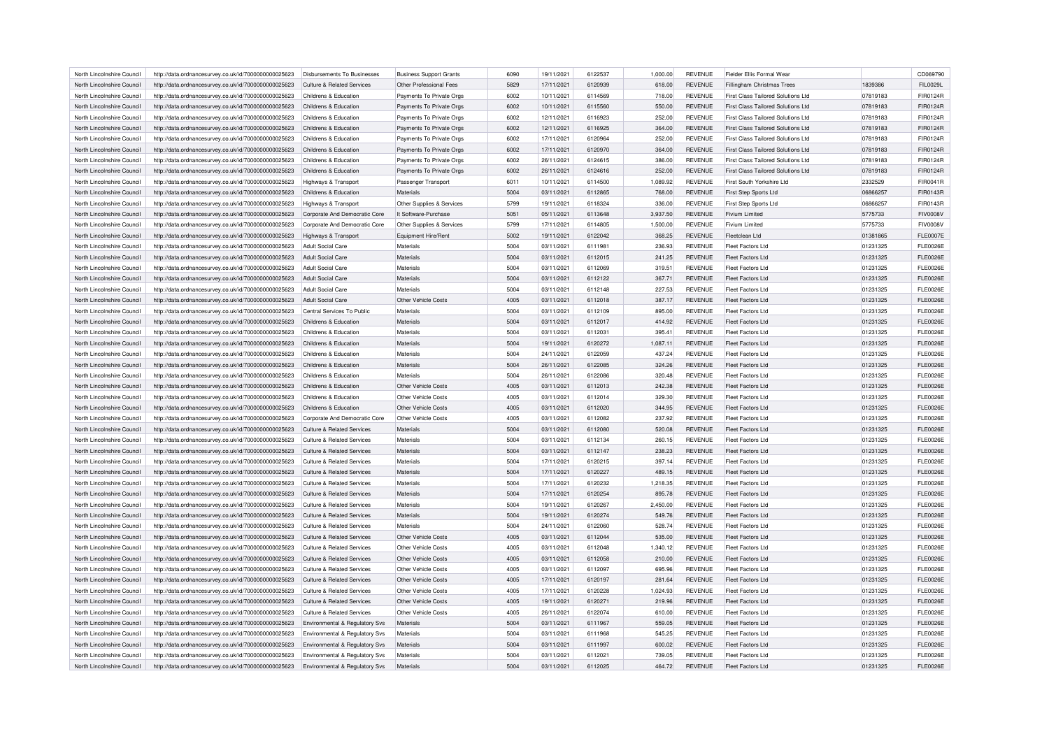| | | | | | | | | | | | |
|---|---|---|---|---|---|---|---|---|---|---|---|
| North Lincolnshire Council | http://data.ordnancesurvey.co.uk/id/7000000000025623 | Disbursements To Businesses | Business Support Grants | 6090 | 19/11/2021 | 6122537 | 1,000.00 | REVENUE | Fielder Ellis Formal Wear | | CD069790 |
| North Lincolnshire Council | http://data.ordnancesurvey.co.uk/id/7000000000025623 | Culture & Related Services | Other Professional Fees | 5829 | 17/11/2021 | 6120939 | 618.00 | REVENUE | Fillingham Christmas Trees | 1839386 | FIL0029L |
| North Lincolnshire Council | http://data.ordnancesurvey.co.uk/id/7000000000025623 | Childrens & Education | Payments To Private Orgs | 6002 | 10/11/2021 | 6114569 | 718.00 | REVENUE | First Class Tailored Solutions Ltd | 07819183 | FIR0124R |
| North Lincolnshire Council | http://data.ordnancesurvey.co.uk/id/7000000000025623 | Childrens & Education | Payments To Private Orgs | 6002 | 10/11/2021 | 6115560 | 550.00 | REVENUE | First Class Tailored Solutions Ltd | 07819183 | FIR0124R |
| North Lincolnshire Council | http://data.ordnancesurvey.co.uk/id/7000000000025623 | Childrens & Education | Payments To Private Orgs | 6002 | 12/11/2021 | 6116923 | 252.00 | REVENUE | First Class Tailored Solutions Ltd | 07819183 | FIR0124R |
| North Lincolnshire Council | http://data.ordnancesurvey.co.uk/id/7000000000025623 | Childrens & Education | Payments To Private Orgs | 6002 | 12/11/2021 | 6116925 | 364.00 | REVENUE | First Class Tailored Solutions Ltd | 07819183 | FIR0124R |
| North Lincolnshire Council | http://data.ordnancesurvey.co.uk/id/7000000000025623 | Childrens & Education | Payments To Private Orgs | 6002 | 17/11/2021 | 6120964 | 252.00 | REVENUE | First Class Tailored Solutions Ltd | 07819183 | FIR0124R |
| North Lincolnshire Council | http://data.ordnancesurvey.co.uk/id/7000000000025623 | Childrens & Education | Payments To Private Orgs | 6002 | 17/11/2021 | 6120970 | 364.00 | REVENUE | First Class Tailored Solutions Ltd | 07819183 | FIR0124R |
| North Lincolnshire Council | http://data.ordnancesurvey.co.uk/id/7000000000025623 | Childrens & Education | Payments To Private Orgs | 6002 | 26/11/2021 | 6124615 | 386.00 | REVENUE | First Class Tailored Solutions Ltd | 07819183 | FIR0124R |
| North Lincolnshire Council | http://data.ordnancesurvey.co.uk/id/7000000000025623 | Childrens & Education | Payments To Private Orgs | 6002 | 26/11/2021 | 6124616 | 252.00 | REVENUE | First Class Tailored Solutions Ltd | 07819183 | FIR0124R |
| North Lincolnshire Council | http://data.ordnancesurvey.co.uk/id/7000000000025623 | Highways & Transport | Passenger Transport | 6011 | 10/11/2021 | 6114500 | 1,089.92 | REVENUE | First South Yorkshire Ltd | 2332529 | FIR0041R |
| North Lincolnshire Council | http://data.ordnancesurvey.co.uk/id/7000000000025623 | Childrens & Education | Materials | 5004 | 03/11/2021 | 6112865 | 768.00 | REVENUE | First Step Sports Ltd | 06866257 | FIR0143R |
| North Lincolnshire Council | http://data.ordnancesurvey.co.uk/id/7000000000025623 | Highways & Transport | Other Supplies & Services | 5799 | 19/11/2021 | 6118324 | 336.00 | REVENUE | First Step Sports Ltd | 06866257 | FIR0143R |
| North Lincolnshire Council | http://data.ordnancesurvey.co.uk/id/7000000000025623 | Corporate And Democratic Core | It Software-Purchase | 5051 | 05/11/2021 | 6113648 | 3,937.50 | REVENUE | Fivium Limited | 5775733 | FIV0008V |
| North Lincolnshire Council | http://data.ordnancesurvey.co.uk/id/7000000000025623 | Corporate And Democratic Core | Other Supplies & Services | 5799 | 17/11/2021 | 6114805 | 1,500.00 | REVENUE | Fivium Limited | 5775733 | FIV0008V |
| North Lincolnshire Council | http://data.ordnancesurvey.co.uk/id/7000000000025623 | Highways & Transport | Equipment Hire/Rent | 5002 | 19/11/2021 | 6122042 | 368.25 | REVENUE | Fleetclean Ltd | 01381865 | FLE0007E |
| North Lincolnshire Council | http://data.ordnancesurvey.co.uk/id/7000000000025623 | Adult Social Care | Materials | 5004 | 03/11/2021 | 6111981 | 236.93 | REVENUE | Fleet Factors Ltd | 01231325 | FLE0026E |
| North Lincolnshire Council | http://data.ordnancesurvey.co.uk/id/7000000000025623 | Adult Social Care | Materials | 5004 | 03/11/2021 | 6112015 | 241.25 | REVENUE | Fleet Factors Ltd | 01231325 | FLE0026E |
| North Lincolnshire Council | http://data.ordnancesurvey.co.uk/id/7000000000025623 | Adult Social Care | Materials | 5004 | 03/11/2021 | 6112069 | 319.51 | REVENUE | Fleet Factors Ltd | 01231325 | FLE0026E |
| North Lincolnshire Council | http://data.ordnancesurvey.co.uk/id/7000000000025623 | Adult Social Care | Materials | 5004 | 03/11/2021 | 6112122 | 367.71 | REVENUE | Fleet Factors Ltd | 01231325 | FLE0026E |
| North Lincolnshire Council | http://data.ordnancesurvey.co.uk/id/7000000000025623 | Adult Social Care | Materials | 5004 | 03/11/2021 | 6112148 | 227.53 | REVENUE | Fleet Factors Ltd | 01231325 | FLE0026E |
| North Lincolnshire Council | http://data.ordnancesurvey.co.uk/id/7000000000025623 | Adult Social Care | Other Vehicle Costs | 4005 | 03/11/2021 | 6112018 | 387.17 | REVENUE | Fleet Factors Ltd | 01231325 | FLE0026E |
| North Lincolnshire Council | http://data.ordnancesurvey.co.uk/id/7000000000025623 | Central Services To Public | Materials | 5004 | 03/11/2021 | 6112109 | 895.00 | REVENUE | Fleet Factors Ltd | 01231325 | FLE0026E |
| North Lincolnshire Council | http://data.ordnancesurvey.co.uk/id/7000000000025623 | Childrens & Education | Materials | 5004 | 03/11/2021 | 6112017 | 414.92 | REVENUE | Fleet Factors Ltd | 01231325 | FLE0026E |
| North Lincolnshire Council | http://data.ordnancesurvey.co.uk/id/7000000000025623 | Childrens & Education | Materials | 5004 | 03/11/2021 | 6112031 | 395.41 | REVENUE | Fleet Factors Ltd | 01231325 | FLE0026E |
| North Lincolnshire Council | http://data.ordnancesurvey.co.uk/id/7000000000025623 | Childrens & Education | Materials | 5004 | 19/11/2021 | 6120272 | 1,087.11 | REVENUE | Fleet Factors Ltd | 01231325 | FLE0026E |
| North Lincolnshire Council | http://data.ordnancesurvey.co.uk/id/7000000000025623 | Childrens & Education | Materials | 5004 | 24/11/2021 | 6122059 | 437.24 | REVENUE | Fleet Factors Ltd | 01231325 | FLE0026E |
| North Lincolnshire Council | http://data.ordnancesurvey.co.uk/id/7000000000025623 | Childrens & Education | Materials | 5004 | 26/11/2021 | 6122085 | 324.26 | REVENUE | Fleet Factors Ltd | 01231325 | FLE0026E |
| North Lincolnshire Council | http://data.ordnancesurvey.co.uk/id/7000000000025623 | Childrens & Education | Materials | 5004 | 26/11/2021 | 6122086 | 320.48 | REVENUE | Fleet Factors Ltd | 01231325 | FLE0026E |
| North Lincolnshire Council | http://data.ordnancesurvey.co.uk/id/7000000000025623 | Childrens & Education | Other Vehicle Costs | 4005 | 03/11/2021 | 6112013 | 242.38 | REVENUE | Fleet Factors Ltd | 01231325 | FLE0026E |
| North Lincolnshire Council | http://data.ordnancesurvey.co.uk/id/7000000000025623 | Childrens & Education | Other Vehicle Costs | 4005 | 03/11/2021 | 6112014 | 329.30 | REVENUE | Fleet Factors Ltd | 01231325 | FLE0026E |
| North Lincolnshire Council | http://data.ordnancesurvey.co.uk/id/7000000000025623 | Childrens & Education | Other Vehicle Costs | 4005 | 03/11/2021 | 6112020 | 344.95 | REVENUE | Fleet Factors Ltd | 01231325 | FLE0026E |
| North Lincolnshire Council | http://data.ordnancesurvey.co.uk/id/7000000000025623 | Corporate And Democratic Core | Other Vehicle Costs | 4005 | 03/11/2021 | 6112082 | 237.92 | REVENUE | Fleet Factors Ltd | 01231325 | FLE0026E |
| North Lincolnshire Council | http://data.ordnancesurvey.co.uk/id/7000000000025623 | Culture & Related Services | Materials | 5004 | 03/11/2021 | 6112080 | 520.08 | REVENUE | Fleet Factors Ltd | 01231325 | FLE0026E |
| North Lincolnshire Council | http://data.ordnancesurvey.co.uk/id/7000000000025623 | Culture & Related Services | Materials | 5004 | 03/11/2021 | 6112134 | 260.15 | REVENUE | Fleet Factors Ltd | 01231325 | FLE0026E |
| North Lincolnshire Council | http://data.ordnancesurvey.co.uk/id/7000000000025623 | Culture & Related Services | Materials | 5004 | 03/11/2021 | 6112147 | 238.23 | REVENUE | Fleet Factors Ltd | 01231325 | FLE0026E |
| North Lincolnshire Council | http://data.ordnancesurvey.co.uk/id/7000000000025623 | Culture & Related Services | Materials | 5004 | 17/11/2021 | 6120215 | 397.14 | REVENUE | Fleet Factors Ltd | 01231325 | FLE0026E |
| North Lincolnshire Council | http://data.ordnancesurvey.co.uk/id/7000000000025623 | Culture & Related Services | Materials | 5004 | 17/11/2021 | 6120227 | 489.15 | REVENUE | Fleet Factors Ltd | 01231325 | FLE0026E |
| North Lincolnshire Council | http://data.ordnancesurvey.co.uk/id/7000000000025623 | Culture & Related Services | Materials | 5004 | 17/11/2021 | 6120232 | 1,218.35 | REVENUE | Fleet Factors Ltd | 01231325 | FLE0026E |
| North Lincolnshire Council | http://data.ordnancesurvey.co.uk/id/7000000000025623 | Culture & Related Services | Materials | 5004 | 17/11/2021 | 6120254 | 895.78 | REVENUE | Fleet Factors Ltd | 01231325 | FLE0026E |
| North Lincolnshire Council | http://data.ordnancesurvey.co.uk/id/7000000000025623 | Culture & Related Services | Materials | 5004 | 19/11/2021 | 6120267 | 2,450.00 | REVENUE | Fleet Factors Ltd | 01231325 | FLE0026E |
| North Lincolnshire Council | http://data.ordnancesurvey.co.uk/id/7000000000025623 | Culture & Related Services | Materials | 5004 | 19/11/2021 | 6120274 | 549.76 | REVENUE | Fleet Factors Ltd | 01231325 | FLE0026E |
| North Lincolnshire Council | http://data.ordnancesurvey.co.uk/id/7000000000025623 | Culture & Related Services | Materials | 5004 | 24/11/2021 | 6122060 | 528.74 | REVENUE | Fleet Factors Ltd | 01231325 | FLE0026E |
| North Lincolnshire Council | http://data.ordnancesurvey.co.uk/id/7000000000025623 | Culture & Related Services | Other Vehicle Costs | 4005 | 03/11/2021 | 6112044 | 535.00 | REVENUE | Fleet Factors Ltd | 01231325 | FLE0026E |
| North Lincolnshire Council | http://data.ordnancesurvey.co.uk/id/7000000000025623 | Culture & Related Services | Other Vehicle Costs | 4005 | 03/11/2021 | 6112048 | 1,340.12 | REVENUE | Fleet Factors Ltd | 01231325 | FLE0026E |
| North Lincolnshire Council | http://data.ordnancesurvey.co.uk/id/7000000000025623 | Culture & Related Services | Other Vehicle Costs | 4005 | 03/11/2021 | 6112058 | 210.00 | REVENUE | Fleet Factors Ltd | 01231325 | FLE0026E |
| North Lincolnshire Council | http://data.ordnancesurvey.co.uk/id/7000000000025623 | Culture & Related Services | Other Vehicle Costs | 4005 | 03/11/2021 | 6112097 | 695.96 | REVENUE | Fleet Factors Ltd | 01231325 | FLE0026E |
| North Lincolnshire Council | http://data.ordnancesurvey.co.uk/id/7000000000025623 | Culture & Related Services | Other Vehicle Costs | 4005 | 17/11/2021 | 6120197 | 281.64 | REVENUE | Fleet Factors Ltd | 01231325 | FLE0026E |
| North Lincolnshire Council | http://data.ordnancesurvey.co.uk/id/7000000000025623 | Culture & Related Services | Other Vehicle Costs | 4005 | 17/11/2021 | 6120228 | 1,024.93 | REVENUE | Fleet Factors Ltd | 01231325 | FLE0026E |
| North Lincolnshire Council | http://data.ordnancesurvey.co.uk/id/7000000000025623 | Culture & Related Services | Other Vehicle Costs | 4005 | 19/11/2021 | 6120271 | 219.96 | REVENUE | Fleet Factors Ltd | 01231325 | FLE0026E |
| North Lincolnshire Council | http://data.ordnancesurvey.co.uk/id/7000000000025623 | Culture & Related Services | Other Vehicle Costs | 4005 | 26/11/2021 | 6122074 | 610.00 | REVENUE | Fleet Factors Ltd | 01231325 | FLE0026E |
| North Lincolnshire Council | http://data.ordnancesurvey.co.uk/id/7000000000025623 | Environmental & Regulatory Svs | Materials | 5004 | 03/11/2021 | 6111967 | 559.05 | REVENUE | Fleet Factors Ltd | 01231325 | FLE0026E |
| North Lincolnshire Council | http://data.ordnancesurvey.co.uk/id/7000000000025623 | Environmental & Regulatory Svs | Materials | 5004 | 03/11/2021 | 6111968 | 545.25 | REVENUE | Fleet Factors Ltd | 01231325 | FLE0026E |
| North Lincolnshire Council | http://data.ordnancesurvey.co.uk/id/7000000000025623 | Environmental & Regulatory Svs | Materials | 5004 | 03/11/2021 | 6111997 | 600.02 | REVENUE | Fleet Factors Ltd | 01231325 | FLE0026E |
| North Lincolnshire Council | http://data.ordnancesurvey.co.uk/id/7000000000025623 | Environmental & Regulatory Svs | Materials | 5004 | 03/11/2021 | 6112021 | 739.05 | REVENUE | Fleet Factors Ltd | 01231325 | FLE0026E |
| North Lincolnshire Council | http://data.ordnancesurvey.co.uk/id/7000000000025623 | Environmental & Regulatory Svs | Materials | 5004 | 03/11/2021 | 6112025 | 464.72 | REVENUE | Fleet Factors Ltd | 01231325 | FLE0026E |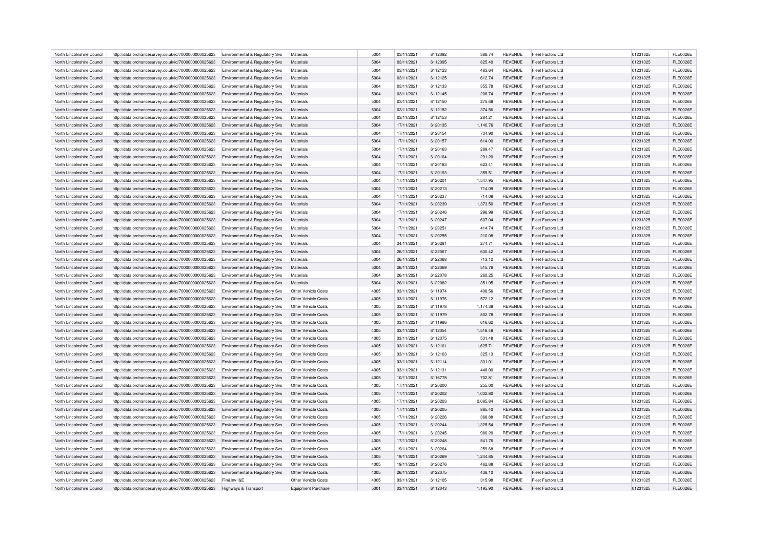| | | | | | | | | | | | |
|---|---|---|---|---|---|---|---|---|---|---|---|
| North Lincolnshire Council | http://data.ordnancesurvey.co.uk/id/7000000000025623 | Environmental & Regulatory Svs | Materials | 5004 | 03/11/2021 | 6112092 | 388.74 | REVENUE | Fleet Factors Ltd | 01231325 | FLE0026E |
| North Lincolnshire Council | http://data.ordnancesurvey.co.uk/id/7000000000025623 | Environmental & Regulatory Svs | Materials | 5004 | 03/11/2021 | 6112095 | 825.40 | REVENUE | Fleet Factors Ltd | 01231325 | FLE0026E |
| North Lincolnshire Council | http://data.ordnancesurvey.co.uk/id/7000000000025623 | Environmental & Regulatory Svs | Materials | 5004 | 03/11/2021 | 6112123 | 483.64 | REVENUE | Fleet Factors Ltd | 01231325 | FLE0026E |
| North Lincolnshire Council | http://data.ordnancesurvey.co.uk/id/7000000000025623 | Environmental & Regulatory Svs | Materials | 5004 | 03/11/2021 | 6112125 | 612.74 | REVENUE | Fleet Factors Ltd | 01231325 | FLE0026E |
| North Lincolnshire Council | http://data.ordnancesurvey.co.uk/id/7000000000025623 | Environmental & Regulatory Svs | Materials | 5004 | 03/11/2021 | 6112133 | 355.78 | REVENUE | Fleet Factors Ltd | 01231325 | FLE0026E |
| North Lincolnshire Council | http://data.ordnancesurvey.co.uk/id/7000000000025623 | Environmental & Regulatory Svs | Materials | 5004 | 03/11/2021 | 6112145 | 208.74 | REVENUE | Fleet Factors Ltd | 01231325 | FLE0026E |
| North Lincolnshire Council | http://data.ordnancesurvey.co.uk/id/7000000000025623 | Environmental & Regulatory Svs | Materials | 5004 | 03/11/2021 | 6112150 | 275.68 | REVENUE | Fleet Factors Ltd | 01231325 | FLE0026E |
| North Lincolnshire Council | http://data.ordnancesurvey.co.uk/id/7000000000025623 | Environmental & Regulatory Svs | Materials | 5004 | 03/11/2021 | 6112152 | 374.56 | REVENUE | Fleet Factors Ltd | 01231325 | FLE0026E |
| North Lincolnshire Council | http://data.ordnancesurvey.co.uk/id/7000000000025623 | Environmental & Regulatory Svs | Materials | 5004 | 03/11/2021 | 6112153 | 284.21 | REVENUE | Fleet Factors Ltd | 01231325 | FLE0026E |
| North Lincolnshire Council | http://data.ordnancesurvey.co.uk/id/7000000000025623 | Environmental & Regulatory Svs | Materials | 5004 | 17/11/2021 | 6120135 | 1,140.76 | REVENUE | Fleet Factors Ltd | 01231325 | FLE0026E |
| North Lincolnshire Council | http://data.ordnancesurvey.co.uk/id/7000000000025623 | Environmental & Regulatory Svs | Materials | 5004 | 17/11/2021 | 6120154 | 734.90 | REVENUE | Fleet Factors Ltd | 01231325 | FLE0026E |
| North Lincolnshire Council | http://data.ordnancesurvey.co.uk/id/7000000000025623 | Environmental & Regulatory Svs | Materials | 5004 | 17/11/2021 | 6120157 | 614.00 | REVENUE | Fleet Factors Ltd | 01231325 | FLE0026E |
| North Lincolnshire Council | http://data.ordnancesurvey.co.uk/id/7000000000025623 | Environmental & Regulatory Svs | Materials | 5004 | 17/11/2021 | 6120163 | 289.47 | REVENUE | Fleet Factors Ltd | 01231325 | FLE0026E |
| North Lincolnshire Council | http://data.ordnancesurvey.co.uk/id/7000000000025623 | Environmental & Regulatory Svs | Materials | 5004 | 17/11/2021 | 6120164 | 291.20 | REVENUE | Fleet Factors Ltd | 01231325 | FLE0026E |
| North Lincolnshire Council | http://data.ordnancesurvey.co.uk/id/7000000000025623 | Environmental & Regulatory Svs | Materials | 5004 | 17/11/2021 | 6120183 | 623.41 | REVENUE | Fleet Factors Ltd | 01231325 | FLE0026E |
| North Lincolnshire Council | http://data.ordnancesurvey.co.uk/id/7000000000025623 | Environmental & Regulatory Svs | Materials | 5004 | 17/11/2021 | 6120193 | 355.51 | REVENUE | Fleet Factors Ltd | 01231325 | FLE0026E |
| North Lincolnshire Council | http://data.ordnancesurvey.co.uk/id/7000000000025623 | Environmental & Regulatory Svs | Materials | 5004 | 17/11/2021 | 6120201 | 1,547.95 | REVENUE | Fleet Factors Ltd | 01231325 | FLE0026E |
| North Lincolnshire Council | http://data.ordnancesurvey.co.uk/id/7000000000025623 | Environmental & Regulatory Svs | Materials | 5004 | 17/11/2021 | 6120213 | 714.09 | REVENUE | Fleet Factors Ltd | 01231325 | FLE0026E |
| North Lincolnshire Council | http://data.ordnancesurvey.co.uk/id/7000000000025623 | Environmental & Regulatory Svs | Materials | 5004 | 17/11/2021 | 6120237 | 714.09 | REVENUE | Fleet Factors Ltd | 01231325 | FLE0026E |
| North Lincolnshire Council | http://data.ordnancesurvey.co.uk/id/7000000000025623 | Environmental & Regulatory Svs | Materials | 5004 | 17/11/2021 | 6120239 | 1,373.50 | REVENUE | Fleet Factors Ltd | 01231325 | FLE0026E |
| North Lincolnshire Council | http://data.ordnancesurvey.co.uk/id/7000000000025623 | Environmental & Regulatory Svs | Materials | 5004 | 17/11/2021 | 6120246 | 296.99 | REVENUE | Fleet Factors Ltd | 01231325 | FLE0026E |
| North Lincolnshire Council | http://data.ordnancesurvey.co.uk/id/7000000000025623 | Environmental & Regulatory Svs | Materials | 5004 | 17/11/2021 | 6120247 | 607.04 | REVENUE | Fleet Factors Ltd | 01231325 | FLE0026E |
| North Lincolnshire Council | http://data.ordnancesurvey.co.uk/id/7000000000025623 | Environmental & Regulatory Svs | Materials | 5004 | 17/11/2021 | 6120251 | 414.74 | REVENUE | Fleet Factors Ltd | 01231325 | FLE0026E |
| North Lincolnshire Council | http://data.ordnancesurvey.co.uk/id/7000000000025623 | Environmental & Regulatory Svs | Materials | 5004 | 17/11/2021 | 6120255 | 210.08 | REVENUE | Fleet Factors Ltd | 01231325 | FLE0026E |
| North Lincolnshire Council | http://data.ordnancesurvey.co.uk/id/7000000000025623 | Environmental & Regulatory Svs | Materials | 5004 | 24/11/2021 | 6120281 | 274.71 | REVENUE | Fleet Factors Ltd | 01231325 | FLE0026E |
| North Lincolnshire Council | http://data.ordnancesurvey.co.uk/id/7000000000025623 | Environmental & Regulatory Svs | Materials | 5004 | 26/11/2021 | 6122067 | 630.42 | REVENUE | Fleet Factors Ltd | 01231325 | FLE0026E |
| North Lincolnshire Council | http://data.ordnancesurvey.co.uk/id/7000000000025623 | Environmental & Regulatory Svs | Materials | 5004 | 26/11/2021 | 6122068 | 713.12 | REVENUE | Fleet Factors Ltd | 01231325 | FLE0026E |
| North Lincolnshire Council | http://data.ordnancesurvey.co.uk/id/7000000000025623 | Environmental & Regulatory Svs | Materials | 5004 | 26/11/2021 | 6122069 | 515.76 | REVENUE | Fleet Factors Ltd | 01231325 | FLE0026E |
| North Lincolnshire Council | http://data.ordnancesurvey.co.uk/id/7000000000025623 | Environmental & Regulatory Svs | Materials | 5004 | 26/11/2021 | 6122078 | 260.25 | REVENUE | Fleet Factors Ltd | 01231325 | FLE0026E |
| North Lincolnshire Council | http://data.ordnancesurvey.co.uk/id/7000000000025623 | Environmental & Regulatory Svs | Materials | 5004 | 26/11/2021 | 6122082 | 351.95 | REVENUE | Fleet Factors Ltd | 01231325 | FLE0026E |
| North Lincolnshire Council | http://data.ordnancesurvey.co.uk/id/7000000000025623 | Environmental & Regulatory Svs | Other Vehicle Costs | 4005 | 03/11/2021 | 6111974 | 408.56 | REVENUE | Fleet Factors Ltd | 01231325 | FLE0026E |
| North Lincolnshire Council | http://data.ordnancesurvey.co.uk/id/7000000000025623 | Environmental & Regulatory Svs | Other Vehicle Costs | 4005 | 03/11/2021 | 6111976 | 572.12 | REVENUE | Fleet Factors Ltd | 01231325 | FLE0026E |
| North Lincolnshire Council | http://data.ordnancesurvey.co.uk/id/7000000000025623 | Environmental & Regulatory Svs | Other Vehicle Costs | 4005 | 03/11/2021 | 6111978 | 1,174.38 | REVENUE | Fleet Factors Ltd | 01231325 | FLE0026E |
| North Lincolnshire Council | http://data.ordnancesurvey.co.uk/id/7000000000025623 | Environmental & Regulatory Svs | Other Vehicle Costs | 4005 | 03/11/2021 | 6111979 | 802.78 | REVENUE | Fleet Factors Ltd | 01231325 | FLE0026E |
| North Lincolnshire Council | http://data.ordnancesurvey.co.uk/id/7000000000025623 | Environmental & Regulatory Svs | Other Vehicle Costs | 4005 | 03/11/2021 | 6111986 | 616.62 | REVENUE | Fleet Factors Ltd | 01231325 | FLE0026E |
| North Lincolnshire Council | http://data.ordnancesurvey.co.uk/id/7000000000025623 | Environmental & Regulatory Svs | Other Vehicle Costs | 4005 | 03/11/2021 | 6112054 | 1,518.48 | REVENUE | Fleet Factors Ltd | 01231325 | FLE0026E |
| North Lincolnshire Council | http://data.ordnancesurvey.co.uk/id/7000000000025623 | Environmental & Regulatory Svs | Other Vehicle Costs | 4005 | 03/11/2021 | 6112075 | 531.48 | REVENUE | Fleet Factors Ltd | 01231325 | FLE0026E |
| North Lincolnshire Council | http://data.ordnancesurvey.co.uk/id/7000000000025623 | Environmental & Regulatory Svs | Other Vehicle Costs | 4005 | 03/11/2021 | 6112101 | 1,625.71 | REVENUE | Fleet Factors Ltd | 01231325 | FLE0026E |
| North Lincolnshire Council | http://data.ordnancesurvey.co.uk/id/7000000000025623 | Environmental & Regulatory Svs | Other Vehicle Costs | 4005 | 03/11/2021 | 6112103 | 325.13 | REVENUE | Fleet Factors Ltd | 01231325 | FLE0026E |
| North Lincolnshire Council | http://data.ordnancesurvey.co.uk/id/7000000000025623 | Environmental & Regulatory Svs | Other Vehicle Costs | 4005 | 03/11/2021 | 6112114 | 331.01 | REVENUE | Fleet Factors Ltd | 01231325 | FLE0026E |
| North Lincolnshire Council | http://data.ordnancesurvey.co.uk/id/7000000000025623 | Environmental & Regulatory Svs | Other Vehicle Costs | 4005 | 03/11/2021 | 6112131 | 448.00 | REVENUE | Fleet Factors Ltd | 01231325 | FLE0026E |
| North Lincolnshire Council | http://data.ordnancesurvey.co.uk/id/7000000000025623 | Environmental & Regulatory Svs | Other Vehicle Costs | 4005 | 10/11/2021 | 6116778 | 702.81 | REVENUE | Fleet Factors Ltd | 01231325 | FLE0026E |
| North Lincolnshire Council | http://data.ordnancesurvey.co.uk/id/7000000000025623 | Environmental & Regulatory Svs | Other Vehicle Costs | 4005 | 17/11/2021 | 6120200 | 255.00 | REVENUE | Fleet Factors Ltd | 01231325 | FLE0026E |
| North Lincolnshire Council | http://data.ordnancesurvey.co.uk/id/7000000000025623 | Environmental & Regulatory Svs | Other Vehicle Costs | 4005 | 17/11/2021 | 6120202 | 1,032.80 | REVENUE | Fleet Factors Ltd | 01231325 | FLE0026E |
| North Lincolnshire Council | http://data.ordnancesurvey.co.uk/id/7000000000025623 | Environmental & Regulatory Svs | Other Vehicle Costs | 4005 | 17/11/2021 | 6120203 | 2,085.84 | REVENUE | Fleet Factors Ltd | 01231325 | FLE0026E |
| North Lincolnshire Council | http://data.ordnancesurvey.co.uk/id/7000000000025623 | Environmental & Regulatory Svs | Other Vehicle Costs | 4005 | 17/11/2021 | 6120205 | 885.40 | REVENUE | Fleet Factors Ltd | 01231325 | FLE0026E |
| North Lincolnshire Council | http://data.ordnancesurvey.co.uk/id/7000000000025623 | Environmental & Regulatory Svs | Other Vehicle Costs | 4005 | 17/11/2021 | 6120226 | 368.88 | REVENUE | Fleet Factors Ltd | 01231325 | FLE0026E |
| North Lincolnshire Council | http://data.ordnancesurvey.co.uk/id/7000000000025623 | Environmental & Regulatory Svs | Other Vehicle Costs | 4005 | 17/11/2021 | 6120244 | 1,325.54 | REVENUE | Fleet Factors Ltd | 01231325 | FLE0026E |
| North Lincolnshire Council | http://data.ordnancesurvey.co.uk/id/7000000000025623 | Environmental & Regulatory Svs | Other Vehicle Costs | 4005 | 17/11/2021 | 6120245 | 980.20 | REVENUE | Fleet Factors Ltd | 01231325 | FLE0026E |
| North Lincolnshire Council | http://data.ordnancesurvey.co.uk/id/7000000000025623 | Environmental & Regulatory Svs | Other Vehicle Costs | 4005 | 17/11/2021 | 6120248 | 541.76 | REVENUE | Fleet Factors Ltd | 01231325 | FLE0026E |
| North Lincolnshire Council | http://data.ordnancesurvey.co.uk/id/7000000000025623 | Environmental & Regulatory Svs | Other Vehicle Costs | 4005 | 19/11/2021 | 6120264 | 259.68 | REVENUE | Fleet Factors Ltd | 01231325 | FLE0026E |
| North Lincolnshire Council | http://data.ordnancesurvey.co.uk/id/7000000000025623 | Environmental & Regulatory Svs | Other Vehicle Costs | 4005 | 19/11/2021 | 6120269 | 1,244.85 | REVENUE | Fleet Factors Ltd | 01231325 | FLE0026E |
| North Lincolnshire Council | http://data.ordnancesurvey.co.uk/id/7000000000025623 | Environmental & Regulatory Svs | Other Vehicle Costs | 4005 | 19/11/2021 | 6120276 | 462.88 | REVENUE | Fleet Factors Ltd | 01231325 | FLE0026E |
| North Lincolnshire Council | http://data.ordnancesurvey.co.uk/id/7000000000025623 | Environmental & Regulatory Svs | Other Vehicle Costs | 4005 | 26/11/2021 | 6122075 | 438.10 | REVENUE | Fleet Factors Ltd | 01231325 | FLE0026E |
| North Lincolnshire Council | http://data.ordnancesurvey.co.uk/id/7000000000025623 | Fin&Inv I&E | Other Vehicle Costs | 4005 | 03/11/2021 | 6112105 | 315.98 | REVENUE | Fleet Factors Ltd | 01231325 | FLE0026E |
| North Lincolnshire Council | http://data.ordnancesurvey.co.uk/id/7000000000025623 | Highways & Transport | Equipment Purchase | 5001 | 03/11/2021 | 6112043 | 1,195.90 | REVENUE | Fleet Factors Ltd | 01231325 | FLE0026E |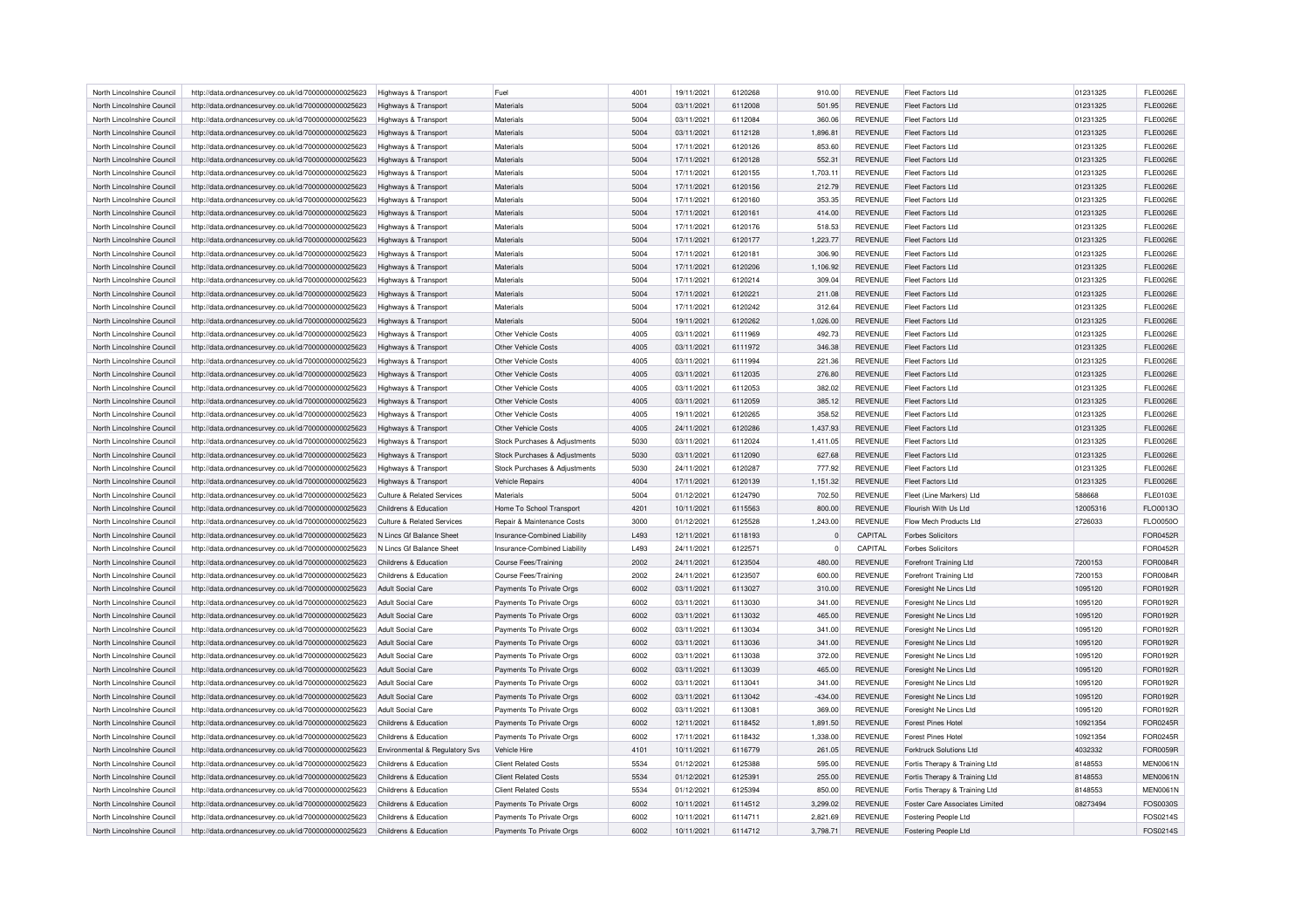| | | | | | | | | | | | |
|---|---|---|---|---|---|---|---|---|---|---|---|
| North Lincolnshire Council | http://data.ordnancesurvey.co.uk/id/7000000000025623 | Highways & Transport | Fuel | 4001 | 19/11/2021 | 6120268 | 910.00 | REVENUE | Fleet Factors Ltd | 01231325 | FLE0026E |
| North Lincolnshire Council | http://data.ordnancesurvey.co.uk/id/7000000000025623 | Highways & Transport | Materials | 5004 | 03/11/2021 | 6112008 | 501.95 | REVENUE | Fleet Factors Ltd | 01231325 | FLE0026E |
| North Lincolnshire Council | http://data.ordnancesurvey.co.uk/id/7000000000025623 | Highways & Transport | Materials | 5004 | 03/11/2021 | 6112084 | 360.06 | REVENUE | Fleet Factors Ltd | 01231325 | FLE0026E |
| North Lincolnshire Council | http://data.ordnancesurvey.co.uk/id/7000000000025623 | Highways & Transport | Materials | 5004 | 03/11/2021 | 6112128 | 1,896.81 | REVENUE | Fleet Factors Ltd | 01231325 | FLE0026E |
| North Lincolnshire Council | http://data.ordnancesurvey.co.uk/id/7000000000025623 | Highways & Transport | Materials | 5004 | 17/11/2021 | 6120126 | 853.60 | REVENUE | Fleet Factors Ltd | 01231325 | FLE0026E |
| North Lincolnshire Council | http://data.ordnancesurvey.co.uk/id/7000000000025623 | Highways & Transport | Materials | 5004 | 17/11/2021 | 6120128 | 552.31 | REVENUE | Fleet Factors Ltd | 01231325 | FLE0026E |
| North Lincolnshire Council | http://data.ordnancesurvey.co.uk/id/7000000000025623 | Highways & Transport | Materials | 5004 | 17/11/2021 | 6120155 | 1,703.11 | REVENUE | Fleet Factors Ltd | 01231325 | FLE0026E |
| North Lincolnshire Council | http://data.ordnancesurvey.co.uk/id/7000000000025623 | Highways & Transport | Materials | 5004 | 17/11/2021 | 6120156 | 212.79 | REVENUE | Fleet Factors Ltd | 01231325 | FLE0026E |
| North Lincolnshire Council | http://data.ordnancesurvey.co.uk/id/7000000000025623 | Highways & Transport | Materials | 5004 | 17/11/2021 | 6120160 | 353.35 | REVENUE | Fleet Factors Ltd | 01231325 | FLE0026E |
| North Lincolnshire Council | http://data.ordnancesurvey.co.uk/id/7000000000025623 | Highways & Transport | Materials | 5004 | 17/11/2021 | 6120161 | 414.00 | REVENUE | Fleet Factors Ltd | 01231325 | FLE0026E |
| North Lincolnshire Council | http://data.ordnancesurvey.co.uk/id/7000000000025623 | Highways & Transport | Materials | 5004 | 17/11/2021 | 6120176 | 518.53 | REVENUE | Fleet Factors Ltd | 01231325 | FLE0026E |
| North Lincolnshire Council | http://data.ordnancesurvey.co.uk/id/7000000000025623 | Highways & Transport | Materials | 5004 | 17/11/2021 | 6120177 | 1,223.77 | REVENUE | Fleet Factors Ltd | 01231325 | FLE0026E |
| North Lincolnshire Council | http://data.ordnancesurvey.co.uk/id/7000000000025623 | Highways & Transport | Materials | 5004 | 17/11/2021 | 6120181 | 306.90 | REVENUE | Fleet Factors Ltd | 01231325 | FLE0026E |
| North Lincolnshire Council | http://data.ordnancesurvey.co.uk/id/7000000000025623 | Highways & Transport | Materials | 5004 | 17/11/2021 | 6120206 | 1,106.92 | REVENUE | Fleet Factors Ltd | 01231325 | FLE0026E |
| North Lincolnshire Council | http://data.ordnancesurvey.co.uk/id/7000000000025623 | Highways & Transport | Materials | 5004 | 17/11/2021 | 6120214 | 309.04 | REVENUE | Fleet Factors Ltd | 01231325 | FLE0026E |
| North Lincolnshire Council | http://data.ordnancesurvey.co.uk/id/7000000000025623 | Highways & Transport | Materials | 5004 | 17/11/2021 | 6120221 | 211.08 | REVENUE | Fleet Factors Ltd | 01231325 | FLE0026E |
| North Lincolnshire Council | http://data.ordnancesurvey.co.uk/id/7000000000025623 | Highways & Transport | Materials | 5004 | 17/11/2021 | 6120242 | 312.64 | REVENUE | Fleet Factors Ltd | 01231325 | FLE0026E |
| North Lincolnshire Council | http://data.ordnancesurvey.co.uk/id/7000000000025623 | Highways & Transport | Materials | 5004 | 19/11/2021 | 6120262 | 1,026.00 | REVENUE | Fleet Factors Ltd | 01231325 | FLE0026E |
| North Lincolnshire Council | http://data.ordnancesurvey.co.uk/id/7000000000025623 | Highways & Transport | Other Vehicle Costs | 4005 | 03/11/2021 | 6111969 | 492.73 | REVENUE | Fleet Factors Ltd | 01231325 | FLE0026E |
| North Lincolnshire Council | http://data.ordnancesurvey.co.uk/id/7000000000025623 | Highways & Transport | Other Vehicle Costs | 4005 | 03/11/2021 | 6111972 | 346.38 | REVENUE | Fleet Factors Ltd | 01231325 | FLE0026E |
| North Lincolnshire Council | http://data.ordnancesurvey.co.uk/id/7000000000025623 | Highways & Transport | Other Vehicle Costs | 4005 | 03/11/2021 | 6111994 | 221.36 | REVENUE | Fleet Factors Ltd | 01231325 | FLE0026E |
| North Lincolnshire Council | http://data.ordnancesurvey.co.uk/id/7000000000025623 | Highways & Transport | Other Vehicle Costs | 4005 | 03/11/2021 | 6112035 | 276.80 | REVENUE | Fleet Factors Ltd | 01231325 | FLE0026E |
| North Lincolnshire Council | http://data.ordnancesurvey.co.uk/id/7000000000025623 | Highways & Transport | Other Vehicle Costs | 4005 | 03/11/2021 | 6112053 | 382.02 | REVENUE | Fleet Factors Ltd | 01231325 | FLE0026E |
| North Lincolnshire Council | http://data.ordnancesurvey.co.uk/id/7000000000025623 | Highways & Transport | Other Vehicle Costs | 4005 | 03/11/2021 | 6112059 | 385.12 | REVENUE | Fleet Factors Ltd | 01231325 | FLE0026E |
| North Lincolnshire Council | http://data.ordnancesurvey.co.uk/id/7000000000025623 | Highways & Transport | Other Vehicle Costs | 4005 | 19/11/2021 | 6120265 | 358.52 | REVENUE | Fleet Factors Ltd | 01231325 | FLE0026E |
| North Lincolnshire Council | http://data.ordnancesurvey.co.uk/id/7000000000025623 | Highways & Transport | Other Vehicle Costs | 4005 | 24/11/2021 | 6120286 | 1,437.93 | REVENUE | Fleet Factors Ltd | 01231325 | FLE0026E |
| North Lincolnshire Council | http://data.ordnancesurvey.co.uk/id/7000000000025623 | Highways & Transport | Stock Purchases & Adjustments | 5030 | 03/11/2021 | 6112024 | 1,411.05 | REVENUE | Fleet Factors Ltd | 01231325 | FLE0026E |
| North Lincolnshire Council | http://data.ordnancesurvey.co.uk/id/7000000000025623 | Highways & Transport | Stock Purchases & Adjustments | 5030 | 03/11/2021 | 6112090 | 627.68 | REVENUE | Fleet Factors Ltd | 01231325 | FLE0026E |
| North Lincolnshire Council | http://data.ordnancesurvey.co.uk/id/7000000000025623 | Highways & Transport | Stock Purchases & Adjustments | 5030 | 24/11/2021 | 6120287 | 777.92 | REVENUE | Fleet Factors Ltd | 01231325 | FLE0026E |
| North Lincolnshire Council | http://data.ordnancesurvey.co.uk/id/7000000000025623 | Highways & Transport | Vehicle Repairs | 4004 | 17/11/2021 | 6120139 | 1,151.32 | REVENUE | Fleet Factors Ltd | 01231325 | FLE0026E |
| North Lincolnshire Council | http://data.ordnancesurvey.co.uk/id/7000000000025623 | Culture & Related Services | Materials | 5004 | 01/12/2021 | 6124790 | 702.50 | REVENUE | Fleet (Line Markers) Ltd | 588668 | FLE0103E |
| North Lincolnshire Council | http://data.ordnancesurvey.co.uk/id/7000000000025623 | Childrens & Education | Home To School Transport | 4201 | 10/11/2021 | 6115563 | 800.00 | REVENUE | Flourish With Us Ltd | 12005316 | FLO0013O |
| North Lincolnshire Council | http://data.ordnancesurvey.co.uk/id/7000000000025623 | Culture & Related Services | Repair & Maintenance Costs | 3000 | 01/12/2021 | 6125528 | 1,243.00 | REVENUE | Flow Mech Products Ltd | 2726033 | FLO0050O |
| North Lincolnshire Council | http://data.ordnancesurvey.co.uk/id/7000000000025623 | N Lincs Gf Balance Sheet | Insurance-Combined Liability | L493 | 12/11/2021 | 6118193 | 0 | CAPITAL | Forbes Solicitors | | FOR0452R |
| North Lincolnshire Council | http://data.ordnancesurvey.co.uk/id/7000000000025623 | N Lincs Gf Balance Sheet | Insurance-Combined Liability | L493 | 24/11/2021 | 6122571 | 0 | CAPITAL | Forbes Solicitors | | FOR0452R |
| North Lincolnshire Council | http://data.ordnancesurvey.co.uk/id/7000000000025623 | Childrens & Education | Course Fees/Training | 2002 | 24/11/2021 | 6123504 | 480.00 | REVENUE | Forefront Training Ltd | 7200153 | FOR0084R |
| North Lincolnshire Council | http://data.ordnancesurvey.co.uk/id/7000000000025623 | Childrens & Education | Course Fees/Training | 2002 | 24/11/2021 | 6123507 | 600.00 | REVENUE | Forefront Training Ltd | 7200153 | FOR0084R |
| North Lincolnshire Council | http://data.ordnancesurvey.co.uk/id/7000000000025623 | Adult Social Care | Payments To Private Orgs | 6002 | 03/11/2021 | 6113027 | 310.00 | REVENUE | Foresight Ne Lincs Ltd | 1095120 | FOR0192R |
| North Lincolnshire Council | http://data.ordnancesurvey.co.uk/id/7000000000025623 | Adult Social Care | Payments To Private Orgs | 6002 | 03/11/2021 | 6113030 | 341.00 | REVENUE | Foresight Ne Lincs Ltd | 1095120 | FOR0192R |
| North Lincolnshire Council | http://data.ordnancesurvey.co.uk/id/7000000000025623 | Adult Social Care | Payments To Private Orgs | 6002 | 03/11/2021 | 6113032 | 465.00 | REVENUE | Foresight Ne Lincs Ltd | 1095120 | FOR0192R |
| North Lincolnshire Council | http://data.ordnancesurvey.co.uk/id/7000000000025623 | Adult Social Care | Payments To Private Orgs | 6002 | 03/11/2021 | 6113034 | 341.00 | REVENUE | Foresight Ne Lincs Ltd | 1095120 | FOR0192R |
| North Lincolnshire Council | http://data.ordnancesurvey.co.uk/id/7000000000025623 | Adult Social Care | Payments To Private Orgs | 6002 | 03/11/2021 | 6113036 | 341.00 | REVENUE | Foresight Ne Lincs Ltd | 1095120 | FOR0192R |
| North Lincolnshire Council | http://data.ordnancesurvey.co.uk/id/7000000000025623 | Adult Social Care | Payments To Private Orgs | 6002 | 03/11/2021 | 6113038 | 372.00 | REVENUE | Foresight Ne Lincs Ltd | 1095120 | FOR0192R |
| North Lincolnshire Council | http://data.ordnancesurvey.co.uk/id/7000000000025623 | Adult Social Care | Payments To Private Orgs | 6002 | 03/11/2021 | 6113039 | 465.00 | REVENUE | Foresight Ne Lincs Ltd | 1095120 | FOR0192R |
| North Lincolnshire Council | http://data.ordnancesurvey.co.uk/id/7000000000025623 | Adult Social Care | Payments To Private Orgs | 6002 | 03/11/2021 | 6113041 | 341.00 | REVENUE | Foresight Ne Lincs Ltd | 1095120 | FOR0192R |
| North Lincolnshire Council | http://data.ordnancesurvey.co.uk/id/7000000000025623 | Adult Social Care | Payments To Private Orgs | 6002 | 03/11/2021 | 6113042 | -434.00 | REVENUE | Foresight Ne Lincs Ltd | 1095120 | FOR0192R |
| North Lincolnshire Council | http://data.ordnancesurvey.co.uk/id/7000000000025623 | Adult Social Care | Payments To Private Orgs | 6002 | 03/11/2021 | 6113081 | 369.00 | REVENUE | Foresight Ne Lincs Ltd | 1095120 | FOR0192R |
| North Lincolnshire Council | http://data.ordnancesurvey.co.uk/id/7000000000025623 | Childrens & Education | Payments To Private Orgs | 6002 | 12/11/2021 | 6118452 | 1,891.50 | REVENUE | Forest Pines Hotel | 10921354 | FOR0245R |
| North Lincolnshire Council | http://data.ordnancesurvey.co.uk/id/7000000000025623 | Childrens & Education | Payments To Private Orgs | 6002 | 17/11/2021 | 6118432 | 1,338.00 | REVENUE | Forest Pines Hotel | 10921354 | FOR0245R |
| North Lincolnshire Council | http://data.ordnancesurvey.co.uk/id/7000000000025623 | Environmental & Regulatory Svs | Vehicle Hire | 4101 | 10/11/2021 | 6116779 | 261.05 | REVENUE | Forktruck Solutions Ltd | 4032332 | FOR0059R |
| North Lincolnshire Council | http://data.ordnancesurvey.co.uk/id/7000000000025623 | Childrens & Education | Client Related Costs | 5534 | 01/12/2021 | 6125388 | 595.00 | REVENUE | Fortis Therapy & Training Ltd | 8148553 | MEN0061N |
| North Lincolnshire Council | http://data.ordnancesurvey.co.uk/id/7000000000025623 | Childrens & Education | Client Related Costs | 5534 | 01/12/2021 | 6125391 | 255.00 | REVENUE | Fortis Therapy & Training Ltd | 8148553 | MEN0061N |
| North Lincolnshire Council | http://data.ordnancesurvey.co.uk/id/7000000000025623 | Childrens & Education | Client Related Costs | 5534 | 01/12/2021 | 6125394 | 850.00 | REVENUE | Fortis Therapy & Training Ltd | 8148553 | MEN0061N |
| North Lincolnshire Council | http://data.ordnancesurvey.co.uk/id/7000000000025623 | Childrens & Education | Payments To Private Orgs | 6002 | 10/11/2021 | 6114512 | 3,299.02 | REVENUE | Foster Care Associates Limited | 08273494 | FOS0030S |
| North Lincolnshire Council | http://data.ordnancesurvey.co.uk/id/7000000000025623 | Childrens & Education | Payments To Private Orgs | 6002 | 10/11/2021 | 6114711 | 2,821.69 | REVENUE | Fostering People Ltd | | FOS0214S |
| North Lincolnshire Council | http://data.ordnancesurvey.co.uk/id/7000000000025623 | Childrens & Education | Payments To Private Orgs | 6002 | 10/11/2021 | 6114712 | 3,798.71 | REVENUE | Fostering People Ltd | | FOS0214S |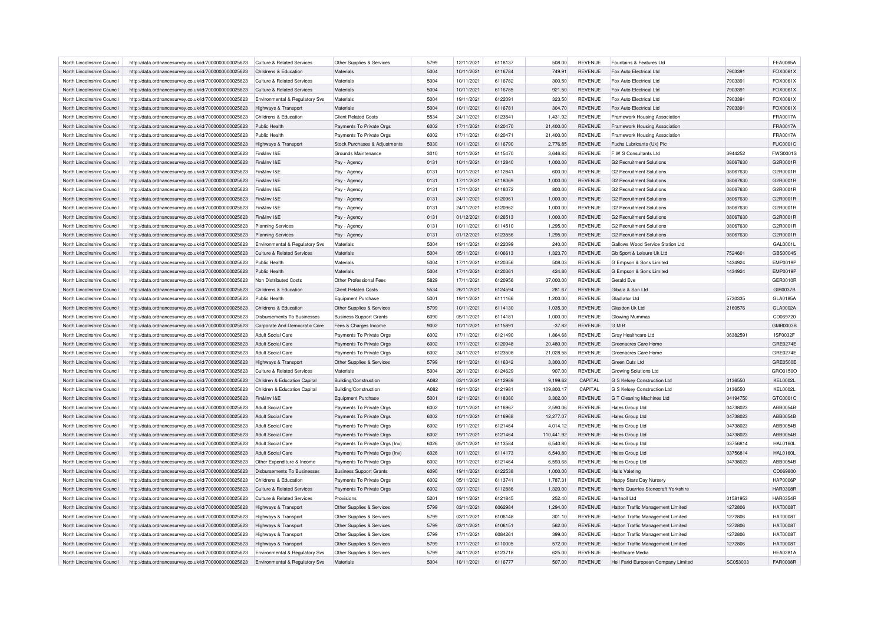| | | | | | | | | | | | |
|---|---|---|---|---|---|---|---|---|---|---|---|
| North Lincolnshire Council | http://data.ordnancesurvey.co.uk/id/7000000000025623 | Culture & Related Services | Other Supplies & Services | 5799 | 12/11/2021 | 6118137 | 508.00 | REVENUE | Fountains & Features Ltd | | FEA0065A |
| North Lincolnshire Council | http://data.ordnancesurvey.co.uk/id/7000000000025623 | Childrens & Education | Materials | 5004 | 10/11/2021 | 6116784 | 749.91 | REVENUE | Fox Auto Electrical Ltd | 7903391 | FOX0061X |
| North Lincolnshire Council | http://data.ordnancesurvey.co.uk/id/7000000000025623 | Culture & Related Services | Materials | 5004 | 10/11/2021 | 6116782 | 300.50 | REVENUE | Fox Auto Electrical Ltd | 7903391 | FOX0061X |
| North Lincolnshire Council | http://data.ordnancesurvey.co.uk/id/7000000000025623 | Culture & Related Services | Materials | 5004 | 10/11/2021 | 6116785 | 921.50 | REVENUE | Fox Auto Electrical Ltd | 7903391 | FOX0061X |
| North Lincolnshire Council | http://data.ordnancesurvey.co.uk/id/7000000000025623 | Environmental & Regulatory Svs | Materials | 5004 | 19/11/2021 | 6122091 | 323.50 | REVENUE | Fox Auto Electrical Ltd | 7903391 | FOX0061X |
| North Lincolnshire Council | http://data.ordnancesurvey.co.uk/id/7000000000025623 | Highways & Transport | Materials | 5004 | 10/11/2021 | 6116781 | 304.70 | REVENUE | Fox Auto Electrical Ltd | 7903391 | FOX0061X |
| North Lincolnshire Council | http://data.ordnancesurvey.co.uk/id/7000000000025623 | Childrens & Education | Client Related Costs | 5534 | 24/11/2021 | 6123541 | 1,431.92 | REVENUE | Framework Housing Association | | FRA0017A |
| North Lincolnshire Council | http://data.ordnancesurvey.co.uk/id/7000000000025623 | Public Health | Payments To Private Orgs | 6002 | 17/11/2021 | 6120470 | 21,400.00 | REVENUE | Framework Housing Association | | FRA0017A |
| North Lincolnshire Council | http://data.ordnancesurvey.co.uk/id/7000000000025623 | Public Health | Payments To Private Orgs | 6002 | 17/11/2021 | 6120471 | 21,400.00 | REVENUE | Framework Housing Association | | FRA0017A |
| North Lincolnshire Council | http://data.ordnancesurvey.co.uk/id/7000000000025623 | Highways & Transport | Stock Purchases & Adjustments | 5030 | 10/11/2021 | 6116790 | 2,776.85 | REVENUE | Fuchs Lubricants (Uk) Plc | | FUC0001C |
| North Lincolnshire Council | http://data.ordnancesurvey.co.uk/id/7000000000025623 | Fin&Inv I&E | Grounds Maintenance | 3010 | 10/11/2021 | 6115470 | 3,646.83 | REVENUE | F W S Consultants Ltd | 3944252 | FWS0001S |
| North Lincolnshire Council | http://data.ordnancesurvey.co.uk/id/7000000000025623 | Fin&Inv I&E | Pay - Agency | 0131 | 10/11/2021 | 6112840 | 1,000.00 | REVENUE | G2 Recruitment Solutions | 08067630 | G2R0001R |
| North Lincolnshire Council | http://data.ordnancesurvey.co.uk/id/7000000000025623 | Fin&Inv I&E | Pay - Agency | 0131 | 10/11/2021 | 6112841 | 600.00 | REVENUE | G2 Recruitment Solutions | 08067630 | G2R0001R |
| North Lincolnshire Council | http://data.ordnancesurvey.co.uk/id/7000000000025623 | Fin&Inv I&E | Pay - Agency | 0131 | 17/11/2021 | 6118069 | 1,000.00 | REVENUE | G2 Recruitment Solutions | 08067630 | G2R0001R |
| North Lincolnshire Council | http://data.ordnancesurvey.co.uk/id/7000000000025623 | Fin&Inv I&E | Pay - Agency | 0131 | 17/11/2021 | 6118072 | 800.00 | REVENUE | G2 Recruitment Solutions | 08067630 | G2R0001R |
| North Lincolnshire Council | http://data.ordnancesurvey.co.uk/id/7000000000025623 | Fin&Inv I&E | Pay - Agency | 0131 | 24/11/2021 | 6120961 | 1,000.00 | REVENUE | G2 Recruitment Solutions | 08067630 | G2R0001R |
| North Lincolnshire Council | http://data.ordnancesurvey.co.uk/id/7000000000025623 | Fin&Inv I&E | Pay - Agency | 0131 | 24/11/2021 | 6120962 | 1,000.00 | REVENUE | G2 Recruitment Solutions | 08067630 | G2R0001R |
| North Lincolnshire Council | http://data.ordnancesurvey.co.uk/id/7000000000025623 | Fin&Inv I&E | Pay - Agency | 0131 | 01/12/2021 | 6126513 | 1,000.00 | REVENUE | G2 Recruitment Solutions | 08067630 | G2R0001R |
| North Lincolnshire Council | http://data.ordnancesurvey.co.uk/id/7000000000025623 | Planning Services | Pay - Agency | 0131 | 10/11/2021 | 6114510 | 1,295.00 | REVENUE | G2 Recruitment Solutions | 08067630 | G2R0001R |
| North Lincolnshire Council | http://data.ordnancesurvey.co.uk/id/7000000000025623 | Planning Services | Pay - Agency | 0131 | 01/12/2021 | 6123556 | 1,295.00 | REVENUE | G2 Recruitment Solutions | 08067630 | G2R0001R |
| North Lincolnshire Council | http://data.ordnancesurvey.co.uk/id/7000000000025623 | Environmental & Regulatory Svs | Materials | 5004 | 19/11/2021 | 6122099 | 240.00 | REVENUE | Gallows Wood Service Station Ltd | | GAL0001L |
| North Lincolnshire Council | http://data.ordnancesurvey.co.uk/id/7000000000025623 | Culture & Related Services | Materials | 5004 | 05/11/2021 | 6106613 | 1,323.70 | REVENUE | Gb Sport & Leisure Uk Ltd | 7524601 | GBS0004S |
| North Lincolnshire Council | http://data.ordnancesurvey.co.uk/id/7000000000025623 | Public Health | Materials | 5004 | 17/11/2021 | 6120356 | 508.03 | REVENUE | G Empson & Sons Limited | 1434924 | EMP0019P |
| North Lincolnshire Council | http://data.ordnancesurvey.co.uk/id/7000000000025623 | Public Health | Materials | 5004 | 17/11/2021 | 6120361 | 424.80 | REVENUE | G Empson & Sons Limited | 1434924 | EMP0019P |
| North Lincolnshire Council | http://data.ordnancesurvey.co.uk/id/7000000000025623 | Non Distributed Costs | Other Professional Fees | 5829 | 17/11/2021 | 6120956 | 37,000.00 | REVENUE | Gerald Eve | | GER0010R |
| North Lincolnshire Council | http://data.ordnancesurvey.co.uk/id/7000000000025623 | Childrens & Education | Client Related Costs | 5534 | 26/11/2021 | 6124594 | 281.67 | REVENUE | Gibala & Son Ltd | | GIB0037B |
| North Lincolnshire Council | http://data.ordnancesurvey.co.uk/id/7000000000025623 | Public Health | Equipment Purchase | 5001 | 19/11/2021 | 6111166 | 1,200.00 | REVENUE | Gladiator Ltd | 5730335 | GLA0185A |
| North Lincolnshire Council | http://data.ordnancesurvey.co.uk/id/7000000000025623 | Childrens & Education | Other Supplies & Services | 5799 | 10/11/2021 | 6114130 | 1,035.30 | REVENUE | Glasdon Uk Ltd | 2160576 | GLA0002A |
| North Lincolnshire Council | http://data.ordnancesurvey.co.uk/id/7000000000025623 | Disbursements To Businesses | Business Support Grants | 6090 | 05/11/2021 | 6114181 | 1,000.00 | REVENUE | Glowing Mummas | | CD069720 |
| North Lincolnshire Council | http://data.ordnancesurvey.co.uk/id/7000000000025623 | Corporate And Democratic Core | Fees & Charges Income | 9002 | 10/11/2021 | 6115891 | -37.82 | REVENUE | G M B | | GMB0003B |
| North Lincolnshire Council | http://data.ordnancesurvey.co.uk/id/7000000000025623 | Adult Social Care | Payments To Private Orgs | 6002 | 17/11/2021 | 6121490 | 1,864.68 | REVENUE | Gray Healthcare Ltd | 06382591 | ISF0032F |
| North Lincolnshire Council | http://data.ordnancesurvey.co.uk/id/7000000000025623 | Adult Social Care | Payments To Private Orgs | 6002 | 17/11/2021 | 6120948 | 20,480.00 | REVENUE | Greenacres Care Home | | GRE0274E |
| North Lincolnshire Council | http://data.ordnancesurvey.co.uk/id/7000000000025623 | Adult Social Care | Payments To Private Orgs | 6002 | 24/11/2021 | 6123508 | 21,028.58 | REVENUE | Greenacres Care Home | | GRE0274E |
| North Lincolnshire Council | http://data.ordnancesurvey.co.uk/id/7000000000025623 | Highways & Transport | Other Supplies & Services | 5799 | 19/11/2021 | 6116342 | 3,300.00 | REVENUE | Green Cuts Ltd | | GRE0500E |
| North Lincolnshire Council | http://data.ordnancesurvey.co.uk/id/7000000000025623 | Culture & Related Services | Materials | 5004 | 26/11/2021 | 6124629 | 907.00 | REVENUE | Growing Solutions Ltd | | GRO0150O |
| North Lincolnshire Council | http://data.ordnancesurvey.co.uk/id/7000000000025623 | Children & Education Capital | Building/Construction | A082 | 03/11/2021 | 6112989 | 9,199.62 | CAPITAL | G S Kelsey Construction Ltd | 3136550 | KEL0002L |
| North Lincolnshire Council | http://data.ordnancesurvey.co.uk/id/7000000000025623 | Children & Education Capital | Building/Construction | A082 | 19/11/2021 | 6121981 | 109,800.17 | CAPITAL | G S Kelsey Construction Ltd | 3136550 | KEL0002L |
| North Lincolnshire Council | http://data.ordnancesurvey.co.uk/id/7000000000025623 | Fin&Inv I&E | Equipment Purchase | 5001 | 12/11/2021 | 6118380 | 3,302.00 | REVENUE | G T Cleaning Machines Ltd | 04194750 | GTC0001C |
| North Lincolnshire Council | http://data.ordnancesurvey.co.uk/id/7000000000025623 | Adult Social Care | Payments To Private Orgs | 6002 | 10/11/2021 | 6116967 | 2,590.06 | REVENUE | Hales Group Ltd | 04738023 | ABB0054B |
| North Lincolnshire Council | http://data.ordnancesurvey.co.uk/id/7000000000025623 | Adult Social Care | Payments To Private Orgs | 6002 | 10/11/2021 | 6116968 | 12,277.07 | REVENUE | Hales Group Ltd | 04738023 | ABB0054B |
| North Lincolnshire Council | http://data.ordnancesurvey.co.uk/id/7000000000025623 | Adult Social Care | Payments To Private Orgs | 6002 | 19/11/2021 | 6121464 | 4,014.12 | REVENUE | Hales Group Ltd | 04738023 | ABB0054B |
| North Lincolnshire Council | http://data.ordnancesurvey.co.uk/id/7000000000025623 | Adult Social Care | Payments To Private Orgs | 6002 | 19/11/2021 | 6121464 | 110,441.92 | REVENUE | Hales Group Ltd | 04738023 | ABB0054B |
| North Lincolnshire Council | http://data.ordnancesurvey.co.uk/id/7000000000025623 | Adult Social Care | Payments To Private Orgs (Inv) | 6026 | 05/11/2021 | 6113584 | 6,540.80 | REVENUE | Hales Group Ltd | 03756814 | HAL0160L |
| North Lincolnshire Council | http://data.ordnancesurvey.co.uk/id/7000000000025623 | Adult Social Care | Payments To Private Orgs (Inv) | 6026 | 10/11/2021 | 6114173 | 6,540.80 | REVENUE | Hales Group Ltd | 03756814 | HAL0160L |
| North Lincolnshire Council | http://data.ordnancesurvey.co.uk/id/7000000000025623 | Other Expenditure & Income | Payments To Private Orgs | 6002 | 19/11/2021 | 6121464 | 6,593.68 | REVENUE | Hales Group Ltd | 04738023 | ABB0054B |
| North Lincolnshire Council | http://data.ordnancesurvey.co.uk/id/7000000000025623 | Disbursements To Businesses | Business Support Grants | 6090 | 19/11/2021 | 6122538 | 1,000.00 | REVENUE | Halls Valeting | | CD069800 |
| North Lincolnshire Council | http://data.ordnancesurvey.co.uk/id/7000000000025623 | Childrens & Education | Payments To Private Orgs | 6002 | 05/11/2021 | 6113741 | 1,787.31 | REVENUE | Happy Stars Day Nursery | | HAP0006P |
| North Lincolnshire Council | http://data.ordnancesurvey.co.uk/id/7000000000025623 | Culture & Related Services | Payments To Private Orgs | 6002 | 03/11/2021 | 6112886 | 1,320.00 | REVENUE | Harris Quarries Stonecraft Yorkshire | | HAR0308R |
| North Lincolnshire Council | http://data.ordnancesurvey.co.uk/id/7000000000025623 | Culture & Related Services | Provisions | 5201 | 19/11/2021 | 6121845 | 252.40 | REVENUE | Hartnoll Ltd | 01581953 | HAR0354R |
| North Lincolnshire Council | http://data.ordnancesurvey.co.uk/id/7000000000025623 | Highways & Transport | Other Supplies & Services | 5799 | 03/11/2021 | 6062984 | 1,294.00 | REVENUE | Hatton Traffic Management Limited | 1272806 | HAT0008T |
| North Lincolnshire Council | http://data.ordnancesurvey.co.uk/id/7000000000025623 | Highways & Transport | Other Supplies & Services | 5799 | 03/11/2021 | 6106148 | 301.10 | REVENUE | Hatton Traffic Management Limited | 1272806 | HAT0008T |
| North Lincolnshire Council | http://data.ordnancesurvey.co.uk/id/7000000000025623 | Highways & Transport | Other Supplies & Services | 5799 | 03/11/2021 | 6106151 | 562.00 | REVENUE | Hatton Traffic Management Limited | 1272806 | HAT0008T |
| North Lincolnshire Council | http://data.ordnancesurvey.co.uk/id/7000000000025623 | Highways & Transport | Other Supplies & Services | 5799 | 17/11/2021 | 6084261 | 399.00 | REVENUE | Hatton Traffic Management Limited | 1272806 | HAT0008T |
| North Lincolnshire Council | http://data.ordnancesurvey.co.uk/id/7000000000025623 | Highways & Transport | Other Supplies & Services | 5799 | 17/11/2021 | 6110005 | 572.00 | REVENUE | Hatton Traffic Management Limited | 1272806 | HAT0008T |
| North Lincolnshire Council | http://data.ordnancesurvey.co.uk/id/7000000000025623 | Environmental & Regulatory Svs | Other Supplies & Services | 5799 | 24/11/2021 | 6123718 | 625.00 | REVENUE | Healthcare Media | | HEA0281A |
| North Lincolnshire Council | http://data.ordnancesurvey.co.uk/id/7000000000025623 | Environmental & Regulatory Svs | Materials | 5004 | 10/11/2021 | 6116777 | 507.00 | REVENUE | Heil Farid European Company Limited | SC053003 | FAR0008R |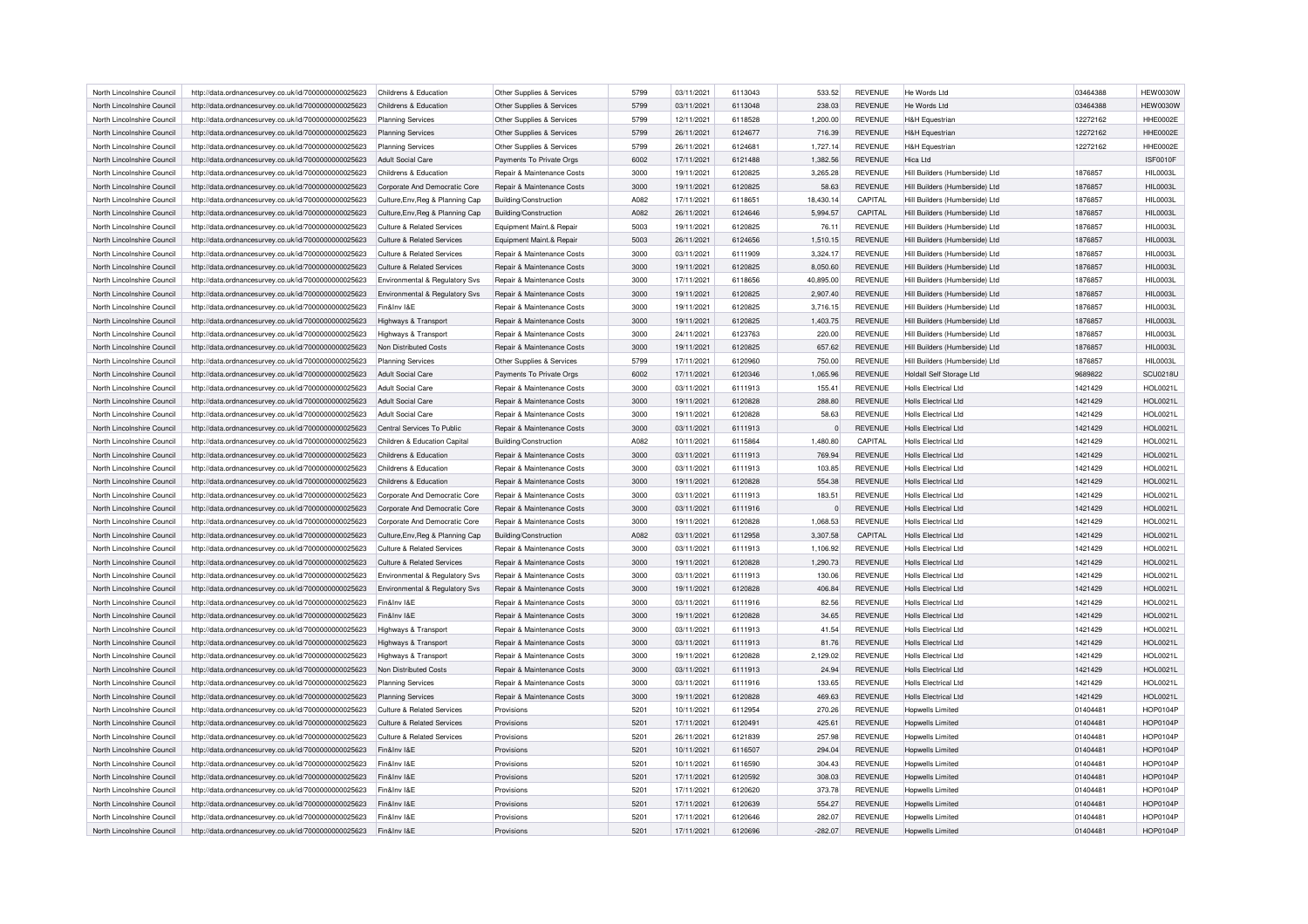| | | | | | | | | | | | |
|---|---|---|---|---|---|---|---|---|---|---|---|
| North Lincolnshire Council | http://data.ordnancesurvey.co.uk/id/7000000000025623 | Childrens & Education | Other Supplies & Services | 5799 | 03/11/2021 | 6113043 | 533.52 | REVENUE | He Words Ltd | 03464388 | HEW0030W |
| North Lincolnshire Council | http://data.ordnancesurvey.co.uk/id/7000000000025623 | Childrens & Education | Other Supplies & Services | 5799 | 03/11/2021 | 6113048 | 238.03 | REVENUE | He Words Ltd | 03464388 | HEW0030W |
| North Lincolnshire Council | http://data.ordnancesurvey.co.uk/id/7000000000025623 | Planning Services | Other Supplies & Services | 5799 | 12/11/2021 | 6118528 | 1,200.00 | REVENUE | H&H Equestrian | 12272162 | HHE0002E |
| North Lincolnshire Council | http://data.ordnancesurvey.co.uk/id/7000000000025623 | Planning Services | Other Supplies & Services | 5799 | 26/11/2021 | 6124677 | 716.39 | REVENUE | H&H Equestrian | 12272162 | HHE0002E |
| North Lincolnshire Council | http://data.ordnancesurvey.co.uk/id/7000000000025623 | Planning Services | Other Supplies & Services | 5799 | 26/11/2021 | 6124681 | 1,727.14 | REVENUE | H&H Equestrian | 12272162 | HHE0002E |
| North Lincolnshire Council | http://data.ordnancesurvey.co.uk/id/7000000000025623 | Adult Social Care | Payments To Private Orgs | 6002 | 17/11/2021 | 6121488 | 1,382.56 | REVENUE | Hica Ltd | | ISF0010F |
| North Lincolnshire Council | http://data.ordnancesurvey.co.uk/id/7000000000025623 | Childrens & Education | Repair & Maintenance Costs | 3000 | 19/11/2021 | 6120825 | 3,265.28 | REVENUE | Hill Builders (Humberside) Ltd | 1876857 | HIL0003L |
| North Lincolnshire Council | http://data.ordnancesurvey.co.uk/id/7000000000025623 | Corporate And Democratic Core | Repair & Maintenance Costs | 3000 | 19/11/2021 | 6120825 | 58.63 | REVENUE | Hill Builders (Humberside) Ltd | 1876857 | HIL0003L |
| North Lincolnshire Council | http://data.ordnancesurvey.co.uk/id/7000000000025623 | Culture,Env,Reg & Planning Cap | Building/Construction | A082 | 17/11/2021 | 6118651 | 18,430.14 | CAPITAL | Hill Builders (Humberside) Ltd | 1876857 | HIL0003L |
| North Lincolnshire Council | http://data.ordnancesurvey.co.uk/id/7000000000025623 | Culture,Env,Reg & Planning Cap | Building/Construction | A082 | 26/11/2021 | 6124646 | 5,994.57 | CAPITAL | Hill Builders (Humberside) Ltd | 1876857 | HIL0003L |
| North Lincolnshire Council | http://data.ordnancesurvey.co.uk/id/7000000000025623 | Culture & Related Services | Equipment Maint.& Repair | 5003 | 19/11/2021 | 6120825 | 76.11 | REVENUE | Hill Builders (Humberside) Ltd | 1876857 | HIL0003L |
| North Lincolnshire Council | http://data.ordnancesurvey.co.uk/id/7000000000025623 | Culture & Related Services | Equipment Maint.& Repair | 5003 | 26/11/2021 | 6124656 | 1,510.15 | REVENUE | Hill Builders (Humberside) Ltd | 1876857 | HIL0003L |
| North Lincolnshire Council | http://data.ordnancesurvey.co.uk/id/7000000000025623 | Culture & Related Services | Repair & Maintenance Costs | 3000 | 03/11/2021 | 6111909 | 3,324.17 | REVENUE | Hill Builders (Humberside) Ltd | 1876857 | HIL0003L |
| North Lincolnshire Council | http://data.ordnancesurvey.co.uk/id/7000000000025623 | Culture & Related Services | Repair & Maintenance Costs | 3000 | 19/11/2021 | 6120825 | 8,050.60 | REVENUE | Hill Builders (Humberside) Ltd | 1876857 | HIL0003L |
| North Lincolnshire Council | http://data.ordnancesurvey.co.uk/id/7000000000025623 | Environmental & Regulatory Svs | Repair & Maintenance Costs | 3000 | 17/11/2021 | 6118656 | 40,895.00 | REVENUE | Hill Builders (Humberside) Ltd | 1876857 | HIL0003L |
| North Lincolnshire Council | http://data.ordnancesurvey.co.uk/id/7000000000025623 | Environmental & Regulatory Svs | Repair & Maintenance Costs | 3000 | 19/11/2021 | 6120825 | 2,907.40 | REVENUE | Hill Builders (Humberside) Ltd | 1876857 | HIL0003L |
| North Lincolnshire Council | http://data.ordnancesurvey.co.uk/id/7000000000025623 | Fin&Inv I&E | Repair & Maintenance Costs | 3000 | 19/11/2021 | 6120825 | 3,716.15 | REVENUE | Hill Builders (Humberside) Ltd | 1876857 | HIL0003L |
| North Lincolnshire Council | http://data.ordnancesurvey.co.uk/id/7000000000025623 | Highways & Transport | Repair & Maintenance Costs | 3000 | 19/11/2021 | 6120825 | 1,403.75 | REVENUE | Hill Builders (Humberside) Ltd | 1876857 | HIL0003L |
| North Lincolnshire Council | http://data.ordnancesurvey.co.uk/id/7000000000025623 | Highways & Transport | Repair & Maintenance Costs | 3000 | 24/11/2021 | 6123763 | 220.00 | REVENUE | Hill Builders (Humberside) Ltd | 1876857 | HIL0003L |
| North Lincolnshire Council | http://data.ordnancesurvey.co.uk/id/7000000000025623 | Non Distributed Costs | Repair & Maintenance Costs | 3000 | 19/11/2021 | 6120825 | 657.62 | REVENUE | Hill Builders (Humberside) Ltd | 1876857 | HIL0003L |
| North Lincolnshire Council | http://data.ordnancesurvey.co.uk/id/7000000000025623 | Planning Services | Other Supplies & Services | 5799 | 17/11/2021 | 6120960 | 750.00 | REVENUE | Hill Builders (Humberside) Ltd | 1876857 | HIL0003L |
| North Lincolnshire Council | http://data.ordnancesurvey.co.uk/id/7000000000025623 | Adult Social Care | Payments To Private Orgs | 6002 | 17/11/2021 | 6120346 | 1,065.96 | REVENUE | Holdall Self Storage Ltd | 9689822 | SCU0218U |
| North Lincolnshire Council | http://data.ordnancesurvey.co.uk/id/7000000000025623 | Adult Social Care | Repair & Maintenance Costs | 3000 | 03/11/2021 | 6111913 | 155.41 | REVENUE | Holls Electrical Ltd | 1421429 | HOL0021L |
| North Lincolnshire Council | http://data.ordnancesurvey.co.uk/id/7000000000025623 | Adult Social Care | Repair & Maintenance Costs | 3000 | 19/11/2021 | 6120828 | 288.80 | REVENUE | Holls Electrical Ltd | 1421429 | HOL0021L |
| North Lincolnshire Council | http://data.ordnancesurvey.co.uk/id/7000000000025623 | Adult Social Care | Repair & Maintenance Costs | 3000 | 19/11/2021 | 6120828 | 58.63 | REVENUE | Holls Electrical Ltd | 1421429 | HOL0021L |
| North Lincolnshire Council | http://data.ordnancesurvey.co.uk/id/7000000000025623 | Central Services To Public | Repair & Maintenance Costs | 3000 | 03/11/2021 | 6111913 | 0 | REVENUE | Holls Electrical Ltd | 1421429 | HOL0021L |
| North Lincolnshire Council | http://data.ordnancesurvey.co.uk/id/7000000000025623 | Children & Education Capital | Building/Construction | A082 | 10/11/2021 | 6115864 | 1,480.80 | CAPITAL | Holls Electrical Ltd | 1421429 | HOL0021L |
| North Lincolnshire Council | http://data.ordnancesurvey.co.uk/id/7000000000025623 | Childrens & Education | Repair & Maintenance Costs | 3000 | 03/11/2021 | 6111913 | 769.94 | REVENUE | Holls Electrical Ltd | 1421429 | HOL0021L |
| North Lincolnshire Council | http://data.ordnancesurvey.co.uk/id/7000000000025623 | Childrens & Education | Repair & Maintenance Costs | 3000 | 03/11/2021 | 6111913 | 103.85 | REVENUE | Holls Electrical Ltd | 1421429 | HOL0021L |
| North Lincolnshire Council | http://data.ordnancesurvey.co.uk/id/7000000000025623 | Childrens & Education | Repair & Maintenance Costs | 3000 | 19/11/2021 | 6120828 | 554.38 | REVENUE | Holls Electrical Ltd | 1421429 | HOL0021L |
| North Lincolnshire Council | http://data.ordnancesurvey.co.uk/id/7000000000025623 | Corporate And Democratic Core | Repair & Maintenance Costs | 3000 | 03/11/2021 | 6111913 | 183.51 | REVENUE | Holls Electrical Ltd | 1421429 | HOL0021L |
| North Lincolnshire Council | http://data.ordnancesurvey.co.uk/id/7000000000025623 | Corporate And Democratic Core | Repair & Maintenance Costs | 3000 | 03/11/2021 | 6111916 | 0 | REVENUE | Holls Electrical Ltd | 1421429 | HOL0021L |
| North Lincolnshire Council | http://data.ordnancesurvey.co.uk/id/7000000000025623 | Corporate And Democratic Core | Repair & Maintenance Costs | 3000 | 19/11/2021 | 6120828 | 1,068.53 | REVENUE | Holls Electrical Ltd | 1421429 | HOL0021L |
| North Lincolnshire Council | http://data.ordnancesurvey.co.uk/id/7000000000025623 | Culture,Env,Reg & Planning Cap | Building/Construction | A082 | 03/11/2021 | 6112958 | 3,307.58 | CAPITAL | Holls Electrical Ltd | 1421429 | HOL0021L |
| North Lincolnshire Council | http://data.ordnancesurvey.co.uk/id/7000000000025623 | Culture & Related Services | Repair & Maintenance Costs | 3000 | 03/11/2021 | 6111913 | 1,106.92 | REVENUE | Holls Electrical Ltd | 1421429 | HOL0021L |
| North Lincolnshire Council | http://data.ordnancesurvey.co.uk/id/7000000000025623 | Culture & Related Services | Repair & Maintenance Costs | 3000 | 19/11/2021 | 6120828 | 1,290.73 | REVENUE | Holls Electrical Ltd | 1421429 | HOL0021L |
| North Lincolnshire Council | http://data.ordnancesurvey.co.uk/id/7000000000025623 | Environmental & Regulatory Svs | Repair & Maintenance Costs | 3000 | 03/11/2021 | 6111913 | 130.06 | REVENUE | Holls Electrical Ltd | 1421429 | HOL0021L |
| North Lincolnshire Council | http://data.ordnancesurvey.co.uk/id/7000000000025623 | Environmental & Regulatory Svs | Repair & Maintenance Costs | 3000 | 19/11/2021 | 6120828 | 406.84 | REVENUE | Holls Electrical Ltd | 1421429 | HOL0021L |
| North Lincolnshire Council | http://data.ordnancesurvey.co.uk/id/7000000000025623 | Fin&Inv I&E | Repair & Maintenance Costs | 3000 | 03/11/2021 | 6111916 | 82.56 | REVENUE | Holls Electrical Ltd | 1421429 | HOL0021L |
| North Lincolnshire Council | http://data.ordnancesurvey.co.uk/id/7000000000025623 | Fin&Inv I&E | Repair & Maintenance Costs | 3000 | 19/11/2021 | 6120828 | 34.65 | REVENUE | Holls Electrical Ltd | 1421429 | HOL0021L |
| North Lincolnshire Council | http://data.ordnancesurvey.co.uk/id/7000000000025623 | Highways & Transport | Repair & Maintenance Costs | 3000 | 03/11/2021 | 6111913 | 41.54 | REVENUE | Holls Electrical Ltd | 1421429 | HOL0021L |
| North Lincolnshire Council | http://data.ordnancesurvey.co.uk/id/7000000000025623 | Highways & Transport | Repair & Maintenance Costs | 3000 | 03/11/2021 | 6111913 | 81.76 | REVENUE | Holls Electrical Ltd | 1421429 | HOL0021L |
| North Lincolnshire Council | http://data.ordnancesurvey.co.uk/id/7000000000025623 | Highways & Transport | Repair & Maintenance Costs | 3000 | 19/11/2021 | 6120828 | 2,129.02 | REVENUE | Holls Electrical Ltd | 1421429 | HOL0021L |
| North Lincolnshire Council | http://data.ordnancesurvey.co.uk/id/7000000000025623 | Non Distributed Costs | Repair & Maintenance Costs | 3000 | 03/11/2021 | 6111913 | 24.94 | REVENUE | Holls Electrical Ltd | 1421429 | HOL0021L |
| North Lincolnshire Council | http://data.ordnancesurvey.co.uk/id/7000000000025623 | Planning Services | Repair & Maintenance Costs | 3000 | 03/11/2021 | 6111916 | 133.65 | REVENUE | Holls Electrical Ltd | 1421429 | HOL0021L |
| North Lincolnshire Council | http://data.ordnancesurvey.co.uk/id/7000000000025623 | Planning Services | Repair & Maintenance Costs | 3000 | 19/11/2021 | 6120828 | 469.63 | REVENUE | Holls Electrical Ltd | 1421429 | HOL0021L |
| North Lincolnshire Council | http://data.ordnancesurvey.co.uk/id/7000000000025623 | Culture & Related Services | Provisions | 5201 | 10/11/2021 | 6112954 | 270.26 | REVENUE | Hopwells Limited | 01404481 | HOP0104P |
| North Lincolnshire Council | http://data.ordnancesurvey.co.uk/id/7000000000025623 | Culture & Related Services | Provisions | 5201 | 17/11/2021 | 6120491 | 425.61 | REVENUE | Hopwells Limited | 01404481 | HOP0104P |
| North Lincolnshire Council | http://data.ordnancesurvey.co.uk/id/7000000000025623 | Culture & Related Services | Provisions | 5201 | 26/11/2021 | 6121839 | 257.98 | REVENUE | Hopwells Limited | 01404481 | HOP0104P |
| North Lincolnshire Council | http://data.ordnancesurvey.co.uk/id/7000000000025623 | Fin&Inv I&E | Provisions | 5201 | 10/11/2021 | 6116507 | 294.04 | REVENUE | Hopwells Limited | 01404481 | HOP0104P |
| North Lincolnshire Council | http://data.ordnancesurvey.co.uk/id/7000000000025623 | Fin&Inv I&E | Provisions | 5201 | 10/11/2021 | 6116590 | 304.43 | REVENUE | Hopwells Limited | 01404481 | HOP0104P |
| North Lincolnshire Council | http://data.ordnancesurvey.co.uk/id/7000000000025623 | Fin&Inv I&E | Provisions | 5201 | 17/11/2021 | 6120592 | 308.03 | REVENUE | Hopwells Limited | 01404481 | HOP0104P |
| North Lincolnshire Council | http://data.ordnancesurvey.co.uk/id/7000000000025623 | Fin&Inv I&E | Provisions | 5201 | 17/11/2021 | 6120620 | 373.78 | REVENUE | Hopwells Limited | 01404481 | HOP0104P |
| North Lincolnshire Council | http://data.ordnancesurvey.co.uk/id/7000000000025623 | Fin&Inv I&E | Provisions | 5201 | 17/11/2021 | 6120639 | 554.27 | REVENUE | Hopwells Limited | 01404481 | HOP0104P |
| North Lincolnshire Council | http://data.ordnancesurvey.co.uk/id/7000000000025623 | Fin&Inv I&E | Provisions | 5201 | 17/11/2021 | 6120646 | 282.07 | REVENUE | Hopwells Limited | 01404481 | HOP0104P |
| North Lincolnshire Council | http://data.ordnancesurvey.co.uk/id/7000000000025623 | Fin&Inv I&E | Provisions | 5201 | 17/11/2021 | 6120696 | -282.07 | REVENUE | Hopwells Limited | 01404481 | HOP0104P |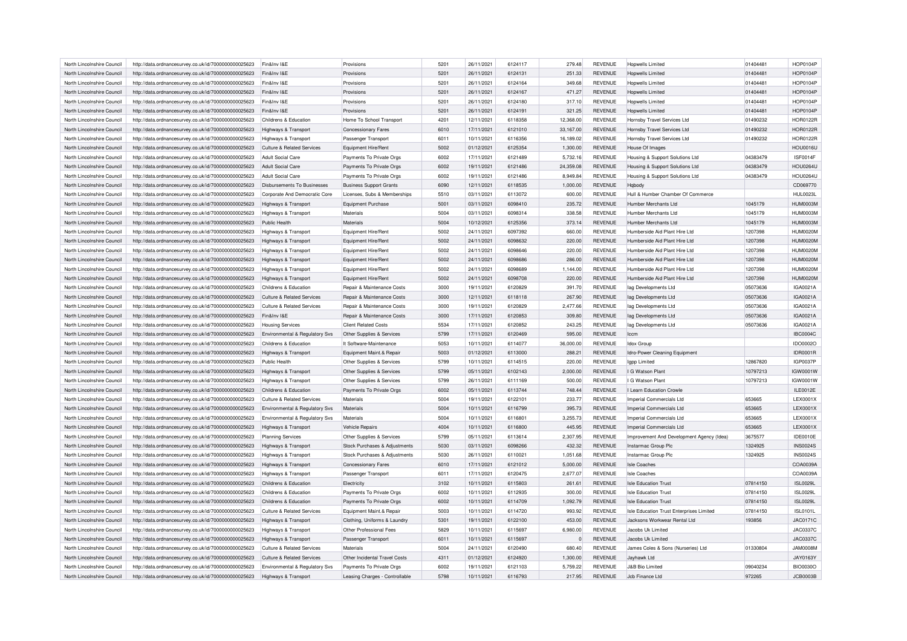| | | | | | | | | | | | |
|---|---|---|---|---|---|---|---|---|---|---|---|
| North Lincolnshire Council | http://data.ordnancesurvey.co.uk/id/7000000000025623 | Fin&Inv I&E | Provisions | 5201 | 26/11/2021 | 6124117 | 279.48 | REVENUE | Hopwells Limited | 01404481 | HOP0104P |
| North Lincolnshire Council | http://data.ordnancesurvey.co.uk/id/7000000000025623 | Fin&Inv I&E | Provisions | 5201 | 26/11/2021 | 6124131 | 251.33 | REVENUE | Hopwells Limited | 01404481 | HOP0104P |
| North Lincolnshire Council | http://data.ordnancesurvey.co.uk/id/7000000000025623 | Fin&Inv I&E | Provisions | 5201 | 26/11/2021 | 6124164 | 349.68 | REVENUE | Hopwells Limited | 01404481 | HOP0104P |
| North Lincolnshire Council | http://data.ordnancesurvey.co.uk/id/7000000000025623 | Fin&Inv I&E | Provisions | 5201 | 26/11/2021 | 6124167 | 471.27 | REVENUE | Hopwells Limited | 01404481 | HOP0104P |
| North Lincolnshire Council | http://data.ordnancesurvey.co.uk/id/7000000000025623 | Fin&Inv I&E | Provisions | 5201 | 26/11/2021 | 6124180 | 317.10 | REVENUE | Hopwells Limited | 01404481 | HOP0104P |
| North Lincolnshire Council | http://data.ordnancesurvey.co.uk/id/7000000000025623 | Fin&Inv I&E | Provisions | 5201 | 26/11/2021 | 6124191 | 321.25 | REVENUE | Hopwells Limited | 01404481 | HOP0104P |
| North Lincolnshire Council | http://data.ordnancesurvey.co.uk/id/7000000000025623 | Childrens & Education | Home To School Transport | 4201 | 12/11/2021 | 6118358 | 12,368.00 | REVENUE | Hornsby Travel Services Ltd | 01490232 | HOR0122R |
| North Lincolnshire Council | http://data.ordnancesurvey.co.uk/id/7000000000025623 | Highways & Transport | Concessionary Fares | 6010 | 17/11/2021 | 6121010 | 33,167.00 | REVENUE | Hornsby Travel Services Ltd | 01490232 | HOR0122R |
| North Lincolnshire Council | http://data.ordnancesurvey.co.uk/id/7000000000025623 | Highways & Transport | Passenger Transport | 6011 | 10/11/2021 | 6116356 | 16,189.02 | REVENUE | Hornsby Travel Services Ltd | 01490232 | HOR0122R |
| North Lincolnshire Council | http://data.ordnancesurvey.co.uk/id/7000000000025623 | Culture & Related Services | Equipment Hire/Rent | 5002 | 01/12/2021 | 6125354 | 1,300.00 | REVENUE | House Of Images | | HOU0016U |
| North Lincolnshire Council | http://data.ordnancesurvey.co.uk/id/7000000000025623 | Adult Social Care | Payments To Private Orgs | 6002 | 17/11/2021 | 6121489 | 5,732.16 | REVENUE | Housing & Support Solutions Ltd | 04383479 | ISF0014F |
| North Lincolnshire Council | http://data.ordnancesurvey.co.uk/id/7000000000025623 | Adult Social Care | Payments To Private Orgs | 6002 | 19/11/2021 | 6121486 | 24,359.08 | REVENUE | Housing & Support Solutions Ltd | 04383479 | HOU0264U |
| North Lincolnshire Council | http://data.ordnancesurvey.co.uk/id/7000000000025623 | Adult Social Care | Payments To Private Orgs | 6002 | 19/11/2021 | 6121486 | 8,949.84 | REVENUE | Housing & Support Solutions Ltd | 04383479 | HOU0264U |
| North Lincolnshire Council | http://data.ordnancesurvey.co.uk/id/7000000000025623 | Disbursements To Businesses | Business Support Grants | 6090 | 12/11/2021 | 6118535 | 1,000.00 | REVENUE | Hqbody | | CD069770 |
| North Lincolnshire Council | http://data.ordnancesurvey.co.uk/id/7000000000025623 | Corporate And Democratic Core | Licenses, Subs & Memberships | 5510 | 03/11/2021 | 6113072 | 600.00 | REVENUE | Hull & Humber Chamber Of Commerce | | HUL0023L |
| North Lincolnshire Council | http://data.ordnancesurvey.co.uk/id/7000000000025623 | Highways & Transport | Equipment Purchase | 5001 | 03/11/2021 | 6098410 | 235.72 | REVENUE | Humber Merchants Ltd | 1045179 | HUM0003M |
| North Lincolnshire Council | http://data.ordnancesurvey.co.uk/id/7000000000025623 | Highways & Transport | Materials | 5004 | 03/11/2021 | 6098314 | 338.58 | REVENUE | Humber Merchants Ltd | 1045179 | HUM0003M |
| North Lincolnshire Council | http://data.ordnancesurvey.co.uk/id/7000000000025623 | Public Health | Materials | 5004 | 10/12/2021 | 6125356 | 373.14 | REVENUE | Humber Merchants Ltd | 1045179 | HUM0003M |
| North Lincolnshire Council | http://data.ordnancesurvey.co.uk/id/7000000000025623 | Highways & Transport | Equipment Hire/Rent | 5002 | 24/11/2021 | 6097392 | 660.00 | REVENUE | Humberside Aid Plant Hire Ltd | 1207398 | HUM0020M |
| North Lincolnshire Council | http://data.ordnancesurvey.co.uk/id/7000000000025623 | Highways & Transport | Equipment Hire/Rent | 5002 | 24/11/2021 | 6098632 | 220.00 | REVENUE | Humberside Aid Plant Hire Ltd | 1207398 | HUM0020M |
| North Lincolnshire Council | http://data.ordnancesurvey.co.uk/id/7000000000025623 | Highways & Transport | Equipment Hire/Rent | 5002 | 24/11/2021 | 6098646 | 220.00 | REVENUE | Humberside Aid Plant Hire Ltd | 1207398 | HUM0020M |
| North Lincolnshire Council | http://data.ordnancesurvey.co.uk/id/7000000000025623 | Highways & Transport | Equipment Hire/Rent | 5002 | 24/11/2021 | 6098686 | 286.00 | REVENUE | Humberside Aid Plant Hire Ltd | 1207398 | HUM0020M |
| North Lincolnshire Council | http://data.ordnancesurvey.co.uk/id/7000000000025623 | Highways & Transport | Equipment Hire/Rent | 5002 | 24/11/2021 | 6098689 | 1,144.00 | REVENUE | Humberside Aid Plant Hire Ltd | 1207398 | HUM0020M |
| North Lincolnshire Council | http://data.ordnancesurvey.co.uk/id/7000000000025623 | Highways & Transport | Equipment Hire/Rent | 5002 | 24/11/2021 | 6098708 | 220.00 | REVENUE | Humberside Aid Plant Hire Ltd | 1207398 | HUM0020M |
| North Lincolnshire Council | http://data.ordnancesurvey.co.uk/id/7000000000025623 | Childrens & Education | Repair & Maintenance Costs | 3000 | 19/11/2021 | 6120829 | 391.70 | REVENUE | Iag Developments Ltd | 05073636 | IGA0021A |
| North Lincolnshire Council | http://data.ordnancesurvey.co.uk/id/7000000000025623 | Culture & Related Services | Repair & Maintenance Costs | 3000 | 12/11/2021 | 6118118 | 267.90 | REVENUE | Iag Developments Ltd | 05073636 | IGA0021A |
| North Lincolnshire Council | http://data.ordnancesurvey.co.uk/id/7000000000025623 | Culture & Related Services | Repair & Maintenance Costs | 3000 | 19/11/2021 | 6120829 | 2,477.66 | REVENUE | Iag Developments Ltd | 05073636 | IGA0021A |
| North Lincolnshire Council | http://data.ordnancesurvey.co.uk/id/7000000000025623 | Fin&Inv I&E | Repair & Maintenance Costs | 3000 | 17/11/2021 | 6120853 | 309.80 | REVENUE | Iag Developments Ltd | 05073636 | IGA0021A |
| North Lincolnshire Council | http://data.ordnancesurvey.co.uk/id/7000000000025623 | Housing Services | Client Related Costs | 5534 | 17/11/2021 | 6120852 | 243.25 | REVENUE | Iag Developments Ltd | 05073636 | IGA0021A |
| North Lincolnshire Council | http://data.ordnancesurvey.co.uk/id/7000000000025623 | Environmental & Regulatory Svs | Other Supplies & Services | 5799 | 17/11/2021 | 6120469 | 595.00 | REVENUE | Iccm | | IBC0004C |
| North Lincolnshire Council | http://data.ordnancesurvey.co.uk/id/7000000000025623 | Childrens & Education | It Software-Maintenance | 5053 | 10/11/2021 | 6114077 | 36,000.00 | REVENUE | Idox Group | | IDO0002O |
| North Lincolnshire Council | http://data.ordnancesurvey.co.uk/id/7000000000025623 | Highways & Transport | Equipment Maint.& Repair | 5003 | 01/12/2021 | 6113000 | 288.21 | REVENUE | Idro-Power Cleaning Equipment | | IDR0001R |
| North Lincolnshire Council | http://data.ordnancesurvey.co.uk/id/7000000000025623 | Public Health | Other Supplies & Services | 5799 | 10/11/2021 | 6114515 | 220.00 | REVENUE | Igpp Limited | 12867820 | IGP0037P |
| North Lincolnshire Council | http://data.ordnancesurvey.co.uk/id/7000000000025623 | Highways & Transport | Other Supplies & Services | 5799 | 05/11/2021 | 6102143 | 2,000.00 | REVENUE | I G Watson Plant | 10797213 | IGW0001W |
| North Lincolnshire Council | http://data.ordnancesurvey.co.uk/id/7000000000025623 | Highways & Transport | Other Supplies & Services | 5799 | 26/11/2021 | 6111169 | 500.00 | REVENUE | I G Watson Plant | 10797213 | IGW0001W |
| North Lincolnshire Council | http://data.ordnancesurvey.co.uk/id/7000000000025623 | Childrens & Education | Payments To Private Orgs | 6002 | 05/11/2021 | 6113744 | 748.44 | REVENUE | I Learn Education Crowle | | ILE0012E |
| North Lincolnshire Council | http://data.ordnancesurvey.co.uk/id/7000000000025623 | Culture & Related Services | Materials | 5004 | 19/11/2021 | 6122101 | 233.77 | REVENUE | Imperial Commercials Ltd | 653665 | LEX0001X |
| North Lincolnshire Council | http://data.ordnancesurvey.co.uk/id/7000000000025623 | Environmental & Regulatory Svs | Materials | 5004 | 10/11/2021 | 6116799 | 395.73 | REVENUE | Imperial Commercials Ltd | 653665 | LEX0001X |
| North Lincolnshire Council | http://data.ordnancesurvey.co.uk/id/7000000000025623 | Environmental & Regulatory Svs | Materials | 5004 | 10/11/2021 | 6116801 | 3,255.73 | REVENUE | Imperial Commercials Ltd | 653665 | LEX0001X |
| North Lincolnshire Council | http://data.ordnancesurvey.co.uk/id/7000000000025623 | Highways & Transport | Vehicle Repairs | 4004 | 10/11/2021 | 6116800 | 445.95 | REVENUE | Imperial Commercials Ltd | 653665 | LEX0001X |
| North Lincolnshire Council | http://data.ordnancesurvey.co.uk/id/7000000000025623 | Planning Services | Other Supplies & Services | 5799 | 05/11/2021 | 6113614 | 2,307.95 | REVENUE | Improvement And Development Agency (Idea) | 3675577 | IDE0010E |
| North Lincolnshire Council | http://data.ordnancesurvey.co.uk/id/7000000000025623 | Highways & Transport | Stock Purchases & Adjustments | 5030 | 03/11/2021 | 6098266 | 432.32 | REVENUE | Instarmac Group Plc | 1324925 | INS0024S |
| North Lincolnshire Council | http://data.ordnancesurvey.co.uk/id/7000000000025623 | Highways & Transport | Stock Purchases & Adjustments | 5030 | 26/11/2021 | 6110021 | 1,051.68 | REVENUE | Instarmac Group Plc | 1324925 | INS0024S |
| North Lincolnshire Council | http://data.ordnancesurvey.co.uk/id/7000000000025623 | Highways & Transport | Concessionary Fares | 6010 | 17/11/2021 | 6121012 | 5,000.00 | REVENUE | Isle Coaches | | COA0039A |
| North Lincolnshire Council | http://data.ordnancesurvey.co.uk/id/7000000000025623 | Highways & Transport | Passenger Transport | 6011 | 17/11/2021 | 6120475 | 2,677.07 | REVENUE | Isle Coaches | | COA0039A |
| North Lincolnshire Council | http://data.ordnancesurvey.co.uk/id/7000000000025623 | Childrens & Education | Electricity | 3102 | 10/11/2021 | 6115803 | 261.61 | REVENUE | Isle Education Trust | 07814150 | ISL0029L |
| North Lincolnshire Council | http://data.ordnancesurvey.co.uk/id/7000000000025623 | Childrens & Education | Payments To Private Orgs | 6002 | 10/11/2021 | 6112935 | 300.00 | REVENUE | Isle Education Trust | 07814150 | ISL0029L |
| North Lincolnshire Council | http://data.ordnancesurvey.co.uk/id/7000000000025623 | Childrens & Education | Payments To Private Orgs | 6002 | 10/11/2021 | 6114709 | 1,092.79 | REVENUE | Isle Education Trust | 07814150 | ISL0029L |
| North Lincolnshire Council | http://data.ordnancesurvey.co.uk/id/7000000000025623 | Culture & Related Services | Equipment Maint.& Repair | 5003 | 10/11/2021 | 6114720 | 993.92 | REVENUE | Isle Education Trust Enterprises Limited | 07814150 | ISL0101L |
| North Lincolnshire Council | http://data.ordnancesurvey.co.uk/id/7000000000025623 | Highways & Transport | Clothing, Uniforms & Laundry | 5301 | 19/11/2021 | 6122100 | 453.00 | REVENUE | Jacksons Workwear Rental Ltd | 193856 | JAC0171C |
| North Lincolnshire Council | http://data.ordnancesurvey.co.uk/id/7000000000025623 | Highways & Transport | Other Professional Fees | 5829 | 10/11/2021 | 6115697 | 6,980.00 | REVENUE | Jacobs Uk Limited | | JAC0337C |
| North Lincolnshire Council | http://data.ordnancesurvey.co.uk/id/7000000000025623 | Highways & Transport | Passenger Transport | 6011 | 10/11/2021 | 6115697 | 0 | REVENUE | Jacobs Uk Limited | | JAC0337C |
| North Lincolnshire Council | http://data.ordnancesurvey.co.uk/id/7000000000025623 | Culture & Related Services | Materials | 5004 | 24/11/2021 | 6120490 | 680.40 | REVENUE | James Coles & Sons (Nurseries) Ltd | 01330804 | JAM0008M |
| North Lincolnshire Council | http://data.ordnancesurvey.co.uk/id/7000000000025623 | Culture & Related Services | Other Incidental Travel Costs | 4311 | 01/12/2021 | 6124920 | 1,300.00 | REVENUE | Jayhawk Ltd | | JAY0163Y |
| North Lincolnshire Council | http://data.ordnancesurvey.co.uk/id/7000000000025623 | Environmental & Regulatory Svs | Payments To Private Orgs | 6002 | 19/11/2021 | 6121103 | 5,759.22 | REVENUE | J&B Bio Limited | 09040234 | BIO0030O |
| North Lincolnshire Council | http://data.ordnancesurvey.co.uk/id/7000000000025623 | Highways & Transport | Leasing Charges - Controllable | 5798 | 10/11/2021 | 6116793 | 217.95 | REVENUE | Jcb Finance Ltd | 972265 | JCB0003B |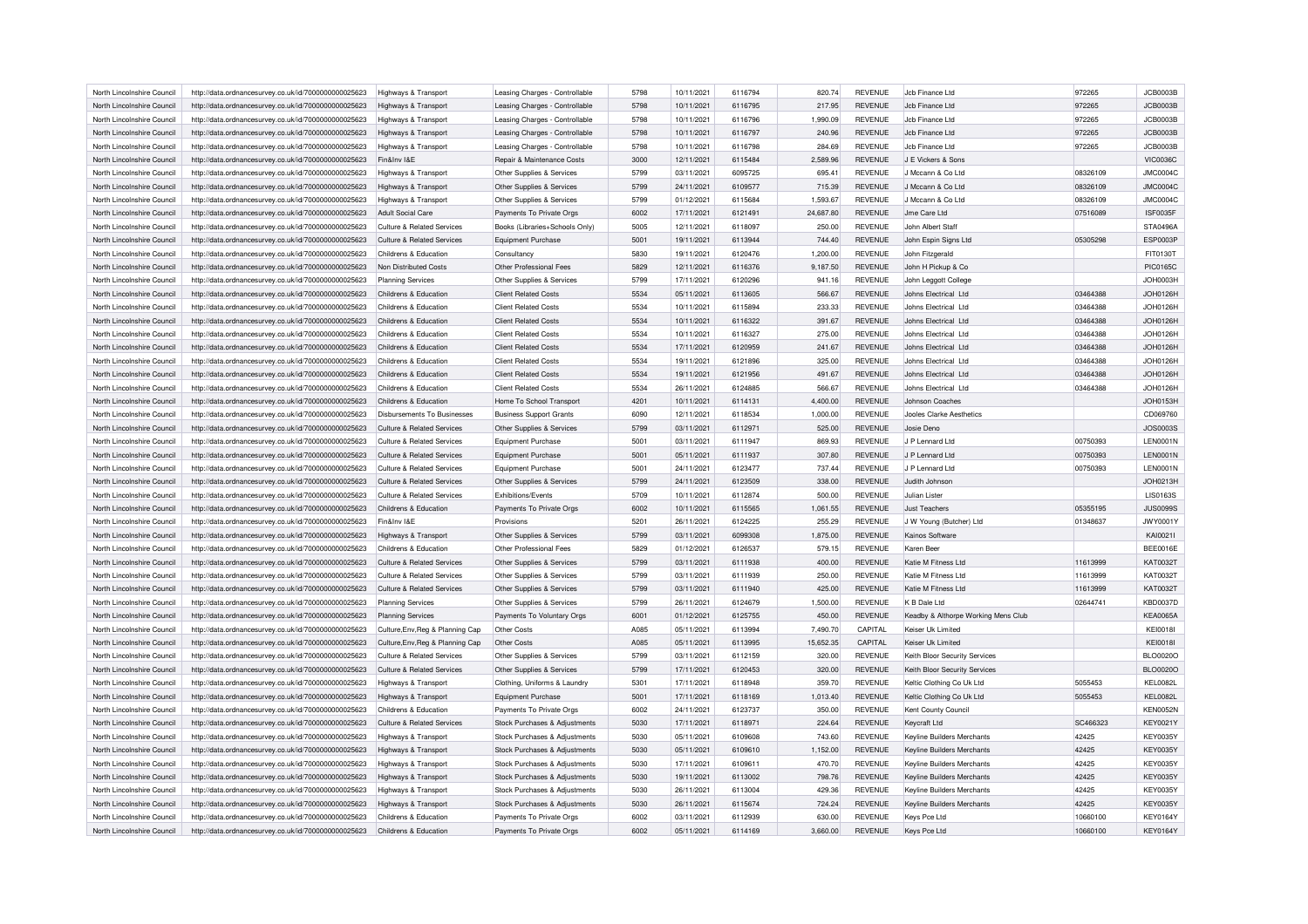| | | | | | | | | | | | | |
|---|---|---|---|---|---|---|---|---|---|---|---|---|
| North Lincolnshire Council | http://data.ordnancesurvey.co.uk/id/7000000000025623 | Highways & Transport | Leasing Charges - Controllable | 5798 | 10/11/2021 | 6116794 | 820.74 | REVENUE | Jcb Finance Ltd | 972265 | JCB0003B |
| North Lincolnshire Council | http://data.ordnancesurvey.co.uk/id/7000000000025623 | Highways & Transport | Leasing Charges - Controllable | 5798 | 10/11/2021 | 6116795 | 217.95 | REVENUE | Jcb Finance Ltd | 972265 | JCB0003B |
| North Lincolnshire Council | http://data.ordnancesurvey.co.uk/id/7000000000025623 | Highways & Transport | Leasing Charges - Controllable | 5798 | 10/11/2021 | 6116796 | 1,990.09 | REVENUE | Jcb Finance Ltd | 972265 | JCB0003B |
| North Lincolnshire Council | http://data.ordnancesurvey.co.uk/id/7000000000025623 | Highways & Transport | Leasing Charges - Controllable | 5798 | 10/11/2021 | 6116797 | 240.96 | REVENUE | Jcb Finance Ltd | 972265 | JCB0003B |
| North Lincolnshire Council | http://data.ordnancesurvey.co.uk/id/7000000000025623 | Highways & Transport | Leasing Charges - Controllable | 5798 | 10/11/2021 | 6116798 | 284.69 | REVENUE | Jcb Finance Ltd | 972265 | JCB0003B |
| North Lincolnshire Council | http://data.ordnancesurvey.co.uk/id/7000000000025623 | Fin&Inv I&E | Repair & Maintenance Costs | 3000 | 12/11/2021 | 6115484 | 2,589.96 | REVENUE | J E Vickers & Sons | | VIC0036C |
| North Lincolnshire Council | http://data.ordnancesurvey.co.uk/id/7000000000025623 | Highways & Transport | Other Supplies & Services | 5799 | 03/11/2021 | 6095725 | 695.41 | REVENUE | J Mccann & Co Ltd | 08326109 | JMC0004C |
| North Lincolnshire Council | http://data.ordnancesurvey.co.uk/id/7000000000025623 | Highways & Transport | Other Supplies & Services | 5799 | 24/11/2021 | 6109577 | 715.39 | REVENUE | J Mccann & Co Ltd | 08326109 | JMC0004C |
| North Lincolnshire Council | http://data.ordnancesurvey.co.uk/id/7000000000025623 | Highways & Transport | Other Supplies & Services | 5799 | 01/12/2021 | 6115684 | 1,593.67 | REVENUE | J Mccann & Co Ltd | 08326109 | JMC0004C |
| North Lincolnshire Council | http://data.ordnancesurvey.co.uk/id/7000000000025623 | Adult Social Care | Payments To Private Orgs | 6002 | 17/11/2021 | 6121491 | 24,687.80 | REVENUE | Jme Care Ltd | 07516089 | ISF0035F |
| North Lincolnshire Council | http://data.ordnancesurvey.co.uk/id/7000000000025623 | Culture & Related Services | Books (Libraries+Schools Only) | 5005 | 12/11/2021 | 6118097 | 250.00 | REVENUE | John Albert Staff | | STA0496A |
| North Lincolnshire Council | http://data.ordnancesurvey.co.uk/id/7000000000025623 | Culture & Related Services | Equipment Purchase | 5001 | 19/11/2021 | 6113944 | 744.40 | REVENUE | John Espin Signs Ltd | 05305298 | ESP0003P |
| North Lincolnshire Council | http://data.ordnancesurvey.co.uk/id/7000000000025623 | Childrens & Education | Consultancy | 5830 | 19/11/2021 | 6120476 | 1,200.00 | REVENUE | John Fitzgerald | | FIT0130T |
| North Lincolnshire Council | http://data.ordnancesurvey.co.uk/id/7000000000025623 | Non Distributed Costs | Other Professional Fees | 5829 | 12/11/2021 | 6116376 | 9,187.50 | REVENUE | John H Pickup & Co | | PIC0165C |
| North Lincolnshire Council | http://data.ordnancesurvey.co.uk/id/7000000000025623 | Planning Services | Other Supplies & Services | 5799 | 17/11/2021 | 6120296 | 941.16 | REVENUE | John Leggott College | | JOH0003H |
| North Lincolnshire Council | http://data.ordnancesurvey.co.uk/id/7000000000025623 | Childrens & Education | Client Related Costs | 5534 | 05/11/2021 | 6113605 | 566.67 | REVENUE | Johns Electrical Ltd | 03464388 | JOH0126H |
| North Lincolnshire Council | http://data.ordnancesurvey.co.uk/id/7000000000025623 | Childrens & Education | Client Related Costs | 5534 | 10/11/2021 | 6115894 | 233.33 | REVENUE | Johns Electrical Ltd | 03464388 | JOH0126H |
| North Lincolnshire Council | http://data.ordnancesurvey.co.uk/id/7000000000025623 | Childrens & Education | Client Related Costs | 5534 | 10/11/2021 | 6116322 | 391.67 | REVENUE | Johns Electrical Ltd | 03464388 | JOH0126H |
| North Lincolnshire Council | http://data.ordnancesurvey.co.uk/id/7000000000025623 | Childrens & Education | Client Related Costs | 5534 | 10/11/2021 | 6116327 | 275.00 | REVENUE | Johns Electrical Ltd | 03464388 | JOH0126H |
| North Lincolnshire Council | http://data.ordnancesurvey.co.uk/id/7000000000025623 | Childrens & Education | Client Related Costs | 5534 | 17/11/2021 | 6120959 | 241.67 | REVENUE | Johns Electrical Ltd | 03464388 | JOH0126H |
| North Lincolnshire Council | http://data.ordnancesurvey.co.uk/id/7000000000025623 | Childrens & Education | Client Related Costs | 5534 | 19/11/2021 | 6121896 | 325.00 | REVENUE | Johns Electrical Ltd | 03464388 | JOH0126H |
| North Lincolnshire Council | http://data.ordnancesurvey.co.uk/id/7000000000025623 | Childrens & Education | Client Related Costs | 5534 | 19/11/2021 | 6121956 | 491.67 | REVENUE | Johns Electrical Ltd | 03464388 | JOH0126H |
| North Lincolnshire Council | http://data.ordnancesurvey.co.uk/id/7000000000025623 | Childrens & Education | Client Related Costs | 5534 | 26/11/2021 | 6124885 | 566.67 | REVENUE | Johns Electrical Ltd | 03464388 | JOH0126H |
| North Lincolnshire Council | http://data.ordnancesurvey.co.uk/id/7000000000025623 | Childrens & Education | Home To School Transport | 4201 | 10/11/2021 | 6114131 | 4,400.00 | REVENUE | Johnson Coaches | | JOH0153H |
| North Lincolnshire Council | http://data.ordnancesurvey.co.uk/id/7000000000025623 | Disbursements To Businesses | Business Support Grants | 6090 | 12/11/2021 | 6118534 | 1,000.00 | REVENUE | Jooles Clarke Aesthetics | | CD069760 |
| North Lincolnshire Council | http://data.ordnancesurvey.co.uk/id/7000000000025623 | Culture & Related Services | Other Supplies & Services | 5799 | 03/11/2021 | 6112971 | 525.00 | REVENUE | Josie Deno | | JOS0003S |
| North Lincolnshire Council | http://data.ordnancesurvey.co.uk/id/7000000000025623 | Culture & Related Services | Equipment Purchase | 5001 | 03/11/2021 | 6111947 | 869.93 | REVENUE | J P Lennard Ltd | 00750393 | LEN0001N |
| North Lincolnshire Council | http://data.ordnancesurvey.co.uk/id/7000000000025623 | Culture & Related Services | Equipment Purchase | 5001 | 05/11/2021 | 6111937 | 307.80 | REVENUE | J P Lennard Ltd | 00750393 | LEN0001N |
| North Lincolnshire Council | http://data.ordnancesurvey.co.uk/id/7000000000025623 | Culture & Related Services | Equipment Purchase | 5001 | 24/11/2021 | 6123477 | 737.44 | REVENUE | J P Lennard Ltd | 00750393 | LEN0001N |
| North Lincolnshire Council | http://data.ordnancesurvey.co.uk/id/7000000000025623 | Culture & Related Services | Other Supplies & Services | 5799 | 24/11/2021 | 6123509 | 338.00 | REVENUE | Judith Johnson | | JOH0213H |
| North Lincolnshire Council | http://data.ordnancesurvey.co.uk/id/7000000000025623 | Culture & Related Services | Exhibitions/Events | 5709 | 10/11/2021 | 6112874 | 500.00 | REVENUE | Julian Lister | | LIS0163S |
| North Lincolnshire Council | http://data.ordnancesurvey.co.uk/id/7000000000025623 | Childrens & Education | Payments To Private Orgs | 6002 | 10/11/2021 | 6115565 | 1,061.55 | REVENUE | Just Teachers | 05355195 | JUS0099S |
| North Lincolnshire Council | http://data.ordnancesurvey.co.uk/id/7000000000025623 | Fin&Inv I&E | Provisions | 5201 | 26/11/2021 | 6124225 | 255.29 | REVENUE | J W Young (Butcher) Ltd | 01348637 | JWY0001Y |
| North Lincolnshire Council | http://data.ordnancesurvey.co.uk/id/7000000000025623 | Highways & Transport | Other Supplies & Services | 5799 | 03/11/2021 | 6099308 | 1,875.00 | REVENUE | Kainos Software | | KAI0021I |
| North Lincolnshire Council | http://data.ordnancesurvey.co.uk/id/7000000000025623 | Childrens & Education | Other Professional Fees | 5829 | 01/12/2021 | 6126537 | 579.15 | REVENUE | Karen Beer | | BEE0016E |
| North Lincolnshire Council | http://data.ordnancesurvey.co.uk/id/7000000000025623 | Culture & Related Services | Other Supplies & Services | 5799 | 03/11/2021 | 6111938 | 400.00 | REVENUE | Katie M Fitness Ltd | 11613999 | KAT0032T |
| North Lincolnshire Council | http://data.ordnancesurvey.co.uk/id/7000000000025623 | Culture & Related Services | Other Supplies & Services | 5799 | 03/11/2021 | 6111939 | 250.00 | REVENUE | Katie M Fitness Ltd | 11613999 | KAT0032T |
| North Lincolnshire Council | http://data.ordnancesurvey.co.uk/id/7000000000025623 | Culture & Related Services | Other Supplies & Services | 5799 | 03/11/2021 | 6111940 | 425.00 | REVENUE | Katie M Fitness Ltd | 11613999 | KAT0032T |
| North Lincolnshire Council | http://data.ordnancesurvey.co.uk/id/7000000000025623 | Planning Services | Other Supplies & Services | 5799 | 26/11/2021 | 6124679 | 1,500.00 | REVENUE | K B Dale Ltd | 02644741 | KBD0037D |
| North Lincolnshire Council | http://data.ordnancesurvey.co.uk/id/7000000000025623 | Planning Services | Payments To Voluntary Orgs | 6001 | 01/12/2021 | 6125755 | 450.00 | REVENUE | Keadby & Althorpe Working Mens Club | | KEA0065A |
| North Lincolnshire Council | http://data.ordnancesurvey.co.uk/id/7000000000025623 | Culture,Env,Reg & Planning Cap | Other Costs | A085 | 05/11/2021 | 6113994 | 7,490.70 | CAPITAL | Keiser Uk Limited | | KEI0018I |
| North Lincolnshire Council | http://data.ordnancesurvey.co.uk/id/7000000000025623 | Culture,Env,Reg & Planning Cap | Other Costs | A085 | 05/11/2021 | 6113995 | 15,652.35 | CAPITAL | Keiser Uk Limited | | KEI0018I |
| North Lincolnshire Council | http://data.ordnancesurvey.co.uk/id/7000000000025623 | Culture & Related Services | Other Supplies & Services | 5799 | 03/11/2021 | 6112159 | 320.00 | REVENUE | Keith Bloor Security Services | | BLO0020O |
| North Lincolnshire Council | http://data.ordnancesurvey.co.uk/id/7000000000025623 | Culture & Related Services | Other Supplies & Services | 5799 | 17/11/2021 | 6120453 | 320.00 | REVENUE | Keith Bloor Security Services | | BLO0020O |
| North Lincolnshire Council | http://data.ordnancesurvey.co.uk/id/7000000000025623 | Highways & Transport | Clothing, Uniforms & Laundry | 5301 | 17/11/2021 | 6118948 | 359.70 | REVENUE | Keltic Clothing Co Uk Ltd | 5055453 | KEL0082L |
| North Lincolnshire Council | http://data.ordnancesurvey.co.uk/id/7000000000025623 | Highways & Transport | Equipment Purchase | 5001 | 17/11/2021 | 6118169 | 1,013.40 | REVENUE | Keltic Clothing Co Uk Ltd | 5055453 | KEL0082L |
| North Lincolnshire Council | http://data.ordnancesurvey.co.uk/id/7000000000025623 | Childrens & Education | Payments To Private Orgs | 6002 | 24/11/2021 | 6123737 | 350.00 | REVENUE | Kent County Council | | KEN0052N |
| North Lincolnshire Council | http://data.ordnancesurvey.co.uk/id/7000000000025623 | Culture & Related Services | Stock Purchases & Adjustments | 5030 | 17/11/2021 | 6118971 | 224.64 | REVENUE | Keycraft Ltd | SC466323 | KEY0021Y |
| North Lincolnshire Council | http://data.ordnancesurvey.co.uk/id/7000000000025623 | Highways & Transport | Stock Purchases & Adjustments | 5030 | 05/11/2021 | 6109608 | 743.60 | REVENUE | Keyline Builders Merchants | 42425 | KEY0035Y |
| North Lincolnshire Council | http://data.ordnancesurvey.co.uk/id/7000000000025623 | Highways & Transport | Stock Purchases & Adjustments | 5030 | 05/11/2021 | 6109610 | 1,152.00 | REVENUE | Keyline Builders Merchants | 42425 | KEY0035Y |
| North Lincolnshire Council | http://data.ordnancesurvey.co.uk/id/7000000000025623 | Highways & Transport | Stock Purchases & Adjustments | 5030 | 17/11/2021 | 6109611 | 470.70 | REVENUE | Keyline Builders Merchants | 42425 | KEY0035Y |
| North Lincolnshire Council | http://data.ordnancesurvey.co.uk/id/7000000000025623 | Highways & Transport | Stock Purchases & Adjustments | 5030 | 19/11/2021 | 6113002 | 798.76 | REVENUE | Keyline Builders Merchants | 42425 | KEY0035Y |
| North Lincolnshire Council | http://data.ordnancesurvey.co.uk/id/7000000000025623 | Highways & Transport | Stock Purchases & Adjustments | 5030 | 26/11/2021 | 6113004 | 429.36 | REVENUE | Keyline Builders Merchants | 42425 | KEY0035Y |
| North Lincolnshire Council | http://data.ordnancesurvey.co.uk/id/7000000000025623 | Highways & Transport | Stock Purchases & Adjustments | 5030 | 26/11/2021 | 6115674 | 724.24 | REVENUE | Keyline Builders Merchants | 42425 | KEY0035Y |
| North Lincolnshire Council | http://data.ordnancesurvey.co.uk/id/7000000000025623 | Childrens & Education | Payments To Private Orgs | 6002 | 03/11/2021 | 6112939 | 630.00 | REVENUE | Keys Pce Ltd | 10660100 | KEY0164Y |
| North Lincolnshire Council | http://data.ordnancesurvey.co.uk/id/7000000000025623 | Childrens & Education | Payments To Private Orgs | 6002 | 05/11/2021 | 6114169 | 3,660.00 | REVENUE | Keys Pce Ltd | 10660100 | KEY0164Y |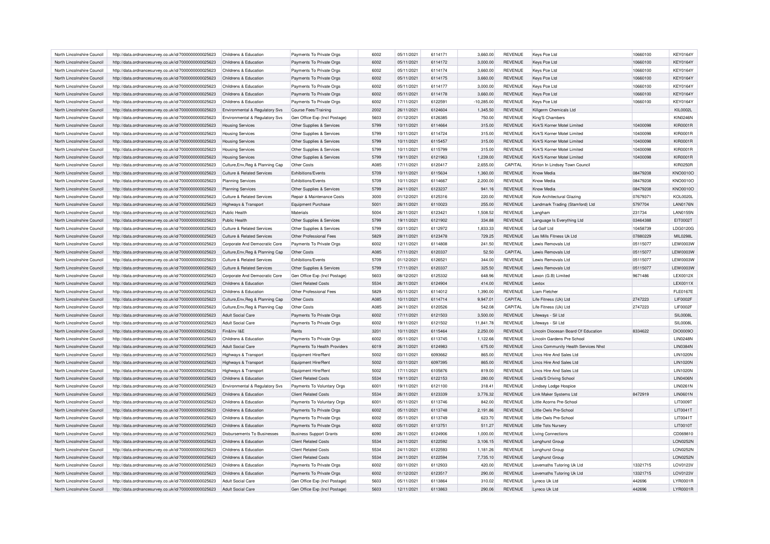| North Lincolnshire Council | http://data.ordnancesurvey.co.uk/id/7000000000025623 | Childrens & Education | Payments To Private Orgs | 6002 | 05/11/2021 | 6114171 | 3,660.00 | REVENUE | Keys Pce Ltd | 10660100 | KEY0164Y |
|---|---|---|---|---|---|---|---|---|---|---|---|
| North Lincolnshire Council | http://data.ordnancesurvey.co.uk/id/7000000000025623 | Childrens & Education | Payments To Private Orgs | 6002 | 05/11/2021 | 6114172 | 3,000.00 | REVENUE | Keys Pce Ltd | 10660100 | KEY0164Y |
| North Lincolnshire Council | http://data.ordnancesurvey.co.uk/id/7000000000025623 | Childrens & Education | Payments To Private Orgs | 6002 | 05/11/2021 | 6114174 | 3,660.00 | REVENUE | Keys Pce Ltd | 10660100 | KEY0164Y |
| North Lincolnshire Council | http://data.ordnancesurvey.co.uk/id/7000000000025623 | Childrens & Education | Payments To Private Orgs | 6002 | 05/11/2021 | 6114175 | 3,660.00 | REVENUE | Keys Pce Ltd | 10660100 | KEY0164Y |
| North Lincolnshire Council | http://data.ordnancesurvey.co.uk/id/7000000000025623 | Childrens & Education | Payments To Private Orgs | 6002 | 05/11/2021 | 6114177 | 3,000.00 | REVENUE | Keys Pce Ltd | 10660100 | KEY0164Y |
| North Lincolnshire Council | http://data.ordnancesurvey.co.uk/id/7000000000025623 | Childrens & Education | Payments To Private Orgs | 6002 | 05/11/2021 | 6114178 | 3,660.00 | REVENUE | Keys Pce Ltd | 10660100 | KEY0164Y |
| North Lincolnshire Council | http://data.ordnancesurvey.co.uk/id/7000000000025623 | Childrens & Education | Payments To Private Orgs | 6002 | 17/11/2021 | 6122591 | -10,285.00 | REVENUE | Keys Pce Ltd | 10660100 | KEY0164Y |
| North Lincolnshire Council | http://data.ordnancesurvey.co.uk/id/7000000000025623 | Environmental & Regulatory Svs | Course Fees/Training | 2002 | 26/11/2021 | 6124604 | 1,345.50 | REVENUE | Killgerm Chemicals Ltd | | KIL0002L |
| North Lincolnshire Council | http://data.ordnancesurvey.co.uk/id/7000000000025623 | Environmental & Regulatory Svs | Gen Office Exp (Incl Postage) | 5603 | 01/12/2021 | 6126385 | 750.00 | REVENUE | King'S Chambers | | KIN0246N |
| North Lincolnshire Council | http://data.ordnancesurvey.co.uk/id/7000000000025623 | Housing Services | Other Supplies & Services | 5799 | 10/11/2021 | 6114664 | 315.00 | REVENUE | Kirk'S Korner Motel Limited | 10400098 | KIR0001R |
| North Lincolnshire Council | http://data.ordnancesurvey.co.uk/id/7000000000025623 | Housing Services | Other Supplies & Services | 5799 | 10/11/2021 | 6114724 | 315.00 | REVENUE | Kirk'S Korner Motel Limited | 10400098 | KIR0001R |
| North Lincolnshire Council | http://data.ordnancesurvey.co.uk/id/7000000000025623 | Housing Services | Other Supplies & Services | 5799 | 10/11/2021 | 6115457 | 315.00 | REVENUE | Kirk'S Korner Motel Limited | 10400098 | KIR0001R |
| North Lincolnshire Council | http://data.ordnancesurvey.co.uk/id/7000000000025623 | Housing Services | Other Supplies & Services | 5799 | 10/11/2021 | 6115799 | 315.00 | REVENUE | Kirk'S Korner Motel Limited | 10400098 | KIR0001R |
| North Lincolnshire Council | http://data.ordnancesurvey.co.uk/id/7000000000025623 | Housing Services | Other Supplies & Services | 5799 | 19/11/2021 | 6121963 | 1,239.00 | REVENUE | Kirk'S Korner Motel Limited | 10400098 | KIR0001R |
| North Lincolnshire Council | http://data.ordnancesurvey.co.uk/id/7000000000025623 | Culture,Env,Reg & Planning Cap | Other Costs | A085 | 17/11/2021 | 6120417 | 2,655.00 | CAPITAL | Kirton In Lindsey Town Council | | KIR0250R |
| North Lincolnshire Council | http://data.ordnancesurvey.co.uk/id/7000000000025623 | Culture & Related Services | Exhibitions/Events | 5709 | 10/11/2021 | 6115634 | 1,360.00 | REVENUE | Know Media | 08479208 | KNO0010O |
| North Lincolnshire Council | http://data.ordnancesurvey.co.uk/id/7000000000025623 | Planning Services | Exhibitions/Events | 5709 | 10/11/2021 | 6114667 | 2,200.00 | REVENUE | Know Media | 08479208 | KNO0010O |
| North Lincolnshire Council | http://data.ordnancesurvey.co.uk/id/7000000000025623 | Planning Services | Other Supplies & Services | 5799 | 24/11/2021 | 6123237 | 941.16 | REVENUE | Know Media | 08479208 | KNO0010O |
| North Lincolnshire Council | http://data.ordnancesurvey.co.uk/id/7000000000025623 | Culture & Related Services | Repair & Maintenance Costs | 3000 | 01/12/2021 | 6125316 | 220.00 | REVENUE | Kole Architectural Glazing | 07679371 | KOL0020L |
| North Lincolnshire Council | http://data.ordnancesurvey.co.uk/id/7000000000025623 | Highways & Transport | Equipment Purchase | 5001 | 26/11/2021 | 6110023 | 255.00 | REVENUE | Landmark Trading (Stamford) Ltd | 5797704 | LAN0176N |
| North Lincolnshire Council | http://data.ordnancesurvey.co.uk/id/7000000000025623 | Public Health | Materials | 5004 | 26/11/2021 | 6123421 | 1,508.52 | REVENUE | Langham | 231734 | LAN0155N |
| North Lincolnshire Council | http://data.ordnancesurvey.co.uk/id/7000000000025623 | Public Health | Other Supplies & Services | 5799 | 19/11/2021 | 6121902 | 334.88 | REVENUE | Language Is Everything Ltd | 03464388 | EIT0002T |
| North Lincolnshire Council | http://data.ordnancesurvey.co.uk/id/7000000000025623 | Culture & Related Services | Other Supplies & Services | 5799 | 03/11/2021 | 6112972 | 1,833.33 | REVENUE | Ld Golf Ltd | 10458739 | LDG0120G |
| North Lincolnshire Council | http://data.ordnancesurvey.co.uk/id/7000000000025623 | Culture & Related Services | Other Professional Fees | 5829 | 28/11/2021 | 6123478 | 729.25 | REVENUE | Les Mills Fitness Uk Ltd | 07880229 | MIL0298L |
| North Lincolnshire Council | http://data.ordnancesurvey.co.uk/id/7000000000025623 | Corporate And Democratic Core | Payments To Private Orgs | 6002 | 12/11/2021 | 6114808 | 241.50 | REVENUE | Lewis Removals Ltd | 05115077 | LEW0003W |
| North Lincolnshire Council | http://data.ordnancesurvey.co.uk/id/7000000000025623 | Culture,Env,Reg & Planning Cap | Other Costs | A085 | 17/11/2021 | 6120337 | 52.50 | CAPITAL | Lewis Removals Ltd | 05115077 | LEW0003W |
| North Lincolnshire Council | http://data.ordnancesurvey.co.uk/id/7000000000025623 | Culture & Related Services | Exhibitions/Events | 5709 | 01/12/2021 | 6126521 | 344.00 | REVENUE | Lewis Removals Ltd | 05115077 | LEW0003W |
| North Lincolnshire Council | http://data.ordnancesurvey.co.uk/id/7000000000025623 | Culture & Related Services | Other Supplies & Services | 5799 | 17/11/2021 | 6120337 | 325.50 | REVENUE | Lewis Removals Ltd | 05115077 | LEW0003W |
| North Lincolnshire Council | http://data.ordnancesurvey.co.uk/id/7000000000025623 | Corporate And Democratic Core | Gen Office Exp (Incl Postage) | 5603 | 08/12/2021 | 6125332 | 648.96 | REVENUE | Lexon (G.B) Limited | 9671486 | LEX0012X |
| North Lincolnshire Council | http://data.ordnancesurvey.co.uk/id/7000000000025623 | Childrens & Education | Client Related Costs | 5534 | 26/11/2021 | 6124904 | 414.00 | REVENUE | Lextox | | LEX0011X |
| North Lincolnshire Council | http://data.ordnancesurvey.co.uk/id/7000000000025623 | Childrens & Education | Other Professional Fees | 5829 | 05/11/2021 | 6114012 | 1,390.00 | REVENUE | Liam Fletcher | | FLE0167E |
| North Lincolnshire Council | http://data.ordnancesurvey.co.uk/id/7000000000025623 | Culture,Env,Reg & Planning Cap | Other Costs | A085 | 10/11/2021 | 6114714 | 9,947.01 | CAPITAL | Life Fitness (Uk) Ltd | 2747223 | LIF0002F |
| North Lincolnshire Council | http://data.ordnancesurvey.co.uk/id/7000000000025623 | Culture,Env,Reg & Planning Cap | Other Costs | A085 | 24/11/2021 | 6120526 | 542.08 | CAPITAL | Life Fitness (Uk) Ltd | 2747223 | LIF0002F |
| North Lincolnshire Council | http://data.ordnancesurvey.co.uk/id/7000000000025623 | Adult Social Care | Payments To Private Orgs | 6002 | 17/11/2021 | 6121503 | 3,500.00 | REVENUE | Lifeways - Sil Ltd | | SIL0008L |
| North Lincolnshire Council | http://data.ordnancesurvey.co.uk/id/7000000000025623 | Adult Social Care | Payments To Private Orgs | 6002 | 19/11/2021 | 6121502 | 11,841.78 | REVENUE | Lifeways - Sil Ltd | | SIL0008L |
| North Lincolnshire Council | http://data.ordnancesurvey.co.uk/id/7000000000025623 | Fin&Inv I&E | Rents | 3201 | 10/11/2021 | 6115464 | 2,250.00 | REVENUE | Lincoln Diocesan Board Of Education | 8334622 | DIO0009O |
| North Lincolnshire Council | http://data.ordnancesurvey.co.uk/id/7000000000025623 | Childrens & Education | Payments To Private Orgs | 6002 | 05/11/2021 | 6113745 | 1,122.66 | REVENUE | Lincoln Gardens Pre School | | LIN0248N |
| North Lincolnshire Council | http://data.ordnancesurvey.co.uk/id/7000000000025623 | Adult Social Care | Payments To Health Providers | 6019 | 26/11/2021 | 6124983 | 675.00 | REVENUE | Lincs Community Health Services Nhst | | LIN0384N |
| North Lincolnshire Council | http://data.ordnancesurvey.co.uk/id/7000000000025623 | Highways & Transport | Equipment Hire/Rent | 5002 | 03/11/2021 | 6093662 | 865.00 | REVENUE | Lincs Hire And Sales Ltd | | LIN1020N |
| North Lincolnshire Council | http://data.ordnancesurvey.co.uk/id/7000000000025623 | Highways & Transport | Equipment Hire/Rent | 5002 | 03/11/2021 | 6097395 | 865.00 | REVENUE | Lincs Hire And Sales Ltd | | LIN1020N |
| North Lincolnshire Council | http://data.ordnancesurvey.co.uk/id/7000000000025623 | Highways & Transport | Equipment Hire/Rent | 5002 | 17/11/2021 | 6105876 | 819.00 | REVENUE | Lincs Hire And Sales Ltd | | LIN1020N |
| North Lincolnshire Council | http://data.ordnancesurvey.co.uk/id/7000000000025623 | Childrens & Education | Client Related Costs | 5534 | 19/11/2021 | 6122153 | 280.00 | REVENUE | Linda'S Driving School | | LIN0406N |
| North Lincolnshire Council | http://data.ordnancesurvey.co.uk/id/7000000000025623 | Environmental & Regulatory Svs | Payments To Voluntary Orgs | 6001 | 19/11/2021 | 6121100 | 318.41 | REVENUE | Lindsey Lodge Hospice | | LIN0261N |
| North Lincolnshire Council | http://data.ordnancesurvey.co.uk/id/7000000000025623 | Childrens & Education | Client Related Costs | 5534 | 26/11/2021 | 6123339 | 3,776.32 | REVENUE | Link Maker Systems Ltd | 8472919 | LIN0601N |
| North Lincolnshire Council | http://data.ordnancesurvey.co.uk/id/7000000000025623 | Childrens & Education | Payments To Voluntary Orgs | 6001 | 05/11/2021 | 6113746 | 842.00 | REVENUE | Little Acorns Pre-School | | LIT0009T |
| North Lincolnshire Council | http://data.ordnancesurvey.co.uk/id/7000000000025623 | Childrens & Education | Payments To Private Orgs | 6002 | 05/11/2021 | 6113748 | 2,191.86 | REVENUE | Little Owls Pre-School | | LIT0041T |
| North Lincolnshire Council | http://data.ordnancesurvey.co.uk/id/7000000000025623 | Childrens & Education | Payments To Private Orgs | 6002 | 05/11/2021 | 6113749 | 623.70 | REVENUE | Little Owls Pre-School | | LIT0041T |
| North Lincolnshire Council | http://data.ordnancesurvey.co.uk/id/7000000000025623 | Childrens & Education | Payments To Private Orgs | 6002 | 05/11/2021 | 6113751 | 511.27 | REVENUE | Little Tots Nursery | | LIT0010T |
| North Lincolnshire Council | http://data.ordnancesurvey.co.uk/id/7000000000025623 | Disbursements To Businesses | Business Support Grants | 6090 | 26/11/2021 | 6124906 | 1,000.00 | REVENUE | Living Connections | | CD069810 |
| North Lincolnshire Council | http://data.ordnancesurvey.co.uk/id/7000000000025623 | Childrens & Education | Client Related Costs | 5534 | 24/11/2021 | 6122592 | 3,106.15 | REVENUE | Longhurst Group | | LON0252N |
| North Lincolnshire Council | http://data.ordnancesurvey.co.uk/id/7000000000025623 | Childrens & Education | Client Related Costs | 5534 | 24/11/2021 | 6122593 | 1,181.26 | REVENUE | Longhurst Group | | LON0252N |
| North Lincolnshire Council | http://data.ordnancesurvey.co.uk/id/7000000000025623 | Childrens & Education | Client Related Costs | 5534 | 24/11/2021 | 6122594 | 7,735.10 | REVENUE | Longhurst Group | | LON0252N |
| North Lincolnshire Council | http://data.ordnancesurvey.co.uk/id/7000000000025623 | Childrens & Education | Payments To Private Orgs | 6002 | 03/11/2021 | 6112933 | 420.00 | REVENUE | Lovemaths Tutoring Uk Ltd | 13321715 | LOV0123V |
| North Lincolnshire Council | http://data.ordnancesurvey.co.uk/id/7000000000025623 | Childrens & Education | Payments To Private Orgs | 6002 | 01/12/2021 | 6123517 | 290.00 | REVENUE | Lovemaths Tutoring Uk Ltd | 13321715 | LOV0123V |
| North Lincolnshire Council | http://data.ordnancesurvey.co.uk/id/7000000000025623 | Adult Social Care | Gen Office Exp (Incl Postage) | 5603 | 05/11/2021 | 6113864 | 310.02 | REVENUE | Lyreco Uk Ltd | 442696 | LYR0001R |
| North Lincolnshire Council | http://data.ordnancesurvey.co.uk/id/7000000000025623 | Adult Social Care | Gen Office Exp (Incl Postage) | 5603 | 12/11/2021 | 6113863 | 290.06 | REVENUE | Lyreco Uk Ltd | 442696 | LYR0001R |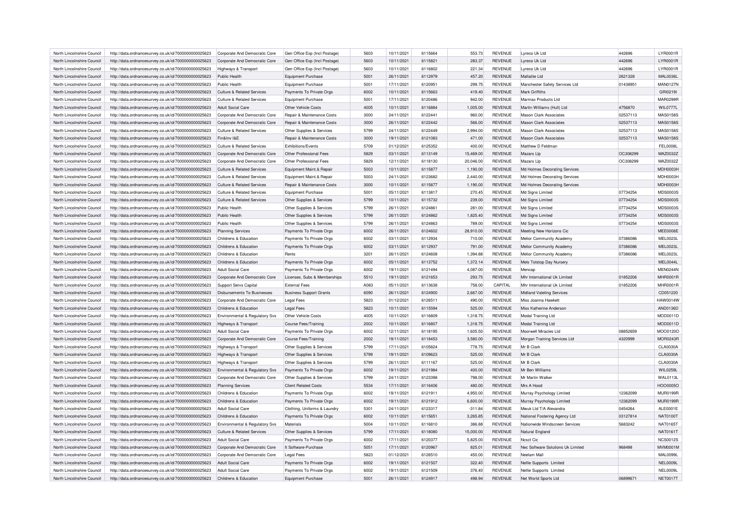| | | | | | | | | | | | |
|---|---|---|---|---|---|---|---|---|---|---|---|
| North Lincolnshire Council | http://data.ordnancesurvey.co.uk/id/7000000000025623 | Corporate And Democratic Core | Gen Office Exp (Incl Postage) | 5603 | 10/11/2021 | 6115664 | 553.73 | REVENUE | Lyreco Uk Ltd | 442696 | LYR0001R |
| North Lincolnshire Council | http://data.ordnancesurvey.co.uk/id/7000000000025623 | Corporate And Democratic Core | Gen Office Exp (Incl Postage) | 5603 | 10/11/2021 | 6115821 | 283.37 | REVENUE | Lyreco Uk Ltd | 442696 | LYR0001R |
| North Lincolnshire Council | http://data.ordnancesurvey.co.uk/id/7000000000025623 | Highways & Transport | Gen Office Exp (Incl Postage) | 5603 | 10/11/2021 | 6116802 | 221.34 | REVENUE | Lyreco Uk Ltd | 442696 | LYR0001R |
| North Lincolnshire Council | http://data.ordnancesurvey.co.uk/id/7000000000025623 | Public Health | Equipment Purchase | 5001 | 26/11/2021 | 6112979 | 457.20 | REVENUE | Mallatite Ltd | 2621328 | MAL0036L |
| North Lincolnshire Council | http://data.ordnancesurvey.co.uk/id/7000000000025623 | Public Health | Equipment Purchase | 5001 | 17/11/2021 | 6120951 | 299.75 | REVENUE | Manchester Safety Services Ltd | 01438951 | MAN0127N |
| North Lincolnshire Council | http://data.ordnancesurvey.co.uk/id/7000000000025623 | Culture & Related Services | Payments To Private Orgs | 6002 | 10/11/2021 | 6115663 | 419.40 | REVENUE | Mark Griffiths | | GRI0219I |
| North Lincolnshire Council | http://data.ordnancesurvey.co.uk/id/7000000000025623 | Culture & Related Services | Equipment Purchase | 5001 | 17/11/2021 | 6120486 | 942.00 | REVENUE | Marmax Products Ltd | | MAR0299R |
| North Lincolnshire Council | http://data.ordnancesurvey.co.uk/id/7000000000025623 | Adult Social Care | Other Vehicle Costs | 4005 | 10/11/2021 | 6116884 | 1,005.00 | REVENUE | Martin Williams (Hull) Ltd | 4756870 | WIL0777L |
| North Lincolnshire Council | http://data.ordnancesurvey.co.uk/id/7000000000025623 | Corporate And Democratic Core | Repair & Maintenance Costs | 3000 | 24/11/2021 | 6122441 | 960.00 | REVENUE | Mason Clark Associates | 02537113 | MAS0158S |
| North Lincolnshire Council | http://data.ordnancesurvey.co.uk/id/7000000000025623 | Corporate And Democratic Core | Repair & Maintenance Costs | 3000 | 26/11/2021 | 6122442 | 566.00 | REVENUE | Mason Clark Associates | 02537113 | MAS0158S |
| North Lincolnshire Council | http://data.ordnancesurvey.co.uk/id/7000000000025623 | Culture & Related Services | Other Supplies & Services | 5799 | 24/11/2021 | 6122449 | 2,994.00 | REVENUE | Mason Clark Associates | 02537113 | MAS0158S |
| North Lincolnshire Council | http://data.ordnancesurvey.co.uk/id/7000000000025623 | Fin&Inv I&E | Repair & Maintenance Costs | 3000 | 19/11/2021 | 6121083 | 471.00 | REVENUE | Mason Clark Associates | 02537113 | MAS0158S |
| North Lincolnshire Council | http://data.ordnancesurvey.co.uk/id/7000000000025623 | Culture & Related Services | Exhibitions/Events | 5709 | 01/12/2021 | 6125352 | 400.00 | REVENUE | Matthew D Feldman | | FEL0008L |
| North Lincolnshire Council | http://data.ordnancesurvey.co.uk/id/7000000000025623 | Corporate And Democratic Core | Other Professional Fees | 5829 | 03/11/2021 | 6113149 | 15,469.00 | REVENUE | Mazars Llp | OC308299 | MAZ0032Z |
| North Lincolnshire Council | http://data.ordnancesurvey.co.uk/id/7000000000025623 | Corporate And Democratic Core | Other Professional Fees | 5829 | 12/11/2021 | 6118130 | 20,046.00 | REVENUE | Mazars Llp | OC308299 | MAZ0032Z |
| North Lincolnshire Council | http://data.ordnancesurvey.co.uk/id/7000000000025623 | Culture & Related Services | Equipment Maint.& Repair | 5003 | 10/11/2021 | 6115877 | 1,190.00 | REVENUE | Md Holmes Decorating Services | | MDH0003H |
| North Lincolnshire Council | http://data.ordnancesurvey.co.uk/id/7000000000025623 | Culture & Related Services | Equipment Maint.& Repair | 5003 | 24/11/2021 | 6123682 | 2,440.00 | REVENUE | Md Holmes Decorating Services | | MDH0003H |
| North Lincolnshire Council | http://data.ordnancesurvey.co.uk/id/7000000000025623 | Culture & Related Services | Repair & Maintenance Costs | 3000 | 10/11/2021 | 6115877 | 1,190.00 | REVENUE | Md Holmes Decorating Services | | MDH0003H |
| North Lincolnshire Council | http://data.ordnancesurvey.co.uk/id/7000000000025623 | Culture & Related Services | Equipment Purchase | 5001 | 05/11/2021 | 6113817 | 270.45 | REVENUE | Md Signs Limited | 07734254 | MDS0003S |
| North Lincolnshire Council | http://data.ordnancesurvey.co.uk/id/7000000000025623 | Culture & Related Services | Other Supplies & Services | 5799 | 10/11/2021 | 6115732 | 239.00 | REVENUE | Md Signs Limited | 07734254 | MDS0003S |
| North Lincolnshire Council | http://data.ordnancesurvey.co.uk/id/7000000000025623 | Public Health | Other Supplies & Services | 5799 | 26/11/2021 | 6124861 | 281.00 | REVENUE | Md Signs Limited | 07734254 | MDS0003S |
| North Lincolnshire Council | http://data.ordnancesurvey.co.uk/id/7000000000025623 | Public Health | Other Supplies & Services | 5799 | 26/11/2021 | 6124862 | 1,825.40 | REVENUE | Md Signs Limited | 07734254 | MDS0003S |
| North Lincolnshire Council | http://data.ordnancesurvey.co.uk/id/7000000000025623 | Public Health | Other Supplies & Services | 5799 | 26/11/2021 | 6124863 | 789.00 | REVENUE | Md Signs Limited | 07734254 | MDS0003S |
| North Lincolnshire Council | http://data.ordnancesurvey.co.uk/id/7000000000025623 | Planning Services | Payments To Private Orgs | 6002 | 26/11/2021 | 6124602 | 28,910.00 | REVENUE | Meeting New Horizons Cic | | MEE0006E |
| North Lincolnshire Council | http://data.ordnancesurvey.co.uk/id/7000000000025623 | Childrens & Education | Payments To Private Orgs | 6002 | 03/11/2021 | 6112934 | 710.00 | REVENUE | Melior Community Academy | 07386086 | MEL0023L |
| North Lincolnshire Council | http://data.ordnancesurvey.co.uk/id/7000000000025623 | Childrens & Education | Payments To Private Orgs | 6002 | 03/11/2021 | 6112937 | 791.00 | REVENUE | Melior Community Academy | 07386086 | MEL0023L |
| North Lincolnshire Council | http://data.ordnancesurvey.co.uk/id/7000000000025623 | Childrens & Education | Rents | 3201 | 26/11/2021 | 6124608 | 1,394.88 | REVENUE | Melior Community Academy | 07386086 | MEL0023L |
| North Lincolnshire Council | http://data.ordnancesurvey.co.uk/id/7000000000025623 | Childrens & Education | Payments To Private Orgs | 6002 | 05/11/2021 | 6113752 | 1,372.14 | REVENUE | Mels Totstop Day Nursery | | MEL0044L |
| North Lincolnshire Council | http://data.ordnancesurvey.co.uk/id/7000000000025623 | Adult Social Care | Payments To Private Orgs | 6002 | 19/11/2021 | 6121494 | 4,087.00 | REVENUE | Mencap | | MEN0244N |
| North Lincolnshire Council | http://data.ordnancesurvey.co.uk/id/7000000000025623 | Corporate And Democratic Core | Licenses, Subs & Memberships | 5510 | 19/11/2021 | 6121653 | 293.75 | REVENUE | Mhr International Uk Limited | 01852206 | MHR0001R |
| North Lincolnshire Council | http://data.ordnancesurvey.co.uk/id/7000000000025623 | Support Servs Capital | External Fees | A083 | 05/11/2021 | 6113638 | 758.00 | CAPITAL | Mhr International Uk Limited | 01852206 | MHR0001R |
| North Lincolnshire Council | http://data.ordnancesurvey.co.uk/id/7000000000025623 | Disbursements To Businesses | Business Support Grants | 6090 | 26/11/2021 | 6124900 | 2,667.00 | REVENUE | Midland Valeting Services | | CD051220 |
| North Lincolnshire Council | http://data.ordnancesurvey.co.uk/id/7000000000025623 | Corporate And Democratic Core | Legal Fees | 5823 | 01/12/2021 | 6126511 | 490.00 | REVENUE | Miss Joanna Hawkett | | HAW0014W |
| North Lincolnshire Council | http://data.ordnancesurvey.co.uk/id/7000000000025623 | Childrens & Education | Legal Fees | 5823 | 10/11/2021 | 6115594 | 525.00 | REVENUE | Miss Katherine Anderson | | AND0136D |
| North Lincolnshire Council | http://data.ordnancesurvey.co.uk/id/7000000000025623 | Environmental & Regulatory Svs | Other Vehicle Costs | 4005 | 10/11/2021 | 6116809 | 1,318.75 | REVENUE | Modal Training Ltd | | MOD0011D |
| North Lincolnshire Council | http://data.ordnancesurvey.co.uk/id/7000000000025623 | Highways & Transport | Course Fees/Training | 2002 | 10/11/2021 | 6116807 | 1,318.75 | REVENUE | Modal Training Ltd | | MOD0011D |
| North Lincolnshire Council | http://data.ordnancesurvey.co.uk/id/7000000000025623 | Adult Social Care | Payments To Private Orgs | 6002 | 12/11/2021 | 6118195 | 1,605.50 | REVENUE | Moorwell Miracles Ltd | 08852659 | MOO0120O |
| North Lincolnshire Council | http://data.ordnancesurvey.co.uk/id/7000000000025623 | Corporate And Democratic Core | Course Fees/Training | 2002 | 19/11/2021 | 6118453 | 3,580.00 | REVENUE | Morgan Training Services Ltd | 4320999 | MOR0243R |
| North Lincolnshire Council | http://data.ordnancesurvey.co.uk/id/7000000000025623 | Highways & Transport | Other Supplies & Services | 5799 | 17/11/2021 | 6105824 | 778.75 | REVENUE | Mr B Clark | | CLA0030A |
| North Lincolnshire Council | http://data.ordnancesurvey.co.uk/id/7000000000025623 | Highways & Transport | Other Supplies & Services | 5799 | 19/11/2021 | 6109623 | 525.00 | REVENUE | Mr B Clark | | CLA0030A |
| North Lincolnshire Council | http://data.ordnancesurvey.co.uk/id/7000000000025623 | Highways & Transport | Other Supplies & Services | 5799 | 26/11/2021 | 6111167 | 525.00 | REVENUE | Mr B Clark | | CLA0030A |
| North Lincolnshire Council | http://data.ordnancesurvey.co.uk/id/7000000000025623 | Environmental & Regulatory Svs | Payments To Private Orgs | 6002 | 19/11/2021 | 6121984 | 400.00 | REVENUE | Mr Ben Williams | | WIL0259L |
| North Lincolnshire Council | http://data.ordnancesurvey.co.uk/id/7000000000025623 | Corporate And Democratic Core | Other Supplies & Services | 5799 | 24/11/2021 | 6123398 | 798.00 | REVENUE | Mr Martin Walker | | WAL0113L |
| North Lincolnshire Council | http://data.ordnancesurvey.co.uk/id/7000000000025623 | Planning Services | Client Related Costs | 5534 | 17/11/2021 | 6116406 | 480.00 | REVENUE | Mrs A Hood | | HOO0005O |
| North Lincolnshire Council | http://data.ordnancesurvey.co.uk/id/7000000000025623 | Childrens & Education | Payments To Private Orgs | 6002 | 19/11/2021 | 6121911 | 4,950.00 | REVENUE | Murray Psychology Limited | 12362099 | MUR0199R |
| North Lincolnshire Council | http://data.ordnancesurvey.co.uk/id/7000000000025623 | Childrens & Education | Payments To Private Orgs | 6002 | 19/11/2021 | 6121912 | 6,600.00 | REVENUE | Murray Psychology Limited | 12362099 | MUR0199R |
| North Lincolnshire Council | http://data.ordnancesurvey.co.uk/id/7000000000025623 | Adult Social Care | Clothing, Uniforms & Laundry | 5301 | 24/11/2021 | 6123317 | -311.84 | REVENUE | Mwuk Ltd T/A Alexandra | 0454264 | ALE0001E |
| North Lincolnshire Council | http://data.ordnancesurvey.co.uk/id/7000000000025623 | Childrens & Education | Payments To Private Orgs | 6002 | 10/11/2021 | 6115651 | 3,265.85 | REVENUE | National Fostering Agency Ltd | 03127814 | NAT0100T |
| North Lincolnshire Council | http://data.ordnancesurvey.co.uk/id/7000000000025623 | Environmental & Regulatory Svs | Materials | 5004 | 10/11/2021 | 6116810 | 386.88 | REVENUE | Nationwide Windscreen Services | 5683242 | NAT0165T |
| North Lincolnshire Council | http://data.ordnancesurvey.co.uk/id/7000000000025623 | Culture & Related Services | Other Supplies & Services | 5799 | 17/11/2021 | 6118080 | 15,000.00 | REVENUE | Natural England | | NAT0161T |
| North Lincolnshire Council | http://data.ordnancesurvey.co.uk/id/7000000000025623 | Adult Social Care | Payments To Private Orgs | 6002 | 17/11/2021 | 6120377 | 5,825.00 | REVENUE | Ncsct Cic | | NCS0012S |
| North Lincolnshire Council | http://data.ordnancesurvey.co.uk/id/7000000000025623 | Corporate And Democratic Core | It Software-Purchase | 5051 | 17/11/2021 | 6120967 | 825.01 | REVENUE | Nec Software Solutions Uk Limited | 968498 | MVM0001M |
| North Lincolnshire Council | http://data.ordnancesurvey.co.uk/id/7000000000025623 | Corporate And Democratic Core | Legal Fees | 5823 | 01/12/2021 | 6126510 | 450.00 | REVENUE | Neelam Mall | | MAL0099L |
| North Lincolnshire Council | http://data.ordnancesurvey.co.uk/id/7000000000025623 | Adult Social Care | Payments To Private Orgs | 6002 | 19/11/2021 | 6121507 | 322.40 | REVENUE | Nellie Supports Limited | | NEL0009L |
| North Lincolnshire Council | http://data.ordnancesurvey.co.uk/id/7000000000025623 | Adult Social Care | Payments To Private Orgs | 6002 | 19/11/2021 | 6121509 | 376.40 | REVENUE | Nellie Supports Limited | | NEL0009L |
| North Lincolnshire Council | http://data.ordnancesurvey.co.uk/id/7000000000025623 | Childrens & Education | Equipment Purchase | 5001 | 26/11/2021 | 6124917 | 498.94 | REVENUE | Net World Sports Ltd | 06899671 | NET0017T |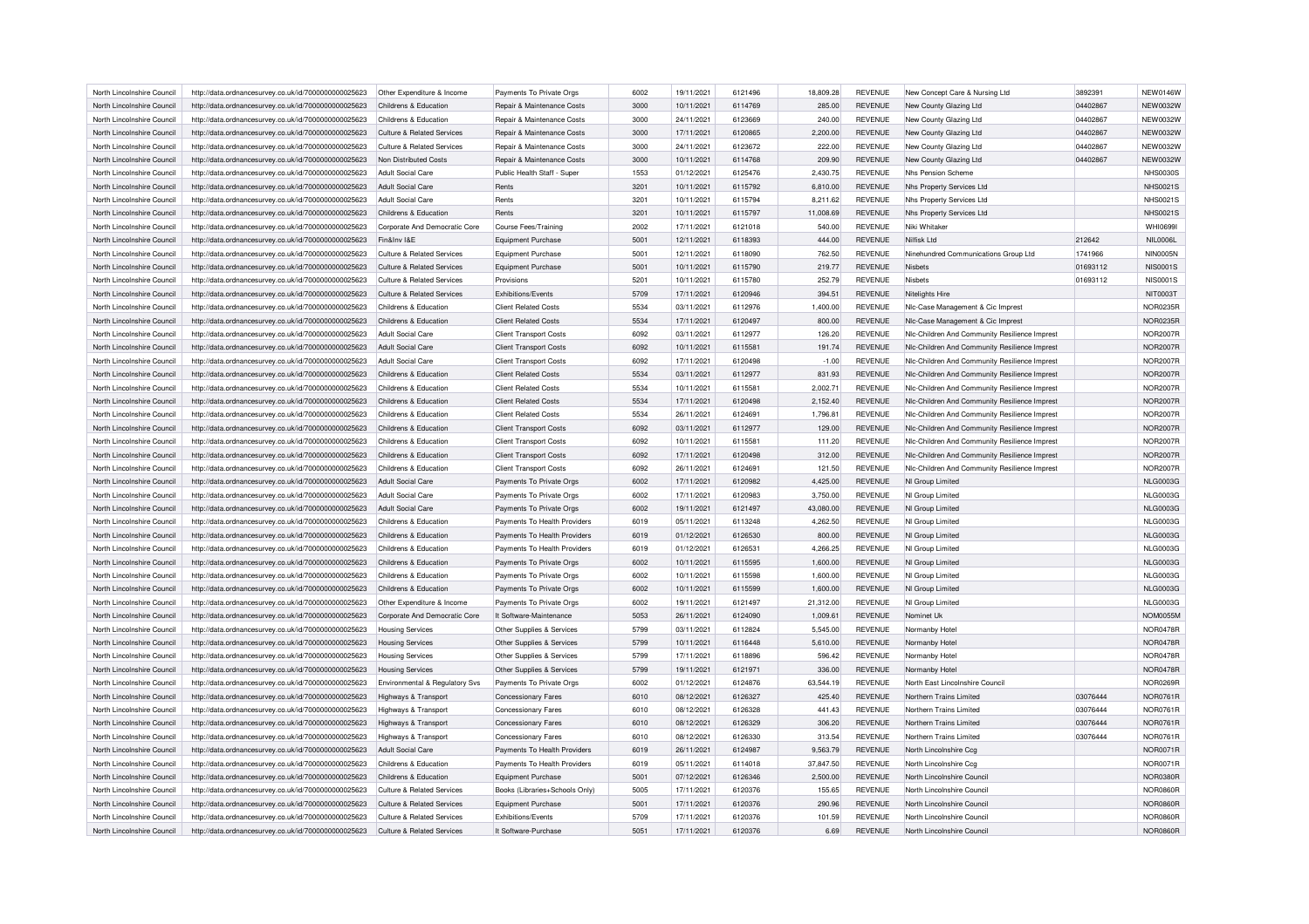| | | | | | | | | | | | |
|---|---|---|---|---|---|---|---|---|---|---|---|
| North Lincolnshire Council | http://data.ordnancesurvey.co.uk/id/7000000000025623 | Other Expenditure & Income | Payments To Private Orgs | 6002 | 19/11/2021 | 6121496 | 18,809.28 | REVENUE | New Concept Care & Nursing Ltd | 3892391 | NEW0146W |
| North Lincolnshire Council | http://data.ordnancesurvey.co.uk/id/7000000000025623 | Childrens & Education | Repair & Maintenance Costs | 3000 | 10/11/2021 | 6114769 | 285.00 | REVENUE | New County Glazing Ltd | 04402867 | NEW0032W |
| North Lincolnshire Council | http://data.ordnancesurvey.co.uk/id/7000000000025623 | Childrens & Education | Repair & Maintenance Costs | 3000 | 24/11/2021 | 6123669 | 240.00 | REVENUE | New County Glazing Ltd | 04402867 | NEW0032W |
| North Lincolnshire Council | http://data.ordnancesurvey.co.uk/id/7000000000025623 | Culture & Related Services | Repair & Maintenance Costs | 3000 | 17/11/2021 | 6120865 | 2,200.00 | REVENUE | New County Glazing Ltd | 04402867 | NEW0032W |
| North Lincolnshire Council | http://data.ordnancesurvey.co.uk/id/7000000000025623 | Culture & Related Services | Repair & Maintenance Costs | 3000 | 24/11/2021 | 6123672 | 222.00 | REVENUE | New County Glazing Ltd | 04402867 | NEW0032W |
| North Lincolnshire Council | http://data.ordnancesurvey.co.uk/id/7000000000025623 | Non Distributed Costs | Repair & Maintenance Costs | 3000 | 10/11/2021 | 6114768 | 209.90 | REVENUE | New County Glazing Ltd | 04402867 | NEW0032W |
| North Lincolnshire Council | http://data.ordnancesurvey.co.uk/id/7000000000025623 | Adult Social Care | Public Health Staff - Super | 1553 | 01/12/2021 | 6125476 | 2,430.75 | REVENUE | Nhs Pension Scheme | | NHS0030S |
| North Lincolnshire Council | http://data.ordnancesurvey.co.uk/id/7000000000025623 | Adult Social Care | Rents | 3201 | 10/11/2021 | 6115792 | 6,810.00 | REVENUE | Nhs Property Services Ltd | | NHS0021S |
| North Lincolnshire Council | http://data.ordnancesurvey.co.uk/id/7000000000025623 | Adult Social Care | Rents | 3201 | 10/11/2021 | 6115794 | 8,211.62 | REVENUE | Nhs Property Services Ltd | | NHS0021S |
| North Lincolnshire Council | http://data.ordnancesurvey.co.uk/id/7000000000025623 | Childrens & Education | Rents | 3201 | 10/11/2021 | 6115797 | 11,008.69 | REVENUE | Nhs Property Services Ltd | | NHS0021S |
| North Lincolnshire Council | http://data.ordnancesurvey.co.uk/id/7000000000025623 | Corporate And Democratic Core | Course Fees/Training | 2002 | 17/11/2021 | 6121018 | 540.00 | REVENUE | Niki Whitaker | | WHI0699I |
| North Lincolnshire Council | http://data.ordnancesurvey.co.uk/id/7000000000025623 | Fin&Inv I&E | Equipment Purchase | 5001 | 12/11/2021 | 6118393 | 444.00 | REVENUE | Nilfisk Ltd | 212642 | NIL0006L |
| North Lincolnshire Council | http://data.ordnancesurvey.co.uk/id/7000000000025623 | Culture & Related Services | Equipment Purchase | 5001 | 12/11/2021 | 6118090 | 762.50 | REVENUE | Ninehundred Communications Group Ltd | 1741966 | NIN0005N |
| North Lincolnshire Council | http://data.ordnancesurvey.co.uk/id/7000000000025623 | Culture & Related Services | Equipment Purchase | 5001 | 10/11/2021 | 6115790 | 219.77 | REVENUE | Nisbets | 01693112 | NIS0001S |
| North Lincolnshire Council | http://data.ordnancesurvey.co.uk/id/7000000000025623 | Culture & Related Services | Provisions | 5201 | 10/11/2021 | 6115780 | 252.79 | REVENUE | Nisbets | 01693112 | NIS0001S |
| North Lincolnshire Council | http://data.ordnancesurvey.co.uk/id/7000000000025623 | Culture & Related Services | Exhibitions/Events | 5709 | 17/11/2021 | 6120946 | 394.51 | REVENUE | Nitelights Hire | | NIT0003T |
| North Lincolnshire Council | http://data.ordnancesurvey.co.uk/id/7000000000025623 | Childrens & Education | Client Related Costs | 5534 | 03/11/2021 | 6112976 | 1,400.00 | REVENUE | Nlc-Case Management & Cic Imprest | | NOR0235R |
| North Lincolnshire Council | http://data.ordnancesurvey.co.uk/id/7000000000025623 | Childrens & Education | Client Related Costs | 5534 | 17/11/2021 | 6120497 | 800.00 | REVENUE | Nlc-Case Management & Cic Imprest | | NOR0235R |
| North Lincolnshire Council | http://data.ordnancesurvey.co.uk/id/7000000000025623 | Adult Social Care | Client Transport Costs | 6092 | 03/11/2021 | 6112977 | 126.20 | REVENUE | Nlc-Children And Community Resilience Imprest | | NOR2007R |
| North Lincolnshire Council | http://data.ordnancesurvey.co.uk/id/7000000000025623 | Adult Social Care | Client Transport Costs | 6092 | 10/11/2021 | 6115581 | 191.74 | REVENUE | Nlc-Children And Community Resilience Imprest | | NOR2007R |
| North Lincolnshire Council | http://data.ordnancesurvey.co.uk/id/7000000000025623 | Adult Social Care | Client Transport Costs | 6092 | 17/11/2021 | 6120498 | -1.00 | REVENUE | Nlc-Children And Community Resilience Imprest | | NOR2007R |
| North Lincolnshire Council | http://data.ordnancesurvey.co.uk/id/7000000000025623 | Childrens & Education | Client Related Costs | 5534 | 03/11/2021 | 6112977 | 831.93 | REVENUE | Nlc-Children And Community Resilience Imprest | | NOR2007R |
| North Lincolnshire Council | http://data.ordnancesurvey.co.uk/id/7000000000025623 | Childrens & Education | Client Related Costs | 5534 | 10/11/2021 | 6115581 | 2,002.71 | REVENUE | Nlc-Children And Community Resilience Imprest | | NOR2007R |
| North Lincolnshire Council | http://data.ordnancesurvey.co.uk/id/7000000000025623 | Childrens & Education | Client Related Costs | 5534 | 17/11/2021 | 6120498 | 2,152.40 | REVENUE | Nlc-Children And Community Resilience Imprest | | NOR2007R |
| North Lincolnshire Council | http://data.ordnancesurvey.co.uk/id/7000000000025623 | Childrens & Education | Client Related Costs | 5534 | 26/11/2021 | 6124691 | 1,796.81 | REVENUE | Nlc-Children And Community Resilience Imprest | | NOR2007R |
| North Lincolnshire Council | http://data.ordnancesurvey.co.uk/id/7000000000025623 | Childrens & Education | Client Transport Costs | 6092 | 03/11/2021 | 6112977 | 129.00 | REVENUE | Nlc-Children And Community Resilience Imprest | | NOR2007R |
| North Lincolnshire Council | http://data.ordnancesurvey.co.uk/id/7000000000025623 | Childrens & Education | Client Transport Costs | 6092 | 10/11/2021 | 6115581 | 111.20 | REVENUE | Nlc-Children And Community Resilience Imprest | | NOR2007R |
| North Lincolnshire Council | http://data.ordnancesurvey.co.uk/id/7000000000025623 | Childrens & Education | Client Transport Costs | 6092 | 17/11/2021 | 6120498 | 312.00 | REVENUE | Nlc-Children And Community Resilience Imprest | | NOR2007R |
| North Lincolnshire Council | http://data.ordnancesurvey.co.uk/id/7000000000025623 | Childrens & Education | Client Transport Costs | 6092 | 26/11/2021 | 6124691 | 121.50 | REVENUE | Nlc-Children And Community Resilience Imprest | | NOR2007R |
| North Lincolnshire Council | http://data.ordnancesurvey.co.uk/id/7000000000025623 | Adult Social Care | Payments To Private Orgs | 6002 | 17/11/2021 | 6120982 | 4,425.00 | REVENUE | Nl Group Limited | | NLG0003G |
| North Lincolnshire Council | http://data.ordnancesurvey.co.uk/id/7000000000025623 | Adult Social Care | Payments To Private Orgs | 6002 | 17/11/2021 | 6120983 | 3,750.00 | REVENUE | Nl Group Limited | | NLG0003G |
| North Lincolnshire Council | http://data.ordnancesurvey.co.uk/id/7000000000025623 | Adult Social Care | Payments To Private Orgs | 6002 | 19/11/2021 | 6121497 | 43,080.00 | REVENUE | Nl Group Limited | | NLG0003G |
| North Lincolnshire Council | http://data.ordnancesurvey.co.uk/id/7000000000025623 | Childrens & Education | Payments To Health Providers | 6019 | 05/11/2021 | 6113248 | 4,262.50 | REVENUE | Nl Group Limited | | NLG0003G |
| North Lincolnshire Council | http://data.ordnancesurvey.co.uk/id/7000000000025623 | Childrens & Education | Payments To Health Providers | 6019 | 01/12/2021 | 6126530 | 800.00 | REVENUE | Nl Group Limited | | NLG0003G |
| North Lincolnshire Council | http://data.ordnancesurvey.co.uk/id/7000000000025623 | Childrens & Education | Payments To Health Providers | 6019 | 01/12/2021 | 6126531 | 4,266.25 | REVENUE | Nl Group Limited | | NLG0003G |
| North Lincolnshire Council | http://data.ordnancesurvey.co.uk/id/7000000000025623 | Childrens & Education | Payments To Private Orgs | 6002 | 10/11/2021 | 6115595 | 1,600.00 | REVENUE | Nl Group Limited | | NLG0003G |
| North Lincolnshire Council | http://data.ordnancesurvey.co.uk/id/7000000000025623 | Childrens & Education | Payments To Private Orgs | 6002 | 10/11/2021 | 6115598 | 1,600.00 | REVENUE | Nl Group Limited | | NLG0003G |
| North Lincolnshire Council | http://data.ordnancesurvey.co.uk/id/7000000000025623 | Childrens & Education | Payments To Private Orgs | 6002 | 10/11/2021 | 6115599 | 1,600.00 | REVENUE | Nl Group Limited | | NLG0003G |
| North Lincolnshire Council | http://data.ordnancesurvey.co.uk/id/7000000000025623 | Other Expenditure & Income | Payments To Private Orgs | 6002 | 19/11/2021 | 6121497 | 21,312.00 | REVENUE | Nl Group Limited | | NLG0003G |
| North Lincolnshire Council | http://data.ordnancesurvey.co.uk/id/7000000000025623 | Corporate And Democratic Core | It Software-Maintenance | 5053 | 26/11/2021 | 6124090 | 1,009.61 | REVENUE | Nominet Uk | | NOM0055M |
| North Lincolnshire Council | http://data.ordnancesurvey.co.uk/id/7000000000025623 | Housing Services | Other Supplies & Services | 5799 | 03/11/2021 | 6112824 | 5,545.00 | REVENUE | Normanby Hotel | | NOR0478R |
| North Lincolnshire Council | http://data.ordnancesurvey.co.uk/id/7000000000025623 | Housing Services | Other Supplies & Services | 5799 | 10/11/2021 | 6116448 | 5,610.00 | REVENUE | Normanby Hotel | | NOR0478R |
| North Lincolnshire Council | http://data.ordnancesurvey.co.uk/id/7000000000025623 | Housing Services | Other Supplies & Services | 5799 | 17/11/2021 | 6118896 | 596.42 | REVENUE | Normanby Hotel | | NOR0478R |
| North Lincolnshire Council | http://data.ordnancesurvey.co.uk/id/7000000000025623 | Housing Services | Other Supplies & Services | 5799 | 19/11/2021 | 6121971 | 336.00 | REVENUE | Normanby Hotel | | NOR0478R |
| North Lincolnshire Council | http://data.ordnancesurvey.co.uk/id/7000000000025623 | Environmental & Regulatory Svs | Payments To Private Orgs | 6002 | 01/12/2021 | 6124876 | 63,544.19 | REVENUE | North East Lincolnshire Council | | NOR0269R |
| North Lincolnshire Council | http://data.ordnancesurvey.co.uk/id/7000000000025623 | Highways & Transport | Concessionary Fares | 6010 | 08/12/2021 | 6126327 | 425.40 | REVENUE | Northern Trains Limited | 03076444 | NOR0761R |
| North Lincolnshire Council | http://data.ordnancesurvey.co.uk/id/7000000000025623 | Highways & Transport | Concessionary Fares | 6010 | 08/12/2021 | 6126328 | 441.43 | REVENUE | Northern Trains Limited | 03076444 | NOR0761R |
| North Lincolnshire Council | http://data.ordnancesurvey.co.uk/id/7000000000025623 | Highways & Transport | Concessionary Fares | 6010 | 08/12/2021 | 6126329 | 306.20 | REVENUE | Northern Trains Limited | 03076444 | NOR0761R |
| North Lincolnshire Council | http://data.ordnancesurvey.co.uk/id/7000000000025623 | Highways & Transport | Concessionary Fares | 6010 | 08/12/2021 | 6126330 | 313.54 | REVENUE | Northern Trains Limited | 03076444 | NOR0761R |
| North Lincolnshire Council | http://data.ordnancesurvey.co.uk/id/7000000000025623 | Adult Social Care | Payments To Health Providers | 6019 | 26/11/2021 | 6124987 | 9,563.79 | REVENUE | North Lincolnshire Ccg | | NOR0071R |
| North Lincolnshire Council | http://data.ordnancesurvey.co.uk/id/7000000000025623 | Childrens & Education | Payments To Health Providers | 6019 | 05/11/2021 | 6114018 | 37,847.50 | REVENUE | North Lincolnshire Ccg | | NOR0071R |
| North Lincolnshire Council | http://data.ordnancesurvey.co.uk/id/7000000000025623 | Childrens & Education | Equipment Purchase | 5001 | 07/12/2021 | 6126346 | 2,500.00 | REVENUE | North Lincolnshire Council | | NOR0380R |
| North Lincolnshire Council | http://data.ordnancesurvey.co.uk/id/7000000000025623 | Culture & Related Services | Books (Libraries+Schools Only) | 5005 | 17/11/2021 | 6120376 | 155.65 | REVENUE | North Lincolnshire Council | | NOR0860R |
| North Lincolnshire Council | http://data.ordnancesurvey.co.uk/id/7000000000025623 | Culture & Related Services | Equipment Purchase | 5001 | 17/11/2021 | 6120376 | 290.96 | REVENUE | North Lincolnshire Council | | NOR0860R |
| North Lincolnshire Council | http://data.ordnancesurvey.co.uk/id/7000000000025623 | Culture & Related Services | Exhibitions/Events | 5709 | 17/11/2021 | 6120376 | 101.59 | REVENUE | North Lincolnshire Council | | NOR0860R |
| North Lincolnshire Council | http://data.ordnancesurvey.co.uk/id/7000000000025623 | Culture & Related Services | It Software-Purchase | 5051 | 17/11/2021 | 6120376 | 6.69 | REVENUE | North Lincolnshire Council | | NOR0860R |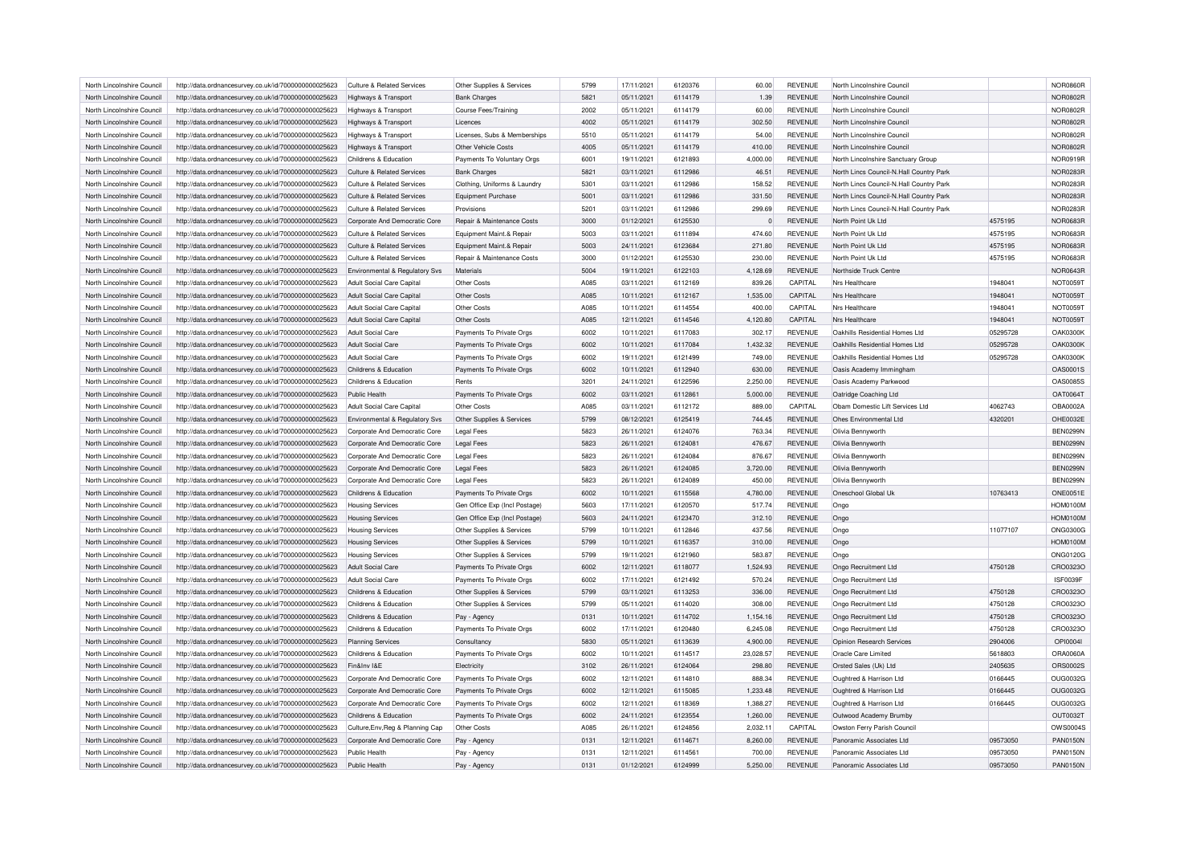| | | | | | | | | | | | |
|---|---|---|---|---|---|---|---|---|---|---|---|
| North Lincolnshire Council | http://data.ordnancesurvey.co.uk/id/7000000000025623 | Culture & Related Services | Other Supplies & Services | 5799 | 17/11/2021 | 6120376 | 60.00 | REVENUE | North Lincolnshire Council | | NOR0860R |
| North Lincolnshire Council | http://data.ordnancesurvey.co.uk/id/7000000000025623 | Highways & Transport | Bank Charges | 5821 | 05/11/2021 | 6114179 | 1.39 | REVENUE | North Lincolnshire Council | | NOR0802R |
| North Lincolnshire Council | http://data.ordnancesurvey.co.uk/id/7000000000025623 | Highways & Transport | Course Fees/Training | 2002 | 05/11/2021 | 6114179 | 60.00 | REVENUE | North Lincolnshire Council | | NOR0802R |
| North Lincolnshire Council | http://data.ordnancesurvey.co.uk/id/7000000000025623 | Highways & Transport | Licences | 4002 | 05/11/2021 | 6114179 | 302.50 | REVENUE | North Lincolnshire Council | | NOR0802R |
| North Lincolnshire Council | http://data.ordnancesurvey.co.uk/id/7000000000025623 | Highways & Transport | Licenses, Subs & Memberships | 5510 | 05/11/2021 | 6114179 | 54.00 | REVENUE | North Lincolnshire Council | | NOR0802R |
| North Lincolnshire Council | http://data.ordnancesurvey.co.uk/id/7000000000025623 | Highways & Transport | Other Vehicle Costs | 4005 | 05/11/2021 | 6114179 | 410.00 | REVENUE | North Lincolnshire Council | | NOR0802R |
| North Lincolnshire Council | http://data.ordnancesurvey.co.uk/id/7000000000025623 | Childrens & Education | Payments To Voluntary Orgs | 6001 | 19/11/2021 | 6121893 | 4,000.00 | REVENUE | North Lincolnshire Sanctuary Group | | NOR0919R |
| North Lincolnshire Council | http://data.ordnancesurvey.co.uk/id/7000000000025623 | Culture & Related Services | Bank Charges | 5821 | 03/11/2021 | 6112986 | 46.51 | REVENUE | North Lincs Council-N.Hall Country Park | | NOR0283R |
| North Lincolnshire Council | http://data.ordnancesurvey.co.uk/id/7000000000025623 | Culture & Related Services | Clothing, Uniforms & Laundry | 5301 | 03/11/2021 | 6112986 | 158.52 | REVENUE | North Lincs Council-N.Hall Country Park | | NOR0283R |
| North Lincolnshire Council | http://data.ordnancesurvey.co.uk/id/7000000000025623 | Culture & Related Services | Equipment Purchase | 5001 | 03/11/2021 | 6112986 | 331.50 | REVENUE | North Lincs Council-N.Hall Country Park | | NOR0283R |
| North Lincolnshire Council | http://data.ordnancesurvey.co.uk/id/7000000000025623 | Culture & Related Services | Provisions | 5201 | 03/11/2021 | 6112986 | 299.69 | REVENUE | North Lincs Council-N.Hall Country Park | | NOR0283R |
| North Lincolnshire Council | http://data.ordnancesurvey.co.uk/id/7000000000025623 | Corporate And Democratic Core | Repair & Maintenance Costs | 3000 | 01/12/2021 | 6125530 | 0 | REVENUE | North Point Uk Ltd | 4575195 | NOR0683R |
| North Lincolnshire Council | http://data.ordnancesurvey.co.uk/id/7000000000025623 | Culture & Related Services | Equipment Maint.& Repair | 5003 | 03/11/2021 | 6111894 | 474.60 | REVENUE | North Point Uk Ltd | 4575195 | NOR0683R |
| North Lincolnshire Council | http://data.ordnancesurvey.co.uk/id/7000000000025623 | Culture & Related Services | Equipment Maint.& Repair | 5003 | 24/11/2021 | 6123684 | 271.80 | REVENUE | North Point Uk Ltd | 4575195 | NOR0683R |
| North Lincolnshire Council | http://data.ordnancesurvey.co.uk/id/7000000000025623 | Culture & Related Services | Repair & Maintenance Costs | 3000 | 01/12/2021 | 6125530 | 230.00 | REVENUE | North Point Uk Ltd | 4575195 | NOR0683R |
| North Lincolnshire Council | http://data.ordnancesurvey.co.uk/id/7000000000025623 | Environmental & Regulatory Svs | Materials | 5004 | 19/11/2021 | 6122103 | 4,128.69 | REVENUE | Northside Truck Centre | | NOR0643R |
| North Lincolnshire Council | http://data.ordnancesurvey.co.uk/id/7000000000025623 | Adult Social Care Capital | Other Costs | A085 | 03/11/2021 | 6112169 | 839.26 | CAPITAL | Nrs Healthcare | 1948041 | NOT0059T |
| North Lincolnshire Council | http://data.ordnancesurvey.co.uk/id/7000000000025623 | Adult Social Care Capital | Other Costs | A085 | 10/11/2021 | 6112167 | 1,535.00 | CAPITAL | Nrs Healthcare | 1948041 | NOT0059T |
| North Lincolnshire Council | http://data.ordnancesurvey.co.uk/id/7000000000025623 | Adult Social Care Capital | Other Costs | A085 | 10/11/2021 | 6114554 | 400.00 | CAPITAL | Nrs Healthcare | 1948041 | NOT0059T |
| North Lincolnshire Council | http://data.ordnancesurvey.co.uk/id/7000000000025623 | Adult Social Care Capital | Other Costs | A085 | 12/11/2021 | 6114546 | 4,120.80 | CAPITAL | Nrs Healthcare | 1948041 | NOT0059T |
| North Lincolnshire Council | http://data.ordnancesurvey.co.uk/id/7000000000025623 | Adult Social Care | Payments To Private Orgs | 6002 | 10/11/2021 | 6117083 | 302.17 | REVENUE | Oakhills Residential Homes Ltd | 05295728 | OAK0300K |
| North Lincolnshire Council | http://data.ordnancesurvey.co.uk/id/7000000000025623 | Adult Social Care | Payments To Private Orgs | 6002 | 10/11/2021 | 6117084 | 1,432.32 | REVENUE | Oakhills Residential Homes Ltd | 05295728 | OAK0300K |
| North Lincolnshire Council | http://data.ordnancesurvey.co.uk/id/7000000000025623 | Adult Social Care | Payments To Private Orgs | 6002 | 19/11/2021 | 6121499 | 749.00 | REVENUE | Oakhills Residential Homes Ltd | 05295728 | OAK0300K |
| North Lincolnshire Council | http://data.ordnancesurvey.co.uk/id/7000000000025623 | Childrens & Education | Payments To Private Orgs | 6002 | 10/11/2021 | 6112940 | 630.00 | REVENUE | Oasis Academy Immingham | | OAS0001S |
| North Lincolnshire Council | http://data.ordnancesurvey.co.uk/id/7000000000025623 | Childrens & Education | Rents | 3201 | 24/11/2021 | 6122596 | 2,250.00 | REVENUE | Oasis Academy Parkwood | | OAS0085S |
| North Lincolnshire Council | http://data.ordnancesurvey.co.uk/id/7000000000025623 | Public Health | Payments To Private Orgs | 6002 | 03/11/2021 | 6112861 | 5,000.00 | REVENUE | Oatridge Coaching Ltd | | OAT0064T |
| North Lincolnshire Council | http://data.ordnancesurvey.co.uk/id/7000000000025623 | Adult Social Care Capital | Other Costs | A085 | 03/11/2021 | 6112172 | 889.00 | CAPITAL | Obam Domestic Lift Services Ltd | 4062743 | OBA0002A |
| North Lincolnshire Council | http://data.ordnancesurvey.co.uk/id/7000000000025623 | Environmental & Regulatory Svs | Other Supplies & Services | 5799 | 08/12/2021 | 6125419 | 744.45 | REVENUE | Ohes Environmental Ltd | 4320201 | OHE0032E |
| North Lincolnshire Council | http://data.ordnancesurvey.co.uk/id/7000000000025623 | Corporate And Democratic Core | Legal Fees | 5823 | 26/11/2021 | 6124076 | 763.34 | REVENUE | Olivia Bennyworth | | BEN0299N |
| North Lincolnshire Council | http://data.ordnancesurvey.co.uk/id/7000000000025623 | Corporate And Democratic Core | Legal Fees | 5823 | 26/11/2021 | 6124081 | 476.67 | REVENUE | Olivia Bennyworth | | BEN0299N |
| North Lincolnshire Council | http://data.ordnancesurvey.co.uk/id/7000000000025623 | Corporate And Democratic Core | Legal Fees | 5823 | 26/11/2021 | 6124084 | 876.67 | REVENUE | Olivia Bennyworth | | BEN0299N |
| North Lincolnshire Council | http://data.ordnancesurvey.co.uk/id/7000000000025623 | Corporate And Democratic Core | Legal Fees | 5823 | 26/11/2021 | 6124085 | 3,720.00 | REVENUE | Olivia Bennyworth | | BEN0299N |
| North Lincolnshire Council | http://data.ordnancesurvey.co.uk/id/7000000000025623 | Corporate And Democratic Core | Legal Fees | 5823 | 26/11/2021 | 6124089 | 450.00 | REVENUE | Olivia Bennyworth | | BEN0299N |
| North Lincolnshire Council | http://data.ordnancesurvey.co.uk/id/7000000000025623 | Childrens & Education | Payments To Private Orgs | 6002 | 10/11/2021 | 6115568 | 4,780.00 | REVENUE | Oneschool Global Uk | 10763413 | ONE0051E |
| North Lincolnshire Council | http://data.ordnancesurvey.co.uk/id/7000000000025623 | Housing Services | Gen Office Exp (Incl Postage) | 5603 | 17/11/2021 | 6120570 | 517.74 | REVENUE | Ongo | | HOM0100M |
| North Lincolnshire Council | http://data.ordnancesurvey.co.uk/id/7000000000025623 | Housing Services | Gen Office Exp (Incl Postage) | 5603 | 24/11/2021 | 6123470 | 312.10 | REVENUE | Ongo | | HOM0100M |
| North Lincolnshire Council | http://data.ordnancesurvey.co.uk/id/7000000000025623 | Housing Services | Other Supplies & Services | 5799 | 10/11/2021 | 6112846 | 437.56 | REVENUE | Ongo | 11077107 | ONG0300G |
| North Lincolnshire Council | http://data.ordnancesurvey.co.uk/id/7000000000025623 | Housing Services | Other Supplies & Services | 5799 | 10/11/2021 | 6116357 | 310.00 | REVENUE | Ongo | | HOM0100M |
| North Lincolnshire Council | http://data.ordnancesurvey.co.uk/id/7000000000025623 | Housing Services | Other Supplies & Services | 5799 | 19/11/2021 | 6121960 | 583.87 | REVENUE | Ongo | | ONG0120G |
| North Lincolnshire Council | http://data.ordnancesurvey.co.uk/id/7000000000025623 | Adult Social Care | Payments To Private Orgs | 6002 | 12/11/2021 | 6118077 | 1,524.93 | REVENUE | Ongo Recruitment Ltd | 4750128 | CRO0323O |
| North Lincolnshire Council | http://data.ordnancesurvey.co.uk/id/7000000000025623 | Adult Social Care | Payments To Private Orgs | 6002 | 17/11/2021 | 6121492 | 570.24 | REVENUE | Ongo Recruitment Ltd | | ISF0059F |
| North Lincolnshire Council | http://data.ordnancesurvey.co.uk/id/7000000000025623 | Childrens & Education | Other Supplies & Services | 5799 | 03/11/2021 | 6113253 | 336.00 | REVENUE | Ongo Recruitment Ltd | 4750128 | CRO0323O |
| North Lincolnshire Council | http://data.ordnancesurvey.co.uk/id/7000000000025623 | Childrens & Education | Other Supplies & Services | 5799 | 05/11/2021 | 6114020 | 308.00 | REVENUE | Ongo Recruitment Ltd | 4750128 | CRO0323O |
| North Lincolnshire Council | http://data.ordnancesurvey.co.uk/id/7000000000025623 | Childrens & Education | Pay - Agency | 0131 | 10/11/2021 | 6114702 | 1,154.16 | REVENUE | Ongo Recruitment Ltd | 4750128 | CRO0323O |
| North Lincolnshire Council | http://data.ordnancesurvey.co.uk/id/7000000000025623 | Childrens & Education | Payments To Private Orgs | 6002 | 17/11/2021 | 6120480 | 6,245.08 | REVENUE | Ongo Recruitment Ltd | 4750128 | CRO0323O |
| North Lincolnshire Council | http://data.ordnancesurvey.co.uk/id/7000000000025623 | Planning Services | Consultancy | 5830 | 05/11/2021 | 6113639 | 4,900.00 | REVENUE | Opinion Research Services | 2904006 | OPI0004I |
| North Lincolnshire Council | http://data.ordnancesurvey.co.uk/id/7000000000025623 | Childrens & Education | Payments To Private Orgs | 6002 | 10/11/2021 | 6114517 | 23,028.57 | REVENUE | Oracle Care Limited | 5618803 | ORA0060A |
| North Lincolnshire Council | http://data.ordnancesurvey.co.uk/id/7000000000025623 | Fin&Inv I&E | Electricity | 3102 | 26/11/2021 | 6124064 | 298.80 | REVENUE | Orsted Sales (Uk) Ltd | 2405635 | ORS0002S |
| North Lincolnshire Council | http://data.ordnancesurvey.co.uk/id/7000000000025623 | Corporate And Democratic Core | Payments To Private Orgs | 6002 | 12/11/2021 | 6114810 | 888.34 | REVENUE | Oughtred & Harrison Ltd | 0166445 | OUG0032G |
| North Lincolnshire Council | http://data.ordnancesurvey.co.uk/id/7000000000025623 | Corporate And Democratic Core | Payments To Private Orgs | 6002 | 12/11/2021 | 6115085 | 1,233.48 | REVENUE | Oughtred & Harrison Ltd | 0166445 | OUG0032G |
| North Lincolnshire Council | http://data.ordnancesurvey.co.uk/id/7000000000025623 | Corporate And Democratic Core | Payments To Private Orgs | 6002 | 12/11/2021 | 6118369 | 1,388.27 | REVENUE | Oughtred & Harrison Ltd | 0166445 | OUG0032G |
| North Lincolnshire Council | http://data.ordnancesurvey.co.uk/id/7000000000025623 | Childrens & Education | Payments To Private Orgs | 6002 | 24/11/2021 | 6123554 | 1,260.00 | REVENUE | Outwood Academy Brumby | | OUT0032T |
| North Lincolnshire Council | http://data.ordnancesurvey.co.uk/id/7000000000025623 | Culture,Env,Reg & Planning Cap | Other Costs | A085 | 26/11/2021 | 6124856 | 2,032.11 | CAPITAL | Owston Ferry Parish Council | | OWS0004S |
| North Lincolnshire Council | http://data.ordnancesurvey.co.uk/id/7000000000025623 | Corporate And Democratic Core | Pay - Agency | 0131 | 12/11/2021 | 6114671 | 8,260.00 | REVENUE | Panoramic Associates Ltd | 09573050 | PAN0150N |
| North Lincolnshire Council | http://data.ordnancesurvey.co.uk/id/7000000000025623 | Public Health | Pay - Agency | 0131 | 12/11/2021 | 6114561 | 700.00 | REVENUE | Panoramic Associates Ltd | 09573050 | PAN0150N |
| North Lincolnshire Council | http://data.ordnancesurvey.co.uk/id/7000000000025623 | Public Health | Pay - Agency | 0131 | 01/12/2021 | 6124999 | 5,250.00 | REVENUE | Panoramic Associates Ltd | 09573050 | PAN0150N |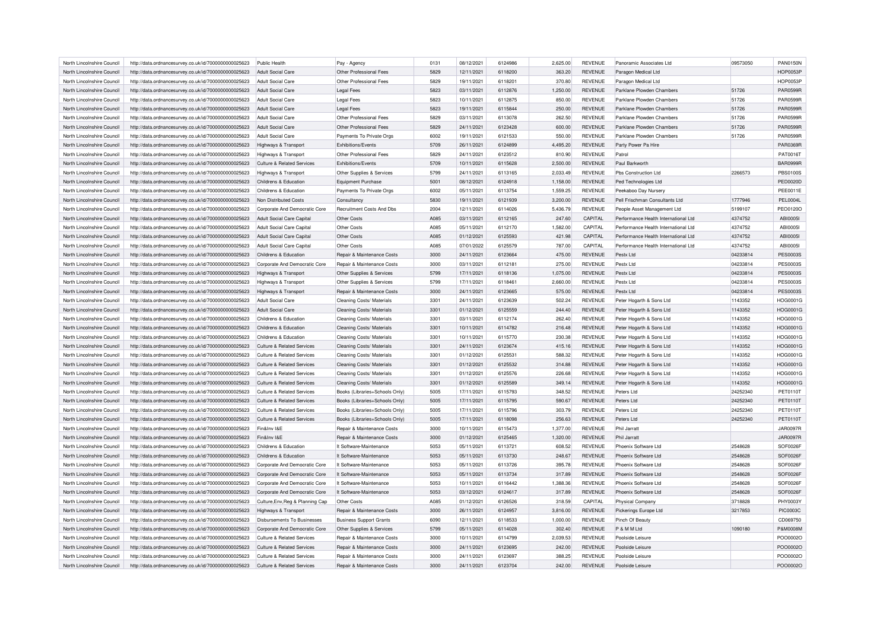| | | | | | | | | | | | |
|---|---|---|---|---|---|---|---|---|---|---|---|
| North Lincolnshire Council | http://data.ordnancesurvey.co.uk/id/7000000000025623 | Public Health | Pay - Agency | 0131 | 08/12/2021 | 6124986 | 2,625.00 | REVENUE | Panoramic Associates Ltd | 09573050 | PAN0150N |
| North Lincolnshire Council | http://data.ordnancesurvey.co.uk/id/7000000000025623 | Adult Social Care | Other Professional Fees | 5829 | 12/11/2021 | 6118200 | 363.20 | REVENUE | Paragon Medical Ltd | | HOP0053P |
| North Lincolnshire Council | http://data.ordnancesurvey.co.uk/id/7000000000025623 | Adult Social Care | Other Professional Fees | 5829 | 19/11/2021 | 6118201 | 370.80 | REVENUE | Paragon Medical Ltd | | HOP0053P |
| North Lincolnshire Council | http://data.ordnancesurvey.co.uk/id/7000000000025623 | Adult Social Care | Legal Fees | 5823 | 03/11/2021 | 6112876 | 1,250.00 | REVENUE | Parklane Plowden Chambers | 51726 | PAR0599R |
| North Lincolnshire Council | http://data.ordnancesurvey.co.uk/id/7000000000025623 | Adult Social Care | Legal Fees | 5823 | 10/11/2021 | 6112875 | 850.00 | REVENUE | Parklane Plowden Chambers | 51726 | PAR0599R |
| North Lincolnshire Council | http://data.ordnancesurvey.co.uk/id/7000000000025623 | Adult Social Care | Legal Fees | 5823 | 19/11/2021 | 6115844 | 250.00 | REVENUE | Parklane Plowden Chambers | 51726 | PAR0599R |
| North Lincolnshire Council | http://data.ordnancesurvey.co.uk/id/7000000000025623 | Adult Social Care | Other Professional Fees | 5829 | 03/11/2021 | 6113078 | 262.50 | REVENUE | Parklane Plowden Chambers | 51726 | PAR0599R |
| North Lincolnshire Council | http://data.ordnancesurvey.co.uk/id/7000000000025623 | Adult Social Care | Other Professional Fees | 5829 | 24/11/2021 | 6123428 | 600.00 | REVENUE | Parklane Plowden Chambers | 51726 | PAR0599R |
| North Lincolnshire Council | http://data.ordnancesurvey.co.uk/id/7000000000025623 | Adult Social Care | Payments To Private Orgs | 6002 | 19/11/2021 | 6121533 | 550.00 | REVENUE | Parklane Plowden Chambers | 51726 | PAR0599R |
| North Lincolnshire Council | http://data.ordnancesurvey.co.uk/id/7000000000025623 | Highways & Transport | Exhibitions/Events | 5709 | 26/11/2021 | 6124899 | 4,495.20 | REVENUE | Party Power Pa Hire | | PAR0369R |
| North Lincolnshire Council | http://data.ordnancesurvey.co.uk/id/7000000000025623 | Highways & Transport | Other Professional Fees | 5829 | 24/11/2021 | 6123512 | 810.90 | REVENUE | Patrol | | PAT0016T |
| North Lincolnshire Council | http://data.ordnancesurvey.co.uk/id/7000000000025623 | Culture & Related Services | Exhibitions/Events | 5709 | 10/11/2021 | 6115628 | 2,500.00 | REVENUE | Paul Barkworth | | BAR0999R |
| North Lincolnshire Council | http://data.ordnancesurvey.co.uk/id/7000000000025623 | Highways & Transport | Other Supplies & Services | 5799 | 24/11/2021 | 6113165 | 2,033.49 | REVENUE | Pbs Construction Ltd | 2266573 | PBS0100S |
| North Lincolnshire Council | http://data.ordnancesurvey.co.uk/id/7000000000025623 | Childrens & Education | Equipment Purchase | 5001 | 08/12/2021 | 6124918 | 1,158.00 | REVENUE | Ped Technologies Ltd | | PED0020D |
| North Lincolnshire Council | http://data.ordnancesurvey.co.uk/id/7000000000025623 | Childrens & Education | Payments To Private Orgs | 6002 | 05/11/2021 | 6113754 | 1,559.25 | REVENUE | Peekaboo Day Nursery | | PEE0011E |
| North Lincolnshire Council | http://data.ordnancesurvey.co.uk/id/7000000000025623 | Non Distributed Costs | Consultancy | 5830 | 19/11/2021 | 6121939 | 3,200.00 | REVENUE | Pell Frischman Consultants Ltd | 1777946 | PEL0004L |
| North Lincolnshire Council | http://data.ordnancesurvey.co.uk/id/7000000000025623 | Corporate And Democratic Core | Recruitment Costs And Dbs | 2004 | 12/11/2021 | 6114026 | 5,436.79 | REVENUE | People Asset Management Ltd | 5199107 | PEO0120O |
| North Lincolnshire Council | http://data.ordnancesurvey.co.uk/id/7000000000025623 | Adult Social Care Capital | Other Costs | A085 | 03/11/2021 | 6112165 | 247.60 | CAPITAL | Performance Health International Ltd | 4374752 | ABI0005I |
| North Lincolnshire Council | http://data.ordnancesurvey.co.uk/id/7000000000025623 | Adult Social Care Capital | Other Costs | A085 | 05/11/2021 | 6112170 | 1,582.00 | CAPITAL | Performance Health International Ltd | 4374752 | ABI0005I |
| North Lincolnshire Council | http://data.ordnancesurvey.co.uk/id/7000000000025623 | Adult Social Care Capital | Other Costs | A085 | 01/12/2021 | 6125593 | 421.98 | CAPITAL | Performance Health International Ltd | 4374752 | ABI0005I |
| North Lincolnshire Council | http://data.ordnancesurvey.co.uk/id/7000000000025623 | Adult Social Care Capital | Other Costs | A085 | 07/01/2022 | 6125579 | 787.00 | CAPITAL | Performance Health International Ltd | 4374752 | ABI0005I |
| North Lincolnshire Council | http://data.ordnancesurvey.co.uk/id/7000000000025623 | Childrens & Education | Repair & Maintenance Costs | 3000 | 24/11/2021 | 6123664 | 475.00 | REVENUE | Pestx Ltd | 04233814 | PES0003S |
| North Lincolnshire Council | http://data.ordnancesurvey.co.uk/id/7000000000025623 | Corporate And Democratic Core | Repair & Maintenance Costs | 3000 | 03/11/2021 | 6112181 | 275.00 | REVENUE | Pestx Ltd | 04233814 | PES0003S |
| North Lincolnshire Council | http://data.ordnancesurvey.co.uk/id/7000000000025623 | Highways & Transport | Other Supplies & Services | 5799 | 17/11/2021 | 6118136 | 1,075.00 | REVENUE | Pestx Ltd | 04233814 | PES0003S |
| North Lincolnshire Council | http://data.ordnancesurvey.co.uk/id/7000000000025623 | Highways & Transport | Other Supplies & Services | 5799 | 17/11/2021 | 6118461 | 2,660.00 | REVENUE | Pestx Ltd | 04233814 | PES0003S |
| North Lincolnshire Council | http://data.ordnancesurvey.co.uk/id/7000000000025623 | Highways & Transport | Repair & Maintenance Costs | 3000 | 24/11/2021 | 6123665 | 575.00 | REVENUE | Pestx Ltd | 04233814 | PES0003S |
| North Lincolnshire Council | http://data.ordnancesurvey.co.uk/id/7000000000025623 | Adult Social Care | Cleaning Costs/ Materials | 3301 | 24/11/2021 | 6123639 | 502.24 | REVENUE | Peter Hogarth & Sons Ltd | 1143352 | HOG0001G |
| North Lincolnshire Council | http://data.ordnancesurvey.co.uk/id/7000000000025623 | Adult Social Care | Cleaning Costs/ Materials | 3301 | 01/12/2021 | 6125559 | 244.40 | REVENUE | Peter Hogarth & Sons Ltd | 1143352 | HOG0001G |
| North Lincolnshire Council | http://data.ordnancesurvey.co.uk/id/7000000000025623 | Childrens & Education | Cleaning Costs/ Materials | 3301 | 03/11/2021 | 6112174 | 262.40 | REVENUE | Peter Hogarth & Sons Ltd | 1143352 | HOG0001G |
| North Lincolnshire Council | http://data.ordnancesurvey.co.uk/id/7000000000025623 | Childrens & Education | Cleaning Costs/ Materials | 3301 | 10/11/2021 | 6114782 | 216.48 | REVENUE | Peter Hogarth & Sons Ltd | 1143352 | HOG0001G |
| North Lincolnshire Council | http://data.ordnancesurvey.co.uk/id/7000000000025623 | Childrens & Education | Cleaning Costs/ Materials | 3301 | 10/11/2021 | 6115770 | 230.38 | REVENUE | Peter Hogarth & Sons Ltd | 1143352 | HOG0001G |
| North Lincolnshire Council | http://data.ordnancesurvey.co.uk/id/7000000000025623 | Culture & Related Services | Cleaning Costs/ Materials | 3301 | 24/11/2021 | 6123674 | 415.16 | REVENUE | Peter Hogarth & Sons Ltd | 1143352 | HOG0001G |
| North Lincolnshire Council | http://data.ordnancesurvey.co.uk/id/7000000000025623 | Culture & Related Services | Cleaning Costs/ Materials | 3301 | 01/12/2021 | 6125531 | 588.32 | REVENUE | Peter Hogarth & Sons Ltd | 1143352 | HOG0001G |
| North Lincolnshire Council | http://data.ordnancesurvey.co.uk/id/7000000000025623 | Culture & Related Services | Cleaning Costs/ Materials | 3301 | 01/12/2021 | 6125532 | 314.88 | REVENUE | Peter Hogarth & Sons Ltd | 1143352 | HOG0001G |
| North Lincolnshire Council | http://data.ordnancesurvey.co.uk/id/7000000000025623 | Culture & Related Services | Cleaning Costs/ Materials | 3301 | 01/12/2021 | 6125576 | 226.68 | REVENUE | Peter Hogarth & Sons Ltd | 1143352 | HOG0001G |
| North Lincolnshire Council | http://data.ordnancesurvey.co.uk/id/7000000000025623 | Culture & Related Services | Cleaning Costs/ Materials | 3301 | 01/12/2021 | 6125589 | 349.14 | REVENUE | Peter Hogarth & Sons Ltd | 1143352 | HOG0001G |
| North Lincolnshire Council | http://data.ordnancesurvey.co.uk/id/7000000000025623 | Culture & Related Services | Books (Libraries+Schools Only) | 5005 | 17/11/2021 | 6115793 | 348.52 | REVENUE | Peters Ltd | 24252340 | PET0110T |
| North Lincolnshire Council | http://data.ordnancesurvey.co.uk/id/7000000000025623 | Culture & Related Services | Books (Libraries+Schools Only) | 5005 | 17/11/2021 | 6115795 | 590.67 | REVENUE | Peters Ltd | 24252340 | PET0110T |
| North Lincolnshire Council | http://data.ordnancesurvey.co.uk/id/7000000000025623 | Culture & Related Services | Books (Libraries+Schools Only) | 5005 | 17/11/2021 | 6115796 | 303.79 | REVENUE | Peters Ltd | 24252340 | PET0110T |
| North Lincolnshire Council | http://data.ordnancesurvey.co.uk/id/7000000000025623 | Culture & Related Services | Books (Libraries+Schools Only) | 5005 | 17/11/2021 | 6118098 | 256.63 | REVENUE | Peters Ltd | 24252340 | PET0110T |
| North Lincolnshire Council | http://data.ordnancesurvey.co.uk/id/7000000000025623 | Fin&Inv I&E | Repair & Maintenance Costs | 3000 | 10/11/2021 | 6115473 | 1,377.00 | REVENUE | Phil Jarratt | | JAR0097R |
| North Lincolnshire Council | http://data.ordnancesurvey.co.uk/id/7000000000025623 | Fin&Inv I&E | Repair & Maintenance Costs | 3000 | 01/12/2021 | 6125465 | 1,320.00 | REVENUE | Phil Jarratt | | JAR0097R |
| North Lincolnshire Council | http://data.ordnancesurvey.co.uk/id/7000000000025623 | Childrens & Education | It Software-Maintenance | 5053 | 05/11/2021 | 6113721 | 608.52 | REVENUE | Phoenix Software Ltd | 2548628 | SOF0026F |
| North Lincolnshire Council | http://data.ordnancesurvey.co.uk/id/7000000000025623 | Childrens & Education | It Software-Maintenance | 5053 | 05/11/2021 | 6113730 | 248.67 | REVENUE | Phoenix Software Ltd | 2548628 | SOF0026F |
| North Lincolnshire Council | http://data.ordnancesurvey.co.uk/id/7000000000025623 | Corporate And Democratic Core | It Software-Maintenance | 5053 | 05/11/2021 | 6113726 | 395.78 | REVENUE | Phoenix Software Ltd | 2548628 | SOF0026F |
| North Lincolnshire Council | http://data.ordnancesurvey.co.uk/id/7000000000025623 | Corporate And Democratic Core | It Software-Maintenance | 5053 | 05/11/2021 | 6113734 | 317.89 | REVENUE | Phoenix Software Ltd | 2548628 | SOF0026F |
| North Lincolnshire Council | http://data.ordnancesurvey.co.uk/id/7000000000025623 | Corporate And Democratic Core | It Software-Maintenance | 5053 | 10/11/2021 | 6116442 | 1,388.36 | REVENUE | Phoenix Software Ltd | 2548628 | SOF0026F |
| North Lincolnshire Council | http://data.ordnancesurvey.co.uk/id/7000000000025623 | Corporate And Democratic Core | It Software-Maintenance | 5053 | 03/12/2021 | 6124617 | 317.89 | REVENUE | Phoenix Software Ltd | 2548628 | SOF0026F |
| North Lincolnshire Council | http://data.ordnancesurvey.co.uk/id/7000000000025623 | Culture,Env,Reg & Planning Cap | Other Costs | A085 | 01/12/2021 | 6126526 | 318.59 | CAPITAL | Physical Company | 3718828 | PHY0003Y |
| North Lincolnshire Council | http://data.ordnancesurvey.co.uk/id/7000000000025623 | Highways & Transport | Repair & Maintenance Costs | 3000 | 26/11/2021 | 6124957 | 3,816.00 | REVENUE | Pickerings Europe Ltd | 3217853 | PIC0003C |
| North Lincolnshire Council | http://data.ordnancesurvey.co.uk/id/7000000000025623 | Disbursements To Businesses | Business Support Grants | 6090 | 12/11/2021 | 6118533 | 1,000.00 | REVENUE | Pinch Of Beauty | | CD069750 |
| North Lincolnshire Council | http://data.ordnancesurvey.co.uk/id/7000000000025623 | Corporate And Democratic Core | Other Supplies & Services | 5799 | 05/11/2021 | 6114028 | 302.40 | REVENUE | P & M M Ltd | 1090180 | P&M0008M |
| North Lincolnshire Council | http://data.ordnancesurvey.co.uk/id/7000000000025623 | Culture & Related Services | Repair & Maintenance Costs | 3000 | 10/11/2021 | 6114799 | 2,039.53 | REVENUE | Poolside Leisure | | POO0002O |
| North Lincolnshire Council | http://data.ordnancesurvey.co.uk/id/7000000000025623 | Culture & Related Services | Repair & Maintenance Costs | 3000 | 24/11/2021 | 6123695 | 242.00 | REVENUE | Poolside Leisure | | POO0002O |
| North Lincolnshire Council | http://data.ordnancesurvey.co.uk/id/7000000000025623 | Culture & Related Services | Repair & Maintenance Costs | 3000 | 24/11/2021 | 6123697 | 388.25 | REVENUE | Poolside Leisure | | POO0002O |
| North Lincolnshire Council | http://data.ordnancesurvey.co.uk/id/7000000000025623 | Culture & Related Services | Repair & Maintenance Costs | 3000 | 24/11/2021 | 6123704 | 242.00 | REVENUE | Poolside Leisure | | POO0002O |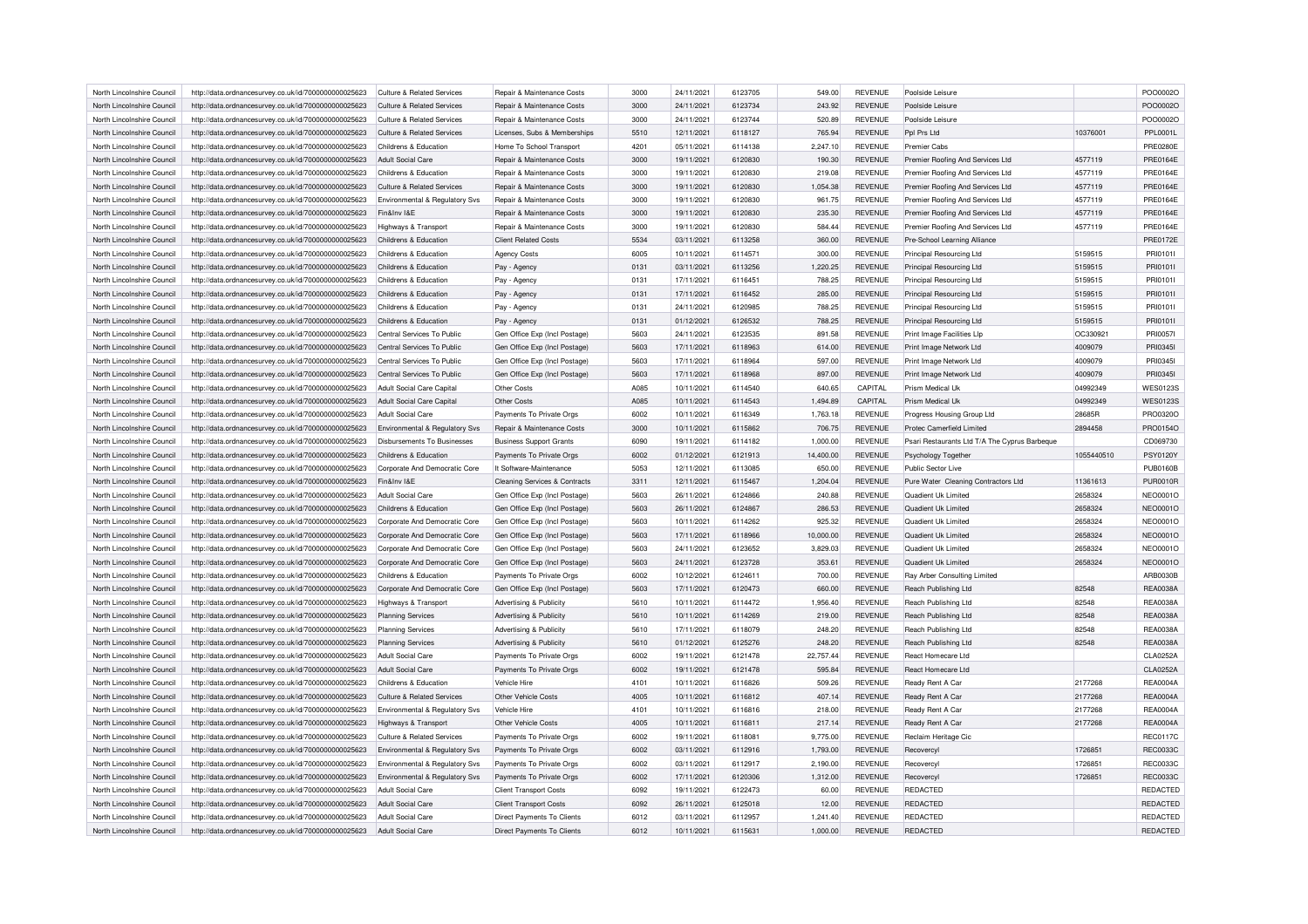| | | | | | | | | | | | |
|---|---|---|---|---|---|---|---|---|---|---|---|
| North Lincolnshire Council | http://data.ordnancesurvey.co.uk/id/7000000000025623 | Culture & Related Services | Repair & Maintenance Costs | 3000 | 24/11/2021 | 6123705 | 549.00 | REVENUE | Poolside Leisure | | POO0002O |
| North Lincolnshire Council | http://data.ordnancesurvey.co.uk/id/7000000000025623 | Culture & Related Services | Repair & Maintenance Costs | 3000 | 24/11/2021 | 6123734 | 243.92 | REVENUE | Poolside Leisure | | POO0002O |
| North Lincolnshire Council | http://data.ordnancesurvey.co.uk/id/7000000000025623 | Culture & Related Services | Repair & Maintenance Costs | 3000 | 24/11/2021 | 6123744 | 520.89 | REVENUE | Poolside Leisure | | POO0002O |
| North Lincolnshire Council | http://data.ordnancesurvey.co.uk/id/7000000000025623 | Culture & Related Services | Licenses, Subs & Memberships | 5510 | 12/11/2021 | 6118127 | 765.94 | REVENUE | Ppl Prs Ltd | 10376001 | PPL0001L |
| North Lincolnshire Council | http://data.ordnancesurvey.co.uk/id/7000000000025623 | Childrens & Education | Home To School Transport | 4201 | 05/11/2021 | 6114138 | 2,247.10 | REVENUE | Premier Cabs | | PRE0280E |
| North Lincolnshire Council | http://data.ordnancesurvey.co.uk/id/7000000000025623 | Adult Social Care | Repair & Maintenance Costs | 3000 | 19/11/2021 | 6120830 | 190.30 | REVENUE | Premier Roofing And Services Ltd | 4577119 | PRE0164E |
| North Lincolnshire Council | http://data.ordnancesurvey.co.uk/id/7000000000025623 | Childrens & Education | Repair & Maintenance Costs | 3000 | 19/11/2021 | 6120830 | 219.08 | REVENUE | Premier Roofing And Services Ltd | 4577119 | PRE0164E |
| North Lincolnshire Council | http://data.ordnancesurvey.co.uk/id/7000000000025623 | Culture & Related Services | Repair & Maintenance Costs | 3000 | 19/11/2021 | 6120830 | 1,054.38 | REVENUE | Premier Roofing And Services Ltd | 4577119 | PRE0164E |
| North Lincolnshire Council | http://data.ordnancesurvey.co.uk/id/7000000000025623 | Environmental & Regulatory Svs | Repair & Maintenance Costs | 3000 | 19/11/2021 | 6120830 | 961.75 | REVENUE | Premier Roofing And Services Ltd | 4577119 | PRE0164E |
| North Lincolnshire Council | http://data.ordnancesurvey.co.uk/id/7000000000025623 | Fin&Inv I&E | Repair & Maintenance Costs | 3000 | 19/11/2021 | 6120830 | 235.30 | REVENUE | Premier Roofing And Services Ltd | 4577119 | PRE0164E |
| North Lincolnshire Council | http://data.ordnancesurvey.co.uk/id/7000000000025623 | Highways & Transport | Repair & Maintenance Costs | 3000 | 19/11/2021 | 6120830 | 584.44 | REVENUE | Premier Roofing And Services Ltd | 4577119 | PRE0164E |
| North Lincolnshire Council | http://data.ordnancesurvey.co.uk/id/7000000000025623 | Childrens & Education | Client Related Costs | 5534 | 03/11/2021 | 6113258 | 360.00 | REVENUE | Pre-School Learning Alliance | | PRE0172E |
| North Lincolnshire Council | http://data.ordnancesurvey.co.uk/id/7000000000025623 | Childrens & Education | Agency Costs | 6005 | 10/11/2021 | 6114571 | 300.00 | REVENUE | Principal Resourcing Ltd | 5159515 | PRI0101I |
| North Lincolnshire Council | http://data.ordnancesurvey.co.uk/id/7000000000025623 | Childrens & Education | Pay - Agency | 0131 | 03/11/2021 | 6113256 | 1,220.25 | REVENUE | Principal Resourcing Ltd | 5159515 | PRI0101I |
| North Lincolnshire Council | http://data.ordnancesurvey.co.uk/id/7000000000025623 | Childrens & Education | Pay - Agency | 0131 | 17/11/2021 | 6116451 | 788.25 | REVENUE | Principal Resourcing Ltd | 5159515 | PRI0101I |
| North Lincolnshire Council | http://data.ordnancesurvey.co.uk/id/7000000000025623 | Childrens & Education | Pay - Agency | 0131 | 17/11/2021 | 6116452 | 285.00 | REVENUE | Principal Resourcing Ltd | 5159515 | PRI0101I |
| North Lincolnshire Council | http://data.ordnancesurvey.co.uk/id/7000000000025623 | Childrens & Education | Pay - Agency | 0131 | 24/11/2021 | 6120985 | 788.25 | REVENUE | Principal Resourcing Ltd | 5159515 | PRI0101I |
| North Lincolnshire Council | http://data.ordnancesurvey.co.uk/id/7000000000025623 | Childrens & Education | Pay - Agency | 0131 | 01/12/2021 | 6126532 | 788.25 | REVENUE | Principal Resourcing Ltd | 5159515 | PRI0101I |
| North Lincolnshire Council | http://data.ordnancesurvey.co.uk/id/7000000000025623 | Central Services To Public | Gen Office Exp (Incl Postage) | 5603 | 24/11/2021 | 6123535 | 891.58 | REVENUE | Print Image Facilities Llp | OC330921 | PRI0057I |
| North Lincolnshire Council | http://data.ordnancesurvey.co.uk/id/7000000000025623 | Central Services To Public | Gen Office Exp (Incl Postage) | 5603 | 17/11/2021 | 6118963 | 614.00 | REVENUE | Print Image Network Ltd | 4009079 | PRI0345I |
| North Lincolnshire Council | http://data.ordnancesurvey.co.uk/id/7000000000025623 | Central Services To Public | Gen Office Exp (Incl Postage) | 5603 | 17/11/2021 | 6118964 | 597.00 | REVENUE | Print Image Network Ltd | 4009079 | PRI0345I |
| North Lincolnshire Council | http://data.ordnancesurvey.co.uk/id/7000000000025623 | Central Services To Public | Gen Office Exp (Incl Postage) | 5603 | 17/11/2021 | 6118968 | 897.00 | REVENUE | Print Image Network Ltd | 4009079 | PRI0345I |
| North Lincolnshire Council | http://data.ordnancesurvey.co.uk/id/7000000000025623 | Adult Social Care Capital | Other Costs | A085 | 10/11/2021 | 6114540 | 640.65 | CAPITAL | Prism Medical Uk | 04992349 | WES0123S |
| North Lincolnshire Council | http://data.ordnancesurvey.co.uk/id/7000000000025623 | Adult Social Care Capital | Other Costs | A085 | 10/11/2021 | 6114543 | 1,494.89 | CAPITAL | Prism Medical Uk | 04992349 | WES0123S |
| North Lincolnshire Council | http://data.ordnancesurvey.co.uk/id/7000000000025623 | Adult Social Care | Payments To Private Orgs | 6002 | 10/11/2021 | 6116349 | 1,763.18 | REVENUE | Progress Housing Group Ltd | 28685R | PRO0320O |
| North Lincolnshire Council | http://data.ordnancesurvey.co.uk/id/7000000000025623 | Environmental & Regulatory Svs | Repair & Maintenance Costs | 3000 | 10/11/2021 | 6115862 | 706.75 | REVENUE | Protec Camerfield Limited | 2894458 | PRO0154O |
| North Lincolnshire Council | http://data.ordnancesurvey.co.uk/id/7000000000025623 | Disbursements To Businesses | Business Support Grants | 6090 | 19/11/2021 | 6114182 | 1,000.00 | REVENUE | Psari Restaurants Ltd T/A The Cyprus Barbeque | | CD069730 |
| North Lincolnshire Council | http://data.ordnancesurvey.co.uk/id/7000000000025623 | Childrens & Education | Payments To Private Orgs | 6002 | 01/12/2021 | 6121913 | 14,400.00 | REVENUE | Psychology Together | 1055440510 | PSY0120Y |
| North Lincolnshire Council | http://data.ordnancesurvey.co.uk/id/7000000000025623 | Corporate And Democratic Core | It Software-Maintenance | 5053 | 12/11/2021 | 6113085 | 650.00 | REVENUE | Public Sector Live | | PUB0160B |
| North Lincolnshire Council | http://data.ordnancesurvey.co.uk/id/7000000000025623 | Fin&Inv I&E | Cleaning Services & Contracts | 3311 | 12/11/2021 | 6115467 | 1,204.04 | REVENUE | Pure Water Cleaning Contractors Ltd | 11361613 | PUR0010R |
| North Lincolnshire Council | http://data.ordnancesurvey.co.uk/id/7000000000025623 | Adult Social Care | Gen Office Exp (Incl Postage) | 5603 | 26/11/2021 | 6124866 | 240.88 | REVENUE | Quadient Uk Limited | 2658324 | NEO0001O |
| North Lincolnshire Council | http://data.ordnancesurvey.co.uk/id/7000000000025623 | Childrens & Education | Gen Office Exp (Incl Postage) | 5603 | 26/11/2021 | 6124867 | 286.53 | REVENUE | Quadient Uk Limited | 2658324 | NEO0001O |
| North Lincolnshire Council | http://data.ordnancesurvey.co.uk/id/7000000000025623 | Corporate And Democratic Core | Gen Office Exp (Incl Postage) | 5603 | 10/11/2021 | 6114262 | 925.32 | REVENUE | Quadient Uk Limited | 2658324 | NEO0001O |
| North Lincolnshire Council | http://data.ordnancesurvey.co.uk/id/7000000000025623 | Corporate And Democratic Core | Gen Office Exp (Incl Postage) | 5603 | 17/11/2021 | 6118966 | 10,000.00 | REVENUE | Quadient Uk Limited | 2658324 | NEO0001O |
| North Lincolnshire Council | http://data.ordnancesurvey.co.uk/id/7000000000025623 | Corporate And Democratic Core | Gen Office Exp (Incl Postage) | 5603 | 24/11/2021 | 6123652 | 3,829.03 | REVENUE | Quadient Uk Limited | 2658324 | NEO0001O |
| North Lincolnshire Council | http://data.ordnancesurvey.co.uk/id/7000000000025623 | Corporate And Democratic Core | Gen Office Exp (Incl Postage) | 5603 | 24/11/2021 | 6123728 | 353.61 | REVENUE | Quadient Uk Limited | 2658324 | NEO0001O |
| North Lincolnshire Council | http://data.ordnancesurvey.co.uk/id/7000000000025623 | Childrens & Education | Payments To Private Orgs | 6002 | 10/12/2021 | 6124611 | 700.00 | REVENUE | Ray Arber Consulting Limited | | ARB0030B |
| North Lincolnshire Council | http://data.ordnancesurvey.co.uk/id/7000000000025623 | Corporate And Democratic Core | Gen Office Exp (Incl Postage) | 5603 | 17/11/2021 | 6120473 | 660.00 | REVENUE | Reach Publishing Ltd | 82548 | REA0038A |
| North Lincolnshire Council | http://data.ordnancesurvey.co.uk/id/7000000000025623 | Highways & Transport | Advertising & Publicity | 5610 | 10/11/2021 | 6114472 | 1,956.40 | REVENUE | Reach Publishing Ltd | 82548 | REA0038A |
| North Lincolnshire Council | http://data.ordnancesurvey.co.uk/id/7000000000025623 | Planning Services | Advertising & Publicity | 5610 | 10/11/2021 | 6114269 | 219.00 | REVENUE | Reach Publishing Ltd | 82548 | REA0038A |
| North Lincolnshire Council | http://data.ordnancesurvey.co.uk/id/7000000000025623 | Planning Services | Advertising & Publicity | 5610 | 17/11/2021 | 6118079 | 248.20 | REVENUE | Reach Publishing Ltd | 82548 | REA0038A |
| North Lincolnshire Council | http://data.ordnancesurvey.co.uk/id/7000000000025623 | Planning Services | Advertising & Publicity | 5610 | 01/12/2021 | 6125276 | 248.20 | REVENUE | Reach Publishing Ltd | 82548 | REA0038A |
| North Lincolnshire Council | http://data.ordnancesurvey.co.uk/id/7000000000025623 | Adult Social Care | Payments To Private Orgs | 6002 | 19/11/2021 | 6121478 | 22,757.44 | REVENUE | React Homecare Ltd | | CLA0252A |
| North Lincolnshire Council | http://data.ordnancesurvey.co.uk/id/7000000000025623 | Adult Social Care | Payments To Private Orgs | 6002 | 19/11/2021 | 6121478 | 595.84 | REVENUE | React Homecare Ltd | | CLA0252A |
| North Lincolnshire Council | http://data.ordnancesurvey.co.uk/id/7000000000025623 | Childrens & Education | Vehicle Hire | 4101 | 10/11/2021 | 6116826 | 509.26 | REVENUE | Ready Rent A Car | 2177268 | REA0004A |
| North Lincolnshire Council | http://data.ordnancesurvey.co.uk/id/7000000000025623 | Culture & Related Services | Other Vehicle Costs | 4005 | 10/11/2021 | 6116812 | 407.14 | REVENUE | Ready Rent A Car | 2177268 | REA0004A |
| North Lincolnshire Council | http://data.ordnancesurvey.co.uk/id/7000000000025623 | Environmental & Regulatory Svs | Vehicle Hire | 4101 | 10/11/2021 | 6116816 | 218.00 | REVENUE | Ready Rent A Car | 2177268 | REA0004A |
| North Lincolnshire Council | http://data.ordnancesurvey.co.uk/id/7000000000025623 | Highways & Transport | Other Vehicle Costs | 4005 | 10/11/2021 | 6116811 | 217.14 | REVENUE | Ready Rent A Car | 2177268 | REA0004A |
| North Lincolnshire Council | http://data.ordnancesurvey.co.uk/id/7000000000025623 | Culture & Related Services | Payments To Private Orgs | 6002 | 19/11/2021 | 6118081 | 9,775.00 | REVENUE | Reclaim Heritage Cic | | REC0117C |
| North Lincolnshire Council | http://data.ordnancesurvey.co.uk/id/7000000000025623 | Environmental & Regulatory Svs | Payments To Private Orgs | 6002 | 03/11/2021 | 6112916 | 1,793.00 | REVENUE | Recovercyl | 1726851 | REC0033C |
| North Lincolnshire Council | http://data.ordnancesurvey.co.uk/id/7000000000025623 | Environmental & Regulatory Svs | Payments To Private Orgs | 6002 | 03/11/2021 | 6112917 | 2,190.00 | REVENUE | Recovercyl | 1726851 | REC0033C |
| North Lincolnshire Council | http://data.ordnancesurvey.co.uk/id/7000000000025623 | Environmental & Regulatory Svs | Payments To Private Orgs | 6002 | 17/11/2021 | 6120306 | 1,312.00 | REVENUE | Recovercyl | 1726851 | REC0033C |
| North Lincolnshire Council | http://data.ordnancesurvey.co.uk/id/7000000000025623 | Adult Social Care | Client Transport Costs | 6092 | 19/11/2021 | 6122473 | 60.00 | REVENUE | REDACTED | | REDACTED |
| North Lincolnshire Council | http://data.ordnancesurvey.co.uk/id/7000000000025623 | Adult Social Care | Client Transport Costs | 6092 | 26/11/2021 | 6125018 | 12.00 | REVENUE | REDACTED | | REDACTED |
| North Lincolnshire Council | http://data.ordnancesurvey.co.uk/id/7000000000025623 | Adult Social Care | Direct Payments To Clients | 6012 | 03/11/2021 | 6112957 | 1,241.40 | REVENUE | REDACTED | | REDACTED |
| North Lincolnshire Council | http://data.ordnancesurvey.co.uk/id/7000000000025623 | Adult Social Care | Direct Payments To Clients | 6012 | 10/11/2021 | 6115631 | 1,000.00 | REVENUE | REDACTED | | REDACTED |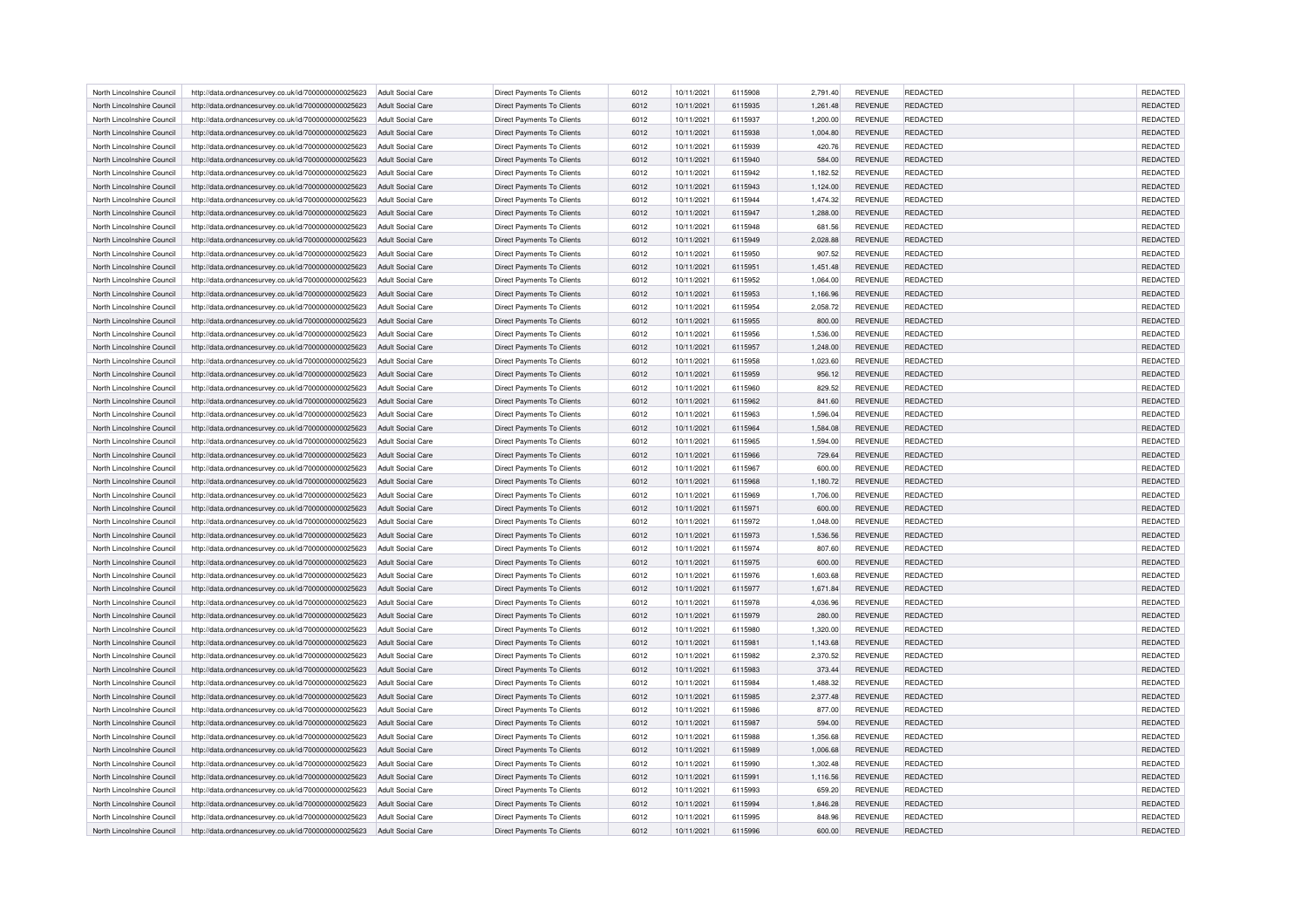| | | | | | | | | | | | |
|---|---|---|---|---|---|---|---|---|---|---|---|
| North Lincolnshire Council | http://data.ordnancesurvey.co.uk/id/7000000000025623 | Adult Social Care | Direct Payments To Clients | 6012 | 10/11/2021 | 6115908 | 2,791.40 | REVENUE | REDACTED | | REDACTED |
| North Lincolnshire Council | http://data.ordnancesurvey.co.uk/id/7000000000025623 | Adult Social Care | Direct Payments To Clients | 6012 | 10/11/2021 | 6115935 | 1,261.48 | REVENUE | REDACTED | | REDACTED |
| North Lincolnshire Council | http://data.ordnancesurvey.co.uk/id/7000000000025623 | Adult Social Care | Direct Payments To Clients | 6012 | 10/11/2021 | 6115937 | 1,200.00 | REVENUE | REDACTED | | REDACTED |
| North Lincolnshire Council | http://data.ordnancesurvey.co.uk/id/7000000000025623 | Adult Social Care | Direct Payments To Clients | 6012 | 10/11/2021 | 6115938 | 1,004.80 | REVENUE | REDACTED | | REDACTED |
| North Lincolnshire Council | http://data.ordnancesurvey.co.uk/id/7000000000025623 | Adult Social Care | Direct Payments To Clients | 6012 | 10/11/2021 | 6115939 | 420.76 | REVENUE | REDACTED | | REDACTED |
| North Lincolnshire Council | http://data.ordnancesurvey.co.uk/id/7000000000025623 | Adult Social Care | Direct Payments To Clients | 6012 | 10/11/2021 | 6115940 | 584.00 | REVENUE | REDACTED | | REDACTED |
| North Lincolnshire Council | http://data.ordnancesurvey.co.uk/id/7000000000025623 | Adult Social Care | Direct Payments To Clients | 6012 | 10/11/2021 | 6115942 | 1,182.52 | REVENUE | REDACTED | | REDACTED |
| North Lincolnshire Council | http://data.ordnancesurvey.co.uk/id/7000000000025623 | Adult Social Care | Direct Payments To Clients | 6012 | 10/11/2021 | 6115943 | 1,124.00 | REVENUE | REDACTED | | REDACTED |
| North Lincolnshire Council | http://data.ordnancesurvey.co.uk/id/7000000000025623 | Adult Social Care | Direct Payments To Clients | 6012 | 10/11/2021 | 6115944 | 1,474.32 | REVENUE | REDACTED | | REDACTED |
| North Lincolnshire Council | http://data.ordnancesurvey.co.uk/id/7000000000025623 | Adult Social Care | Direct Payments To Clients | 6012 | 10/11/2021 | 6115947 | 1,288.00 | REVENUE | REDACTED | | REDACTED |
| North Lincolnshire Council | http://data.ordnancesurvey.co.uk/id/7000000000025623 | Adult Social Care | Direct Payments To Clients | 6012 | 10/11/2021 | 6115948 | 681.56 | REVENUE | REDACTED | | REDACTED |
| North Lincolnshire Council | http://data.ordnancesurvey.co.uk/id/7000000000025623 | Adult Social Care | Direct Payments To Clients | 6012 | 10/11/2021 | 6115949 | 2,028.88 | REVENUE | REDACTED | | REDACTED |
| North Lincolnshire Council | http://data.ordnancesurvey.co.uk/id/7000000000025623 | Adult Social Care | Direct Payments To Clients | 6012 | 10/11/2021 | 6115950 | 907.52 | REVENUE | REDACTED | | REDACTED |
| North Lincolnshire Council | http://data.ordnancesurvey.co.uk/id/7000000000025623 | Adult Social Care | Direct Payments To Clients | 6012 | 10/11/2021 | 6115951 | 1,451.48 | REVENUE | REDACTED | | REDACTED |
| North Lincolnshire Council | http://data.ordnancesurvey.co.uk/id/7000000000025623 | Adult Social Care | Direct Payments To Clients | 6012 | 10/11/2021 | 6115952 | 1,064.00 | REVENUE | REDACTED | | REDACTED |
| North Lincolnshire Council | http://data.ordnancesurvey.co.uk/id/7000000000025623 | Adult Social Care | Direct Payments To Clients | 6012 | 10/11/2021 | 6115953 | 1,166.96 | REVENUE | REDACTED | | REDACTED |
| North Lincolnshire Council | http://data.ordnancesurvey.co.uk/id/7000000000025623 | Adult Social Care | Direct Payments To Clients | 6012 | 10/11/2021 | 6115954 | 2,058.72 | REVENUE | REDACTED | | REDACTED |
| North Lincolnshire Council | http://data.ordnancesurvey.co.uk/id/7000000000025623 | Adult Social Care | Direct Payments To Clients | 6012 | 10/11/2021 | 6115955 | 800.00 | REVENUE | REDACTED | | REDACTED |
| North Lincolnshire Council | http://data.ordnancesurvey.co.uk/id/7000000000025623 | Adult Social Care | Direct Payments To Clients | 6012 | 10/11/2021 | 6115956 | 1,536.00 | REVENUE | REDACTED | | REDACTED |
| North Lincolnshire Council | http://data.ordnancesurvey.co.uk/id/7000000000025623 | Adult Social Care | Direct Payments To Clients | 6012 | 10/11/2021 | 6115957 | 1,248.00 | REVENUE | REDACTED | | REDACTED |
| North Lincolnshire Council | http://data.ordnancesurvey.co.uk/id/7000000000025623 | Adult Social Care | Direct Payments To Clients | 6012 | 10/11/2021 | 6115958 | 1,023.60 | REVENUE | REDACTED | | REDACTED |
| North Lincolnshire Council | http://data.ordnancesurvey.co.uk/id/7000000000025623 | Adult Social Care | Direct Payments To Clients | 6012 | 10/11/2021 | 6115959 | 956.12 | REVENUE | REDACTED | | REDACTED |
| North Lincolnshire Council | http://data.ordnancesurvey.co.uk/id/7000000000025623 | Adult Social Care | Direct Payments To Clients | 6012 | 10/11/2021 | 6115960 | 829.52 | REVENUE | REDACTED | | REDACTED |
| North Lincolnshire Council | http://data.ordnancesurvey.co.uk/id/7000000000025623 | Adult Social Care | Direct Payments To Clients | 6012 | 10/11/2021 | 6115962 | 841.60 | REVENUE | REDACTED | | REDACTED |
| North Lincolnshire Council | http://data.ordnancesurvey.co.uk/id/7000000000025623 | Adult Social Care | Direct Payments To Clients | 6012 | 10/11/2021 | 6115963 | 1,596.04 | REVENUE | REDACTED | | REDACTED |
| North Lincolnshire Council | http://data.ordnancesurvey.co.uk/id/7000000000025623 | Adult Social Care | Direct Payments To Clients | 6012 | 10/11/2021 | 6115964 | 1,584.08 | REVENUE | REDACTED | | REDACTED |
| North Lincolnshire Council | http://data.ordnancesurvey.co.uk/id/7000000000025623 | Adult Social Care | Direct Payments To Clients | 6012 | 10/11/2021 | 6115965 | 1,594.00 | REVENUE | REDACTED | | REDACTED |
| North Lincolnshire Council | http://data.ordnancesurvey.co.uk/id/7000000000025623 | Adult Social Care | Direct Payments To Clients | 6012 | 10/11/2021 | 6115966 | 729.64 | REVENUE | REDACTED | | REDACTED |
| North Lincolnshire Council | http://data.ordnancesurvey.co.uk/id/7000000000025623 | Adult Social Care | Direct Payments To Clients | 6012 | 10/11/2021 | 6115967 | 600.00 | REVENUE | REDACTED | | REDACTED |
| North Lincolnshire Council | http://data.ordnancesurvey.co.uk/id/7000000000025623 | Adult Social Care | Direct Payments To Clients | 6012 | 10/11/2021 | 6115968 | 1,180.72 | REVENUE | REDACTED | | REDACTED |
| North Lincolnshire Council | http://data.ordnancesurvey.co.uk/id/7000000000025623 | Adult Social Care | Direct Payments To Clients | 6012 | 10/11/2021 | 6115969 | 1,706.00 | REVENUE | REDACTED | | REDACTED |
| North Lincolnshire Council | http://data.ordnancesurvey.co.uk/id/7000000000025623 | Adult Social Care | Direct Payments To Clients | 6012 | 10/11/2021 | 6115971 | 600.00 | REVENUE | REDACTED | | REDACTED |
| North Lincolnshire Council | http://data.ordnancesurvey.co.uk/id/7000000000025623 | Adult Social Care | Direct Payments To Clients | 6012 | 10/11/2021 | 6115972 | 1,048.00 | REVENUE | REDACTED | | REDACTED |
| North Lincolnshire Council | http://data.ordnancesurvey.co.uk/id/7000000000025623 | Adult Social Care | Direct Payments To Clients | 6012 | 10/11/2021 | 6115973 | 1,536.56 | REVENUE | REDACTED | | REDACTED |
| North Lincolnshire Council | http://data.ordnancesurvey.co.uk/id/7000000000025623 | Adult Social Care | Direct Payments To Clients | 6012 | 10/11/2021 | 6115974 | 807.60 | REVENUE | REDACTED | | REDACTED |
| North Lincolnshire Council | http://data.ordnancesurvey.co.uk/id/7000000000025623 | Adult Social Care | Direct Payments To Clients | 6012 | 10/11/2021 | 6115975 | 600.00 | REVENUE | REDACTED | | REDACTED |
| North Lincolnshire Council | http://data.ordnancesurvey.co.uk/id/7000000000025623 | Adult Social Care | Direct Payments To Clients | 6012 | 10/11/2021 | 6115976 | 1,603.68 | REVENUE | REDACTED | | REDACTED |
| North Lincolnshire Council | http://data.ordnancesurvey.co.uk/id/7000000000025623 | Adult Social Care | Direct Payments To Clients | 6012 | 10/11/2021 | 6115977 | 1,671.84 | REVENUE | REDACTED | | REDACTED |
| North Lincolnshire Council | http://data.ordnancesurvey.co.uk/id/7000000000025623 | Adult Social Care | Direct Payments To Clients | 6012 | 10/11/2021 | 6115978 | 4,036.96 | REVENUE | REDACTED | | REDACTED |
| North Lincolnshire Council | http://data.ordnancesurvey.co.uk/id/7000000000025623 | Adult Social Care | Direct Payments To Clients | 6012 | 10/11/2021 | 6115979 | 280.00 | REVENUE | REDACTED | | REDACTED |
| North Lincolnshire Council | http://data.ordnancesurvey.co.uk/id/7000000000025623 | Adult Social Care | Direct Payments To Clients | 6012 | 10/11/2021 | 6115980 | 1,320.00 | REVENUE | REDACTED | | REDACTED |
| North Lincolnshire Council | http://data.ordnancesurvey.co.uk/id/7000000000025623 | Adult Social Care | Direct Payments To Clients | 6012 | 10/11/2021 | 6115981 | 1,143.68 | REVENUE | REDACTED | | REDACTED |
| North Lincolnshire Council | http://data.ordnancesurvey.co.uk/id/7000000000025623 | Adult Social Care | Direct Payments To Clients | 6012 | 10/11/2021 | 6115982 | 2,370.52 | REVENUE | REDACTED | | REDACTED |
| North Lincolnshire Council | http://data.ordnancesurvey.co.uk/id/7000000000025623 | Adult Social Care | Direct Payments To Clients | 6012 | 10/11/2021 | 6115983 | 373.44 | REVENUE | REDACTED | | REDACTED |
| North Lincolnshire Council | http://data.ordnancesurvey.co.uk/id/7000000000025623 | Adult Social Care | Direct Payments To Clients | 6012 | 10/11/2021 | 6115984 | 1,488.32 | REVENUE | REDACTED | | REDACTED |
| North Lincolnshire Council | http://data.ordnancesurvey.co.uk/id/7000000000025623 | Adult Social Care | Direct Payments To Clients | 6012 | 10/11/2021 | 6115985 | 2,377.48 | REVENUE | REDACTED | | REDACTED |
| North Lincolnshire Council | http://data.ordnancesurvey.co.uk/id/7000000000025623 | Adult Social Care | Direct Payments To Clients | 6012 | 10/11/2021 | 6115986 | 877.00 | REVENUE | REDACTED | | REDACTED |
| North Lincolnshire Council | http://data.ordnancesurvey.co.uk/id/7000000000025623 | Adult Social Care | Direct Payments To Clients | 6012 | 10/11/2021 | 6115987 | 594.00 | REVENUE | REDACTED | | REDACTED |
| North Lincolnshire Council | http://data.ordnancesurvey.co.uk/id/7000000000025623 | Adult Social Care | Direct Payments To Clients | 6012 | 10/11/2021 | 6115988 | 1,356.68 | REVENUE | REDACTED | | REDACTED |
| North Lincolnshire Council | http://data.ordnancesurvey.co.uk/id/7000000000025623 | Adult Social Care | Direct Payments To Clients | 6012 | 10/11/2021 | 6115989 | 1,006.68 | REVENUE | REDACTED | | REDACTED |
| North Lincolnshire Council | http://data.ordnancesurvey.co.uk/id/7000000000025623 | Adult Social Care | Direct Payments To Clients | 6012 | 10/11/2021 | 6115990 | 1,302.48 | REVENUE | REDACTED | | REDACTED |
| North Lincolnshire Council | http://data.ordnancesurvey.co.uk/id/7000000000025623 | Adult Social Care | Direct Payments To Clients | 6012 | 10/11/2021 | 6115991 | 1,116.56 | REVENUE | REDACTED | | REDACTED |
| North Lincolnshire Council | http://data.ordnancesurvey.co.uk/id/7000000000025623 | Adult Social Care | Direct Payments To Clients | 6012 | 10/11/2021 | 6115993 | 659.20 | REVENUE | REDACTED | | REDACTED |
| North Lincolnshire Council | http://data.ordnancesurvey.co.uk/id/7000000000025623 | Adult Social Care | Direct Payments To Clients | 6012 | 10/11/2021 | 6115994 | 1,846.28 | REVENUE | REDACTED | | REDACTED |
| North Lincolnshire Council | http://data.ordnancesurvey.co.uk/id/7000000000025623 | Adult Social Care | Direct Payments To Clients | 6012 | 10/11/2021 | 6115995 | 848.96 | REVENUE | REDACTED | | REDACTED |
| North Lincolnshire Council | http://data.ordnancesurvey.co.uk/id/7000000000025623 | Adult Social Care | Direct Payments To Clients | 6012 | 10/11/2021 | 6115996 | 600.00 | REVENUE | REDACTED | | REDACTED |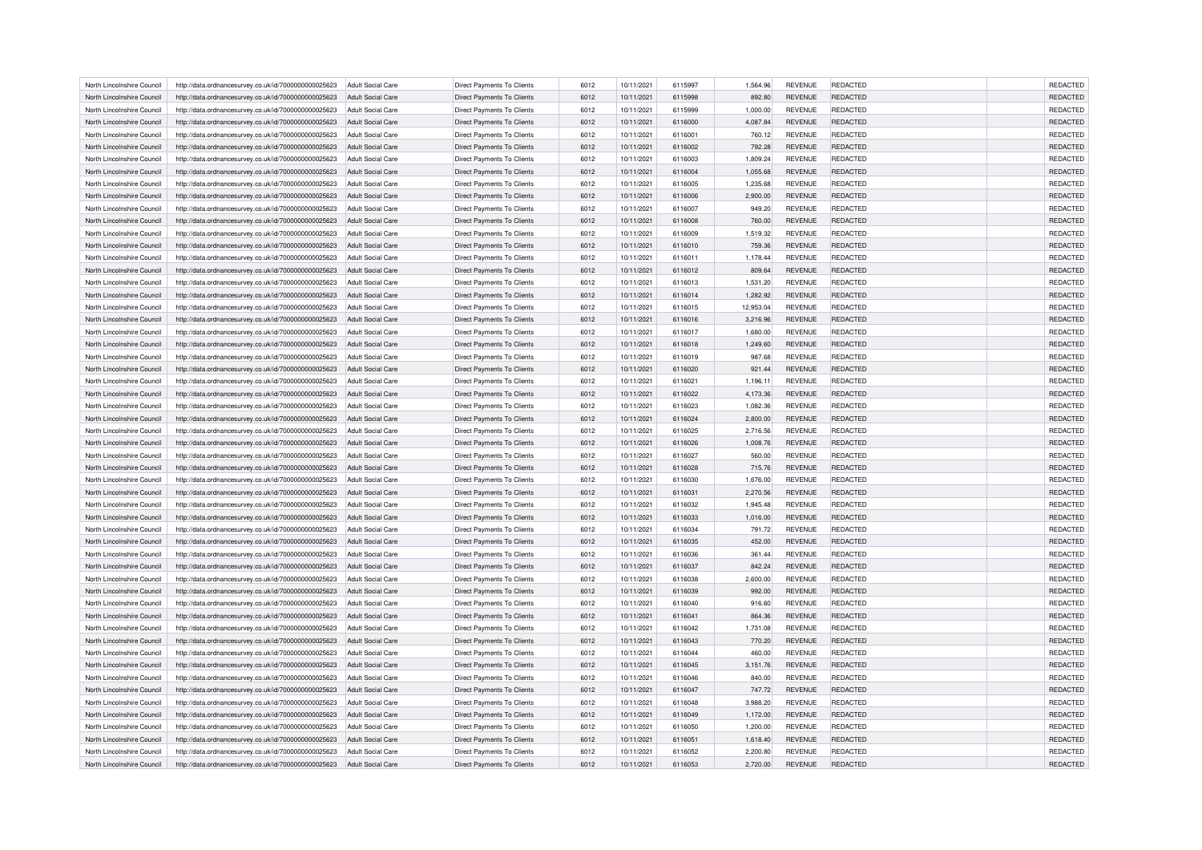| | | | | | | | | | | | | |
|---|---|---|---|---|---|---|---|---|---|---|---|---|
| North Lincolnshire Council | http://data.ordnancesurvey.co.uk/id/7000000000025623 | Adult Social Care | Direct Payments To Clients | 6012 | 10/11/2021 | 6115997 | 1,564.96 | REVENUE | REDACTED | | REDACTED |
| North Lincolnshire Council | http://data.ordnancesurvey.co.uk/id/7000000000025623 | Adult Social Care | Direct Payments To Clients | 6012 | 10/11/2021 | 6115998 | 892.80 | REVENUE | REDACTED | | REDACTED |
| North Lincolnshire Council | http://data.ordnancesurvey.co.uk/id/7000000000025623 | Adult Social Care | Direct Payments To Clients | 6012 | 10/11/2021 | 6115999 | 1,000.00 | REVENUE | REDACTED | | REDACTED |
| North Lincolnshire Council | http://data.ordnancesurvey.co.uk/id/7000000000025623 | Adult Social Care | Direct Payments To Clients | 6012 | 10/11/2021 | 6116000 | 4,087.84 | REVENUE | REDACTED | | REDACTED |
| North Lincolnshire Council | http://data.ordnancesurvey.co.uk/id/7000000000025623 | Adult Social Care | Direct Payments To Clients | 6012 | 10/11/2021 | 6116001 | 760.12 | REVENUE | REDACTED | | REDACTED |
| North Lincolnshire Council | http://data.ordnancesurvey.co.uk/id/7000000000025623 | Adult Social Care | Direct Payments To Clients | 6012 | 10/11/2021 | 6116002 | 792.28 | REVENUE | REDACTED | | REDACTED |
| North Lincolnshire Council | http://data.ordnancesurvey.co.uk/id/7000000000025623 | Adult Social Care | Direct Payments To Clients | 6012 | 10/11/2021 | 6116003 | 1,809.24 | REVENUE | REDACTED | | REDACTED |
| North Lincolnshire Council | http://data.ordnancesurvey.co.uk/id/7000000000025623 | Adult Social Care | Direct Payments To Clients | 6012 | 10/11/2021 | 6116004 | 1,055.68 | REVENUE | REDACTED | | REDACTED |
| North Lincolnshire Council | http://data.ordnancesurvey.co.uk/id/7000000000025623 | Adult Social Care | Direct Payments To Clients | 6012 | 10/11/2021 | 6116005 | 1,235.68 | REVENUE | REDACTED | | REDACTED |
| North Lincolnshire Council | http://data.ordnancesurvey.co.uk/id/7000000000025623 | Adult Social Care | Direct Payments To Clients | 6012 | 10/11/2021 | 6116006 | 2,900.00 | REVENUE | REDACTED | | REDACTED |
| North Lincolnshire Council | http://data.ordnancesurvey.co.uk/id/7000000000025623 | Adult Social Care | Direct Payments To Clients | 6012 | 10/11/2021 | 6116007 | 949.20 | REVENUE | REDACTED | | REDACTED |
| North Lincolnshire Council | http://data.ordnancesurvey.co.uk/id/7000000000025623 | Adult Social Care | Direct Payments To Clients | 6012 | 10/11/2021 | 6116008 | 760.00 | REVENUE | REDACTED | | REDACTED |
| North Lincolnshire Council | http://data.ordnancesurvey.co.uk/id/7000000000025623 | Adult Social Care | Direct Payments To Clients | 6012 | 10/11/2021 | 6116009 | 1,519.32 | REVENUE | REDACTED | | REDACTED |
| North Lincolnshire Council | http://data.ordnancesurvey.co.uk/id/7000000000025623 | Adult Social Care | Direct Payments To Clients | 6012 | 10/11/2021 | 6116010 | 759.36 | REVENUE | REDACTED | | REDACTED |
| North Lincolnshire Council | http://data.ordnancesurvey.co.uk/id/7000000000025623 | Adult Social Care | Direct Payments To Clients | 6012 | 10/11/2021 | 6116011 | 1,178.44 | REVENUE | REDACTED | | REDACTED |
| North Lincolnshire Council | http://data.ordnancesurvey.co.uk/id/7000000000025623 | Adult Social Care | Direct Payments To Clients | 6012 | 10/11/2021 | 6116012 | 809.64 | REVENUE | REDACTED | | REDACTED |
| North Lincolnshire Council | http://data.ordnancesurvey.co.uk/id/7000000000025623 | Adult Social Care | Direct Payments To Clients | 6012 | 10/11/2021 | 6116013 | 1,531.20 | REVENUE | REDACTED | | REDACTED |
| North Lincolnshire Council | http://data.ordnancesurvey.co.uk/id/7000000000025623 | Adult Social Care | Direct Payments To Clients | 6012 | 10/11/2021 | 6116014 | 1,282.92 | REVENUE | REDACTED | | REDACTED |
| North Lincolnshire Council | http://data.ordnancesurvey.co.uk/id/7000000000025623 | Adult Social Care | Direct Payments To Clients | 6012 | 10/11/2021 | 6116015 | 12,953.04 | REVENUE | REDACTED | | REDACTED |
| North Lincolnshire Council | http://data.ordnancesurvey.co.uk/id/7000000000025623 | Adult Social Care | Direct Payments To Clients | 6012 | 10/11/2021 | 6116016 | 3,216.96 | REVENUE | REDACTED | | REDACTED |
| North Lincolnshire Council | http://data.ordnancesurvey.co.uk/id/7000000000025623 | Adult Social Care | Direct Payments To Clients | 6012 | 10/11/2021 | 6116017 | 1,680.00 | REVENUE | REDACTED | | REDACTED |
| North Lincolnshire Council | http://data.ordnancesurvey.co.uk/id/7000000000025623 | Adult Social Care | Direct Payments To Clients | 6012 | 10/11/2021 | 6116018 | 1,249.60 | REVENUE | REDACTED | | REDACTED |
| North Lincolnshire Council | http://data.ordnancesurvey.co.uk/id/7000000000025623 | Adult Social Care | Direct Payments To Clients | 6012 | 10/11/2021 | 6116019 | 987.68 | REVENUE | REDACTED | | REDACTED |
| North Lincolnshire Council | http://data.ordnancesurvey.co.uk/id/7000000000025623 | Adult Social Care | Direct Payments To Clients | 6012 | 10/11/2021 | 6116020 | 921.44 | REVENUE | REDACTED | | REDACTED |
| North Lincolnshire Council | http://data.ordnancesurvey.co.uk/id/7000000000025623 | Adult Social Care | Direct Payments To Clients | 6012 | 10/11/2021 | 6116021 | 1,196.11 | REVENUE | REDACTED | | REDACTED |
| North Lincolnshire Council | http://data.ordnancesurvey.co.uk/id/7000000000025623 | Adult Social Care | Direct Payments To Clients | 6012 | 10/11/2021 | 6116022 | 4,173.36 | REVENUE | REDACTED | | REDACTED |
| North Lincolnshire Council | http://data.ordnancesurvey.co.uk/id/7000000000025623 | Adult Social Care | Direct Payments To Clients | 6012 | 10/11/2021 | 6116023 | 1,082.36 | REVENUE | REDACTED | | REDACTED |
| North Lincolnshire Council | http://data.ordnancesurvey.co.uk/id/7000000000025623 | Adult Social Care | Direct Payments To Clients | 6012 | 10/11/2021 | 6116024 | 2,800.00 | REVENUE | REDACTED | | REDACTED |
| North Lincolnshire Council | http://data.ordnancesurvey.co.uk/id/7000000000025623 | Adult Social Care | Direct Payments To Clients | 6012 | 10/11/2021 | 6116025 | 2,716.56 | REVENUE | REDACTED | | REDACTED |
| North Lincolnshire Council | http://data.ordnancesurvey.co.uk/id/7000000000025623 | Adult Social Care | Direct Payments To Clients | 6012 | 10/11/2021 | 6116026 | 1,008.76 | REVENUE | REDACTED | | REDACTED |
| North Lincolnshire Council | http://data.ordnancesurvey.co.uk/id/7000000000025623 | Adult Social Care | Direct Payments To Clients | 6012 | 10/11/2021 | 6116027 | 560.00 | REVENUE | REDACTED | | REDACTED |
| North Lincolnshire Council | http://data.ordnancesurvey.co.uk/id/7000000000025623 | Adult Social Care | Direct Payments To Clients | 6012 | 10/11/2021 | 6116028 | 715.76 | REVENUE | REDACTED | | REDACTED |
| North Lincolnshire Council | http://data.ordnancesurvey.co.uk/id/7000000000025623 | Adult Social Care | Direct Payments To Clients | 6012 | 10/11/2021 | 6116030 | 1,676.00 | REVENUE | REDACTED | | REDACTED |
| North Lincolnshire Council | http://data.ordnancesurvey.co.uk/id/7000000000025623 | Adult Social Care | Direct Payments To Clients | 6012 | 10/11/2021 | 6116031 | 2,270.56 | REVENUE | REDACTED | | REDACTED |
| North Lincolnshire Council | http://data.ordnancesurvey.co.uk/id/7000000000025623 | Adult Social Care | Direct Payments To Clients | 6012 | 10/11/2021 | 6116032 | 1,945.48 | REVENUE | REDACTED | | REDACTED |
| North Lincolnshire Council | http://data.ordnancesurvey.co.uk/id/7000000000025623 | Adult Social Care | Direct Payments To Clients | 6012 | 10/11/2021 | 6116033 | 1,016.00 | REVENUE | REDACTED | | REDACTED |
| North Lincolnshire Council | http://data.ordnancesurvey.co.uk/id/7000000000025623 | Adult Social Care | Direct Payments To Clients | 6012 | 10/11/2021 | 6116034 | 791.72 | REVENUE | REDACTED | | REDACTED |
| North Lincolnshire Council | http://data.ordnancesurvey.co.uk/id/7000000000025623 | Adult Social Care | Direct Payments To Clients | 6012 | 10/11/2021 | 6116035 | 452.00 | REVENUE | REDACTED | | REDACTED |
| North Lincolnshire Council | http://data.ordnancesurvey.co.uk/id/7000000000025623 | Adult Social Care | Direct Payments To Clients | 6012 | 10/11/2021 | 6116036 | 361.44 | REVENUE | REDACTED | | REDACTED |
| North Lincolnshire Council | http://data.ordnancesurvey.co.uk/id/7000000000025623 | Adult Social Care | Direct Payments To Clients | 6012 | 10/11/2021 | 6116037 | 842.24 | REVENUE | REDACTED | | REDACTED |
| North Lincolnshire Council | http://data.ordnancesurvey.co.uk/id/7000000000025623 | Adult Social Care | Direct Payments To Clients | 6012 | 10/11/2021 | 6116038 | 2,600.00 | REVENUE | REDACTED | | REDACTED |
| North Lincolnshire Council | http://data.ordnancesurvey.co.uk/id/7000000000025623 | Adult Social Care | Direct Payments To Clients | 6012 | 10/11/2021 | 6116039 | 992.00 | REVENUE | REDACTED | | REDACTED |
| North Lincolnshire Council | http://data.ordnancesurvey.co.uk/id/7000000000025623 | Adult Social Care | Direct Payments To Clients | 6012 | 10/11/2021 | 6116040 | 916.60 | REVENUE | REDACTED | | REDACTED |
| North Lincolnshire Council | http://data.ordnancesurvey.co.uk/id/7000000000025623 | Adult Social Care | Direct Payments To Clients | 6012 | 10/11/2021 | 6116041 | 864.36 | REVENUE | REDACTED | | REDACTED |
| North Lincolnshire Council | http://data.ordnancesurvey.co.uk/id/7000000000025623 | Adult Social Care | Direct Payments To Clients | 6012 | 10/11/2021 | 6116042 | 1,731.08 | REVENUE | REDACTED | | REDACTED |
| North Lincolnshire Council | http://data.ordnancesurvey.co.uk/id/7000000000025623 | Adult Social Care | Direct Payments To Clients | 6012 | 10/11/2021 | 6116043 | 770.20 | REVENUE | REDACTED | | REDACTED |
| North Lincolnshire Council | http://data.ordnancesurvey.co.uk/id/7000000000025623 | Adult Social Care | Direct Payments To Clients | 6012 | 10/11/2021 | 6116044 | 460.00 | REVENUE | REDACTED | | REDACTED |
| North Lincolnshire Council | http://data.ordnancesurvey.co.uk/id/7000000000025623 | Adult Social Care | Direct Payments To Clients | 6012 | 10/11/2021 | 6116045 | 3,151.76 | REVENUE | REDACTED | | REDACTED |
| North Lincolnshire Council | http://data.ordnancesurvey.co.uk/id/7000000000025623 | Adult Social Care | Direct Payments To Clients | 6012 | 10/11/2021 | 6116046 | 840.00 | REVENUE | REDACTED | | REDACTED |
| North Lincolnshire Council | http://data.ordnancesurvey.co.uk/id/7000000000025623 | Adult Social Care | Direct Payments To Clients | 6012 | 10/11/2021 | 6116047 | 747.72 | REVENUE | REDACTED | | REDACTED |
| North Lincolnshire Council | http://data.ordnancesurvey.co.uk/id/7000000000025623 | Adult Social Care | Direct Payments To Clients | 6012 | 10/11/2021 | 6116048 | 3,988.20 | REVENUE | REDACTED | | REDACTED |
| North Lincolnshire Council | http://data.ordnancesurvey.co.uk/id/7000000000025623 | Adult Social Care | Direct Payments To Clients | 6012 | 10/11/2021 | 6116049 | 1,172.00 | REVENUE | REDACTED | | REDACTED |
| North Lincolnshire Council | http://data.ordnancesurvey.co.uk/id/7000000000025623 | Adult Social Care | Direct Payments To Clients | 6012 | 10/11/2021 | 6116050 | 1,200.00 | REVENUE | REDACTED | | REDACTED |
| North Lincolnshire Council | http://data.ordnancesurvey.co.uk/id/7000000000025623 | Adult Social Care | Direct Payments To Clients | 6012 | 10/11/2021 | 6116051 | 1,618.40 | REVENUE | REDACTED | | REDACTED |
| North Lincolnshire Council | http://data.ordnancesurvey.co.uk/id/7000000000025623 | Adult Social Care | Direct Payments To Clients | 6012 | 10/11/2021 | 6116052 | 2,200.80 | REVENUE | REDACTED | | REDACTED |
| North Lincolnshire Council | http://data.ordnancesurvey.co.uk/id/7000000000025623 | Adult Social Care | Direct Payments To Clients | 6012 | 10/11/2021 | 6116053 | 2,720.00 | REVENUE | REDACTED | | REDACTED |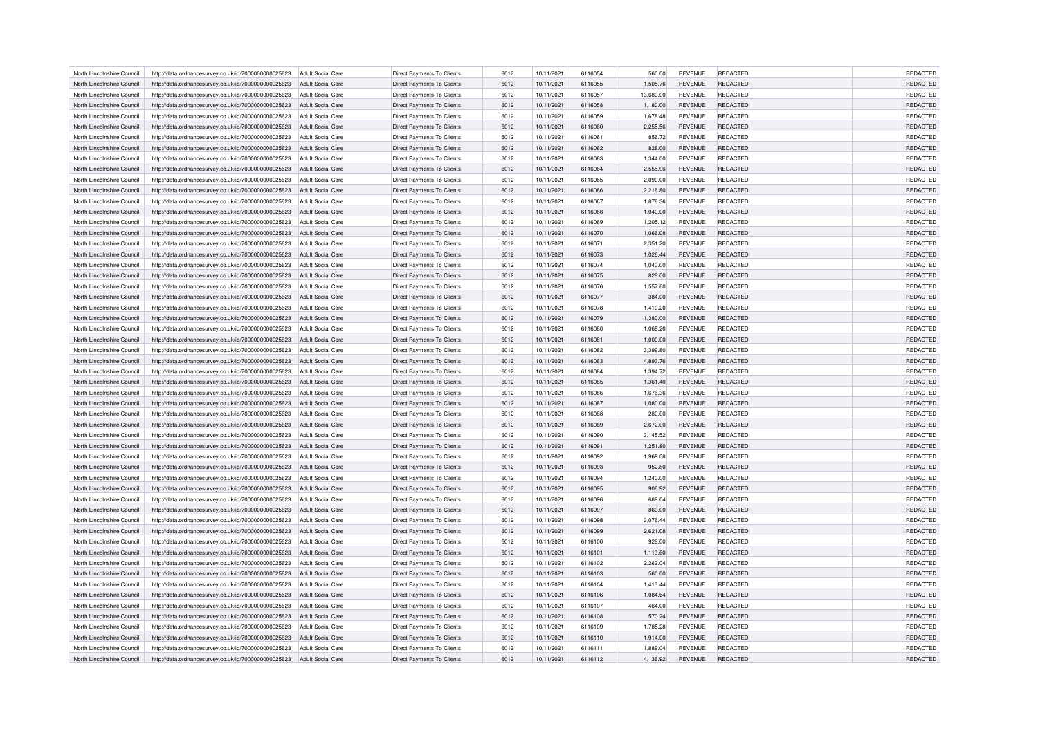| | | | | | | | | | | | |
|---|---|---|---|---|---|---|---|---|---|---|---|
| North Lincolnshire Council | http://data.ordnancesurvey.co.uk/id/7000000000025623 | Adult Social Care | Direct Payments To Clients | 6012 | 10/11/2021 | 6116054 | 560.00 | REVENUE | REDACTED | | REDACTED |
| North Lincolnshire Council | http://data.ordnancesurvey.co.uk/id/7000000000025623 | Adult Social Care | Direct Payments To Clients | 6012 | 10/11/2021 | 6116055 | 1,505.76 | REVENUE | REDACTED | | REDACTED |
| North Lincolnshire Council | http://data.ordnancesurvey.co.uk/id/7000000000025623 | Adult Social Care | Direct Payments To Clients | 6012 | 10/11/2021 | 6116057 | 13,680.00 | REVENUE | REDACTED | | REDACTED |
| North Lincolnshire Council | http://data.ordnancesurvey.co.uk/id/7000000000025623 | Adult Social Care | Direct Payments To Clients | 6012 | 10/11/2021 | 6116058 | 1,180.00 | REVENUE | REDACTED | | REDACTED |
| North Lincolnshire Council | http://data.ordnancesurvey.co.uk/id/7000000000025623 | Adult Social Care | Direct Payments To Clients | 6012 | 10/11/2021 | 6116059 | 1,678.48 | REVENUE | REDACTED | | REDACTED |
| North Lincolnshire Council | http://data.ordnancesurvey.co.uk/id/7000000000025623 | Adult Social Care | Direct Payments To Clients | 6012 | 10/11/2021 | 6116060 | 2,255.56 | REVENUE | REDACTED | | REDACTED |
| North Lincolnshire Council | http://data.ordnancesurvey.co.uk/id/7000000000025623 | Adult Social Care | Direct Payments To Clients | 6012 | 10/11/2021 | 6116061 | 856.72 | REVENUE | REDACTED | | REDACTED |
| North Lincolnshire Council | http://data.ordnancesurvey.co.uk/id/7000000000025623 | Adult Social Care | Direct Payments To Clients | 6012 | 10/11/2021 | 6116062 | 828.00 | REVENUE | REDACTED | | REDACTED |
| North Lincolnshire Council | http://data.ordnancesurvey.co.uk/id/7000000000025623 | Adult Social Care | Direct Payments To Clients | 6012 | 10/11/2021 | 6116063 | 1,344.00 | REVENUE | REDACTED | | REDACTED |
| North Lincolnshire Council | http://data.ordnancesurvey.co.uk/id/7000000000025623 | Adult Social Care | Direct Payments To Clients | 6012 | 10/11/2021 | 6116064 | 2,555.96 | REVENUE | REDACTED | | REDACTED |
| North Lincolnshire Council | http://data.ordnancesurvey.co.uk/id/7000000000025623 | Adult Social Care | Direct Payments To Clients | 6012 | 10/11/2021 | 6116065 | 2,090.00 | REVENUE | REDACTED | | REDACTED |
| North Lincolnshire Council | http://data.ordnancesurvey.co.uk/id/7000000000025623 | Adult Social Care | Direct Payments To Clients | 6012 | 10/11/2021 | 6116066 | 2,216.80 | REVENUE | REDACTED | | REDACTED |
| North Lincolnshire Council | http://data.ordnancesurvey.co.uk/id/7000000000025623 | Adult Social Care | Direct Payments To Clients | 6012 | 10/11/2021 | 6116067 | 1,878.36 | REVENUE | REDACTED | | REDACTED |
| North Lincolnshire Council | http://data.ordnancesurvey.co.uk/id/7000000000025623 | Adult Social Care | Direct Payments To Clients | 6012 | 10/11/2021 | 6116068 | 1,040.00 | REVENUE | REDACTED | | REDACTED |
| North Lincolnshire Council | http://data.ordnancesurvey.co.uk/id/7000000000025623 | Adult Social Care | Direct Payments To Clients | 6012 | 10/11/2021 | 6116069 | 1,205.12 | REVENUE | REDACTED | | REDACTED |
| North Lincolnshire Council | http://data.ordnancesurvey.co.uk/id/7000000000025623 | Adult Social Care | Direct Payments To Clients | 6012 | 10/11/2021 | 6116070 | 1,066.08 | REVENUE | REDACTED | | REDACTED |
| North Lincolnshire Council | http://data.ordnancesurvey.co.uk/id/7000000000025623 | Adult Social Care | Direct Payments To Clients | 6012 | 10/11/2021 | 6116071 | 2,351.20 | REVENUE | REDACTED | | REDACTED |
| North Lincolnshire Council | http://data.ordnancesurvey.co.uk/id/7000000000025623 | Adult Social Care | Direct Payments To Clients | 6012 | 10/11/2021 | 6116073 | 1,026.44 | REVENUE | REDACTED | | REDACTED |
| North Lincolnshire Council | http://data.ordnancesurvey.co.uk/id/7000000000025623 | Adult Social Care | Direct Payments To Clients | 6012 | 10/11/2021 | 6116074 | 1,040.00 | REVENUE | REDACTED | | REDACTED |
| North Lincolnshire Council | http://data.ordnancesurvey.co.uk/id/7000000000025623 | Adult Social Care | Direct Payments To Clients | 6012 | 10/11/2021 | 6116075 | 828.00 | REVENUE | REDACTED | | REDACTED |
| North Lincolnshire Council | http://data.ordnancesurvey.co.uk/id/7000000000025623 | Adult Social Care | Direct Payments To Clients | 6012 | 10/11/2021 | 6116076 | 1,557.60 | REVENUE | REDACTED | | REDACTED |
| North Lincolnshire Council | http://data.ordnancesurvey.co.uk/id/7000000000025623 | Adult Social Care | Direct Payments To Clients | 6012 | 10/11/2021 | 6116077 | 384.00 | REVENUE | REDACTED | | REDACTED |
| North Lincolnshire Council | http://data.ordnancesurvey.co.uk/id/7000000000025623 | Adult Social Care | Direct Payments To Clients | 6012 | 10/11/2021 | 6116078 | 1,410.20 | REVENUE | REDACTED | | REDACTED |
| North Lincolnshire Council | http://data.ordnancesurvey.co.uk/id/7000000000025623 | Adult Social Care | Direct Payments To Clients | 6012 | 10/11/2021 | 6116079 | 1,380.00 | REVENUE | REDACTED | | REDACTED |
| North Lincolnshire Council | http://data.ordnancesurvey.co.uk/id/7000000000025623 | Adult Social Care | Direct Payments To Clients | 6012 | 10/11/2021 | 6116080 | 1,069.20 | REVENUE | REDACTED | | REDACTED |
| North Lincolnshire Council | http://data.ordnancesurvey.co.uk/id/7000000000025623 | Adult Social Care | Direct Payments To Clients | 6012 | 10/11/2021 | 6116081 | 1,000.00 | REVENUE | REDACTED | | REDACTED |
| North Lincolnshire Council | http://data.ordnancesurvey.co.uk/id/7000000000025623 | Adult Social Care | Direct Payments To Clients | 6012 | 10/11/2021 | 6116082 | 3,399.80 | REVENUE | REDACTED | | REDACTED |
| North Lincolnshire Council | http://data.ordnancesurvey.co.uk/id/7000000000025623 | Adult Social Care | Direct Payments To Clients | 6012 | 10/11/2021 | 6116083 | 4,893.76 | REVENUE | REDACTED | | REDACTED |
| North Lincolnshire Council | http://data.ordnancesurvey.co.uk/id/7000000000025623 | Adult Social Care | Direct Payments To Clients | 6012 | 10/11/2021 | 6116084 | 1,394.72 | REVENUE | REDACTED | | REDACTED |
| North Lincolnshire Council | http://data.ordnancesurvey.co.uk/id/7000000000025623 | Adult Social Care | Direct Payments To Clients | 6012 | 10/11/2021 | 6116085 | 1,361.40 | REVENUE | REDACTED | | REDACTED |
| North Lincolnshire Council | http://data.ordnancesurvey.co.uk/id/7000000000025623 | Adult Social Care | Direct Payments To Clients | 6012 | 10/11/2021 | 6116086 | 1,676.36 | REVENUE | REDACTED | | REDACTED |
| North Lincolnshire Council | http://data.ordnancesurvey.co.uk/id/7000000000025623 | Adult Social Care | Direct Payments To Clients | 6012 | 10/11/2021 | 6116087 | 1,080.00 | REVENUE | REDACTED | | REDACTED |
| North Lincolnshire Council | http://data.ordnancesurvey.co.uk/id/7000000000025623 | Adult Social Care | Direct Payments To Clients | 6012 | 10/11/2021 | 6116088 | 280.00 | REVENUE | REDACTED | | REDACTED |
| North Lincolnshire Council | http://data.ordnancesurvey.co.uk/id/7000000000025623 | Adult Social Care | Direct Payments To Clients | 6012 | 10/11/2021 | 6116089 | 2,672.00 | REVENUE | REDACTED | | REDACTED |
| North Lincolnshire Council | http://data.ordnancesurvey.co.uk/id/7000000000025623 | Adult Social Care | Direct Payments To Clients | 6012 | 10/11/2021 | 6116090 | 3,145.52 | REVENUE | REDACTED | | REDACTED |
| North Lincolnshire Council | http://data.ordnancesurvey.co.uk/id/7000000000025623 | Adult Social Care | Direct Payments To Clients | 6012 | 10/11/2021 | 6116091 | 1,251.80 | REVENUE | REDACTED | | REDACTED |
| North Lincolnshire Council | http://data.ordnancesurvey.co.uk/id/7000000000025623 | Adult Social Care | Direct Payments To Clients | 6012 | 10/11/2021 | 6116092 | 1,969.08 | REVENUE | REDACTED | | REDACTED |
| North Lincolnshire Council | http://data.ordnancesurvey.co.uk/id/7000000000025623 | Adult Social Care | Direct Payments To Clients | 6012 | 10/11/2021 | 6116093 | 952.80 | REVENUE | REDACTED | | REDACTED |
| North Lincolnshire Council | http://data.ordnancesurvey.co.uk/id/7000000000025623 | Adult Social Care | Direct Payments To Clients | 6012 | 10/11/2021 | 6116094 | 1,240.00 | REVENUE | REDACTED | | REDACTED |
| North Lincolnshire Council | http://data.ordnancesurvey.co.uk/id/7000000000025623 | Adult Social Care | Direct Payments To Clients | 6012 | 10/11/2021 | 6116095 | 906.92 | REVENUE | REDACTED | | REDACTED |
| North Lincolnshire Council | http://data.ordnancesurvey.co.uk/id/7000000000025623 | Adult Social Care | Direct Payments To Clients | 6012 | 10/11/2021 | 6116096 | 689.04 | REVENUE | REDACTED | | REDACTED |
| North Lincolnshire Council | http://data.ordnancesurvey.co.uk/id/7000000000025623 | Adult Social Care | Direct Payments To Clients | 6012 | 10/11/2021 | 6116097 | 860.00 | REVENUE | REDACTED | | REDACTED |
| North Lincolnshire Council | http://data.ordnancesurvey.co.uk/id/7000000000025623 | Adult Social Care | Direct Payments To Clients | 6012 | 10/11/2021 | 6116098 | 3,076.44 | REVENUE | REDACTED | | REDACTED |
| North Lincolnshire Council | http://data.ordnancesurvey.co.uk/id/7000000000025623 | Adult Social Care | Direct Payments To Clients | 6012 | 10/11/2021 | 6116099 | 2,621.08 | REVENUE | REDACTED | | REDACTED |
| North Lincolnshire Council | http://data.ordnancesurvey.co.uk/id/7000000000025623 | Adult Social Care | Direct Payments To Clients | 6012 | 10/11/2021 | 6116100 | 928.00 | REVENUE | REDACTED | | REDACTED |
| North Lincolnshire Council | http://data.ordnancesurvey.co.uk/id/7000000000025623 | Adult Social Care | Direct Payments To Clients | 6012 | 10/11/2021 | 6116101 | 1,113.60 | REVENUE | REDACTED | | REDACTED |
| North Lincolnshire Council | http://data.ordnancesurvey.co.uk/id/7000000000025623 | Adult Social Care | Direct Payments To Clients | 6012 | 10/11/2021 | 6116102 | 2,262.04 | REVENUE | REDACTED | | REDACTED |
| North Lincolnshire Council | http://data.ordnancesurvey.co.uk/id/7000000000025623 | Adult Social Care | Direct Payments To Clients | 6012 | 10/11/2021 | 6116103 | 560.00 | REVENUE | REDACTED | | REDACTED |
| North Lincolnshire Council | http://data.ordnancesurvey.co.uk/id/7000000000025623 | Adult Social Care | Direct Payments To Clients | 6012 | 10/11/2021 | 6116104 | 1,413.44 | REVENUE | REDACTED | | REDACTED |
| North Lincolnshire Council | http://data.ordnancesurvey.co.uk/id/7000000000025623 | Adult Social Care | Direct Payments To Clients | 6012 | 10/11/2021 | 6116106 | 1,084.64 | REVENUE | REDACTED | | REDACTED |
| North Lincolnshire Council | http://data.ordnancesurvey.co.uk/id/7000000000025623 | Adult Social Care | Direct Payments To Clients | 6012 | 10/11/2021 | 6116107 | 464.00 | REVENUE | REDACTED | | REDACTED |
| North Lincolnshire Council | http://data.ordnancesurvey.co.uk/id/7000000000025623 | Adult Social Care | Direct Payments To Clients | 6012 | 10/11/2021 | 6116108 | 570.24 | REVENUE | REDACTED | | REDACTED |
| North Lincolnshire Council | http://data.ordnancesurvey.co.uk/id/7000000000025623 | Adult Social Care | Direct Payments To Clients | 6012 | 10/11/2021 | 6116109 | 1,785.28 | REVENUE | REDACTED | | REDACTED |
| North Lincolnshire Council | http://data.ordnancesurvey.co.uk/id/7000000000025623 | Adult Social Care | Direct Payments To Clients | 6012 | 10/11/2021 | 6116110 | 1,914.00 | REVENUE | REDACTED | | REDACTED |
| North Lincolnshire Council | http://data.ordnancesurvey.co.uk/id/7000000000025623 | Adult Social Care | Direct Payments To Clients | 6012 | 10/11/2021 | 6116111 | 1,889.04 | REVENUE | REDACTED | | REDACTED |
| North Lincolnshire Council | http://data.ordnancesurvey.co.uk/id/7000000000025623 | Adult Social Care | Direct Payments To Clients | 6012 | 10/11/2021 | 6116112 | 4,136.92 | REVENUE | REDACTED | | REDACTED |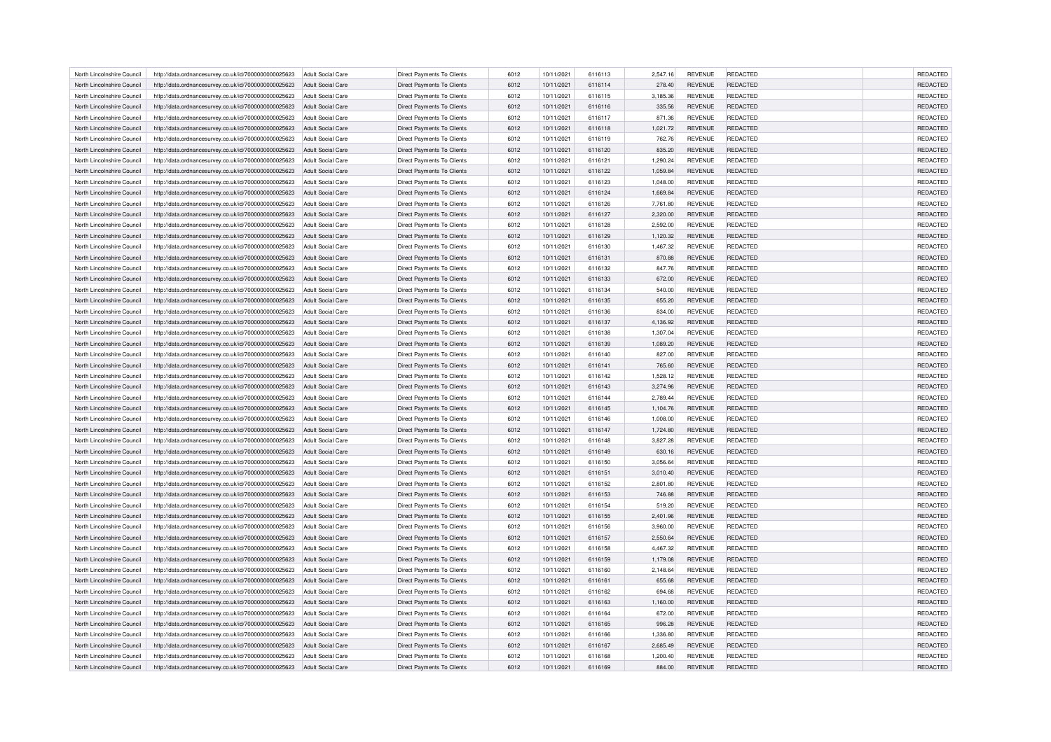| | | | | | | | | | | | | |
|---|---|---|---|---|---|---|---|---|---|---|---|---|
| North Lincolnshire Council | http://data.ordnancesurvey.co.uk/id/7000000000025623 | Adult Social Care | Direct Payments To Clients | 6012 | 10/11/2021 | 6116113 | 2,547.16 | REVENUE | REDACTED | | REDACTED |
| North Lincolnshire Council | http://data.ordnancesurvey.co.uk/id/7000000000025623 | Adult Social Care | Direct Payments To Clients | 6012 | 10/11/2021 | 6116114 | 278.40 | REVENUE | REDACTED | | REDACTED |
| North Lincolnshire Council | http://data.ordnancesurvey.co.uk/id/7000000000025623 | Adult Social Care | Direct Payments To Clients | 6012 | 10/11/2021 | 6116115 | 3,185.36 | REVENUE | REDACTED | | REDACTED |
| North Lincolnshire Council | http://data.ordnancesurvey.co.uk/id/7000000000025623 | Adult Social Care | Direct Payments To Clients | 6012 | 10/11/2021 | 6116116 | 335.56 | REVENUE | REDACTED | | REDACTED |
| North Lincolnshire Council | http://data.ordnancesurvey.co.uk/id/7000000000025623 | Adult Social Care | Direct Payments To Clients | 6012 | 10/11/2021 | 6116117 | 871.36 | REVENUE | REDACTED | | REDACTED |
| North Lincolnshire Council | http://data.ordnancesurvey.co.uk/id/7000000000025623 | Adult Social Care | Direct Payments To Clients | 6012 | 10/11/2021 | 6116118 | 1,021.72 | REVENUE | REDACTED | | REDACTED |
| North Lincolnshire Council | http://data.ordnancesurvey.co.uk/id/7000000000025623 | Adult Social Care | Direct Payments To Clients | 6012 | 10/11/2021 | 6116119 | 762.76 | REVENUE | REDACTED | | REDACTED |
| North Lincolnshire Council | http://data.ordnancesurvey.co.uk/id/7000000000025623 | Adult Social Care | Direct Payments To Clients | 6012 | 10/11/2021 | 6116120 | 835.20 | REVENUE | REDACTED | | REDACTED |
| North Lincolnshire Council | http://data.ordnancesurvey.co.uk/id/7000000000025623 | Adult Social Care | Direct Payments To Clients | 6012 | 10/11/2021 | 6116121 | 1,290.24 | REVENUE | REDACTED | | REDACTED |
| North Lincolnshire Council | http://data.ordnancesurvey.co.uk/id/7000000000025623 | Adult Social Care | Direct Payments To Clients | 6012 | 10/11/2021 | 6116122 | 1,059.84 | REVENUE | REDACTED | | REDACTED |
| North Lincolnshire Council | http://data.ordnancesurvey.co.uk/id/7000000000025623 | Adult Social Care | Direct Payments To Clients | 6012 | 10/11/2021 | 6116123 | 1,048.00 | REVENUE | REDACTED | | REDACTED |
| North Lincolnshire Council | http://data.ordnancesurvey.co.uk/id/7000000000025623 | Adult Social Care | Direct Payments To Clients | 6012 | 10/11/2021 | 6116124 | 1,669.84 | REVENUE | REDACTED | | REDACTED |
| North Lincolnshire Council | http://data.ordnancesurvey.co.uk/id/7000000000025623 | Adult Social Care | Direct Payments To Clients | 6012 | 10/11/2021 | 6116126 | 7,761.80 | REVENUE | REDACTED | | REDACTED |
| North Lincolnshire Council | http://data.ordnancesurvey.co.uk/id/7000000000025623 | Adult Social Care | Direct Payments To Clients | 6012 | 10/11/2021 | 6116127 | 2,320.00 | REVENUE | REDACTED | | REDACTED |
| North Lincolnshire Council | http://data.ordnancesurvey.co.uk/id/7000000000025623 | Adult Social Care | Direct Payments To Clients | 6012 | 10/11/2021 | 6116128 | 2,592.00 | REVENUE | REDACTED | | REDACTED |
| North Lincolnshire Council | http://data.ordnancesurvey.co.uk/id/7000000000025623 | Adult Social Care | Direct Payments To Clients | 6012 | 10/11/2021 | 6116129 | 1,120.32 | REVENUE | REDACTED | | REDACTED |
| North Lincolnshire Council | http://data.ordnancesurvey.co.uk/id/7000000000025623 | Adult Social Care | Direct Payments To Clients | 6012 | 10/11/2021 | 6116130 | 1,467.32 | REVENUE | REDACTED | | REDACTED |
| North Lincolnshire Council | http://data.ordnancesurvey.co.uk/id/7000000000025623 | Adult Social Care | Direct Payments To Clients | 6012 | 10/11/2021 | 6116131 | 870.88 | REVENUE | REDACTED | | REDACTED |
| North Lincolnshire Council | http://data.ordnancesurvey.co.uk/id/7000000000025623 | Adult Social Care | Direct Payments To Clients | 6012 | 10/11/2021 | 6116132 | 847.76 | REVENUE | REDACTED | | REDACTED |
| North Lincolnshire Council | http://data.ordnancesurvey.co.uk/id/7000000000025623 | Adult Social Care | Direct Payments To Clients | 6012 | 10/11/2021 | 6116133 | 672.00 | REVENUE | REDACTED | | REDACTED |
| North Lincolnshire Council | http://data.ordnancesurvey.co.uk/id/7000000000025623 | Adult Social Care | Direct Payments To Clients | 6012 | 10/11/2021 | 6116134 | 540.00 | REVENUE | REDACTED | | REDACTED |
| North Lincolnshire Council | http://data.ordnancesurvey.co.uk/id/7000000000025623 | Adult Social Care | Direct Payments To Clients | 6012 | 10/11/2021 | 6116135 | 655.20 | REVENUE | REDACTED | | REDACTED |
| North Lincolnshire Council | http://data.ordnancesurvey.co.uk/id/7000000000025623 | Adult Social Care | Direct Payments To Clients | 6012 | 10/11/2021 | 6116136 | 834.00 | REVENUE | REDACTED | | REDACTED |
| North Lincolnshire Council | http://data.ordnancesurvey.co.uk/id/7000000000025623 | Adult Social Care | Direct Payments To Clients | 6012 | 10/11/2021 | 6116137 | 4,136.92 | REVENUE | REDACTED | | REDACTED |
| North Lincolnshire Council | http://data.ordnancesurvey.co.uk/id/7000000000025623 | Adult Social Care | Direct Payments To Clients | 6012 | 10/11/2021 | 6116138 | 1,307.04 | REVENUE | REDACTED | | REDACTED |
| North Lincolnshire Council | http://data.ordnancesurvey.co.uk/id/7000000000025623 | Adult Social Care | Direct Payments To Clients | 6012 | 10/11/2021 | 6116139 | 1,089.20 | REVENUE | REDACTED | | REDACTED |
| North Lincolnshire Council | http://data.ordnancesurvey.co.uk/id/7000000000025623 | Adult Social Care | Direct Payments To Clients | 6012 | 10/11/2021 | 6116140 | 827.00 | REVENUE | REDACTED | | REDACTED |
| North Lincolnshire Council | http://data.ordnancesurvey.co.uk/id/7000000000025623 | Adult Social Care | Direct Payments To Clients | 6012 | 10/11/2021 | 6116141 | 765.60 | REVENUE | REDACTED | | REDACTED |
| North Lincolnshire Council | http://data.ordnancesurvey.co.uk/id/7000000000025623 | Adult Social Care | Direct Payments To Clients | 6012 | 10/11/2021 | 6116142 | 1,528.12 | REVENUE | REDACTED | | REDACTED |
| North Lincolnshire Council | http://data.ordnancesurvey.co.uk/id/7000000000025623 | Adult Social Care | Direct Payments To Clients | 6012 | 10/11/2021 | 6116143 | 3,274.96 | REVENUE | REDACTED | | REDACTED |
| North Lincolnshire Council | http://data.ordnancesurvey.co.uk/id/7000000000025623 | Adult Social Care | Direct Payments To Clients | 6012 | 10/11/2021 | 6116144 | 2,789.44 | REVENUE | REDACTED | | REDACTED |
| North Lincolnshire Council | http://data.ordnancesurvey.co.uk/id/7000000000025623 | Adult Social Care | Direct Payments To Clients | 6012 | 10/11/2021 | 6116145 | 1,104.76 | REVENUE | REDACTED | | REDACTED |
| North Lincolnshire Council | http://data.ordnancesurvey.co.uk/id/7000000000025623 | Adult Social Care | Direct Payments To Clients | 6012 | 10/11/2021 | 6116146 | 1,008.00 | REVENUE | REDACTED | | REDACTED |
| North Lincolnshire Council | http://data.ordnancesurvey.co.uk/id/7000000000025623 | Adult Social Care | Direct Payments To Clients | 6012 | 10/11/2021 | 6116147 | 1,724.80 | REVENUE | REDACTED | | REDACTED |
| North Lincolnshire Council | http://data.ordnancesurvey.co.uk/id/7000000000025623 | Adult Social Care | Direct Payments To Clients | 6012 | 10/11/2021 | 6116148 | 3,827.28 | REVENUE | REDACTED | | REDACTED |
| North Lincolnshire Council | http://data.ordnancesurvey.co.uk/id/7000000000025623 | Adult Social Care | Direct Payments To Clients | 6012 | 10/11/2021 | 6116149 | 630.16 | REVENUE | REDACTED | | REDACTED |
| North Lincolnshire Council | http://data.ordnancesurvey.co.uk/id/7000000000025623 | Adult Social Care | Direct Payments To Clients | 6012 | 10/11/2021 | 6116150 | 3,056.64 | REVENUE | REDACTED | | REDACTED |
| North Lincolnshire Council | http://data.ordnancesurvey.co.uk/id/7000000000025623 | Adult Social Care | Direct Payments To Clients | 6012 | 10/11/2021 | 6116151 | 3,010.40 | REVENUE | REDACTED | | REDACTED |
| North Lincolnshire Council | http://data.ordnancesurvey.co.uk/id/7000000000025623 | Adult Social Care | Direct Payments To Clients | 6012 | 10/11/2021 | 6116152 | 2,801.80 | REVENUE | REDACTED | | REDACTED |
| North Lincolnshire Council | http://data.ordnancesurvey.co.uk/id/7000000000025623 | Adult Social Care | Direct Payments To Clients | 6012 | 10/11/2021 | 6116153 | 746.88 | REVENUE | REDACTED | | REDACTED |
| North Lincolnshire Council | http://data.ordnancesurvey.co.uk/id/7000000000025623 | Adult Social Care | Direct Payments To Clients | 6012 | 10/11/2021 | 6116154 | 519.20 | REVENUE | REDACTED | | REDACTED |
| North Lincolnshire Council | http://data.ordnancesurvey.co.uk/id/7000000000025623 | Adult Social Care | Direct Payments To Clients | 6012 | 10/11/2021 | 6116155 | 2,401.96 | REVENUE | REDACTED | | REDACTED |
| North Lincolnshire Council | http://data.ordnancesurvey.co.uk/id/7000000000025623 | Adult Social Care | Direct Payments To Clients | 6012 | 10/11/2021 | 6116156 | 3,960.00 | REVENUE | REDACTED | | REDACTED |
| North Lincolnshire Council | http://data.ordnancesurvey.co.uk/id/7000000000025623 | Adult Social Care | Direct Payments To Clients | 6012 | 10/11/2021 | 6116157 | 2,550.64 | REVENUE | REDACTED | | REDACTED |
| North Lincolnshire Council | http://data.ordnancesurvey.co.uk/id/7000000000025623 | Adult Social Care | Direct Payments To Clients | 6012 | 10/11/2021 | 6116158 | 4,467.32 | REVENUE | REDACTED | | REDACTED |
| North Lincolnshire Council | http://data.ordnancesurvey.co.uk/id/7000000000025623 | Adult Social Care | Direct Payments To Clients | 6012 | 10/11/2021 | 6116159 | 1,179.08 | REVENUE | REDACTED | | REDACTED |
| North Lincolnshire Council | http://data.ordnancesurvey.co.uk/id/7000000000025623 | Adult Social Care | Direct Payments To Clients | 6012 | 10/11/2021 | 6116160 | 2,148.64 | REVENUE | REDACTED | | REDACTED |
| North Lincolnshire Council | http://data.ordnancesurvey.co.uk/id/7000000000025623 | Adult Social Care | Direct Payments To Clients | 6012 | 10/11/2021 | 6116161 | 655.68 | REVENUE | REDACTED | | REDACTED |
| North Lincolnshire Council | http://data.ordnancesurvey.co.uk/id/7000000000025623 | Adult Social Care | Direct Payments To Clients | 6012 | 10/11/2021 | 6116162 | 694.68 | REVENUE | REDACTED | | REDACTED |
| North Lincolnshire Council | http://data.ordnancesurvey.co.uk/id/7000000000025623 | Adult Social Care | Direct Payments To Clients | 6012 | 10/11/2021 | 6116163 | 1,160.00 | REVENUE | REDACTED | | REDACTED |
| North Lincolnshire Council | http://data.ordnancesurvey.co.uk/id/7000000000025623 | Adult Social Care | Direct Payments To Clients | 6012 | 10/11/2021 | 6116164 | 672.00 | REVENUE | REDACTED | | REDACTED |
| North Lincolnshire Council | http://data.ordnancesurvey.co.uk/id/7000000000025623 | Adult Social Care | Direct Payments To Clients | 6012 | 10/11/2021 | 6116165 | 996.28 | REVENUE | REDACTED | | REDACTED |
| North Lincolnshire Council | http://data.ordnancesurvey.co.uk/id/7000000000025623 | Adult Social Care | Direct Payments To Clients | 6012 | 10/11/2021 | 6116166 | 1,336.80 | REVENUE | REDACTED | | REDACTED |
| North Lincolnshire Council | http://data.ordnancesurvey.co.uk/id/7000000000025623 | Adult Social Care | Direct Payments To Clients | 6012 | 10/11/2021 | 6116167 | 2,685.49 | REVENUE | REDACTED | | REDACTED |
| North Lincolnshire Council | http://data.ordnancesurvey.co.uk/id/7000000000025623 | Adult Social Care | Direct Payments To Clients | 6012 | 10/11/2021 | 6116168 | 1,200.40 | REVENUE | REDACTED | | REDACTED |
| North Lincolnshire Council | http://data.ordnancesurvey.co.uk/id/7000000000025623 | Adult Social Care | Direct Payments To Clients | 6012 | 10/11/2021 | 6116169 | 884.00 | REVENUE | REDACTED | | REDACTED |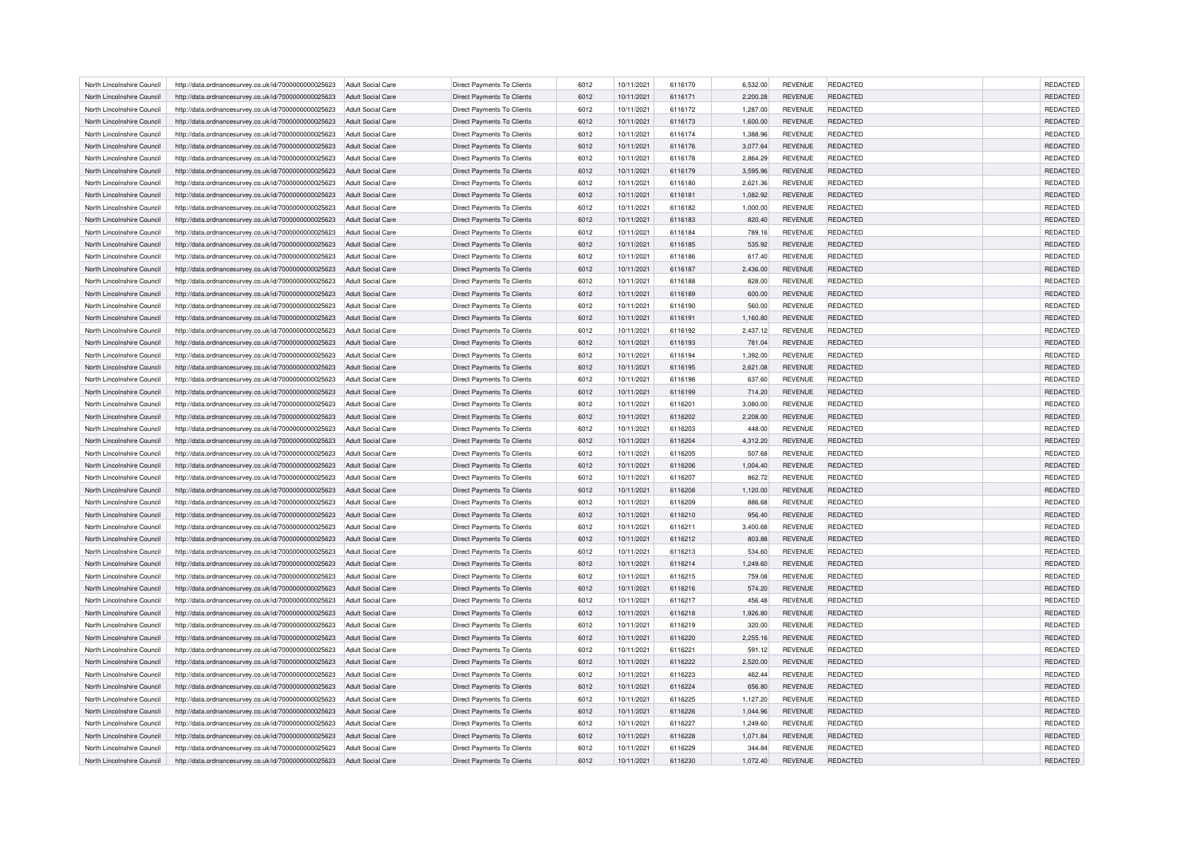| | | | | | | | | | | | | |
|---|---|---|---|---|---|---|---|---|---|---|---|---|
| North Lincolnshire Council | http://data.ordnancesurvey.co.uk/id/7000000000025623 | Adult Social Care | Direct Payments To Clients | 6012 | 10/11/2021 | 6116170 | 6,532.00 | REVENUE | REDACTED | | | REDACTED |
| North Lincolnshire Council | http://data.ordnancesurvey.co.uk/id/7000000000025623 | Adult Social Care | Direct Payments To Clients | 6012 | 10/11/2021 | 6116171 | 2,200.28 | REVENUE | REDACTED | | | REDACTED |
| North Lincolnshire Council | http://data.ordnancesurvey.co.uk/id/7000000000025623 | Adult Social Care | Direct Payments To Clients | 6012 | 10/11/2021 | 6116172 | 1,287.00 | REVENUE | REDACTED | | | REDACTED |
| North Lincolnshire Council | http://data.ordnancesurvey.co.uk/id/7000000000025623 | Adult Social Care | Direct Payments To Clients | 6012 | 10/11/2021 | 6116173 | 1,600.00 | REVENUE | REDACTED | | | REDACTED |
| North Lincolnshire Council | http://data.ordnancesurvey.co.uk/id/7000000000025623 | Adult Social Care | Direct Payments To Clients | 6012 | 10/11/2021 | 6116174 | 1,388.96 | REVENUE | REDACTED | | | REDACTED |
| North Lincolnshire Council | http://data.ordnancesurvey.co.uk/id/7000000000025623 | Adult Social Care | Direct Payments To Clients | 6012 | 10/11/2021 | 6116176 | 3,077.64 | REVENUE | REDACTED | | | REDACTED |
| North Lincolnshire Council | http://data.ordnancesurvey.co.uk/id/7000000000025623 | Adult Social Care | Direct Payments To Clients | 6012 | 10/11/2021 | 6116178 | 2,864.29 | REVENUE | REDACTED | | | REDACTED |
| North Lincolnshire Council | http://data.ordnancesurvey.co.uk/id/7000000000025623 | Adult Social Care | Direct Payments To Clients | 6012 | 10/11/2021 | 6116179 | 3,595.96 | REVENUE | REDACTED | | | REDACTED |
| North Lincolnshire Council | http://data.ordnancesurvey.co.uk/id/7000000000025623 | Adult Social Care | Direct Payments To Clients | 6012 | 10/11/2021 | 6116180 | 2,621.36 | REVENUE | REDACTED | | | REDACTED |
| North Lincolnshire Council | http://data.ordnancesurvey.co.uk/id/7000000000025623 | Adult Social Care | Direct Payments To Clients | 6012 | 10/11/2021 | 6116181 | 1,082.92 | REVENUE | REDACTED | | | REDACTED |
| North Lincolnshire Council | http://data.ordnancesurvey.co.uk/id/7000000000025623 | Adult Social Care | Direct Payments To Clients | 6012 | 10/11/2021 | 6116182 | 1,000.00 | REVENUE | REDACTED | | | REDACTED |
| North Lincolnshire Council | http://data.ordnancesurvey.co.uk/id/7000000000025623 | Adult Social Care | Direct Payments To Clients | 6012 | 10/11/2021 | 6116183 | 820.40 | REVENUE | REDACTED | | | REDACTED |
| North Lincolnshire Council | http://data.ordnancesurvey.co.uk/id/7000000000025623 | Adult Social Care | Direct Payments To Clients | 6012 | 10/11/2021 | 6116184 | 789.16 | REVENUE | REDACTED | | | REDACTED |
| North Lincolnshire Council | http://data.ordnancesurvey.co.uk/id/7000000000025623 | Adult Social Care | Direct Payments To Clients | 6012 | 10/11/2021 | 6116185 | 535.92 | REVENUE | REDACTED | | | REDACTED |
| North Lincolnshire Council | http://data.ordnancesurvey.co.uk/id/7000000000025623 | Adult Social Care | Direct Payments To Clients | 6012 | 10/11/2021 | 6116186 | 617.40 | REVENUE | REDACTED | | | REDACTED |
| North Lincolnshire Council | http://data.ordnancesurvey.co.uk/id/7000000000025623 | Adult Social Care | Direct Payments To Clients | 6012 | 10/11/2021 | 6116187 | 2,436.00 | REVENUE | REDACTED | | | REDACTED |
| North Lincolnshire Council | http://data.ordnancesurvey.co.uk/id/7000000000025623 | Adult Social Care | Direct Payments To Clients | 6012 | 10/11/2021 | 6116188 | 828.00 | REVENUE | REDACTED | | | REDACTED |
| North Lincolnshire Council | http://data.ordnancesurvey.co.uk/id/7000000000025623 | Adult Social Care | Direct Payments To Clients | 6012 | 10/11/2021 | 6116189 | 600.00 | REVENUE | REDACTED | | | REDACTED |
| North Lincolnshire Council | http://data.ordnancesurvey.co.uk/id/7000000000025623 | Adult Social Care | Direct Payments To Clients | 6012 | 10/11/2021 | 6116190 | 560.00 | REVENUE | REDACTED | | | REDACTED |
| North Lincolnshire Council | http://data.ordnancesurvey.co.uk/id/7000000000025623 | Adult Social Care | Direct Payments To Clients | 6012 | 10/11/2021 | 6116191 | 1,160.80 | REVENUE | REDACTED | | | REDACTED |
| North Lincolnshire Council | http://data.ordnancesurvey.co.uk/id/7000000000025623 | Adult Social Care | Direct Payments To Clients | 6012 | 10/11/2021 | 6116192 | 2,437.12 | REVENUE | REDACTED | | | REDACTED |
| North Lincolnshire Council | http://data.ordnancesurvey.co.uk/id/7000000000025623 | Adult Social Care | Direct Payments To Clients | 6012 | 10/11/2021 | 6116193 | 781.04 | REVENUE | REDACTED | | | REDACTED |
| North Lincolnshire Council | http://data.ordnancesurvey.co.uk/id/7000000000025623 | Adult Social Care | Direct Payments To Clients | 6012 | 10/11/2021 | 6116194 | 1,392.00 | REVENUE | REDACTED | | | REDACTED |
| North Lincolnshire Council | http://data.ordnancesurvey.co.uk/id/7000000000025623 | Adult Social Care | Direct Payments To Clients | 6012 | 10/11/2021 | 6116195 | 2,621.08 | REVENUE | REDACTED | | | REDACTED |
| North Lincolnshire Council | http://data.ordnancesurvey.co.uk/id/7000000000025623 | Adult Social Care | Direct Payments To Clients | 6012 | 10/11/2021 | 6116198 | 637.60 | REVENUE | REDACTED | | | REDACTED |
| North Lincolnshire Council | http://data.ordnancesurvey.co.uk/id/7000000000025623 | Adult Social Care | Direct Payments To Clients | 6012 | 10/11/2021 | 6116199 | 714.20 | REVENUE | REDACTED | | | REDACTED |
| North Lincolnshire Council | http://data.ordnancesurvey.co.uk/id/7000000000025623 | Adult Social Care | Direct Payments To Clients | 6012 | 10/11/2021 | 6116201 | 3,080.00 | REVENUE | REDACTED | | | REDACTED |
| North Lincolnshire Council | http://data.ordnancesurvey.co.uk/id/7000000000025623 | Adult Social Care | Direct Payments To Clients | 6012 | 10/11/2021 | 6116202 | 2,208.00 | REVENUE | REDACTED | | | REDACTED |
| North Lincolnshire Council | http://data.ordnancesurvey.co.uk/id/7000000000025623 | Adult Social Care | Direct Payments To Clients | 6012 | 10/11/2021 | 6116203 | 448.00 | REVENUE | REDACTED | | | REDACTED |
| North Lincolnshire Council | http://data.ordnancesurvey.co.uk/id/7000000000025623 | Adult Social Care | Direct Payments To Clients | 6012 | 10/11/2021 | 6116204 | 4,312.20 | REVENUE | REDACTED | | | REDACTED |
| North Lincolnshire Council | http://data.ordnancesurvey.co.uk/id/7000000000025623 | Adult Social Care | Direct Payments To Clients | 6012 | 10/11/2021 | 6116205 | 507.68 | REVENUE | REDACTED | | | REDACTED |
| North Lincolnshire Council | http://data.ordnancesurvey.co.uk/id/7000000000025623 | Adult Social Care | Direct Payments To Clients | 6012 | 10/11/2021 | 6116206 | 1,004.40 | REVENUE | REDACTED | | | REDACTED |
| North Lincolnshire Council | http://data.ordnancesurvey.co.uk/id/7000000000025623 | Adult Social Care | Direct Payments To Clients | 6012 | 10/11/2021 | 6116207 | 862.72 | REVENUE | REDACTED | | | REDACTED |
| North Lincolnshire Council | http://data.ordnancesurvey.co.uk/id/7000000000025623 | Adult Social Care | Direct Payments To Clients | 6012 | 10/11/2021 | 6116208 | 1,120.00 | REVENUE | REDACTED | | | REDACTED |
| North Lincolnshire Council | http://data.ordnancesurvey.co.uk/id/7000000000025623 | Adult Social Care | Direct Payments To Clients | 6012 | 10/11/2021 | 6116209 | 886.68 | REVENUE | REDACTED | | | REDACTED |
| North Lincolnshire Council | http://data.ordnancesurvey.co.uk/id/7000000000025623 | Adult Social Care | Direct Payments To Clients | 6012 | 10/11/2021 | 6116210 | 956.40 | REVENUE | REDACTED | | | REDACTED |
| North Lincolnshire Council | http://data.ordnancesurvey.co.uk/id/7000000000025623 | Adult Social Care | Direct Payments To Clients | 6012 | 10/11/2021 | 6116211 | 3,400.68 | REVENUE | REDACTED | | | REDACTED |
| North Lincolnshire Council | http://data.ordnancesurvey.co.uk/id/7000000000025623 | Adult Social Care | Direct Payments To Clients | 6012 | 10/11/2021 | 6116212 | 803.88 | REVENUE | REDACTED | | | REDACTED |
| North Lincolnshire Council | http://data.ordnancesurvey.co.uk/id/7000000000025623 | Adult Social Care | Direct Payments To Clients | 6012 | 10/11/2021 | 6116213 | 534.60 | REVENUE | REDACTED | | | REDACTED |
| North Lincolnshire Council | http://data.ordnancesurvey.co.uk/id/7000000000025623 | Adult Social Care | Direct Payments To Clients | 6012 | 10/11/2021 | 6116214 | 1,249.60 | REVENUE | REDACTED | | | REDACTED |
| North Lincolnshire Council | http://data.ordnancesurvey.co.uk/id/7000000000025623 | Adult Social Care | Direct Payments To Clients | 6012 | 10/11/2021 | 6116215 | 759.08 | REVENUE | REDACTED | | | REDACTED |
| North Lincolnshire Council | http://data.ordnancesurvey.co.uk/id/7000000000025623 | Adult Social Care | Direct Payments To Clients | 6012 | 10/11/2021 | 6116216 | 574.20 | REVENUE | REDACTED | | | REDACTED |
| North Lincolnshire Council | http://data.ordnancesurvey.co.uk/id/7000000000025623 | Adult Social Care | Direct Payments To Clients | 6012 | 10/11/2021 | 6116217 | 456.48 | REVENUE | REDACTED | | | REDACTED |
| North Lincolnshire Council | http://data.ordnancesurvey.co.uk/id/7000000000025623 | Adult Social Care | Direct Payments To Clients | 6012 | 10/11/2021 | 6116218 | 1,926.80 | REVENUE | REDACTED | | | REDACTED |
| North Lincolnshire Council | http://data.ordnancesurvey.co.uk/id/7000000000025623 | Adult Social Care | Direct Payments To Clients | 6012 | 10/11/2021 | 6116219 | 320.00 | REVENUE | REDACTED | | | REDACTED |
| North Lincolnshire Council | http://data.ordnancesurvey.co.uk/id/7000000000025623 | Adult Social Care | Direct Payments To Clients | 6012 | 10/11/2021 | 6116220 | 2,255.16 | REVENUE | REDACTED | | | REDACTED |
| North Lincolnshire Council | http://data.ordnancesurvey.co.uk/id/7000000000025623 | Adult Social Care | Direct Payments To Clients | 6012 | 10/11/2021 | 6116221 | 591.12 | REVENUE | REDACTED | | | REDACTED |
| North Lincolnshire Council | http://data.ordnancesurvey.co.uk/id/7000000000025623 | Adult Social Care | Direct Payments To Clients | 6012 | 10/11/2021 | 6116222 | 2,520.00 | REVENUE | REDACTED | | | REDACTED |
| North Lincolnshire Council | http://data.ordnancesurvey.co.uk/id/7000000000025623 | Adult Social Care | Direct Payments To Clients | 6012 | 10/11/2021 | 6116223 | 462.44 | REVENUE | REDACTED | | | REDACTED |
| North Lincolnshire Council | http://data.ordnancesurvey.co.uk/id/7000000000025623 | Adult Social Care | Direct Payments To Clients | 6012 | 10/11/2021 | 6116224 | 656.80 | REVENUE | REDACTED | | | REDACTED |
| North Lincolnshire Council | http://data.ordnancesurvey.co.uk/id/7000000000025623 | Adult Social Care | Direct Payments To Clients | 6012 | 10/11/2021 | 6116225 | 1,127.20 | REVENUE | REDACTED | | | REDACTED |
| North Lincolnshire Council | http://data.ordnancesurvey.co.uk/id/7000000000025623 | Adult Social Care | Direct Payments To Clients | 6012 | 10/11/2021 | 6116226 | 1,044.96 | REVENUE | REDACTED | | | REDACTED |
| North Lincolnshire Council | http://data.ordnancesurvey.co.uk/id/7000000000025623 | Adult Social Care | Direct Payments To Clients | 6012 | 10/11/2021 | 6116227 | 1,249.60 | REVENUE | REDACTED | | | REDACTED |
| North Lincolnshire Council | http://data.ordnancesurvey.co.uk/id/7000000000025623 | Adult Social Care | Direct Payments To Clients | 6012 | 10/11/2021 | 6116228 | 1,071.84 | REVENUE | REDACTED | | | REDACTED |
| North Lincolnshire Council | http://data.ordnancesurvey.co.uk/id/7000000000025623 | Adult Social Care | Direct Payments To Clients | 6012 | 10/11/2021 | 6116229 | 344.84 | REVENUE | REDACTED | | | REDACTED |
| North Lincolnshire Council | http://data.ordnancesurvey.co.uk/id/7000000000025623 | Adult Social Care | Direct Payments To Clients | 6012 | 10/11/2021 | 6116230 | 1,072.40 | REVENUE | REDACTED | | | REDACTED |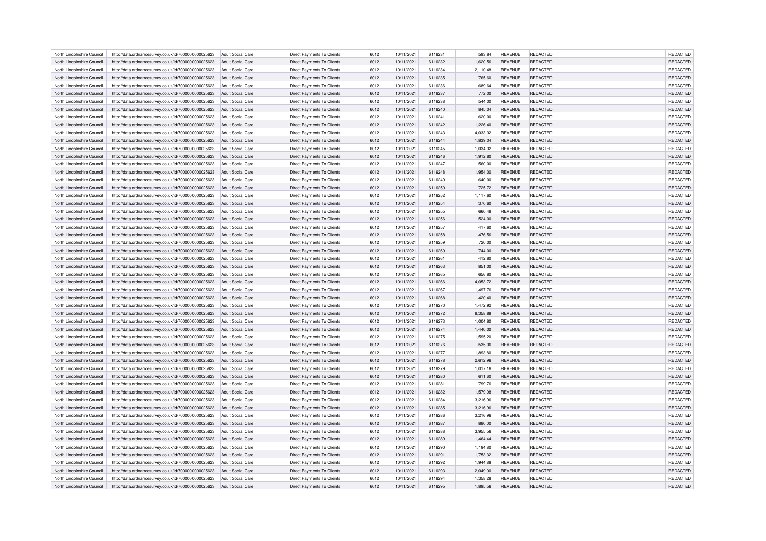| | | | | | | | | | | | |
|---|---|---|---|---|---|---|---|---|---|---|---|
| North Lincolnshire Council | http://data.ordnancesurvey.co.uk/id/7000000000025623 | Adult Social Care | Direct Payments To Clients | 6012 | 10/11/2021 | 6116231 | 593.84 | REVENUE | REDACTED | | REDACTED |
| North Lincolnshire Council | http://data.ordnancesurvey.co.uk/id/7000000000025623 | Adult Social Care | Direct Payments To Clients | 6012 | 10/11/2021 | 6116232 | 1,620.56 | REVENUE | REDACTED | | REDACTED |
| North Lincolnshire Council | http://data.ordnancesurvey.co.uk/id/7000000000025623 | Adult Social Care | Direct Payments To Clients | 6012 | 10/11/2021 | 6116234 | 2,110.48 | REVENUE | REDACTED | | REDACTED |
| North Lincolnshire Council | http://data.ordnancesurvey.co.uk/id/7000000000025623 | Adult Social Care | Direct Payments To Clients | 6012 | 10/11/2021 | 6116235 | 765.60 | REVENUE | REDACTED | | REDACTED |
| North Lincolnshire Council | http://data.ordnancesurvey.co.uk/id/7000000000025623 | Adult Social Care | Direct Payments To Clients | 6012 | 10/11/2021 | 6116236 | 689.64 | REVENUE | REDACTED | | REDACTED |
| North Lincolnshire Council | http://data.ordnancesurvey.co.uk/id/7000000000025623 | Adult Social Care | Direct Payments To Clients | 6012 | 10/11/2021 | 6116237 | 772.00 | REVENUE | REDACTED | | REDACTED |
| North Lincolnshire Council | http://data.ordnancesurvey.co.uk/id/7000000000025623 | Adult Social Care | Direct Payments To Clients | 6012 | 10/11/2021 | 6116238 | 544.00 | REVENUE | REDACTED | | REDACTED |
| North Lincolnshire Council | http://data.ordnancesurvey.co.uk/id/7000000000025623 | Adult Social Care | Direct Payments To Clients | 6012 | 10/11/2021 | 6116240 | 845.04 | REVENUE | REDACTED | | REDACTED |
| North Lincolnshire Council | http://data.ordnancesurvey.co.uk/id/7000000000025623 | Adult Social Care | Direct Payments To Clients | 6012 | 10/11/2021 | 6116241 | 620.00 | REVENUE | REDACTED | | REDACTED |
| North Lincolnshire Council | http://data.ordnancesurvey.co.uk/id/7000000000025623 | Adult Social Care | Direct Payments To Clients | 6012 | 10/11/2021 | 6116242 | 1,226.40 | REVENUE | REDACTED | | REDACTED |
| North Lincolnshire Council | http://data.ordnancesurvey.co.uk/id/7000000000025623 | Adult Social Care | Direct Payments To Clients | 6012 | 10/11/2021 | 6116243 | 4,033.32 | REVENUE | REDACTED | | REDACTED |
| North Lincolnshire Council | http://data.ordnancesurvey.co.uk/id/7000000000025623 | Adult Social Care | Direct Payments To Clients | 6012 | 10/11/2021 | 6116244 | 1,839.04 | REVENUE | REDACTED | | REDACTED |
| North Lincolnshire Council | http://data.ordnancesurvey.co.uk/id/7000000000025623 | Adult Social Care | Direct Payments To Clients | 6012 | 10/11/2021 | 6116245 | 1,034.32 | REVENUE | REDACTED | | REDACTED |
| North Lincolnshire Council | http://data.ordnancesurvey.co.uk/id/7000000000025623 | Adult Social Care | Direct Payments To Clients | 6012 | 10/11/2021 | 6116246 | 1,912.80 | REVENUE | REDACTED | | REDACTED |
| North Lincolnshire Council | http://data.ordnancesurvey.co.uk/id/7000000000025623 | Adult Social Care | Direct Payments To Clients | 6012 | 10/11/2021 | 6116247 | 560.00 | REVENUE | REDACTED | | REDACTED |
| North Lincolnshire Council | http://data.ordnancesurvey.co.uk/id/7000000000025623 | Adult Social Care | Direct Payments To Clients | 6012 | 10/11/2021 | 6116248 | 1,954.00 | REVENUE | REDACTED | | REDACTED |
| North Lincolnshire Council | http://data.ordnancesurvey.co.uk/id/7000000000025623 | Adult Social Care | Direct Payments To Clients | 6012 | 10/11/2021 | 6116249 | 640.00 | REVENUE | REDACTED | | REDACTED |
| North Lincolnshire Council | http://data.ordnancesurvey.co.uk/id/7000000000025623 | Adult Social Care | Direct Payments To Clients | 6012 | 10/11/2021 | 6116250 | 725.72 | REVENUE | REDACTED | | REDACTED |
| North Lincolnshire Council | http://data.ordnancesurvey.co.uk/id/7000000000025623 | Adult Social Care | Direct Payments To Clients | 6012 | 10/11/2021 | 6116252 | 1,117.60 | REVENUE | REDACTED | | REDACTED |
| North Lincolnshire Council | http://data.ordnancesurvey.co.uk/id/7000000000025623 | Adult Social Care | Direct Payments To Clients | 6012 | 10/11/2021 | 6116254 | 370.60 | REVENUE | REDACTED | | REDACTED |
| North Lincolnshire Council | http://data.ordnancesurvey.co.uk/id/7000000000025623 | Adult Social Care | Direct Payments To Clients | 6012 | 10/11/2021 | 6116255 | 660.48 | REVENUE | REDACTED | | REDACTED |
| North Lincolnshire Council | http://data.ordnancesurvey.co.uk/id/7000000000025623 | Adult Social Care | Direct Payments To Clients | 6012 | 10/11/2021 | 6116256 | 524.00 | REVENUE | REDACTED | | REDACTED |
| North Lincolnshire Council | http://data.ordnancesurvey.co.uk/id/7000000000025623 | Adult Social Care | Direct Payments To Clients | 6012 | 10/11/2021 | 6116257 | 417.60 | REVENUE | REDACTED | | REDACTED |
| North Lincolnshire Council | http://data.ordnancesurvey.co.uk/id/7000000000025623 | Adult Social Care | Direct Payments To Clients | 6012 | 10/11/2021 | 6116258 | 476.56 | REVENUE | REDACTED | | REDACTED |
| North Lincolnshire Council | http://data.ordnancesurvey.co.uk/id/7000000000025623 | Adult Social Care | Direct Payments To Clients | 6012 | 10/11/2021 | 6116259 | 720.00 | REVENUE | REDACTED | | REDACTED |
| North Lincolnshire Council | http://data.ordnancesurvey.co.uk/id/7000000000025623 | Adult Social Care | Direct Payments To Clients | 6012 | 10/11/2021 | 6116260 | 744.00 | REVENUE | REDACTED | | REDACTED |
| North Lincolnshire Council | http://data.ordnancesurvey.co.uk/id/7000000000025623 | Adult Social Care | Direct Payments To Clients | 6012 | 10/11/2021 | 6116261 | 412.80 | REVENUE | REDACTED | | REDACTED |
| North Lincolnshire Council | http://data.ordnancesurvey.co.uk/id/7000000000025623 | Adult Social Care | Direct Payments To Clients | 6012 | 10/11/2021 | 6116263 | 851.00 | REVENUE | REDACTED | | REDACTED |
| North Lincolnshire Council | http://data.ordnancesurvey.co.uk/id/7000000000025623 | Adult Social Care | Direct Payments To Clients | 6012 | 10/11/2021 | 6116265 | 656.80 | REVENUE | REDACTED | | REDACTED |
| North Lincolnshire Council | http://data.ordnancesurvey.co.uk/id/7000000000025623 | Adult Social Care | Direct Payments To Clients | 6012 | 10/11/2021 | 6116266 | 4,053.72 | REVENUE | REDACTED | | REDACTED |
| North Lincolnshire Council | http://data.ordnancesurvey.co.uk/id/7000000000025623 | Adult Social Care | Direct Payments To Clients | 6012 | 10/11/2021 | 6116267 | 1,497.76 | REVENUE | REDACTED | | REDACTED |
| North Lincolnshire Council | http://data.ordnancesurvey.co.uk/id/7000000000025623 | Adult Social Care | Direct Payments To Clients | 6012 | 10/11/2021 | 6116268 | 420.40 | REVENUE | REDACTED | | REDACTED |
| North Lincolnshire Council | http://data.ordnancesurvey.co.uk/id/7000000000025623 | Adult Social Care | Direct Payments To Clients | 6012 | 10/11/2021 | 6116270 | 1,472.92 | REVENUE | REDACTED | | REDACTED |
| North Lincolnshire Council | http://data.ordnancesurvey.co.uk/id/7000000000025623 | Adult Social Care | Direct Payments To Clients | 6012 | 10/11/2021 | 6116272 | 8,358.88 | REVENUE | REDACTED | | REDACTED |
| North Lincolnshire Council | http://data.ordnancesurvey.co.uk/id/7000000000025623 | Adult Social Care | Direct Payments To Clients | 6012 | 10/11/2021 | 6116273 | 1,004.80 | REVENUE | REDACTED | | REDACTED |
| North Lincolnshire Council | http://data.ordnancesurvey.co.uk/id/7000000000025623 | Adult Social Care | Direct Payments To Clients | 6012 | 10/11/2021 | 6116274 | 1,440.00 | REVENUE | REDACTED | | REDACTED |
| North Lincolnshire Council | http://data.ordnancesurvey.co.uk/id/7000000000025623 | Adult Social Care | Direct Payments To Clients | 6012 | 10/11/2021 | 6116275 | 1,595.20 | REVENUE | REDACTED | | REDACTED |
| North Lincolnshire Council | http://data.ordnancesurvey.co.uk/id/7000000000025623 | Adult Social Care | Direct Payments To Clients | 6012 | 10/11/2021 | 6116276 | -535.36 | REVENUE | REDACTED | | REDACTED |
| North Lincolnshire Council | http://data.ordnancesurvey.co.uk/id/7000000000025623 | Adult Social Care | Direct Payments To Clients | 6012 | 10/11/2021 | 6116277 | 1,893.80 | REVENUE | REDACTED | | REDACTED |
| North Lincolnshire Council | http://data.ordnancesurvey.co.uk/id/7000000000025623 | Adult Social Care | Direct Payments To Clients | 6012 | 10/11/2021 | 6116278 | 2,612.96 | REVENUE | REDACTED | | REDACTED |
| North Lincolnshire Council | http://data.ordnancesurvey.co.uk/id/7000000000025623 | Adult Social Care | Direct Payments To Clients | 6012 | 10/11/2021 | 6116279 | 1,017.16 | REVENUE | REDACTED | | REDACTED |
| North Lincolnshire Council | http://data.ordnancesurvey.co.uk/id/7000000000025623 | Adult Social Care | Direct Payments To Clients | 6012 | 10/11/2021 | 6116280 | 611.60 | REVENUE | REDACTED | | REDACTED |
| North Lincolnshire Council | http://data.ordnancesurvey.co.uk/id/7000000000025623 | Adult Social Care | Direct Payments To Clients | 6012 | 10/11/2021 | 6116281 | 799.76 | REVENUE | REDACTED | | REDACTED |
| North Lincolnshire Council | http://data.ordnancesurvey.co.uk/id/7000000000025623 | Adult Social Care | Direct Payments To Clients | 6012 | 10/11/2021 | 6116282 | 1,579.08 | REVENUE | REDACTED | | REDACTED |
| North Lincolnshire Council | http://data.ordnancesurvey.co.uk/id/7000000000025623 | Adult Social Care | Direct Payments To Clients | 6012 | 10/11/2021 | 6116284 | 3,216.96 | REVENUE | REDACTED | | REDACTED |
| North Lincolnshire Council | http://data.ordnancesurvey.co.uk/id/7000000000025623 | Adult Social Care | Direct Payments To Clients | 6012 | 10/11/2021 | 6116285 | 3,216.96 | REVENUE | REDACTED | | REDACTED |
| North Lincolnshire Council | http://data.ordnancesurvey.co.uk/id/7000000000025623 | Adult Social Care | Direct Payments To Clients | 6012 | 10/11/2021 | 6116286 | 3,216.96 | REVENUE | REDACTED | | REDACTED |
| North Lincolnshire Council | http://data.ordnancesurvey.co.uk/id/7000000000025623 | Adult Social Care | Direct Payments To Clients | 6012 | 10/11/2021 | 6116287 | 880.00 | REVENUE | REDACTED | | REDACTED |
| North Lincolnshire Council | http://data.ordnancesurvey.co.uk/id/7000000000025623 | Adult Social Care | Direct Payments To Clients | 6012 | 10/11/2021 | 6116288 | 3,955.56 | REVENUE | REDACTED | | REDACTED |
| North Lincolnshire Council | http://data.ordnancesurvey.co.uk/id/7000000000025623 | Adult Social Care | Direct Payments To Clients | 6012 | 10/11/2021 | 6116289 | 1,464.44 | REVENUE | REDACTED | | REDACTED |
| North Lincolnshire Council | http://data.ordnancesurvey.co.uk/id/7000000000025623 | Adult Social Care | Direct Payments To Clients | 6012 | 10/11/2021 | 6116290 | 1,194.80 | REVENUE | REDACTED | | REDACTED |
| North Lincolnshire Council | http://data.ordnancesurvey.co.uk/id/7000000000025623 | Adult Social Care | Direct Payments To Clients | 6012 | 10/11/2021 | 6116291 | 1,753.32 | REVENUE | REDACTED | | REDACTED |
| North Lincolnshire Council | http://data.ordnancesurvey.co.uk/id/7000000000025623 | Adult Social Care | Direct Payments To Clients | 6012 | 10/11/2021 | 6116292 | 1,944.88 | REVENUE | REDACTED | | REDACTED |
| North Lincolnshire Council | http://data.ordnancesurvey.co.uk/id/7000000000025623 | Adult Social Care | Direct Payments To Clients | 6012 | 10/11/2021 | 6116293 | 2,049.00 | REVENUE | REDACTED | | REDACTED |
| North Lincolnshire Council | http://data.ordnancesurvey.co.uk/id/7000000000025623 | Adult Social Care | Direct Payments To Clients | 6012 | 10/11/2021 | 6116294 | 1,358.28 | REVENUE | REDACTED | | REDACTED |
| North Lincolnshire Council | http://data.ordnancesurvey.co.uk/id/7000000000025623 | Adult Social Care | Direct Payments To Clients | 6012 | 10/11/2021 | 6116295 | 1,895.56 | REVENUE | REDACTED | | REDACTED |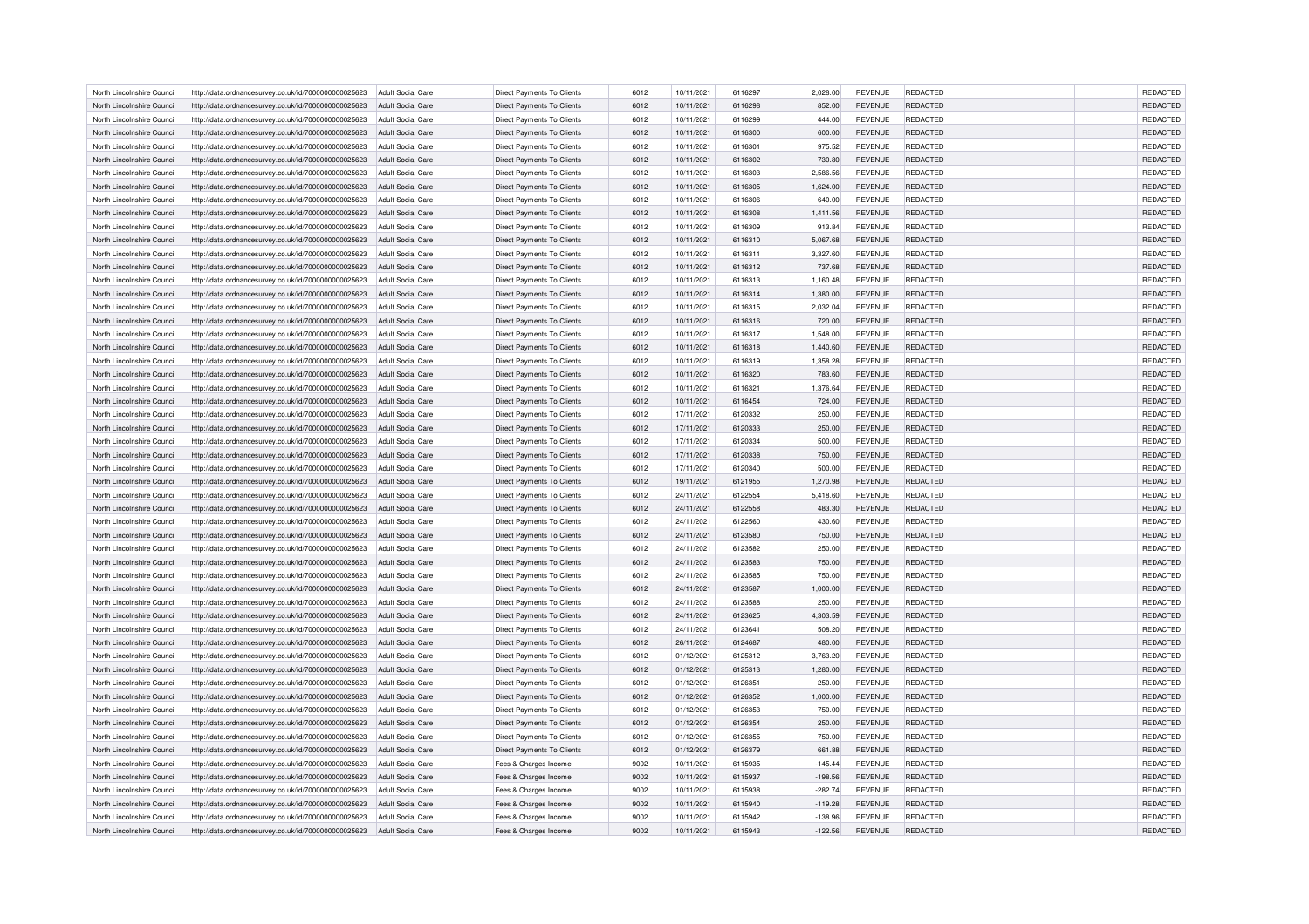| | | | | | | | | | | | |
|---|---|---|---|---|---|---|---|---|---|---|---|
| North Lincolnshire Council | http://data.ordnancesurvey.co.uk/id/7000000000025623 | Adult Social Care | Direct Payments To Clients | 6012 | 10/11/2021 | 6116297 | 2,028.00 | REVENUE | REDACTED | | REDACTED |
| North Lincolnshire Council | http://data.ordnancesurvey.co.uk/id/7000000000025623 | Adult Social Care | Direct Payments To Clients | 6012 | 10/11/2021 | 6116298 | 852.00 | REVENUE | REDACTED | | REDACTED |
| North Lincolnshire Council | http://data.ordnancesurvey.co.uk/id/7000000000025623 | Adult Social Care | Direct Payments To Clients | 6012 | 10/11/2021 | 6116299 | 444.00 | REVENUE | REDACTED | | REDACTED |
| North Lincolnshire Council | http://data.ordnancesurvey.co.uk/id/7000000000025623 | Adult Social Care | Direct Payments To Clients | 6012 | 10/11/2021 | 6116300 | 600.00 | REVENUE | REDACTED | | REDACTED |
| North Lincolnshire Council | http://data.ordnancesurvey.co.uk/id/7000000000025623 | Adult Social Care | Direct Payments To Clients | 6012 | 10/11/2021 | 6116301 | 975.52 | REVENUE | REDACTED | | REDACTED |
| North Lincolnshire Council | http://data.ordnancesurvey.co.uk/id/7000000000025623 | Adult Social Care | Direct Payments To Clients | 6012 | 10/11/2021 | 6116302 | 730.80 | REVENUE | REDACTED | | REDACTED |
| North Lincolnshire Council | http://data.ordnancesurvey.co.uk/id/7000000000025623 | Adult Social Care | Direct Payments To Clients | 6012 | 10/11/2021 | 6116303 | 2,586.56 | REVENUE | REDACTED | | REDACTED |
| North Lincolnshire Council | http://data.ordnancesurvey.co.uk/id/7000000000025623 | Adult Social Care | Direct Payments To Clients | 6012 | 10/11/2021 | 6116305 | 1,624.00 | REVENUE | REDACTED | | REDACTED |
| North Lincolnshire Council | http://data.ordnancesurvey.co.uk/id/7000000000025623 | Adult Social Care | Direct Payments To Clients | 6012 | 10/11/2021 | 6116306 | 640.00 | REVENUE | REDACTED | | REDACTED |
| North Lincolnshire Council | http://data.ordnancesurvey.co.uk/id/7000000000025623 | Adult Social Care | Direct Payments To Clients | 6012 | 10/11/2021 | 6116308 | 1,411.56 | REVENUE | REDACTED | | REDACTED |
| North Lincolnshire Council | http://data.ordnancesurvey.co.uk/id/7000000000025623 | Adult Social Care | Direct Payments To Clients | 6012 | 10/11/2021 | 6116309 | 913.84 | REVENUE | REDACTED | | REDACTED |
| North Lincolnshire Council | http://data.ordnancesurvey.co.uk/id/7000000000025623 | Adult Social Care | Direct Payments To Clients | 6012 | 10/11/2021 | 6116310 | 5,067.68 | REVENUE | REDACTED | | REDACTED |
| North Lincolnshire Council | http://data.ordnancesurvey.co.uk/id/7000000000025623 | Adult Social Care | Direct Payments To Clients | 6012 | 10/11/2021 | 6116311 | 3,327.60 | REVENUE | REDACTED | | REDACTED |
| North Lincolnshire Council | http://data.ordnancesurvey.co.uk/id/7000000000025623 | Adult Social Care | Direct Payments To Clients | 6012 | 10/11/2021 | 6116312 | 737.68 | REVENUE | REDACTED | | REDACTED |
| North Lincolnshire Council | http://data.ordnancesurvey.co.uk/id/7000000000025623 | Adult Social Care | Direct Payments To Clients | 6012 | 10/11/2021 | 6116313 | 1,160.48 | REVENUE | REDACTED | | REDACTED |
| North Lincolnshire Council | http://data.ordnancesurvey.co.uk/id/7000000000025623 | Adult Social Care | Direct Payments To Clients | 6012 | 10/11/2021 | 6116314 | 1,380.00 | REVENUE | REDACTED | | REDACTED |
| North Lincolnshire Council | http://data.ordnancesurvey.co.uk/id/7000000000025623 | Adult Social Care | Direct Payments To Clients | 6012 | 10/11/2021 | 6116315 | 2,032.04 | REVENUE | REDACTED | | REDACTED |
| North Lincolnshire Council | http://data.ordnancesurvey.co.uk/id/7000000000025623 | Adult Social Care | Direct Payments To Clients | 6012 | 10/11/2021 | 6116316 | 720.00 | REVENUE | REDACTED | | REDACTED |
| North Lincolnshire Council | http://data.ordnancesurvey.co.uk/id/7000000000025623 | Adult Social Care | Direct Payments To Clients | 6012 | 10/11/2021 | 6116317 | 1,548.00 | REVENUE | REDACTED | | REDACTED |
| North Lincolnshire Council | http://data.ordnancesurvey.co.uk/id/7000000000025623 | Adult Social Care | Direct Payments To Clients | 6012 | 10/11/2021 | 6116318 | 1,440.60 | REVENUE | REDACTED | | REDACTED |
| North Lincolnshire Council | http://data.ordnancesurvey.co.uk/id/7000000000025623 | Adult Social Care | Direct Payments To Clients | 6012 | 10/11/2021 | 6116319 | 1,358.28 | REVENUE | REDACTED | | REDACTED |
| North Lincolnshire Council | http://data.ordnancesurvey.co.uk/id/7000000000025623 | Adult Social Care | Direct Payments To Clients | 6012 | 10/11/2021 | 6116320 | 783.60 | REVENUE | REDACTED | | REDACTED |
| North Lincolnshire Council | http://data.ordnancesurvey.co.uk/id/7000000000025623 | Adult Social Care | Direct Payments To Clients | 6012 | 10/11/2021 | 6116321 | 1,376.64 | REVENUE | REDACTED | | REDACTED |
| North Lincolnshire Council | http://data.ordnancesurvey.co.uk/id/7000000000025623 | Adult Social Care | Direct Payments To Clients | 6012 | 10/11/2021 | 6116454 | 724.00 | REVENUE | REDACTED | | REDACTED |
| North Lincolnshire Council | http://data.ordnancesurvey.co.uk/id/7000000000025623 | Adult Social Care | Direct Payments To Clients | 6012 | 17/11/2021 | 6120332 | 250.00 | REVENUE | REDACTED | | REDACTED |
| North Lincolnshire Council | http://data.ordnancesurvey.co.uk/id/7000000000025623 | Adult Social Care | Direct Payments To Clients | 6012 | 17/11/2021 | 6120333 | 250.00 | REVENUE | REDACTED | | REDACTED |
| North Lincolnshire Council | http://data.ordnancesurvey.co.uk/id/7000000000025623 | Adult Social Care | Direct Payments To Clients | 6012 | 17/11/2021 | 6120334 | 500.00 | REVENUE | REDACTED | | REDACTED |
| North Lincolnshire Council | http://data.ordnancesurvey.co.uk/id/7000000000025623 | Adult Social Care | Direct Payments To Clients | 6012 | 17/11/2021 | 6120338 | 750.00 | REVENUE | REDACTED | | REDACTED |
| North Lincolnshire Council | http://data.ordnancesurvey.co.uk/id/7000000000025623 | Adult Social Care | Direct Payments To Clients | 6012 | 17/11/2021 | 6120340 | 500.00 | REVENUE | REDACTED | | REDACTED |
| North Lincolnshire Council | http://data.ordnancesurvey.co.uk/id/7000000000025623 | Adult Social Care | Direct Payments To Clients | 6012 | 19/11/2021 | 6121955 | 1,270.98 | REVENUE | REDACTED | | REDACTED |
| North Lincolnshire Council | http://data.ordnancesurvey.co.uk/id/7000000000025623 | Adult Social Care | Direct Payments To Clients | 6012 | 24/11/2021 | 6122554 | 5,418.60 | REVENUE | REDACTED | | REDACTED |
| North Lincolnshire Council | http://data.ordnancesurvey.co.uk/id/7000000000025623 | Adult Social Care | Direct Payments To Clients | 6012 | 24/11/2021 | 6122558 | 483.30 | REVENUE | REDACTED | | REDACTED |
| North Lincolnshire Council | http://data.ordnancesurvey.co.uk/id/7000000000025623 | Adult Social Care | Direct Payments To Clients | 6012 | 24/11/2021 | 6122560 | 430.60 | REVENUE | REDACTED | | REDACTED |
| North Lincolnshire Council | http://data.ordnancesurvey.co.uk/id/7000000000025623 | Adult Social Care | Direct Payments To Clients | 6012 | 24/11/2021 | 6123580 | 750.00 | REVENUE | REDACTED | | REDACTED |
| North Lincolnshire Council | http://data.ordnancesurvey.co.uk/id/7000000000025623 | Adult Social Care | Direct Payments To Clients | 6012 | 24/11/2021 | 6123582 | 250.00 | REVENUE | REDACTED | | REDACTED |
| North Lincolnshire Council | http://data.ordnancesurvey.co.uk/id/7000000000025623 | Adult Social Care | Direct Payments To Clients | 6012 | 24/11/2021 | 6123583 | 750.00 | REVENUE | REDACTED | | REDACTED |
| North Lincolnshire Council | http://data.ordnancesurvey.co.uk/id/7000000000025623 | Adult Social Care | Direct Payments To Clients | 6012 | 24/11/2021 | 6123585 | 750.00 | REVENUE | REDACTED | | REDACTED |
| North Lincolnshire Council | http://data.ordnancesurvey.co.uk/id/7000000000025623 | Adult Social Care | Direct Payments To Clients | 6012 | 24/11/2021 | 6123587 | 1,000.00 | REVENUE | REDACTED | | REDACTED |
| North Lincolnshire Council | http://data.ordnancesurvey.co.uk/id/7000000000025623 | Adult Social Care | Direct Payments To Clients | 6012 | 24/11/2021 | 6123588 | 250.00 | REVENUE | REDACTED | | REDACTED |
| North Lincolnshire Council | http://data.ordnancesurvey.co.uk/id/7000000000025623 | Adult Social Care | Direct Payments To Clients | 6012 | 24/11/2021 | 6123625 | 4,303.59 | REVENUE | REDACTED | | REDACTED |
| North Lincolnshire Council | http://data.ordnancesurvey.co.uk/id/7000000000025623 | Adult Social Care | Direct Payments To Clients | 6012 | 24/11/2021 | 6123641 | 508.20 | REVENUE | REDACTED | | REDACTED |
| North Lincolnshire Council | http://data.ordnancesurvey.co.uk/id/7000000000025623 | Adult Social Care | Direct Payments To Clients | 6012 | 26/11/2021 | 6124687 | 480.00 | REVENUE | REDACTED | | REDACTED |
| North Lincolnshire Council | http://data.ordnancesurvey.co.uk/id/7000000000025623 | Adult Social Care | Direct Payments To Clients | 6012 | 01/12/2021 | 6125312 | 3,763.20 | REVENUE | REDACTED | | REDACTED |
| North Lincolnshire Council | http://data.ordnancesurvey.co.uk/id/7000000000025623 | Adult Social Care | Direct Payments To Clients | 6012 | 01/12/2021 | 6125313 | 1,280.00 | REVENUE | REDACTED | | REDACTED |
| North Lincolnshire Council | http://data.ordnancesurvey.co.uk/id/7000000000025623 | Adult Social Care | Direct Payments To Clients | 6012 | 01/12/2021 | 6126351 | 250.00 | REVENUE | REDACTED | | REDACTED |
| North Lincolnshire Council | http://data.ordnancesurvey.co.uk/id/7000000000025623 | Adult Social Care | Direct Payments To Clients | 6012 | 01/12/2021 | 6126352 | 1,000.00 | REVENUE | REDACTED | | REDACTED |
| North Lincolnshire Council | http://data.ordnancesurvey.co.uk/id/7000000000025623 | Adult Social Care | Direct Payments To Clients | 6012 | 01/12/2021 | 6126353 | 750.00 | REVENUE | REDACTED | | REDACTED |
| North Lincolnshire Council | http://data.ordnancesurvey.co.uk/id/7000000000025623 | Adult Social Care | Direct Payments To Clients | 6012 | 01/12/2021 | 6126354 | 250.00 | REVENUE | REDACTED | | REDACTED |
| North Lincolnshire Council | http://data.ordnancesurvey.co.uk/id/7000000000025623 | Adult Social Care | Direct Payments To Clients | 6012 | 01/12/2021 | 6126355 | 750.00 | REVENUE | REDACTED | | REDACTED |
| North Lincolnshire Council | http://data.ordnancesurvey.co.uk/id/7000000000025623 | Adult Social Care | Direct Payments To Clients | 6012 | 01/12/2021 | 6126379 | 661.88 | REVENUE | REDACTED | | REDACTED |
| North Lincolnshire Council | http://data.ordnancesurvey.co.uk/id/7000000000025623 | Adult Social Care | Fees & Charges Income | 9002 | 10/11/2021 | 6115935 | -145.44 | REVENUE | REDACTED | | REDACTED |
| North Lincolnshire Council | http://data.ordnancesurvey.co.uk/id/7000000000025623 | Adult Social Care | Fees & Charges Income | 9002 | 10/11/2021 | 6115937 | -198.56 | REVENUE | REDACTED | | REDACTED |
| North Lincolnshire Council | http://data.ordnancesurvey.co.uk/id/7000000000025623 | Adult Social Care | Fees & Charges Income | 9002 | 10/11/2021 | 6115938 | -282.74 | REVENUE | REDACTED | | REDACTED |
| North Lincolnshire Council | http://data.ordnancesurvey.co.uk/id/7000000000025623 | Adult Social Care | Fees & Charges Income | 9002 | 10/11/2021 | 6115940 | -119.28 | REVENUE | REDACTED | | REDACTED |
| North Lincolnshire Council | http://data.ordnancesurvey.co.uk/id/7000000000025623 | Adult Social Care | Fees & Charges Income | 9002 | 10/11/2021 | 6115942 | -138.96 | REVENUE | REDACTED | | REDACTED |
| North Lincolnshire Council | http://data.ordnancesurvey.co.uk/id/7000000000025623 | Adult Social Care | Fees & Charges Income | 9002 | 10/11/2021 | 6115943 | -122.56 | REVENUE | REDACTED | | REDACTED |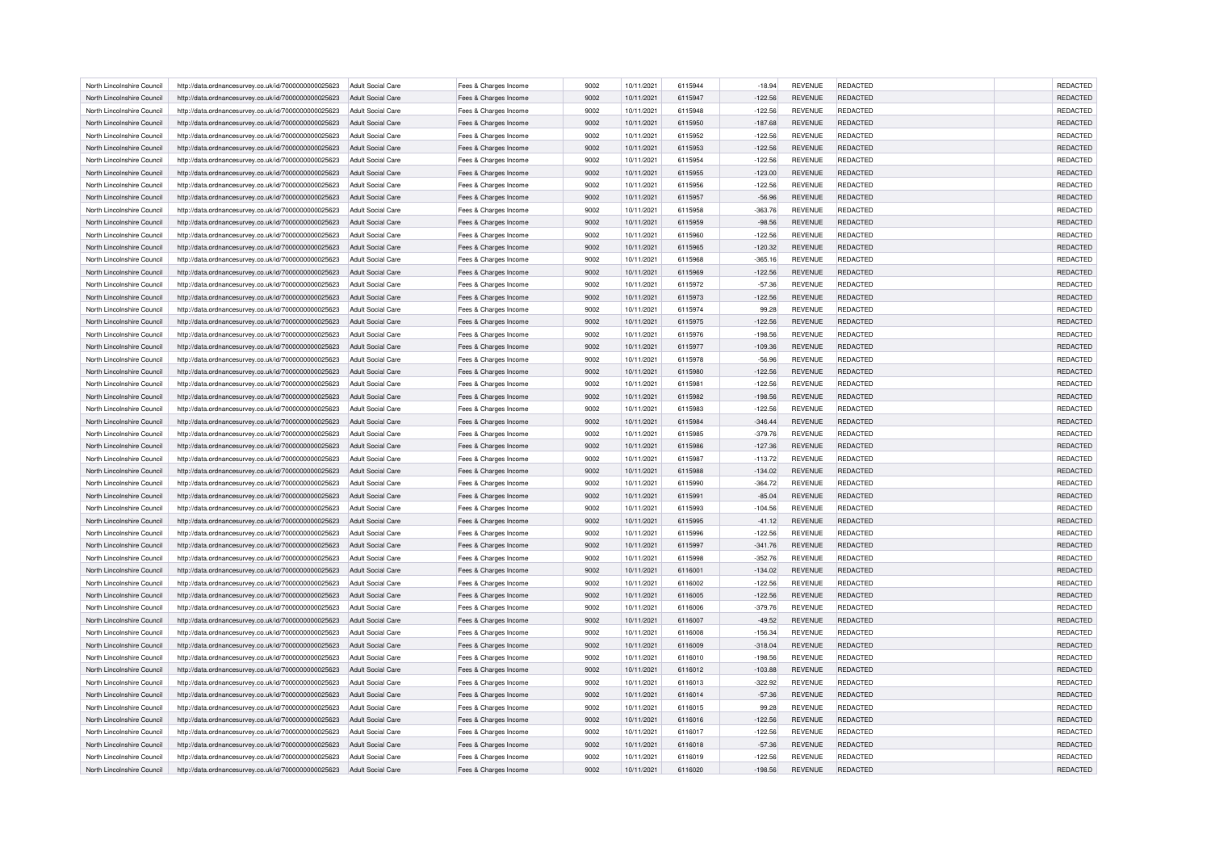| North Lincolnshire Council | http://data.ordnancesurvey.co.uk/id/7000000000025623 | Adult Social Care | Fees & Charges Income | 9002 | 10/11/2021 | 6115944 | -18.94 | REVENUE | REDACTED | | REDACTED |
|---|---|---|---|---|---|---|---|---|---|---|---|
| North Lincolnshire Council | http://data.ordnancesurvey.co.uk/id/7000000000025623 | Adult Social Care | Fees & Charges Income | 9002 | 10/11/2021 | 6115947 | -122.56 | REVENUE | REDACTED | | REDACTED |
| North Lincolnshire Council | http://data.ordnancesurvey.co.uk/id/7000000000025623 | Adult Social Care | Fees & Charges Income | 9002 | 10/11/2021 | 6115948 | -122.56 | REVENUE | REDACTED | | REDACTED |
| North Lincolnshire Council | http://data.ordnancesurvey.co.uk/id/7000000000025623 | Adult Social Care | Fees & Charges Income | 9002 | 10/11/2021 | 6115950 | -187.68 | REVENUE | REDACTED | | REDACTED |
| North Lincolnshire Council | http://data.ordnancesurvey.co.uk/id/7000000000025623 | Adult Social Care | Fees & Charges Income | 9002 | 10/11/2021 | 6115952 | -122.56 | REVENUE | REDACTED | | REDACTED |
| North Lincolnshire Council | http://data.ordnancesurvey.co.uk/id/7000000000025623 | Adult Social Care | Fees & Charges Income | 9002 | 10/11/2021 | 6115953 | -122.56 | REVENUE | REDACTED | | REDACTED |
| North Lincolnshire Council | http://data.ordnancesurvey.co.uk/id/7000000000025623 | Adult Social Care | Fees & Charges Income | 9002 | 10/11/2021 | 6115954 | -122.56 | REVENUE | REDACTED | | REDACTED |
| North Lincolnshire Council | http://data.ordnancesurvey.co.uk/id/7000000000025623 | Adult Social Care | Fees & Charges Income | 9002 | 10/11/2021 | 6115955 | -123.00 | REVENUE | REDACTED | | REDACTED |
| North Lincolnshire Council | http://data.ordnancesurvey.co.uk/id/7000000000025623 | Adult Social Care | Fees & Charges Income | 9002 | 10/11/2021 | 6115956 | -122.56 | REVENUE | REDACTED | | REDACTED |
| North Lincolnshire Council | http://data.ordnancesurvey.co.uk/id/7000000000025623 | Adult Social Care | Fees & Charges Income | 9002 | 10/11/2021 | 6115957 | -56.96 | REVENUE | REDACTED | | REDACTED |
| North Lincolnshire Council | http://data.ordnancesurvey.co.uk/id/7000000000025623 | Adult Social Care | Fees & Charges Income | 9002 | 10/11/2021 | 6115958 | -363.76 | REVENUE | REDACTED | | REDACTED |
| North Lincolnshire Council | http://data.ordnancesurvey.co.uk/id/7000000000025623 | Adult Social Care | Fees & Charges Income | 9002 | 10/11/2021 | 6115959 | -98.56 | REVENUE | REDACTED | | REDACTED |
| North Lincolnshire Council | http://data.ordnancesurvey.co.uk/id/7000000000025623 | Adult Social Care | Fees & Charges Income | 9002 | 10/11/2021 | 6115960 | -122.56 | REVENUE | REDACTED | | REDACTED |
| North Lincolnshire Council | http://data.ordnancesurvey.co.uk/id/7000000000025623 | Adult Social Care | Fees & Charges Income | 9002 | 10/11/2021 | 6115965 | -120.32 | REVENUE | REDACTED | | REDACTED |
| North Lincolnshire Council | http://data.ordnancesurvey.co.uk/id/7000000000025623 | Adult Social Care | Fees & Charges Income | 9002 | 10/11/2021 | 6115968 | -365.16 | REVENUE | REDACTED | | REDACTED |
| North Lincolnshire Council | http://data.ordnancesurvey.co.uk/id/7000000000025623 | Adult Social Care | Fees & Charges Income | 9002 | 10/11/2021 | 6115969 | -122.56 | REVENUE | REDACTED | | REDACTED |
| North Lincolnshire Council | http://data.ordnancesurvey.co.uk/id/7000000000025623 | Adult Social Care | Fees & Charges Income | 9002 | 10/11/2021 | 6115972 | -57.36 | REVENUE | REDACTED | | REDACTED |
| North Lincolnshire Council | http://data.ordnancesurvey.co.uk/id/7000000000025623 | Adult Social Care | Fees & Charges Income | 9002 | 10/11/2021 | 6115973 | -122.56 | REVENUE | REDACTED | | REDACTED |
| North Lincolnshire Council | http://data.ordnancesurvey.co.uk/id/7000000000025623 | Adult Social Care | Fees & Charges Income | 9002 | 10/11/2021 | 6115974 | 99.28 | REVENUE | REDACTED | | REDACTED |
| North Lincolnshire Council | http://data.ordnancesurvey.co.uk/id/7000000000025623 | Adult Social Care | Fees & Charges Income | 9002 | 10/11/2021 | 6115975 | -122.56 | REVENUE | REDACTED | | REDACTED |
| North Lincolnshire Council | http://data.ordnancesurvey.co.uk/id/7000000000025623 | Adult Social Care | Fees & Charges Income | 9002 | 10/11/2021 | 6115976 | -198.56 | REVENUE | REDACTED | | REDACTED |
| North Lincolnshire Council | http://data.ordnancesurvey.co.uk/id/7000000000025623 | Adult Social Care | Fees & Charges Income | 9002 | 10/11/2021 | 6115977 | -109.36 | REVENUE | REDACTED | | REDACTED |
| North Lincolnshire Council | http://data.ordnancesurvey.co.uk/id/7000000000025623 | Adult Social Care | Fees & Charges Income | 9002 | 10/11/2021 | 6115978 | -56.96 | REVENUE | REDACTED | | REDACTED |
| North Lincolnshire Council | http://data.ordnancesurvey.co.uk/id/7000000000025623 | Adult Social Care | Fees & Charges Income | 9002 | 10/11/2021 | 6115980 | -122.56 | REVENUE | REDACTED | | REDACTED |
| North Lincolnshire Council | http://data.ordnancesurvey.co.uk/id/7000000000025623 | Adult Social Care | Fees & Charges Income | 9002 | 10/11/2021 | 6115981 | -122.56 | REVENUE | REDACTED | | REDACTED |
| North Lincolnshire Council | http://data.ordnancesurvey.co.uk/id/7000000000025623 | Adult Social Care | Fees & Charges Income | 9002 | 10/11/2021 | 6115982 | -198.56 | REVENUE | REDACTED | | REDACTED |
| North Lincolnshire Council | http://data.ordnancesurvey.co.uk/id/7000000000025623 | Adult Social Care | Fees & Charges Income | 9002 | 10/11/2021 | 6115983 | -122.56 | REVENUE | REDACTED | | REDACTED |
| North Lincolnshire Council | http://data.ordnancesurvey.co.uk/id/7000000000025623 | Adult Social Care | Fees & Charges Income | 9002 | 10/11/2021 | 6115984 | -346.44 | REVENUE | REDACTED | | REDACTED |
| North Lincolnshire Council | http://data.ordnancesurvey.co.uk/id/7000000000025623 | Adult Social Care | Fees & Charges Income | 9002 | 10/11/2021 | 6115985 | -379.76 | REVENUE | REDACTED | | REDACTED |
| North Lincolnshire Council | http://data.ordnancesurvey.co.uk/id/7000000000025623 | Adult Social Care | Fees & Charges Income | 9002 | 10/11/2021 | 6115986 | -127.36 | REVENUE | REDACTED | | REDACTED |
| North Lincolnshire Council | http://data.ordnancesurvey.co.uk/id/7000000000025623 | Adult Social Care | Fees & Charges Income | 9002 | 10/11/2021 | 6115987 | -113.72 | REVENUE | REDACTED | | REDACTED |
| North Lincolnshire Council | http://data.ordnancesurvey.co.uk/id/7000000000025623 | Adult Social Care | Fees & Charges Income | 9002 | 10/11/2021 | 6115988 | -134.02 | REVENUE | REDACTED | | REDACTED |
| North Lincolnshire Council | http://data.ordnancesurvey.co.uk/id/7000000000025623 | Adult Social Care | Fees & Charges Income | 9002 | 10/11/2021 | 6115990 | -364.72 | REVENUE | REDACTED | | REDACTED |
| North Lincolnshire Council | http://data.ordnancesurvey.co.uk/id/7000000000025623 | Adult Social Care | Fees & Charges Income | 9002 | 10/11/2021 | 6115991 | -85.04 | REVENUE | REDACTED | | REDACTED |
| North Lincolnshire Council | http://data.ordnancesurvey.co.uk/id/7000000000025623 | Adult Social Care | Fees & Charges Income | 9002 | 10/11/2021 | 6115993 | -104.56 | REVENUE | REDACTED | | REDACTED |
| North Lincolnshire Council | http://data.ordnancesurvey.co.uk/id/7000000000025623 | Adult Social Care | Fees & Charges Income | 9002 | 10/11/2021 | 6115995 | -41.12 | REVENUE | REDACTED | | REDACTED |
| North Lincolnshire Council | http://data.ordnancesurvey.co.uk/id/7000000000025623 | Adult Social Care | Fees & Charges Income | 9002 | 10/11/2021 | 6115996 | -122.56 | REVENUE | REDACTED | | REDACTED |
| North Lincolnshire Council | http://data.ordnancesurvey.co.uk/id/7000000000025623 | Adult Social Care | Fees & Charges Income | 9002 | 10/11/2021 | 6115997 | -341.76 | REVENUE | REDACTED | | REDACTED |
| North Lincolnshire Council | http://data.ordnancesurvey.co.uk/id/7000000000025623 | Adult Social Care | Fees & Charges Income | 9002 | 10/11/2021 | 6115998 | -352.76 | REVENUE | REDACTED | | REDACTED |
| North Lincolnshire Council | http://data.ordnancesurvey.co.uk/id/7000000000025623 | Adult Social Care | Fees & Charges Income | 9002 | 10/11/2021 | 6116001 | -134.02 | REVENUE | REDACTED | | REDACTED |
| North Lincolnshire Council | http://data.ordnancesurvey.co.uk/id/7000000000025623 | Adult Social Care | Fees & Charges Income | 9002 | 10/11/2021 | 6116002 | -122.56 | REVENUE | REDACTED | | REDACTED |
| North Lincolnshire Council | http://data.ordnancesurvey.co.uk/id/7000000000025623 | Adult Social Care | Fees & Charges Income | 9002 | 10/11/2021 | 6116005 | -122.56 | REVENUE | REDACTED | | REDACTED |
| North Lincolnshire Council | http://data.ordnancesurvey.co.uk/id/7000000000025623 | Adult Social Care | Fees & Charges Income | 9002 | 10/11/2021 | 6116006 | -379.76 | REVENUE | REDACTED | | REDACTED |
| North Lincolnshire Council | http://data.ordnancesurvey.co.uk/id/7000000000025623 | Adult Social Care | Fees & Charges Income | 9002 | 10/11/2021 | 6116007 | -49.52 | REVENUE | REDACTED | | REDACTED |
| North Lincolnshire Council | http://data.ordnancesurvey.co.uk/id/7000000000025623 | Adult Social Care | Fees & Charges Income | 9002 | 10/11/2021 | 6116008 | -156.34 | REVENUE | REDACTED | | REDACTED |
| North Lincolnshire Council | http://data.ordnancesurvey.co.uk/id/7000000000025623 | Adult Social Care | Fees & Charges Income | 9002 | 10/11/2021 | 6116009 | -318.04 | REVENUE | REDACTED | | REDACTED |
| North Lincolnshire Council | http://data.ordnancesurvey.co.uk/id/7000000000025623 | Adult Social Care | Fees & Charges Income | 9002 | 10/11/2021 | 6116010 | -198.56 | REVENUE | REDACTED | | REDACTED |
| North Lincolnshire Council | http://data.ordnancesurvey.co.uk/id/7000000000025623 | Adult Social Care | Fees & Charges Income | 9002 | 10/11/2021 | 6116012 | -103.88 | REVENUE | REDACTED | | REDACTED |
| North Lincolnshire Council | http://data.ordnancesurvey.co.uk/id/7000000000025623 | Adult Social Care | Fees & Charges Income | 9002 | 10/11/2021 | 6116013 | -322.92 | REVENUE | REDACTED | | REDACTED |
| North Lincolnshire Council | http://data.ordnancesurvey.co.uk/id/7000000000025623 | Adult Social Care | Fees & Charges Income | 9002 | 10/11/2021 | 6116014 | -57.36 | REVENUE | REDACTED | | REDACTED |
| North Lincolnshire Council | http://data.ordnancesurvey.co.uk/id/7000000000025623 | Adult Social Care | Fees & Charges Income | 9002 | 10/11/2021 | 6116015 | 99.28 | REVENUE | REDACTED | | REDACTED |
| North Lincolnshire Council | http://data.ordnancesurvey.co.uk/id/7000000000025623 | Adult Social Care | Fees & Charges Income | 9002 | 10/11/2021 | 6116016 | -122.56 | REVENUE | REDACTED | | REDACTED |
| North Lincolnshire Council | http://data.ordnancesurvey.co.uk/id/7000000000025623 | Adult Social Care | Fees & Charges Income | 9002 | 10/11/2021 | 6116017 | -122.56 | REVENUE | REDACTED | | REDACTED |
| North Lincolnshire Council | http://data.ordnancesurvey.co.uk/id/7000000000025623 | Adult Social Care | Fees & Charges Income | 9002 | 10/11/2021 | 6116018 | -57.36 | REVENUE | REDACTED | | REDACTED |
| North Lincolnshire Council | http://data.ordnancesurvey.co.uk/id/7000000000025623 | Adult Social Care | Fees & Charges Income | 9002 | 10/11/2021 | 6116019 | -122.56 | REVENUE | REDACTED | | REDACTED |
| North Lincolnshire Council | http://data.ordnancesurvey.co.uk/id/7000000000025623 | Adult Social Care | Fees & Charges Income | 9002 | 10/11/2021 | 6116020 | -198.56 | REVENUE | REDACTED | | REDACTED |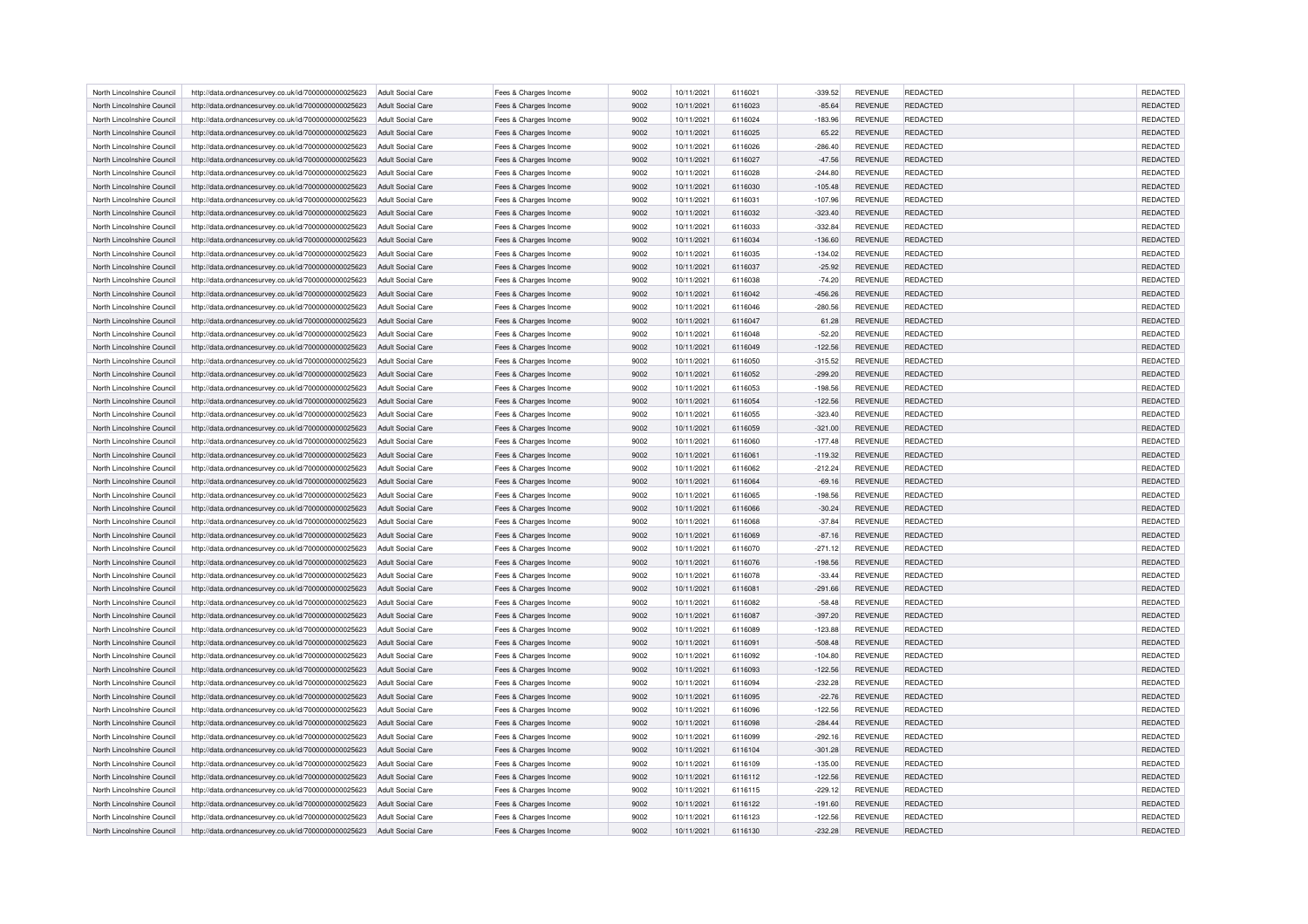| | | | | | | | | | | | |
|---|---|---|---|---|---|---|---|---|---|---|---|
| North Lincolnshire Council | http://data.ordnancesurvey.co.uk/id/7000000000025623 | Adult Social Care | Fees & Charges Income | 9002 | 10/11/2021 | 6116021 | -339.52 | REVENUE | REDACTED | | REDACTED |
| North Lincolnshire Council | http://data.ordnancesurvey.co.uk/id/7000000000025623 | Adult Social Care | Fees & Charges Income | 9002 | 10/11/2021 | 6116023 | -85.64 | REVENUE | REDACTED | | REDACTED |
| North Lincolnshire Council | http://data.ordnancesurvey.co.uk/id/7000000000025623 | Adult Social Care | Fees & Charges Income | 9002 | 10/11/2021 | 6116024 | -183.96 | REVENUE | REDACTED | | REDACTED |
| North Lincolnshire Council | http://data.ordnancesurvey.co.uk/id/7000000000025623 | Adult Social Care | Fees & Charges Income | 9002 | 10/11/2021 | 6116025 | 65.22 | REVENUE | REDACTED | | REDACTED |
| North Lincolnshire Council | http://data.ordnancesurvey.co.uk/id/7000000000025623 | Adult Social Care | Fees & Charges Income | 9002 | 10/11/2021 | 6116026 | -286.40 | REVENUE | REDACTED | | REDACTED |
| North Lincolnshire Council | http://data.ordnancesurvey.co.uk/id/7000000000025623 | Adult Social Care | Fees & Charges Income | 9002 | 10/11/2021 | 6116027 | -47.56 | REVENUE | REDACTED | | REDACTED |
| North Lincolnshire Council | http://data.ordnancesurvey.co.uk/id/7000000000025623 | Adult Social Care | Fees & Charges Income | 9002 | 10/11/2021 | 6116028 | -244.80 | REVENUE | REDACTED | | REDACTED |
| North Lincolnshire Council | http://data.ordnancesurvey.co.uk/id/7000000000025623 | Adult Social Care | Fees & Charges Income | 9002 | 10/11/2021 | 6116030 | -105.48 | REVENUE | REDACTED | | REDACTED |
| North Lincolnshire Council | http://data.ordnancesurvey.co.uk/id/7000000000025623 | Adult Social Care | Fees & Charges Income | 9002 | 10/11/2021 | 6116031 | -107.96 | REVENUE | REDACTED | | REDACTED |
| North Lincolnshire Council | http://data.ordnancesurvey.co.uk/id/7000000000025623 | Adult Social Care | Fees & Charges Income | 9002 | 10/11/2021 | 6116032 | -323.40 | REVENUE | REDACTED | | REDACTED |
| North Lincolnshire Council | http://data.ordnancesurvey.co.uk/id/7000000000025623 | Adult Social Care | Fees & Charges Income | 9002 | 10/11/2021 | 6116033 | -332.84 | REVENUE | REDACTED | | REDACTED |
| North Lincolnshire Council | http://data.ordnancesurvey.co.uk/id/7000000000025623 | Adult Social Care | Fees & Charges Income | 9002 | 10/11/2021 | 6116034 | -136.60 | REVENUE | REDACTED | | REDACTED |
| North Lincolnshire Council | http://data.ordnancesurvey.co.uk/id/7000000000025623 | Adult Social Care | Fees & Charges Income | 9002 | 10/11/2021 | 6116035 | -134.02 | REVENUE | REDACTED | | REDACTED |
| North Lincolnshire Council | http://data.ordnancesurvey.co.uk/id/7000000000025623 | Adult Social Care | Fees & Charges Income | 9002 | 10/11/2021 | 6116037 | -25.92 | REVENUE | REDACTED | | REDACTED |
| North Lincolnshire Council | http://data.ordnancesurvey.co.uk/id/7000000000025623 | Adult Social Care | Fees & Charges Income | 9002 | 10/11/2021 | 6116038 | -74.20 | REVENUE | REDACTED | | REDACTED |
| North Lincolnshire Council | http://data.ordnancesurvey.co.uk/id/7000000000025623 | Adult Social Care | Fees & Charges Income | 9002 | 10/11/2021 | 6116042 | -456.26 | REVENUE | REDACTED | | REDACTED |
| North Lincolnshire Council | http://data.ordnancesurvey.co.uk/id/7000000000025623 | Adult Social Care | Fees & Charges Income | 9002 | 10/11/2021 | 6116046 | -280.56 | REVENUE | REDACTED | | REDACTED |
| North Lincolnshire Council | http://data.ordnancesurvey.co.uk/id/7000000000025623 | Adult Social Care | Fees & Charges Income | 9002 | 10/11/2021 | 6116047 | 61.28 | REVENUE | REDACTED | | REDACTED |
| North Lincolnshire Council | http://data.ordnancesurvey.co.uk/id/7000000000025623 | Adult Social Care | Fees & Charges Income | 9002 | 10/11/2021 | 6116048 | -52.20 | REVENUE | REDACTED | | REDACTED |
| North Lincolnshire Council | http://data.ordnancesurvey.co.uk/id/7000000000025623 | Adult Social Care | Fees & Charges Income | 9002 | 10/11/2021 | 6116049 | -122.56 | REVENUE | REDACTED | | REDACTED |
| North Lincolnshire Council | http://data.ordnancesurvey.co.uk/id/7000000000025623 | Adult Social Care | Fees & Charges Income | 9002 | 10/11/2021 | 6116050 | -315.52 | REVENUE | REDACTED | | REDACTED |
| North Lincolnshire Council | http://data.ordnancesurvey.co.uk/id/7000000000025623 | Adult Social Care | Fees & Charges Income | 9002 | 10/11/2021 | 6116052 | -299.20 | REVENUE | REDACTED | | REDACTED |
| North Lincolnshire Council | http://data.ordnancesurvey.co.uk/id/7000000000025623 | Adult Social Care | Fees & Charges Income | 9002 | 10/11/2021 | 6116053 | -198.56 | REVENUE | REDACTED | | REDACTED |
| North Lincolnshire Council | http://data.ordnancesurvey.co.uk/id/7000000000025623 | Adult Social Care | Fees & Charges Income | 9002 | 10/11/2021 | 6116054 | -122.56 | REVENUE | REDACTED | | REDACTED |
| North Lincolnshire Council | http://data.ordnancesurvey.co.uk/id/7000000000025623 | Adult Social Care | Fees & Charges Income | 9002 | 10/11/2021 | 6116055 | -323.40 | REVENUE | REDACTED | | REDACTED |
| North Lincolnshire Council | http://data.ordnancesurvey.co.uk/id/7000000000025623 | Adult Social Care | Fees & Charges Income | 9002 | 10/11/2021 | 6116059 | -321.00 | REVENUE | REDACTED | | REDACTED |
| North Lincolnshire Council | http://data.ordnancesurvey.co.uk/id/7000000000025623 | Adult Social Care | Fees & Charges Income | 9002 | 10/11/2021 | 6116060 | -177.48 | REVENUE | REDACTED | | REDACTED |
| North Lincolnshire Council | http://data.ordnancesurvey.co.uk/id/7000000000025623 | Adult Social Care | Fees & Charges Income | 9002 | 10/11/2021 | 6116061 | -119.32 | REVENUE | REDACTED | | REDACTED |
| North Lincolnshire Council | http://data.ordnancesurvey.co.uk/id/7000000000025623 | Adult Social Care | Fees & Charges Income | 9002 | 10/11/2021 | 6116062 | -212.24 | REVENUE | REDACTED | | REDACTED |
| North Lincolnshire Council | http://data.ordnancesurvey.co.uk/id/7000000000025623 | Adult Social Care | Fees & Charges Income | 9002 | 10/11/2021 | 6116064 | -69.16 | REVENUE | REDACTED | | REDACTED |
| North Lincolnshire Council | http://data.ordnancesurvey.co.uk/id/7000000000025623 | Adult Social Care | Fees & Charges Income | 9002 | 10/11/2021 | 6116065 | -198.56 | REVENUE | REDACTED | | REDACTED |
| North Lincolnshire Council | http://data.ordnancesurvey.co.uk/id/7000000000025623 | Adult Social Care | Fees & Charges Income | 9002 | 10/11/2021 | 6116066 | -30.24 | REVENUE | REDACTED | | REDACTED |
| North Lincolnshire Council | http://data.ordnancesurvey.co.uk/id/7000000000025623 | Adult Social Care | Fees & Charges Income | 9002 | 10/11/2021 | 6116068 | -37.84 | REVENUE | REDACTED | | REDACTED |
| North Lincolnshire Council | http://data.ordnancesurvey.co.uk/id/7000000000025623 | Adult Social Care | Fees & Charges Income | 9002 | 10/11/2021 | 6116069 | -87.16 | REVENUE | REDACTED | | REDACTED |
| North Lincolnshire Council | http://data.ordnancesurvey.co.uk/id/7000000000025623 | Adult Social Care | Fees & Charges Income | 9002 | 10/11/2021 | 6116070 | -271.12 | REVENUE | REDACTED | | REDACTED |
| North Lincolnshire Council | http://data.ordnancesurvey.co.uk/id/7000000000025623 | Adult Social Care | Fees & Charges Income | 9002 | 10/11/2021 | 6116076 | -198.56 | REVENUE | REDACTED | | REDACTED |
| North Lincolnshire Council | http://data.ordnancesurvey.co.uk/id/7000000000025623 | Adult Social Care | Fees & Charges Income | 9002 | 10/11/2021 | 6116078 | -33.44 | REVENUE | REDACTED | | REDACTED |
| North Lincolnshire Council | http://data.ordnancesurvey.co.uk/id/7000000000025623 | Adult Social Care | Fees & Charges Income | 9002 | 10/11/2021 | 6116081 | -291.66 | REVENUE | REDACTED | | REDACTED |
| North Lincolnshire Council | http://data.ordnancesurvey.co.uk/id/7000000000025623 | Adult Social Care | Fees & Charges Income | 9002 | 10/11/2021 | 6116082 | -58.48 | REVENUE | REDACTED | | REDACTED |
| North Lincolnshire Council | http://data.ordnancesurvey.co.uk/id/7000000000025623 | Adult Social Care | Fees & Charges Income | 9002 | 10/11/2021 | 6116087 | -397.20 | REVENUE | REDACTED | | REDACTED |
| North Lincolnshire Council | http://data.ordnancesurvey.co.uk/id/7000000000025623 | Adult Social Care | Fees & Charges Income | 9002 | 10/11/2021 | 6116089 | -123.88 | REVENUE | REDACTED | | REDACTED |
| North Lincolnshire Council | http://data.ordnancesurvey.co.uk/id/7000000000025623 | Adult Social Care | Fees & Charges Income | 9002 | 10/11/2021 | 6116091 | -508.48 | REVENUE | REDACTED | | REDACTED |
| North Lincolnshire Council | http://data.ordnancesurvey.co.uk/id/7000000000025623 | Adult Social Care | Fees & Charges Income | 9002 | 10/11/2021 | 6116092 | -104.80 | REVENUE | REDACTED | | REDACTED |
| North Lincolnshire Council | http://data.ordnancesurvey.co.uk/id/7000000000025623 | Adult Social Care | Fees & Charges Income | 9002 | 10/11/2021 | 6116093 | -122.56 | REVENUE | REDACTED | | REDACTED |
| North Lincolnshire Council | http://data.ordnancesurvey.co.uk/id/7000000000025623 | Adult Social Care | Fees & Charges Income | 9002 | 10/11/2021 | 6116094 | -232.28 | REVENUE | REDACTED | | REDACTED |
| North Lincolnshire Council | http://data.ordnancesurvey.co.uk/id/7000000000025623 | Adult Social Care | Fees & Charges Income | 9002 | 10/11/2021 | 6116095 | -22.76 | REVENUE | REDACTED | | REDACTED |
| North Lincolnshire Council | http://data.ordnancesurvey.co.uk/id/7000000000025623 | Adult Social Care | Fees & Charges Income | 9002 | 10/11/2021 | 6116096 | -122.56 | REVENUE | REDACTED | | REDACTED |
| North Lincolnshire Council | http://data.ordnancesurvey.co.uk/id/7000000000025623 | Adult Social Care | Fees & Charges Income | 9002 | 10/11/2021 | 6116098 | -284.44 | REVENUE | REDACTED | | REDACTED |
| North Lincolnshire Council | http://data.ordnancesurvey.co.uk/id/7000000000025623 | Adult Social Care | Fees & Charges Income | 9002 | 10/11/2021 | 6116099 | -292.16 | REVENUE | REDACTED | | REDACTED |
| North Lincolnshire Council | http://data.ordnancesurvey.co.uk/id/7000000000025623 | Adult Social Care | Fees & Charges Income | 9002 | 10/11/2021 | 6116104 | -301.28 | REVENUE | REDACTED | | REDACTED |
| North Lincolnshire Council | http://data.ordnancesurvey.co.uk/id/7000000000025623 | Adult Social Care | Fees & Charges Income | 9002 | 10/11/2021 | 6116109 | -135.00 | REVENUE | REDACTED | | REDACTED |
| North Lincolnshire Council | http://data.ordnancesurvey.co.uk/id/7000000000025623 | Adult Social Care | Fees & Charges Income | 9002 | 10/11/2021 | 6116112 | -122.56 | REVENUE | REDACTED | | REDACTED |
| North Lincolnshire Council | http://data.ordnancesurvey.co.uk/id/7000000000025623 | Adult Social Care | Fees & Charges Income | 9002 | 10/11/2021 | 6116115 | -229.12 | REVENUE | REDACTED | | REDACTED |
| North Lincolnshire Council | http://data.ordnancesurvey.co.uk/id/7000000000025623 | Adult Social Care | Fees & Charges Income | 9002 | 10/11/2021 | 6116122 | -191.60 | REVENUE | REDACTED | | REDACTED |
| North Lincolnshire Council | http://data.ordnancesurvey.co.uk/id/7000000000025623 | Adult Social Care | Fees & Charges Income | 9002 | 10/11/2021 | 6116123 | -122.56 | REVENUE | REDACTED | | REDACTED |
| North Lincolnshire Council | http://data.ordnancesurvey.co.uk/id/7000000000025623 | Adult Social Care | Fees & Charges Income | 9002 | 10/11/2021 | 6116130 | -232.28 | REVENUE | REDACTED | | REDACTED |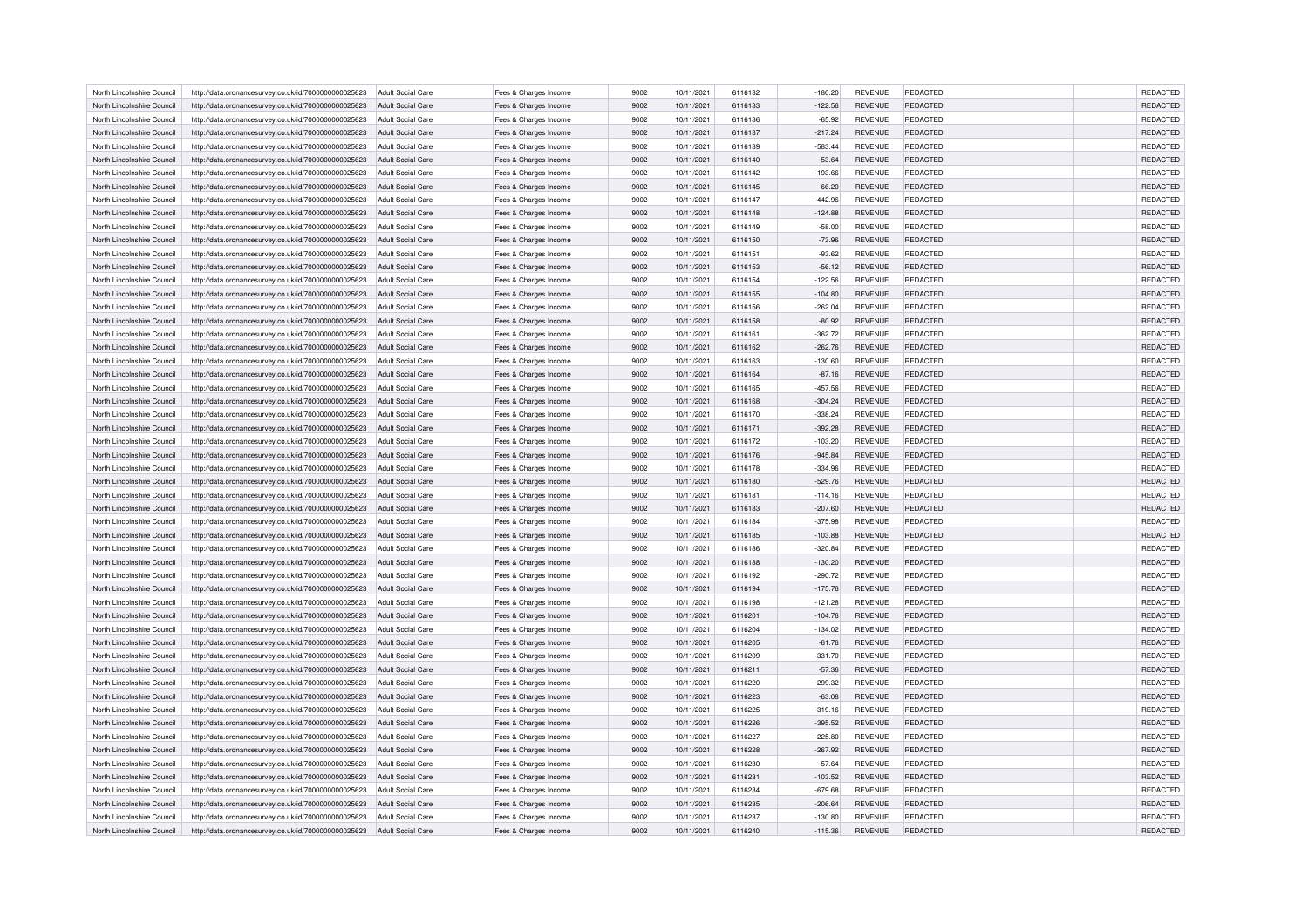| | | | | | | | | | | | |
|---|---|---|---|---|---|---|---|---|---|---|---|
| North Lincolnshire Council | http://data.ordnancesurvey.co.uk/id/7000000000025623 | Adult Social Care | Fees & Charges Income | 9002 | 10/11/2021 | 6116132 | -180.20 | REVENUE | REDACTED | | REDACTED |
| North Lincolnshire Council | http://data.ordnancesurvey.co.uk/id/7000000000025623 | Adult Social Care | Fees & Charges Income | 9002 | 10/11/2021 | 6116133 | -122.56 | REVENUE | REDACTED | | REDACTED |
| North Lincolnshire Council | http://data.ordnancesurvey.co.uk/id/7000000000025623 | Adult Social Care | Fees & Charges Income | 9002 | 10/11/2021 | 6116136 | -65.92 | REVENUE | REDACTED | | REDACTED |
| North Lincolnshire Council | http://data.ordnancesurvey.co.uk/id/7000000000025623 | Adult Social Care | Fees & Charges Income | 9002 | 10/11/2021 | 6116137 | -217.24 | REVENUE | REDACTED | | REDACTED |
| North Lincolnshire Council | http://data.ordnancesurvey.co.uk/id/7000000000025623 | Adult Social Care | Fees & Charges Income | 9002 | 10/11/2021 | 6116139 | -583.44 | REVENUE | REDACTED | | REDACTED |
| North Lincolnshire Council | http://data.ordnancesurvey.co.uk/id/7000000000025623 | Adult Social Care | Fees & Charges Income | 9002 | 10/11/2021 | 6116140 | -53.64 | REVENUE | REDACTED | | REDACTED |
| North Lincolnshire Council | http://data.ordnancesurvey.co.uk/id/7000000000025623 | Adult Social Care | Fees & Charges Income | 9002 | 10/11/2021 | 6116142 | -193.66 | REVENUE | REDACTED | | REDACTED |
| North Lincolnshire Council | http://data.ordnancesurvey.co.uk/id/7000000000025623 | Adult Social Care | Fees & Charges Income | 9002 | 10/11/2021 | 6116145 | -66.20 | REVENUE | REDACTED | | REDACTED |
| North Lincolnshire Council | http://data.ordnancesurvey.co.uk/id/7000000000025623 | Adult Social Care | Fees & Charges Income | 9002 | 10/11/2021 | 6116147 | -442.96 | REVENUE | REDACTED | | REDACTED |
| North Lincolnshire Council | http://data.ordnancesurvey.co.uk/id/7000000000025623 | Adult Social Care | Fees & Charges Income | 9002 | 10/11/2021 | 6116148 | -124.88 | REVENUE | REDACTED | | REDACTED |
| North Lincolnshire Council | http://data.ordnancesurvey.co.uk/id/7000000000025623 | Adult Social Care | Fees & Charges Income | 9002 | 10/11/2021 | 6116149 | -58.00 | REVENUE | REDACTED | | REDACTED |
| North Lincolnshire Council | http://data.ordnancesurvey.co.uk/id/7000000000025623 | Adult Social Care | Fees & Charges Income | 9002 | 10/11/2021 | 6116150 | -73.96 | REVENUE | REDACTED | | REDACTED |
| North Lincolnshire Council | http://data.ordnancesurvey.co.uk/id/7000000000025623 | Adult Social Care | Fees & Charges Income | 9002 | 10/11/2021 | 6116151 | -93.62 | REVENUE | REDACTED | | REDACTED |
| North Lincolnshire Council | http://data.ordnancesurvey.co.uk/id/7000000000025623 | Adult Social Care | Fees & Charges Income | 9002 | 10/11/2021 | 6116153 | -56.12 | REVENUE | REDACTED | | REDACTED |
| North Lincolnshire Council | http://data.ordnancesurvey.co.uk/id/7000000000025623 | Adult Social Care | Fees & Charges Income | 9002 | 10/11/2021 | 6116154 | -122.56 | REVENUE | REDACTED | | REDACTED |
| North Lincolnshire Council | http://data.ordnancesurvey.co.uk/id/7000000000025623 | Adult Social Care | Fees & Charges Income | 9002 | 10/11/2021 | 6116155 | -104.80 | REVENUE | REDACTED | | REDACTED |
| North Lincolnshire Council | http://data.ordnancesurvey.co.uk/id/7000000000025623 | Adult Social Care | Fees & Charges Income | 9002 | 10/11/2021 | 6116156 | -262.04 | REVENUE | REDACTED | | REDACTED |
| North Lincolnshire Council | http://data.ordnancesurvey.co.uk/id/7000000000025623 | Adult Social Care | Fees & Charges Income | 9002 | 10/11/2021 | 6116158 | -80.92 | REVENUE | REDACTED | | REDACTED |
| North Lincolnshire Council | http://data.ordnancesurvey.co.uk/id/7000000000025623 | Adult Social Care | Fees & Charges Income | 9002 | 10/11/2021 | 6116161 | -362.72 | REVENUE | REDACTED | | REDACTED |
| North Lincolnshire Council | http://data.ordnancesurvey.co.uk/id/7000000000025623 | Adult Social Care | Fees & Charges Income | 9002 | 10/11/2021 | 6116162 | -262.76 | REVENUE | REDACTED | | REDACTED |
| North Lincolnshire Council | http://data.ordnancesurvey.co.uk/id/7000000000025623 | Adult Social Care | Fees & Charges Income | 9002 | 10/11/2021 | 6116163 | -130.60 | REVENUE | REDACTED | | REDACTED |
| North Lincolnshire Council | http://data.ordnancesurvey.co.uk/id/7000000000025623 | Adult Social Care | Fees & Charges Income | 9002 | 10/11/2021 | 6116164 | -87.16 | REVENUE | REDACTED | | REDACTED |
| North Lincolnshire Council | http://data.ordnancesurvey.co.uk/id/7000000000025623 | Adult Social Care | Fees & Charges Income | 9002 | 10/11/2021 | 6116165 | -457.56 | REVENUE | REDACTED | | REDACTED |
| North Lincolnshire Council | http://data.ordnancesurvey.co.uk/id/7000000000025623 | Adult Social Care | Fees & Charges Income | 9002 | 10/11/2021 | 6116168 | -304.24 | REVENUE | REDACTED | | REDACTED |
| North Lincolnshire Council | http://data.ordnancesurvey.co.uk/id/7000000000025623 | Adult Social Care | Fees & Charges Income | 9002 | 10/11/2021 | 6116170 | -338.24 | REVENUE | REDACTED | | REDACTED |
| North Lincolnshire Council | http://data.ordnancesurvey.co.uk/id/7000000000025623 | Adult Social Care | Fees & Charges Income | 9002 | 10/11/2021 | 6116171 | -392.28 | REVENUE | REDACTED | | REDACTED |
| North Lincolnshire Council | http://data.ordnancesurvey.co.uk/id/7000000000025623 | Adult Social Care | Fees & Charges Income | 9002 | 10/11/2021 | 6116172 | -103.20 | REVENUE | REDACTED | | REDACTED |
| North Lincolnshire Council | http://data.ordnancesurvey.co.uk/id/7000000000025623 | Adult Social Care | Fees & Charges Income | 9002 | 10/11/2021 | 6116176 | -945.84 | REVENUE | REDACTED | | REDACTED |
| North Lincolnshire Council | http://data.ordnancesurvey.co.uk/id/7000000000025623 | Adult Social Care | Fees & Charges Income | 9002 | 10/11/2021 | 6116178 | -334.96 | REVENUE | REDACTED | | REDACTED |
| North Lincolnshire Council | http://data.ordnancesurvey.co.uk/id/7000000000025623 | Adult Social Care | Fees & Charges Income | 9002 | 10/11/2021 | 6116180 | -529.76 | REVENUE | REDACTED | | REDACTED |
| North Lincolnshire Council | http://data.ordnancesurvey.co.uk/id/7000000000025623 | Adult Social Care | Fees & Charges Income | 9002 | 10/11/2021 | 6116181 | -114.16 | REVENUE | REDACTED | | REDACTED |
| North Lincolnshire Council | http://data.ordnancesurvey.co.uk/id/7000000000025623 | Adult Social Care | Fees & Charges Income | 9002 | 10/11/2021 | 6116183 | -207.60 | REVENUE | REDACTED | | REDACTED |
| North Lincolnshire Council | http://data.ordnancesurvey.co.uk/id/7000000000025623 | Adult Social Care | Fees & Charges Income | 9002 | 10/11/2021 | 6116184 | -375.98 | REVENUE | REDACTED | | REDACTED |
| North Lincolnshire Council | http://data.ordnancesurvey.co.uk/id/7000000000025623 | Adult Social Care | Fees & Charges Income | 9002 | 10/11/2021 | 6116185 | -103.88 | REVENUE | REDACTED | | REDACTED |
| North Lincolnshire Council | http://data.ordnancesurvey.co.uk/id/7000000000025623 | Adult Social Care | Fees & Charges Income | 9002 | 10/11/2021 | 6116186 | -320.84 | REVENUE | REDACTED | | REDACTED |
| North Lincolnshire Council | http://data.ordnancesurvey.co.uk/id/7000000000025623 | Adult Social Care | Fees & Charges Income | 9002 | 10/11/2021 | 6116188 | -130.20 | REVENUE | REDACTED | | REDACTED |
| North Lincolnshire Council | http://data.ordnancesurvey.co.uk/id/7000000000025623 | Adult Social Care | Fees & Charges Income | 9002 | 10/11/2021 | 6116192 | -290.72 | REVENUE | REDACTED | | REDACTED |
| North Lincolnshire Council | http://data.ordnancesurvey.co.uk/id/7000000000025623 | Adult Social Care | Fees & Charges Income | 9002 | 10/11/2021 | 6116194 | -175.76 | REVENUE | REDACTED | | REDACTED |
| North Lincolnshire Council | http://data.ordnancesurvey.co.uk/id/7000000000025623 | Adult Social Care | Fees & Charges Income | 9002 | 10/11/2021 | 6116198 | -121.28 | REVENUE | REDACTED | | REDACTED |
| North Lincolnshire Council | http://data.ordnancesurvey.co.uk/id/7000000000025623 | Adult Social Care | Fees & Charges Income | 9002 | 10/11/2021 | 6116201 | -104.76 | REVENUE | REDACTED | | REDACTED |
| North Lincolnshire Council | http://data.ordnancesurvey.co.uk/id/7000000000025623 | Adult Social Care | Fees & Charges Income | 9002 | 10/11/2021 | 6116204 | -134.02 | REVENUE | REDACTED | | REDACTED |
| North Lincolnshire Council | http://data.ordnancesurvey.co.uk/id/7000000000025623 | Adult Social Care | Fees & Charges Income | 9002 | 10/11/2021 | 6116205 | -61.76 | REVENUE | REDACTED | | REDACTED |
| North Lincolnshire Council | http://data.ordnancesurvey.co.uk/id/7000000000025623 | Adult Social Care | Fees & Charges Income | 9002 | 10/11/2021 | 6116209 | -331.70 | REVENUE | REDACTED | | REDACTED |
| North Lincolnshire Council | http://data.ordnancesurvey.co.uk/id/7000000000025623 | Adult Social Care | Fees & Charges Income | 9002 | 10/11/2021 | 6116211 | -57.36 | REVENUE | REDACTED | | REDACTED |
| North Lincolnshire Council | http://data.ordnancesurvey.co.uk/id/7000000000025623 | Adult Social Care | Fees & Charges Income | 9002 | 10/11/2021 | 6116220 | -299.32 | REVENUE | REDACTED | | REDACTED |
| North Lincolnshire Council | http://data.ordnancesurvey.co.uk/id/7000000000025623 | Adult Social Care | Fees & Charges Income | 9002 | 10/11/2021 | 6116223 | -63.08 | REVENUE | REDACTED | | REDACTED |
| North Lincolnshire Council | http://data.ordnancesurvey.co.uk/id/7000000000025623 | Adult Social Care | Fees & Charges Income | 9002 | 10/11/2021 | 6116225 | -319.16 | REVENUE | REDACTED | | REDACTED |
| North Lincolnshire Council | http://data.ordnancesurvey.co.uk/id/7000000000025623 | Adult Social Care | Fees & Charges Income | 9002 | 10/11/2021 | 6116226 | -395.52 | REVENUE | REDACTED | | REDACTED |
| North Lincolnshire Council | http://data.ordnancesurvey.co.uk/id/7000000000025623 | Adult Social Care | Fees & Charges Income | 9002 | 10/11/2021 | 6116227 | -225.80 | REVENUE | REDACTED | | REDACTED |
| North Lincolnshire Council | http://data.ordnancesurvey.co.uk/id/7000000000025623 | Adult Social Care | Fees & Charges Income | 9002 | 10/11/2021 | 6116228 | -267.92 | REVENUE | REDACTED | | REDACTED |
| North Lincolnshire Council | http://data.ordnancesurvey.co.uk/id/7000000000025623 | Adult Social Care | Fees & Charges Income | 9002 | 10/11/2021 | 6116230 | -57.64 | REVENUE | REDACTED | | REDACTED |
| North Lincolnshire Council | http://data.ordnancesurvey.co.uk/id/7000000000025623 | Adult Social Care | Fees & Charges Income | 9002 | 10/11/2021 | 6116231 | -103.52 | REVENUE | REDACTED | | REDACTED |
| North Lincolnshire Council | http://data.ordnancesurvey.co.uk/id/7000000000025623 | Adult Social Care | Fees & Charges Income | 9002 | 10/11/2021 | 6116234 | -679.68 | REVENUE | REDACTED | | REDACTED |
| North Lincolnshire Council | http://data.ordnancesurvey.co.uk/id/7000000000025623 | Adult Social Care | Fees & Charges Income | 9002 | 10/11/2021 | 6116235 | -206.64 | REVENUE | REDACTED | | REDACTED |
| North Lincolnshire Council | http://data.ordnancesurvey.co.uk/id/7000000000025623 | Adult Social Care | Fees & Charges Income | 9002 | 10/11/2021 | 6116237 | -130.80 | REVENUE | REDACTED | | REDACTED |
| North Lincolnshire Council | http://data.ordnancesurvey.co.uk/id/7000000000025623 | Adult Social Care | Fees & Charges Income | 9002 | 10/11/2021 | 6116240 | -115.36 | REVENUE | REDACTED | | REDACTED |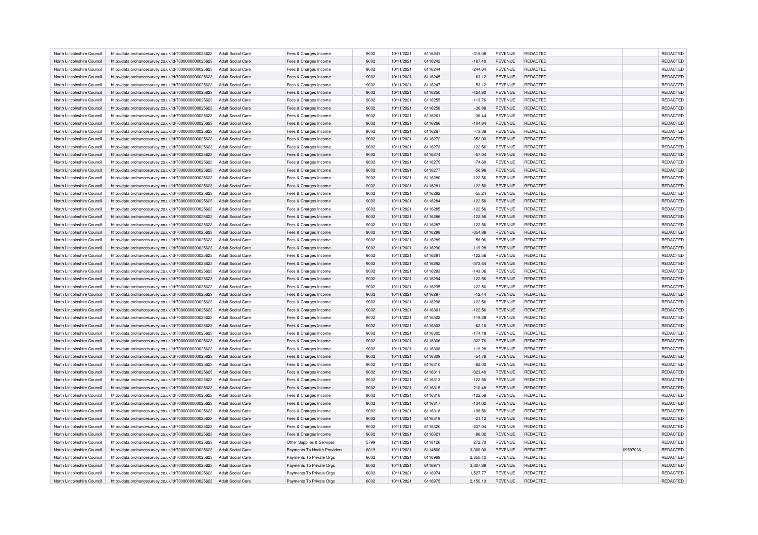| | | | | | | | | | | | | |
|---|---|---|---|---|---|---|---|---|---|---|---|---|
| North Lincolnshire Council | http://data.ordnancesurvey.co.uk/id/7000000000025623 | Adult Social Care | Fees & Charges Income | 9002 | 10/11/2021 | 6116241 | -315.08 | REVENUE | REDACTED | | REDACTED |
| North Lincolnshire Council | http://data.ordnancesurvey.co.uk/id/7000000000025623 | Adult Social Care | Fees & Charges Income | 9002 | 10/11/2021 | 6116242 | -167.40 | REVENUE | REDACTED | | REDACTED |
| North Lincolnshire Council | http://data.ordnancesurvey.co.uk/id/7000000000025623 | Adult Social Care | Fees & Charges Income | 9002 | 10/11/2021 | 6116244 | -244.64 | REVENUE | REDACTED | | REDACTED |
| North Lincolnshire Council | http://data.ordnancesurvey.co.uk/id/7000000000025623 | Adult Social Care | Fees & Charges Income | 9002 | 10/11/2021 | 6116245 | -63.12 | REVENUE | REDACTED | | REDACTED |
| North Lincolnshire Council | http://data.ordnancesurvey.co.uk/id/7000000000025623 | Adult Social Care | Fees & Charges Income | 9002 | 10/11/2021 | 6116247 | 53.12 | REVENUE | REDACTED | | REDACTED |
| North Lincolnshire Council | http://data.ordnancesurvey.co.uk/id/7000000000025623 | Adult Social Care | Fees & Charges Income | 9002 | 10/11/2021 | 6116250 | -424.80 | REVENUE | REDACTED | | REDACTED |
| North Lincolnshire Council | http://data.ordnancesurvey.co.uk/id/7000000000025623 | Adult Social Care | Fees & Charges Income | 9002 | 10/11/2021 | 6116255 | -113.76 | REVENUE | REDACTED | | REDACTED |
| North Lincolnshire Council | http://data.ordnancesurvey.co.uk/id/7000000000025623 | Adult Social Care | Fees & Charges Income | 9002 | 10/11/2021 | 6116258 | -36.88 | REVENUE | REDACTED | | REDACTED |
| North Lincolnshire Council | http://data.ordnancesurvey.co.uk/id/7000000000025623 | Adult Social Care | Fees & Charges Income | 9002 | 10/11/2021 | 6116261 | -36.44 | REVENUE | REDACTED | | REDACTED |
| North Lincolnshire Council | http://data.ordnancesurvey.co.uk/id/7000000000025623 | Adult Social Care | Fees & Charges Income | 9002 | 10/11/2021 | 6116266 | -104.84 | REVENUE | REDACTED | | REDACTED |
| North Lincolnshire Council | http://data.ordnancesurvey.co.uk/id/7000000000025623 | Adult Social Care | Fees & Charges Income | 9002 | 10/11/2021 | 6116267 | -73.36 | REVENUE | REDACTED | | REDACTED |
| North Lincolnshire Council | http://data.ordnancesurvey.co.uk/id/7000000000025623 | Adult Social Care | Fees & Charges Income | 9002 | 10/11/2021 | 6116272 | -352.00 | REVENUE | REDACTED | | REDACTED |
| North Lincolnshire Council | http://data.ordnancesurvey.co.uk/id/7000000000025623 | Adult Social Care | Fees & Charges Income | 9002 | 10/11/2021 | 6116273 | -122.56 | REVENUE | REDACTED | | REDACTED |
| North Lincolnshire Council | http://data.ordnancesurvey.co.uk/id/7000000000025623 | Adult Social Care | Fees & Charges Income | 9002 | 10/11/2021 | 6116274 | -57.04 | REVENUE | REDACTED | | REDACTED |
| North Lincolnshire Council | http://data.ordnancesurvey.co.uk/id/7000000000025623 | Adult Social Care | Fees & Charges Income | 9002 | 10/11/2021 | 6116275 | -74.60 | REVENUE | REDACTED | | REDACTED |
| North Lincolnshire Council | http://data.ordnancesurvey.co.uk/id/7000000000025623 | Adult Social Care | Fees & Charges Income | 9002 | 10/11/2021 | 6116277 | -56.96 | REVENUE | REDACTED | | REDACTED |
| North Lincolnshire Council | http://data.ordnancesurvey.co.uk/id/7000000000025623 | Adult Social Care | Fees & Charges Income | 9002 | 10/11/2021 | 6116280 | -122.56 | REVENUE | REDACTED | | REDACTED |
| North Lincolnshire Council | http://data.ordnancesurvey.co.uk/id/7000000000025623 | Adult Social Care | Fees & Charges Income | 9002 | 10/11/2021 | 6116281 | -122.56 | REVENUE | REDACTED | | REDACTED |
| North Lincolnshire Council | http://data.ordnancesurvey.co.uk/id/7000000000025623 | Adult Social Care | Fees & Charges Income | 9002 | 10/11/2021 | 6116282 | -55.24 | REVENUE | REDACTED | | REDACTED |
| North Lincolnshire Council | http://data.ordnancesurvey.co.uk/id/7000000000025623 | Adult Social Care | Fees & Charges Income | 9002 | 10/11/2021 | 6116284 | -122.56 | REVENUE | REDACTED | | REDACTED |
| North Lincolnshire Council | http://data.ordnancesurvey.co.uk/id/7000000000025623 | Adult Social Care | Fees & Charges Income | 9002 | 10/11/2021 | 6116285 | -122.56 | REVENUE | REDACTED | | REDACTED |
| North Lincolnshire Council | http://data.ordnancesurvey.co.uk/id/7000000000025623 | Adult Social Care | Fees & Charges Income | 9002 | 10/11/2021 | 6116286 | -122.56 | REVENUE | REDACTED | | REDACTED |
| North Lincolnshire Council | http://data.ordnancesurvey.co.uk/id/7000000000025623 | Adult Social Care | Fees & Charges Income | 9002 | 10/11/2021 | 6116287 | -122.56 | REVENUE | REDACTED | | REDACTED |
| North Lincolnshire Council | http://data.ordnancesurvey.co.uk/id/7000000000025623 | Adult Social Care | Fees & Charges Income | 9002 | 10/11/2021 | 6116288 | -354.86 | REVENUE | REDACTED | | REDACTED |
| North Lincolnshire Council | http://data.ordnancesurvey.co.uk/id/7000000000025623 | Adult Social Care | Fees & Charges Income | 9002 | 10/11/2021 | 6116289 | -56.96 | REVENUE | REDACTED | | REDACTED |
| North Lincolnshire Council | http://data.ordnancesurvey.co.uk/id/7000000000025623 | Adult Social Care | Fees & Charges Income | 9002 | 10/11/2021 | 6116290 | -119.28 | REVENUE | REDACTED | | REDACTED |
| North Lincolnshire Council | http://data.ordnancesurvey.co.uk/id/7000000000025623 | Adult Social Care | Fees & Charges Income | 9002 | 10/11/2021 | 6116291 | -122.56 | REVENUE | REDACTED | | REDACTED |
| North Lincolnshire Council | http://data.ordnancesurvey.co.uk/id/7000000000025623 | Adult Social Care | Fees & Charges Income | 9002 | 10/11/2021 | 6116292 | -372.64 | REVENUE | REDACTED | | REDACTED |
| North Lincolnshire Council | http://data.ordnancesurvey.co.uk/id/7000000000025623 | Adult Social Care | Fees & Charges Income | 9002 | 10/11/2021 | 6116293 | -143.36 | REVENUE | REDACTED | | REDACTED |
| North Lincolnshire Council | http://data.ordnancesurvey.co.uk/id/7000000000025623 | Adult Social Care | Fees & Charges Income | 9002 | 10/11/2021 | 6116294 | -122.56 | REVENUE | REDACTED | | REDACTED |
| North Lincolnshire Council | http://data.ordnancesurvey.co.uk/id/7000000000025623 | Adult Social Care | Fees & Charges Income | 9002 | 10/11/2021 | 6116295 | -122.56 | REVENUE | REDACTED | | REDACTED |
| North Lincolnshire Council | http://data.ordnancesurvey.co.uk/id/7000000000025623 | Adult Social Care | Fees & Charges Income | 9002 | 10/11/2021 | 6116297 | -12.44 | REVENUE | REDACTED | | REDACTED |
| North Lincolnshire Council | http://data.ordnancesurvey.co.uk/id/7000000000025623 | Adult Social Care | Fees & Charges Income | 9002 | 10/11/2021 | 6116298 | -122.56 | REVENUE | REDACTED | | REDACTED |
| North Lincolnshire Council | http://data.ordnancesurvey.co.uk/id/7000000000025623 | Adult Social Care | Fees & Charges Income | 9002 | 10/11/2021 | 6116301 | -122.56 | REVENUE | REDACTED | | REDACTED |
| North Lincolnshire Council | http://data.ordnancesurvey.co.uk/id/7000000000025623 | Adult Social Care | Fees & Charges Income | 9002 | 10/11/2021 | 6116302 | -119.28 | REVENUE | REDACTED | | REDACTED |
| North Lincolnshire Council | http://data.ordnancesurvey.co.uk/id/7000000000025623 | Adult Social Care | Fees & Charges Income | 9002 | 10/11/2021 | 6116303 | -62.16 | REVENUE | REDACTED | | REDACTED |
| North Lincolnshire Council | http://data.ordnancesurvey.co.uk/id/7000000000025623 | Adult Social Care | Fees & Charges Income | 9002 | 10/11/2021 | 6116305 | -174.18 | REVENUE | REDACTED | | REDACTED |
| North Lincolnshire Council | http://data.ordnancesurvey.co.uk/id/7000000000025623 | Adult Social Care | Fees & Charges Income | 9002 | 10/11/2021 | 6116306 | -322.76 | REVENUE | REDACTED | | REDACTED |
| North Lincolnshire Council | http://data.ordnancesurvey.co.uk/id/7000000000025623 | Adult Social Care | Fees & Charges Income | 9002 | 10/11/2021 | 6116308 | -119.28 | REVENUE | REDACTED | | REDACTED |
| North Lincolnshire Council | http://data.ordnancesurvey.co.uk/id/7000000000025623 | Adult Social Care | Fees & Charges Income | 9002 | 10/11/2021 | 6116309 | -54.76 | REVENUE | REDACTED | | REDACTED |
| North Lincolnshire Council | http://data.ordnancesurvey.co.uk/id/7000000000025623 | Adult Social Care | Fees & Charges Income | 9002 | 10/11/2021 | 6116310 | -82.00 | REVENUE | REDACTED | | REDACTED |
| North Lincolnshire Council | http://data.ordnancesurvey.co.uk/id/7000000000025623 | Adult Social Care | Fees & Charges Income | 9002 | 10/11/2021 | 6116311 | -323.40 | REVENUE | REDACTED | | REDACTED |
| North Lincolnshire Council | http://data.ordnancesurvey.co.uk/id/7000000000025623 | Adult Social Care | Fees & Charges Income | 9002 | 10/11/2021 | 6116313 | -122.56 | REVENUE | REDACTED | | REDACTED |
| North Lincolnshire Council | http://data.ordnancesurvey.co.uk/id/7000000000025623 | Adult Social Care | Fees & Charges Income | 9002 | 10/11/2021 | 6116315 | -210.48 | REVENUE | REDACTED | | REDACTED |
| North Lincolnshire Council | http://data.ordnancesurvey.co.uk/id/7000000000025623 | Adult Social Care | Fees & Charges Income | 9002 | 10/11/2021 | 6116316 | -122.56 | REVENUE | REDACTED | | REDACTED |
| North Lincolnshire Council | http://data.ordnancesurvey.co.uk/id/7000000000025623 | Adult Social Care | Fees & Charges Income | 9002 | 10/11/2021 | 6116317 | -134.02 | REVENUE | REDACTED | | REDACTED |
| North Lincolnshire Council | http://data.ordnancesurvey.co.uk/id/7000000000025623 | Adult Social Care | Fees & Charges Income | 9002 | 10/11/2021 | 6116318 | -198.56 | REVENUE | REDACTED | | REDACTED |
| North Lincolnshire Council | http://data.ordnancesurvey.co.uk/id/7000000000025623 | Adult Social Care | Fees & Charges Income | 9002 | 10/11/2021 | 6116319 | -21.12 | REVENUE | REDACTED | | REDACTED |
| North Lincolnshire Council | http://data.ordnancesurvey.co.uk/id/7000000000025623 | Adult Social Care | Fees & Charges Income | 9002 | 10/11/2021 | 6116320 | -237.04 | REVENUE | REDACTED | | REDACTED |
| North Lincolnshire Council | http://data.ordnancesurvey.co.uk/id/7000000000025623 | Adult Social Care | Fees & Charges Income | 9002 | 10/11/2021 | 6116321 | -96.02 | REVENUE | REDACTED | | REDACTED |
| North Lincolnshire Council | http://data.ordnancesurvey.co.uk/id/7000000000025623 | Adult Social Care | Other Supplies & Services | 5799 | 12/11/2021 | 6118126 | 272.70 | REVENUE | REDACTED | | REDACTED |
| North Lincolnshire Council | http://data.ordnancesurvey.co.uk/id/7000000000025623 | Adult Social Care | Payments To Health Providers | 6019 | 10/11/2021 | 6114560 | 3,300.00 | REVENUE | REDACTED | 09597036 | REDACTED |
| North Lincolnshire Council | http://data.ordnancesurvey.co.uk/id/7000000000025623 | Adult Social Care | Payments To Private Orgs | 6002 | 10/11/2021 | 6116969 | 2,350.42 | REVENUE | REDACTED | | REDACTED |
| North Lincolnshire Council | http://data.ordnancesurvey.co.uk/id/7000000000025623 | Adult Social Care | Payments To Private Orgs | 6002 | 10/11/2021 | 6116971 | 3,307.89 | REVENUE | REDACTED | | REDACTED |
| North Lincolnshire Council | http://data.ordnancesurvey.co.uk/id/7000000000025623 | Adult Social Care | Payments To Private Orgs | 6002 | 10/11/2021 | 6116974 | 1,527.77 | REVENUE | REDACTED | | REDACTED |
| North Lincolnshire Council | http://data.ordnancesurvey.co.uk/id/7000000000025623 | Adult Social Care | Payments To Private Orgs | 6002 | 10/11/2021 | 6116975 | 2,150.13 | REVENUE | REDACTED | | REDACTED |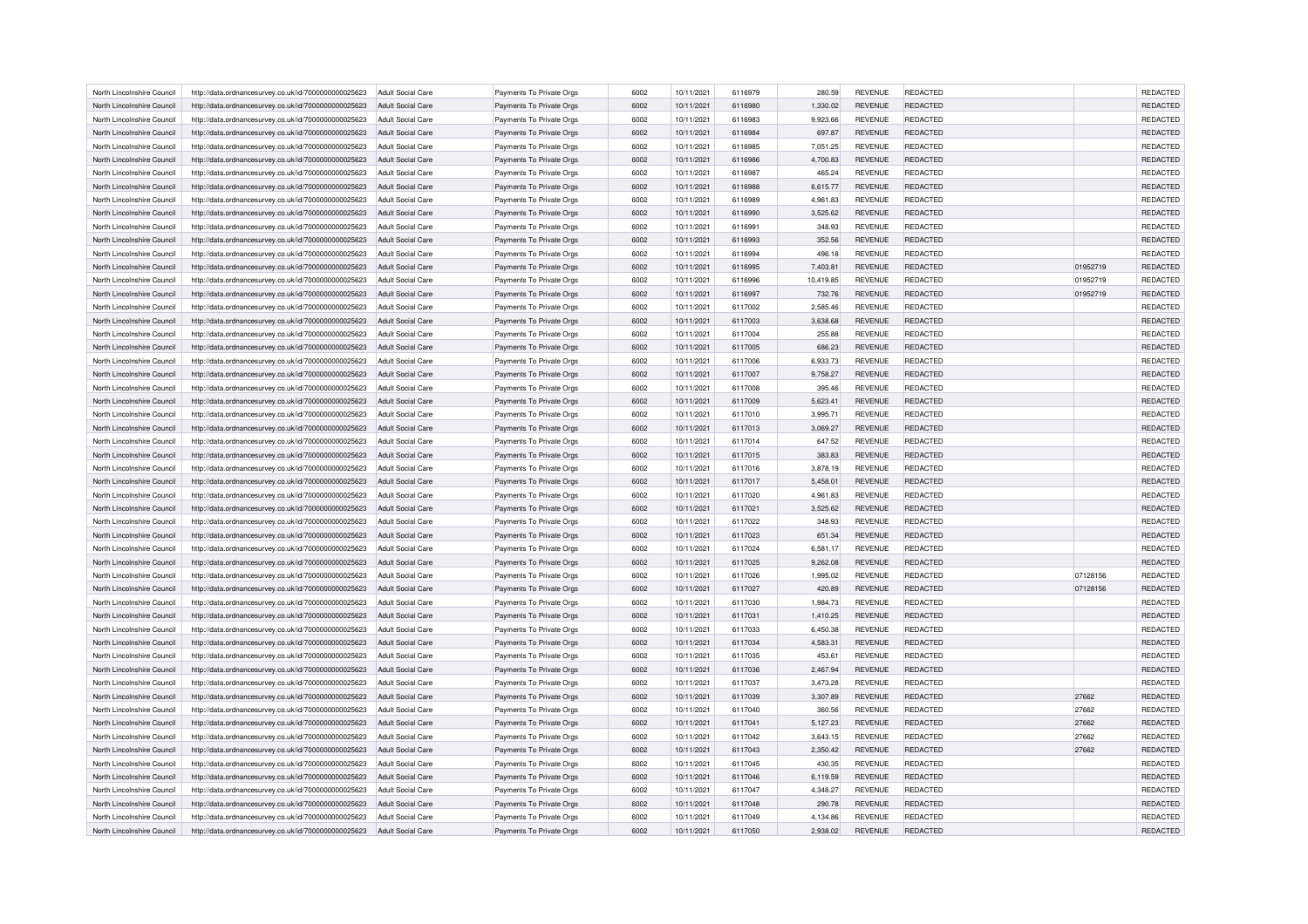| | | | | | | | | | | | |
|---|---|---|---|---|---|---|---|---|---|---|---|
| North Lincolnshire Council | http://data.ordnancesurvey.co.uk/id/7000000000025623 | Adult Social Care | Payments To Private Orgs | 6002 | 10/11/2021 | 6116979 | 280.59 | REVENUE | REDACTED | | REDACTED |
| North Lincolnshire Council | http://data.ordnancesurvey.co.uk/id/7000000000025623 | Adult Social Care | Payments To Private Orgs | 6002 | 10/11/2021 | 6116980 | 1,330.02 | REVENUE | REDACTED | | REDACTED |
| North Lincolnshire Council | http://data.ordnancesurvey.co.uk/id/7000000000025623 | Adult Social Care | Payments To Private Orgs | 6002 | 10/11/2021 | 6116983 | 9,923.66 | REVENUE | REDACTED | | REDACTED |
| North Lincolnshire Council | http://data.ordnancesurvey.co.uk/id/7000000000025623 | Adult Social Care | Payments To Private Orgs | 6002 | 10/11/2021 | 6116984 | 697.87 | REVENUE | REDACTED | | REDACTED |
| North Lincolnshire Council | http://data.ordnancesurvey.co.uk/id/7000000000025623 | Adult Social Care | Payments To Private Orgs | 6002 | 10/11/2021 | 6116985 | 7,051.25 | REVENUE | REDACTED | | REDACTED |
| North Lincolnshire Council | http://data.ordnancesurvey.co.uk/id/7000000000025623 | Adult Social Care | Payments To Private Orgs | 6002 | 10/11/2021 | 6116986 | 4,700.83 | REVENUE | REDACTED | | REDACTED |
| North Lincolnshire Council | http://data.ordnancesurvey.co.uk/id/7000000000025623 | Adult Social Care | Payments To Private Orgs | 6002 | 10/11/2021 | 6116987 | 465.24 | REVENUE | REDACTED | | REDACTED |
| North Lincolnshire Council | http://data.ordnancesurvey.co.uk/id/7000000000025623 | Adult Social Care | Payments To Private Orgs | 6002 | 10/11/2021 | 6116988 | 6,615.77 | REVENUE | REDACTED | | REDACTED |
| North Lincolnshire Council | http://data.ordnancesurvey.co.uk/id/7000000000025623 | Adult Social Care | Payments To Private Orgs | 6002 | 10/11/2021 | 6116989 | 4,961.83 | REVENUE | REDACTED | | REDACTED |
| North Lincolnshire Council | http://data.ordnancesurvey.co.uk/id/7000000000025623 | Adult Social Care | Payments To Private Orgs | 6002 | 10/11/2021 | 6116990 | 3,525.62 | REVENUE | REDACTED | | REDACTED |
| North Lincolnshire Council | http://data.ordnancesurvey.co.uk/id/7000000000025623 | Adult Social Care | Payments To Private Orgs | 6002 | 10/11/2021 | 6116991 | 348.93 | REVENUE | REDACTED | | REDACTED |
| North Lincolnshire Council | http://data.ordnancesurvey.co.uk/id/7000000000025623 | Adult Social Care | Payments To Private Orgs | 6002 | 10/11/2021 | 6116993 | 352.56 | REVENUE | REDACTED | | REDACTED |
| North Lincolnshire Council | http://data.ordnancesurvey.co.uk/id/7000000000025623 | Adult Social Care | Payments To Private Orgs | 6002 | 10/11/2021 | 6116994 | 496.18 | REVENUE | REDACTED | | REDACTED |
| North Lincolnshire Council | http://data.ordnancesurvey.co.uk/id/7000000000025623 | Adult Social Care | Payments To Private Orgs | 6002 | 10/11/2021 | 6116995 | 7,403.81 | REVENUE | REDACTED | 01952719 | REDACTED |
| North Lincolnshire Council | http://data.ordnancesurvey.co.uk/id/7000000000025623 | Adult Social Care | Payments To Private Orgs | 6002 | 10/11/2021 | 6116996 | 10,419.85 | REVENUE | REDACTED | 01952719 | REDACTED |
| North Lincolnshire Council | http://data.ordnancesurvey.co.uk/id/7000000000025623 | Adult Social Care | Payments To Private Orgs | 6002 | 10/11/2021 | 6116997 | 732.76 | REVENUE | REDACTED | 01952719 | REDACTED |
| North Lincolnshire Council | http://data.ordnancesurvey.co.uk/id/7000000000025623 | Adult Social Care | Payments To Private Orgs | 6002 | 10/11/2021 | 6117002 | 2,585.46 | REVENUE | REDACTED | | REDACTED |
| North Lincolnshire Council | http://data.ordnancesurvey.co.uk/id/7000000000025623 | Adult Social Care | Payments To Private Orgs | 6002 | 10/11/2021 | 6117003 | 3,638.68 | REVENUE | REDACTED | | REDACTED |
| North Lincolnshire Council | http://data.ordnancesurvey.co.uk/id/7000000000025623 | Adult Social Care | Payments To Private Orgs | 6002 | 10/11/2021 | 6117004 | 255.88 | REVENUE | REDACTED | | REDACTED |
| North Lincolnshire Council | http://data.ordnancesurvey.co.uk/id/7000000000025623 | Adult Social Care | Payments To Private Orgs | 6002 | 10/11/2021 | 6117005 | 686.23 | REVENUE | REDACTED | | REDACTED |
| North Lincolnshire Council | http://data.ordnancesurvey.co.uk/id/7000000000025623 | Adult Social Care | Payments To Private Orgs | 6002 | 10/11/2021 | 6117006 | 6,933.73 | REVENUE | REDACTED | | REDACTED |
| North Lincolnshire Council | http://data.ordnancesurvey.co.uk/id/7000000000025623 | Adult Social Care | Payments To Private Orgs | 6002 | 10/11/2021 | 6117007 | 9,758.27 | REVENUE | REDACTED | | REDACTED |
| North Lincolnshire Council | http://data.ordnancesurvey.co.uk/id/7000000000025623 | Adult Social Care | Payments To Private Orgs | 6002 | 10/11/2021 | 6117008 | 395.46 | REVENUE | REDACTED | | REDACTED |
| North Lincolnshire Council | http://data.ordnancesurvey.co.uk/id/7000000000025623 | Adult Social Care | Payments To Private Orgs | 6002 | 10/11/2021 | 6117009 | 5,623.41 | REVENUE | REDACTED | | REDACTED |
| North Lincolnshire Council | http://data.ordnancesurvey.co.uk/id/7000000000025623 | Adult Social Care | Payments To Private Orgs | 6002 | 10/11/2021 | 6117010 | 3,995.71 | REVENUE | REDACTED | | REDACTED |
| North Lincolnshire Council | http://data.ordnancesurvey.co.uk/id/7000000000025623 | Adult Social Care | Payments To Private Orgs | 6002 | 10/11/2021 | 6117013 | 3,069.27 | REVENUE | REDACTED | | REDACTED |
| North Lincolnshire Council | http://data.ordnancesurvey.co.uk/id/7000000000025623 | Adult Social Care | Payments To Private Orgs | 6002 | 10/11/2021 | 6117014 | 647.52 | REVENUE | REDACTED | | REDACTED |
| North Lincolnshire Council | http://data.ordnancesurvey.co.uk/id/7000000000025623 | Adult Social Care | Payments To Private Orgs | 6002 | 10/11/2021 | 6117015 | 383.83 | REVENUE | REDACTED | | REDACTED |
| North Lincolnshire Council | http://data.ordnancesurvey.co.uk/id/7000000000025623 | Adult Social Care | Payments To Private Orgs | 6002 | 10/11/2021 | 6117016 | 3,878.19 | REVENUE | REDACTED | | REDACTED |
| North Lincolnshire Council | http://data.ordnancesurvey.co.uk/id/7000000000025623 | Adult Social Care | Payments To Private Orgs | 6002 | 10/11/2021 | 6117017 | 5,458.01 | REVENUE | REDACTED | | REDACTED |
| North Lincolnshire Council | http://data.ordnancesurvey.co.uk/id/7000000000025623 | Adult Social Care | Payments To Private Orgs | 6002 | 10/11/2021 | 6117020 | 4,961.83 | REVENUE | REDACTED | | REDACTED |
| North Lincolnshire Council | http://data.ordnancesurvey.co.uk/id/7000000000025623 | Adult Social Care | Payments To Private Orgs | 6002 | 10/11/2021 | 6117021 | 3,525.62 | REVENUE | REDACTED | | REDACTED |
| North Lincolnshire Council | http://data.ordnancesurvey.co.uk/id/7000000000025623 | Adult Social Care | Payments To Private Orgs | 6002 | 10/11/2021 | 6117022 | 348.93 | REVENUE | REDACTED | | REDACTED |
| North Lincolnshire Council | http://data.ordnancesurvey.co.uk/id/7000000000025623 | Adult Social Care | Payments To Private Orgs | 6002 | 10/11/2021 | 6117023 | 651.34 | REVENUE | REDACTED | | REDACTED |
| North Lincolnshire Council | http://data.ordnancesurvey.co.uk/id/7000000000025623 | Adult Social Care | Payments To Private Orgs | 6002 | 10/11/2021 | 6117024 | 6,581.17 | REVENUE | REDACTED | | REDACTED |
| North Lincolnshire Council | http://data.ordnancesurvey.co.uk/id/7000000000025623 | Adult Social Care | Payments To Private Orgs | 6002 | 10/11/2021 | 6117025 | 9,262.08 | REVENUE | REDACTED | | REDACTED |
| North Lincolnshire Council | http://data.ordnancesurvey.co.uk/id/7000000000025623 | Adult Social Care | Payments To Private Orgs | 6002 | 10/11/2021 | 6117026 | 1,995.02 | REVENUE | REDACTED | 07128156 | REDACTED |
| North Lincolnshire Council | http://data.ordnancesurvey.co.uk/id/7000000000025623 | Adult Social Care | Payments To Private Orgs | 6002 | 10/11/2021 | 6117027 | 420.89 | REVENUE | REDACTED | 07128156 | REDACTED |
| North Lincolnshire Council | http://data.ordnancesurvey.co.uk/id/7000000000025623 | Adult Social Care | Payments To Private Orgs | 6002 | 10/11/2021 | 6117030 | 1,984.73 | REVENUE | REDACTED | | REDACTED |
| North Lincolnshire Council | http://data.ordnancesurvey.co.uk/id/7000000000025623 | Adult Social Care | Payments To Private Orgs | 6002 | 10/11/2021 | 6117031 | 1,410.25 | REVENUE | REDACTED | | REDACTED |
| North Lincolnshire Council | http://data.ordnancesurvey.co.uk/id/7000000000025623 | Adult Social Care | Payments To Private Orgs | 6002 | 10/11/2021 | 6117033 | 6,450.38 | REVENUE | REDACTED | | REDACTED |
| North Lincolnshire Council | http://data.ordnancesurvey.co.uk/id/7000000000025623 | Adult Social Care | Payments To Private Orgs | 6002 | 10/11/2021 | 6117034 | 4,583.31 | REVENUE | REDACTED | | REDACTED |
| North Lincolnshire Council | http://data.ordnancesurvey.co.uk/id/7000000000025623 | Adult Social Care | Payments To Private Orgs | 6002 | 10/11/2021 | 6117035 | 453.61 | REVENUE | REDACTED | | REDACTED |
| North Lincolnshire Council | http://data.ordnancesurvey.co.uk/id/7000000000025623 | Adult Social Care | Payments To Private Orgs | 6002 | 10/11/2021 | 6117036 | 2,467.94 | REVENUE | REDACTED | | REDACTED |
| North Lincolnshire Council | http://data.ordnancesurvey.co.uk/id/7000000000025623 | Adult Social Care | Payments To Private Orgs | 6002 | 10/11/2021 | 6117037 | 3,473.28 | REVENUE | REDACTED | | REDACTED |
| North Lincolnshire Council | http://data.ordnancesurvey.co.uk/id/7000000000025623 | Adult Social Care | Payments To Private Orgs | 6002 | 10/11/2021 | 6117039 | 3,307.89 | REVENUE | REDACTED | 27662 | REDACTED |
| North Lincolnshire Council | http://data.ordnancesurvey.co.uk/id/7000000000025623 | Adult Social Care | Payments To Private Orgs | 6002 | 10/11/2021 | 6117040 | 360.56 | REVENUE | REDACTED | 27662 | REDACTED |
| North Lincolnshire Council | http://data.ordnancesurvey.co.uk/id/7000000000025623 | Adult Social Care | Payments To Private Orgs | 6002 | 10/11/2021 | 6117041 | 5,127.23 | REVENUE | REDACTED | 27662 | REDACTED |
| North Lincolnshire Council | http://data.ordnancesurvey.co.uk/id/7000000000025623 | Adult Social Care | Payments To Private Orgs | 6002 | 10/11/2021 | 6117042 | 3,643.15 | REVENUE | REDACTED | 27662 | REDACTED |
| North Lincolnshire Council | http://data.ordnancesurvey.co.uk/id/7000000000025623 | Adult Social Care | Payments To Private Orgs | 6002 | 10/11/2021 | 6117043 | 2,350.42 | REVENUE | REDACTED | 27662 | REDACTED |
| North Lincolnshire Council | http://data.ordnancesurvey.co.uk/id/7000000000025623 | Adult Social Care | Payments To Private Orgs | 6002 | 10/11/2021 | 6117045 | 430.35 | REVENUE | REDACTED | | REDACTED |
| North Lincolnshire Council | http://data.ordnancesurvey.co.uk/id/7000000000025623 | Adult Social Care | Payments To Private Orgs | 6002 | 10/11/2021 | 6117046 | 6,119.59 | REVENUE | REDACTED | | REDACTED |
| North Lincolnshire Council | http://data.ordnancesurvey.co.uk/id/7000000000025623 | Adult Social Care | Payments To Private Orgs | 6002 | 10/11/2021 | 6117047 | 4,348.27 | REVENUE | REDACTED | | REDACTED |
| North Lincolnshire Council | http://data.ordnancesurvey.co.uk/id/7000000000025623 | Adult Social Care | Payments To Private Orgs | 6002 | 10/11/2021 | 6117048 | 290.78 | REVENUE | REDACTED | | REDACTED |
| North Lincolnshire Council | http://data.ordnancesurvey.co.uk/id/7000000000025623 | Adult Social Care | Payments To Private Orgs | 6002 | 10/11/2021 | 6117049 | 4,134.86 | REVENUE | REDACTED | | REDACTED |
| North Lincolnshire Council | http://data.ordnancesurvey.co.uk/id/7000000000025623 | Adult Social Care | Payments To Private Orgs | 6002 | 10/11/2021 | 6117050 | 2,938.02 | REVENUE | REDACTED | | REDACTED |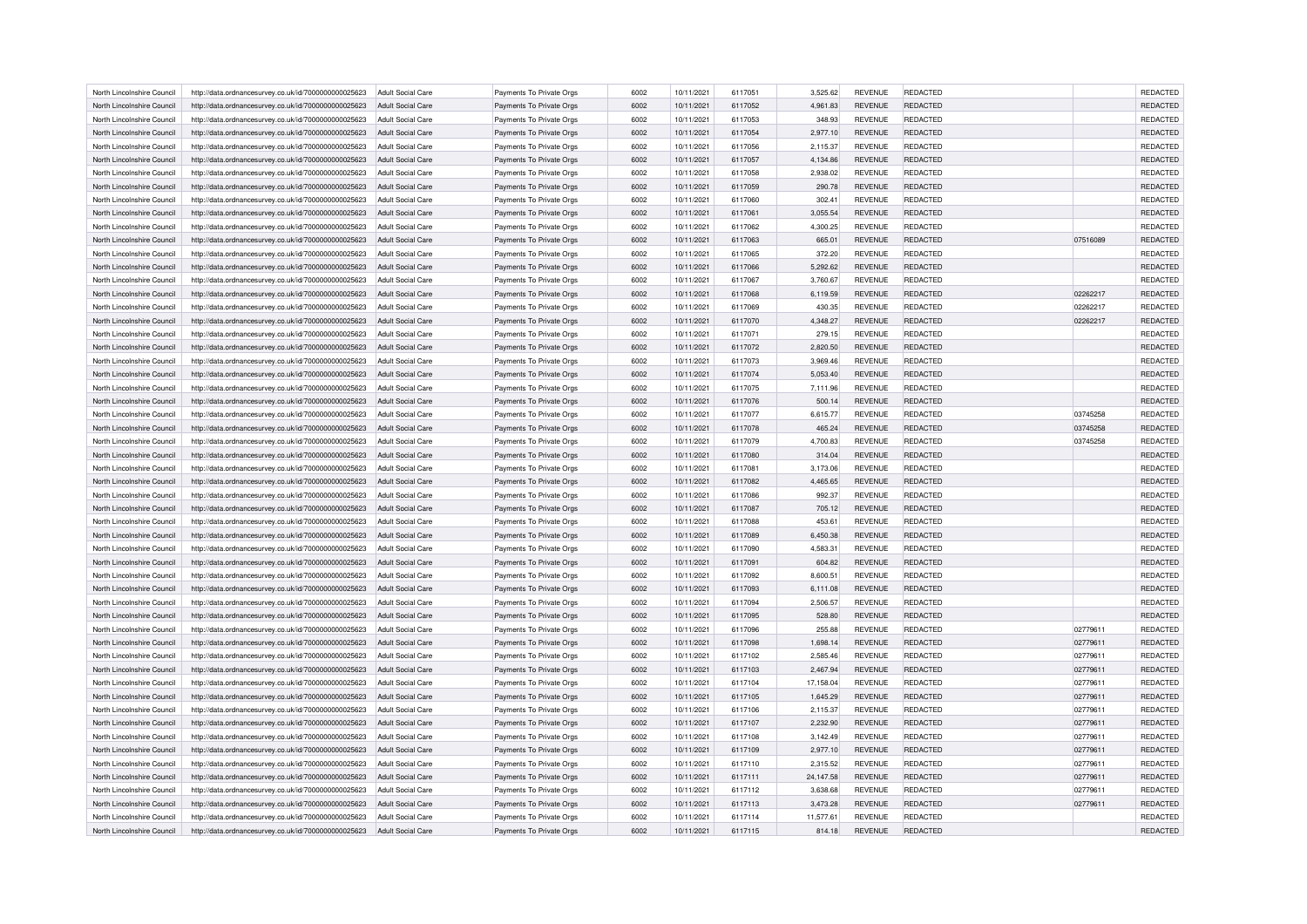| | | | | | | | | | | | |
|---|---|---|---|---|---|---|---|---|---|---|---|
| North Lincolnshire Council | http://data.ordnancesurvey.co.uk/id/7000000000025623 | Adult Social Care | Payments To Private Orgs | 6002 | 10/11/2021 | 6117051 | 3,525.62 | REVENUE | REDACTED | | REDACTED |
| North Lincolnshire Council | http://data.ordnancesurvey.co.uk/id/7000000000025623 | Adult Social Care | Payments To Private Orgs | 6002 | 10/11/2021 | 6117052 | 4,961.83 | REVENUE | REDACTED | | REDACTED |
| North Lincolnshire Council | http://data.ordnancesurvey.co.uk/id/7000000000025623 | Adult Social Care | Payments To Private Orgs | 6002 | 10/11/2021 | 6117053 | 348.93 | REVENUE | REDACTED | | REDACTED |
| North Lincolnshire Council | http://data.ordnancesurvey.co.uk/id/7000000000025623 | Adult Social Care | Payments To Private Orgs | 6002 | 10/11/2021 | 6117054 | 2,977.10 | REVENUE | REDACTED | | REDACTED |
| North Lincolnshire Council | http://data.ordnancesurvey.co.uk/id/7000000000025623 | Adult Social Care | Payments To Private Orgs | 6002 | 10/11/2021 | 6117056 | 2,115.37 | REVENUE | REDACTED | | REDACTED |
| North Lincolnshire Council | http://data.ordnancesurvey.co.uk/id/7000000000025623 | Adult Social Care | Payments To Private Orgs | 6002 | 10/11/2021 | 6117057 | 4,134.86 | REVENUE | REDACTED | | REDACTED |
| North Lincolnshire Council | http://data.ordnancesurvey.co.uk/id/7000000000025623 | Adult Social Care | Payments To Private Orgs | 6002 | 10/11/2021 | 6117058 | 2,938.02 | REVENUE | REDACTED | | REDACTED |
| North Lincolnshire Council | http://data.ordnancesurvey.co.uk/id/7000000000025623 | Adult Social Care | Payments To Private Orgs | 6002 | 10/11/2021 | 6117059 | 290.78 | REVENUE | REDACTED | | REDACTED |
| North Lincolnshire Council | http://data.ordnancesurvey.co.uk/id/7000000000025623 | Adult Social Care | Payments To Private Orgs | 6002 | 10/11/2021 | 6117060 | 302.41 | REVENUE | REDACTED | | REDACTED |
| North Lincolnshire Council | http://data.ordnancesurvey.co.uk/id/7000000000025623 | Adult Social Care | Payments To Private Orgs | 6002 | 10/11/2021 | 6117061 | 3,055.54 | REVENUE | REDACTED | | REDACTED |
| North Lincolnshire Council | http://data.ordnancesurvey.co.uk/id/7000000000025623 | Adult Social Care | Payments To Private Orgs | 6002 | 10/11/2021 | 6117062 | 4,300.25 | REVENUE | REDACTED | | REDACTED |
| North Lincolnshire Council | http://data.ordnancesurvey.co.uk/id/7000000000025623 | Adult Social Care | Payments To Private Orgs | 6002 | 10/11/2021 | 6117063 | 665.01 | REVENUE | REDACTED | 07516089 | REDACTED |
| North Lincolnshire Council | http://data.ordnancesurvey.co.uk/id/7000000000025623 | Adult Social Care | Payments To Private Orgs | 6002 | 10/11/2021 | 6117065 | 372.20 | REVENUE | REDACTED | | REDACTED |
| North Lincolnshire Council | http://data.ordnancesurvey.co.uk/id/7000000000025623 | Adult Social Care | Payments To Private Orgs | 6002 | 10/11/2021 | 6117066 | 5,292.62 | REVENUE | REDACTED | | REDACTED |
| North Lincolnshire Council | http://data.ordnancesurvey.co.uk/id/7000000000025623 | Adult Social Care | Payments To Private Orgs | 6002 | 10/11/2021 | 6117067 | 3,760.67 | REVENUE | REDACTED | | REDACTED |
| North Lincolnshire Council | http://data.ordnancesurvey.co.uk/id/7000000000025623 | Adult Social Care | Payments To Private Orgs | 6002 | 10/11/2021 | 6117068 | 6,119.59 | REVENUE | REDACTED | 02262217 | REDACTED |
| North Lincolnshire Council | http://data.ordnancesurvey.co.uk/id/7000000000025623 | Adult Social Care | Payments To Private Orgs | 6002 | 10/11/2021 | 6117069 | 430.35 | REVENUE | REDACTED | 02262217 | REDACTED |
| North Lincolnshire Council | http://data.ordnancesurvey.co.uk/id/7000000000025623 | Adult Social Care | Payments To Private Orgs | 6002 | 10/11/2021 | 6117070 | 4,348.27 | REVENUE | REDACTED | 02262217 | REDACTED |
| North Lincolnshire Council | http://data.ordnancesurvey.co.uk/id/7000000000025623 | Adult Social Care | Payments To Private Orgs | 6002 | 10/11/2021 | 6117071 | 279.15 | REVENUE | REDACTED | | REDACTED |
| North Lincolnshire Council | http://data.ordnancesurvey.co.uk/id/7000000000025623 | Adult Social Care | Payments To Private Orgs | 6002 | 10/11/2021 | 6117072 | 2,820.50 | REVENUE | REDACTED | | REDACTED |
| North Lincolnshire Council | http://data.ordnancesurvey.co.uk/id/7000000000025623 | Adult Social Care | Payments To Private Orgs | 6002 | 10/11/2021 | 6117073 | 3,969.46 | REVENUE | REDACTED | | REDACTED |
| North Lincolnshire Council | http://data.ordnancesurvey.co.uk/id/7000000000025623 | Adult Social Care | Payments To Private Orgs | 6002 | 10/11/2021 | 6117074 | 5,053.40 | REVENUE | REDACTED | | REDACTED |
| North Lincolnshire Council | http://data.ordnancesurvey.co.uk/id/7000000000025623 | Adult Social Care | Payments To Private Orgs | 6002 | 10/11/2021 | 6117075 | 7,111.96 | REVENUE | REDACTED | | REDACTED |
| North Lincolnshire Council | http://data.ordnancesurvey.co.uk/id/7000000000025623 | Adult Social Care | Payments To Private Orgs | 6002 | 10/11/2021 | 6117076 | 500.14 | REVENUE | REDACTED | | REDACTED |
| North Lincolnshire Council | http://data.ordnancesurvey.co.uk/id/7000000000025623 | Adult Social Care | Payments To Private Orgs | 6002 | 10/11/2021 | 6117077 | 6,615.77 | REVENUE | REDACTED | 03745258 | REDACTED |
| North Lincolnshire Council | http://data.ordnancesurvey.co.uk/id/7000000000025623 | Adult Social Care | Payments To Private Orgs | 6002 | 10/11/2021 | 6117078 | 465.24 | REVENUE | REDACTED | 03745258 | REDACTED |
| North Lincolnshire Council | http://data.ordnancesurvey.co.uk/id/7000000000025623 | Adult Social Care | Payments To Private Orgs | 6002 | 10/11/2021 | 6117079 | 4,700.83 | REVENUE | REDACTED | 03745258 | REDACTED |
| North Lincolnshire Council | http://data.ordnancesurvey.co.uk/id/7000000000025623 | Adult Social Care | Payments To Private Orgs | 6002 | 10/11/2021 | 6117080 | 314.04 | REVENUE | REDACTED | | REDACTED |
| North Lincolnshire Council | http://data.ordnancesurvey.co.uk/id/7000000000025623 | Adult Social Care | Payments To Private Orgs | 6002 | 10/11/2021 | 6117081 | 3,173.06 | REVENUE | REDACTED | | REDACTED |
| North Lincolnshire Council | http://data.ordnancesurvey.co.uk/id/7000000000025623 | Adult Social Care | Payments To Private Orgs | 6002 | 10/11/2021 | 6117082 | 4,465.65 | REVENUE | REDACTED | | REDACTED |
| North Lincolnshire Council | http://data.ordnancesurvey.co.uk/id/7000000000025623 | Adult Social Care | Payments To Private Orgs | 6002 | 10/11/2021 | 6117086 | 992.37 | REVENUE | REDACTED | | REDACTED |
| North Lincolnshire Council | http://data.ordnancesurvey.co.uk/id/7000000000025623 | Adult Social Care | Payments To Private Orgs | 6002 | 10/11/2021 | 6117087 | 705.12 | REVENUE | REDACTED | | REDACTED |
| North Lincolnshire Council | http://data.ordnancesurvey.co.uk/id/7000000000025623 | Adult Social Care | Payments To Private Orgs | 6002 | 10/11/2021 | 6117088 | 453.61 | REVENUE | REDACTED | | REDACTED |
| North Lincolnshire Council | http://data.ordnancesurvey.co.uk/id/7000000000025623 | Adult Social Care | Payments To Private Orgs | 6002 | 10/11/2021 | 6117089 | 6,450.38 | REVENUE | REDACTED | | REDACTED |
| North Lincolnshire Council | http://data.ordnancesurvey.co.uk/id/7000000000025623 | Adult Social Care | Payments To Private Orgs | 6002 | 10/11/2021 | 6117090 | 4,583.31 | REVENUE | REDACTED | | REDACTED |
| North Lincolnshire Council | http://data.ordnancesurvey.co.uk/id/7000000000025623 | Adult Social Care | Payments To Private Orgs | 6002 | 10/11/2021 | 6117091 | 604.82 | REVENUE | REDACTED | | REDACTED |
| North Lincolnshire Council | http://data.ordnancesurvey.co.uk/id/7000000000025623 | Adult Social Care | Payments To Private Orgs | 6002 | 10/11/2021 | 6117092 | 8,600.51 | REVENUE | REDACTED | | REDACTED |
| North Lincolnshire Council | http://data.ordnancesurvey.co.uk/id/7000000000025623 | Adult Social Care | Payments To Private Orgs | 6002 | 10/11/2021 | 6117093 | 6,111.08 | REVENUE | REDACTED | | REDACTED |
| North Lincolnshire Council | http://data.ordnancesurvey.co.uk/id/7000000000025623 | Adult Social Care | Payments To Private Orgs | 6002 | 10/11/2021 | 6117094 | 2,506.57 | REVENUE | REDACTED | | REDACTED |
| North Lincolnshire Council | http://data.ordnancesurvey.co.uk/id/7000000000025623 | Adult Social Care | Payments To Private Orgs | 6002 | 10/11/2021 | 6117095 | 528.80 | REVENUE | REDACTED | | REDACTED |
| North Lincolnshire Council | http://data.ordnancesurvey.co.uk/id/7000000000025623 | Adult Social Care | Payments To Private Orgs | 6002 | 10/11/2021 | 6117096 | 255.88 | REVENUE | REDACTED | 02779611 | REDACTED |
| North Lincolnshire Council | http://data.ordnancesurvey.co.uk/id/7000000000025623 | Adult Social Care | Payments To Private Orgs | 6002 | 10/11/2021 | 6117098 | 1,698.14 | REVENUE | REDACTED | 02779611 | REDACTED |
| North Lincolnshire Council | http://data.ordnancesurvey.co.uk/id/7000000000025623 | Adult Social Care | Payments To Private Orgs | 6002 | 10/11/2021 | 6117102 | 2,585.46 | REVENUE | REDACTED | 02779611 | REDACTED |
| North Lincolnshire Council | http://data.ordnancesurvey.co.uk/id/7000000000025623 | Adult Social Care | Payments To Private Orgs | 6002 | 10/11/2021 | 6117103 | 2,467.94 | REVENUE | REDACTED | 02779611 | REDACTED |
| North Lincolnshire Council | http://data.ordnancesurvey.co.uk/id/7000000000025623 | Adult Social Care | Payments To Private Orgs | 6002 | 10/11/2021 | 6117104 | 17,158.04 | REVENUE | REDACTED | 02779611 | REDACTED |
| North Lincolnshire Council | http://data.ordnancesurvey.co.uk/id/7000000000025623 | Adult Social Care | Payments To Private Orgs | 6002 | 10/11/2021 | 6117105 | 1,645.29 | REVENUE | REDACTED | 02779611 | REDACTED |
| North Lincolnshire Council | http://data.ordnancesurvey.co.uk/id/7000000000025623 | Adult Social Care | Payments To Private Orgs | 6002 | 10/11/2021 | 6117106 | 2,115.37 | REVENUE | REDACTED | 02779611 | REDACTED |
| North Lincolnshire Council | http://data.ordnancesurvey.co.uk/id/7000000000025623 | Adult Social Care | Payments To Private Orgs | 6002 | 10/11/2021 | 6117107 | 2,232.90 | REVENUE | REDACTED | 02779611 | REDACTED |
| North Lincolnshire Council | http://data.ordnancesurvey.co.uk/id/7000000000025623 | Adult Social Care | Payments To Private Orgs | 6002 | 10/11/2021 | 6117108 | 3,142.49 | REVENUE | REDACTED | 02779611 | REDACTED |
| North Lincolnshire Council | http://data.ordnancesurvey.co.uk/id/7000000000025623 | Adult Social Care | Payments To Private Orgs | 6002 | 10/11/2021 | 6117109 | 2,977.10 | REVENUE | REDACTED | 02779611 | REDACTED |
| North Lincolnshire Council | http://data.ordnancesurvey.co.uk/id/7000000000025623 | Adult Social Care | Payments To Private Orgs | 6002 | 10/11/2021 | 6117110 | 2,315.52 | REVENUE | REDACTED | 02779611 | REDACTED |
| North Lincolnshire Council | http://data.ordnancesurvey.co.uk/id/7000000000025623 | Adult Social Care | Payments To Private Orgs | 6002 | 10/11/2021 | 6117111 | 24,147.58 | REVENUE | REDACTED | 02779611 | REDACTED |
| North Lincolnshire Council | http://data.ordnancesurvey.co.uk/id/7000000000025623 | Adult Social Care | Payments To Private Orgs | 6002 | 10/11/2021 | 6117112 | 3,638.68 | REVENUE | REDACTED | 02779611 | REDACTED |
| North Lincolnshire Council | http://data.ordnancesurvey.co.uk/id/7000000000025623 | Adult Social Care | Payments To Private Orgs | 6002 | 10/11/2021 | 6117113 | 3,473.28 | REVENUE | REDACTED | 02779611 | REDACTED |
| North Lincolnshire Council | http://data.ordnancesurvey.co.uk/id/7000000000025623 | Adult Social Care | Payments To Private Orgs | 6002 | 10/11/2021 | 6117114 | 11,577.61 | REVENUE | REDACTED | | REDACTED |
| North Lincolnshire Council | http://data.ordnancesurvey.co.uk/id/7000000000025623 | Adult Social Care | Payments To Private Orgs | 6002 | 10/11/2021 | 6117115 | 814.18 | REVENUE | REDACTED | | REDACTED |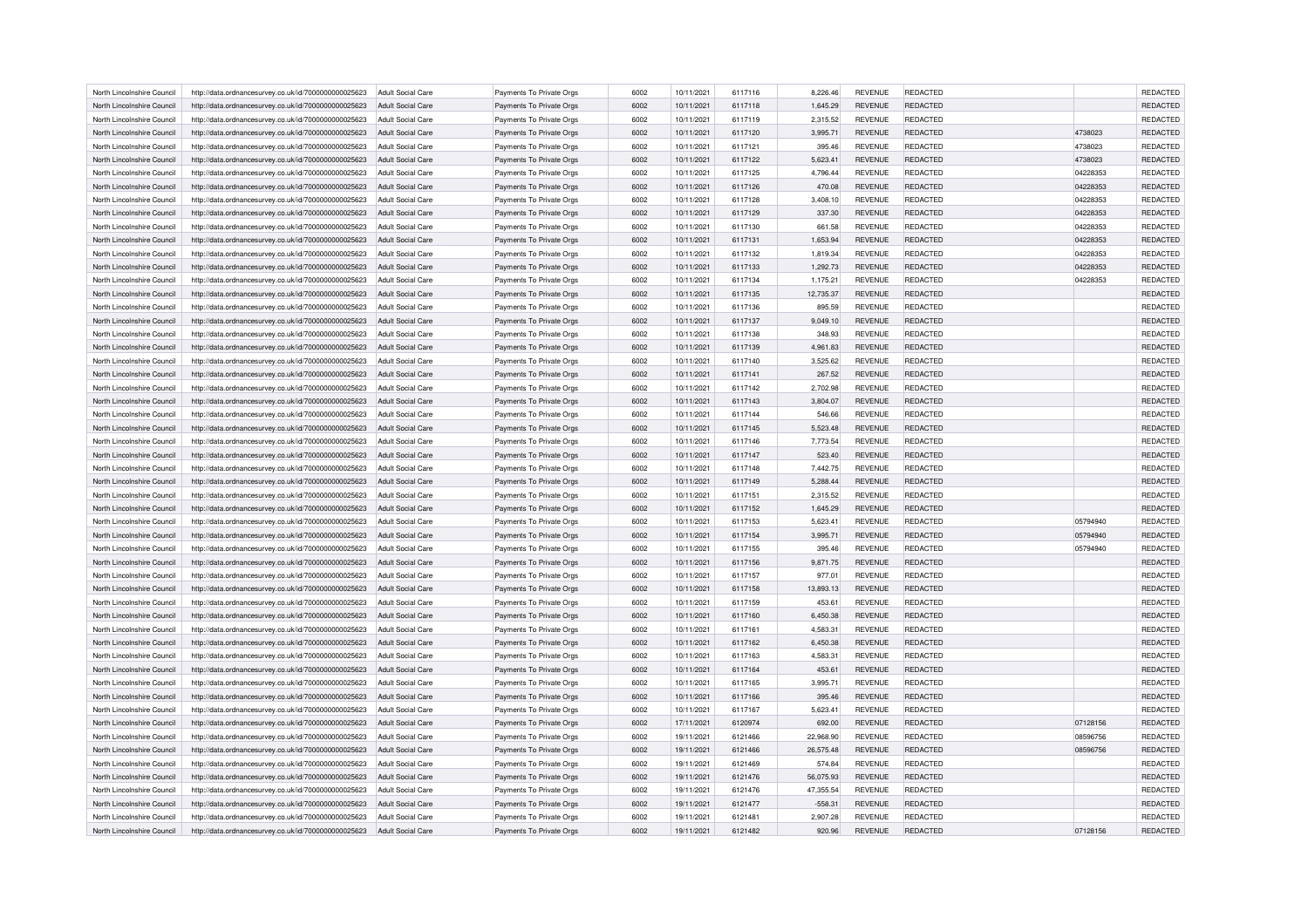| | | | | | | | | | | | | |
|---|---|---|---|---|---|---|---|---|---|---|---|---|
| North Lincolnshire Council | http://data.ordnancesurvey.co.uk/id/7000000000025623 | Adult Social Care | Payments To Private Orgs | 6002 | 10/11/2021 | 6117116 | 8,226.46 | REVENUE | REDACTED | | | REDACTED |
| North Lincolnshire Council | http://data.ordnancesurvey.co.uk/id/7000000000025623 | Adult Social Care | Payments To Private Orgs | 6002 | 10/11/2021 | 6117118 | 1,645.29 | REVENUE | REDACTED | | | REDACTED |
| North Lincolnshire Council | http://data.ordnancesurvey.co.uk/id/7000000000025623 | Adult Social Care | Payments To Private Orgs | 6002 | 10/11/2021 | 6117119 | 2,315.52 | REVENUE | REDACTED | | | REDACTED |
| North Lincolnshire Council | http://data.ordnancesurvey.co.uk/id/7000000000025623 | Adult Social Care | Payments To Private Orgs | 6002 | 10/11/2021 | 6117120 | 3,995.71 | REVENUE | REDACTED | | 4738023 | REDACTED |
| North Lincolnshire Council | http://data.ordnancesurvey.co.uk/id/7000000000025623 | Adult Social Care | Payments To Private Orgs | 6002 | 10/11/2021 | 6117121 | 395.46 | REVENUE | REDACTED | | 4738023 | REDACTED |
| North Lincolnshire Council | http://data.ordnancesurvey.co.uk/id/7000000000025623 | Adult Social Care | Payments To Private Orgs | 6002 | 10/11/2021 | 6117122 | 5,623.41 | REVENUE | REDACTED | | 4738023 | REDACTED |
| North Lincolnshire Council | http://data.ordnancesurvey.co.uk/id/7000000000025623 | Adult Social Care | Payments To Private Orgs | 6002 | 10/11/2021 | 6117125 | 4,796.44 | REVENUE | REDACTED | | 04228353 | REDACTED |
| North Lincolnshire Council | http://data.ordnancesurvey.co.uk/id/7000000000025623 | Adult Social Care | Payments To Private Orgs | 6002 | 10/11/2021 | 6117126 | 470.08 | REVENUE | REDACTED | | 04228353 | REDACTED |
| North Lincolnshire Council | http://data.ordnancesurvey.co.uk/id/7000000000025623 | Adult Social Care | Payments To Private Orgs | 6002 | 10/11/2021 | 6117128 | 3,408.10 | REVENUE | REDACTED | | 04228353 | REDACTED |
| North Lincolnshire Council | http://data.ordnancesurvey.co.uk/id/7000000000025623 | Adult Social Care | Payments To Private Orgs | 6002 | 10/11/2021 | 6117129 | 337.30 | REVENUE | REDACTED | | 04228353 | REDACTED |
| North Lincolnshire Council | http://data.ordnancesurvey.co.uk/id/7000000000025623 | Adult Social Care | Payments To Private Orgs | 6002 | 10/11/2021 | 6117130 | 661.58 | REVENUE | REDACTED | | 04228353 | REDACTED |
| North Lincolnshire Council | http://data.ordnancesurvey.co.uk/id/7000000000025623 | Adult Social Care | Payments To Private Orgs | 6002 | 10/11/2021 | 6117131 | 1,653.94 | REVENUE | REDACTED | | 04228353 | REDACTED |
| North Lincolnshire Council | http://data.ordnancesurvey.co.uk/id/7000000000025623 | Adult Social Care | Payments To Private Orgs | 6002 | 10/11/2021 | 6117132 | 1,819.34 | REVENUE | REDACTED | | 04228353 | REDACTED |
| North Lincolnshire Council | http://data.ordnancesurvey.co.uk/id/7000000000025623 | Adult Social Care | Payments To Private Orgs | 6002 | 10/11/2021 | 6117133 | 1,292.73 | REVENUE | REDACTED | | 04228353 | REDACTED |
| North Lincolnshire Council | http://data.ordnancesurvey.co.uk/id/7000000000025623 | Adult Social Care | Payments To Private Orgs | 6002 | 10/11/2021 | 6117134 | 1,175.21 | REVENUE | REDACTED | | 04228353 | REDACTED |
| North Lincolnshire Council | http://data.ordnancesurvey.co.uk/id/7000000000025623 | Adult Social Care | Payments To Private Orgs | 6002 | 10/11/2021 | 6117135 | 12,735.37 | REVENUE | REDACTED | | | REDACTED |
| North Lincolnshire Council | http://data.ordnancesurvey.co.uk/id/7000000000025623 | Adult Social Care | Payments To Private Orgs | 6002 | 10/11/2021 | 6117136 | 895.59 | REVENUE | REDACTED | | | REDACTED |
| North Lincolnshire Council | http://data.ordnancesurvey.co.uk/id/7000000000025623 | Adult Social Care | Payments To Private Orgs | 6002 | 10/11/2021 | 6117137 | 9,049.10 | REVENUE | REDACTED | | | REDACTED |
| North Lincolnshire Council | http://data.ordnancesurvey.co.uk/id/7000000000025623 | Adult Social Care | Payments To Private Orgs | 6002 | 10/11/2021 | 6117138 | 348.93 | REVENUE | REDACTED | | | REDACTED |
| North Lincolnshire Council | http://data.ordnancesurvey.co.uk/id/7000000000025623 | Adult Social Care | Payments To Private Orgs | 6002 | 10/11/2021 | 6117139 | 4,961.83 | REVENUE | REDACTED | | | REDACTED |
| North Lincolnshire Council | http://data.ordnancesurvey.co.uk/id/7000000000025623 | Adult Social Care | Payments To Private Orgs | 6002 | 10/11/2021 | 6117140 | 3,525.62 | REVENUE | REDACTED | | | REDACTED |
| North Lincolnshire Council | http://data.ordnancesurvey.co.uk/id/7000000000025623 | Adult Social Care | Payments To Private Orgs | 6002 | 10/11/2021 | 6117141 | 267.52 | REVENUE | REDACTED | | | REDACTED |
| North Lincolnshire Council | http://data.ordnancesurvey.co.uk/id/7000000000025623 | Adult Social Care | Payments To Private Orgs | 6002 | 10/11/2021 | 6117142 | 2,702.98 | REVENUE | REDACTED | | | REDACTED |
| North Lincolnshire Council | http://data.ordnancesurvey.co.uk/id/7000000000025623 | Adult Social Care | Payments To Private Orgs | 6002 | 10/11/2021 | 6117143 | 3,804.07 | REVENUE | REDACTED | | | REDACTED |
| North Lincolnshire Council | http://data.ordnancesurvey.co.uk/id/7000000000025623 | Adult Social Care | Payments To Private Orgs | 6002 | 10/11/2021 | 6117144 | 546.66 | REVENUE | REDACTED | | | REDACTED |
| North Lincolnshire Council | http://data.ordnancesurvey.co.uk/id/7000000000025623 | Adult Social Care | Payments To Private Orgs | 6002 | 10/11/2021 | 6117145 | 5,523.48 | REVENUE | REDACTED | | | REDACTED |
| North Lincolnshire Council | http://data.ordnancesurvey.co.uk/id/7000000000025623 | Adult Social Care | Payments To Private Orgs | 6002 | 10/11/2021 | 6117146 | 7,773.54 | REVENUE | REDACTED | | | REDACTED |
| North Lincolnshire Council | http://data.ordnancesurvey.co.uk/id/7000000000025623 | Adult Social Care | Payments To Private Orgs | 6002 | 10/11/2021 | 6117147 | 523.40 | REVENUE | REDACTED | | | REDACTED |
| North Lincolnshire Council | http://data.ordnancesurvey.co.uk/id/7000000000025623 | Adult Social Care | Payments To Private Orgs | 6002 | 10/11/2021 | 6117148 | 7,442.75 | REVENUE | REDACTED | | | REDACTED |
| North Lincolnshire Council | http://data.ordnancesurvey.co.uk/id/7000000000025623 | Adult Social Care | Payments To Private Orgs | 6002 | 10/11/2021 | 6117149 | 5,288.44 | REVENUE | REDACTED | | | REDACTED |
| North Lincolnshire Council | http://data.ordnancesurvey.co.uk/id/7000000000025623 | Adult Social Care | Payments To Private Orgs | 6002 | 10/11/2021 | 6117151 | 2,315.52 | REVENUE | REDACTED | | | REDACTED |
| North Lincolnshire Council | http://data.ordnancesurvey.co.uk/id/7000000000025623 | Adult Social Care | Payments To Private Orgs | 6002 | 10/11/2021 | 6117152 | 1,645.29 | REVENUE | REDACTED | | | REDACTED |
| North Lincolnshire Council | http://data.ordnancesurvey.co.uk/id/7000000000025623 | Adult Social Care | Payments To Private Orgs | 6002 | 10/11/2021 | 6117153 | 5,623.41 | REVENUE | REDACTED | | 05794940 | REDACTED |
| North Lincolnshire Council | http://data.ordnancesurvey.co.uk/id/7000000000025623 | Adult Social Care | Payments To Private Orgs | 6002 | 10/11/2021 | 6117154 | 3,995.71 | REVENUE | REDACTED | | 05794940 | REDACTED |
| North Lincolnshire Council | http://data.ordnancesurvey.co.uk/id/7000000000025623 | Adult Social Care | Payments To Private Orgs | 6002 | 10/11/2021 | 6117155 | 395.46 | REVENUE | REDACTED | | 05794940 | REDACTED |
| North Lincolnshire Council | http://data.ordnancesurvey.co.uk/id/7000000000025623 | Adult Social Care | Payments To Private Orgs | 6002 | 10/11/2021 | 6117156 | 9,871.75 | REVENUE | REDACTED | | | REDACTED |
| North Lincolnshire Council | http://data.ordnancesurvey.co.uk/id/7000000000025623 | Adult Social Care | Payments To Private Orgs | 6002 | 10/11/2021 | 6117157 | 977.01 | REVENUE | REDACTED | | | REDACTED |
| North Lincolnshire Council | http://data.ordnancesurvey.co.uk/id/7000000000025623 | Adult Social Care | Payments To Private Orgs | 6002 | 10/11/2021 | 6117158 | 13,893.13 | REVENUE | REDACTED | | | REDACTED |
| North Lincolnshire Council | http://data.ordnancesurvey.co.uk/id/7000000000025623 | Adult Social Care | Payments To Private Orgs | 6002 | 10/11/2021 | 6117159 | 453.61 | REVENUE | REDACTED | | | REDACTED |
| North Lincolnshire Council | http://data.ordnancesurvey.co.uk/id/7000000000025623 | Adult Social Care | Payments To Private Orgs | 6002 | 10/11/2021 | 6117160 | 6,450.38 | REVENUE | REDACTED | | | REDACTED |
| North Lincolnshire Council | http://data.ordnancesurvey.co.uk/id/7000000000025623 | Adult Social Care | Payments To Private Orgs | 6002 | 10/11/2021 | 6117161 | 4,583.31 | REVENUE | REDACTED | | | REDACTED |
| North Lincolnshire Council | http://data.ordnancesurvey.co.uk/id/7000000000025623 | Adult Social Care | Payments To Private Orgs | 6002 | 10/11/2021 | 6117162 | 6,450.38 | REVENUE | REDACTED | | | REDACTED |
| North Lincolnshire Council | http://data.ordnancesurvey.co.uk/id/7000000000025623 | Adult Social Care | Payments To Private Orgs | 6002 | 10/11/2021 | 6117163 | 4,583.31 | REVENUE | REDACTED | | | REDACTED |
| North Lincolnshire Council | http://data.ordnancesurvey.co.uk/id/7000000000025623 | Adult Social Care | Payments To Private Orgs | 6002 | 10/11/2021 | 6117164 | 453.61 | REVENUE | REDACTED | | | REDACTED |
| North Lincolnshire Council | http://data.ordnancesurvey.co.uk/id/7000000000025623 | Adult Social Care | Payments To Private Orgs | 6002 | 10/11/2021 | 6117165 | 3,995.71 | REVENUE | REDACTED | | | REDACTED |
| North Lincolnshire Council | http://data.ordnancesurvey.co.uk/id/7000000000025623 | Adult Social Care | Payments To Private Orgs | 6002 | 10/11/2021 | 6117166 | 395.46 | REVENUE | REDACTED | | | REDACTED |
| North Lincolnshire Council | http://data.ordnancesurvey.co.uk/id/7000000000025623 | Adult Social Care | Payments To Private Orgs | 6002 | 10/11/2021 | 6117167 | 5,623.41 | REVENUE | REDACTED | | | REDACTED |
| North Lincolnshire Council | http://data.ordnancesurvey.co.uk/id/7000000000025623 | Adult Social Care | Payments To Private Orgs | 6002 | 17/11/2021 | 6120974 | 692.00 | REVENUE | REDACTED | | 07128156 | REDACTED |
| North Lincolnshire Council | http://data.ordnancesurvey.co.uk/id/7000000000025623 | Adult Social Care | Payments To Private Orgs | 6002 | 19/11/2021 | 6121466 | 22,968.90 | REVENUE | REDACTED | | 08596756 | REDACTED |
| North Lincolnshire Council | http://data.ordnancesurvey.co.uk/id/7000000000025623 | Adult Social Care | Payments To Private Orgs | 6002 | 19/11/2021 | 6121466 | 26,575.48 | REVENUE | REDACTED | | 08596756 | REDACTED |
| North Lincolnshire Council | http://data.ordnancesurvey.co.uk/id/7000000000025623 | Adult Social Care | Payments To Private Orgs | 6002 | 19/11/2021 | 6121469 | 574.84 | REVENUE | REDACTED | | | REDACTED |
| North Lincolnshire Council | http://data.ordnancesurvey.co.uk/id/7000000000025623 | Adult Social Care | Payments To Private Orgs | 6002 | 19/11/2021 | 6121476 | 56,075.93 | REVENUE | REDACTED | | | REDACTED |
| North Lincolnshire Council | http://data.ordnancesurvey.co.uk/id/7000000000025623 | Adult Social Care | Payments To Private Orgs | 6002 | 19/11/2021 | 6121476 | 47,355.54 | REVENUE | REDACTED | | | REDACTED |
| North Lincolnshire Council | http://data.ordnancesurvey.co.uk/id/7000000000025623 | Adult Social Care | Payments To Private Orgs | 6002 | 19/11/2021 | 6121477 | -558.31 | REVENUE | REDACTED | | | REDACTED |
| North Lincolnshire Council | http://data.ordnancesurvey.co.uk/id/7000000000025623 | Adult Social Care | Payments To Private Orgs | 6002 | 19/11/2021 | 6121481 | 2,907.28 | REVENUE | REDACTED | | | REDACTED |
| North Lincolnshire Council | http://data.ordnancesurvey.co.uk/id/7000000000025623 | Adult Social Care | Payments To Private Orgs | 6002 | 19/11/2021 | 6121482 | 920.96 | REVENUE | REDACTED | | 07128156 | REDACTED |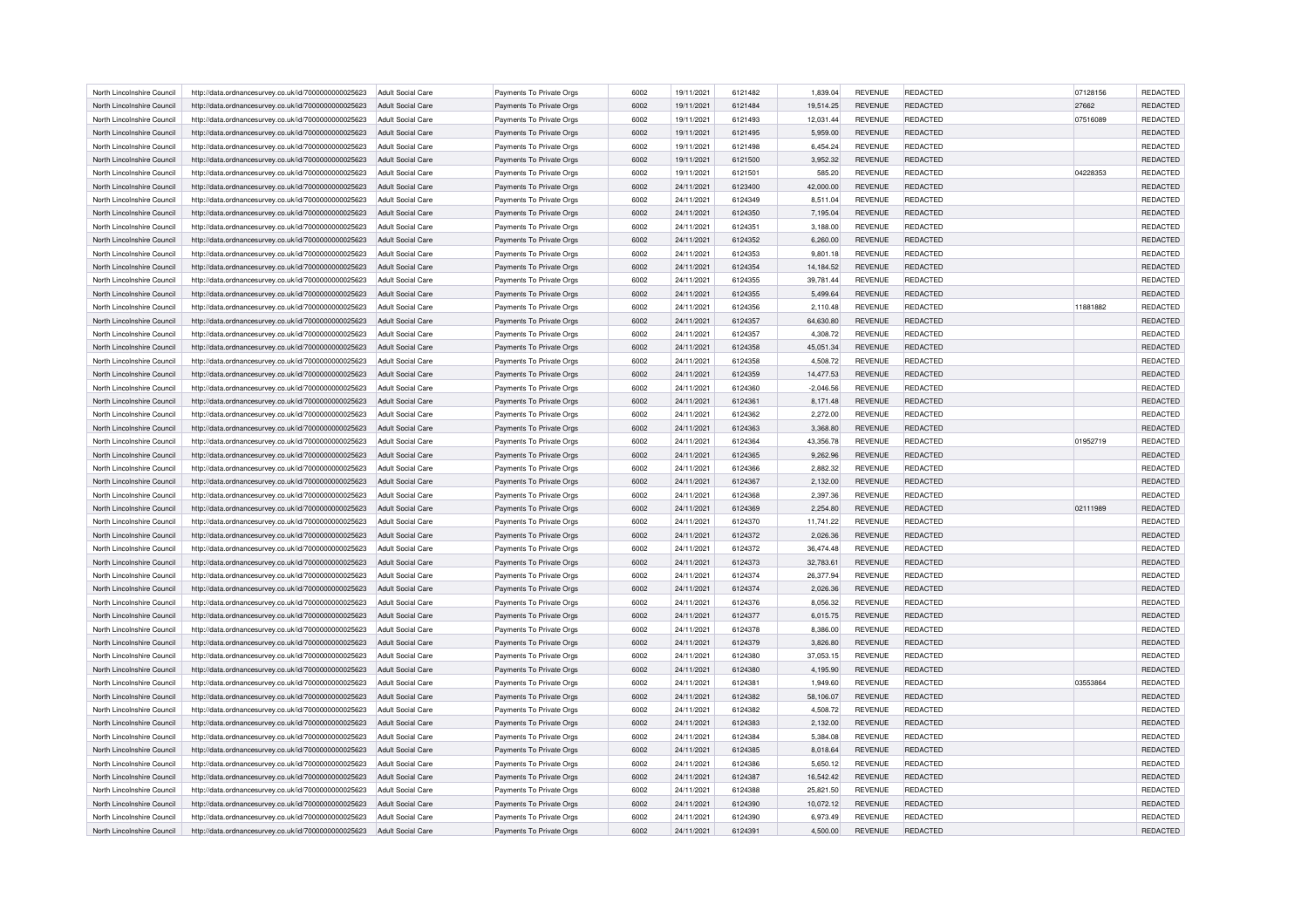| | | | | | | | | | | | |
|---|---|---|---|---|---|---|---|---|---|---|---|
| North Lincolnshire Council | http://data.ordnancesurvey.co.uk/id/7000000000025623 | Adult Social Care | Payments To Private Orgs | 6002 | 19/11/2021 | 6121482 | 1,839.04 | REVENUE | REDACTED | 07128156 | REDACTED |
| North Lincolnshire Council | http://data.ordnancesurvey.co.uk/id/7000000000025623 | Adult Social Care | Payments To Private Orgs | 6002 | 19/11/2021 | 6121484 | 19,514.25 | REVENUE | REDACTED | 27662 | REDACTED |
| North Lincolnshire Council | http://data.ordnancesurvey.co.uk/id/7000000000025623 | Adult Social Care | Payments To Private Orgs | 6002 | 19/11/2021 | 6121493 | 12,031.44 | REVENUE | REDACTED | 07516089 | REDACTED |
| North Lincolnshire Council | http://data.ordnancesurvey.co.uk/id/7000000000025623 | Adult Social Care | Payments To Private Orgs | 6002 | 19/11/2021 | 6121495 | 5,959.00 | REVENUE | REDACTED | | REDACTED |
| North Lincolnshire Council | http://data.ordnancesurvey.co.uk/id/7000000000025623 | Adult Social Care | Payments To Private Orgs | 6002 | 19/11/2021 | 6121498 | 6,454.24 | REVENUE | REDACTED | | REDACTED |
| North Lincolnshire Council | http://data.ordnancesurvey.co.uk/id/7000000000025623 | Adult Social Care | Payments To Private Orgs | 6002 | 19/11/2021 | 6121500 | 3,952.32 | REVENUE | REDACTED | | REDACTED |
| North Lincolnshire Council | http://data.ordnancesurvey.co.uk/id/7000000000025623 | Adult Social Care | Payments To Private Orgs | 6002 | 19/11/2021 | 6121501 | 585.20 | REVENUE | REDACTED | 04228353 | REDACTED |
| North Lincolnshire Council | http://data.ordnancesurvey.co.uk/id/7000000000025623 | Adult Social Care | Payments To Private Orgs | 6002 | 24/11/2021 | 6123400 | 42,000.00 | REVENUE | REDACTED | | REDACTED |
| North Lincolnshire Council | http://data.ordnancesurvey.co.uk/id/7000000000025623 | Adult Social Care | Payments To Private Orgs | 6002 | 24/11/2021 | 6124349 | 8,511.04 | REVENUE | REDACTED | | REDACTED |
| North Lincolnshire Council | http://data.ordnancesurvey.co.uk/id/7000000000025623 | Adult Social Care | Payments To Private Orgs | 6002 | 24/11/2021 | 6124350 | 7,195.04 | REVENUE | REDACTED | | REDACTED |
| North Lincolnshire Council | http://data.ordnancesurvey.co.uk/id/7000000000025623 | Adult Social Care | Payments To Private Orgs | 6002 | 24/11/2021 | 6124351 | 3,188.00 | REVENUE | REDACTED | | REDACTED |
| North Lincolnshire Council | http://data.ordnancesurvey.co.uk/id/7000000000025623 | Adult Social Care | Payments To Private Orgs | 6002 | 24/11/2021 | 6124352 | 6,260.00 | REVENUE | REDACTED | | REDACTED |
| North Lincolnshire Council | http://data.ordnancesurvey.co.uk/id/7000000000025623 | Adult Social Care | Payments To Private Orgs | 6002 | 24/11/2021 | 6124353 | 9,801.18 | REVENUE | REDACTED | | REDACTED |
| North Lincolnshire Council | http://data.ordnancesurvey.co.uk/id/7000000000025623 | Adult Social Care | Payments To Private Orgs | 6002 | 24/11/2021 | 6124354 | 14,184.52 | REVENUE | REDACTED | | REDACTED |
| North Lincolnshire Council | http://data.ordnancesurvey.co.uk/id/7000000000025623 | Adult Social Care | Payments To Private Orgs | 6002 | 24/11/2021 | 6124355 | 39,781.44 | REVENUE | REDACTED | | REDACTED |
| North Lincolnshire Council | http://data.ordnancesurvey.co.uk/id/7000000000025623 | Adult Social Care | Payments To Private Orgs | 6002 | 24/11/2021 | 6124355 | 5,499.64 | REVENUE | REDACTED | | REDACTED |
| North Lincolnshire Council | http://data.ordnancesurvey.co.uk/id/7000000000025623 | Adult Social Care | Payments To Private Orgs | 6002 | 24/11/2021 | 6124356 | 2,110.48 | REVENUE | REDACTED | 11881882 | REDACTED |
| North Lincolnshire Council | http://data.ordnancesurvey.co.uk/id/7000000000025623 | Adult Social Care | Payments To Private Orgs | 6002 | 24/11/2021 | 6124357 | 64,630.80 | REVENUE | REDACTED | | REDACTED |
| North Lincolnshire Council | http://data.ordnancesurvey.co.uk/id/7000000000025623 | Adult Social Care | Payments To Private Orgs | 6002 | 24/11/2021 | 6124357 | 4,308.72 | REVENUE | REDACTED | | REDACTED |
| North Lincolnshire Council | http://data.ordnancesurvey.co.uk/id/7000000000025623 | Adult Social Care | Payments To Private Orgs | 6002 | 24/11/2021 | 6124358 | 45,051.34 | REVENUE | REDACTED | | REDACTED |
| North Lincolnshire Council | http://data.ordnancesurvey.co.uk/id/7000000000025623 | Adult Social Care | Payments To Private Orgs | 6002 | 24/11/2021 | 6124358 | 4,508.72 | REVENUE | REDACTED | | REDACTED |
| North Lincolnshire Council | http://data.ordnancesurvey.co.uk/id/7000000000025623 | Adult Social Care | Payments To Private Orgs | 6002 | 24/11/2021 | 6124359 | 14,477.53 | REVENUE | REDACTED | | REDACTED |
| North Lincolnshire Council | http://data.ordnancesurvey.co.uk/id/7000000000025623 | Adult Social Care | Payments To Private Orgs | 6002 | 24/11/2021 | 6124360 | -2,046.56 | REVENUE | REDACTED | | REDACTED |
| North Lincolnshire Council | http://data.ordnancesurvey.co.uk/id/7000000000025623 | Adult Social Care | Payments To Private Orgs | 6002 | 24/11/2021 | 6124361 | 8,171.48 | REVENUE | REDACTED | | REDACTED |
| North Lincolnshire Council | http://data.ordnancesurvey.co.uk/id/7000000000025623 | Adult Social Care | Payments To Private Orgs | 6002 | 24/11/2021 | 6124362 | 2,272.00 | REVENUE | REDACTED | | REDACTED |
| North Lincolnshire Council | http://data.ordnancesurvey.co.uk/id/7000000000025623 | Adult Social Care | Payments To Private Orgs | 6002 | 24/11/2021 | 6124363 | 3,368.80 | REVENUE | REDACTED | | REDACTED |
| North Lincolnshire Council | http://data.ordnancesurvey.co.uk/id/7000000000025623 | Adult Social Care | Payments To Private Orgs | 6002 | 24/11/2021 | 6124364 | 43,356.78 | REVENUE | REDACTED | 01952719 | REDACTED |
| North Lincolnshire Council | http://data.ordnancesurvey.co.uk/id/7000000000025623 | Adult Social Care | Payments To Private Orgs | 6002 | 24/11/2021 | 6124365 | 9,262.96 | REVENUE | REDACTED | | REDACTED |
| North Lincolnshire Council | http://data.ordnancesurvey.co.uk/id/7000000000025623 | Adult Social Care | Payments To Private Orgs | 6002 | 24/11/2021 | 6124366 | 2,882.32 | REVENUE | REDACTED | | REDACTED |
| North Lincolnshire Council | http://data.ordnancesurvey.co.uk/id/7000000000025623 | Adult Social Care | Payments To Private Orgs | 6002 | 24/11/2021 | 6124367 | 2,132.00 | REVENUE | REDACTED | | REDACTED |
| North Lincolnshire Council | http://data.ordnancesurvey.co.uk/id/7000000000025623 | Adult Social Care | Payments To Private Orgs | 6002 | 24/11/2021 | 6124368 | 2,397.36 | REVENUE | REDACTED | | REDACTED |
| North Lincolnshire Council | http://data.ordnancesurvey.co.uk/id/7000000000025623 | Adult Social Care | Payments To Private Orgs | 6002 | 24/11/2021 | 6124369 | 2,254.80 | REVENUE | REDACTED | 02111989 | REDACTED |
| North Lincolnshire Council | http://data.ordnancesurvey.co.uk/id/7000000000025623 | Adult Social Care | Payments To Private Orgs | 6002 | 24/11/2021 | 6124370 | 11,741.22 | REVENUE | REDACTED | | REDACTED |
| North Lincolnshire Council | http://data.ordnancesurvey.co.uk/id/7000000000025623 | Adult Social Care | Payments To Private Orgs | 6002 | 24/11/2021 | 6124372 | 2,026.36 | REVENUE | REDACTED | | REDACTED |
| North Lincolnshire Council | http://data.ordnancesurvey.co.uk/id/7000000000025623 | Adult Social Care | Payments To Private Orgs | 6002 | 24/11/2021 | 6124372 | 36,474.48 | REVENUE | REDACTED | | REDACTED |
| North Lincolnshire Council | http://data.ordnancesurvey.co.uk/id/7000000000025623 | Adult Social Care | Payments To Private Orgs | 6002 | 24/11/2021 | 6124373 | 32,783.61 | REVENUE | REDACTED | | REDACTED |
| North Lincolnshire Council | http://data.ordnancesurvey.co.uk/id/7000000000025623 | Adult Social Care | Payments To Private Orgs | 6002 | 24/11/2021 | 6124374 | 26,377.94 | REVENUE | REDACTED | | REDACTED |
| North Lincolnshire Council | http://data.ordnancesurvey.co.uk/id/7000000000025623 | Adult Social Care | Payments To Private Orgs | 6002 | 24/11/2021 | 6124374 | 2,026.36 | REVENUE | REDACTED | | REDACTED |
| North Lincolnshire Council | http://data.ordnancesurvey.co.uk/id/7000000000025623 | Adult Social Care | Payments To Private Orgs | 6002 | 24/11/2021 | 6124376 | 8,056.32 | REVENUE | REDACTED | | REDACTED |
| North Lincolnshire Council | http://data.ordnancesurvey.co.uk/id/7000000000025623 | Adult Social Care | Payments To Private Orgs | 6002 | 24/11/2021 | 6124377 | 6,015.75 | REVENUE | REDACTED | | REDACTED |
| North Lincolnshire Council | http://data.ordnancesurvey.co.uk/id/7000000000025623 | Adult Social Care | Payments To Private Orgs | 6002 | 24/11/2021 | 6124378 | 8,386.00 | REVENUE | REDACTED | | REDACTED |
| North Lincolnshire Council | http://data.ordnancesurvey.co.uk/id/7000000000025623 | Adult Social Care | Payments To Private Orgs | 6002 | 24/11/2021 | 6124379 | 3,826.80 | REVENUE | REDACTED | | REDACTED |
| North Lincolnshire Council | http://data.ordnancesurvey.co.uk/id/7000000000025623 | Adult Social Care | Payments To Private Orgs | 6002 | 24/11/2021 | 6124380 | 37,053.15 | REVENUE | REDACTED | | REDACTED |
| North Lincolnshire Council | http://data.ordnancesurvey.co.uk/id/7000000000025623 | Adult Social Care | Payments To Private Orgs | 6002 | 24/11/2021 | 6124380 | 4,195.90 | REVENUE | REDACTED | | REDACTED |
| North Lincolnshire Council | http://data.ordnancesurvey.co.uk/id/7000000000025623 | Adult Social Care | Payments To Private Orgs | 6002 | 24/11/2021 | 6124381 | 1,949.60 | REVENUE | REDACTED | 03553864 | REDACTED |
| North Lincolnshire Council | http://data.ordnancesurvey.co.uk/id/7000000000025623 | Adult Social Care | Payments To Private Orgs | 6002 | 24/11/2021 | 6124382 | 58,106.07 | REVENUE | REDACTED | | REDACTED |
| North Lincolnshire Council | http://data.ordnancesurvey.co.uk/id/7000000000025623 | Adult Social Care | Payments To Private Orgs | 6002 | 24/11/2021 | 6124382 | 4,508.72 | REVENUE | REDACTED | | REDACTED |
| North Lincolnshire Council | http://data.ordnancesurvey.co.uk/id/7000000000025623 | Adult Social Care | Payments To Private Orgs | 6002 | 24/11/2021 | 6124383 | 2,132.00 | REVENUE | REDACTED | | REDACTED |
| North Lincolnshire Council | http://data.ordnancesurvey.co.uk/id/7000000000025623 | Adult Social Care | Payments To Private Orgs | 6002 | 24/11/2021 | 6124384 | 5,384.08 | REVENUE | REDACTED | | REDACTED |
| North Lincolnshire Council | http://data.ordnancesurvey.co.uk/id/7000000000025623 | Adult Social Care | Payments To Private Orgs | 6002 | 24/11/2021 | 6124385 | 8,018.64 | REVENUE | REDACTED | | REDACTED |
| North Lincolnshire Council | http://data.ordnancesurvey.co.uk/id/7000000000025623 | Adult Social Care | Payments To Private Orgs | 6002 | 24/11/2021 | 6124386 | 5,650.12 | REVENUE | REDACTED | | REDACTED |
| North Lincolnshire Council | http://data.ordnancesurvey.co.uk/id/7000000000025623 | Adult Social Care | Payments To Private Orgs | 6002 | 24/11/2021 | 6124387 | 16,542.42 | REVENUE | REDACTED | | REDACTED |
| North Lincolnshire Council | http://data.ordnancesurvey.co.uk/id/7000000000025623 | Adult Social Care | Payments To Private Orgs | 6002 | 24/11/2021 | 6124388 | 25,821.50 | REVENUE | REDACTED | | REDACTED |
| North Lincolnshire Council | http://data.ordnancesurvey.co.uk/id/7000000000025623 | Adult Social Care | Payments To Private Orgs | 6002 | 24/11/2021 | 6124390 | 10,072.12 | REVENUE | REDACTED | | REDACTED |
| North Lincolnshire Council | http://data.ordnancesurvey.co.uk/id/7000000000025623 | Adult Social Care | Payments To Private Orgs | 6002 | 24/11/2021 | 6124390 | 6,973.49 | REVENUE | REDACTED | | REDACTED |
| North Lincolnshire Council | http://data.ordnancesurvey.co.uk/id/7000000000025623 | Adult Social Care | Payments To Private Orgs | 6002 | 24/11/2021 | 6124391 | 4,500.00 | REVENUE | REDACTED | | REDACTED |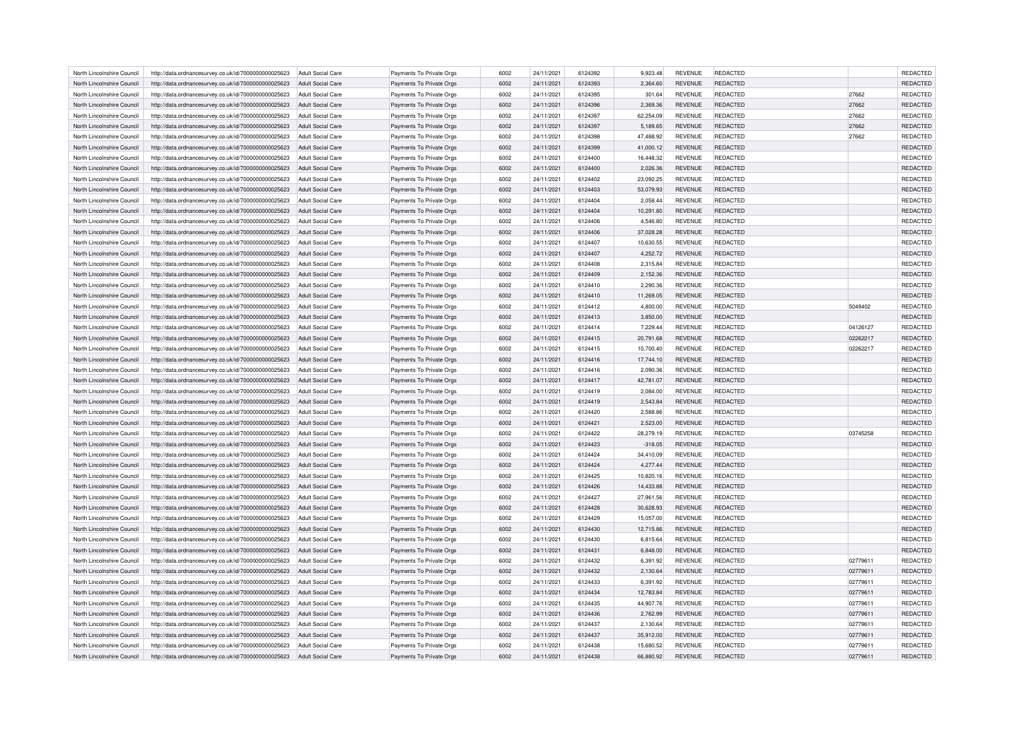| | | | | | | | | | | | |
|---|---|---|---|---|---|---|---|---|---|---|---|
| North Lincolnshire Council | http://data.ordnancesurvey.co.uk/id/7000000000025623 | Adult Social Care | Payments To Private Orgs | 6002 | 24/11/2021 | 6124392 | 9,923.48 | REVENUE | REDACTED | | REDACTED |
| North Lincolnshire Council | http://data.ordnancesurvey.co.uk/id/7000000000025623 | Adult Social Care | Payments To Private Orgs | 6002 | 24/11/2021 | 6124393 | 2,364.60 | REVENUE | REDACTED | | REDACTED |
| North Lincolnshire Council | http://data.ordnancesurvey.co.uk/id/7000000000025623 | Adult Social Care | Payments To Private Orgs | 6002 | 24/11/2021 | 6124395 | 301.64 | REVENUE | REDACTED | 27662 | REDACTED |
| North Lincolnshire Council | http://data.ordnancesurvey.co.uk/id/7000000000025623 | Adult Social Care | Payments To Private Orgs | 6002 | 24/11/2021 | 6124396 | 2,369.36 | REVENUE | REDACTED | 27662 | REDACTED |
| North Lincolnshire Council | http://data.ordnancesurvey.co.uk/id/7000000000025623 | Adult Social Care | Payments To Private Orgs | 6002 | 24/11/2021 | 6124397 | 62,254.09 | REVENUE | REDACTED | 27662 | REDACTED |
| North Lincolnshire Council | http://data.ordnancesurvey.co.uk/id/7000000000025623 | Adult Social Care | Payments To Private Orgs | 6002 | 24/11/2021 | 6124397 | 5,189.65 | REVENUE | REDACTED | 27662 | REDACTED |
| North Lincolnshire Council | http://data.ordnancesurvey.co.uk/id/7000000000025623 | Adult Social Care | Payments To Private Orgs | 6002 | 24/11/2021 | 6124398 | 47,488.92 | REVENUE | REDACTED | 27662 | REDACTED |
| North Lincolnshire Council | http://data.ordnancesurvey.co.uk/id/7000000000025623 | Adult Social Care | Payments To Private Orgs | 6002 | 24/11/2021 | 6124399 | 41,000.12 | REVENUE | REDACTED | | REDACTED |
| North Lincolnshire Council | http://data.ordnancesurvey.co.uk/id/7000000000025623 | Adult Social Care | Payments To Private Orgs | 6002 | 24/11/2021 | 6124400 | 16,448.32 | REVENUE | REDACTED | | REDACTED |
| North Lincolnshire Council | http://data.ordnancesurvey.co.uk/id/7000000000025623 | Adult Social Care | Payments To Private Orgs | 6002 | 24/11/2021 | 6124400 | 2,026.36 | REVENUE | REDACTED | | REDACTED |
| North Lincolnshire Council | http://data.ordnancesurvey.co.uk/id/7000000000025623 | Adult Social Care | Payments To Private Orgs | 6002 | 24/11/2021 | 6124402 | 23,092.25 | REVENUE | REDACTED | | REDACTED |
| North Lincolnshire Council | http://data.ordnancesurvey.co.uk/id/7000000000025623 | Adult Social Care | Payments To Private Orgs | 6002 | 24/11/2021 | 6124403 | 53,079.93 | REVENUE | REDACTED | | REDACTED |
| North Lincolnshire Council | http://data.ordnancesurvey.co.uk/id/7000000000025623 | Adult Social Care | Payments To Private Orgs | 6002 | 24/11/2021 | 6124404 | 2,058.44 | REVENUE | REDACTED | | REDACTED |
| North Lincolnshire Council | http://data.ordnancesurvey.co.uk/id/7000000000025623 | Adult Social Care | Payments To Private Orgs | 6002 | 24/11/2021 | 6124404 | 10,291.80 | REVENUE | REDACTED | | REDACTED |
| North Lincolnshire Council | http://data.ordnancesurvey.co.uk/id/7000000000025623 | Adult Social Care | Payments To Private Orgs | 6002 | 24/11/2021 | 6124406 | 4,546.80 | REVENUE | REDACTED | | REDACTED |
| North Lincolnshire Council | http://data.ordnancesurvey.co.uk/id/7000000000025623 | Adult Social Care | Payments To Private Orgs | 6002 | 24/11/2021 | 6124406 | 37,028.28 | REVENUE | REDACTED | | REDACTED |
| North Lincolnshire Council | http://data.ordnancesurvey.co.uk/id/7000000000025623 | Adult Social Care | Payments To Private Orgs | 6002 | 24/11/2021 | 6124407 | 10,630.55 | REVENUE | REDACTED | | REDACTED |
| North Lincolnshire Council | http://data.ordnancesurvey.co.uk/id/7000000000025623 | Adult Social Care | Payments To Private Orgs | 6002 | 24/11/2021 | 6124407 | 4,252.72 | REVENUE | REDACTED | | REDACTED |
| North Lincolnshire Council | http://data.ordnancesurvey.co.uk/id/7000000000025623 | Adult Social Care | Payments To Private Orgs | 6002 | 24/11/2021 | 6124408 | 2,315.84 | REVENUE | REDACTED | | REDACTED |
| North Lincolnshire Council | http://data.ordnancesurvey.co.uk/id/7000000000025623 | Adult Social Care | Payments To Private Orgs | 6002 | 24/11/2021 | 6124409 | 2,152.36 | REVENUE | REDACTED | | REDACTED |
| North Lincolnshire Council | http://data.ordnancesurvey.co.uk/id/7000000000025623 | Adult Social Care | Payments To Private Orgs | 6002 | 24/11/2021 | 6124410 | 2,290.36 | REVENUE | REDACTED | | REDACTED |
| North Lincolnshire Council | http://data.ordnancesurvey.co.uk/id/7000000000025623 | Adult Social Care | Payments To Private Orgs | 6002 | 24/11/2021 | 6124410 | 11,269.05 | REVENUE | REDACTED | | REDACTED |
| North Lincolnshire Council | http://data.ordnancesurvey.co.uk/id/7000000000025623 | Adult Social Care | Payments To Private Orgs | 6002 | 24/11/2021 | 6124412 | 4,800.00 | REVENUE | REDACTED | 5049402 | REDACTED |
| North Lincolnshire Council | http://data.ordnancesurvey.co.uk/id/7000000000025623 | Adult Social Care | Payments To Private Orgs | 6002 | 24/11/2021 | 6124413 | 3,850.00 | REVENUE | REDACTED | | REDACTED |
| North Lincolnshire Council | http://data.ordnancesurvey.co.uk/id/7000000000025623 | Adult Social Care | Payments To Private Orgs | 6002 | 24/11/2021 | 6124414 | 7,229.44 | REVENUE | REDACTED | 04126127 | REDACTED |
| North Lincolnshire Council | http://data.ordnancesurvey.co.uk/id/7000000000025623 | Adult Social Care | Payments To Private Orgs | 6002 | 24/11/2021 | 6124415 | 20,791.68 | REVENUE | REDACTED | 02262217 | REDACTED |
| North Lincolnshire Council | http://data.ordnancesurvey.co.uk/id/7000000000025623 | Adult Social Care | Payments To Private Orgs | 6002 | 24/11/2021 | 6124415 | 10,700.40 | REVENUE | REDACTED | 02262217 | REDACTED |
| North Lincolnshire Council | http://data.ordnancesurvey.co.uk/id/7000000000025623 | Adult Social Care | Payments To Private Orgs | 6002 | 24/11/2021 | 6124416 | 17,744.10 | REVENUE | REDACTED | | REDACTED |
| North Lincolnshire Council | http://data.ordnancesurvey.co.uk/id/7000000000025623 | Adult Social Care | Payments To Private Orgs | 6002 | 24/11/2021 | 6124416 | 2,090.36 | REVENUE | REDACTED | | REDACTED |
| North Lincolnshire Council | http://data.ordnancesurvey.co.uk/id/7000000000025623 | Adult Social Care | Payments To Private Orgs | 6002 | 24/11/2021 | 6124417 | 42,781.07 | REVENUE | REDACTED | | REDACTED |
| North Lincolnshire Council | http://data.ordnancesurvey.co.uk/id/7000000000025623 | Adult Social Care | Payments To Private Orgs | 6002 | 24/11/2021 | 6124419 | 2,084.00 | REVENUE | REDACTED | | REDACTED |
| North Lincolnshire Council | http://data.ordnancesurvey.co.uk/id/7000000000025623 | Adult Social Care | Payments To Private Orgs | 6002 | 24/11/2021 | 6124419 | 2,543.84 | REVENUE | REDACTED | | REDACTED |
| North Lincolnshire Council | http://data.ordnancesurvey.co.uk/id/7000000000025623 | Adult Social Care | Payments To Private Orgs | 6002 | 24/11/2021 | 6124420 | 2,588.86 | REVENUE | REDACTED | | REDACTED |
| North Lincolnshire Council | http://data.ordnancesurvey.co.uk/id/7000000000025623 | Adult Social Care | Payments To Private Orgs | 6002 | 24/11/2021 | 6124421 | 2,523.00 | REVENUE | REDACTED | | REDACTED |
| North Lincolnshire Council | http://data.ordnancesurvey.co.uk/id/7000000000025623 | Adult Social Care | Payments To Private Orgs | 6002 | 24/11/2021 | 6124422 | 28,279.19 | REVENUE | REDACTED | 03745258 | REDACTED |
| North Lincolnshire Council | http://data.ordnancesurvey.co.uk/id/7000000000025623 | Adult Social Care | Payments To Private Orgs | 6002 | 24/11/2021 | 6124423 | -318.05 | REVENUE | REDACTED | | REDACTED |
| North Lincolnshire Council | http://data.ordnancesurvey.co.uk/id/7000000000025623 | Adult Social Care | Payments To Private Orgs | 6002 | 24/11/2021 | 6124424 | 34,410.09 | REVENUE | REDACTED | | REDACTED |
| North Lincolnshire Council | http://data.ordnancesurvey.co.uk/id/7000000000025623 | Adult Social Care | Payments To Private Orgs | 6002 | 24/11/2021 | 6124424 | 4,277.44 | REVENUE | REDACTED | | REDACTED |
| North Lincolnshire Council | http://data.ordnancesurvey.co.uk/id/7000000000025623 | Adult Social Care | Payments To Private Orgs | 6002 | 24/11/2021 | 6124425 | 10,820.16 | REVENUE | REDACTED | | REDACTED |
| North Lincolnshire Council | http://data.ordnancesurvey.co.uk/id/7000000000025623 | Adult Social Care | Payments To Private Orgs | 6002 | 24/11/2021 | 6124426 | 14,433.88 | REVENUE | REDACTED | | REDACTED |
| North Lincolnshire Council | http://data.ordnancesurvey.co.uk/id/7000000000025623 | Adult Social Care | Payments To Private Orgs | 6002 | 24/11/2021 | 6124427 | 27,961.56 | REVENUE | REDACTED | | REDACTED |
| North Lincolnshire Council | http://data.ordnancesurvey.co.uk/id/7000000000025623 | Adult Social Care | Payments To Private Orgs | 6002 | 24/11/2021 | 6124428 | 30,628.93 | REVENUE | REDACTED | | REDACTED |
| North Lincolnshire Council | http://data.ordnancesurvey.co.uk/id/7000000000025623 | Adult Social Care | Payments To Private Orgs | 6002 | 24/11/2021 | 6124429 | 15,057.00 | REVENUE | REDACTED | | REDACTED |
| North Lincolnshire Council | http://data.ordnancesurvey.co.uk/id/7000000000025623 | Adult Social Care | Payments To Private Orgs | 6002 | 24/11/2021 | 6124430 | 12,715.86 | REVENUE | REDACTED | | REDACTED |
| North Lincolnshire Council | http://data.ordnancesurvey.co.uk/id/7000000000025623 | Adult Social Care | Payments To Private Orgs | 6002 | 24/11/2021 | 6124430 | 6,815.64 | REVENUE | REDACTED | | REDACTED |
| North Lincolnshire Council | http://data.ordnancesurvey.co.uk/id/7000000000025623 | Adult Social Care | Payments To Private Orgs | 6002 | 24/11/2021 | 6124431 | 6,848.00 | REVENUE | REDACTED | | REDACTED |
| North Lincolnshire Council | http://data.ordnancesurvey.co.uk/id/7000000000025623 | Adult Social Care | Payments To Private Orgs | 6002 | 24/11/2021 | 6124432 | 6,391.92 | REVENUE | REDACTED | 02779611 | REDACTED |
| North Lincolnshire Council | http://data.ordnancesurvey.co.uk/id/7000000000025623 | Adult Social Care | Payments To Private Orgs | 6002 | 24/11/2021 | 6124432 | 2,130.64 | REVENUE | REDACTED | 02779611 | REDACTED |
| North Lincolnshire Council | http://data.ordnancesurvey.co.uk/id/7000000000025623 | Adult Social Care | Payments To Private Orgs | 6002 | 24/11/2021 | 6124433 | 6,391.92 | REVENUE | REDACTED | 02779611 | REDACTED |
| North Lincolnshire Council | http://data.ordnancesurvey.co.uk/id/7000000000025623 | Adult Social Care | Payments To Private Orgs | 6002 | 24/11/2021 | 6124434 | 12,783.84 | REVENUE | REDACTED | 02779611 | REDACTED |
| North Lincolnshire Council | http://data.ordnancesurvey.co.uk/id/7000000000025623 | Adult Social Care | Payments To Private Orgs | 6002 | 24/11/2021 | 6124435 | 44,907.76 | REVENUE | REDACTED | 02779611 | REDACTED |
| North Lincolnshire Council | http://data.ordnancesurvey.co.uk/id/7000000000025623 | Adult Social Care | Payments To Private Orgs | 6002 | 24/11/2021 | 6124436 | 2,762.99 | REVENUE | REDACTED | 02779611 | REDACTED |
| North Lincolnshire Council | http://data.ordnancesurvey.co.uk/id/7000000000025623 | Adult Social Care | Payments To Private Orgs | 6002 | 24/11/2021 | 6124437 | 2,130.64 | REVENUE | REDACTED | 02779611 | REDACTED |
| North Lincolnshire Council | http://data.ordnancesurvey.co.uk/id/7000000000025623 | Adult Social Care | Payments To Private Orgs | 6002 | 24/11/2021 | 6124437 | 35,912.00 | REVENUE | REDACTED | 02779611 | REDACTED |
| North Lincolnshire Council | http://data.ordnancesurvey.co.uk/id/7000000000025623 | Adult Social Care | Payments To Private Orgs | 6002 | 24/11/2021 | 6124438 | 15,680.52 | REVENUE | REDACTED | 02779611 | REDACTED |
| North Lincolnshire Council | http://data.ordnancesurvey.co.uk/id/7000000000025623 | Adult Social Care | Payments To Private Orgs | 6002 | 24/11/2021 | 6124438 | 66,880.92 | REVENUE | REDACTED | 02779611 | REDACTED |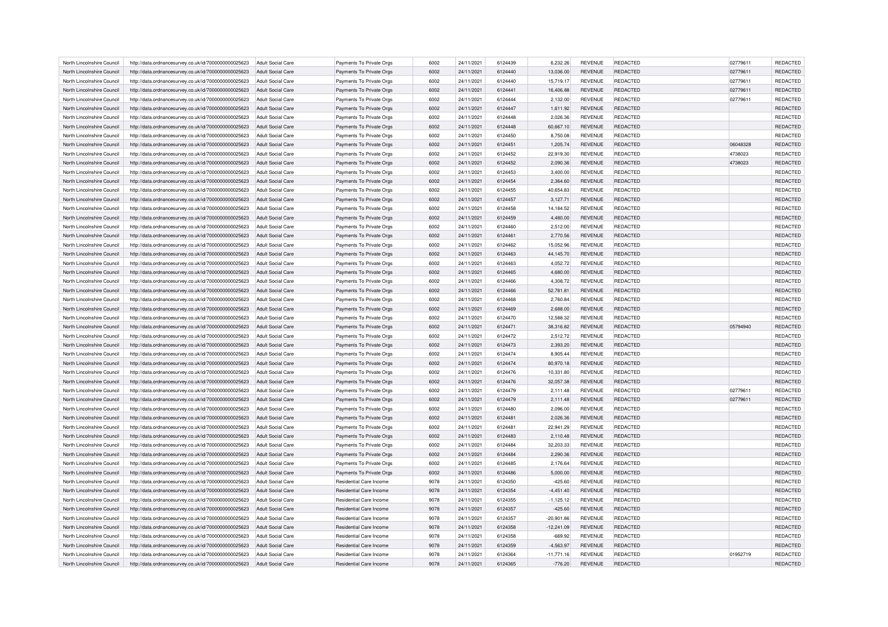| | | | | | | | | | | | |
|---|---|---|---|---|---|---|---|---|---|---|---|
| North Lincolnshire Council | http://data.ordnancesurvey.co.uk/id/7000000000025623 | Adult Social Care | Payments To Private Orgs | 6002 | 24/11/2021 | 6124439 | 6,232.26 | REVENUE | REDACTED | 02779611 | REDACTED |
| North Lincolnshire Council | http://data.ordnancesurvey.co.uk/id/7000000000025623 | Adult Social Care | Payments To Private Orgs | 6002 | 24/11/2021 | 6124440 | 13,036.00 | REVENUE | REDACTED | 02779611 | REDACTED |
| North Lincolnshire Council | http://data.ordnancesurvey.co.uk/id/7000000000025623 | Adult Social Care | Payments To Private Orgs | 6002 | 24/11/2021 | 6124440 | 15,719.17 | REVENUE | REDACTED | 02779611 | REDACTED |
| North Lincolnshire Council | http://data.ordnancesurvey.co.uk/id/7000000000025623 | Adult Social Care | Payments To Private Orgs | 6002 | 24/11/2021 | 6124441 | 16,406.88 | REVENUE | REDACTED | 02779611 | REDACTED |
| North Lincolnshire Council | http://data.ordnancesurvey.co.uk/id/7000000000025623 | Adult Social Care | Payments To Private Orgs | 6002 | 24/11/2021 | 6124444 | 2,132.00 | REVENUE | REDACTED | 02779611 | REDACTED |
| North Lincolnshire Council | http://data.ordnancesurvey.co.uk/id/7000000000025623 | Adult Social Care | Payments To Private Orgs | 6002 | 24/11/2021 | 6124447 | 1,611.92 | REVENUE | REDACTED | | REDACTED |
| North Lincolnshire Council | http://data.ordnancesurvey.co.uk/id/7000000000025623 | Adult Social Care | Payments To Private Orgs | 6002 | 24/11/2021 | 6124448 | 2,026.36 | REVENUE | REDACTED | | REDACTED |
| North Lincolnshire Council | http://data.ordnancesurvey.co.uk/id/7000000000025623 | Adult Social Care | Payments To Private Orgs | 6002 | 24/11/2021 | 6124448 | 60,667.10 | REVENUE | REDACTED | | REDACTED |
| North Lincolnshire Council | http://data.ordnancesurvey.co.uk/id/7000000000025623 | Adult Social Care | Payments To Private Orgs | 6002 | 24/11/2021 | 6124450 | 8,750.08 | REVENUE | REDACTED | | REDACTED |
| North Lincolnshire Council | http://data.ordnancesurvey.co.uk/id/7000000000025623 | Adult Social Care | Payments To Private Orgs | 6002 | 24/11/2021 | 6124451 | 1,205.74 | REVENUE | REDACTED | 06048328 | REDACTED |
| North Lincolnshire Council | http://data.ordnancesurvey.co.uk/id/7000000000025623 | Adult Social Care | Payments To Private Orgs | 6002 | 24/11/2021 | 6124452 | 22,919.30 | REVENUE | REDACTED | 4738023 | REDACTED |
| North Lincolnshire Council | http://data.ordnancesurvey.co.uk/id/7000000000025623 | Adult Social Care | Payments To Private Orgs | 6002 | 24/11/2021 | 6124452 | 2,090.36 | REVENUE | REDACTED | 4738023 | REDACTED |
| North Lincolnshire Council | http://data.ordnancesurvey.co.uk/id/7000000000025623 | Adult Social Care | Payments To Private Orgs | 6002 | 24/11/2021 | 6124453 | 3,400.00 | REVENUE | REDACTED | | REDACTED |
| North Lincolnshire Council | http://data.ordnancesurvey.co.uk/id/7000000000025623 | Adult Social Care | Payments To Private Orgs | 6002 | 24/11/2021 | 6124454 | 2,364.60 | REVENUE | REDACTED | | REDACTED |
| North Lincolnshire Council | http://data.ordnancesurvey.co.uk/id/7000000000025623 | Adult Social Care | Payments To Private Orgs | 6002 | 24/11/2021 | 6124455 | 40,654.83 | REVENUE | REDACTED | | REDACTED |
| North Lincolnshire Council | http://data.ordnancesurvey.co.uk/id/7000000000025623 | Adult Social Care | Payments To Private Orgs | 6002 | 24/11/2021 | 6124457 | 3,127.71 | REVENUE | REDACTED | | REDACTED |
| North Lincolnshire Council | http://data.ordnancesurvey.co.uk/id/7000000000025623 | Adult Social Care | Payments To Private Orgs | 6002 | 24/11/2021 | 6124458 | 14,184.52 | REVENUE | REDACTED | | REDACTED |
| North Lincolnshire Council | http://data.ordnancesurvey.co.uk/id/7000000000025623 | Adult Social Care | Payments To Private Orgs | 6002 | 24/11/2021 | 6124459 | 4,480.00 | REVENUE | REDACTED | | REDACTED |
| North Lincolnshire Council | http://data.ordnancesurvey.co.uk/id/7000000000025623 | Adult Social Care | Payments To Private Orgs | 6002 | 24/11/2021 | 6124460 | 2,512.00 | REVENUE | REDACTED | | REDACTED |
| North Lincolnshire Council | http://data.ordnancesurvey.co.uk/id/7000000000025623 | Adult Social Care | Payments To Private Orgs | 6002 | 24/11/2021 | 6124461 | 2,770.56 | REVENUE | REDACTED | | REDACTED |
| North Lincolnshire Council | http://data.ordnancesurvey.co.uk/id/7000000000025623 | Adult Social Care | Payments To Private Orgs | 6002 | 24/11/2021 | 6124462 | 15,052.96 | REVENUE | REDACTED | | REDACTED |
| North Lincolnshire Council | http://data.ordnancesurvey.co.uk/id/7000000000025623 | Adult Social Care | Payments To Private Orgs | 6002 | 24/11/2021 | 6124463 | 44,145.70 | REVENUE | REDACTED | | REDACTED |
| North Lincolnshire Council | http://data.ordnancesurvey.co.uk/id/7000000000025623 | Adult Social Care | Payments To Private Orgs | 6002 | 24/11/2021 | 6124463 | 4,052.72 | REVENUE | REDACTED | | REDACTED |
| North Lincolnshire Council | http://data.ordnancesurvey.co.uk/id/7000000000025623 | Adult Social Care | Payments To Private Orgs | 6002 | 24/11/2021 | 6124465 | 4,680.00 | REVENUE | REDACTED | | REDACTED |
| North Lincolnshire Council | http://data.ordnancesurvey.co.uk/id/7000000000025623 | Adult Social Care | Payments To Private Orgs | 6002 | 24/11/2021 | 6124466 | 4,308.72 | REVENUE | REDACTED | | REDACTED |
| North Lincolnshire Council | http://data.ordnancesurvey.co.uk/id/7000000000025623 | Adult Social Care | Payments To Private Orgs | 6002 | 24/11/2021 | 6124466 | 52,781.81 | REVENUE | REDACTED | | REDACTED |
| North Lincolnshire Council | http://data.ordnancesurvey.co.uk/id/7000000000025623 | Adult Social Care | Payments To Private Orgs | 6002 | 24/11/2021 | 6124468 | 2,760.84 | REVENUE | REDACTED | | REDACTED |
| North Lincolnshire Council | http://data.ordnancesurvey.co.uk/id/7000000000025623 | Adult Social Care | Payments To Private Orgs | 6002 | 24/11/2021 | 6124469 | 2,688.00 | REVENUE | REDACTED | | REDACTED |
| North Lincolnshire Council | http://data.ordnancesurvey.co.uk/id/7000000000025623 | Adult Social Care | Payments To Private Orgs | 6002 | 24/11/2021 | 6124470 | 12,588.32 | REVENUE | REDACTED | | REDACTED |
| North Lincolnshire Council | http://data.ordnancesurvey.co.uk/id/7000000000025623 | Adult Social Care | Payments To Private Orgs | 6002 | 24/11/2021 | 6124471 | 38,316.82 | REVENUE | REDACTED | 05794940 | REDACTED |
| North Lincolnshire Council | http://data.ordnancesurvey.co.uk/id/7000000000025623 | Adult Social Care | Payments To Private Orgs | 6002 | 24/11/2021 | 6124472 | 2,512.72 | REVENUE | REDACTED | | REDACTED |
| North Lincolnshire Council | http://data.ordnancesurvey.co.uk/id/7000000000025623 | Adult Social Care | Payments To Private Orgs | 6002 | 24/11/2021 | 6124473 | 2,393.20 | REVENUE | REDACTED | | REDACTED |
| North Lincolnshire Council | http://data.ordnancesurvey.co.uk/id/7000000000025623 | Adult Social Care | Payments To Private Orgs | 6002 | 24/11/2021 | 6124474 | 8,905.44 | REVENUE | REDACTED | | REDACTED |
| North Lincolnshire Council | http://data.ordnancesurvey.co.uk/id/7000000000025623 | Adult Social Care | Payments To Private Orgs | 6002 | 24/11/2021 | 6124474 | 80,970.18 | REVENUE | REDACTED | | REDACTED |
| North Lincolnshire Council | http://data.ordnancesurvey.co.uk/id/7000000000025623 | Adult Social Care | Payments To Private Orgs | 6002 | 24/11/2021 | 6124476 | 10,331.80 | REVENUE | REDACTED | | REDACTED |
| North Lincolnshire Council | http://data.ordnancesurvey.co.uk/id/7000000000025623 | Adult Social Care | Payments To Private Orgs | 6002 | 24/11/2021 | 6124476 | 32,057.38 | REVENUE | REDACTED | | REDACTED |
| North Lincolnshire Council | http://data.ordnancesurvey.co.uk/id/7000000000025623 | Adult Social Care | Payments To Private Orgs | 6002 | 24/11/2021 | 6124479 | 2,111.48 | REVENUE | REDACTED | 02779611 | REDACTED |
| North Lincolnshire Council | http://data.ordnancesurvey.co.uk/id/7000000000025623 | Adult Social Care | Payments To Private Orgs | 6002 | 24/11/2021 | 6124479 | 2,111.48 | REVENUE | REDACTED | 02779611 | REDACTED |
| North Lincolnshire Council | http://data.ordnancesurvey.co.uk/id/7000000000025623 | Adult Social Care | Payments To Private Orgs | 6002 | 24/11/2021 | 6124480 | 2,096.00 | REVENUE | REDACTED | | REDACTED |
| North Lincolnshire Council | http://data.ordnancesurvey.co.uk/id/7000000000025623 | Adult Social Care | Payments To Private Orgs | 6002 | 24/11/2021 | 6124481 | 2,026.36 | REVENUE | REDACTED | | REDACTED |
| North Lincolnshire Council | http://data.ordnancesurvey.co.uk/id/7000000000025623 | Adult Social Care | Payments To Private Orgs | 6002 | 24/11/2021 | 6124481 | 22,941.29 | REVENUE | REDACTED | | REDACTED |
| North Lincolnshire Council | http://data.ordnancesurvey.co.uk/id/7000000000025623 | Adult Social Care | Payments To Private Orgs | 6002 | 24/11/2021 | 6124483 | 2,110.48 | REVENUE | REDACTED | | REDACTED |
| North Lincolnshire Council | http://data.ordnancesurvey.co.uk/id/7000000000025623 | Adult Social Care | Payments To Private Orgs | 6002 | 24/11/2021 | 6124484 | 32,203.33 | REVENUE | REDACTED | | REDACTED |
| North Lincolnshire Council | http://data.ordnancesurvey.co.uk/id/7000000000025623 | Adult Social Care | Payments To Private Orgs | 6002 | 24/11/2021 | 6124484 | 2,290.36 | REVENUE | REDACTED | | REDACTED |
| North Lincolnshire Council | http://data.ordnancesurvey.co.uk/id/7000000000025623 | Adult Social Care | Payments To Private Orgs | 6002 | 24/11/2021 | 6124485 | 2,176.64 | REVENUE | REDACTED | | REDACTED |
| North Lincolnshire Council | http://data.ordnancesurvey.co.uk/id/7000000000025623 | Adult Social Care | Payments To Private Orgs | 6002 | 24/11/2021 | 6124486 | 5,000.00 | REVENUE | REDACTED | | REDACTED |
| North Lincolnshire Council | http://data.ordnancesurvey.co.uk/id/7000000000025623 | Adult Social Care | Residential Care Income | 9078 | 24/11/2021 | 6124350 | -425.60 | REVENUE | REDACTED | | REDACTED |
| North Lincolnshire Council | http://data.ordnancesurvey.co.uk/id/7000000000025623 | Adult Social Care | Residential Care Income | 9078 | 24/11/2021 | 6124354 | -4,451.40 | REVENUE | REDACTED | | REDACTED |
| North Lincolnshire Council | http://data.ordnancesurvey.co.uk/id/7000000000025623 | Adult Social Care | Residential Care Income | 9078 | 24/11/2021 | 6124355 | -1,125.12 | REVENUE | REDACTED | | REDACTED |
| North Lincolnshire Council | http://data.ordnancesurvey.co.uk/id/7000000000025623 | Adult Social Care | Residential Care Income | 9078 | 24/11/2021 | 6124357 | -425.60 | REVENUE | REDACTED | | REDACTED |
| North Lincolnshire Council | http://data.ordnancesurvey.co.uk/id/7000000000025623 | Adult Social Care | Residential Care Income | 9078 | 24/11/2021 | 6124357 | -20,901.86 | REVENUE | REDACTED | | REDACTED |
| North Lincolnshire Council | http://data.ordnancesurvey.co.uk/id/7000000000025623 | Adult Social Care | Residential Care Income | 9078 | 24/11/2021 | 6124358 | -12,241.09 | REVENUE | REDACTED | | REDACTED |
| North Lincolnshire Council | http://data.ordnancesurvey.co.uk/id/7000000000025623 | Adult Social Care | Residential Care Income | 9078 | 24/11/2021 | 6124358 | -669.92 | REVENUE | REDACTED | | REDACTED |
| North Lincolnshire Council | http://data.ordnancesurvey.co.uk/id/7000000000025623 | Adult Social Care | Residential Care Income | 9078 | 24/11/2021 | 6124359 | -4,563.97 | REVENUE | REDACTED | | REDACTED |
| North Lincolnshire Council | http://data.ordnancesurvey.co.uk/id/7000000000025623 | Adult Social Care | Residential Care Income | 9078 | 24/11/2021 | 6124364 | -11,771.16 | REVENUE | REDACTED | 01952719 | REDACTED |
| North Lincolnshire Council | http://data.ordnancesurvey.co.uk/id/7000000000025623 | Adult Social Care | Residential Care Income | 9078 | 24/11/2021 | 6124365 | -776.20 | REVENUE | REDACTED | | REDACTED |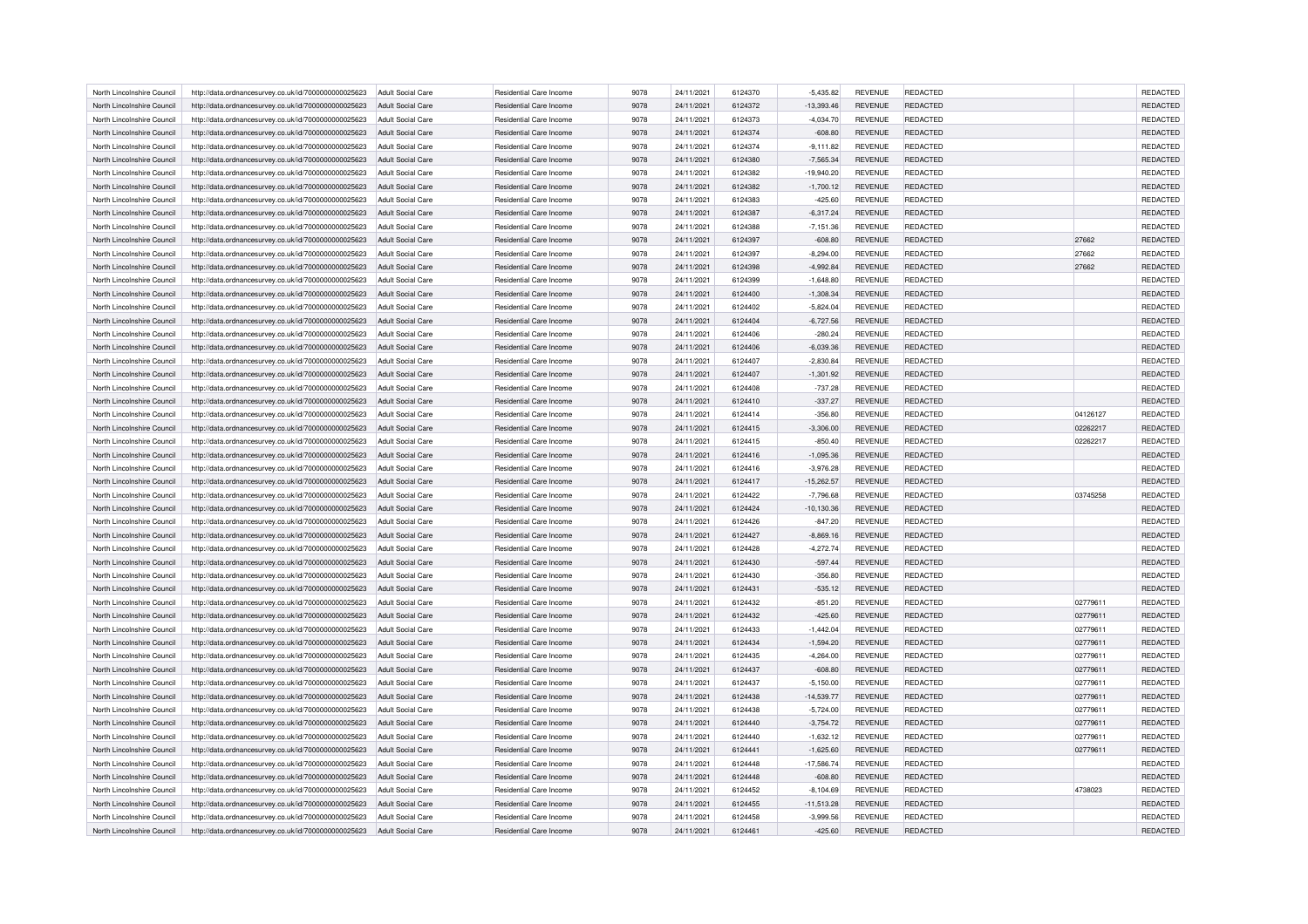| | | | | | | | | | | | |
|---|---|---|---|---|---|---|---|---|---|---|---|
| North Lincolnshire Council | http://data.ordnancesurvey.co.uk/id/7000000000025623 | Adult Social Care | Residential Care Income | 9078 | 24/11/2021 | 6124370 | -5,435.82 | REVENUE | REDACTED | | REDACTED |
| North Lincolnshire Council | http://data.ordnancesurvey.co.uk/id/7000000000025623 | Adult Social Care | Residential Care Income | 9078 | 24/11/2021 | 6124372 | -13,393.46 | REVENUE | REDACTED | | REDACTED |
| North Lincolnshire Council | http://data.ordnancesurvey.co.uk/id/7000000000025623 | Adult Social Care | Residential Care Income | 9078 | 24/11/2021 | 6124373 | -4,034.70 | REVENUE | REDACTED | | REDACTED |
| North Lincolnshire Council | http://data.ordnancesurvey.co.uk/id/7000000000025623 | Adult Social Care | Residential Care Income | 9078 | 24/11/2021 | 6124374 | -608.80 | REVENUE | REDACTED | | REDACTED |
| North Lincolnshire Council | http://data.ordnancesurvey.co.uk/id/7000000000025623 | Adult Social Care | Residential Care Income | 9078 | 24/11/2021 | 6124374 | -9,111.82 | REVENUE | REDACTED | | REDACTED |
| North Lincolnshire Council | http://data.ordnancesurvey.co.uk/id/7000000000025623 | Adult Social Care | Residential Care Income | 9078 | 24/11/2021 | 6124380 | -7,565.34 | REVENUE | REDACTED | | REDACTED |
| North Lincolnshire Council | http://data.ordnancesurvey.co.uk/id/7000000000025623 | Adult Social Care | Residential Care Income | 9078 | 24/11/2021 | 6124382 | -19,940.20 | REVENUE | REDACTED | | REDACTED |
| North Lincolnshire Council | http://data.ordnancesurvey.co.uk/id/7000000000025623 | Adult Social Care | Residential Care Income | 9078 | 24/11/2021 | 6124382 | -1,700.12 | REVENUE | REDACTED | | REDACTED |
| North Lincolnshire Council | http://data.ordnancesurvey.co.uk/id/7000000000025623 | Adult Social Care | Residential Care Income | 9078 | 24/11/2021 | 6124383 | -425.60 | REVENUE | REDACTED | | REDACTED |
| North Lincolnshire Council | http://data.ordnancesurvey.co.uk/id/7000000000025623 | Adult Social Care | Residential Care Income | 9078 | 24/11/2021 | 6124387 | -6,317.24 | REVENUE | REDACTED | | REDACTED |
| North Lincolnshire Council | http://data.ordnancesurvey.co.uk/id/7000000000025623 | Adult Social Care | Residential Care Income | 9078 | 24/11/2021 | 6124388 | -7,151.36 | REVENUE | REDACTED | | REDACTED |
| North Lincolnshire Council | http://data.ordnancesurvey.co.uk/id/7000000000025623 | Adult Social Care | Residential Care Income | 9078 | 24/11/2021 | 6124397 | -608.80 | REVENUE | REDACTED | 27662 | REDACTED |
| North Lincolnshire Council | http://data.ordnancesurvey.co.uk/id/7000000000025623 | Adult Social Care | Residential Care Income | 9078 | 24/11/2021 | 6124397 | -8,294.00 | REVENUE | REDACTED | 27662 | REDACTED |
| North Lincolnshire Council | http://data.ordnancesurvey.co.uk/id/7000000000025623 | Adult Social Care | Residential Care Income | 9078 | 24/11/2021 | 6124398 | -4,992.84 | REVENUE | REDACTED | 27662 | REDACTED |
| North Lincolnshire Council | http://data.ordnancesurvey.co.uk/id/7000000000025623 | Adult Social Care | Residential Care Income | 9078 | 24/11/2021 | 6124399 | -1,648.80 | REVENUE | REDACTED | | REDACTED |
| North Lincolnshire Council | http://data.ordnancesurvey.co.uk/id/7000000000025623 | Adult Social Care | Residential Care Income | 9078 | 24/11/2021 | 6124400 | -1,308.34 | REVENUE | REDACTED | | REDACTED |
| North Lincolnshire Council | http://data.ordnancesurvey.co.uk/id/7000000000025623 | Adult Social Care | Residential Care Income | 9078 | 24/11/2021 | 6124402 | -5,824.04 | REVENUE | REDACTED | | REDACTED |
| North Lincolnshire Council | http://data.ordnancesurvey.co.uk/id/7000000000025623 | Adult Social Care | Residential Care Income | 9078 | 24/11/2021 | 6124404 | -6,727.56 | REVENUE | REDACTED | | REDACTED |
| North Lincolnshire Council | http://data.ordnancesurvey.co.uk/id/7000000000025623 | Adult Social Care | Residential Care Income | 9078 | 24/11/2021 | 6124406 | -280.24 | REVENUE | REDACTED | | REDACTED |
| North Lincolnshire Council | http://data.ordnancesurvey.co.uk/id/7000000000025623 | Adult Social Care | Residential Care Income | 9078 | 24/11/2021 | 6124406 | -6,039.36 | REVENUE | REDACTED | | REDACTED |
| North Lincolnshire Council | http://data.ordnancesurvey.co.uk/id/7000000000025623 | Adult Social Care | Residential Care Income | 9078 | 24/11/2021 | 6124407 | -2,830.84 | REVENUE | REDACTED | | REDACTED |
| North Lincolnshire Council | http://data.ordnancesurvey.co.uk/id/7000000000025623 | Adult Social Care | Residential Care Income | 9078 | 24/11/2021 | 6124407 | -1,301.92 | REVENUE | REDACTED | | REDACTED |
| North Lincolnshire Council | http://data.ordnancesurvey.co.uk/id/7000000000025623 | Adult Social Care | Residential Care Income | 9078 | 24/11/2021 | 6124408 | -737.28 | REVENUE | REDACTED | | REDACTED |
| North Lincolnshire Council | http://data.ordnancesurvey.co.uk/id/7000000000025623 | Adult Social Care | Residential Care Income | 9078 | 24/11/2021 | 6124410 | -337.27 | REVENUE | REDACTED | | REDACTED |
| North Lincolnshire Council | http://data.ordnancesurvey.co.uk/id/7000000000025623 | Adult Social Care | Residential Care Income | 9078 | 24/11/2021 | 6124414 | -356.80 | REVENUE | REDACTED | 04126127 | REDACTED |
| North Lincolnshire Council | http://data.ordnancesurvey.co.uk/id/7000000000025623 | Adult Social Care | Residential Care Income | 9078 | 24/11/2021 | 6124415 | -3,306.00 | REVENUE | REDACTED | 02262217 | REDACTED |
| North Lincolnshire Council | http://data.ordnancesurvey.co.uk/id/7000000000025623 | Adult Social Care | Residential Care Income | 9078 | 24/11/2021 | 6124415 | -850.40 | REVENUE | REDACTED | 02262217 | REDACTED |
| North Lincolnshire Council | http://data.ordnancesurvey.co.uk/id/7000000000025623 | Adult Social Care | Residential Care Income | 9078 | 24/11/2021 | 6124416 | -1,095.36 | REVENUE | REDACTED | | REDACTED |
| North Lincolnshire Council | http://data.ordnancesurvey.co.uk/id/7000000000025623 | Adult Social Care | Residential Care Income | 9078 | 24/11/2021 | 6124416 | -3,976.28 | REVENUE | REDACTED | | REDACTED |
| North Lincolnshire Council | http://data.ordnancesurvey.co.uk/id/7000000000025623 | Adult Social Care | Residential Care Income | 9078 | 24/11/2021 | 6124417 | -15,262.57 | REVENUE | REDACTED | | REDACTED |
| North Lincolnshire Council | http://data.ordnancesurvey.co.uk/id/7000000000025623 | Adult Social Care | Residential Care Income | 9078 | 24/11/2021 | 6124422 | -7,796.68 | REVENUE | REDACTED | 03745258 | REDACTED |
| North Lincolnshire Council | http://data.ordnancesurvey.co.uk/id/7000000000025623 | Adult Social Care | Residential Care Income | 9078 | 24/11/2021 | 6124424 | -10,130.36 | REVENUE | REDACTED | | REDACTED |
| North Lincolnshire Council | http://data.ordnancesurvey.co.uk/id/7000000000025623 | Adult Social Care | Residential Care Income | 9078 | 24/11/2021 | 6124426 | -847.20 | REVENUE | REDACTED | | REDACTED |
| North Lincolnshire Council | http://data.ordnancesurvey.co.uk/id/7000000000025623 | Adult Social Care | Residential Care Income | 9078 | 24/11/2021 | 6124427 | -8,869.16 | REVENUE | REDACTED | | REDACTED |
| North Lincolnshire Council | http://data.ordnancesurvey.co.uk/id/7000000000025623 | Adult Social Care | Residential Care Income | 9078 | 24/11/2021 | 6124428 | -4,272.74 | REVENUE | REDACTED | | REDACTED |
| North Lincolnshire Council | http://data.ordnancesurvey.co.uk/id/7000000000025623 | Adult Social Care | Residential Care Income | 9078 | 24/11/2021 | 6124430 | -597.44 | REVENUE | REDACTED | | REDACTED |
| North Lincolnshire Council | http://data.ordnancesurvey.co.uk/id/7000000000025623 | Adult Social Care | Residential Care Income | 9078 | 24/11/2021 | 6124430 | -356.80 | REVENUE | REDACTED | | REDACTED |
| North Lincolnshire Council | http://data.ordnancesurvey.co.uk/id/7000000000025623 | Adult Social Care | Residential Care Income | 9078 | 24/11/2021 | 6124431 | -535.12 | REVENUE | REDACTED | | REDACTED |
| North Lincolnshire Council | http://data.ordnancesurvey.co.uk/id/7000000000025623 | Adult Social Care | Residential Care Income | 9078 | 24/11/2021 | 6124432 | -851.20 | REVENUE | REDACTED | 02779611 | REDACTED |
| North Lincolnshire Council | http://data.ordnancesurvey.co.uk/id/7000000000025623 | Adult Social Care | Residential Care Income | 9078 | 24/11/2021 | 6124432 | -425.60 | REVENUE | REDACTED | 02779611 | REDACTED |
| North Lincolnshire Council | http://data.ordnancesurvey.co.uk/id/7000000000025623 | Adult Social Care | Residential Care Income | 9078 | 24/11/2021 | 6124433 | -1,442.04 | REVENUE | REDACTED | 02779611 | REDACTED |
| North Lincolnshire Council | http://data.ordnancesurvey.co.uk/id/7000000000025623 | Adult Social Care | Residential Care Income | 9078 | 24/11/2021 | 6124434 | -1,594.20 | REVENUE | REDACTED | 02779611 | REDACTED |
| North Lincolnshire Council | http://data.ordnancesurvey.co.uk/id/7000000000025623 | Adult Social Care | Residential Care Income | 9078 | 24/11/2021 | 6124435 | -4,264.00 | REVENUE | REDACTED | 02779611 | REDACTED |
| North Lincolnshire Council | http://data.ordnancesurvey.co.uk/id/7000000000025623 | Adult Social Care | Residential Care Income | 9078 | 24/11/2021 | 6124437 | -608.80 | REVENUE | REDACTED | 02779611 | REDACTED |
| North Lincolnshire Council | http://data.ordnancesurvey.co.uk/id/7000000000025623 | Adult Social Care | Residential Care Income | 9078 | 24/11/2021 | 6124437 | -5,150.00 | REVENUE | REDACTED | 02779611 | REDACTED |
| North Lincolnshire Council | http://data.ordnancesurvey.co.uk/id/7000000000025623 | Adult Social Care | Residential Care Income | 9078 | 24/11/2021 | 6124438 | -14,539.77 | REVENUE | REDACTED | 02779611 | REDACTED |
| North Lincolnshire Council | http://data.ordnancesurvey.co.uk/id/7000000000025623 | Adult Social Care | Residential Care Income | 9078 | 24/11/2021 | 6124438 | -5,724.00 | REVENUE | REDACTED | 02779611 | REDACTED |
| North Lincolnshire Council | http://data.ordnancesurvey.co.uk/id/7000000000025623 | Adult Social Care | Residential Care Income | 9078 | 24/11/2021 | 6124440 | -3,754.72 | REVENUE | REDACTED | 02779611 | REDACTED |
| North Lincolnshire Council | http://data.ordnancesurvey.co.uk/id/7000000000025623 | Adult Social Care | Residential Care Income | 9078 | 24/11/2021 | 6124440 | -1,632.12 | REVENUE | REDACTED | 02779611 | REDACTED |
| North Lincolnshire Council | http://data.ordnancesurvey.co.uk/id/7000000000025623 | Adult Social Care | Residential Care Income | 9078 | 24/11/2021 | 6124441 | -1,625.60 | REVENUE | REDACTED | 02779611 | REDACTED |
| North Lincolnshire Council | http://data.ordnancesurvey.co.uk/id/7000000000025623 | Adult Social Care | Residential Care Income | 9078 | 24/11/2021 | 6124448 | -17,586.74 | REVENUE | REDACTED | | REDACTED |
| North Lincolnshire Council | http://data.ordnancesurvey.co.uk/id/7000000000025623 | Adult Social Care | Residential Care Income | 9078 | 24/11/2021 | 6124448 | -608.80 | REVENUE | REDACTED | | REDACTED |
| North Lincolnshire Council | http://data.ordnancesurvey.co.uk/id/7000000000025623 | Adult Social Care | Residential Care Income | 9078 | 24/11/2021 | 6124452 | -8,104.69 | REVENUE | REDACTED | 4738023 | REDACTED |
| North Lincolnshire Council | http://data.ordnancesurvey.co.uk/id/7000000000025623 | Adult Social Care | Residential Care Income | 9078 | 24/11/2021 | 6124455 | -11,513.28 | REVENUE | REDACTED | | REDACTED |
| North Lincolnshire Council | http://data.ordnancesurvey.co.uk/id/7000000000025623 | Adult Social Care | Residential Care Income | 9078 | 24/11/2021 | 6124458 | -3,999.56 | REVENUE | REDACTED | | REDACTED |
| North Lincolnshire Council | http://data.ordnancesurvey.co.uk/id/7000000000025623 | Adult Social Care | Residential Care Income | 9078 | 24/11/2021 | 6124461 | -425.60 | REVENUE | REDACTED | | REDACTED |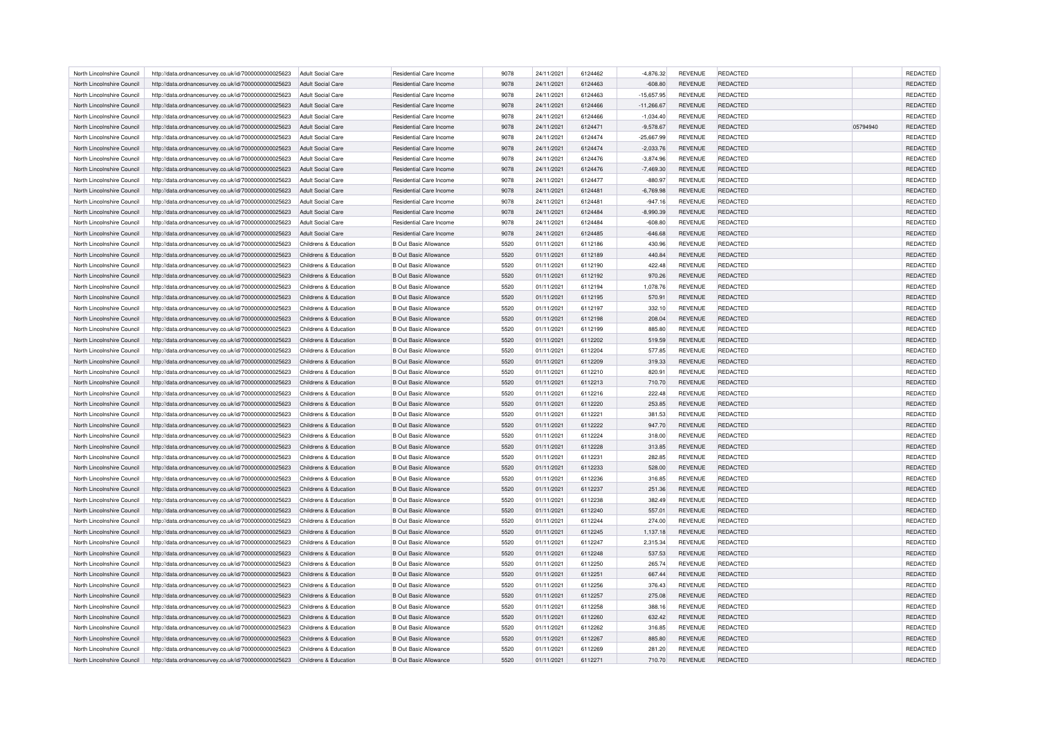| | | | | | | | | | | | |
|---|---|---|---|---|---|---|---|---|---|---|---|
| North Lincolnshire Council | http://data.ordnancesurvey.co.uk/id/7000000000025623 | Adult Social Care | Residential Care Income | 9078 | 24/11/2021 | 6124462 | -4,876.32 | REVENUE | REDACTED | | REDACTED |
| North Lincolnshire Council | http://data.ordnancesurvey.co.uk/id/7000000000025623 | Adult Social Care | Residential Care Income | 9078 | 24/11/2021 | 6124463 | -608.80 | REVENUE | REDACTED | | REDACTED |
| North Lincolnshire Council | http://data.ordnancesurvey.co.uk/id/7000000000025623 | Adult Social Care | Residential Care Income | 9078 | 24/11/2021 | 6124463 | -15,657.95 | REVENUE | REDACTED | | REDACTED |
| North Lincolnshire Council | http://data.ordnancesurvey.co.uk/id/7000000000025623 | Adult Social Care | Residential Care Income | 9078 | 24/11/2021 | 6124466 | -11,266.67 | REVENUE | REDACTED | | REDACTED |
| North Lincolnshire Council | http://data.ordnancesurvey.co.uk/id/7000000000025623 | Adult Social Care | Residential Care Income | 9078 | 24/11/2021 | 6124466 | -1,034.40 | REVENUE | REDACTED | | REDACTED |
| North Lincolnshire Council | http://data.ordnancesurvey.co.uk/id/7000000000025623 | Adult Social Care | Residential Care Income | 9078 | 24/11/2021 | 6124471 | -9,578.67 | REVENUE | REDACTED | 05794940 | REDACTED |
| North Lincolnshire Council | http://data.ordnancesurvey.co.uk/id/7000000000025623 | Adult Social Care | Residential Care Income | 9078 | 24/11/2021 | 6124474 | -25,667.99 | REVENUE | REDACTED | | REDACTED |
| North Lincolnshire Council | http://data.ordnancesurvey.co.uk/id/7000000000025623 | Adult Social Care | Residential Care Income | 9078 | 24/11/2021 | 6124474 | -2,033.76 | REVENUE | REDACTED | | REDACTED |
| North Lincolnshire Council | http://data.ordnancesurvey.co.uk/id/7000000000025623 | Adult Social Care | Residential Care Income | 9078 | 24/11/2021 | 6124476 | -3,874.96 | REVENUE | REDACTED | | REDACTED |
| North Lincolnshire Council | http://data.ordnancesurvey.co.uk/id/7000000000025623 | Adult Social Care | Residential Care Income | 9078 | 24/11/2021 | 6124476 | -7,469.30 | REVENUE | REDACTED | | REDACTED |
| North Lincolnshire Council | http://data.ordnancesurvey.co.uk/id/7000000000025623 | Adult Social Care | Residential Care Income | 9078 | 24/11/2021 | 6124477 | -880.97 | REVENUE | REDACTED | | REDACTED |
| North Lincolnshire Council | http://data.ordnancesurvey.co.uk/id/7000000000025623 | Adult Social Care | Residential Care Income | 9078 | 24/11/2021 | 6124481 | -6,769.98 | REVENUE | REDACTED | | REDACTED |
| North Lincolnshire Council | http://data.ordnancesurvey.co.uk/id/7000000000025623 | Adult Social Care | Residential Care Income | 9078 | 24/11/2021 | 6124481 | -947.16 | REVENUE | REDACTED | | REDACTED |
| North Lincolnshire Council | http://data.ordnancesurvey.co.uk/id/7000000000025623 | Adult Social Care | Residential Care Income | 9078 | 24/11/2021 | 6124484 | -8,990.39 | REVENUE | REDACTED | | REDACTED |
| North Lincolnshire Council | http://data.ordnancesurvey.co.uk/id/7000000000025623 | Adult Social Care | Residential Care Income | 9078 | 24/11/2021 | 6124484 | -608.80 | REVENUE | REDACTED | | REDACTED |
| North Lincolnshire Council | http://data.ordnancesurvey.co.uk/id/7000000000025623 | Adult Social Care | Residential Care Income | 9078 | 24/11/2021 | 6124485 | -646.68 | REVENUE | REDACTED | | REDACTED |
| North Lincolnshire Council | http://data.ordnancesurvey.co.uk/id/7000000000025623 | Childrens & Education | B Out Basic Allowance | 5520 | 01/11/2021 | 6112186 | 430.96 | REVENUE | REDACTED | | REDACTED |
| North Lincolnshire Council | http://data.ordnancesurvey.co.uk/id/7000000000025623 | Childrens & Education | B Out Basic Allowance | 5520 | 01/11/2021 | 6112189 | 440.84 | REVENUE | REDACTED | | REDACTED |
| North Lincolnshire Council | http://data.ordnancesurvey.co.uk/id/7000000000025623 | Childrens & Education | B Out Basic Allowance | 5520 | 01/11/2021 | 6112190 | 422.48 | REVENUE | REDACTED | | REDACTED |
| North Lincolnshire Council | http://data.ordnancesurvey.co.uk/id/7000000000025623 | Childrens & Education | B Out Basic Allowance | 5520 | 01/11/2021 | 6112192 | 970.26 | REVENUE | REDACTED | | REDACTED |
| North Lincolnshire Council | http://data.ordnancesurvey.co.uk/id/7000000000025623 | Childrens & Education | B Out Basic Allowance | 5520 | 01/11/2021 | 6112194 | 1,078.76 | REVENUE | REDACTED | | REDACTED |
| North Lincolnshire Council | http://data.ordnancesurvey.co.uk/id/7000000000025623 | Childrens & Education | B Out Basic Allowance | 5520 | 01/11/2021 | 6112195 | 570.91 | REVENUE | REDACTED | | REDACTED |
| North Lincolnshire Council | http://data.ordnancesurvey.co.uk/id/7000000000025623 | Childrens & Education | B Out Basic Allowance | 5520 | 01/11/2021 | 6112197 | 332.10 | REVENUE | REDACTED | | REDACTED |
| North Lincolnshire Council | http://data.ordnancesurvey.co.uk/id/7000000000025623 | Childrens & Education | B Out Basic Allowance | 5520 | 01/11/2021 | 6112198 | 208.04 | REVENUE | REDACTED | | REDACTED |
| North Lincolnshire Council | http://data.ordnancesurvey.co.uk/id/7000000000025623 | Childrens & Education | B Out Basic Allowance | 5520 | 01/11/2021 | 6112199 | 885.80 | REVENUE | REDACTED | | REDACTED |
| North Lincolnshire Council | http://data.ordnancesurvey.co.uk/id/7000000000025623 | Childrens & Education | B Out Basic Allowance | 5520 | 01/11/2021 | 6112202 | 519.59 | REVENUE | REDACTED | | REDACTED |
| North Lincolnshire Council | http://data.ordnancesurvey.co.uk/id/7000000000025623 | Childrens & Education | B Out Basic Allowance | 5520 | 01/11/2021 | 6112204 | 577.85 | REVENUE | REDACTED | | REDACTED |
| North Lincolnshire Council | http://data.ordnancesurvey.co.uk/id/7000000000025623 | Childrens & Education | B Out Basic Allowance | 5520 | 01/11/2021 | 6112209 | 319.33 | REVENUE | REDACTED | | REDACTED |
| North Lincolnshire Council | http://data.ordnancesurvey.co.uk/id/7000000000025623 | Childrens & Education | B Out Basic Allowance | 5520 | 01/11/2021 | 6112210 | 820.91 | REVENUE | REDACTED | | REDACTED |
| North Lincolnshire Council | http://data.ordnancesurvey.co.uk/id/7000000000025623 | Childrens & Education | B Out Basic Allowance | 5520 | 01/11/2021 | 6112213 | 710.70 | REVENUE | REDACTED | | REDACTED |
| North Lincolnshire Council | http://data.ordnancesurvey.co.uk/id/7000000000025623 | Childrens & Education | B Out Basic Allowance | 5520 | 01/11/2021 | 6112216 | 222.48 | REVENUE | REDACTED | | REDACTED |
| North Lincolnshire Council | http://data.ordnancesurvey.co.uk/id/7000000000025623 | Childrens & Education | B Out Basic Allowance | 5520 | 01/11/2021 | 6112220 | 253.85 | REVENUE | REDACTED | | REDACTED |
| North Lincolnshire Council | http://data.ordnancesurvey.co.uk/id/7000000000025623 | Childrens & Education | B Out Basic Allowance | 5520 | 01/11/2021 | 6112221 | 381.53 | REVENUE | REDACTED | | REDACTED |
| North Lincolnshire Council | http://data.ordnancesurvey.co.uk/id/7000000000025623 | Childrens & Education | B Out Basic Allowance | 5520 | 01/11/2021 | 6112222 | 947.70 | REVENUE | REDACTED | | REDACTED |
| North Lincolnshire Council | http://data.ordnancesurvey.co.uk/id/7000000000025623 | Childrens & Education | B Out Basic Allowance | 5520 | 01/11/2021 | 6112224 | 318.00 | REVENUE | REDACTED | | REDACTED |
| North Lincolnshire Council | http://data.ordnancesurvey.co.uk/id/7000000000025623 | Childrens & Education | B Out Basic Allowance | 5520 | 01/11/2021 | 6112228 | 313.85 | REVENUE | REDACTED | | REDACTED |
| North Lincolnshire Council | http://data.ordnancesurvey.co.uk/id/7000000000025623 | Childrens & Education | B Out Basic Allowance | 5520 | 01/11/2021 | 6112231 | 282.85 | REVENUE | REDACTED | | REDACTED |
| North Lincolnshire Council | http://data.ordnancesurvey.co.uk/id/7000000000025623 | Childrens & Education | B Out Basic Allowance | 5520 | 01/11/2021 | 6112233 | 528.00 | REVENUE | REDACTED | | REDACTED |
| North Lincolnshire Council | http://data.ordnancesurvey.co.uk/id/7000000000025623 | Childrens & Education | B Out Basic Allowance | 5520 | 01/11/2021 | 6112236 | 316.85 | REVENUE | REDACTED | | REDACTED |
| North Lincolnshire Council | http://data.ordnancesurvey.co.uk/id/7000000000025623 | Childrens & Education | B Out Basic Allowance | 5520 | 01/11/2021 | 6112237 | 251.36 | REVENUE | REDACTED | | REDACTED |
| North Lincolnshire Council | http://data.ordnancesurvey.co.uk/id/7000000000025623 | Childrens & Education | B Out Basic Allowance | 5520 | 01/11/2021 | 6112238 | 382.49 | REVENUE | REDACTED | | REDACTED |
| North Lincolnshire Council | http://data.ordnancesurvey.co.uk/id/7000000000025623 | Childrens & Education | B Out Basic Allowance | 5520 | 01/11/2021 | 6112240 | 557.01 | REVENUE | REDACTED | | REDACTED |
| North Lincolnshire Council | http://data.ordnancesurvey.co.uk/id/7000000000025623 | Childrens & Education | B Out Basic Allowance | 5520 | 01/11/2021 | 6112244 | 274.00 | REVENUE | REDACTED | | REDACTED |
| North Lincolnshire Council | http://data.ordnancesurvey.co.uk/id/7000000000025623 | Childrens & Education | B Out Basic Allowance | 5520 | 01/11/2021 | 6112245 | 1,137.18 | REVENUE | REDACTED | | REDACTED |
| North Lincolnshire Council | http://data.ordnancesurvey.co.uk/id/7000000000025623 | Childrens & Education | B Out Basic Allowance | 5520 | 01/11/2021 | 6112247 | 2,315.34 | REVENUE | REDACTED | | REDACTED |
| North Lincolnshire Council | http://data.ordnancesurvey.co.uk/id/7000000000025623 | Childrens & Education | B Out Basic Allowance | 5520 | 01/11/2021 | 6112248 | 537.53 | REVENUE | REDACTED | | REDACTED |
| North Lincolnshire Council | http://data.ordnancesurvey.co.uk/id/7000000000025623 | Childrens & Education | B Out Basic Allowance | 5520 | 01/11/2021 | 6112250 | 265.74 | REVENUE | REDACTED | | REDACTED |
| North Lincolnshire Council | http://data.ordnancesurvey.co.uk/id/7000000000025623 | Childrens & Education | B Out Basic Allowance | 5520 | 01/11/2021 | 6112251 | 667.44 | REVENUE | REDACTED | | REDACTED |
| North Lincolnshire Council | http://data.ordnancesurvey.co.uk/id/7000000000025623 | Childrens & Education | B Out Basic Allowance | 5520 | 01/11/2021 | 6112256 | 376.43 | REVENUE | REDACTED | | REDACTED |
| North Lincolnshire Council | http://data.ordnancesurvey.co.uk/id/7000000000025623 | Childrens & Education | B Out Basic Allowance | 5520 | 01/11/2021 | 6112257 | 275.08 | REVENUE | REDACTED | | REDACTED |
| North Lincolnshire Council | http://data.ordnancesurvey.co.uk/id/7000000000025623 | Childrens & Education | B Out Basic Allowance | 5520 | 01/11/2021 | 6112258 | 388.16 | REVENUE | REDACTED | | REDACTED |
| North Lincolnshire Council | http://data.ordnancesurvey.co.uk/id/7000000000025623 | Childrens & Education | B Out Basic Allowance | 5520 | 01/11/2021 | 6112260 | 632.42 | REVENUE | REDACTED | | REDACTED |
| North Lincolnshire Council | http://data.ordnancesurvey.co.uk/id/7000000000025623 | Childrens & Education | B Out Basic Allowance | 5520 | 01/11/2021 | 6112262 | 316.85 | REVENUE | REDACTED | | REDACTED |
| North Lincolnshire Council | http://data.ordnancesurvey.co.uk/id/7000000000025623 | Childrens & Education | B Out Basic Allowance | 5520 | 01/11/2021 | 6112267 | 885.80 | REVENUE | REDACTED | | REDACTED |
| North Lincolnshire Council | http://data.ordnancesurvey.co.uk/id/7000000000025623 | Childrens & Education | B Out Basic Allowance | 5520 | 01/11/2021 | 6112269 | 281.20 | REVENUE | REDACTED | | REDACTED |
| North Lincolnshire Council | http://data.ordnancesurvey.co.uk/id/7000000000025623 | Childrens & Education | B Out Basic Allowance | 5520 | 01/11/2021 | 6112271 | 710.70 | REVENUE | REDACTED | | REDACTED |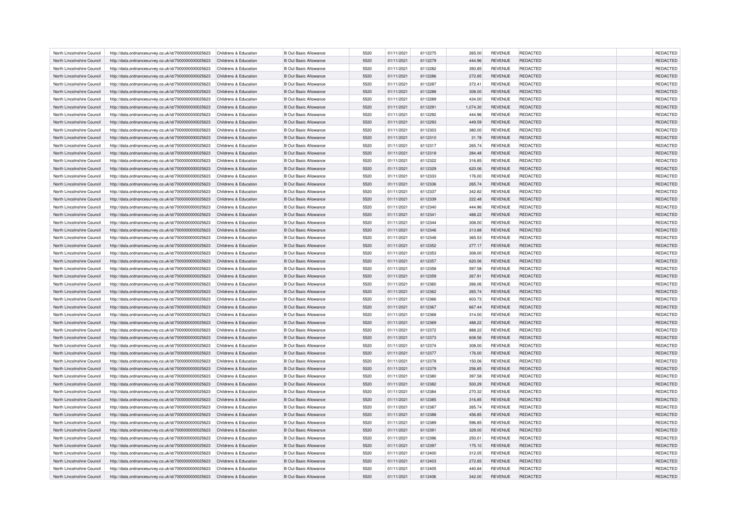| | | | | | | | | | | | |
|---|---|---|---|---|---|---|---|---|---|---|---|
| North Lincolnshire Council | http://data.ordnancesurvey.co.uk/id/7000000000025623 | Childrens & Education | B Out Basic Allowance | 5520 | 01/11/2021 | 6112275 | 265.00 | REVENUE | REDACTED | | REDACTED |
| North Lincolnshire Council | http://data.ordnancesurvey.co.uk/id/7000000000025623 | Childrens & Education | B Out Basic Allowance | 5520 | 01/11/2021 | 6112279 | 444.96 | REVENUE | REDACTED | | REDACTED |
| North Lincolnshire Council | http://data.ordnancesurvey.co.uk/id/7000000000025623 | Childrens & Education | B Out Basic Allowance | 5520 | 01/11/2021 | 6112282 | 393.85 | REVENUE | REDACTED | | REDACTED |
| North Lincolnshire Council | http://data.ordnancesurvey.co.uk/id/7000000000025623 | Childrens & Education | B Out Basic Allowance | 5520 | 01/11/2021 | 6112286 | 272.85 | REVENUE | REDACTED | | REDACTED |
| North Lincolnshire Council | http://data.ordnancesurvey.co.uk/id/7000000000025623 | Childrens & Education | B Out Basic Allowance | 5520 | 01/11/2021 | 6112287 | 372.41 | REVENUE | REDACTED | | REDACTED |
| North Lincolnshire Council | http://data.ordnancesurvey.co.uk/id/7000000000025623 | Childrens & Education | B Out Basic Allowance | 5520 | 01/11/2021 | 6112288 | 308.00 | REVENUE | REDACTED | | REDACTED |
| North Lincolnshire Council | http://data.ordnancesurvey.co.uk/id/7000000000025623 | Childrens & Education | B Out Basic Allowance | 5520 | 01/11/2021 | 6112289 | 434.00 | REVENUE | REDACTED | | REDACTED |
| North Lincolnshire Council | http://data.ordnancesurvey.co.uk/id/7000000000025623 | Childrens & Education | B Out Basic Allowance | 5520 | 01/11/2021 | 6112291 | 1,074.30 | REVENUE | REDACTED | | REDACTED |
| North Lincolnshire Council | http://data.ordnancesurvey.co.uk/id/7000000000025623 | Childrens & Education | B Out Basic Allowance | 5520 | 01/11/2021 | 6112292 | 444.96 | REVENUE | REDACTED | | REDACTED |
| North Lincolnshire Council | http://data.ordnancesurvey.co.uk/id/7000000000025623 | Childrens & Education | B Out Basic Allowance | 5520 | 01/11/2021 | 6112293 | 449.59 | REVENUE | REDACTED | | REDACTED |
| North Lincolnshire Council | http://data.ordnancesurvey.co.uk/id/7000000000025623 | Childrens & Education | B Out Basic Allowance | 5520 | 01/11/2021 | 6112303 | 380.00 | REVENUE | REDACTED | | REDACTED |
| North Lincolnshire Council | http://data.ordnancesurvey.co.uk/id/7000000000025623 | Childrens & Education | B Out Basic Allowance | 5520 | 01/11/2021 | 6112310 | 31.78 | REVENUE | REDACTED | | REDACTED |
| North Lincolnshire Council | http://data.ordnancesurvey.co.uk/id/7000000000025623 | Childrens & Education | B Out Basic Allowance | 5520 | 01/11/2021 | 6112317 | 265.74 | REVENUE | REDACTED | | REDACTED |
| North Lincolnshire Council | http://data.ordnancesurvey.co.uk/id/7000000000025623 | Childrens & Education | B Out Basic Allowance | 5520 | 01/11/2021 | 6112318 | 284.48 | REVENUE | REDACTED | | REDACTED |
| North Lincolnshire Council | http://data.ordnancesurvey.co.uk/id/7000000000025623 | Childrens & Education | B Out Basic Allowance | 5520 | 01/11/2021 | 6112322 | 316.85 | REVENUE | REDACTED | | REDACTED |
| North Lincolnshire Council | http://data.ordnancesurvey.co.uk/id/7000000000025623 | Childrens & Education | B Out Basic Allowance | 5520 | 01/11/2021 | 6112329 | 620.06 | REVENUE | REDACTED | | REDACTED |
| North Lincolnshire Council | http://data.ordnancesurvey.co.uk/id/7000000000025623 | Childrens & Education | B Out Basic Allowance | 5520 | 01/11/2021 | 6112333 | 176.00 | REVENUE | REDACTED | | REDACTED |
| North Lincolnshire Council | http://data.ordnancesurvey.co.uk/id/7000000000025623 | Childrens & Education | B Out Basic Allowance | 5520 | 01/11/2021 | 6112336 | 265.74 | REVENUE | REDACTED | | REDACTED |
| North Lincolnshire Council | http://data.ordnancesurvey.co.uk/id/7000000000025623 | Childrens & Education | B Out Basic Allowance | 5520 | 01/11/2021 | 6112337 | 342.82 | REVENUE | REDACTED | | REDACTED |
| North Lincolnshire Council | http://data.ordnancesurvey.co.uk/id/7000000000025623 | Childrens & Education | B Out Basic Allowance | 5520 | 01/11/2021 | 6112339 | 222.48 | REVENUE | REDACTED | | REDACTED |
| North Lincolnshire Council | http://data.ordnancesurvey.co.uk/id/7000000000025623 | Childrens & Education | B Out Basic Allowance | 5520 | 01/11/2021 | 6112340 | 444.96 | REVENUE | REDACTED | | REDACTED |
| North Lincolnshire Council | http://data.ordnancesurvey.co.uk/id/7000000000025623 | Childrens & Education | B Out Basic Allowance | 5520 | 01/11/2021 | 6112341 | 488.22 | REVENUE | REDACTED | | REDACTED |
| North Lincolnshire Council | http://data.ordnancesurvey.co.uk/id/7000000000025623 | Childrens & Education | B Out Basic Allowance | 5520 | 01/11/2021 | 6112344 | 308.00 | REVENUE | REDACTED | | REDACTED |
| North Lincolnshire Council | http://data.ordnancesurvey.co.uk/id/7000000000025623 | Childrens & Education | B Out Basic Allowance | 5520 | 01/11/2021 | 6112346 | 313.88 | REVENUE | REDACTED | | REDACTED |
| North Lincolnshire Council | http://data.ordnancesurvey.co.uk/id/7000000000025623 | Childrens & Education | B Out Basic Allowance | 5520 | 01/11/2021 | 6112348 | 365.53 | REVENUE | REDACTED | | REDACTED |
| North Lincolnshire Council | http://data.ordnancesurvey.co.uk/id/7000000000025623 | Childrens & Education | B Out Basic Allowance | 5520 | 01/11/2021 | 6112352 | 277.17 | REVENUE | REDACTED | | REDACTED |
| North Lincolnshire Council | http://data.ordnancesurvey.co.uk/id/7000000000025623 | Childrens & Education | B Out Basic Allowance | 5520 | 01/11/2021 | 6112353 | 308.00 | REVENUE | REDACTED | | REDACTED |
| North Lincolnshire Council | http://data.ordnancesurvey.co.uk/id/7000000000025623 | Childrens & Education | B Out Basic Allowance | 5520 | 01/11/2021 | 6112357 | 620.06 | REVENUE | REDACTED | | REDACTED |
| North Lincolnshire Council | http://data.ordnancesurvey.co.uk/id/7000000000025623 | Childrens & Education | B Out Basic Allowance | 5520 | 01/11/2021 | 6112358 | 597.58 | REVENUE | REDACTED | | REDACTED |
| North Lincolnshire Council | http://data.ordnancesurvey.co.uk/id/7000000000025623 | Childrens & Education | B Out Basic Allowance | 5520 | 01/11/2021 | 6112359 | 267.91 | REVENUE | REDACTED | | REDACTED |
| North Lincolnshire Council | http://data.ordnancesurvey.co.uk/id/7000000000025623 | Childrens & Education | B Out Basic Allowance | 5520 | 01/11/2021 | 6112360 | 266.06 | REVENUE | REDACTED | | REDACTED |
| North Lincolnshire Council | http://data.ordnancesurvey.co.uk/id/7000000000025623 | Childrens & Education | B Out Basic Allowance | 5520 | 01/11/2021 | 6112362 | 265.74 | REVENUE | REDACTED | | REDACTED |
| North Lincolnshire Council | http://data.ordnancesurvey.co.uk/id/7000000000025623 | Childrens & Education | B Out Basic Allowance | 5520 | 01/11/2021 | 6112366 | 603.73 | REVENUE | REDACTED | | REDACTED |
| North Lincolnshire Council | http://data.ordnancesurvey.co.uk/id/7000000000025623 | Childrens & Education | B Out Basic Allowance | 5520 | 01/11/2021 | 6112367 | 667.44 | REVENUE | REDACTED | | REDACTED |
| North Lincolnshire Council | http://data.ordnancesurvey.co.uk/id/7000000000025623 | Childrens & Education | B Out Basic Allowance | 5520 | 01/11/2021 | 6112368 | 314.00 | REVENUE | REDACTED | | REDACTED |
| North Lincolnshire Council | http://data.ordnancesurvey.co.uk/id/7000000000025623 | Childrens & Education | B Out Basic Allowance | 5520 | 01/11/2021 | 6112369 | 488.22 | REVENUE | REDACTED | | REDACTED |
| North Lincolnshire Council | http://data.ordnancesurvey.co.uk/id/7000000000025623 | Childrens & Education | B Out Basic Allowance | 5520 | 01/11/2021 | 6112372 | 888.22 | REVENUE | REDACTED | | REDACTED |
| North Lincolnshire Council | http://data.ordnancesurvey.co.uk/id/7000000000025623 | Childrens & Education | B Out Basic Allowance | 5520 | 01/11/2021 | 6112373 | 608.56 | REVENUE | REDACTED | | REDACTED |
| North Lincolnshire Council | http://data.ordnancesurvey.co.uk/id/7000000000025623 | Childrens & Education | B Out Basic Allowance | 5520 | 01/11/2021 | 6112374 | 308.00 | REVENUE | REDACTED | | REDACTED |
| North Lincolnshire Council | http://data.ordnancesurvey.co.uk/id/7000000000025623 | Childrens & Education | B Out Basic Allowance | 5520 | 01/11/2021 | 6112377 | 176.00 | REVENUE | REDACTED | | REDACTED |
| North Lincolnshire Council | http://data.ordnancesurvey.co.uk/id/7000000000025623 | Childrens & Education | B Out Basic Allowance | 5520 | 01/11/2021 | 6112378 | 150.06 | REVENUE | REDACTED | | REDACTED |
| North Lincolnshire Council | http://data.ordnancesurvey.co.uk/id/7000000000025623 | Childrens & Education | B Out Basic Allowance | 5520 | 01/11/2021 | 6112379 | 256.85 | REVENUE | REDACTED | | REDACTED |
| North Lincolnshire Council | http://data.ordnancesurvey.co.uk/id/7000000000025623 | Childrens & Education | B Out Basic Allowance | 5520 | 01/11/2021 | 6112380 | 397.58 | REVENUE | REDACTED | | REDACTED |
| North Lincolnshire Council | http://data.ordnancesurvey.co.uk/id/7000000000025623 | Childrens & Education | B Out Basic Allowance | 5520 | 01/11/2021 | 6112382 | 500.29 | REVENUE | REDACTED | | REDACTED |
| North Lincolnshire Council | http://data.ordnancesurvey.co.uk/id/7000000000025623 | Childrens & Education | B Out Basic Allowance | 5520 | 01/11/2021 | 6112384 | 270.32 | REVENUE | REDACTED | | REDACTED |
| North Lincolnshire Council | http://data.ordnancesurvey.co.uk/id/7000000000025623 | Childrens & Education | B Out Basic Allowance | 5520 | 01/11/2021 | 6112385 | 316.85 | REVENUE | REDACTED | | REDACTED |
| North Lincolnshire Council | http://data.ordnancesurvey.co.uk/id/7000000000025623 | Childrens & Education | B Out Basic Allowance | 5520 | 01/11/2021 | 6112387 | 265.74 | REVENUE | REDACTED | | REDACTED |
| North Lincolnshire Council | http://data.ordnancesurvey.co.uk/id/7000000000025623 | Childrens & Education | B Out Basic Allowance | 5520 | 01/11/2021 | 6112388 | 456.85 | REVENUE | REDACTED | | REDACTED |
| North Lincolnshire Council | http://data.ordnancesurvey.co.uk/id/7000000000025623 | Childrens & Education | B Out Basic Allowance | 5520 | 01/11/2021 | 6112389 | 596.85 | REVENUE | REDACTED | | REDACTED |
| North Lincolnshire Council | http://data.ordnancesurvey.co.uk/id/7000000000025623 | Childrens & Education | B Out Basic Allowance | 5520 | 01/11/2021 | 6112391 | 329.00 | REVENUE | REDACTED | | REDACTED |
| North Lincolnshire Council | http://data.ordnancesurvey.co.uk/id/7000000000025623 | Childrens & Education | B Out Basic Allowance | 5520 | 01/11/2021 | 6112396 | 250.01 | REVENUE | REDACTED | | REDACTED |
| North Lincolnshire Council | http://data.ordnancesurvey.co.uk/id/7000000000025623 | Childrens & Education | B Out Basic Allowance | 5520 | 01/11/2021 | 6112397 | 175.10 | REVENUE | REDACTED | | REDACTED |
| North Lincolnshire Council | http://data.ordnancesurvey.co.uk/id/7000000000025623 | Childrens & Education | B Out Basic Allowance | 5520 | 01/11/2021 | 6112400 | 312.05 | REVENUE | REDACTED | | REDACTED |
| North Lincolnshire Council | http://data.ordnancesurvey.co.uk/id/7000000000025623 | Childrens & Education | B Out Basic Allowance | 5520 | 01/11/2021 | 6112403 | 272.85 | REVENUE | REDACTED | | REDACTED |
| North Lincolnshire Council | http://data.ordnancesurvey.co.uk/id/7000000000025623 | Childrens & Education | B Out Basic Allowance | 5520 | 01/11/2021 | 6112405 | 440.84 | REVENUE | REDACTED | | REDACTED |
| North Lincolnshire Council | http://data.ordnancesurvey.co.uk/id/7000000000025623 | Childrens & Education | B Out Basic Allowance | 5520 | 01/11/2021 | 6112406 | 342.00 | REVENUE | REDACTED | | REDACTED |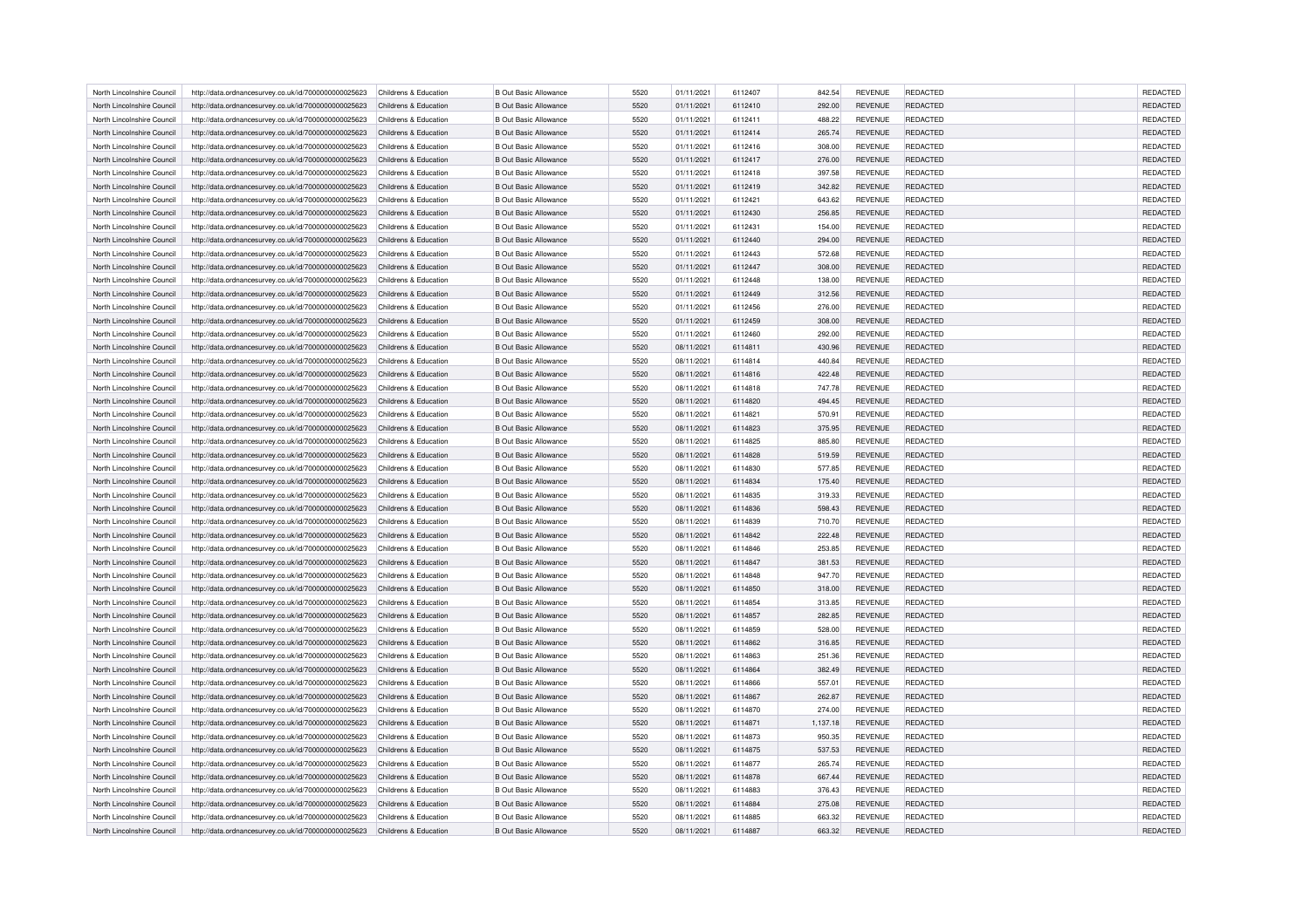| | | | | | | | | | | | | |
|---|---|---|---|---|---|---|---|---|---|---|---|---|
| North Lincolnshire Council | http://data.ordnancesurvey.co.uk/id/7000000000025623 | Childrens & Education | B Out Basic Allowance | 5520 | 01/11/2021 | 6112407 | 842.54 | REVENUE | REDACTED | | REDACTED |
| North Lincolnshire Council | http://data.ordnancesurvey.co.uk/id/7000000000025623 | Childrens & Education | B Out Basic Allowance | 5520 | 01/11/2021 | 6112410 | 292.00 | REVENUE | REDACTED | | REDACTED |
| North Lincolnshire Council | http://data.ordnancesurvey.co.uk/id/7000000000025623 | Childrens & Education | B Out Basic Allowance | 5520 | 01/11/2021 | 6112411 | 488.22 | REVENUE | REDACTED | | REDACTED |
| North Lincolnshire Council | http://data.ordnancesurvey.co.uk/id/7000000000025623 | Childrens & Education | B Out Basic Allowance | 5520 | 01/11/2021 | 6112414 | 265.74 | REVENUE | REDACTED | | REDACTED |
| North Lincolnshire Council | http://data.ordnancesurvey.co.uk/id/7000000000025623 | Childrens & Education | B Out Basic Allowance | 5520 | 01/11/2021 | 6112416 | 308.00 | REVENUE | REDACTED | | REDACTED |
| North Lincolnshire Council | http://data.ordnancesurvey.co.uk/id/7000000000025623 | Childrens & Education | B Out Basic Allowance | 5520 | 01/11/2021 | 6112417 | 276.00 | REVENUE | REDACTED | | REDACTED |
| North Lincolnshire Council | http://data.ordnancesurvey.co.uk/id/7000000000025623 | Childrens & Education | B Out Basic Allowance | 5520 | 01/11/2021 | 6112418 | 397.58 | REVENUE | REDACTED | | REDACTED |
| North Lincolnshire Council | http://data.ordnancesurvey.co.uk/id/7000000000025623 | Childrens & Education | B Out Basic Allowance | 5520 | 01/11/2021 | 6112419 | 342.82 | REVENUE | REDACTED | | REDACTED |
| North Lincolnshire Council | http://data.ordnancesurvey.co.uk/id/7000000000025623 | Childrens & Education | B Out Basic Allowance | 5520 | 01/11/2021 | 6112421 | 643.62 | REVENUE | REDACTED | | REDACTED |
| North Lincolnshire Council | http://data.ordnancesurvey.co.uk/id/7000000000025623 | Childrens & Education | B Out Basic Allowance | 5520 | 01/11/2021 | 6112430 | 256.85 | REVENUE | REDACTED | | REDACTED |
| North Lincolnshire Council | http://data.ordnancesurvey.co.uk/id/7000000000025623 | Childrens & Education | B Out Basic Allowance | 5520 | 01/11/2021 | 6112431 | 154.00 | REVENUE | REDACTED | | REDACTED |
| North Lincolnshire Council | http://data.ordnancesurvey.co.uk/id/7000000000025623 | Childrens & Education | B Out Basic Allowance | 5520 | 01/11/2021 | 6112440 | 294.00 | REVENUE | REDACTED | | REDACTED |
| North Lincolnshire Council | http://data.ordnancesurvey.co.uk/id/7000000000025623 | Childrens & Education | B Out Basic Allowance | 5520 | 01/11/2021 | 6112443 | 572.68 | REVENUE | REDACTED | | REDACTED |
| North Lincolnshire Council | http://data.ordnancesurvey.co.uk/id/7000000000025623 | Childrens & Education | B Out Basic Allowance | 5520 | 01/11/2021 | 6112447 | 308.00 | REVENUE | REDACTED | | REDACTED |
| North Lincolnshire Council | http://data.ordnancesurvey.co.uk/id/7000000000025623 | Childrens & Education | B Out Basic Allowance | 5520 | 01/11/2021 | 6112448 | 138.00 | REVENUE | REDACTED | | REDACTED |
| North Lincolnshire Council | http://data.ordnancesurvey.co.uk/id/7000000000025623 | Childrens & Education | B Out Basic Allowance | 5520 | 01/11/2021 | 6112449 | 312.56 | REVENUE | REDACTED | | REDACTED |
| North Lincolnshire Council | http://data.ordnancesurvey.co.uk/id/7000000000025623 | Childrens & Education | B Out Basic Allowance | 5520 | 01/11/2021 | 6112456 | 276.00 | REVENUE | REDACTED | | REDACTED |
| North Lincolnshire Council | http://data.ordnancesurvey.co.uk/id/7000000000025623 | Childrens & Education | B Out Basic Allowance | 5520 | 01/11/2021 | 6112459 | 308.00 | REVENUE | REDACTED | | REDACTED |
| North Lincolnshire Council | http://data.ordnancesurvey.co.uk/id/7000000000025623 | Childrens & Education | B Out Basic Allowance | 5520 | 01/11/2021 | 6112460 | 292.00 | REVENUE | REDACTED | | REDACTED |
| North Lincolnshire Council | http://data.ordnancesurvey.co.uk/id/7000000000025623 | Childrens & Education | B Out Basic Allowance | 5520 | 08/11/2021 | 6114811 | 430.96 | REVENUE | REDACTED | | REDACTED |
| North Lincolnshire Council | http://data.ordnancesurvey.co.uk/id/7000000000025623 | Childrens & Education | B Out Basic Allowance | 5520 | 08/11/2021 | 6114814 | 440.84 | REVENUE | REDACTED | | REDACTED |
| North Lincolnshire Council | http://data.ordnancesurvey.co.uk/id/7000000000025623 | Childrens & Education | B Out Basic Allowance | 5520 | 08/11/2021 | 6114816 | 422.48 | REVENUE | REDACTED | | REDACTED |
| North Lincolnshire Council | http://data.ordnancesurvey.co.uk/id/7000000000025623 | Childrens & Education | B Out Basic Allowance | 5520 | 08/11/2021 | 6114818 | 747.78 | REVENUE | REDACTED | | REDACTED |
| North Lincolnshire Council | http://data.ordnancesurvey.co.uk/id/7000000000025623 | Childrens & Education | B Out Basic Allowance | 5520 | 08/11/2021 | 6114820 | 494.45 | REVENUE | REDACTED | | REDACTED |
| North Lincolnshire Council | http://data.ordnancesurvey.co.uk/id/7000000000025623 | Childrens & Education | B Out Basic Allowance | 5520 | 08/11/2021 | 6114821 | 570.91 | REVENUE | REDACTED | | REDACTED |
| North Lincolnshire Council | http://data.ordnancesurvey.co.uk/id/7000000000025623 | Childrens & Education | B Out Basic Allowance | 5520 | 08/11/2021 | 6114823 | 375.95 | REVENUE | REDACTED | | REDACTED |
| North Lincolnshire Council | http://data.ordnancesurvey.co.uk/id/7000000000025623 | Childrens & Education | B Out Basic Allowance | 5520 | 08/11/2021 | 6114825 | 885.80 | REVENUE | REDACTED | | REDACTED |
| North Lincolnshire Council | http://data.ordnancesurvey.co.uk/id/7000000000025623 | Childrens & Education | B Out Basic Allowance | 5520 | 08/11/2021 | 6114828 | 519.59 | REVENUE | REDACTED | | REDACTED |
| North Lincolnshire Council | http://data.ordnancesurvey.co.uk/id/7000000000025623 | Childrens & Education | B Out Basic Allowance | 5520 | 08/11/2021 | 6114830 | 577.85 | REVENUE | REDACTED | | REDACTED |
| North Lincolnshire Council | http://data.ordnancesurvey.co.uk/id/7000000000025623 | Childrens & Education | B Out Basic Allowance | 5520 | 08/11/2021 | 6114834 | 175.40 | REVENUE | REDACTED | | REDACTED |
| North Lincolnshire Council | http://data.ordnancesurvey.co.uk/id/7000000000025623 | Childrens & Education | B Out Basic Allowance | 5520 | 08/11/2021 | 6114835 | 319.33 | REVENUE | REDACTED | | REDACTED |
| North Lincolnshire Council | http://data.ordnancesurvey.co.uk/id/7000000000025623 | Childrens & Education | B Out Basic Allowance | 5520 | 08/11/2021 | 6114836 | 598.43 | REVENUE | REDACTED | | REDACTED |
| North Lincolnshire Council | http://data.ordnancesurvey.co.uk/id/7000000000025623 | Childrens & Education | B Out Basic Allowance | 5520 | 08/11/2021 | 6114839 | 710.70 | REVENUE | REDACTED | | REDACTED |
| North Lincolnshire Council | http://data.ordnancesurvey.co.uk/id/7000000000025623 | Childrens & Education | B Out Basic Allowance | 5520 | 08/11/2021 | 6114842 | 222.48 | REVENUE | REDACTED | | REDACTED |
| North Lincolnshire Council | http://data.ordnancesurvey.co.uk/id/7000000000025623 | Childrens & Education | B Out Basic Allowance | 5520 | 08/11/2021 | 6114846 | 253.85 | REVENUE | REDACTED | | REDACTED |
| North Lincolnshire Council | http://data.ordnancesurvey.co.uk/id/7000000000025623 | Childrens & Education | B Out Basic Allowance | 5520 | 08/11/2021 | 6114847 | 381.53 | REVENUE | REDACTED | | REDACTED |
| North Lincolnshire Council | http://data.ordnancesurvey.co.uk/id/7000000000025623 | Childrens & Education | B Out Basic Allowance | 5520 | 08/11/2021 | 6114848 | 947.70 | REVENUE | REDACTED | | REDACTED |
| North Lincolnshire Council | http://data.ordnancesurvey.co.uk/id/7000000000025623 | Childrens & Education | B Out Basic Allowance | 5520 | 08/11/2021 | 6114850 | 318.00 | REVENUE | REDACTED | | REDACTED |
| North Lincolnshire Council | http://data.ordnancesurvey.co.uk/id/7000000000025623 | Childrens & Education | B Out Basic Allowance | 5520 | 08/11/2021 | 6114854 | 313.85 | REVENUE | REDACTED | | REDACTED |
| North Lincolnshire Council | http://data.ordnancesurvey.co.uk/id/7000000000025623 | Childrens & Education | B Out Basic Allowance | 5520 | 08/11/2021 | 6114857 | 282.85 | REVENUE | REDACTED | | REDACTED |
| North Lincolnshire Council | http://data.ordnancesurvey.co.uk/id/7000000000025623 | Childrens & Education | B Out Basic Allowance | 5520 | 08/11/2021 | 6114859 | 528.00 | REVENUE | REDACTED | | REDACTED |
| North Lincolnshire Council | http://data.ordnancesurvey.co.uk/id/7000000000025623 | Childrens & Education | B Out Basic Allowance | 5520 | 08/11/2021 | 6114862 | 316.85 | REVENUE | REDACTED | | REDACTED |
| North Lincolnshire Council | http://data.ordnancesurvey.co.uk/id/7000000000025623 | Childrens & Education | B Out Basic Allowance | 5520 | 08/11/2021 | 6114863 | 251.36 | REVENUE | REDACTED | | REDACTED |
| North Lincolnshire Council | http://data.ordnancesurvey.co.uk/id/7000000000025623 | Childrens & Education | B Out Basic Allowance | 5520 | 08/11/2021 | 6114864 | 382.49 | REVENUE | REDACTED | | REDACTED |
| North Lincolnshire Council | http://data.ordnancesurvey.co.uk/id/7000000000025623 | Childrens & Education | B Out Basic Allowance | 5520 | 08/11/2021 | 6114866 | 557.01 | REVENUE | REDACTED | | REDACTED |
| North Lincolnshire Council | http://data.ordnancesurvey.co.uk/id/7000000000025623 | Childrens & Education | B Out Basic Allowance | 5520 | 08/11/2021 | 6114867 | 262.87 | REVENUE | REDACTED | | REDACTED |
| North Lincolnshire Council | http://data.ordnancesurvey.co.uk/id/7000000000025623 | Childrens & Education | B Out Basic Allowance | 5520 | 08/11/2021 | 6114870 | 274.00 | REVENUE | REDACTED | | REDACTED |
| North Lincolnshire Council | http://data.ordnancesurvey.co.uk/id/7000000000025623 | Childrens & Education | B Out Basic Allowance | 5520 | 08/11/2021 | 6114871 | 1,137.18 | REVENUE | REDACTED | | REDACTED |
| North Lincolnshire Council | http://data.ordnancesurvey.co.uk/id/7000000000025623 | Childrens & Education | B Out Basic Allowance | 5520 | 08/11/2021 | 6114873 | 950.35 | REVENUE | REDACTED | | REDACTED |
| North Lincolnshire Council | http://data.ordnancesurvey.co.uk/id/7000000000025623 | Childrens & Education | B Out Basic Allowance | 5520 | 08/11/2021 | 6114875 | 537.53 | REVENUE | REDACTED | | REDACTED |
| North Lincolnshire Council | http://data.ordnancesurvey.co.uk/id/7000000000025623 | Childrens & Education | B Out Basic Allowance | 5520 | 08/11/2021 | 6114877 | 265.74 | REVENUE | REDACTED | | REDACTED |
| North Lincolnshire Council | http://data.ordnancesurvey.co.uk/id/7000000000025623 | Childrens & Education | B Out Basic Allowance | 5520 | 08/11/2021 | 6114878 | 667.44 | REVENUE | REDACTED | | REDACTED |
| North Lincolnshire Council | http://data.ordnancesurvey.co.uk/id/7000000000025623 | Childrens & Education | B Out Basic Allowance | 5520 | 08/11/2021 | 6114883 | 376.43 | REVENUE | REDACTED | | REDACTED |
| North Lincolnshire Council | http://data.ordnancesurvey.co.uk/id/7000000000025623 | Childrens & Education | B Out Basic Allowance | 5520 | 08/11/2021 | 6114884 | 275.08 | REVENUE | REDACTED | | REDACTED |
| North Lincolnshire Council | http://data.ordnancesurvey.co.uk/id/7000000000025623 | Childrens & Education | B Out Basic Allowance | 5520 | 08/11/2021 | 6114885 | 663.32 | REVENUE | REDACTED | | REDACTED |
| North Lincolnshire Council | http://data.ordnancesurvey.co.uk/id/7000000000025623 | Childrens & Education | B Out Basic Allowance | 5520 | 08/11/2021 | 6114887 | 663.32 | REVENUE | REDACTED | | REDACTED |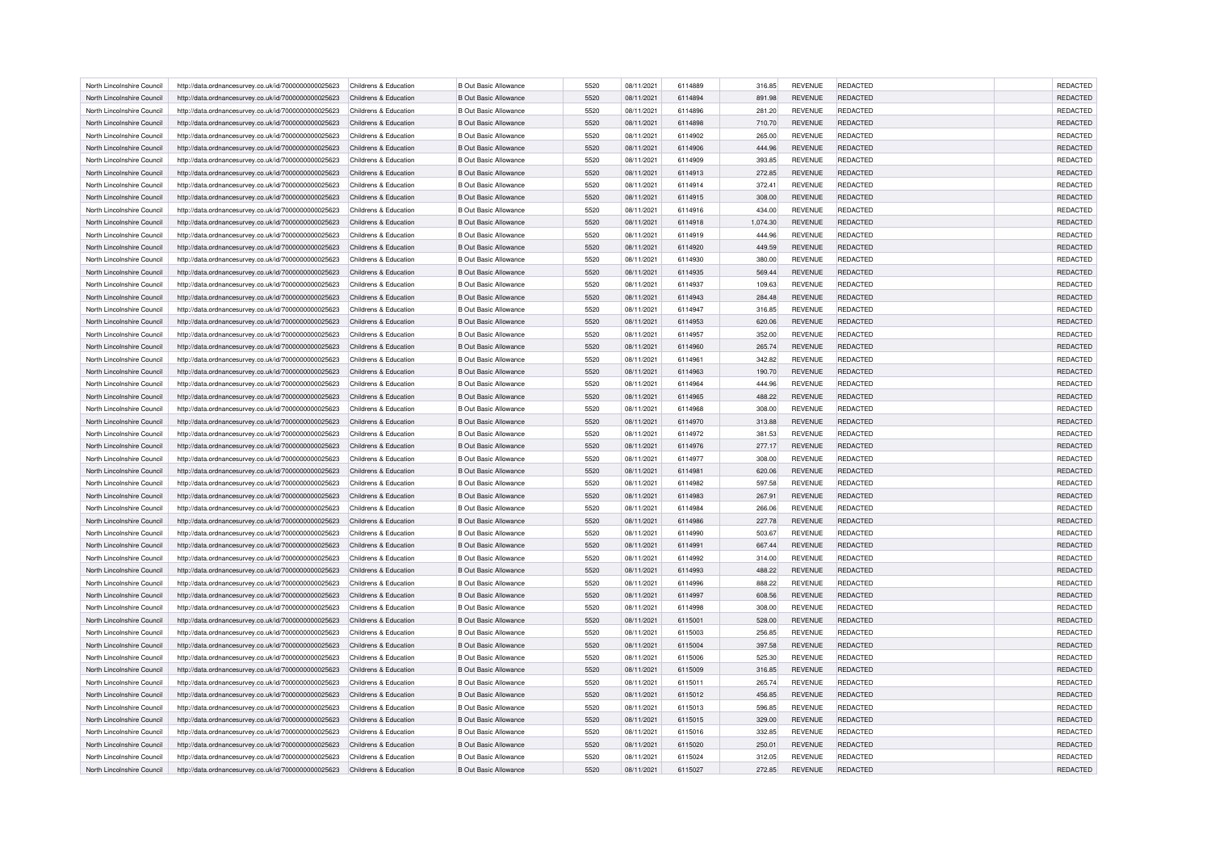| | | | | | | | | | | | |
|---|---|---|---|---|---|---|---|---|---|---|---|
| North Lincolnshire Council | http://data.ordnancesurvey.co.uk/id/7000000000025623 | Childrens & Education | B Out Basic Allowance | 5520 | 08/11/2021 | 6114889 | 316.85 | REVENUE | REDACTED | | REDACTED |
| North Lincolnshire Council | http://data.ordnancesurvey.co.uk/id/7000000000025623 | Childrens & Education | B Out Basic Allowance | 5520 | 08/11/2021 | 6114894 | 891.98 | REVENUE | REDACTED | | REDACTED |
| North Lincolnshire Council | http://data.ordnancesurvey.co.uk/id/7000000000025623 | Childrens & Education | B Out Basic Allowance | 5520 | 08/11/2021 | 6114896 | 281.20 | REVENUE | REDACTED | | REDACTED |
| North Lincolnshire Council | http://data.ordnancesurvey.co.uk/id/7000000000025623 | Childrens & Education | B Out Basic Allowance | 5520 | 08/11/2021 | 6114898 | 710.70 | REVENUE | REDACTED | | REDACTED |
| North Lincolnshire Council | http://data.ordnancesurvey.co.uk/id/7000000000025623 | Childrens & Education | B Out Basic Allowance | 5520 | 08/11/2021 | 6114902 | 265.00 | REVENUE | REDACTED | | REDACTED |
| North Lincolnshire Council | http://data.ordnancesurvey.co.uk/id/7000000000025623 | Childrens & Education | B Out Basic Allowance | 5520 | 08/11/2021 | 6114906 | 444.96 | REVENUE | REDACTED | | REDACTED |
| North Lincolnshire Council | http://data.ordnancesurvey.co.uk/id/7000000000025623 | Childrens & Education | B Out Basic Allowance | 5520 | 08/11/2021 | 6114909 | 393.85 | REVENUE | REDACTED | | REDACTED |
| North Lincolnshire Council | http://data.ordnancesurvey.co.uk/id/7000000000025623 | Childrens & Education | B Out Basic Allowance | 5520 | 08/11/2021 | 6114913 | 272.85 | REVENUE | REDACTED | | REDACTED |
| North Lincolnshire Council | http://data.ordnancesurvey.co.uk/id/7000000000025623 | Childrens & Education | B Out Basic Allowance | 5520 | 08/11/2021 | 6114914 | 372.41 | REVENUE | REDACTED | | REDACTED |
| North Lincolnshire Council | http://data.ordnancesurvey.co.uk/id/7000000000025623 | Childrens & Education | B Out Basic Allowance | 5520 | 08/11/2021 | 6114915 | 308.00 | REVENUE | REDACTED | | REDACTED |
| North Lincolnshire Council | http://data.ordnancesurvey.co.uk/id/7000000000025623 | Childrens & Education | B Out Basic Allowance | 5520 | 08/11/2021 | 6114916 | 434.00 | REVENUE | REDACTED | | REDACTED |
| North Lincolnshire Council | http://data.ordnancesurvey.co.uk/id/7000000000025623 | Childrens & Education | B Out Basic Allowance | 5520 | 08/11/2021 | 6114918 | 1,074.30 | REVENUE | REDACTED | | REDACTED |
| North Lincolnshire Council | http://data.ordnancesurvey.co.uk/id/7000000000025623 | Childrens & Education | B Out Basic Allowance | 5520 | 08/11/2021 | 6114919 | 444.96 | REVENUE | REDACTED | | REDACTED |
| North Lincolnshire Council | http://data.ordnancesurvey.co.uk/id/7000000000025623 | Childrens & Education | B Out Basic Allowance | 5520 | 08/11/2021 | 6114920 | 449.59 | REVENUE | REDACTED | | REDACTED |
| North Lincolnshire Council | http://data.ordnancesurvey.co.uk/id/7000000000025623 | Childrens & Education | B Out Basic Allowance | 5520 | 08/11/2021 | 6114930 | 380.00 | REVENUE | REDACTED | | REDACTED |
| North Lincolnshire Council | http://data.ordnancesurvey.co.uk/id/7000000000025623 | Childrens & Education | B Out Basic Allowance | 5520 | 08/11/2021 | 6114935 | 569.44 | REVENUE | REDACTED | | REDACTED |
| North Lincolnshire Council | http://data.ordnancesurvey.co.uk/id/7000000000025623 | Childrens & Education | B Out Basic Allowance | 5520 | 08/11/2021 | 6114937 | 109.63 | REVENUE | REDACTED | | REDACTED |
| North Lincolnshire Council | http://data.ordnancesurvey.co.uk/id/7000000000025623 | Childrens & Education | B Out Basic Allowance | 5520 | 08/11/2021 | 6114943 | 284.48 | REVENUE | REDACTED | | REDACTED |
| North Lincolnshire Council | http://data.ordnancesurvey.co.uk/id/7000000000025623 | Childrens & Education | B Out Basic Allowance | 5520 | 08/11/2021 | 6114947 | 316.85 | REVENUE | REDACTED | | REDACTED |
| North Lincolnshire Council | http://data.ordnancesurvey.co.uk/id/7000000000025623 | Childrens & Education | B Out Basic Allowance | 5520 | 08/11/2021 | 6114953 | 620.06 | REVENUE | REDACTED | | REDACTED |
| North Lincolnshire Council | http://data.ordnancesurvey.co.uk/id/7000000000025623 | Childrens & Education | B Out Basic Allowance | 5520 | 08/11/2021 | 6114957 | 352.00 | REVENUE | REDACTED | | REDACTED |
| North Lincolnshire Council | http://data.ordnancesurvey.co.uk/id/7000000000025623 | Childrens & Education | B Out Basic Allowance | 5520 | 08/11/2021 | 6114960 | 265.74 | REVENUE | REDACTED | | REDACTED |
| North Lincolnshire Council | http://data.ordnancesurvey.co.uk/id/7000000000025623 | Childrens & Education | B Out Basic Allowance | 5520 | 08/11/2021 | 6114961 | 342.82 | REVENUE | REDACTED | | REDACTED |
| North Lincolnshire Council | http://data.ordnancesurvey.co.uk/id/7000000000025623 | Childrens & Education | B Out Basic Allowance | 5520 | 08/11/2021 | 6114963 | 190.70 | REVENUE | REDACTED | | REDACTED |
| North Lincolnshire Council | http://data.ordnancesurvey.co.uk/id/7000000000025623 | Childrens & Education | B Out Basic Allowance | 5520 | 08/11/2021 | 6114964 | 444.96 | REVENUE | REDACTED | | REDACTED |
| North Lincolnshire Council | http://data.ordnancesurvey.co.uk/id/7000000000025623 | Childrens & Education | B Out Basic Allowance | 5520 | 08/11/2021 | 6114965 | 488.22 | REVENUE | REDACTED | | REDACTED |
| North Lincolnshire Council | http://data.ordnancesurvey.co.uk/id/7000000000025623 | Childrens & Education | B Out Basic Allowance | 5520 | 08/11/2021 | 6114968 | 308.00 | REVENUE | REDACTED | | REDACTED |
| North Lincolnshire Council | http://data.ordnancesurvey.co.uk/id/7000000000025623 | Childrens & Education | B Out Basic Allowance | 5520 | 08/11/2021 | 6114970 | 313.88 | REVENUE | REDACTED | | REDACTED |
| North Lincolnshire Council | http://data.ordnancesurvey.co.uk/id/7000000000025623 | Childrens & Education | B Out Basic Allowance | 5520 | 08/11/2021 | 6114972 | 381.53 | REVENUE | REDACTED | | REDACTED |
| North Lincolnshire Council | http://data.ordnancesurvey.co.uk/id/7000000000025623 | Childrens & Education | B Out Basic Allowance | 5520 | 08/11/2021 | 6114976 | 277.17 | REVENUE | REDACTED | | REDACTED |
| North Lincolnshire Council | http://data.ordnancesurvey.co.uk/id/7000000000025623 | Childrens & Education | B Out Basic Allowance | 5520 | 08/11/2021 | 6114977 | 308.00 | REVENUE | REDACTED | | REDACTED |
| North Lincolnshire Council | http://data.ordnancesurvey.co.uk/id/7000000000025623 | Childrens & Education | B Out Basic Allowance | 5520 | 08/11/2021 | 6114981 | 620.06 | REVENUE | REDACTED | | REDACTED |
| North Lincolnshire Council | http://data.ordnancesurvey.co.uk/id/7000000000025623 | Childrens & Education | B Out Basic Allowance | 5520 | 08/11/2021 | 6114982 | 597.58 | REVENUE | REDACTED | | REDACTED |
| North Lincolnshire Council | http://data.ordnancesurvey.co.uk/id/7000000000025623 | Childrens & Education | B Out Basic Allowance | 5520 | 08/11/2021 | 6114983 | 267.91 | REVENUE | REDACTED | | REDACTED |
| North Lincolnshire Council | http://data.ordnancesurvey.co.uk/id/7000000000025623 | Childrens & Education | B Out Basic Allowance | 5520 | 08/11/2021 | 6114984 | 266.06 | REVENUE | REDACTED | | REDACTED |
| North Lincolnshire Council | http://data.ordnancesurvey.co.uk/id/7000000000025623 | Childrens & Education | B Out Basic Allowance | 5520 | 08/11/2021 | 6114986 | 227.78 | REVENUE | REDACTED | | REDACTED |
| North Lincolnshire Council | http://data.ordnancesurvey.co.uk/id/7000000000025623 | Childrens & Education | B Out Basic Allowance | 5520 | 08/11/2021 | 6114990 | 503.67 | REVENUE | REDACTED | | REDACTED |
| North Lincolnshire Council | http://data.ordnancesurvey.co.uk/id/7000000000025623 | Childrens & Education | B Out Basic Allowance | 5520 | 08/11/2021 | 6114991 | 667.44 | REVENUE | REDACTED | | REDACTED |
| North Lincolnshire Council | http://data.ordnancesurvey.co.uk/id/7000000000025623 | Childrens & Education | B Out Basic Allowance | 5520 | 08/11/2021 | 6114992 | 314.00 | REVENUE | REDACTED | | REDACTED |
| North Lincolnshire Council | http://data.ordnancesurvey.co.uk/id/7000000000025623 | Childrens & Education | B Out Basic Allowance | 5520 | 08/11/2021 | 6114993 | 488.22 | REVENUE | REDACTED | | REDACTED |
| North Lincolnshire Council | http://data.ordnancesurvey.co.uk/id/7000000000025623 | Childrens & Education | B Out Basic Allowance | 5520 | 08/11/2021 | 6114996 | 888.22 | REVENUE | REDACTED | | REDACTED |
| North Lincolnshire Council | http://data.ordnancesurvey.co.uk/id/7000000000025623 | Childrens & Education | B Out Basic Allowance | 5520 | 08/11/2021 | 6114997 | 608.56 | REVENUE | REDACTED | | REDACTED |
| North Lincolnshire Council | http://data.ordnancesurvey.co.uk/id/7000000000025623 | Childrens & Education | B Out Basic Allowance | 5520 | 08/11/2021 | 6114998 | 308.00 | REVENUE | REDACTED | | REDACTED |
| North Lincolnshire Council | http://data.ordnancesurvey.co.uk/id/7000000000025623 | Childrens & Education | B Out Basic Allowance | 5520 | 08/11/2021 | 6115001 | 528.00 | REVENUE | REDACTED | | REDACTED |
| North Lincolnshire Council | http://data.ordnancesurvey.co.uk/id/7000000000025623 | Childrens & Education | B Out Basic Allowance | 5520 | 08/11/2021 | 6115003 | 256.85 | REVENUE | REDACTED | | REDACTED |
| North Lincolnshire Council | http://data.ordnancesurvey.co.uk/id/7000000000025623 | Childrens & Education | B Out Basic Allowance | 5520 | 08/11/2021 | 6115004 | 397.58 | REVENUE | REDACTED | | REDACTED |
| North Lincolnshire Council | http://data.ordnancesurvey.co.uk/id/7000000000025623 | Childrens & Education | B Out Basic Allowance | 5520 | 08/11/2021 | 6115006 | 525.30 | REVENUE | REDACTED | | REDACTED |
| North Lincolnshire Council | http://data.ordnancesurvey.co.uk/id/7000000000025623 | Childrens & Education | B Out Basic Allowance | 5520 | 08/11/2021 | 6115009 | 316.85 | REVENUE | REDACTED | | REDACTED |
| North Lincolnshire Council | http://data.ordnancesurvey.co.uk/id/7000000000025623 | Childrens & Education | B Out Basic Allowance | 5520 | 08/11/2021 | 6115011 | 265.74 | REVENUE | REDACTED | | REDACTED |
| North Lincolnshire Council | http://data.ordnancesurvey.co.uk/id/7000000000025623 | Childrens & Education | B Out Basic Allowance | 5520 | 08/11/2021 | 6115012 | 456.85 | REVENUE | REDACTED | | REDACTED |
| North Lincolnshire Council | http://data.ordnancesurvey.co.uk/id/7000000000025623 | Childrens & Education | B Out Basic Allowance | 5520 | 08/11/2021 | 6115013 | 596.85 | REVENUE | REDACTED | | REDACTED |
| North Lincolnshire Council | http://data.ordnancesurvey.co.uk/id/7000000000025623 | Childrens & Education | B Out Basic Allowance | 5520 | 08/11/2021 | 6115015 | 329.00 | REVENUE | REDACTED | | REDACTED |
| North Lincolnshire Council | http://data.ordnancesurvey.co.uk/id/7000000000025623 | Childrens & Education | B Out Basic Allowance | 5520 | 08/11/2021 | 6115016 | 332.85 | REVENUE | REDACTED | | REDACTED |
| North Lincolnshire Council | http://data.ordnancesurvey.co.uk/id/7000000000025623 | Childrens & Education | B Out Basic Allowance | 5520 | 08/11/2021 | 6115020 | 250.01 | REVENUE | REDACTED | | REDACTED |
| North Lincolnshire Council | http://data.ordnancesurvey.co.uk/id/7000000000025623 | Childrens & Education | B Out Basic Allowance | 5520 | 08/11/2021 | 6115024 | 312.05 | REVENUE | REDACTED | | REDACTED |
| North Lincolnshire Council | http://data.ordnancesurvey.co.uk/id/7000000000025623 | Childrens & Education | B Out Basic Allowance | 5520 | 08/11/2021 | 6115027 | 272.85 | REVENUE | REDACTED | | REDACTED |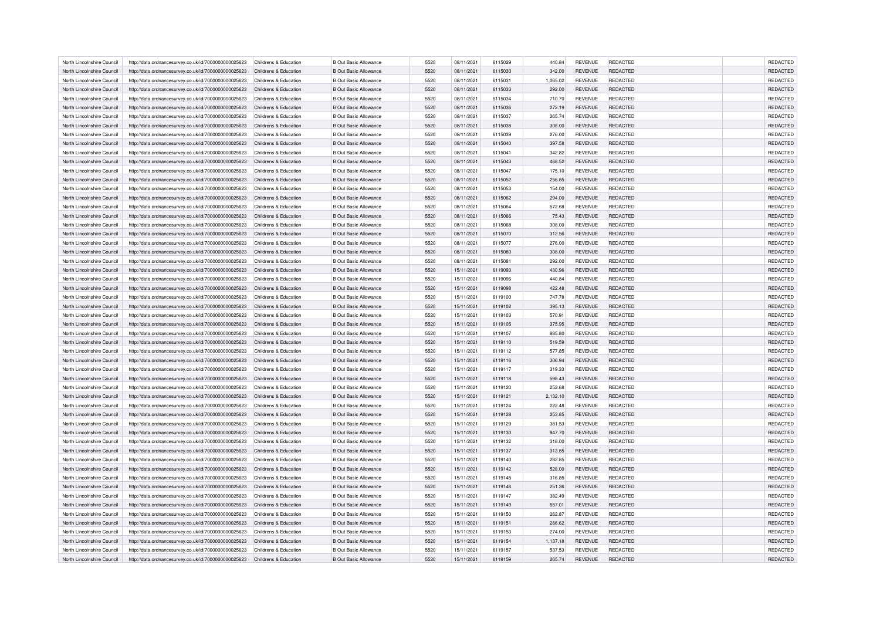| | | | | | | | | | | | | |
|---|---|---|---|---|---|---|---|---|---|---|---|---|
| North Lincolnshire Council | http://data.ordnancesurvey.co.uk/id/7000000000025623 | Childrens & Education | B Out Basic Allowance | 5520 | 08/11/2021 | 6115029 | 440.84 | REVENUE | REDACTED | | REDACTED |
| North Lincolnshire Council | http://data.ordnancesurvey.co.uk/id/7000000000025623 | Childrens & Education | B Out Basic Allowance | 5520 | 08/11/2021 | 6115030 | 342.00 | REVENUE | REDACTED | | REDACTED |
| North Lincolnshire Council | http://data.ordnancesurvey.co.uk/id/7000000000025623 | Childrens & Education | B Out Basic Allowance | 5520 | 08/11/2021 | 6115031 | 1,065.02 | REVENUE | REDACTED | | REDACTED |
| North Lincolnshire Council | http://data.ordnancesurvey.co.uk/id/7000000000025623 | Childrens & Education | B Out Basic Allowance | 5520 | 08/11/2021 | 6115033 | 292.00 | REVENUE | REDACTED | | REDACTED |
| North Lincolnshire Council | http://data.ordnancesurvey.co.uk/id/7000000000025623 | Childrens & Education | B Out Basic Allowance | 5520 | 08/11/2021 | 6115034 | 710.70 | REVENUE | REDACTED | | REDACTED |
| North Lincolnshire Council | http://data.ordnancesurvey.co.uk/id/7000000000025623 | Childrens & Education | B Out Basic Allowance | 5520 | 08/11/2021 | 6115036 | 272.19 | REVENUE | REDACTED | | REDACTED |
| North Lincolnshire Council | http://data.ordnancesurvey.co.uk/id/7000000000025623 | Childrens & Education | B Out Basic Allowance | 5520 | 08/11/2021 | 6115037 | 265.74 | REVENUE | REDACTED | | REDACTED |
| North Lincolnshire Council | http://data.ordnancesurvey.co.uk/id/7000000000025623 | Childrens & Education | B Out Basic Allowance | 5520 | 08/11/2021 | 6115038 | 308.00 | REVENUE | REDACTED | | REDACTED |
| North Lincolnshire Council | http://data.ordnancesurvey.co.uk/id/7000000000025623 | Childrens & Education | B Out Basic Allowance | 5520 | 08/11/2021 | 6115039 | 276.00 | REVENUE | REDACTED | | REDACTED |
| North Lincolnshire Council | http://data.ordnancesurvey.co.uk/id/7000000000025623 | Childrens & Education | B Out Basic Allowance | 5520 | 08/11/2021 | 6115040 | 397.58 | REVENUE | REDACTED | | REDACTED |
| North Lincolnshire Council | http://data.ordnancesurvey.co.uk/id/7000000000025623 | Childrens & Education | B Out Basic Allowance | 5520 | 08/11/2021 | 6115041 | 342.82 | REVENUE | REDACTED | | REDACTED |
| North Lincolnshire Council | http://data.ordnancesurvey.co.uk/id/7000000000025623 | Childrens & Education | B Out Basic Allowance | 5520 | 08/11/2021 | 6115043 | 468.52 | REVENUE | REDACTED | | REDACTED |
| North Lincolnshire Council | http://data.ordnancesurvey.co.uk/id/7000000000025623 | Childrens & Education | B Out Basic Allowance | 5520 | 08/11/2021 | 6115047 | 175.10 | REVENUE | REDACTED | | REDACTED |
| North Lincolnshire Council | http://data.ordnancesurvey.co.uk/id/7000000000025623 | Childrens & Education | B Out Basic Allowance | 5520 | 08/11/2021 | 6115052 | 256.85 | REVENUE | REDACTED | | REDACTED |
| North Lincolnshire Council | http://data.ordnancesurvey.co.uk/id/7000000000025623 | Childrens & Education | B Out Basic Allowance | 5520 | 08/11/2021 | 6115053 | 154.00 | REVENUE | REDACTED | | REDACTED |
| North Lincolnshire Council | http://data.ordnancesurvey.co.uk/id/7000000000025623 | Childrens & Education | B Out Basic Allowance | 5520 | 08/11/2021 | 6115062 | 294.00 | REVENUE | REDACTED | | REDACTED |
| North Lincolnshire Council | http://data.ordnancesurvey.co.uk/id/7000000000025623 | Childrens & Education | B Out Basic Allowance | 5520 | 08/11/2021 | 6115064 | 572.68 | REVENUE | REDACTED | | REDACTED |
| North Lincolnshire Council | http://data.ordnancesurvey.co.uk/id/7000000000025623 | Childrens & Education | B Out Basic Allowance | 5520 | 08/11/2021 | 6115066 | 75.43 | REVENUE | REDACTED | | REDACTED |
| North Lincolnshire Council | http://data.ordnancesurvey.co.uk/id/7000000000025623 | Childrens & Education | B Out Basic Allowance | 5520 | 08/11/2021 | 6115068 | 308.00 | REVENUE | REDACTED | | REDACTED |
| North Lincolnshire Council | http://data.ordnancesurvey.co.uk/id/7000000000025623 | Childrens & Education | B Out Basic Allowance | 5520 | 08/11/2021 | 6115070 | 312.56 | REVENUE | REDACTED | | REDACTED |
| North Lincolnshire Council | http://data.ordnancesurvey.co.uk/id/7000000000025623 | Childrens & Education | B Out Basic Allowance | 5520 | 08/11/2021 | 6115077 | 276.00 | REVENUE | REDACTED | | REDACTED |
| North Lincolnshire Council | http://data.ordnancesurvey.co.uk/id/7000000000025623 | Childrens & Education | B Out Basic Allowance | 5520 | 08/11/2021 | 6115080 | 308.00 | REVENUE | REDACTED | | REDACTED |
| North Lincolnshire Council | http://data.ordnancesurvey.co.uk/id/7000000000025623 | Childrens & Education | B Out Basic Allowance | 5520 | 08/11/2021 | 6115081 | 292.00 | REVENUE | REDACTED | | REDACTED |
| North Lincolnshire Council | http://data.ordnancesurvey.co.uk/id/7000000000025623 | Childrens & Education | B Out Basic Allowance | 5520 | 15/11/2021 | 6119093 | 430.96 | REVENUE | REDACTED | | REDACTED |
| North Lincolnshire Council | http://data.ordnancesurvey.co.uk/id/7000000000025623 | Childrens & Education | B Out Basic Allowance | 5520 | 15/11/2021 | 6119096 | 440.84 | REVENUE | REDACTED | | REDACTED |
| North Lincolnshire Council | http://data.ordnancesurvey.co.uk/id/7000000000025623 | Childrens & Education | B Out Basic Allowance | 5520 | 15/11/2021 | 6119098 | 422.48 | REVENUE | REDACTED | | REDACTED |
| North Lincolnshire Council | http://data.ordnancesurvey.co.uk/id/7000000000025623 | Childrens & Education | B Out Basic Allowance | 5520 | 15/11/2021 | 6119100 | 747.78 | REVENUE | REDACTED | | REDACTED |
| North Lincolnshire Council | http://data.ordnancesurvey.co.uk/id/7000000000025623 | Childrens & Education | B Out Basic Allowance | 5520 | 15/11/2021 | 6119102 | 395.13 | REVENUE | REDACTED | | REDACTED |
| North Lincolnshire Council | http://data.ordnancesurvey.co.uk/id/7000000000025623 | Childrens & Education | B Out Basic Allowance | 5520 | 15/11/2021 | 6119103 | 570.91 | REVENUE | REDACTED | | REDACTED |
| North Lincolnshire Council | http://data.ordnancesurvey.co.uk/id/7000000000025623 | Childrens & Education | B Out Basic Allowance | 5520 | 15/11/2021 | 6119105 | 375.95 | REVENUE | REDACTED | | REDACTED |
| North Lincolnshire Council | http://data.ordnancesurvey.co.uk/id/7000000000025623 | Childrens & Education | B Out Basic Allowance | 5520 | 15/11/2021 | 6119107 | 885.80 | REVENUE | REDACTED | | REDACTED |
| North Lincolnshire Council | http://data.ordnancesurvey.co.uk/id/7000000000025623 | Childrens & Education | B Out Basic Allowance | 5520 | 15/11/2021 | 6119110 | 519.59 | REVENUE | REDACTED | | REDACTED |
| North Lincolnshire Council | http://data.ordnancesurvey.co.uk/id/7000000000025623 | Childrens & Education | B Out Basic Allowance | 5520 | 15/11/2021 | 6119112 | 577.85 | REVENUE | REDACTED | | REDACTED |
| North Lincolnshire Council | http://data.ordnancesurvey.co.uk/id/7000000000025623 | Childrens & Education | B Out Basic Allowance | 5520 | 15/11/2021 | 6119116 | 306.94 | REVENUE | REDACTED | | REDACTED |
| North Lincolnshire Council | http://data.ordnancesurvey.co.uk/id/7000000000025623 | Childrens & Education | B Out Basic Allowance | 5520 | 15/11/2021 | 6119117 | 319.33 | REVENUE | REDACTED | | REDACTED |
| North Lincolnshire Council | http://data.ordnancesurvey.co.uk/id/7000000000025623 | Childrens & Education | B Out Basic Allowance | 5520 | 15/11/2021 | 6119118 | 598.43 | REVENUE | REDACTED | | REDACTED |
| North Lincolnshire Council | http://data.ordnancesurvey.co.uk/id/7000000000025623 | Childrens & Education | B Out Basic Allowance | 5520 | 15/11/2021 | 6119120 | 252.68 | REVENUE | REDACTED | | REDACTED |
| North Lincolnshire Council | http://data.ordnancesurvey.co.uk/id/7000000000025623 | Childrens & Education | B Out Basic Allowance | 5520 | 15/11/2021 | 6119121 | 2,132.10 | REVENUE | REDACTED | | REDACTED |
| North Lincolnshire Council | http://data.ordnancesurvey.co.uk/id/7000000000025623 | Childrens & Education | B Out Basic Allowance | 5520 | 15/11/2021 | 6119124 | 222.48 | REVENUE | REDACTED | | REDACTED |
| North Lincolnshire Council | http://data.ordnancesurvey.co.uk/id/7000000000025623 | Childrens & Education | B Out Basic Allowance | 5520 | 15/11/2021 | 6119128 | 253.85 | REVENUE | REDACTED | | REDACTED |
| North Lincolnshire Council | http://data.ordnancesurvey.co.uk/id/7000000000025623 | Childrens & Education | B Out Basic Allowance | 5520 | 15/11/2021 | 6119129 | 381.53 | REVENUE | REDACTED | | REDACTED |
| North Lincolnshire Council | http://data.ordnancesurvey.co.uk/id/7000000000025623 | Childrens & Education | B Out Basic Allowance | 5520 | 15/11/2021 | 6119130 | 947.70 | REVENUE | REDACTED | | REDACTED |
| North Lincolnshire Council | http://data.ordnancesurvey.co.uk/id/7000000000025623 | Childrens & Education | B Out Basic Allowance | 5520 | 15/11/2021 | 6119132 | 318.00 | REVENUE | REDACTED | | REDACTED |
| North Lincolnshire Council | http://data.ordnancesurvey.co.uk/id/7000000000025623 | Childrens & Education | B Out Basic Allowance | 5520 | 15/11/2021 | 6119137 | 313.85 | REVENUE | REDACTED | | REDACTED |
| North Lincolnshire Council | http://data.ordnancesurvey.co.uk/id/7000000000025623 | Childrens & Education | B Out Basic Allowance | 5520 | 15/11/2021 | 6119140 | 282.85 | REVENUE | REDACTED | | REDACTED |
| North Lincolnshire Council | http://data.ordnancesurvey.co.uk/id/7000000000025623 | Childrens & Education | B Out Basic Allowance | 5520 | 15/11/2021 | 6119142 | 528.00 | REVENUE | REDACTED | | REDACTED |
| North Lincolnshire Council | http://data.ordnancesurvey.co.uk/id/7000000000025623 | Childrens & Education | B Out Basic Allowance | 5520 | 15/11/2021 | 6119145 | 316.85 | REVENUE | REDACTED | | REDACTED |
| North Lincolnshire Council | http://data.ordnancesurvey.co.uk/id/7000000000025623 | Childrens & Education | B Out Basic Allowance | 5520 | 15/11/2021 | 6119146 | 251.36 | REVENUE | REDACTED | | REDACTED |
| North Lincolnshire Council | http://data.ordnancesurvey.co.uk/id/7000000000025623 | Childrens & Education | B Out Basic Allowance | 5520 | 15/11/2021 | 6119147 | 382.49 | REVENUE | REDACTED | | REDACTED |
| North Lincolnshire Council | http://data.ordnancesurvey.co.uk/id/7000000000025623 | Childrens & Education | B Out Basic Allowance | 5520 | 15/11/2021 | 6119149 | 557.01 | REVENUE | REDACTED | | REDACTED |
| North Lincolnshire Council | http://data.ordnancesurvey.co.uk/id/7000000000025623 | Childrens & Education | B Out Basic Allowance | 5520 | 15/11/2021 | 6119150 | 262.87 | REVENUE | REDACTED | | REDACTED |
| North Lincolnshire Council | http://data.ordnancesurvey.co.uk/id/7000000000025623 | Childrens & Education | B Out Basic Allowance | 5520 | 15/11/2021 | 6119151 | 266.62 | REVENUE | REDACTED | | REDACTED |
| North Lincolnshire Council | http://data.ordnancesurvey.co.uk/id/7000000000025623 | Childrens & Education | B Out Basic Allowance | 5520 | 15/11/2021 | 6119153 | 274.00 | REVENUE | REDACTED | | REDACTED |
| North Lincolnshire Council | http://data.ordnancesurvey.co.uk/id/7000000000025623 | Childrens & Education | B Out Basic Allowance | 5520 | 15/11/2021 | 6119154 | 1,137.18 | REVENUE | REDACTED | | REDACTED |
| North Lincolnshire Council | http://data.ordnancesurvey.co.uk/id/7000000000025623 | Childrens & Education | B Out Basic Allowance | 5520 | 15/11/2021 | 6119157 | 537.53 | REVENUE | REDACTED | | REDACTED |
| North Lincolnshire Council | http://data.ordnancesurvey.co.uk/id/7000000000025623 | Childrens & Education | B Out Basic Allowance | 5520 | 15/11/2021 | 6119159 | 265.74 | REVENUE | REDACTED | | REDACTED |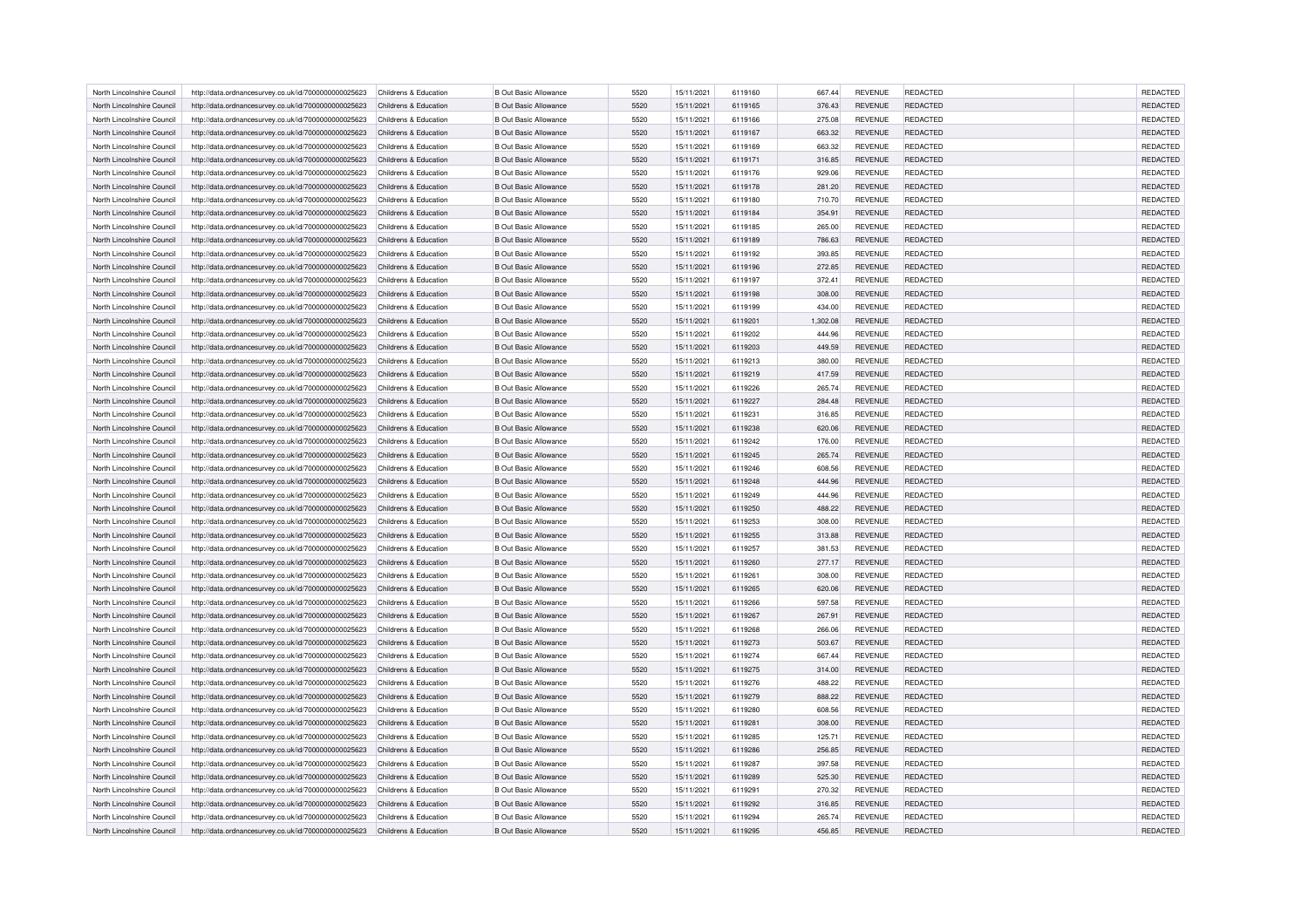| | | | | | | | | | | | | |
|---|---|---|---|---|---|---|---|---|---|---|---|---|
| North Lincolnshire Council | http://data.ordnancesurvey.co.uk/id/7000000000025623 | Childrens & Education | B Out Basic Allowance | 5520 | 15/11/2021 | 6119160 | 667.44 | REVENUE | REDACTED | | REDACTED |
| North Lincolnshire Council | http://data.ordnancesurvey.co.uk/id/7000000000025623 | Childrens & Education | B Out Basic Allowance | 5520 | 15/11/2021 | 6119165 | 376.43 | REVENUE | REDACTED | | REDACTED |
| North Lincolnshire Council | http://data.ordnancesurvey.co.uk/id/7000000000025623 | Childrens & Education | B Out Basic Allowance | 5520 | 15/11/2021 | 6119166 | 275.08 | REVENUE | REDACTED | | REDACTED |
| North Lincolnshire Council | http://data.ordnancesurvey.co.uk/id/7000000000025623 | Childrens & Education | B Out Basic Allowance | 5520 | 15/11/2021 | 6119167 | 663.32 | REVENUE | REDACTED | | REDACTED |
| North Lincolnshire Council | http://data.ordnancesurvey.co.uk/id/7000000000025623 | Childrens & Education | B Out Basic Allowance | 5520 | 15/11/2021 | 6119169 | 663.32 | REVENUE | REDACTED | | REDACTED |
| North Lincolnshire Council | http://data.ordnancesurvey.co.uk/id/7000000000025623 | Childrens & Education | B Out Basic Allowance | 5520 | 15/11/2021 | 6119171 | 316.85 | REVENUE | REDACTED | | REDACTED |
| North Lincolnshire Council | http://data.ordnancesurvey.co.uk/id/7000000000025623 | Childrens & Education | B Out Basic Allowance | 5520 | 15/11/2021 | 6119176 | 929.06 | REVENUE | REDACTED | | REDACTED |
| North Lincolnshire Council | http://data.ordnancesurvey.co.uk/id/7000000000025623 | Childrens & Education | B Out Basic Allowance | 5520 | 15/11/2021 | 6119178 | 281.20 | REVENUE | REDACTED | | REDACTED |
| North Lincolnshire Council | http://data.ordnancesurvey.co.uk/id/7000000000025623 | Childrens & Education | B Out Basic Allowance | 5520 | 15/11/2021 | 6119180 | 710.70 | REVENUE | REDACTED | | REDACTED |
| North Lincolnshire Council | http://data.ordnancesurvey.co.uk/id/7000000000025623 | Childrens & Education | B Out Basic Allowance | 5520 | 15/11/2021 | 6119184 | 354.91 | REVENUE | REDACTED | | REDACTED |
| North Lincolnshire Council | http://data.ordnancesurvey.co.uk/id/7000000000025623 | Childrens & Education | B Out Basic Allowance | 5520 | 15/11/2021 | 6119185 | 265.00 | REVENUE | REDACTED | | REDACTED |
| North Lincolnshire Council | http://data.ordnancesurvey.co.uk/id/7000000000025623 | Childrens & Education | B Out Basic Allowance | 5520 | 15/11/2021 | 6119189 | 786.63 | REVENUE | REDACTED | | REDACTED |
| North Lincolnshire Council | http://data.ordnancesurvey.co.uk/id/7000000000025623 | Childrens & Education | B Out Basic Allowance | 5520 | 15/11/2021 | 6119192 | 393.85 | REVENUE | REDACTED | | REDACTED |
| North Lincolnshire Council | http://data.ordnancesurvey.co.uk/id/7000000000025623 | Childrens & Education | B Out Basic Allowance | 5520 | 15/11/2021 | 6119196 | 272.85 | REVENUE | REDACTED | | REDACTED |
| North Lincolnshire Council | http://data.ordnancesurvey.co.uk/id/7000000000025623 | Childrens & Education | B Out Basic Allowance | 5520 | 15/11/2021 | 6119197 | 372.41 | REVENUE | REDACTED | | REDACTED |
| North Lincolnshire Council | http://data.ordnancesurvey.co.uk/id/7000000000025623 | Childrens & Education | B Out Basic Allowance | 5520 | 15/11/2021 | 6119198 | 308.00 | REVENUE | REDACTED | | REDACTED |
| North Lincolnshire Council | http://data.ordnancesurvey.co.uk/id/7000000000025623 | Childrens & Education | B Out Basic Allowance | 5520 | 15/11/2021 | 6119199 | 434.00 | REVENUE | REDACTED | | REDACTED |
| North Lincolnshire Council | http://data.ordnancesurvey.co.uk/id/7000000000025623 | Childrens & Education | B Out Basic Allowance | 5520 | 15/11/2021 | 6119201 | 1,302.08 | REVENUE | REDACTED | | REDACTED |
| North Lincolnshire Council | http://data.ordnancesurvey.co.uk/id/7000000000025623 | Childrens & Education | B Out Basic Allowance | 5520 | 15/11/2021 | 6119202 | 444.96 | REVENUE | REDACTED | | REDACTED |
| North Lincolnshire Council | http://data.ordnancesurvey.co.uk/id/7000000000025623 | Childrens & Education | B Out Basic Allowance | 5520 | 15/11/2021 | 6119203 | 449.59 | REVENUE | REDACTED | | REDACTED |
| North Lincolnshire Council | http://data.ordnancesurvey.co.uk/id/7000000000025623 | Childrens & Education | B Out Basic Allowance | 5520 | 15/11/2021 | 6119213 | 380.00 | REVENUE | REDACTED | | REDACTED |
| North Lincolnshire Council | http://data.ordnancesurvey.co.uk/id/7000000000025623 | Childrens & Education | B Out Basic Allowance | 5520 | 15/11/2021 | 6119219 | 417.59 | REVENUE | REDACTED | | REDACTED |
| North Lincolnshire Council | http://data.ordnancesurvey.co.uk/id/7000000000025623 | Childrens & Education | B Out Basic Allowance | 5520 | 15/11/2021 | 6119226 | 265.74 | REVENUE | REDACTED | | REDACTED |
| North Lincolnshire Council | http://data.ordnancesurvey.co.uk/id/7000000000025623 | Childrens & Education | B Out Basic Allowance | 5520 | 15/11/2021 | 6119227 | 284.48 | REVENUE | REDACTED | | REDACTED |
| North Lincolnshire Council | http://data.ordnancesurvey.co.uk/id/7000000000025623 | Childrens & Education | B Out Basic Allowance | 5520 | 15/11/2021 | 6119231 | 316.85 | REVENUE | REDACTED | | REDACTED |
| North Lincolnshire Council | http://data.ordnancesurvey.co.uk/id/7000000000025623 | Childrens & Education | B Out Basic Allowance | 5520 | 15/11/2021 | 6119238 | 620.06 | REVENUE | REDACTED | | REDACTED |
| North Lincolnshire Council | http://data.ordnancesurvey.co.uk/id/7000000000025623 | Childrens & Education | B Out Basic Allowance | 5520 | 15/11/2021 | 6119242 | 176.00 | REVENUE | REDACTED | | REDACTED |
| North Lincolnshire Council | http://data.ordnancesurvey.co.uk/id/7000000000025623 | Childrens & Education | B Out Basic Allowance | 5520 | 15/11/2021 | 6119245 | 265.74 | REVENUE | REDACTED | | REDACTED |
| North Lincolnshire Council | http://data.ordnancesurvey.co.uk/id/7000000000025623 | Childrens & Education | B Out Basic Allowance | 5520 | 15/11/2021 | 6119246 | 608.56 | REVENUE | REDACTED | | REDACTED |
| North Lincolnshire Council | http://data.ordnancesurvey.co.uk/id/7000000000025623 | Childrens & Education | B Out Basic Allowance | 5520 | 15/11/2021 | 6119248 | 444.96 | REVENUE | REDACTED | | REDACTED |
| North Lincolnshire Council | http://data.ordnancesurvey.co.uk/id/7000000000025623 | Childrens & Education | B Out Basic Allowance | 5520 | 15/11/2021 | 6119249 | 444.96 | REVENUE | REDACTED | | REDACTED |
| North Lincolnshire Council | http://data.ordnancesurvey.co.uk/id/7000000000025623 | Childrens & Education | B Out Basic Allowance | 5520 | 15/11/2021 | 6119250 | 488.22 | REVENUE | REDACTED | | REDACTED |
| North Lincolnshire Council | http://data.ordnancesurvey.co.uk/id/7000000000025623 | Childrens & Education | B Out Basic Allowance | 5520 | 15/11/2021 | 6119253 | 308.00 | REVENUE | REDACTED | | REDACTED |
| North Lincolnshire Council | http://data.ordnancesurvey.co.uk/id/7000000000025623 | Childrens & Education | B Out Basic Allowance | 5520 | 15/11/2021 | 6119255 | 313.88 | REVENUE | REDACTED | | REDACTED |
| North Lincolnshire Council | http://data.ordnancesurvey.co.uk/id/7000000000025623 | Childrens & Education | B Out Basic Allowance | 5520 | 15/11/2021 | 6119257 | 381.53 | REVENUE | REDACTED | | REDACTED |
| North Lincolnshire Council | http://data.ordnancesurvey.co.uk/id/7000000000025623 | Childrens & Education | B Out Basic Allowance | 5520 | 15/11/2021 | 6119260 | 277.17 | REVENUE | REDACTED | | REDACTED |
| North Lincolnshire Council | http://data.ordnancesurvey.co.uk/id/7000000000025623 | Childrens & Education | B Out Basic Allowance | 5520 | 15/11/2021 | 6119261 | 308.00 | REVENUE | REDACTED | | REDACTED |
| North Lincolnshire Council | http://data.ordnancesurvey.co.uk/id/7000000000025623 | Childrens & Education | B Out Basic Allowance | 5520 | 15/11/2021 | 6119265 | 620.06 | REVENUE | REDACTED | | REDACTED |
| North Lincolnshire Council | http://data.ordnancesurvey.co.uk/id/7000000000025623 | Childrens & Education | B Out Basic Allowance | 5520 | 15/11/2021 | 6119266 | 597.58 | REVENUE | REDACTED | | REDACTED |
| North Lincolnshire Council | http://data.ordnancesurvey.co.uk/id/7000000000025623 | Childrens & Education | B Out Basic Allowance | 5520 | 15/11/2021 | 6119267 | 267.91 | REVENUE | REDACTED | | REDACTED |
| North Lincolnshire Council | http://data.ordnancesurvey.co.uk/id/7000000000025623 | Childrens & Education | B Out Basic Allowance | 5520 | 15/11/2021 | 6119268 | 266.06 | REVENUE | REDACTED | | REDACTED |
| North Lincolnshire Council | http://data.ordnancesurvey.co.uk/id/7000000000025623 | Childrens & Education | B Out Basic Allowance | 5520 | 15/11/2021 | 6119273 | 503.67 | REVENUE | REDACTED | | REDACTED |
| North Lincolnshire Council | http://data.ordnancesurvey.co.uk/id/7000000000025623 | Childrens & Education | B Out Basic Allowance | 5520 | 15/11/2021 | 6119274 | 667.44 | REVENUE | REDACTED | | REDACTED |
| North Lincolnshire Council | http://data.ordnancesurvey.co.uk/id/7000000000025623 | Childrens & Education | B Out Basic Allowance | 5520 | 15/11/2021 | 6119275 | 314.00 | REVENUE | REDACTED | | REDACTED |
| North Lincolnshire Council | http://data.ordnancesurvey.co.uk/id/7000000000025623 | Childrens & Education | B Out Basic Allowance | 5520 | 15/11/2021 | 6119276 | 488.22 | REVENUE | REDACTED | | REDACTED |
| North Lincolnshire Council | http://data.ordnancesurvey.co.uk/id/7000000000025623 | Childrens & Education | B Out Basic Allowance | 5520 | 15/11/2021 | 6119279 | 888.22 | REVENUE | REDACTED | | REDACTED |
| North Lincolnshire Council | http://data.ordnancesurvey.co.uk/id/7000000000025623 | Childrens & Education | B Out Basic Allowance | 5520 | 15/11/2021 | 6119280 | 608.56 | REVENUE | REDACTED | | REDACTED |
| North Lincolnshire Council | http://data.ordnancesurvey.co.uk/id/7000000000025623 | Childrens & Education | B Out Basic Allowance | 5520 | 15/11/2021 | 6119281 | 308.00 | REVENUE | REDACTED | | REDACTED |
| North Lincolnshire Council | http://data.ordnancesurvey.co.uk/id/7000000000025623 | Childrens & Education | B Out Basic Allowance | 5520 | 15/11/2021 | 6119285 | 125.71 | REVENUE | REDACTED | | REDACTED |
| North Lincolnshire Council | http://data.ordnancesurvey.co.uk/id/7000000000025623 | Childrens & Education | B Out Basic Allowance | 5520 | 15/11/2021 | 6119286 | 256.85 | REVENUE | REDACTED | | REDACTED |
| North Lincolnshire Council | http://data.ordnancesurvey.co.uk/id/7000000000025623 | Childrens & Education | B Out Basic Allowance | 5520 | 15/11/2021 | 6119287 | 397.58 | REVENUE | REDACTED | | REDACTED |
| North Lincolnshire Council | http://data.ordnancesurvey.co.uk/id/7000000000025623 | Childrens & Education | B Out Basic Allowance | 5520 | 15/11/2021 | 6119289 | 525.30 | REVENUE | REDACTED | | REDACTED |
| North Lincolnshire Council | http://data.ordnancesurvey.co.uk/id/7000000000025623 | Childrens & Education | B Out Basic Allowance | 5520 | 15/11/2021 | 6119291 | 270.32 | REVENUE | REDACTED | | REDACTED |
| North Lincolnshire Council | http://data.ordnancesurvey.co.uk/id/7000000000025623 | Childrens & Education | B Out Basic Allowance | 5520 | 15/11/2021 | 6119292 | 316.85 | REVENUE | REDACTED | | REDACTED |
| North Lincolnshire Council | http://data.ordnancesurvey.co.uk/id/7000000000025623 | Childrens & Education | B Out Basic Allowance | 5520 | 15/11/2021 | 6119294 | 265.74 | REVENUE | REDACTED | | REDACTED |
| North Lincolnshire Council | http://data.ordnancesurvey.co.uk/id/7000000000025623 | Childrens & Education | B Out Basic Allowance | 5520 | 15/11/2021 | 6119295 | 456.85 | REVENUE | REDACTED | | REDACTED |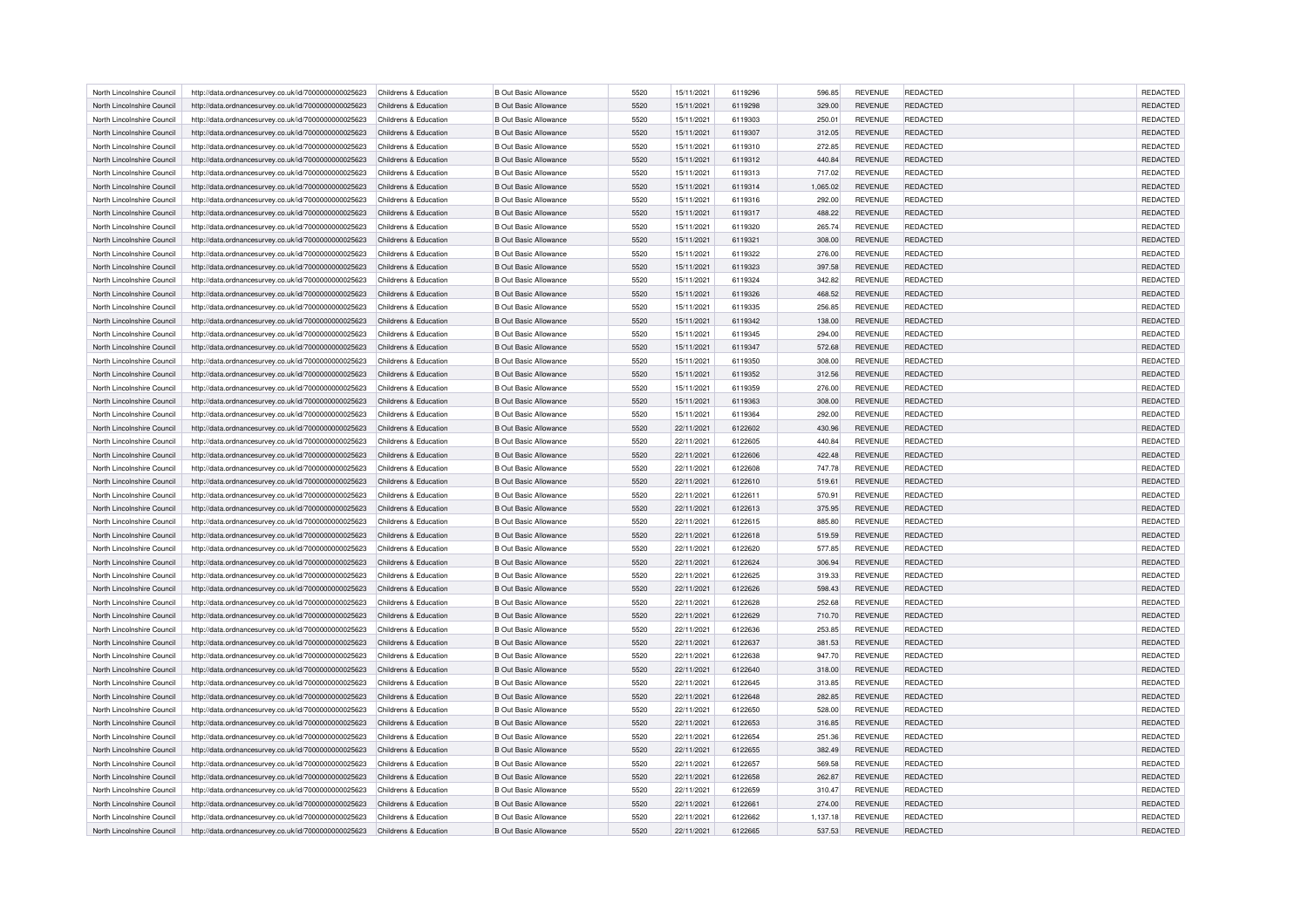| | | | | | | | | | | | | |
|---|---|---|---|---|---|---|---|---|---|---|---|---|
| North Lincolnshire Council | http://data.ordnancesurvey.co.uk/id/7000000000025623 | Childrens & Education | B Out Basic Allowance | 5520 | 15/11/2021 | 6119296 | 596.85 | REVENUE | REDACTED | | REDACTED |
| North Lincolnshire Council | http://data.ordnancesurvey.co.uk/id/7000000000025623 | Childrens & Education | B Out Basic Allowance | 5520 | 15/11/2021 | 6119298 | 329.00 | REVENUE | REDACTED | | REDACTED |
| North Lincolnshire Council | http://data.ordnancesurvey.co.uk/id/7000000000025623 | Childrens & Education | B Out Basic Allowance | 5520 | 15/11/2021 | 6119303 | 250.01 | REVENUE | REDACTED | | REDACTED |
| North Lincolnshire Council | http://data.ordnancesurvey.co.uk/id/7000000000025623 | Childrens & Education | B Out Basic Allowance | 5520 | 15/11/2021 | 6119307 | 312.05 | REVENUE | REDACTED | | REDACTED |
| North Lincolnshire Council | http://data.ordnancesurvey.co.uk/id/7000000000025623 | Childrens & Education | B Out Basic Allowance | 5520 | 15/11/2021 | 6119310 | 272.85 | REVENUE | REDACTED | | REDACTED |
| North Lincolnshire Council | http://data.ordnancesurvey.co.uk/id/7000000000025623 | Childrens & Education | B Out Basic Allowance | 5520 | 15/11/2021 | 6119312 | 440.84 | REVENUE | REDACTED | | REDACTED |
| North Lincolnshire Council | http://data.ordnancesurvey.co.uk/id/7000000000025623 | Childrens & Education | B Out Basic Allowance | 5520 | 15/11/2021 | 6119313 | 717.02 | REVENUE | REDACTED | | REDACTED |
| North Lincolnshire Council | http://data.ordnancesurvey.co.uk/id/7000000000025623 | Childrens & Education | B Out Basic Allowance | 5520 | 15/11/2021 | 6119314 | 1,065.02 | REVENUE | REDACTED | | REDACTED |
| North Lincolnshire Council | http://data.ordnancesurvey.co.uk/id/7000000000025623 | Childrens & Education | B Out Basic Allowance | 5520 | 15/11/2021 | 6119316 | 292.00 | REVENUE | REDACTED | | REDACTED |
| North Lincolnshire Council | http://data.ordnancesurvey.co.uk/id/7000000000025623 | Childrens & Education | B Out Basic Allowance | 5520 | 15/11/2021 | 6119317 | 488.22 | REVENUE | REDACTED | | REDACTED |
| North Lincolnshire Council | http://data.ordnancesurvey.co.uk/id/7000000000025623 | Childrens & Education | B Out Basic Allowance | 5520 | 15/11/2021 | 6119320 | 265.74 | REVENUE | REDACTED | | REDACTED |
| North Lincolnshire Council | http://data.ordnancesurvey.co.uk/id/7000000000025623 | Childrens & Education | B Out Basic Allowance | 5520 | 15/11/2021 | 6119321 | 308.00 | REVENUE | REDACTED | | REDACTED |
| North Lincolnshire Council | http://data.ordnancesurvey.co.uk/id/7000000000025623 | Childrens & Education | B Out Basic Allowance | 5520 | 15/11/2021 | 6119322 | 276.00 | REVENUE | REDACTED | | REDACTED |
| North Lincolnshire Council | http://data.ordnancesurvey.co.uk/id/7000000000025623 | Childrens & Education | B Out Basic Allowance | 5520 | 15/11/2021 | 6119323 | 397.58 | REVENUE | REDACTED | | REDACTED |
| North Lincolnshire Council | http://data.ordnancesurvey.co.uk/id/7000000000025623 | Childrens & Education | B Out Basic Allowance | 5520 | 15/11/2021 | 6119324 | 342.82 | REVENUE | REDACTED | | REDACTED |
| North Lincolnshire Council | http://data.ordnancesurvey.co.uk/id/7000000000025623 | Childrens & Education | B Out Basic Allowance | 5520 | 15/11/2021 | 6119326 | 468.52 | REVENUE | REDACTED | | REDACTED |
| North Lincolnshire Council | http://data.ordnancesurvey.co.uk/id/7000000000025623 | Childrens & Education | B Out Basic Allowance | 5520 | 15/11/2021 | 6119335 | 256.85 | REVENUE | REDACTED | | REDACTED |
| North Lincolnshire Council | http://data.ordnancesurvey.co.uk/id/7000000000025623 | Childrens & Education | B Out Basic Allowance | 5520 | 15/11/2021 | 6119342 | 138.00 | REVENUE | REDACTED | | REDACTED |
| North Lincolnshire Council | http://data.ordnancesurvey.co.uk/id/7000000000025623 | Childrens & Education | B Out Basic Allowance | 5520 | 15/11/2021 | 6119345 | 294.00 | REVENUE | REDACTED | | REDACTED |
| North Lincolnshire Council | http://data.ordnancesurvey.co.uk/id/7000000000025623 | Childrens & Education | B Out Basic Allowance | 5520 | 15/11/2021 | 6119347 | 572.68 | REVENUE | REDACTED | | REDACTED |
| North Lincolnshire Council | http://data.ordnancesurvey.co.uk/id/7000000000025623 | Childrens & Education | B Out Basic Allowance | 5520 | 15/11/2021 | 6119350 | 308.00 | REVENUE | REDACTED | | REDACTED |
| North Lincolnshire Council | http://data.ordnancesurvey.co.uk/id/7000000000025623 | Childrens & Education | B Out Basic Allowance | 5520 | 15/11/2021 | 6119352 | 312.56 | REVENUE | REDACTED | | REDACTED |
| North Lincolnshire Council | http://data.ordnancesurvey.co.uk/id/7000000000025623 | Childrens & Education | B Out Basic Allowance | 5520 | 15/11/2021 | 6119359 | 276.00 | REVENUE | REDACTED | | REDACTED |
| North Lincolnshire Council | http://data.ordnancesurvey.co.uk/id/7000000000025623 | Childrens & Education | B Out Basic Allowance | 5520 | 15/11/2021 | 6119363 | 308.00 | REVENUE | REDACTED | | REDACTED |
| North Lincolnshire Council | http://data.ordnancesurvey.co.uk/id/7000000000025623 | Childrens & Education | B Out Basic Allowance | 5520 | 15/11/2021 | 6119364 | 292.00 | REVENUE | REDACTED | | REDACTED |
| North Lincolnshire Council | http://data.ordnancesurvey.co.uk/id/7000000000025623 | Childrens & Education | B Out Basic Allowance | 5520 | 22/11/2021 | 6122602 | 430.96 | REVENUE | REDACTED | | REDACTED |
| North Lincolnshire Council | http://data.ordnancesurvey.co.uk/id/7000000000025623 | Childrens & Education | B Out Basic Allowance | 5520 | 22/11/2021 | 6122605 | 440.84 | REVENUE | REDACTED | | REDACTED |
| North Lincolnshire Council | http://data.ordnancesurvey.co.uk/id/7000000000025623 | Childrens & Education | B Out Basic Allowance | 5520 | 22/11/2021 | 6122606 | 422.48 | REVENUE | REDACTED | | REDACTED |
| North Lincolnshire Council | http://data.ordnancesurvey.co.uk/id/7000000000025623 | Childrens & Education | B Out Basic Allowance | 5520 | 22/11/2021 | 6122608 | 747.78 | REVENUE | REDACTED | | REDACTED |
| North Lincolnshire Council | http://data.ordnancesurvey.co.uk/id/7000000000025623 | Childrens & Education | B Out Basic Allowance | 5520 | 22/11/2021 | 6122610 | 519.61 | REVENUE | REDACTED | | REDACTED |
| North Lincolnshire Council | http://data.ordnancesurvey.co.uk/id/7000000000025623 | Childrens & Education | B Out Basic Allowance | 5520 | 22/11/2021 | 6122611 | 570.91 | REVENUE | REDACTED | | REDACTED |
| North Lincolnshire Council | http://data.ordnancesurvey.co.uk/id/7000000000025623 | Childrens & Education | B Out Basic Allowance | 5520 | 22/11/2021 | 6122613 | 375.95 | REVENUE | REDACTED | | REDACTED |
| North Lincolnshire Council | http://data.ordnancesurvey.co.uk/id/7000000000025623 | Childrens & Education | B Out Basic Allowance | 5520 | 22/11/2021 | 6122615 | 885.80 | REVENUE | REDACTED | | REDACTED |
| North Lincolnshire Council | http://data.ordnancesurvey.co.uk/id/7000000000025623 | Childrens & Education | B Out Basic Allowance | 5520 | 22/11/2021 | 6122618 | 519.59 | REVENUE | REDACTED | | REDACTED |
| North Lincolnshire Council | http://data.ordnancesurvey.co.uk/id/7000000000025623 | Childrens & Education | B Out Basic Allowance | 5520 | 22/11/2021 | 6122620 | 577.85 | REVENUE | REDACTED | | REDACTED |
| North Lincolnshire Council | http://data.ordnancesurvey.co.uk/id/7000000000025623 | Childrens & Education | B Out Basic Allowance | 5520 | 22/11/2021 | 6122624 | 306.94 | REVENUE | REDACTED | | REDACTED |
| North Lincolnshire Council | http://data.ordnancesurvey.co.uk/id/7000000000025623 | Childrens & Education | B Out Basic Allowance | 5520 | 22/11/2021 | 6122625 | 319.33 | REVENUE | REDACTED | | REDACTED |
| North Lincolnshire Council | http://data.ordnancesurvey.co.uk/id/7000000000025623 | Childrens & Education | B Out Basic Allowance | 5520 | 22/11/2021 | 6122626 | 598.43 | REVENUE | REDACTED | | REDACTED |
| North Lincolnshire Council | http://data.ordnancesurvey.co.uk/id/7000000000025623 | Childrens & Education | B Out Basic Allowance | 5520 | 22/11/2021 | 6122628 | 252.68 | REVENUE | REDACTED | | REDACTED |
| North Lincolnshire Council | http://data.ordnancesurvey.co.uk/id/7000000000025623 | Childrens & Education | B Out Basic Allowance | 5520 | 22/11/2021 | 6122629 | 710.70 | REVENUE | REDACTED | | REDACTED |
| North Lincolnshire Council | http://data.ordnancesurvey.co.uk/id/7000000000025623 | Childrens & Education | B Out Basic Allowance | 5520 | 22/11/2021 | 6122636 | 253.85 | REVENUE | REDACTED | | REDACTED |
| North Lincolnshire Council | http://data.ordnancesurvey.co.uk/id/7000000000025623 | Childrens & Education | B Out Basic Allowance | 5520 | 22/11/2021 | 6122637 | 381.53 | REVENUE | REDACTED | | REDACTED |
| North Lincolnshire Council | http://data.ordnancesurvey.co.uk/id/7000000000025623 | Childrens & Education | B Out Basic Allowance | 5520 | 22/11/2021 | 6122638 | 947.70 | REVENUE | REDACTED | | REDACTED |
| North Lincolnshire Council | http://data.ordnancesurvey.co.uk/id/7000000000025623 | Childrens & Education | B Out Basic Allowance | 5520 | 22/11/2021 | 6122640 | 318.00 | REVENUE | REDACTED | | REDACTED |
| North Lincolnshire Council | http://data.ordnancesurvey.co.uk/id/7000000000025623 | Childrens & Education | B Out Basic Allowance | 5520 | 22/11/2021 | 6122645 | 313.85 | REVENUE | REDACTED | | REDACTED |
| North Lincolnshire Council | http://data.ordnancesurvey.co.uk/id/7000000000025623 | Childrens & Education | B Out Basic Allowance | 5520 | 22/11/2021 | 6122648 | 282.85 | REVENUE | REDACTED | | REDACTED |
| North Lincolnshire Council | http://data.ordnancesurvey.co.uk/id/7000000000025623 | Childrens & Education | B Out Basic Allowance | 5520 | 22/11/2021 | 6122650 | 528.00 | REVENUE | REDACTED | | REDACTED |
| North Lincolnshire Council | http://data.ordnancesurvey.co.uk/id/7000000000025623 | Childrens & Education | B Out Basic Allowance | 5520 | 22/11/2021 | 6122653 | 316.85 | REVENUE | REDACTED | | REDACTED |
| North Lincolnshire Council | http://data.ordnancesurvey.co.uk/id/7000000000025623 | Childrens & Education | B Out Basic Allowance | 5520 | 22/11/2021 | 6122654 | 251.36 | REVENUE | REDACTED | | REDACTED |
| North Lincolnshire Council | http://data.ordnancesurvey.co.uk/id/7000000000025623 | Childrens & Education | B Out Basic Allowance | 5520 | 22/11/2021 | 6122655 | 382.49 | REVENUE | REDACTED | | REDACTED |
| North Lincolnshire Council | http://data.ordnancesurvey.co.uk/id/7000000000025623 | Childrens & Education | B Out Basic Allowance | 5520 | 22/11/2021 | 6122657 | 569.58 | REVENUE | REDACTED | | REDACTED |
| North Lincolnshire Council | http://data.ordnancesurvey.co.uk/id/7000000000025623 | Childrens & Education | B Out Basic Allowance | 5520 | 22/11/2021 | 6122658 | 262.87 | REVENUE | REDACTED | | REDACTED |
| North Lincolnshire Council | http://data.ordnancesurvey.co.uk/id/7000000000025623 | Childrens & Education | B Out Basic Allowance | 5520 | 22/11/2021 | 6122659 | 310.47 | REVENUE | REDACTED | | REDACTED |
| North Lincolnshire Council | http://data.ordnancesurvey.co.uk/id/7000000000025623 | Childrens & Education | B Out Basic Allowance | 5520 | 22/11/2021 | 6122661 | 274.00 | REVENUE | REDACTED | | REDACTED |
| North Lincolnshire Council | http://data.ordnancesurvey.co.uk/id/7000000000025623 | Childrens & Education | B Out Basic Allowance | 5520 | 22/11/2021 | 6122662 | 1,137.18 | REVENUE | REDACTED | | REDACTED |
| North Lincolnshire Council | http://data.ordnancesurvey.co.uk/id/7000000000025623 | Childrens & Education | B Out Basic Allowance | 5520 | 22/11/2021 | 6122665 | 537.53 | REVENUE | REDACTED | | REDACTED |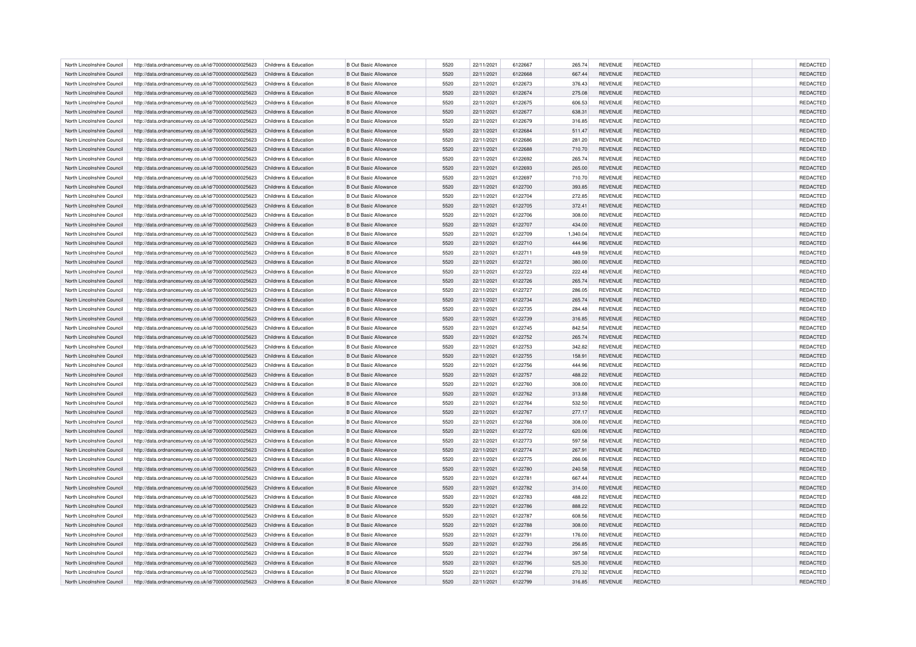| | | | | | | | | | | | |
|---|---|---|---|---|---|---|---|---|---|---|---|
| North Lincolnshire Council | http://data.ordnancesurvey.co.uk/id/7000000000025623 | Childrens & Education | B Out Basic Allowance | 5520 | 22/11/2021 | 6122667 | 265.74 | REVENUE | REDACTED | | REDACTED |
| North Lincolnshire Council | http://data.ordnancesurvey.co.uk/id/7000000000025623 | Childrens & Education | B Out Basic Allowance | 5520 | 22/11/2021 | 6122668 | 667.44 | REVENUE | REDACTED | | REDACTED |
| North Lincolnshire Council | http://data.ordnancesurvey.co.uk/id/7000000000025623 | Childrens & Education | B Out Basic Allowance | 5520 | 22/11/2021 | 6122673 | 376.43 | REVENUE | REDACTED | | REDACTED |
| North Lincolnshire Council | http://data.ordnancesurvey.co.uk/id/7000000000025623 | Childrens & Education | B Out Basic Allowance | 5520 | 22/11/2021 | 6122674 | 275.08 | REVENUE | REDACTED | | REDACTED |
| North Lincolnshire Council | http://data.ordnancesurvey.co.uk/id/7000000000025623 | Childrens & Education | B Out Basic Allowance | 5520 | 22/11/2021 | 6122675 | 606.53 | REVENUE | REDACTED | | REDACTED |
| North Lincolnshire Council | http://data.ordnancesurvey.co.uk/id/7000000000025623 | Childrens & Education | B Out Basic Allowance | 5520 | 22/11/2021 | 6122677 | 638.31 | REVENUE | REDACTED | | REDACTED |
| North Lincolnshire Council | http://data.ordnancesurvey.co.uk/id/7000000000025623 | Childrens & Education | B Out Basic Allowance | 5520 | 22/11/2021 | 6122679 | 316.85 | REVENUE | REDACTED | | REDACTED |
| North Lincolnshire Council | http://data.ordnancesurvey.co.uk/id/7000000000025623 | Childrens & Education | B Out Basic Allowance | 5520 | 22/11/2021 | 6122684 | 511.47 | REVENUE | REDACTED | | REDACTED |
| North Lincolnshire Council | http://data.ordnancesurvey.co.uk/id/7000000000025623 | Childrens & Education | B Out Basic Allowance | 5520 | 22/11/2021 | 6122686 | 281.20 | REVENUE | REDACTED | | REDACTED |
| North Lincolnshire Council | http://data.ordnancesurvey.co.uk/id/7000000000025623 | Childrens & Education | B Out Basic Allowance | 5520 | 22/11/2021 | 6122688 | 710.70 | REVENUE | REDACTED | | REDACTED |
| North Lincolnshire Council | http://data.ordnancesurvey.co.uk/id/7000000000025623 | Childrens & Education | B Out Basic Allowance | 5520 | 22/11/2021 | 6122692 | 265.74 | REVENUE | REDACTED | | REDACTED |
| North Lincolnshire Council | http://data.ordnancesurvey.co.uk/id/7000000000025623 | Childrens & Education | B Out Basic Allowance | 5520 | 22/11/2021 | 6122693 | 265.00 | REVENUE | REDACTED | | REDACTED |
| North Lincolnshire Council | http://data.ordnancesurvey.co.uk/id/7000000000025623 | Childrens & Education | B Out Basic Allowance | 5520 | 22/11/2021 | 6122697 | 710.70 | REVENUE | REDACTED | | REDACTED |
| North Lincolnshire Council | http://data.ordnancesurvey.co.uk/id/7000000000025623 | Childrens & Education | B Out Basic Allowance | 5520 | 22/11/2021 | 6122700 | 393.85 | REVENUE | REDACTED | | REDACTED |
| North Lincolnshire Council | http://data.ordnancesurvey.co.uk/id/7000000000025623 | Childrens & Education | B Out Basic Allowance | 5520 | 22/11/2021 | 6122704 | 272.85 | REVENUE | REDACTED | | REDACTED |
| North Lincolnshire Council | http://data.ordnancesurvey.co.uk/id/7000000000025623 | Childrens & Education | B Out Basic Allowance | 5520 | 22/11/2021 | 6122705 | 372.41 | REVENUE | REDACTED | | REDACTED |
| North Lincolnshire Council | http://data.ordnancesurvey.co.uk/id/7000000000025623 | Childrens & Education | B Out Basic Allowance | 5520 | 22/11/2021 | 6122706 | 308.00 | REVENUE | REDACTED | | REDACTED |
| North Lincolnshire Council | http://data.ordnancesurvey.co.uk/id/7000000000025623 | Childrens & Education | B Out Basic Allowance | 5520 | 22/11/2021 | 6122707 | 434.00 | REVENUE | REDACTED | | REDACTED |
| North Lincolnshire Council | http://data.ordnancesurvey.co.uk/id/7000000000025623 | Childrens & Education | B Out Basic Allowance | 5520 | 22/11/2021 | 6122709 | 1,340.04 | REVENUE | REDACTED | | REDACTED |
| North Lincolnshire Council | http://data.ordnancesurvey.co.uk/id/7000000000025623 | Childrens & Education | B Out Basic Allowance | 5520 | 22/11/2021 | 6122710 | 444.96 | REVENUE | REDACTED | | REDACTED |
| North Lincolnshire Council | http://data.ordnancesurvey.co.uk/id/7000000000025623 | Childrens & Education | B Out Basic Allowance | 5520 | 22/11/2021 | 6122711 | 449.59 | REVENUE | REDACTED | | REDACTED |
| North Lincolnshire Council | http://data.ordnancesurvey.co.uk/id/7000000000025623 | Childrens & Education | B Out Basic Allowance | 5520 | 22/11/2021 | 6122721 | 380.00 | REVENUE | REDACTED | | REDACTED |
| North Lincolnshire Council | http://data.ordnancesurvey.co.uk/id/7000000000025623 | Childrens & Education | B Out Basic Allowance | 5520 | 22/11/2021 | 6122723 | 222.48 | REVENUE | REDACTED | | REDACTED |
| North Lincolnshire Council | http://data.ordnancesurvey.co.uk/id/7000000000025623 | Childrens & Education | B Out Basic Allowance | 5520 | 22/11/2021 | 6122726 | 265.74 | REVENUE | REDACTED | | REDACTED |
| North Lincolnshire Council | http://data.ordnancesurvey.co.uk/id/7000000000025623 | Childrens & Education | B Out Basic Allowance | 5520 | 22/11/2021 | 6122727 | 286.05 | REVENUE | REDACTED | | REDACTED |
| North Lincolnshire Council | http://data.ordnancesurvey.co.uk/id/7000000000025623 | Childrens & Education | B Out Basic Allowance | 5520 | 22/11/2021 | 6122734 | 265.74 | REVENUE | REDACTED | | REDACTED |
| North Lincolnshire Council | http://data.ordnancesurvey.co.uk/id/7000000000025623 | Childrens & Education | B Out Basic Allowance | 5520 | 22/11/2021 | 6122735 | 284.48 | REVENUE | REDACTED | | REDACTED |
| North Lincolnshire Council | http://data.ordnancesurvey.co.uk/id/7000000000025623 | Childrens & Education | B Out Basic Allowance | 5520 | 22/11/2021 | 6122739 | 316.85 | REVENUE | REDACTED | | REDACTED |
| North Lincolnshire Council | http://data.ordnancesurvey.co.uk/id/7000000000025623 | Childrens & Education | B Out Basic Allowance | 5520 | 22/11/2021 | 6122745 | 842.54 | REVENUE | REDACTED | | REDACTED |
| North Lincolnshire Council | http://data.ordnancesurvey.co.uk/id/7000000000025623 | Childrens & Education | B Out Basic Allowance | 5520 | 22/11/2021 | 6122752 | 265.74 | REVENUE | REDACTED | | REDACTED |
| North Lincolnshire Council | http://data.ordnancesurvey.co.uk/id/7000000000025623 | Childrens & Education | B Out Basic Allowance | 5520 | 22/11/2021 | 6122753 | 342.82 | REVENUE | REDACTED | | REDACTED |
| North Lincolnshire Council | http://data.ordnancesurvey.co.uk/id/7000000000025623 | Childrens & Education | B Out Basic Allowance | 5520 | 22/11/2021 | 6122755 | 158.91 | REVENUE | REDACTED | | REDACTED |
| North Lincolnshire Council | http://data.ordnancesurvey.co.uk/id/7000000000025623 | Childrens & Education | B Out Basic Allowance | 5520 | 22/11/2021 | 6122756 | 444.96 | REVENUE | REDACTED | | REDACTED |
| North Lincolnshire Council | http://data.ordnancesurvey.co.uk/id/7000000000025623 | Childrens & Education | B Out Basic Allowance | 5520 | 22/11/2021 | 6122757 | 488.22 | REVENUE | REDACTED | | REDACTED |
| North Lincolnshire Council | http://data.ordnancesurvey.co.uk/id/7000000000025623 | Childrens & Education | B Out Basic Allowance | 5520 | 22/11/2021 | 6122760 | 308.00 | REVENUE | REDACTED | | REDACTED |
| North Lincolnshire Council | http://data.ordnancesurvey.co.uk/id/7000000000025623 | Childrens & Education | B Out Basic Allowance | 5520 | 22/11/2021 | 6122762 | 313.88 | REVENUE | REDACTED | | REDACTED |
| North Lincolnshire Council | http://data.ordnancesurvey.co.uk/id/7000000000025623 | Childrens & Education | B Out Basic Allowance | 5520 | 22/11/2021 | 6122764 | 532.50 | REVENUE | REDACTED | | REDACTED |
| North Lincolnshire Council | http://data.ordnancesurvey.co.uk/id/7000000000025623 | Childrens & Education | B Out Basic Allowance | 5520 | 22/11/2021 | 6122767 | 277.17 | REVENUE | REDACTED | | REDACTED |
| North Lincolnshire Council | http://data.ordnancesurvey.co.uk/id/7000000000025623 | Childrens & Education | B Out Basic Allowance | 5520 | 22/11/2021 | 6122768 | 308.00 | REVENUE | REDACTED | | REDACTED |
| North Lincolnshire Council | http://data.ordnancesurvey.co.uk/id/7000000000025623 | Childrens & Education | B Out Basic Allowance | 5520 | 22/11/2021 | 6122772 | 620.06 | REVENUE | REDACTED | | REDACTED |
| North Lincolnshire Council | http://data.ordnancesurvey.co.uk/id/7000000000025623 | Childrens & Education | B Out Basic Allowance | 5520 | 22/11/2021 | 6122773 | 597.58 | REVENUE | REDACTED | | REDACTED |
| North Lincolnshire Council | http://data.ordnancesurvey.co.uk/id/7000000000025623 | Childrens & Education | B Out Basic Allowance | 5520 | 22/11/2021 | 6122774 | 267.91 | REVENUE | REDACTED | | REDACTED |
| North Lincolnshire Council | http://data.ordnancesurvey.co.uk/id/7000000000025623 | Childrens & Education | B Out Basic Allowance | 5520 | 22/11/2021 | 6122775 | 266.06 | REVENUE | REDACTED | | REDACTED |
| North Lincolnshire Council | http://data.ordnancesurvey.co.uk/id/7000000000025623 | Childrens & Education | B Out Basic Allowance | 5520 | 22/11/2021 | 6122780 | 240.58 | REVENUE | REDACTED | | REDACTED |
| North Lincolnshire Council | http://data.ordnancesurvey.co.uk/id/7000000000025623 | Childrens & Education | B Out Basic Allowance | 5520 | 22/11/2021 | 6122781 | 667.44 | REVENUE | REDACTED | | REDACTED |
| North Lincolnshire Council | http://data.ordnancesurvey.co.uk/id/7000000000025623 | Childrens & Education | B Out Basic Allowance | 5520 | 22/11/2021 | 6122782 | 314.00 | REVENUE | REDACTED | | REDACTED |
| North Lincolnshire Council | http://data.ordnancesurvey.co.uk/id/7000000000025623 | Childrens & Education | B Out Basic Allowance | 5520 | 22/11/2021 | 6122783 | 488.22 | REVENUE | REDACTED | | REDACTED |
| North Lincolnshire Council | http://data.ordnancesurvey.co.uk/id/7000000000025623 | Childrens & Education | B Out Basic Allowance | 5520 | 22/11/2021 | 6122786 | 888.22 | REVENUE | REDACTED | | REDACTED |
| North Lincolnshire Council | http://data.ordnancesurvey.co.uk/id/7000000000025623 | Childrens & Education | B Out Basic Allowance | 5520 | 22/11/2021 | 6122787 | 608.56 | REVENUE | REDACTED | | REDACTED |
| North Lincolnshire Council | http://data.ordnancesurvey.co.uk/id/7000000000025623 | Childrens & Education | B Out Basic Allowance | 5520 | 22/11/2021 | 6122788 | 308.00 | REVENUE | REDACTED | | REDACTED |
| North Lincolnshire Council | http://data.ordnancesurvey.co.uk/id/7000000000025623 | Childrens & Education | B Out Basic Allowance | 5520 | 22/11/2021 | 6122791 | 176.00 | REVENUE | REDACTED | | REDACTED |
| North Lincolnshire Council | http://data.ordnancesurvey.co.uk/id/7000000000025623 | Childrens & Education | B Out Basic Allowance | 5520 | 22/11/2021 | 6122793 | 256.85 | REVENUE | REDACTED | | REDACTED |
| North Lincolnshire Council | http://data.ordnancesurvey.co.uk/id/7000000000025623 | Childrens & Education | B Out Basic Allowance | 5520 | 22/11/2021 | 6122794 | 397.58 | REVENUE | REDACTED | | REDACTED |
| North Lincolnshire Council | http://data.ordnancesurvey.co.uk/id/7000000000025623 | Childrens & Education | B Out Basic Allowance | 5520 | 22/11/2021 | 6122796 | 525.30 | REVENUE | REDACTED | | REDACTED |
| North Lincolnshire Council | http://data.ordnancesurvey.co.uk/id/7000000000025623 | Childrens & Education | B Out Basic Allowance | 5520 | 22/11/2021 | 6122798 | 270.32 | REVENUE | REDACTED | | REDACTED |
| North Lincolnshire Council | http://data.ordnancesurvey.co.uk/id/7000000000025623 | Childrens & Education | B Out Basic Allowance | 5520 | 22/11/2021 | 6122799 | 316.85 | REVENUE | REDACTED | | REDACTED |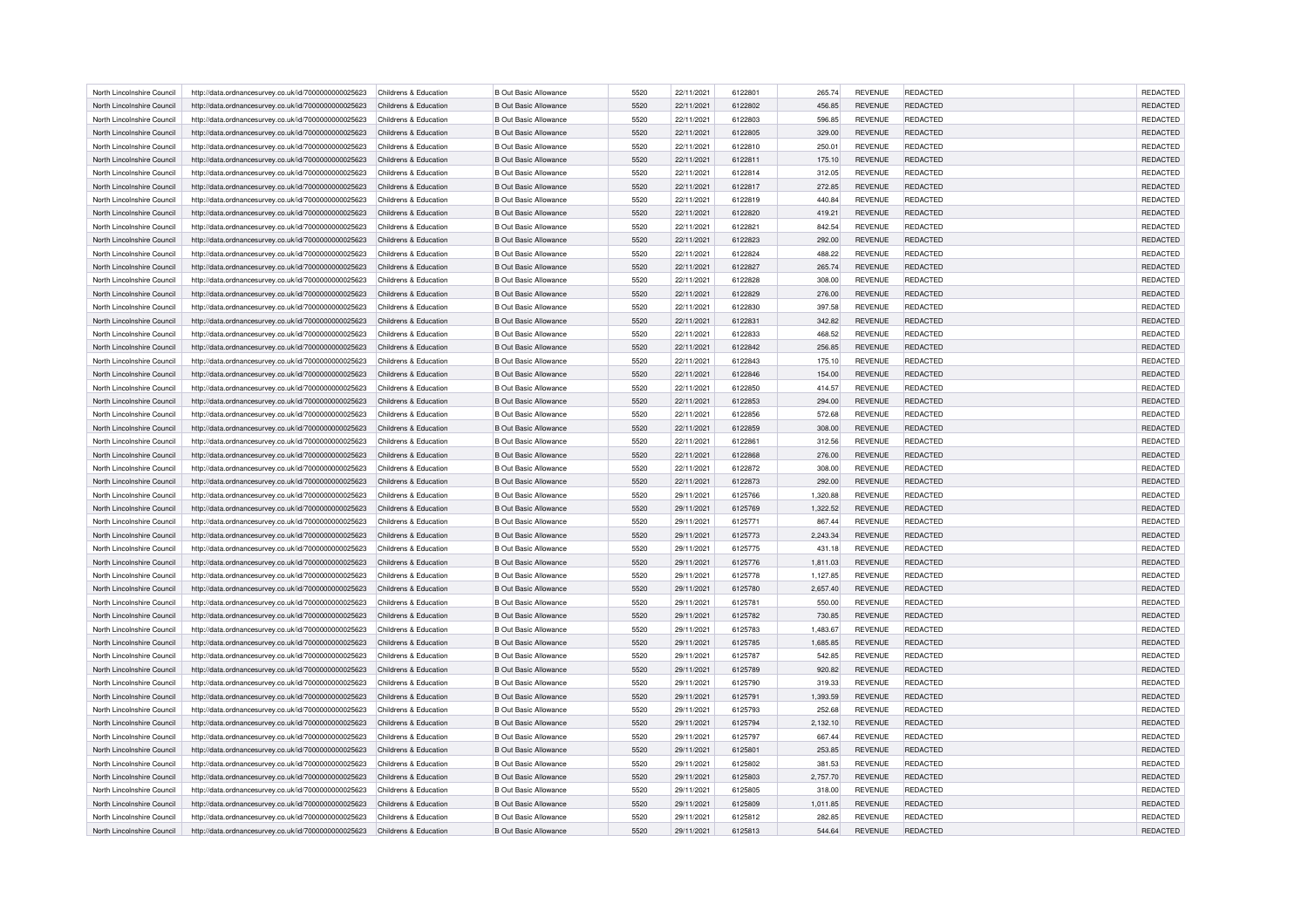| | | | | | | | | | | | | |
|---|---|---|---|---|---|---|---|---|---|---|---|---|
| North Lincolnshire Council | http://data.ordnancesurvey.co.uk/id/7000000000025623 | Childrens & Education | B Out Basic Allowance | 5520 | 22/11/2021 | 6122801 | 265.74 | REVENUE | REDACTED | | REDACTED |
| North Lincolnshire Council | http://data.ordnancesurvey.co.uk/id/7000000000025623 | Childrens & Education | B Out Basic Allowance | 5520 | 22/11/2021 | 6122802 | 456.85 | REVENUE | REDACTED | | REDACTED |
| North Lincolnshire Council | http://data.ordnancesurvey.co.uk/id/7000000000025623 | Childrens & Education | B Out Basic Allowance | 5520 | 22/11/2021 | 6122803 | 596.85 | REVENUE | REDACTED | | REDACTED |
| North Lincolnshire Council | http://data.ordnancesurvey.co.uk/id/7000000000025623 | Childrens & Education | B Out Basic Allowance | 5520 | 22/11/2021 | 6122805 | 329.00 | REVENUE | REDACTED | | REDACTED |
| North Lincolnshire Council | http://data.ordnancesurvey.co.uk/id/7000000000025623 | Childrens & Education | B Out Basic Allowance | 5520 | 22/11/2021 | 6122810 | 250.01 | REVENUE | REDACTED | | REDACTED |
| North Lincolnshire Council | http://data.ordnancesurvey.co.uk/id/7000000000025623 | Childrens & Education | B Out Basic Allowance | 5520 | 22/11/2021 | 6122811 | 175.10 | REVENUE | REDACTED | | REDACTED |
| North Lincolnshire Council | http://data.ordnancesurvey.co.uk/id/7000000000025623 | Childrens & Education | B Out Basic Allowance | 5520 | 22/11/2021 | 6122814 | 312.05 | REVENUE | REDACTED | | REDACTED |
| North Lincolnshire Council | http://data.ordnancesurvey.co.uk/id/7000000000025623 | Childrens & Education | B Out Basic Allowance | 5520 | 22/11/2021 | 6122817 | 272.85 | REVENUE | REDACTED | | REDACTED |
| North Lincolnshire Council | http://data.ordnancesurvey.co.uk/id/7000000000025623 | Childrens & Education | B Out Basic Allowance | 5520 | 22/11/2021 | 6122819 | 440.84 | REVENUE | REDACTED | | REDACTED |
| North Lincolnshire Council | http://data.ordnancesurvey.co.uk/id/7000000000025623 | Childrens & Education | B Out Basic Allowance | 5520 | 22/11/2021 | 6122820 | 419.21 | REVENUE | REDACTED | | REDACTED |
| North Lincolnshire Council | http://data.ordnancesurvey.co.uk/id/7000000000025623 | Childrens & Education | B Out Basic Allowance | 5520 | 22/11/2021 | 6122821 | 842.54 | REVENUE | REDACTED | | REDACTED |
| North Lincolnshire Council | http://data.ordnancesurvey.co.uk/id/7000000000025623 | Childrens & Education | B Out Basic Allowance | 5520 | 22/11/2021 | 6122823 | 292.00 | REVENUE | REDACTED | | REDACTED |
| North Lincolnshire Council | http://data.ordnancesurvey.co.uk/id/7000000000025623 | Childrens & Education | B Out Basic Allowance | 5520 | 22/11/2021 | 6122824 | 488.22 | REVENUE | REDACTED | | REDACTED |
| North Lincolnshire Council | http://data.ordnancesurvey.co.uk/id/7000000000025623 | Childrens & Education | B Out Basic Allowance | 5520 | 22/11/2021 | 6122827 | 265.74 | REVENUE | REDACTED | | REDACTED |
| North Lincolnshire Council | http://data.ordnancesurvey.co.uk/id/7000000000025623 | Childrens & Education | B Out Basic Allowance | 5520 | 22/11/2021 | 6122828 | 308.00 | REVENUE | REDACTED | | REDACTED |
| North Lincolnshire Council | http://data.ordnancesurvey.co.uk/id/7000000000025623 | Childrens & Education | B Out Basic Allowance | 5520 | 22/11/2021 | 6122829 | 276.00 | REVENUE | REDACTED | | REDACTED |
| North Lincolnshire Council | http://data.ordnancesurvey.co.uk/id/7000000000025623 | Childrens & Education | B Out Basic Allowance | 5520 | 22/11/2021 | 6122830 | 397.58 | REVENUE | REDACTED | | REDACTED |
| North Lincolnshire Council | http://data.ordnancesurvey.co.uk/id/7000000000025623 | Childrens & Education | B Out Basic Allowance | 5520 | 22/11/2021 | 6122831 | 342.82 | REVENUE | REDACTED | | REDACTED |
| North Lincolnshire Council | http://data.ordnancesurvey.co.uk/id/7000000000025623 | Childrens & Education | B Out Basic Allowance | 5520 | 22/11/2021 | 6122833 | 468.52 | REVENUE | REDACTED | | REDACTED |
| North Lincolnshire Council | http://data.ordnancesurvey.co.uk/id/7000000000025623 | Childrens & Education | B Out Basic Allowance | 5520 | 22/11/2021 | 6122842 | 256.85 | REVENUE | REDACTED | | REDACTED |
| North Lincolnshire Council | http://data.ordnancesurvey.co.uk/id/7000000000025623 | Childrens & Education | B Out Basic Allowance | 5520 | 22/11/2021 | 6122843 | 175.10 | REVENUE | REDACTED | | REDACTED |
| North Lincolnshire Council | http://data.ordnancesurvey.co.uk/id/7000000000025623 | Childrens & Education | B Out Basic Allowance | 5520 | 22/11/2021 | 6122846 | 154.00 | REVENUE | REDACTED | | REDACTED |
| North Lincolnshire Council | http://data.ordnancesurvey.co.uk/id/7000000000025623 | Childrens & Education | B Out Basic Allowance | 5520 | 22/11/2021 | 6122850 | 414.57 | REVENUE | REDACTED | | REDACTED |
| North Lincolnshire Council | http://data.ordnancesurvey.co.uk/id/7000000000025623 | Childrens & Education | B Out Basic Allowance | 5520 | 22/11/2021 | 6122853 | 294.00 | REVENUE | REDACTED | | REDACTED |
| North Lincolnshire Council | http://data.ordnancesurvey.co.uk/id/7000000000025623 | Childrens & Education | B Out Basic Allowance | 5520 | 22/11/2021 | 6122856 | 572.68 | REVENUE | REDACTED | | REDACTED |
| North Lincolnshire Council | http://data.ordnancesurvey.co.uk/id/7000000000025623 | Childrens & Education | B Out Basic Allowance | 5520 | 22/11/2021 | 6122859 | 308.00 | REVENUE | REDACTED | | REDACTED |
| North Lincolnshire Council | http://data.ordnancesurvey.co.uk/id/7000000000025623 | Childrens & Education | B Out Basic Allowance | 5520 | 22/11/2021 | 6122861 | 312.56 | REVENUE | REDACTED | | REDACTED |
| North Lincolnshire Council | http://data.ordnancesurvey.co.uk/id/7000000000025623 | Childrens & Education | B Out Basic Allowance | 5520 | 22/11/2021 | 6122868 | 276.00 | REVENUE | REDACTED | | REDACTED |
| North Lincolnshire Council | http://data.ordnancesurvey.co.uk/id/7000000000025623 | Childrens & Education | B Out Basic Allowance | 5520 | 22/11/2021 | 6122872 | 308.00 | REVENUE | REDACTED | | REDACTED |
| North Lincolnshire Council | http://data.ordnancesurvey.co.uk/id/7000000000025623 | Childrens & Education | B Out Basic Allowance | 5520 | 22/11/2021 | 6122873 | 292.00 | REVENUE | REDACTED | | REDACTED |
| North Lincolnshire Council | http://data.ordnancesurvey.co.uk/id/7000000000025623 | Childrens & Education | B Out Basic Allowance | 5520 | 29/11/2021 | 6125766 | 1,320.88 | REVENUE | REDACTED | | REDACTED |
| North Lincolnshire Council | http://data.ordnancesurvey.co.uk/id/7000000000025623 | Childrens & Education | B Out Basic Allowance | 5520 | 29/11/2021 | 6125769 | 1,322.52 | REVENUE | REDACTED | | REDACTED |
| North Lincolnshire Council | http://data.ordnancesurvey.co.uk/id/7000000000025623 | Childrens & Education | B Out Basic Allowance | 5520 | 29/11/2021 | 6125771 | 867.44 | REVENUE | REDACTED | | REDACTED |
| North Lincolnshire Council | http://data.ordnancesurvey.co.uk/id/7000000000025623 | Childrens & Education | B Out Basic Allowance | 5520 | 29/11/2021 | 6125773 | 2,243.34 | REVENUE | REDACTED | | REDACTED |
| North Lincolnshire Council | http://data.ordnancesurvey.co.uk/id/7000000000025623 | Childrens & Education | B Out Basic Allowance | 5520 | 29/11/2021 | 6125775 | 431.18 | REVENUE | REDACTED | | REDACTED |
| North Lincolnshire Council | http://data.ordnancesurvey.co.uk/id/7000000000025623 | Childrens & Education | B Out Basic Allowance | 5520 | 29/11/2021 | 6125776 | 1,811.03 | REVENUE | REDACTED | | REDACTED |
| North Lincolnshire Council | http://data.ordnancesurvey.co.uk/id/7000000000025623 | Childrens & Education | B Out Basic Allowance | 5520 | 29/11/2021 | 6125778 | 1,127.85 | REVENUE | REDACTED | | REDACTED |
| North Lincolnshire Council | http://data.ordnancesurvey.co.uk/id/7000000000025623 | Childrens & Education | B Out Basic Allowance | 5520 | 29/11/2021 | 6125780 | 2,657.40 | REVENUE | REDACTED | | REDACTED |
| North Lincolnshire Council | http://data.ordnancesurvey.co.uk/id/7000000000025623 | Childrens & Education | B Out Basic Allowance | 5520 | 29/11/2021 | 6125781 | 550.00 | REVENUE | REDACTED | | REDACTED |
| North Lincolnshire Council | http://data.ordnancesurvey.co.uk/id/7000000000025623 | Childrens & Education | B Out Basic Allowance | 5520 | 29/11/2021 | 6125782 | 730.85 | REVENUE | REDACTED | | REDACTED |
| North Lincolnshire Council | http://data.ordnancesurvey.co.uk/id/7000000000025623 | Childrens & Education | B Out Basic Allowance | 5520 | 29/11/2021 | 6125783 | 1,483.67 | REVENUE | REDACTED | | REDACTED |
| North Lincolnshire Council | http://data.ordnancesurvey.co.uk/id/7000000000025623 | Childrens & Education | B Out Basic Allowance | 5520 | 29/11/2021 | 6125785 | 1,685.85 | REVENUE | REDACTED | | REDACTED |
| North Lincolnshire Council | http://data.ordnancesurvey.co.uk/id/7000000000025623 | Childrens & Education | B Out Basic Allowance | 5520 | 29/11/2021 | 6125787 | 542.85 | REVENUE | REDACTED | | REDACTED |
| North Lincolnshire Council | http://data.ordnancesurvey.co.uk/id/7000000000025623 | Childrens & Education | B Out Basic Allowance | 5520 | 29/11/2021 | 6125789 | 920.82 | REVENUE | REDACTED | | REDACTED |
| North Lincolnshire Council | http://data.ordnancesurvey.co.uk/id/7000000000025623 | Childrens & Education | B Out Basic Allowance | 5520 | 29/11/2021 | 6125790 | 319.33 | REVENUE | REDACTED | | REDACTED |
| North Lincolnshire Council | http://data.ordnancesurvey.co.uk/id/7000000000025623 | Childrens & Education | B Out Basic Allowance | 5520 | 29/11/2021 | 6125791 | 1,393.59 | REVENUE | REDACTED | | REDACTED |
| North Lincolnshire Council | http://data.ordnancesurvey.co.uk/id/7000000000025623 | Childrens & Education | B Out Basic Allowance | 5520 | 29/11/2021 | 6125793 | 252.68 | REVENUE | REDACTED | | REDACTED |
| North Lincolnshire Council | http://data.ordnancesurvey.co.uk/id/7000000000025623 | Childrens & Education | B Out Basic Allowance | 5520 | 29/11/2021 | 6125794 | 2,132.10 | REVENUE | REDACTED | | REDACTED |
| North Lincolnshire Council | http://data.ordnancesurvey.co.uk/id/7000000000025623 | Childrens & Education | B Out Basic Allowance | 5520 | 29/11/2021 | 6125797 | 667.44 | REVENUE | REDACTED | | REDACTED |
| North Lincolnshire Council | http://data.ordnancesurvey.co.uk/id/7000000000025623 | Childrens & Education | B Out Basic Allowance | 5520 | 29/11/2021 | 6125801 | 253.85 | REVENUE | REDACTED | | REDACTED |
| North Lincolnshire Council | http://data.ordnancesurvey.co.uk/id/7000000000025623 | Childrens & Education | B Out Basic Allowance | 5520 | 29/11/2021 | 6125802 | 381.53 | REVENUE | REDACTED | | REDACTED |
| North Lincolnshire Council | http://data.ordnancesurvey.co.uk/id/7000000000025623 | Childrens & Education | B Out Basic Allowance | 5520 | 29/11/2021 | 6125803 | 2,757.70 | REVENUE | REDACTED | | REDACTED |
| North Lincolnshire Council | http://data.ordnancesurvey.co.uk/id/7000000000025623 | Childrens & Education | B Out Basic Allowance | 5520 | 29/11/2021 | 6125805 | 318.00 | REVENUE | REDACTED | | REDACTED |
| North Lincolnshire Council | http://data.ordnancesurvey.co.uk/id/7000000000025623 | Childrens & Education | B Out Basic Allowance | 5520 | 29/11/2021 | 6125809 | 1,011.85 | REVENUE | REDACTED | | REDACTED |
| North Lincolnshire Council | http://data.ordnancesurvey.co.uk/id/7000000000025623 | Childrens & Education | B Out Basic Allowance | 5520 | 29/11/2021 | 6125812 | 282.85 | REVENUE | REDACTED | | REDACTED |
| North Lincolnshire Council | http://data.ordnancesurvey.co.uk/id/7000000000025623 | Childrens & Education | B Out Basic Allowance | 5520 | 29/11/2021 | 6125813 | 544.64 | REVENUE | REDACTED | | REDACTED |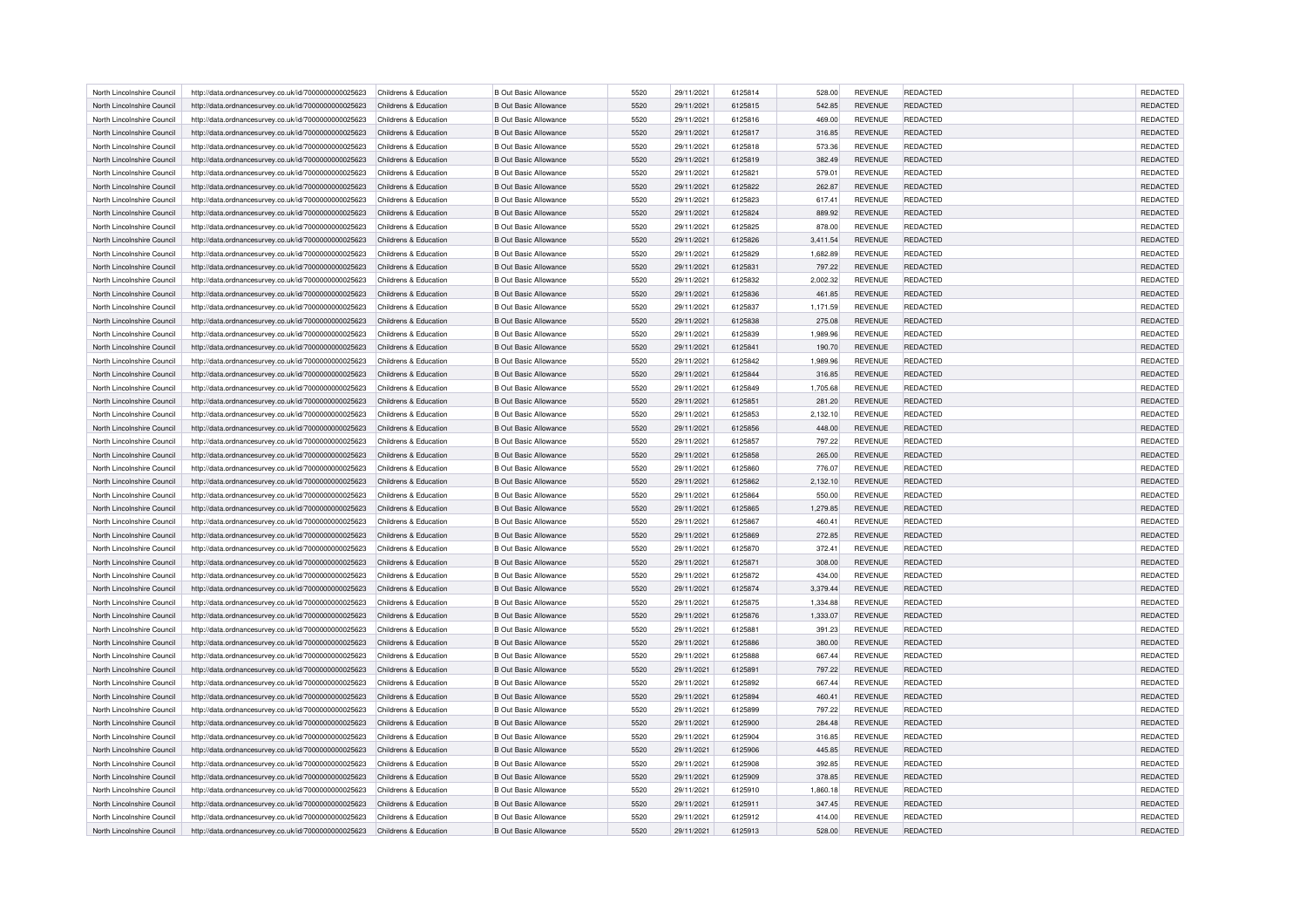| | | | | | | | | | | | | |
|---|---|---|---|---|---|---|---|---|---|---|---|---|
| North Lincolnshire Council | http://data.ordnancesurvey.co.uk/id/7000000000025623 | Childrens & Education | B Out Basic Allowance | 5520 | 29/11/2021 | 6125814 | 528.00 | REVENUE | REDACTED | | REDACTED |
| North Lincolnshire Council | http://data.ordnancesurvey.co.uk/id/7000000000025623 | Childrens & Education | B Out Basic Allowance | 5520 | 29/11/2021 | 6125815 | 542.85 | REVENUE | REDACTED | | REDACTED |
| North Lincolnshire Council | http://data.ordnancesurvey.co.uk/id/7000000000025623 | Childrens & Education | B Out Basic Allowance | 5520 | 29/11/2021 | 6125816 | 469.00 | REVENUE | REDACTED | | REDACTED |
| North Lincolnshire Council | http://data.ordnancesurvey.co.uk/id/7000000000025623 | Childrens & Education | B Out Basic Allowance | 5520 | 29/11/2021 | 6125817 | 316.85 | REVENUE | REDACTED | | REDACTED |
| North Lincolnshire Council | http://data.ordnancesurvey.co.uk/id/7000000000025623 | Childrens & Education | B Out Basic Allowance | 5520 | 29/11/2021 | 6125818 | 573.36 | REVENUE | REDACTED | | REDACTED |
| North Lincolnshire Council | http://data.ordnancesurvey.co.uk/id/7000000000025623 | Childrens & Education | B Out Basic Allowance | 5520 | 29/11/2021 | 6125819 | 382.49 | REVENUE | REDACTED | | REDACTED |
| North Lincolnshire Council | http://data.ordnancesurvey.co.uk/id/7000000000025623 | Childrens & Education | B Out Basic Allowance | 5520 | 29/11/2021 | 6125821 | 579.01 | REVENUE | REDACTED | | REDACTED |
| North Lincolnshire Council | http://data.ordnancesurvey.co.uk/id/7000000000025623 | Childrens & Education | B Out Basic Allowance | 5520 | 29/11/2021 | 6125822 | 262.87 | REVENUE | REDACTED | | REDACTED |
| North Lincolnshire Council | http://data.ordnancesurvey.co.uk/id/7000000000025623 | Childrens & Education | B Out Basic Allowance | 5520 | 29/11/2021 | 6125823 | 617.41 | REVENUE | REDACTED | | REDACTED |
| North Lincolnshire Council | http://data.ordnancesurvey.co.uk/id/7000000000025623 | Childrens & Education | B Out Basic Allowance | 5520 | 29/11/2021 | 6125824 | 889.92 | REVENUE | REDACTED | | REDACTED |
| North Lincolnshire Council | http://data.ordnancesurvey.co.uk/id/7000000000025623 | Childrens & Education | B Out Basic Allowance | 5520 | 29/11/2021 | 6125825 | 878.00 | REVENUE | REDACTED | | REDACTED |
| North Lincolnshire Council | http://data.ordnancesurvey.co.uk/id/7000000000025623 | Childrens & Education | B Out Basic Allowance | 5520 | 29/11/2021 | 6125826 | 3,411.54 | REVENUE | REDACTED | | REDACTED |
| North Lincolnshire Council | http://data.ordnancesurvey.co.uk/id/7000000000025623 | Childrens & Education | B Out Basic Allowance | 5520 | 29/11/2021 | 6125829 | 1,682.89 | REVENUE | REDACTED | | REDACTED |
| North Lincolnshire Council | http://data.ordnancesurvey.co.uk/id/7000000000025623 | Childrens & Education | B Out Basic Allowance | 5520 | 29/11/2021 | 6125831 | 797.22 | REVENUE | REDACTED | | REDACTED |
| North Lincolnshire Council | http://data.ordnancesurvey.co.uk/id/7000000000025623 | Childrens & Education | B Out Basic Allowance | 5520 | 29/11/2021 | 6125832 | 2,002.32 | REVENUE | REDACTED | | REDACTED |
| North Lincolnshire Council | http://data.ordnancesurvey.co.uk/id/7000000000025623 | Childrens & Education | B Out Basic Allowance | 5520 | 29/11/2021 | 6125836 | 461.85 | REVENUE | REDACTED | | REDACTED |
| North Lincolnshire Council | http://data.ordnancesurvey.co.uk/id/7000000000025623 | Childrens & Education | B Out Basic Allowance | 5520 | 29/11/2021 | 6125837 | 1,171.59 | REVENUE | REDACTED | | REDACTED |
| North Lincolnshire Council | http://data.ordnancesurvey.co.uk/id/7000000000025623 | Childrens & Education | B Out Basic Allowance | 5520 | 29/11/2021 | 6125838 | 275.08 | REVENUE | REDACTED | | REDACTED |
| North Lincolnshire Council | http://data.ordnancesurvey.co.uk/id/7000000000025623 | Childrens & Education | B Out Basic Allowance | 5520 | 29/11/2021 | 6125839 | 1,989.96 | REVENUE | REDACTED | | REDACTED |
| North Lincolnshire Council | http://data.ordnancesurvey.co.uk/id/7000000000025623 | Childrens & Education | B Out Basic Allowance | 5520 | 29/11/2021 | 6125841 | 190.70 | REVENUE | REDACTED | | REDACTED |
| North Lincolnshire Council | http://data.ordnancesurvey.co.uk/id/7000000000025623 | Childrens & Education | B Out Basic Allowance | 5520 | 29/11/2021 | 6125842 | 1,989.96 | REVENUE | REDACTED | | REDACTED |
| North Lincolnshire Council | http://data.ordnancesurvey.co.uk/id/7000000000025623 | Childrens & Education | B Out Basic Allowance | 5520 | 29/11/2021 | 6125844 | 316.85 | REVENUE | REDACTED | | REDACTED |
| North Lincolnshire Council | http://data.ordnancesurvey.co.uk/id/7000000000025623 | Childrens & Education | B Out Basic Allowance | 5520 | 29/11/2021 | 6125849 | 1,705.68 | REVENUE | REDACTED | | REDACTED |
| North Lincolnshire Council | http://data.ordnancesurvey.co.uk/id/7000000000025623 | Childrens & Education | B Out Basic Allowance | 5520 | 29/11/2021 | 6125851 | 281.20 | REVENUE | REDACTED | | REDACTED |
| North Lincolnshire Council | http://data.ordnancesurvey.co.uk/id/7000000000025623 | Childrens & Education | B Out Basic Allowance | 5520 | 29/11/2021 | 6125853 | 2,132.10 | REVENUE | REDACTED | | REDACTED |
| North Lincolnshire Council | http://data.ordnancesurvey.co.uk/id/7000000000025623 | Childrens & Education | B Out Basic Allowance | 5520 | 29/11/2021 | 6125856 | 448.00 | REVENUE | REDACTED | | REDACTED |
| North Lincolnshire Council | http://data.ordnancesurvey.co.uk/id/7000000000025623 | Childrens & Education | B Out Basic Allowance | 5520 | 29/11/2021 | 6125857 | 797.22 | REVENUE | REDACTED | | REDACTED |
| North Lincolnshire Council | http://data.ordnancesurvey.co.uk/id/7000000000025623 | Childrens & Education | B Out Basic Allowance | 5520 | 29/11/2021 | 6125858 | 265.00 | REVENUE | REDACTED | | REDACTED |
| North Lincolnshire Council | http://data.ordnancesurvey.co.uk/id/7000000000025623 | Childrens & Education | B Out Basic Allowance | 5520 | 29/11/2021 | 6125860 | 776.07 | REVENUE | REDACTED | | REDACTED |
| North Lincolnshire Council | http://data.ordnancesurvey.co.uk/id/7000000000025623 | Childrens & Education | B Out Basic Allowance | 5520 | 29/11/2021 | 6125862 | 2,132.10 | REVENUE | REDACTED | | REDACTED |
| North Lincolnshire Council | http://data.ordnancesurvey.co.uk/id/7000000000025623 | Childrens & Education | B Out Basic Allowance | 5520 | 29/11/2021 | 6125864 | 550.00 | REVENUE | REDACTED | | REDACTED |
| North Lincolnshire Council | http://data.ordnancesurvey.co.uk/id/7000000000025623 | Childrens & Education | B Out Basic Allowance | 5520 | 29/11/2021 | 6125865 | 1,279.85 | REVENUE | REDACTED | | REDACTED |
| North Lincolnshire Council | http://data.ordnancesurvey.co.uk/id/7000000000025623 | Childrens & Education | B Out Basic Allowance | 5520 | 29/11/2021 | 6125867 | 460.41 | REVENUE | REDACTED | | REDACTED |
| North Lincolnshire Council | http://data.ordnancesurvey.co.uk/id/7000000000025623 | Childrens & Education | B Out Basic Allowance | 5520 | 29/11/2021 | 6125869 | 272.85 | REVENUE | REDACTED | | REDACTED |
| North Lincolnshire Council | http://data.ordnancesurvey.co.uk/id/7000000000025623 | Childrens & Education | B Out Basic Allowance | 5520 | 29/11/2021 | 6125870 | 372.41 | REVENUE | REDACTED | | REDACTED |
| North Lincolnshire Council | http://data.ordnancesurvey.co.uk/id/7000000000025623 | Childrens & Education | B Out Basic Allowance | 5520 | 29/11/2021 | 6125871 | 308.00 | REVENUE | REDACTED | | REDACTED |
| North Lincolnshire Council | http://data.ordnancesurvey.co.uk/id/7000000000025623 | Childrens & Education | B Out Basic Allowance | 5520 | 29/11/2021 | 6125872 | 434.00 | REVENUE | REDACTED | | REDACTED |
| North Lincolnshire Council | http://data.ordnancesurvey.co.uk/id/7000000000025623 | Childrens & Education | B Out Basic Allowance | 5520 | 29/11/2021 | 6125874 | 3,379.44 | REVENUE | REDACTED | | REDACTED |
| North Lincolnshire Council | http://data.ordnancesurvey.co.uk/id/7000000000025623 | Childrens & Education | B Out Basic Allowance | 5520 | 29/11/2021 | 6125875 | 1,334.88 | REVENUE | REDACTED | | REDACTED |
| North Lincolnshire Council | http://data.ordnancesurvey.co.uk/id/7000000000025623 | Childrens & Education | B Out Basic Allowance | 5520 | 29/11/2021 | 6125876 | 1,333.07 | REVENUE | REDACTED | | REDACTED |
| North Lincolnshire Council | http://data.ordnancesurvey.co.uk/id/7000000000025623 | Childrens & Education | B Out Basic Allowance | 5520 | 29/11/2021 | 6125881 | 391.23 | REVENUE | REDACTED | | REDACTED |
| North Lincolnshire Council | http://data.ordnancesurvey.co.uk/id/7000000000025623 | Childrens & Education | B Out Basic Allowance | 5520 | 29/11/2021 | 6125886 | 380.00 | REVENUE | REDACTED | | REDACTED |
| North Lincolnshire Council | http://data.ordnancesurvey.co.uk/id/7000000000025623 | Childrens & Education | B Out Basic Allowance | 5520 | 29/11/2021 | 6125888 | 667.44 | REVENUE | REDACTED | | REDACTED |
| North Lincolnshire Council | http://data.ordnancesurvey.co.uk/id/7000000000025623 | Childrens & Education | B Out Basic Allowance | 5520 | 29/11/2021 | 6125891 | 797.22 | REVENUE | REDACTED | | REDACTED |
| North Lincolnshire Council | http://data.ordnancesurvey.co.uk/id/7000000000025623 | Childrens & Education | B Out Basic Allowance | 5520 | 29/11/2021 | 6125892 | 667.44 | REVENUE | REDACTED | | REDACTED |
| North Lincolnshire Council | http://data.ordnancesurvey.co.uk/id/7000000000025623 | Childrens & Education | B Out Basic Allowance | 5520 | 29/11/2021 | 6125894 | 460.41 | REVENUE | REDACTED | | REDACTED |
| North Lincolnshire Council | http://data.ordnancesurvey.co.uk/id/7000000000025623 | Childrens & Education | B Out Basic Allowance | 5520 | 29/11/2021 | 6125899 | 797.22 | REVENUE | REDACTED | | REDACTED |
| North Lincolnshire Council | http://data.ordnancesurvey.co.uk/id/7000000000025623 | Childrens & Education | B Out Basic Allowance | 5520 | 29/11/2021 | 6125900 | 284.48 | REVENUE | REDACTED | | REDACTED |
| North Lincolnshire Council | http://data.ordnancesurvey.co.uk/id/7000000000025623 | Childrens & Education | B Out Basic Allowance | 5520 | 29/11/2021 | 6125904 | 316.85 | REVENUE | REDACTED | | REDACTED |
| North Lincolnshire Council | http://data.ordnancesurvey.co.uk/id/7000000000025623 | Childrens & Education | B Out Basic Allowance | 5520 | 29/11/2021 | 6125906 | 445.85 | REVENUE | REDACTED | | REDACTED |
| North Lincolnshire Council | http://data.ordnancesurvey.co.uk/id/7000000000025623 | Childrens & Education | B Out Basic Allowance | 5520 | 29/11/2021 | 6125908 | 392.85 | REVENUE | REDACTED | | REDACTED |
| North Lincolnshire Council | http://data.ordnancesurvey.co.uk/id/7000000000025623 | Childrens & Education | B Out Basic Allowance | 5520 | 29/11/2021 | 6125909 | 378.85 | REVENUE | REDACTED | | REDACTED |
| North Lincolnshire Council | http://data.ordnancesurvey.co.uk/id/7000000000025623 | Childrens & Education | B Out Basic Allowance | 5520 | 29/11/2021 | 6125910 | 1,860.18 | REVENUE | REDACTED | | REDACTED |
| North Lincolnshire Council | http://data.ordnancesurvey.co.uk/id/7000000000025623 | Childrens & Education | B Out Basic Allowance | 5520 | 29/11/2021 | 6125911 | 347.45 | REVENUE | REDACTED | | REDACTED |
| North Lincolnshire Council | http://data.ordnancesurvey.co.uk/id/7000000000025623 | Childrens & Education | B Out Basic Allowance | 5520 | 29/11/2021 | 6125912 | 414.00 | REVENUE | REDACTED | | REDACTED |
| North Lincolnshire Council | http://data.ordnancesurvey.co.uk/id/7000000000025623 | Childrens & Education | B Out Basic Allowance | 5520 | 29/11/2021 | 6125913 | 528.00 | REVENUE | REDACTED | | REDACTED |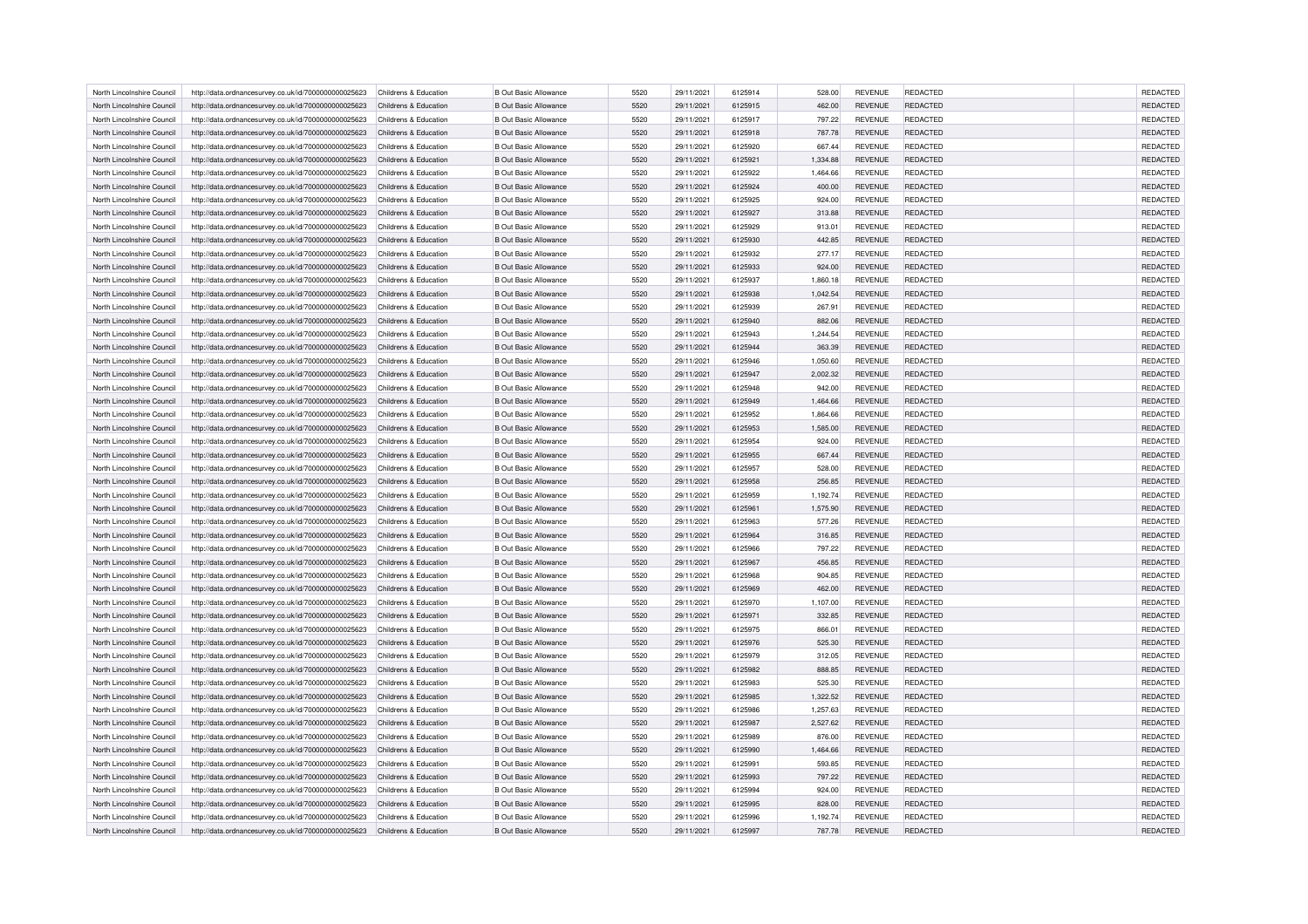| | | | | | | | | | | | | |
|---|---|---|---|---|---|---|---|---|---|---|---|---|
| North Lincolnshire Council | http://data.ordnancesurvey.co.uk/id/7000000000025623 | Childrens & Education | B Out Basic Allowance | 5520 | 29/11/2021 | 6125914 | 528.00 | REVENUE | REDACTED | | REDACTED |
| North Lincolnshire Council | http://data.ordnancesurvey.co.uk/id/7000000000025623 | Childrens & Education | B Out Basic Allowance | 5520 | 29/11/2021 | 6125915 | 462.00 | REVENUE | REDACTED | | REDACTED |
| North Lincolnshire Council | http://data.ordnancesurvey.co.uk/id/7000000000025623 | Childrens & Education | B Out Basic Allowance | 5520 | 29/11/2021 | 6125917 | 797.22 | REVENUE | REDACTED | | REDACTED |
| North Lincolnshire Council | http://data.ordnancesurvey.co.uk/id/7000000000025623 | Childrens & Education | B Out Basic Allowance | 5520 | 29/11/2021 | 6125918 | 787.78 | REVENUE | REDACTED | | REDACTED |
| North Lincolnshire Council | http://data.ordnancesurvey.co.uk/id/7000000000025623 | Childrens & Education | B Out Basic Allowance | 5520 | 29/11/2021 | 6125920 | 667.44 | REVENUE | REDACTED | | REDACTED |
| North Lincolnshire Council | http://data.ordnancesurvey.co.uk/id/7000000000025623 | Childrens & Education | B Out Basic Allowance | 5520 | 29/11/2021 | 6125921 | 1,334.88 | REVENUE | REDACTED | | REDACTED |
| North Lincolnshire Council | http://data.ordnancesurvey.co.uk/id/7000000000025623 | Childrens & Education | B Out Basic Allowance | 5520 | 29/11/2021 | 6125922 | 1,464.66 | REVENUE | REDACTED | | REDACTED |
| North Lincolnshire Council | http://data.ordnancesurvey.co.uk/id/7000000000025623 | Childrens & Education | B Out Basic Allowance | 5520 | 29/11/2021 | 6125924 | 400.00 | REVENUE | REDACTED | | REDACTED |
| North Lincolnshire Council | http://data.ordnancesurvey.co.uk/id/7000000000025623 | Childrens & Education | B Out Basic Allowance | 5520 | 29/11/2021 | 6125925 | 924.00 | REVENUE | REDACTED | | REDACTED |
| North Lincolnshire Council | http://data.ordnancesurvey.co.uk/id/7000000000025623 | Childrens & Education | B Out Basic Allowance | 5520 | 29/11/2021 | 6125927 | 313.88 | REVENUE | REDACTED | | REDACTED |
| North Lincolnshire Council | http://data.ordnancesurvey.co.uk/id/7000000000025623 | Childrens & Education | B Out Basic Allowance | 5520 | 29/11/2021 | 6125929 | 913.01 | REVENUE | REDACTED | | REDACTED |
| North Lincolnshire Council | http://data.ordnancesurvey.co.uk/id/7000000000025623 | Childrens & Education | B Out Basic Allowance | 5520 | 29/11/2021 | 6125930 | 442.85 | REVENUE | REDACTED | | REDACTED |
| North Lincolnshire Council | http://data.ordnancesurvey.co.uk/id/7000000000025623 | Childrens & Education | B Out Basic Allowance | 5520 | 29/11/2021 | 6125932 | 277.17 | REVENUE | REDACTED | | REDACTED |
| North Lincolnshire Council | http://data.ordnancesurvey.co.uk/id/7000000000025623 | Childrens & Education | B Out Basic Allowance | 5520 | 29/11/2021 | 6125933 | 924.00 | REVENUE | REDACTED | | REDACTED |
| North Lincolnshire Council | http://data.ordnancesurvey.co.uk/id/7000000000025623 | Childrens & Education | B Out Basic Allowance | 5520 | 29/11/2021 | 6125937 | 1,860.18 | REVENUE | REDACTED | | REDACTED |
| North Lincolnshire Council | http://data.ordnancesurvey.co.uk/id/7000000000025623 | Childrens & Education | B Out Basic Allowance | 5520 | 29/11/2021 | 6125938 | 1,042.54 | REVENUE | REDACTED | | REDACTED |
| North Lincolnshire Council | http://data.ordnancesurvey.co.uk/id/7000000000025623 | Childrens & Education | B Out Basic Allowance | 5520 | 29/11/2021 | 6125939 | 267.91 | REVENUE | REDACTED | | REDACTED |
| North Lincolnshire Council | http://data.ordnancesurvey.co.uk/id/7000000000025623 | Childrens & Education | B Out Basic Allowance | 5520 | 29/11/2021 | 6125940 | 882.06 | REVENUE | REDACTED | | REDACTED |
| North Lincolnshire Council | http://data.ordnancesurvey.co.uk/id/7000000000025623 | Childrens & Education | B Out Basic Allowance | 5520 | 29/11/2021 | 6125943 | 1,244.54 | REVENUE | REDACTED | | REDACTED |
| North Lincolnshire Council | http://data.ordnancesurvey.co.uk/id/7000000000025623 | Childrens & Education | B Out Basic Allowance | 5520 | 29/11/2021 | 6125944 | 363.39 | REVENUE | REDACTED | | REDACTED |
| North Lincolnshire Council | http://data.ordnancesurvey.co.uk/id/7000000000025623 | Childrens & Education | B Out Basic Allowance | 5520 | 29/11/2021 | 6125946 | 1,050.60 | REVENUE | REDACTED | | REDACTED |
| North Lincolnshire Council | http://data.ordnancesurvey.co.uk/id/7000000000025623 | Childrens & Education | B Out Basic Allowance | 5520 | 29/11/2021 | 6125947 | 2,002.32 | REVENUE | REDACTED | | REDACTED |
| North Lincolnshire Council | http://data.ordnancesurvey.co.uk/id/7000000000025623 | Childrens & Education | B Out Basic Allowance | 5520 | 29/11/2021 | 6125948 | 942.00 | REVENUE | REDACTED | | REDACTED |
| North Lincolnshire Council | http://data.ordnancesurvey.co.uk/id/7000000000025623 | Childrens & Education | B Out Basic Allowance | 5520 | 29/11/2021 | 6125949 | 1,464.66 | REVENUE | REDACTED | | REDACTED |
| North Lincolnshire Council | http://data.ordnancesurvey.co.uk/id/7000000000025623 | Childrens & Education | B Out Basic Allowance | 5520 | 29/11/2021 | 6125952 | 1,864.66 | REVENUE | REDACTED | | REDACTED |
| North Lincolnshire Council | http://data.ordnancesurvey.co.uk/id/7000000000025623 | Childrens & Education | B Out Basic Allowance | 5520 | 29/11/2021 | 6125953 | 1,585.00 | REVENUE | REDACTED | | REDACTED |
| North Lincolnshire Council | http://data.ordnancesurvey.co.uk/id/7000000000025623 | Childrens & Education | B Out Basic Allowance | 5520 | 29/11/2021 | 6125954 | 924.00 | REVENUE | REDACTED | | REDACTED |
| North Lincolnshire Council | http://data.ordnancesurvey.co.uk/id/7000000000025623 | Childrens & Education | B Out Basic Allowance | 5520 | 29/11/2021 | 6125955 | 667.44 | REVENUE | REDACTED | | REDACTED |
| North Lincolnshire Council | http://data.ordnancesurvey.co.uk/id/7000000000025623 | Childrens & Education | B Out Basic Allowance | 5520 | 29/11/2021 | 6125957 | 528.00 | REVENUE | REDACTED | | REDACTED |
| North Lincolnshire Council | http://data.ordnancesurvey.co.uk/id/7000000000025623 | Childrens & Education | B Out Basic Allowance | 5520 | 29/11/2021 | 6125958 | 256.85 | REVENUE | REDACTED | | REDACTED |
| North Lincolnshire Council | http://data.ordnancesurvey.co.uk/id/7000000000025623 | Childrens & Education | B Out Basic Allowance | 5520 | 29/11/2021 | 6125959 | 1,192.74 | REVENUE | REDACTED | | REDACTED |
| North Lincolnshire Council | http://data.ordnancesurvey.co.uk/id/7000000000025623 | Childrens & Education | B Out Basic Allowance | 5520 | 29/11/2021 | 6125961 | 1,575.90 | REVENUE | REDACTED | | REDACTED |
| North Lincolnshire Council | http://data.ordnancesurvey.co.uk/id/7000000000025623 | Childrens & Education | B Out Basic Allowance | 5520 | 29/11/2021 | 6125963 | 577.26 | REVENUE | REDACTED | | REDACTED |
| North Lincolnshire Council | http://data.ordnancesurvey.co.uk/id/7000000000025623 | Childrens & Education | B Out Basic Allowance | 5520 | 29/11/2021 | 6125964 | 316.85 | REVENUE | REDACTED | | REDACTED |
| North Lincolnshire Council | http://data.ordnancesurvey.co.uk/id/7000000000025623 | Childrens & Education | B Out Basic Allowance | 5520 | 29/11/2021 | 6125966 | 797.22 | REVENUE | REDACTED | | REDACTED |
| North Lincolnshire Council | http://data.ordnancesurvey.co.uk/id/7000000000025623 | Childrens & Education | B Out Basic Allowance | 5520 | 29/11/2021 | 6125967 | 456.85 | REVENUE | REDACTED | | REDACTED |
| North Lincolnshire Council | http://data.ordnancesurvey.co.uk/id/7000000000025623 | Childrens & Education | B Out Basic Allowance | 5520 | 29/11/2021 | 6125968 | 904.85 | REVENUE | REDACTED | | REDACTED |
| North Lincolnshire Council | http://data.ordnancesurvey.co.uk/id/7000000000025623 | Childrens & Education | B Out Basic Allowance | 5520 | 29/11/2021 | 6125969 | 462.00 | REVENUE | REDACTED | | REDACTED |
| North Lincolnshire Council | http://data.ordnancesurvey.co.uk/id/7000000000025623 | Childrens & Education | B Out Basic Allowance | 5520 | 29/11/2021 | 6125970 | 1,107.00 | REVENUE | REDACTED | | REDACTED |
| North Lincolnshire Council | http://data.ordnancesurvey.co.uk/id/7000000000025623 | Childrens & Education | B Out Basic Allowance | 5520 | 29/11/2021 | 6125971 | 332.85 | REVENUE | REDACTED | | REDACTED |
| North Lincolnshire Council | http://data.ordnancesurvey.co.uk/id/7000000000025623 | Childrens & Education | B Out Basic Allowance | 5520 | 29/11/2021 | 6125975 | 866.01 | REVENUE | REDACTED | | REDACTED |
| North Lincolnshire Council | http://data.ordnancesurvey.co.uk/id/7000000000025623 | Childrens & Education | B Out Basic Allowance | 5520 | 29/11/2021 | 6125976 | 525.30 | REVENUE | REDACTED | | REDACTED |
| North Lincolnshire Council | http://data.ordnancesurvey.co.uk/id/7000000000025623 | Childrens & Education | B Out Basic Allowance | 5520 | 29/11/2021 | 6125979 | 312.05 | REVENUE | REDACTED | | REDACTED |
| North Lincolnshire Council | http://data.ordnancesurvey.co.uk/id/7000000000025623 | Childrens & Education | B Out Basic Allowance | 5520 | 29/11/2021 | 6125982 | 888.85 | REVENUE | REDACTED | | REDACTED |
| North Lincolnshire Council | http://data.ordnancesurvey.co.uk/id/7000000000025623 | Childrens & Education | B Out Basic Allowance | 5520 | 29/11/2021 | 6125983 | 525.30 | REVENUE | REDACTED | | REDACTED |
| North Lincolnshire Council | http://data.ordnancesurvey.co.uk/id/7000000000025623 | Childrens & Education | B Out Basic Allowance | 5520 | 29/11/2021 | 6125985 | 1,322.52 | REVENUE | REDACTED | | REDACTED |
| North Lincolnshire Council | http://data.ordnancesurvey.co.uk/id/7000000000025623 | Childrens & Education | B Out Basic Allowance | 5520 | 29/11/2021 | 6125986 | 1,257.63 | REVENUE | REDACTED | | REDACTED |
| North Lincolnshire Council | http://data.ordnancesurvey.co.uk/id/7000000000025623 | Childrens & Education | B Out Basic Allowance | 5520 | 29/11/2021 | 6125987 | 2,527.62 | REVENUE | REDACTED | | REDACTED |
| North Lincolnshire Council | http://data.ordnancesurvey.co.uk/id/7000000000025623 | Childrens & Education | B Out Basic Allowance | 5520 | 29/11/2021 | 6125989 | 876.00 | REVENUE | REDACTED | | REDACTED |
| North Lincolnshire Council | http://data.ordnancesurvey.co.uk/id/7000000000025623 | Childrens & Education | B Out Basic Allowance | 5520 | 29/11/2021 | 6125990 | 1,464.66 | REVENUE | REDACTED | | REDACTED |
| North Lincolnshire Council | http://data.ordnancesurvey.co.uk/id/7000000000025623 | Childrens & Education | B Out Basic Allowance | 5520 | 29/11/2021 | 6125991 | 593.85 | REVENUE | REDACTED | | REDACTED |
| North Lincolnshire Council | http://data.ordnancesurvey.co.uk/id/7000000000025623 | Childrens & Education | B Out Basic Allowance | 5520 | 29/11/2021 | 6125993 | 797.22 | REVENUE | REDACTED | | REDACTED |
| North Lincolnshire Council | http://data.ordnancesurvey.co.uk/id/7000000000025623 | Childrens & Education | B Out Basic Allowance | 5520 | 29/11/2021 | 6125994 | 924.00 | REVENUE | REDACTED | | REDACTED |
| North Lincolnshire Council | http://data.ordnancesurvey.co.uk/id/7000000000025623 | Childrens & Education | B Out Basic Allowance | 5520 | 29/11/2021 | 6125995 | 828.00 | REVENUE | REDACTED | | REDACTED |
| North Lincolnshire Council | http://data.ordnancesurvey.co.uk/id/7000000000025623 | Childrens & Education | B Out Basic Allowance | 5520 | 29/11/2021 | 6125996 | 1,192.74 | REVENUE | REDACTED | | REDACTED |
| North Lincolnshire Council | http://data.ordnancesurvey.co.uk/id/7000000000025623 | Childrens & Education | B Out Basic Allowance | 5520 | 29/11/2021 | 6125997 | 787.78 | REVENUE | REDACTED | | REDACTED |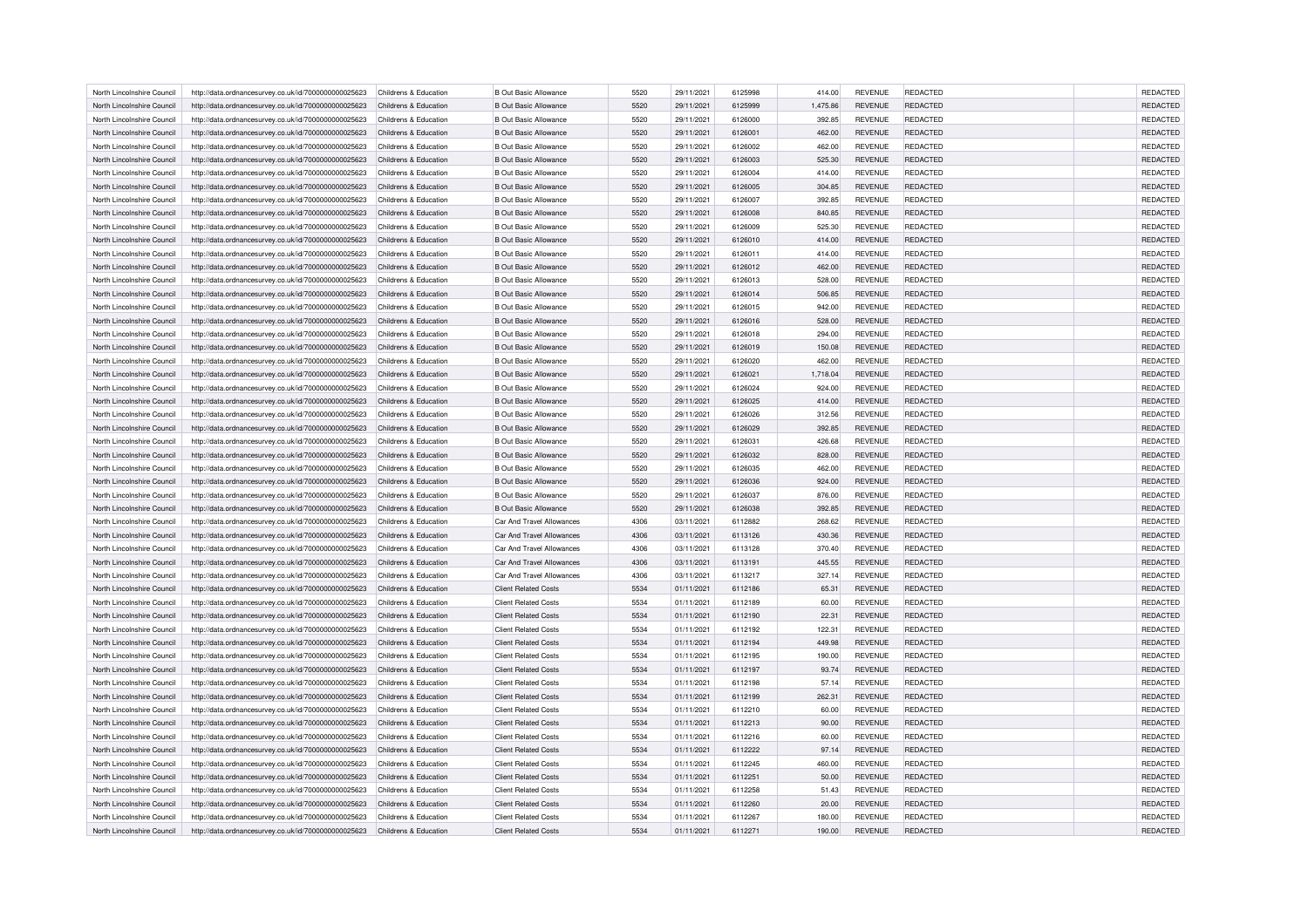| | | | | | | | | | | | |
|---|---|---|---|---|---|---|---|---|---|---|---|
| North Lincolnshire Council | http://data.ordnancesurvey.co.uk/id/7000000000025623 | Childrens & Education | B Out Basic Allowance | 5520 | 29/11/2021 | 6125998 | 414.00 | REVENUE | REDACTED | | REDACTED |
| North Lincolnshire Council | http://data.ordnancesurvey.co.uk/id/7000000000025623 | Childrens & Education | B Out Basic Allowance | 5520 | 29/11/2021 | 6125999 | 1,475.86 | REVENUE | REDACTED | | REDACTED |
| North Lincolnshire Council | http://data.ordnancesurvey.co.uk/id/7000000000025623 | Childrens & Education | B Out Basic Allowance | 5520 | 29/11/2021 | 6126000 | 392.85 | REVENUE | REDACTED | | REDACTED |
| North Lincolnshire Council | http://data.ordnancesurvey.co.uk/id/7000000000025623 | Childrens & Education | B Out Basic Allowance | 5520 | 29/11/2021 | 6126001 | 462.00 | REVENUE | REDACTED | | REDACTED |
| North Lincolnshire Council | http://data.ordnancesurvey.co.uk/id/7000000000025623 | Childrens & Education | B Out Basic Allowance | 5520 | 29/11/2021 | 6126002 | 462.00 | REVENUE | REDACTED | | REDACTED |
| North Lincolnshire Council | http://data.ordnancesurvey.co.uk/id/7000000000025623 | Childrens & Education | B Out Basic Allowance | 5520 | 29/11/2021 | 6126003 | 525.30 | REVENUE | REDACTED | | REDACTED |
| North Lincolnshire Council | http://data.ordnancesurvey.co.uk/id/7000000000025623 | Childrens & Education | B Out Basic Allowance | 5520 | 29/11/2021 | 6126004 | 414.00 | REVENUE | REDACTED | | REDACTED |
| North Lincolnshire Council | http://data.ordnancesurvey.co.uk/id/7000000000025623 | Childrens & Education | B Out Basic Allowance | 5520 | 29/11/2021 | 6126005 | 304.85 | REVENUE | REDACTED | | REDACTED |
| North Lincolnshire Council | http://data.ordnancesurvey.co.uk/id/7000000000025623 | Childrens & Education | B Out Basic Allowance | 5520 | 29/11/2021 | 6126007 | 392.85 | REVENUE | REDACTED | | REDACTED |
| North Lincolnshire Council | http://data.ordnancesurvey.co.uk/id/7000000000025623 | Childrens & Education | B Out Basic Allowance | 5520 | 29/11/2021 | 6126008 | 840.85 | REVENUE | REDACTED | | REDACTED |
| North Lincolnshire Council | http://data.ordnancesurvey.co.uk/id/7000000000025623 | Childrens & Education | B Out Basic Allowance | 5520 | 29/11/2021 | 6126009 | 525.30 | REVENUE | REDACTED | | REDACTED |
| North Lincolnshire Council | http://data.ordnancesurvey.co.uk/id/7000000000025623 | Childrens & Education | B Out Basic Allowance | 5520 | 29/11/2021 | 6126010 | 414.00 | REVENUE | REDACTED | | REDACTED |
| North Lincolnshire Council | http://data.ordnancesurvey.co.uk/id/7000000000025623 | Childrens & Education | B Out Basic Allowance | 5520 | 29/11/2021 | 6126011 | 414.00 | REVENUE | REDACTED | | REDACTED |
| North Lincolnshire Council | http://data.ordnancesurvey.co.uk/id/7000000000025623 | Childrens & Education | B Out Basic Allowance | 5520 | 29/11/2021 | 6126012 | 462.00 | REVENUE | REDACTED | | REDACTED |
| North Lincolnshire Council | http://data.ordnancesurvey.co.uk/id/7000000000025623 | Childrens & Education | B Out Basic Allowance | 5520 | 29/11/2021 | 6126013 | 528.00 | REVENUE | REDACTED | | REDACTED |
| North Lincolnshire Council | http://data.ordnancesurvey.co.uk/id/7000000000025623 | Childrens & Education | B Out Basic Allowance | 5520 | 29/11/2021 | 6126014 | 506.85 | REVENUE | REDACTED | | REDACTED |
| North Lincolnshire Council | http://data.ordnancesurvey.co.uk/id/7000000000025623 | Childrens & Education | B Out Basic Allowance | 5520 | 29/11/2021 | 6126015 | 942.00 | REVENUE | REDACTED | | REDACTED |
| North Lincolnshire Council | http://data.ordnancesurvey.co.uk/id/7000000000025623 | Childrens & Education | B Out Basic Allowance | 5520 | 29/11/2021 | 6126016 | 528.00 | REVENUE | REDACTED | | REDACTED |
| North Lincolnshire Council | http://data.ordnancesurvey.co.uk/id/7000000000025623 | Childrens & Education | B Out Basic Allowance | 5520 | 29/11/2021 | 6126018 | 294.00 | REVENUE | REDACTED | | REDACTED |
| North Lincolnshire Council | http://data.ordnancesurvey.co.uk/id/7000000000025623 | Childrens & Education | B Out Basic Allowance | 5520 | 29/11/2021 | 6126019 | 150.08 | REVENUE | REDACTED | | REDACTED |
| North Lincolnshire Council | http://data.ordnancesurvey.co.uk/id/7000000000025623 | Childrens & Education | B Out Basic Allowance | 5520 | 29/11/2021 | 6126020 | 462.00 | REVENUE | REDACTED | | REDACTED |
| North Lincolnshire Council | http://data.ordnancesurvey.co.uk/id/7000000000025623 | Childrens & Education | B Out Basic Allowance | 5520 | 29/11/2021 | 6126021 | 1,718.04 | REVENUE | REDACTED | | REDACTED |
| North Lincolnshire Council | http://data.ordnancesurvey.co.uk/id/7000000000025623 | Childrens & Education | B Out Basic Allowance | 5520 | 29/11/2021 | 6126024 | 924.00 | REVENUE | REDACTED | | REDACTED |
| North Lincolnshire Council | http://data.ordnancesurvey.co.uk/id/7000000000025623 | Childrens & Education | B Out Basic Allowance | 5520 | 29/11/2021 | 6126025 | 414.00 | REVENUE | REDACTED | | REDACTED |
| North Lincolnshire Council | http://data.ordnancesurvey.co.uk/id/7000000000025623 | Childrens & Education | B Out Basic Allowance | 5520 | 29/11/2021 | 6126026 | 312.56 | REVENUE | REDACTED | | REDACTED |
| North Lincolnshire Council | http://data.ordnancesurvey.co.uk/id/7000000000025623 | Childrens & Education | B Out Basic Allowance | 5520 | 29/11/2021 | 6126029 | 392.85 | REVENUE | REDACTED | | REDACTED |
| North Lincolnshire Council | http://data.ordnancesurvey.co.uk/id/7000000000025623 | Childrens & Education | B Out Basic Allowance | 5520 | 29/11/2021 | 6126031 | 426.68 | REVENUE | REDACTED | | REDACTED |
| North Lincolnshire Council | http://data.ordnancesurvey.co.uk/id/7000000000025623 | Childrens & Education | B Out Basic Allowance | 5520 | 29/11/2021 | 6126032 | 828.00 | REVENUE | REDACTED | | REDACTED |
| North Lincolnshire Council | http://data.ordnancesurvey.co.uk/id/7000000000025623 | Childrens & Education | B Out Basic Allowance | 5520 | 29/11/2021 | 6126035 | 462.00 | REVENUE | REDACTED | | REDACTED |
| North Lincolnshire Council | http://data.ordnancesurvey.co.uk/id/7000000000025623 | Childrens & Education | B Out Basic Allowance | 5520 | 29/11/2021 | 6126036 | 924.00 | REVENUE | REDACTED | | REDACTED |
| North Lincolnshire Council | http://data.ordnancesurvey.co.uk/id/7000000000025623 | Childrens & Education | B Out Basic Allowance | 5520 | 29/11/2021 | 6126037 | 876.00 | REVENUE | REDACTED | | REDACTED |
| North Lincolnshire Council | http://data.ordnancesurvey.co.uk/id/7000000000025623 | Childrens & Education | B Out Basic Allowance | 5520 | 29/11/2021 | 6126038 | 392.85 | REVENUE | REDACTED | | REDACTED |
| North Lincolnshire Council | http://data.ordnancesurvey.co.uk/id/7000000000025623 | Childrens & Education | Car And Travel Allowances | 4306 | 03/11/2021 | 6112882 | 268.62 | REVENUE | REDACTED | | REDACTED |
| North Lincolnshire Council | http://data.ordnancesurvey.co.uk/id/7000000000025623 | Childrens & Education | Car And Travel Allowances | 4306 | 03/11/2021 | 6113126 | 430.36 | REVENUE | REDACTED | | REDACTED |
| North Lincolnshire Council | http://data.ordnancesurvey.co.uk/id/7000000000025623 | Childrens & Education | Car And Travel Allowances | 4306 | 03/11/2021 | 6113128 | 370.40 | REVENUE | REDACTED | | REDACTED |
| North Lincolnshire Council | http://data.ordnancesurvey.co.uk/id/7000000000025623 | Childrens & Education | Car And Travel Allowances | 4306 | 03/11/2021 | 6113191 | 445.55 | REVENUE | REDACTED | | REDACTED |
| North Lincolnshire Council | http://data.ordnancesurvey.co.uk/id/7000000000025623 | Childrens & Education | Car And Travel Allowances | 4306 | 03/11/2021 | 6113217 | 327.14 | REVENUE | REDACTED | | REDACTED |
| North Lincolnshire Council | http://data.ordnancesurvey.co.uk/id/7000000000025623 | Childrens & Education | Client Related Costs | 5534 | 01/11/2021 | 6112186 | 65.31 | REVENUE | REDACTED | | REDACTED |
| North Lincolnshire Council | http://data.ordnancesurvey.co.uk/id/7000000000025623 | Childrens & Education | Client Related Costs | 5534 | 01/11/2021 | 6112189 | 60.00 | REVENUE | REDACTED | | REDACTED |
| North Lincolnshire Council | http://data.ordnancesurvey.co.uk/id/7000000000025623 | Childrens & Education | Client Related Costs | 5534 | 01/11/2021 | 6112190 | 22.31 | REVENUE | REDACTED | | REDACTED |
| North Lincolnshire Council | http://data.ordnancesurvey.co.uk/id/7000000000025623 | Childrens & Education | Client Related Costs | 5534 | 01/11/2021 | 6112192 | 122.31 | REVENUE | REDACTED | | REDACTED |
| North Lincolnshire Council | http://data.ordnancesurvey.co.uk/id/7000000000025623 | Childrens & Education | Client Related Costs | 5534 | 01/11/2021 | 6112194 | 449.98 | REVENUE | REDACTED | | REDACTED |
| North Lincolnshire Council | http://data.ordnancesurvey.co.uk/id/7000000000025623 | Childrens & Education | Client Related Costs | 5534 | 01/11/2021 | 6112195 | 190.00 | REVENUE | REDACTED | | REDACTED |
| North Lincolnshire Council | http://data.ordnancesurvey.co.uk/id/7000000000025623 | Childrens & Education | Client Related Costs | 5534 | 01/11/2021 | 6112197 | 93.74 | REVENUE | REDACTED | | REDACTED |
| North Lincolnshire Council | http://data.ordnancesurvey.co.uk/id/7000000000025623 | Childrens & Education | Client Related Costs | 5534 | 01/11/2021 | 6112198 | 57.14 | REVENUE | REDACTED | | REDACTED |
| North Lincolnshire Council | http://data.ordnancesurvey.co.uk/id/7000000000025623 | Childrens & Education | Client Related Costs | 5534 | 01/11/2021 | 6112199 | 262.31 | REVENUE | REDACTED | | REDACTED |
| North Lincolnshire Council | http://data.ordnancesurvey.co.uk/id/7000000000025623 | Childrens & Education | Client Related Costs | 5534 | 01/11/2021 | 6112210 | 60.00 | REVENUE | REDACTED | | REDACTED |
| North Lincolnshire Council | http://data.ordnancesurvey.co.uk/id/7000000000025623 | Childrens & Education | Client Related Costs | 5534 | 01/11/2021 | 6112213 | 90.00 | REVENUE | REDACTED | | REDACTED |
| North Lincolnshire Council | http://data.ordnancesurvey.co.uk/id/7000000000025623 | Childrens & Education | Client Related Costs | 5534 | 01/11/2021 | 6112216 | 60.00 | REVENUE | REDACTED | | REDACTED |
| North Lincolnshire Council | http://data.ordnancesurvey.co.uk/id/7000000000025623 | Childrens & Education | Client Related Costs | 5534 | 01/11/2021 | 6112222 | 97.14 | REVENUE | REDACTED | | REDACTED |
| North Lincolnshire Council | http://data.ordnancesurvey.co.uk/id/7000000000025623 | Childrens & Education | Client Related Costs | 5534 | 01/11/2021 | 6112245 | 460.00 | REVENUE | REDACTED | | REDACTED |
| North Lincolnshire Council | http://data.ordnancesurvey.co.uk/id/7000000000025623 | Childrens & Education | Client Related Costs | 5534 | 01/11/2021 | 6112251 | 50.00 | REVENUE | REDACTED | | REDACTED |
| North Lincolnshire Council | http://data.ordnancesurvey.co.uk/id/7000000000025623 | Childrens & Education | Client Related Costs | 5534 | 01/11/2021 | 6112258 | 51.43 | REVENUE | REDACTED | | REDACTED |
| North Lincolnshire Council | http://data.ordnancesurvey.co.uk/id/7000000000025623 | Childrens & Education | Client Related Costs | 5534 | 01/11/2021 | 6112260 | 20.00 | REVENUE | REDACTED | | REDACTED |
| North Lincolnshire Council | http://data.ordnancesurvey.co.uk/id/7000000000025623 | Childrens & Education | Client Related Costs | 5534 | 01/11/2021 | 6112267 | 180.00 | REVENUE | REDACTED | | REDACTED |
| North Lincolnshire Council | http://data.ordnancesurvey.co.uk/id/7000000000025623 | Childrens & Education | Client Related Costs | 5534 | 01/11/2021 | 6112271 | 190.00 | REVENUE | REDACTED | | REDACTED |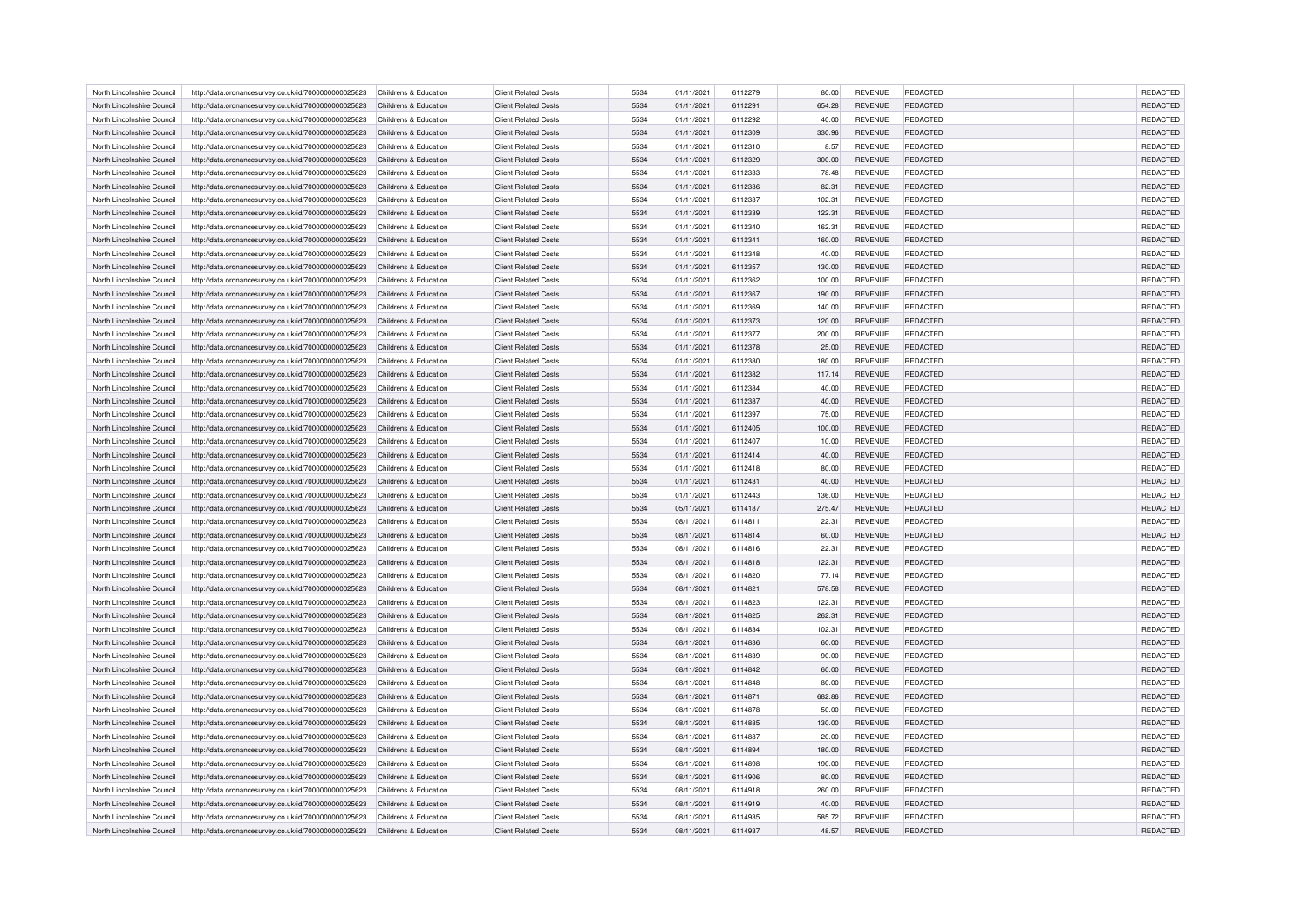| | | | | | | | | | | | |
|---|---|---|---|---|---|---|---|---|---|---|---|
| North Lincolnshire Council | http://data.ordnancesurvey.co.uk/id/7000000000025623 | Childrens & Education | Client Related Costs | 5534 | 01/11/2021 | 6112279 | 80.00 | REVENUE | REDACTED | | REDACTED |
| North Lincolnshire Council | http://data.ordnancesurvey.co.uk/id/7000000000025623 | Childrens & Education | Client Related Costs | 5534 | 01/11/2021 | 6112291 | 654.28 | REVENUE | REDACTED | | REDACTED |
| North Lincolnshire Council | http://data.ordnancesurvey.co.uk/id/7000000000025623 | Childrens & Education | Client Related Costs | 5534 | 01/11/2021 | 6112292 | 40.00 | REVENUE | REDACTED | | REDACTED |
| North Lincolnshire Council | http://data.ordnancesurvey.co.uk/id/7000000000025623 | Childrens & Education | Client Related Costs | 5534 | 01/11/2021 | 6112309 | 330.96 | REVENUE | REDACTED | | REDACTED |
| North Lincolnshire Council | http://data.ordnancesurvey.co.uk/id/7000000000025623 | Childrens & Education | Client Related Costs | 5534 | 01/11/2021 | 6112310 | 8.57 | REVENUE | REDACTED | | REDACTED |
| North Lincolnshire Council | http://data.ordnancesurvey.co.uk/id/7000000000025623 | Childrens & Education | Client Related Costs | 5534 | 01/11/2021 | 6112329 | 300.00 | REVENUE | REDACTED | | REDACTED |
| North Lincolnshire Council | http://data.ordnancesurvey.co.uk/id/7000000000025623 | Childrens & Education | Client Related Costs | 5534 | 01/11/2021 | 6112333 | 78.48 | REVENUE | REDACTED | | REDACTED |
| North Lincolnshire Council | http://data.ordnancesurvey.co.uk/id/7000000000025623 | Childrens & Education | Client Related Costs | 5534 | 01/11/2021 | 6112336 | 82.31 | REVENUE | REDACTED | | REDACTED |
| North Lincolnshire Council | http://data.ordnancesurvey.co.uk/id/7000000000025623 | Childrens & Education | Client Related Costs | 5534 | 01/11/2021 | 6112337 | 102.31 | REVENUE | REDACTED | | REDACTED |
| North Lincolnshire Council | http://data.ordnancesurvey.co.uk/id/7000000000025623 | Childrens & Education | Client Related Costs | 5534 | 01/11/2021 | 6112339 | 122.31 | REVENUE | REDACTED | | REDACTED |
| North Lincolnshire Council | http://data.ordnancesurvey.co.uk/id/7000000000025623 | Childrens & Education | Client Related Costs | 5534 | 01/11/2021 | 6112340 | 162.31 | REVENUE | REDACTED | | REDACTED |
| North Lincolnshire Council | http://data.ordnancesurvey.co.uk/id/7000000000025623 | Childrens & Education | Client Related Costs | 5534 | 01/11/2021 | 6112341 | 160.00 | REVENUE | REDACTED | | REDACTED |
| North Lincolnshire Council | http://data.ordnancesurvey.co.uk/id/7000000000025623 | Childrens & Education | Client Related Costs | 5534 | 01/11/2021 | 6112348 | 40.00 | REVENUE | REDACTED | | REDACTED |
| North Lincolnshire Council | http://data.ordnancesurvey.co.uk/id/7000000000025623 | Childrens & Education | Client Related Costs | 5534 | 01/11/2021 | 6112357 | 130.00 | REVENUE | REDACTED | | REDACTED |
| North Lincolnshire Council | http://data.ordnancesurvey.co.uk/id/7000000000025623 | Childrens & Education | Client Related Costs | 5534 | 01/11/2021 | 6112362 | 100.00 | REVENUE | REDACTED | | REDACTED |
| North Lincolnshire Council | http://data.ordnancesurvey.co.uk/id/7000000000025623 | Childrens & Education | Client Related Costs | 5534 | 01/11/2021 | 6112367 | 190.00 | REVENUE | REDACTED | | REDACTED |
| North Lincolnshire Council | http://data.ordnancesurvey.co.uk/id/7000000000025623 | Childrens & Education | Client Related Costs | 5534 | 01/11/2021 | 6112369 | 140.00 | REVENUE | REDACTED | | REDACTED |
| North Lincolnshire Council | http://data.ordnancesurvey.co.uk/id/7000000000025623 | Childrens & Education | Client Related Costs | 5534 | 01/11/2021 | 6112373 | 120.00 | REVENUE | REDACTED | | REDACTED |
| North Lincolnshire Council | http://data.ordnancesurvey.co.uk/id/7000000000025623 | Childrens & Education | Client Related Costs | 5534 | 01/11/2021 | 6112377 | 200.00 | REVENUE | REDACTED | | REDACTED |
| North Lincolnshire Council | http://data.ordnancesurvey.co.uk/id/7000000000025623 | Childrens & Education | Client Related Costs | 5534 | 01/11/2021 | 6112378 | 25.00 | REVENUE | REDACTED | | REDACTED |
| North Lincolnshire Council | http://data.ordnancesurvey.co.uk/id/7000000000025623 | Childrens & Education | Client Related Costs | 5534 | 01/11/2021 | 6112380 | 180.00 | REVENUE | REDACTED | | REDACTED |
| North Lincolnshire Council | http://data.ordnancesurvey.co.uk/id/7000000000025623 | Childrens & Education | Client Related Costs | 5534 | 01/11/2021 | 6112382 | 117.14 | REVENUE | REDACTED | | REDACTED |
| North Lincolnshire Council | http://data.ordnancesurvey.co.uk/id/7000000000025623 | Childrens & Education | Client Related Costs | 5534 | 01/11/2021 | 6112384 | 40.00 | REVENUE | REDACTED | | REDACTED |
| North Lincolnshire Council | http://data.ordnancesurvey.co.uk/id/7000000000025623 | Childrens & Education | Client Related Costs | 5534 | 01/11/2021 | 6112387 | 40.00 | REVENUE | REDACTED | | REDACTED |
| North Lincolnshire Council | http://data.ordnancesurvey.co.uk/id/7000000000025623 | Childrens & Education | Client Related Costs | 5534 | 01/11/2021 | 6112397 | 75.00 | REVENUE | REDACTED | | REDACTED |
| North Lincolnshire Council | http://data.ordnancesurvey.co.uk/id/7000000000025623 | Childrens & Education | Client Related Costs | 5534 | 01/11/2021 | 6112405 | 100.00 | REVENUE | REDACTED | | REDACTED |
| North Lincolnshire Council | http://data.ordnancesurvey.co.uk/id/7000000000025623 | Childrens & Education | Client Related Costs | 5534 | 01/11/2021 | 6112407 | 10.00 | REVENUE | REDACTED | | REDACTED |
| North Lincolnshire Council | http://data.ordnancesurvey.co.uk/id/7000000000025623 | Childrens & Education | Client Related Costs | 5534 | 01/11/2021 | 6112414 | 40.00 | REVENUE | REDACTED | | REDACTED |
| North Lincolnshire Council | http://data.ordnancesurvey.co.uk/id/7000000000025623 | Childrens & Education | Client Related Costs | 5534 | 01/11/2021 | 6112418 | 80.00 | REVENUE | REDACTED | | REDACTED |
| North Lincolnshire Council | http://data.ordnancesurvey.co.uk/id/7000000000025623 | Childrens & Education | Client Related Costs | 5534 | 01/11/2021 | 6112431 | 40.00 | REVENUE | REDACTED | | REDACTED |
| North Lincolnshire Council | http://data.ordnancesurvey.co.uk/id/7000000000025623 | Childrens & Education | Client Related Costs | 5534 | 01/11/2021 | 6112443 | 136.00 | REVENUE | REDACTED | | REDACTED |
| North Lincolnshire Council | http://data.ordnancesurvey.co.uk/id/7000000000025623 | Childrens & Education | Client Related Costs | 5534 | 05/11/2021 | 6114187 | 275.47 | REVENUE | REDACTED | | REDACTED |
| North Lincolnshire Council | http://data.ordnancesurvey.co.uk/id/7000000000025623 | Childrens & Education | Client Related Costs | 5534 | 08/11/2021 | 6114811 | 22.31 | REVENUE | REDACTED | | REDACTED |
| North Lincolnshire Council | http://data.ordnancesurvey.co.uk/id/7000000000025623 | Childrens & Education | Client Related Costs | 5534 | 08/11/2021 | 6114814 | 60.00 | REVENUE | REDACTED | | REDACTED |
| North Lincolnshire Council | http://data.ordnancesurvey.co.uk/id/7000000000025623 | Childrens & Education | Client Related Costs | 5534 | 08/11/2021 | 6114816 | 22.31 | REVENUE | REDACTED | | REDACTED |
| North Lincolnshire Council | http://data.ordnancesurvey.co.uk/id/7000000000025623 | Childrens & Education | Client Related Costs | 5534 | 08/11/2021 | 6114818 | 122.31 | REVENUE | REDACTED | | REDACTED |
| North Lincolnshire Council | http://data.ordnancesurvey.co.uk/id/7000000000025623 | Childrens & Education | Client Related Costs | 5534 | 08/11/2021 | 6114820 | 77.14 | REVENUE | REDACTED | | REDACTED |
| North Lincolnshire Council | http://data.ordnancesurvey.co.uk/id/7000000000025623 | Childrens & Education | Client Related Costs | 5534 | 08/11/2021 | 6114821 | 578.58 | REVENUE | REDACTED | | REDACTED |
| North Lincolnshire Council | http://data.ordnancesurvey.co.uk/id/7000000000025623 | Childrens & Education | Client Related Costs | 5534 | 08/11/2021 | 6114823 | 122.31 | REVENUE | REDACTED | | REDACTED |
| North Lincolnshire Council | http://data.ordnancesurvey.co.uk/id/7000000000025623 | Childrens & Education | Client Related Costs | 5534 | 08/11/2021 | 6114825 | 262.31 | REVENUE | REDACTED | | REDACTED |
| North Lincolnshire Council | http://data.ordnancesurvey.co.uk/id/7000000000025623 | Childrens & Education | Client Related Costs | 5534 | 08/11/2021 | 6114834 | 102.31 | REVENUE | REDACTED | | REDACTED |
| North Lincolnshire Council | http://data.ordnancesurvey.co.uk/id/7000000000025623 | Childrens & Education | Client Related Costs | 5534 | 08/11/2021 | 6114836 | 60.00 | REVENUE | REDACTED | | REDACTED |
| North Lincolnshire Council | http://data.ordnancesurvey.co.uk/id/7000000000025623 | Childrens & Education | Client Related Costs | 5534 | 08/11/2021 | 6114839 | 90.00 | REVENUE | REDACTED | | REDACTED |
| North Lincolnshire Council | http://data.ordnancesurvey.co.uk/id/7000000000025623 | Childrens & Education | Client Related Costs | 5534 | 08/11/2021 | 6114842 | 60.00 | REVENUE | REDACTED | | REDACTED |
| North Lincolnshire Council | http://data.ordnancesurvey.co.uk/id/7000000000025623 | Childrens & Education | Client Related Costs | 5534 | 08/11/2021 | 6114848 | 80.00 | REVENUE | REDACTED | | REDACTED |
| North Lincolnshire Council | http://data.ordnancesurvey.co.uk/id/7000000000025623 | Childrens & Education | Client Related Costs | 5534 | 08/11/2021 | 6114871 | 682.86 | REVENUE | REDACTED | | REDACTED |
| North Lincolnshire Council | http://data.ordnancesurvey.co.uk/id/7000000000025623 | Childrens & Education | Client Related Costs | 5534 | 08/11/2021 | 6114878 | 50.00 | REVENUE | REDACTED | | REDACTED |
| North Lincolnshire Council | http://data.ordnancesurvey.co.uk/id/7000000000025623 | Childrens & Education | Client Related Costs | 5534 | 08/11/2021 | 6114885 | 130.00 | REVENUE | REDACTED | | REDACTED |
| North Lincolnshire Council | http://data.ordnancesurvey.co.uk/id/7000000000025623 | Childrens & Education | Client Related Costs | 5534 | 08/11/2021 | 6114887 | 20.00 | REVENUE | REDACTED | | REDACTED |
| North Lincolnshire Council | http://data.ordnancesurvey.co.uk/id/7000000000025623 | Childrens & Education | Client Related Costs | 5534 | 08/11/2021 | 6114894 | 180.00 | REVENUE | REDACTED | | REDACTED |
| North Lincolnshire Council | http://data.ordnancesurvey.co.uk/id/7000000000025623 | Childrens & Education | Client Related Costs | 5534 | 08/11/2021 | 6114898 | 190.00 | REVENUE | REDACTED | | REDACTED |
| North Lincolnshire Council | http://data.ordnancesurvey.co.uk/id/7000000000025623 | Childrens & Education | Client Related Costs | 5534 | 08/11/2021 | 6114906 | 80.00 | REVENUE | REDACTED | | REDACTED |
| North Lincolnshire Council | http://data.ordnancesurvey.co.uk/id/7000000000025623 | Childrens & Education | Client Related Costs | 5534 | 08/11/2021 | 6114918 | 260.00 | REVENUE | REDACTED | | REDACTED |
| North Lincolnshire Council | http://data.ordnancesurvey.co.uk/id/7000000000025623 | Childrens & Education | Client Related Costs | 5534 | 08/11/2021 | 6114919 | 40.00 | REVENUE | REDACTED | | REDACTED |
| North Lincolnshire Council | http://data.ordnancesurvey.co.uk/id/7000000000025623 | Childrens & Education | Client Related Costs | 5534 | 08/11/2021 | 6114935 | 585.72 | REVENUE | REDACTED | | REDACTED |
| North Lincolnshire Council | http://data.ordnancesurvey.co.uk/id/7000000000025623 | Childrens & Education | Client Related Costs | 5534 | 08/11/2021 | 6114937 | 48.57 | REVENUE | REDACTED | | REDACTED |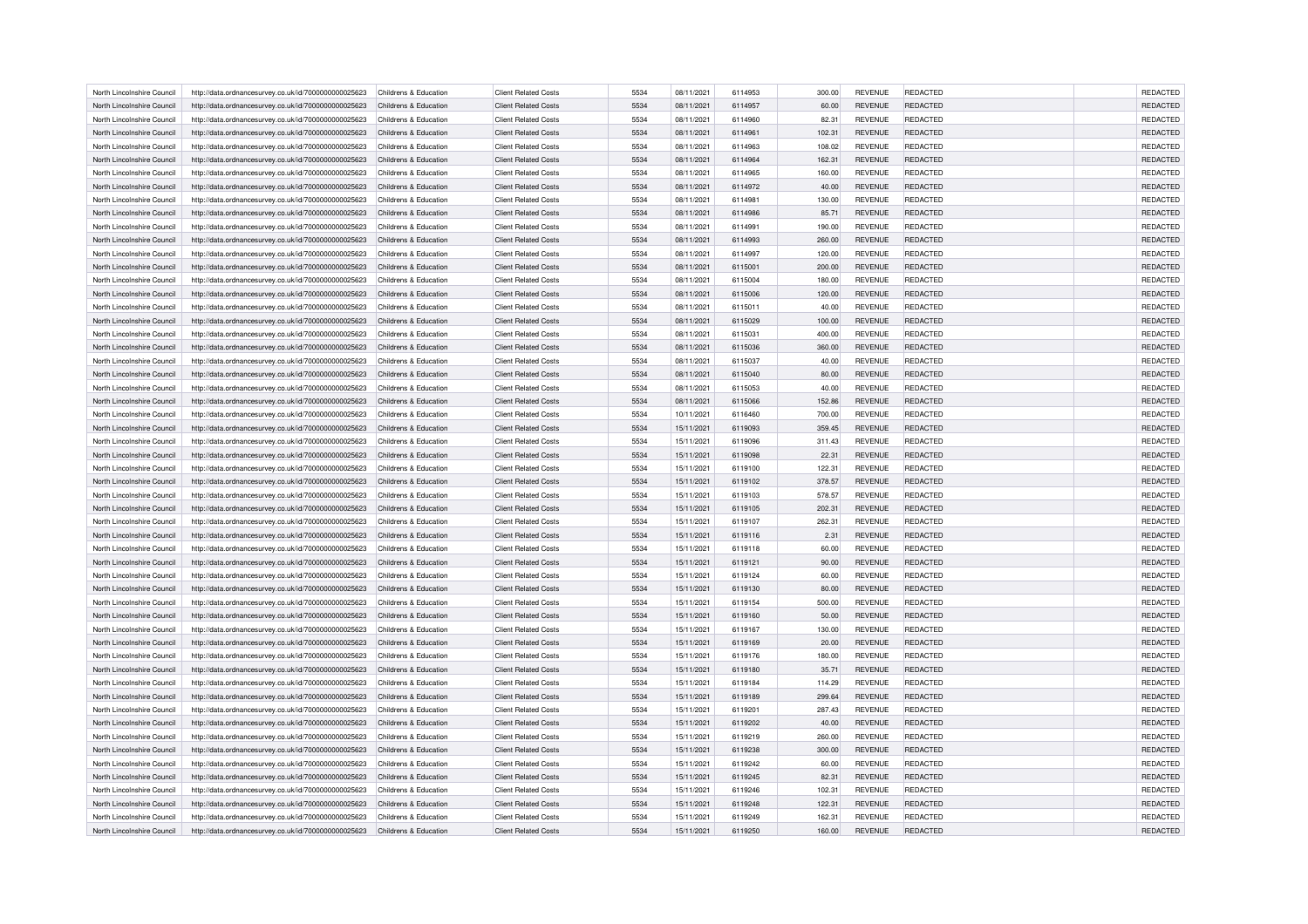| | | | | | | | | | | | |
|---|---|---|---|---|---|---|---|---|---|---|---|
| North Lincolnshire Council | http://data.ordnancesurvey.co.uk/id/7000000000025623 | Childrens & Education | Client Related Costs | 5534 | 08/11/2021 | 6114953 | 300.00 | REVENUE | REDACTED | | REDACTED |
| North Lincolnshire Council | http://data.ordnancesurvey.co.uk/id/7000000000025623 | Childrens & Education | Client Related Costs | 5534 | 08/11/2021 | 6114957 | 60.00 | REVENUE | REDACTED | | REDACTED |
| North Lincolnshire Council | http://data.ordnancesurvey.co.uk/id/7000000000025623 | Childrens & Education | Client Related Costs | 5534 | 08/11/2021 | 6114960 | 82.31 | REVENUE | REDACTED | | REDACTED |
| North Lincolnshire Council | http://data.ordnancesurvey.co.uk/id/7000000000025623 | Childrens & Education | Client Related Costs | 5534 | 08/11/2021 | 6114961 | 102.31 | REVENUE | REDACTED | | REDACTED |
| North Lincolnshire Council | http://data.ordnancesurvey.co.uk/id/7000000000025623 | Childrens & Education | Client Related Costs | 5534 | 08/11/2021 | 6114963 | 108.02 | REVENUE | REDACTED | | REDACTED |
| North Lincolnshire Council | http://data.ordnancesurvey.co.uk/id/7000000000025623 | Childrens & Education | Client Related Costs | 5534 | 08/11/2021 | 6114964 | 162.31 | REVENUE | REDACTED | | REDACTED |
| North Lincolnshire Council | http://data.ordnancesurvey.co.uk/id/7000000000025623 | Childrens & Education | Client Related Costs | 5534 | 08/11/2021 | 6114965 | 160.00 | REVENUE | REDACTED | | REDACTED |
| North Lincolnshire Council | http://data.ordnancesurvey.co.uk/id/7000000000025623 | Childrens & Education | Client Related Costs | 5534 | 08/11/2021 | 6114972 | 40.00 | REVENUE | REDACTED | | REDACTED |
| North Lincolnshire Council | http://data.ordnancesurvey.co.uk/id/7000000000025623 | Childrens & Education | Client Related Costs | 5534 | 08/11/2021 | 6114981 | 130.00 | REVENUE | REDACTED | | REDACTED |
| North Lincolnshire Council | http://data.ordnancesurvey.co.uk/id/7000000000025623 | Childrens & Education | Client Related Costs | 5534 | 08/11/2021 | 6114986 | 85.71 | REVENUE | REDACTED | | REDACTED |
| North Lincolnshire Council | http://data.ordnancesurvey.co.uk/id/7000000000025623 | Childrens & Education | Client Related Costs | 5534 | 08/11/2021 | 6114991 | 190.00 | REVENUE | REDACTED | | REDACTED |
| North Lincolnshire Council | http://data.ordnancesurvey.co.uk/id/7000000000025623 | Childrens & Education | Client Related Costs | 5534 | 08/11/2021 | 6114993 | 260.00 | REVENUE | REDACTED | | REDACTED |
| North Lincolnshire Council | http://data.ordnancesurvey.co.uk/id/7000000000025623 | Childrens & Education | Client Related Costs | 5534 | 08/11/2021 | 6114997 | 120.00 | REVENUE | REDACTED | | REDACTED |
| North Lincolnshire Council | http://data.ordnancesurvey.co.uk/id/7000000000025623 | Childrens & Education | Client Related Costs | 5534 | 08/11/2021 | 6115001 | 200.00 | REVENUE | REDACTED | | REDACTED |
| North Lincolnshire Council | http://data.ordnancesurvey.co.uk/id/7000000000025623 | Childrens & Education | Client Related Costs | 5534 | 08/11/2021 | 6115004 | 180.00 | REVENUE | REDACTED | | REDACTED |
| North Lincolnshire Council | http://data.ordnancesurvey.co.uk/id/7000000000025623 | Childrens & Education | Client Related Costs | 5534 | 08/11/2021 | 6115006 | 120.00 | REVENUE | REDACTED | | REDACTED |
| North Lincolnshire Council | http://data.ordnancesurvey.co.uk/id/7000000000025623 | Childrens & Education | Client Related Costs | 5534 | 08/11/2021 | 6115011 | 40.00 | REVENUE | REDACTED | | REDACTED |
| North Lincolnshire Council | http://data.ordnancesurvey.co.uk/id/7000000000025623 | Childrens & Education | Client Related Costs | 5534 | 08/11/2021 | 6115029 | 100.00 | REVENUE | REDACTED | | REDACTED |
| North Lincolnshire Council | http://data.ordnancesurvey.co.uk/id/7000000000025623 | Childrens & Education | Client Related Costs | 5534 | 08/11/2021 | 6115031 | 400.00 | REVENUE | REDACTED | | REDACTED |
| North Lincolnshire Council | http://data.ordnancesurvey.co.uk/id/7000000000025623 | Childrens & Education | Client Related Costs | 5534 | 08/11/2021 | 6115036 | 360.00 | REVENUE | REDACTED | | REDACTED |
| North Lincolnshire Council | http://data.ordnancesurvey.co.uk/id/7000000000025623 | Childrens & Education | Client Related Costs | 5534 | 08/11/2021 | 6115037 | 40.00 | REVENUE | REDACTED | | REDACTED |
| North Lincolnshire Council | http://data.ordnancesurvey.co.uk/id/7000000000025623 | Childrens & Education | Client Related Costs | 5534 | 08/11/2021 | 6115040 | 80.00 | REVENUE | REDACTED | | REDACTED |
| North Lincolnshire Council | http://data.ordnancesurvey.co.uk/id/7000000000025623 | Childrens & Education | Client Related Costs | 5534 | 08/11/2021 | 6115053 | 40.00 | REVENUE | REDACTED | | REDACTED |
| North Lincolnshire Council | http://data.ordnancesurvey.co.uk/id/7000000000025623 | Childrens & Education | Client Related Costs | 5534 | 08/11/2021 | 6115066 | 152.86 | REVENUE | REDACTED | | REDACTED |
| North Lincolnshire Council | http://data.ordnancesurvey.co.uk/id/7000000000025623 | Childrens & Education | Client Related Costs | 5534 | 10/11/2021 | 6116460 | 700.00 | REVENUE | REDACTED | | REDACTED |
| North Lincolnshire Council | http://data.ordnancesurvey.co.uk/id/7000000000025623 | Childrens & Education | Client Related Costs | 5534 | 15/11/2021 | 6119093 | 359.45 | REVENUE | REDACTED | | REDACTED |
| North Lincolnshire Council | http://data.ordnancesurvey.co.uk/id/7000000000025623 | Childrens & Education | Client Related Costs | 5534 | 15/11/2021 | 6119096 | 311.43 | REVENUE | REDACTED | | REDACTED |
| North Lincolnshire Council | http://data.ordnancesurvey.co.uk/id/7000000000025623 | Childrens & Education | Client Related Costs | 5534 | 15/11/2021 | 6119098 | 22.31 | REVENUE | REDACTED | | REDACTED |
| North Lincolnshire Council | http://data.ordnancesurvey.co.uk/id/7000000000025623 | Childrens & Education | Client Related Costs | 5534 | 15/11/2021 | 6119100 | 122.31 | REVENUE | REDACTED | | REDACTED |
| North Lincolnshire Council | http://data.ordnancesurvey.co.uk/id/7000000000025623 | Childrens & Education | Client Related Costs | 5534 | 15/11/2021 | 6119102 | 378.57 | REVENUE | REDACTED | | REDACTED |
| North Lincolnshire Council | http://data.ordnancesurvey.co.uk/id/7000000000025623 | Childrens & Education | Client Related Costs | 5534 | 15/11/2021 | 6119103 | 578.57 | REVENUE | REDACTED | | REDACTED |
| North Lincolnshire Council | http://data.ordnancesurvey.co.uk/id/7000000000025623 | Childrens & Education | Client Related Costs | 5534 | 15/11/2021 | 6119105 | 202.31 | REVENUE | REDACTED | | REDACTED |
| North Lincolnshire Council | http://data.ordnancesurvey.co.uk/id/7000000000025623 | Childrens & Education | Client Related Costs | 5534 | 15/11/2021 | 6119107 | 262.31 | REVENUE | REDACTED | | REDACTED |
| North Lincolnshire Council | http://data.ordnancesurvey.co.uk/id/7000000000025623 | Childrens & Education | Client Related Costs | 5534 | 15/11/2021 | 6119116 | 2.31 | REVENUE | REDACTED | | REDACTED |
| North Lincolnshire Council | http://data.ordnancesurvey.co.uk/id/7000000000025623 | Childrens & Education | Client Related Costs | 5534 | 15/11/2021 | 6119118 | 60.00 | REVENUE | REDACTED | | REDACTED |
| North Lincolnshire Council | http://data.ordnancesurvey.co.uk/id/7000000000025623 | Childrens & Education | Client Related Costs | 5534 | 15/11/2021 | 6119121 | 90.00 | REVENUE | REDACTED | | REDACTED |
| North Lincolnshire Council | http://data.ordnancesurvey.co.uk/id/7000000000025623 | Childrens & Education | Client Related Costs | 5534 | 15/11/2021 | 6119124 | 60.00 | REVENUE | REDACTED | | REDACTED |
| North Lincolnshire Council | http://data.ordnancesurvey.co.uk/id/7000000000025623 | Childrens & Education | Client Related Costs | 5534 | 15/11/2021 | 6119130 | 80.00 | REVENUE | REDACTED | | REDACTED |
| North Lincolnshire Council | http://data.ordnancesurvey.co.uk/id/7000000000025623 | Childrens & Education | Client Related Costs | 5534 | 15/11/2021 | 6119154 | 500.00 | REVENUE | REDACTED | | REDACTED |
| North Lincolnshire Council | http://data.ordnancesurvey.co.uk/id/7000000000025623 | Childrens & Education | Client Related Costs | 5534 | 15/11/2021 | 6119160 | 50.00 | REVENUE | REDACTED | | REDACTED |
| North Lincolnshire Council | http://data.ordnancesurvey.co.uk/id/7000000000025623 | Childrens & Education | Client Related Costs | 5534 | 15/11/2021 | 6119167 | 130.00 | REVENUE | REDACTED | | REDACTED |
| North Lincolnshire Council | http://data.ordnancesurvey.co.uk/id/7000000000025623 | Childrens & Education | Client Related Costs | 5534 | 15/11/2021 | 6119169 | 20.00 | REVENUE | REDACTED | | REDACTED |
| North Lincolnshire Council | http://data.ordnancesurvey.co.uk/id/7000000000025623 | Childrens & Education | Client Related Costs | 5534 | 15/11/2021 | 6119176 | 180.00 | REVENUE | REDACTED | | REDACTED |
| North Lincolnshire Council | http://data.ordnancesurvey.co.uk/id/7000000000025623 | Childrens & Education | Client Related Costs | 5534 | 15/11/2021 | 6119180 | 35.71 | REVENUE | REDACTED | | REDACTED |
| North Lincolnshire Council | http://data.ordnancesurvey.co.uk/id/7000000000025623 | Childrens & Education | Client Related Costs | 5534 | 15/11/2021 | 6119184 | 114.29 | REVENUE | REDACTED | | REDACTED |
| North Lincolnshire Council | http://data.ordnancesurvey.co.uk/id/7000000000025623 | Childrens & Education | Client Related Costs | 5534 | 15/11/2021 | 6119189 | 299.64 | REVENUE | REDACTED | | REDACTED |
| North Lincolnshire Council | http://data.ordnancesurvey.co.uk/id/7000000000025623 | Childrens & Education | Client Related Costs | 5534 | 15/11/2021 | 6119201 | 287.43 | REVENUE | REDACTED | | REDACTED |
| North Lincolnshire Council | http://data.ordnancesurvey.co.uk/id/7000000000025623 | Childrens & Education | Client Related Costs | 5534 | 15/11/2021 | 6119202 | 40.00 | REVENUE | REDACTED | | REDACTED |
| North Lincolnshire Council | http://data.ordnancesurvey.co.uk/id/7000000000025623 | Childrens & Education | Client Related Costs | 5534 | 15/11/2021 | 6119219 | 260.00 | REVENUE | REDACTED | | REDACTED |
| North Lincolnshire Council | http://data.ordnancesurvey.co.uk/id/7000000000025623 | Childrens & Education | Client Related Costs | 5534 | 15/11/2021 | 6119238 | 300.00 | REVENUE | REDACTED | | REDACTED |
| North Lincolnshire Council | http://data.ordnancesurvey.co.uk/id/7000000000025623 | Childrens & Education | Client Related Costs | 5534 | 15/11/2021 | 6119242 | 60.00 | REVENUE | REDACTED | | REDACTED |
| North Lincolnshire Council | http://data.ordnancesurvey.co.uk/id/7000000000025623 | Childrens & Education | Client Related Costs | 5534 | 15/11/2021 | 6119245 | 82.31 | REVENUE | REDACTED | | REDACTED |
| North Lincolnshire Council | http://data.ordnancesurvey.co.uk/id/7000000000025623 | Childrens & Education | Client Related Costs | 5534 | 15/11/2021 | 6119246 | 102.31 | REVENUE | REDACTED | | REDACTED |
| North Lincolnshire Council | http://data.ordnancesurvey.co.uk/id/7000000000025623 | Childrens & Education | Client Related Costs | 5534 | 15/11/2021 | 6119248 | 122.31 | REVENUE | REDACTED | | REDACTED |
| North Lincolnshire Council | http://data.ordnancesurvey.co.uk/id/7000000000025623 | Childrens & Education | Client Related Costs | 5534 | 15/11/2021 | 6119249 | 162.31 | REVENUE | REDACTED | | REDACTED |
| North Lincolnshire Council | http://data.ordnancesurvey.co.uk/id/7000000000025623 | Childrens & Education | Client Related Costs | 5534 | 15/11/2021 | 6119250 | 160.00 | REVENUE | REDACTED | | REDACTED |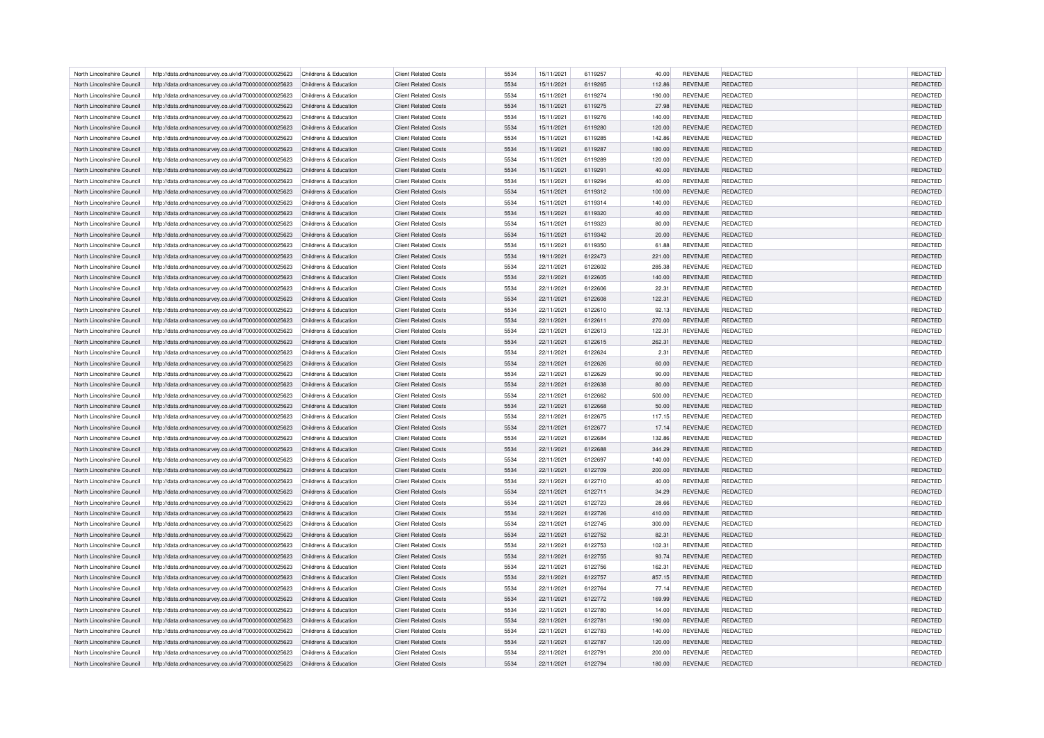| | | | | | | | | | | | |
|---|---|---|---|---|---|---|---|---|---|---|---|
| North Lincolnshire Council | http://data.ordnancesurvey.co.uk/id/7000000000025623 | Childrens & Education | Client Related Costs | 5534 | 15/11/2021 | 6119257 | 40.00 | REVENUE | REDACTED | | REDACTED |
| North Lincolnshire Council | http://data.ordnancesurvey.co.uk/id/7000000000025623 | Childrens & Education | Client Related Costs | 5534 | 15/11/2021 | 6119265 | 112.86 | REVENUE | REDACTED | | REDACTED |
| North Lincolnshire Council | http://data.ordnancesurvey.co.uk/id/7000000000025623 | Childrens & Education | Client Related Costs | 5534 | 15/11/2021 | 6119274 | 190.00 | REVENUE | REDACTED | | REDACTED |
| North Lincolnshire Council | http://data.ordnancesurvey.co.uk/id/7000000000025623 | Childrens & Education | Client Related Costs | 5534 | 15/11/2021 | 6119275 | 27.98 | REVENUE | REDACTED | | REDACTED |
| North Lincolnshire Council | http://data.ordnancesurvey.co.uk/id/7000000000025623 | Childrens & Education | Client Related Costs | 5534 | 15/11/2021 | 6119276 | 140.00 | REVENUE | REDACTED | | REDACTED |
| North Lincolnshire Council | http://data.ordnancesurvey.co.uk/id/7000000000025623 | Childrens & Education | Client Related Costs | 5534 | 15/11/2021 | 6119280 | 120.00 | REVENUE | REDACTED | | REDACTED |
| North Lincolnshire Council | http://data.ordnancesurvey.co.uk/id/7000000000025623 | Childrens & Education | Client Related Costs | 5534 | 15/11/2021 | 6119285 | 142.86 | REVENUE | REDACTED | | REDACTED |
| North Lincolnshire Council | http://data.ordnancesurvey.co.uk/id/7000000000025623 | Childrens & Education | Client Related Costs | 5534 | 15/11/2021 | 6119287 | 180.00 | REVENUE | REDACTED | | REDACTED |
| North Lincolnshire Council | http://data.ordnancesurvey.co.uk/id/7000000000025623 | Childrens & Education | Client Related Costs | 5534 | 15/11/2021 | 6119289 | 120.00 | REVENUE | REDACTED | | REDACTED |
| North Lincolnshire Council | http://data.ordnancesurvey.co.uk/id/7000000000025623 | Childrens & Education | Client Related Costs | 5534 | 15/11/2021 | 6119291 | 40.00 | REVENUE | REDACTED | | REDACTED |
| North Lincolnshire Council | http://data.ordnancesurvey.co.uk/id/7000000000025623 | Childrens & Education | Client Related Costs | 5534 | 15/11/2021 | 6119294 | 40.00 | REVENUE | REDACTED | | REDACTED |
| North Lincolnshire Council | http://data.ordnancesurvey.co.uk/id/7000000000025623 | Childrens & Education | Client Related Costs | 5534 | 15/11/2021 | 6119312 | 100.00 | REVENUE | REDACTED | | REDACTED |
| North Lincolnshire Council | http://data.ordnancesurvey.co.uk/id/7000000000025623 | Childrens & Education | Client Related Costs | 5534 | 15/11/2021 | 6119314 | 140.00 | REVENUE | REDACTED | | REDACTED |
| North Lincolnshire Council | http://data.ordnancesurvey.co.uk/id/7000000000025623 | Childrens & Education | Client Related Costs | 5534 | 15/11/2021 | 6119320 | 40.00 | REVENUE | REDACTED | | REDACTED |
| North Lincolnshire Council | http://data.ordnancesurvey.co.uk/id/7000000000025623 | Childrens & Education | Client Related Costs | 5534 | 15/11/2021 | 6119323 | 80.00 | REVENUE | REDACTED | | REDACTED |
| North Lincolnshire Council | http://data.ordnancesurvey.co.uk/id/7000000000025623 | Childrens & Education | Client Related Costs | 5534 | 15/11/2021 | 6119342 | 20.00 | REVENUE | REDACTED | | REDACTED |
| North Lincolnshire Council | http://data.ordnancesurvey.co.uk/id/7000000000025623 | Childrens & Education | Client Related Costs | 5534 | 15/11/2021 | 6119350 | 61.88 | REVENUE | REDACTED | | REDACTED |
| North Lincolnshire Council | http://data.ordnancesurvey.co.uk/id/7000000000025623 | Childrens & Education | Client Related Costs | 5534 | 19/11/2021 | 6122473 | 221.00 | REVENUE | REDACTED | | REDACTED |
| North Lincolnshire Council | http://data.ordnancesurvey.co.uk/id/7000000000025623 | Childrens & Education | Client Related Costs | 5534 | 22/11/2021 | 6122602 | 285.38 | REVENUE | REDACTED | | REDACTED |
| North Lincolnshire Council | http://data.ordnancesurvey.co.uk/id/7000000000025623 | Childrens & Education | Client Related Costs | 5534 | 22/11/2021 | 6122605 | 140.00 | REVENUE | REDACTED | | REDACTED |
| North Lincolnshire Council | http://data.ordnancesurvey.co.uk/id/7000000000025623 | Childrens & Education | Client Related Costs | 5534 | 22/11/2021 | 6122606 | 22.31 | REVENUE | REDACTED | | REDACTED |
| North Lincolnshire Council | http://data.ordnancesurvey.co.uk/id/7000000000025623 | Childrens & Education | Client Related Costs | 5534 | 22/11/2021 | 6122608 | 122.31 | REVENUE | REDACTED | | REDACTED |
| North Lincolnshire Council | http://data.ordnancesurvey.co.uk/id/7000000000025623 | Childrens & Education | Client Related Costs | 5534 | 22/11/2021 | 6122610 | 92.13 | REVENUE | REDACTED | | REDACTED |
| North Lincolnshire Council | http://data.ordnancesurvey.co.uk/id/7000000000025623 | Childrens & Education | Client Related Costs | 5534 | 22/11/2021 | 6122611 | 270.00 | REVENUE | REDACTED | | REDACTED |
| North Lincolnshire Council | http://data.ordnancesurvey.co.uk/id/7000000000025623 | Childrens & Education | Client Related Costs | 5534 | 22/11/2021 | 6122613 | 122.31 | REVENUE | REDACTED | | REDACTED |
| North Lincolnshire Council | http://data.ordnancesurvey.co.uk/id/7000000000025623 | Childrens & Education | Client Related Costs | 5534 | 22/11/2021 | 6122615 | 262.31 | REVENUE | REDACTED | | REDACTED |
| North Lincolnshire Council | http://data.ordnancesurvey.co.uk/id/7000000000025623 | Childrens & Education | Client Related Costs | 5534 | 22/11/2021 | 6122624 | 2.31 | REVENUE | REDACTED | | REDACTED |
| North Lincolnshire Council | http://data.ordnancesurvey.co.uk/id/7000000000025623 | Childrens & Education | Client Related Costs | 5534 | 22/11/2021 | 6122626 | 60.00 | REVENUE | REDACTED | | REDACTED |
| North Lincolnshire Council | http://data.ordnancesurvey.co.uk/id/7000000000025623 | Childrens & Education | Client Related Costs | 5534 | 22/11/2021 | 6122629 | 90.00 | REVENUE | REDACTED | | REDACTED |
| North Lincolnshire Council | http://data.ordnancesurvey.co.uk/id/7000000000025623 | Childrens & Education | Client Related Costs | 5534 | 22/11/2021 | 6122638 | 80.00 | REVENUE | REDACTED | | REDACTED |
| North Lincolnshire Council | http://data.ordnancesurvey.co.uk/id/7000000000025623 | Childrens & Education | Client Related Costs | 5534 | 22/11/2021 | 6122662 | 500.00 | REVENUE | REDACTED | | REDACTED |
| North Lincolnshire Council | http://data.ordnancesurvey.co.uk/id/7000000000025623 | Childrens & Education | Client Related Costs | 5534 | 22/11/2021 | 6122668 | 50.00 | REVENUE | REDACTED | | REDACTED |
| North Lincolnshire Council | http://data.ordnancesurvey.co.uk/id/7000000000025623 | Childrens & Education | Client Related Costs | 5534 | 22/11/2021 | 6122675 | 117.15 | REVENUE | REDACTED | | REDACTED |
| North Lincolnshire Council | http://data.ordnancesurvey.co.uk/id/7000000000025623 | Childrens & Education | Client Related Costs | 5534 | 22/11/2021 | 6122677 | 17.14 | REVENUE | REDACTED | | REDACTED |
| North Lincolnshire Council | http://data.ordnancesurvey.co.uk/id/7000000000025623 | Childrens & Education | Client Related Costs | 5534 | 22/11/2021 | 6122684 | 132.86 | REVENUE | REDACTED | | REDACTED |
| North Lincolnshire Council | http://data.ordnancesurvey.co.uk/id/7000000000025623 | Childrens & Education | Client Related Costs | 5534 | 22/11/2021 | 6122688 | 344.29 | REVENUE | REDACTED | | REDACTED |
| North Lincolnshire Council | http://data.ordnancesurvey.co.uk/id/7000000000025623 | Childrens & Education | Client Related Costs | 5534 | 22/11/2021 | 6122697 | 140.00 | REVENUE | REDACTED | | REDACTED |
| North Lincolnshire Council | http://data.ordnancesurvey.co.uk/id/7000000000025623 | Childrens & Education | Client Related Costs | 5534 | 22/11/2021 | 6122709 | 200.00 | REVENUE | REDACTED | | REDACTED |
| North Lincolnshire Council | http://data.ordnancesurvey.co.uk/id/7000000000025623 | Childrens & Education | Client Related Costs | 5534 | 22/11/2021 | 6122710 | 40.00 | REVENUE | REDACTED | | REDACTED |
| North Lincolnshire Council | http://data.ordnancesurvey.co.uk/id/7000000000025623 | Childrens & Education | Client Related Costs | 5534 | 22/11/2021 | 6122711 | 34.29 | REVENUE | REDACTED | | REDACTED |
| North Lincolnshire Council | http://data.ordnancesurvey.co.uk/id/7000000000025623 | Childrens & Education | Client Related Costs | 5534 | 22/11/2021 | 6122723 | 28.66 | REVENUE | REDACTED | | REDACTED |
| North Lincolnshire Council | http://data.ordnancesurvey.co.uk/id/7000000000025623 | Childrens & Education | Client Related Costs | 5534 | 22/11/2021 | 6122726 | 410.00 | REVENUE | REDACTED | | REDACTED |
| North Lincolnshire Council | http://data.ordnancesurvey.co.uk/id/7000000000025623 | Childrens & Education | Client Related Costs | 5534 | 22/11/2021 | 6122745 | 300.00 | REVENUE | REDACTED | | REDACTED |
| North Lincolnshire Council | http://data.ordnancesurvey.co.uk/id/7000000000025623 | Childrens & Education | Client Related Costs | 5534 | 22/11/2021 | 6122752 | 82.31 | REVENUE | REDACTED | | REDACTED |
| North Lincolnshire Council | http://data.ordnancesurvey.co.uk/id/7000000000025623 | Childrens & Education | Client Related Costs | 5534 | 22/11/2021 | 6122753 | 102.31 | REVENUE | REDACTED | | REDACTED |
| North Lincolnshire Council | http://data.ordnancesurvey.co.uk/id/7000000000025623 | Childrens & Education | Client Related Costs | 5534 | 22/11/2021 | 6122755 | 93.74 | REVENUE | REDACTED | | REDACTED |
| North Lincolnshire Council | http://data.ordnancesurvey.co.uk/id/7000000000025623 | Childrens & Education | Client Related Costs | 5534 | 22/11/2021 | 6122756 | 162.31 | REVENUE | REDACTED | | REDACTED |
| North Lincolnshire Council | http://data.ordnancesurvey.co.uk/id/7000000000025623 | Childrens & Education | Client Related Costs | 5534 | 22/11/2021 | 6122757 | 857.15 | REVENUE | REDACTED | | REDACTED |
| North Lincolnshire Council | http://data.ordnancesurvey.co.uk/id/7000000000025623 | Childrens & Education | Client Related Costs | 5534 | 22/11/2021 | 6122764 | 77.14 | REVENUE | REDACTED | | REDACTED |
| North Lincolnshire Council | http://data.ordnancesurvey.co.uk/id/7000000000025623 | Childrens & Education | Client Related Costs | 5534 | 22/11/2021 | 6122772 | 169.99 | REVENUE | REDACTED | | REDACTED |
| North Lincolnshire Council | http://data.ordnancesurvey.co.uk/id/7000000000025623 | Childrens & Education | Client Related Costs | 5534 | 22/11/2021 | 6122780 | 14.00 | REVENUE | REDACTED | | REDACTED |
| North Lincolnshire Council | http://data.ordnancesurvey.co.uk/id/7000000000025623 | Childrens & Education | Client Related Costs | 5534 | 22/11/2021 | 6122781 | 190.00 | REVENUE | REDACTED | | REDACTED |
| North Lincolnshire Council | http://data.ordnancesurvey.co.uk/id/7000000000025623 | Childrens & Education | Client Related Costs | 5534 | 22/11/2021 | 6122783 | 140.00 | REVENUE | REDACTED | | REDACTED |
| North Lincolnshire Council | http://data.ordnancesurvey.co.uk/id/7000000000025623 | Childrens & Education | Client Related Costs | 5534 | 22/11/2021 | 6122787 | 120.00 | REVENUE | REDACTED | | REDACTED |
| North Lincolnshire Council | http://data.ordnancesurvey.co.uk/id/7000000000025623 | Childrens & Education | Client Related Costs | 5534 | 22/11/2021 | 6122791 | 200.00 | REVENUE | REDACTED | | REDACTED |
| North Lincolnshire Council | http://data.ordnancesurvey.co.uk/id/7000000000025623 | Childrens & Education | Client Related Costs | 5534 | 22/11/2021 | 6122794 | 180.00 | REVENUE | REDACTED | | REDACTED |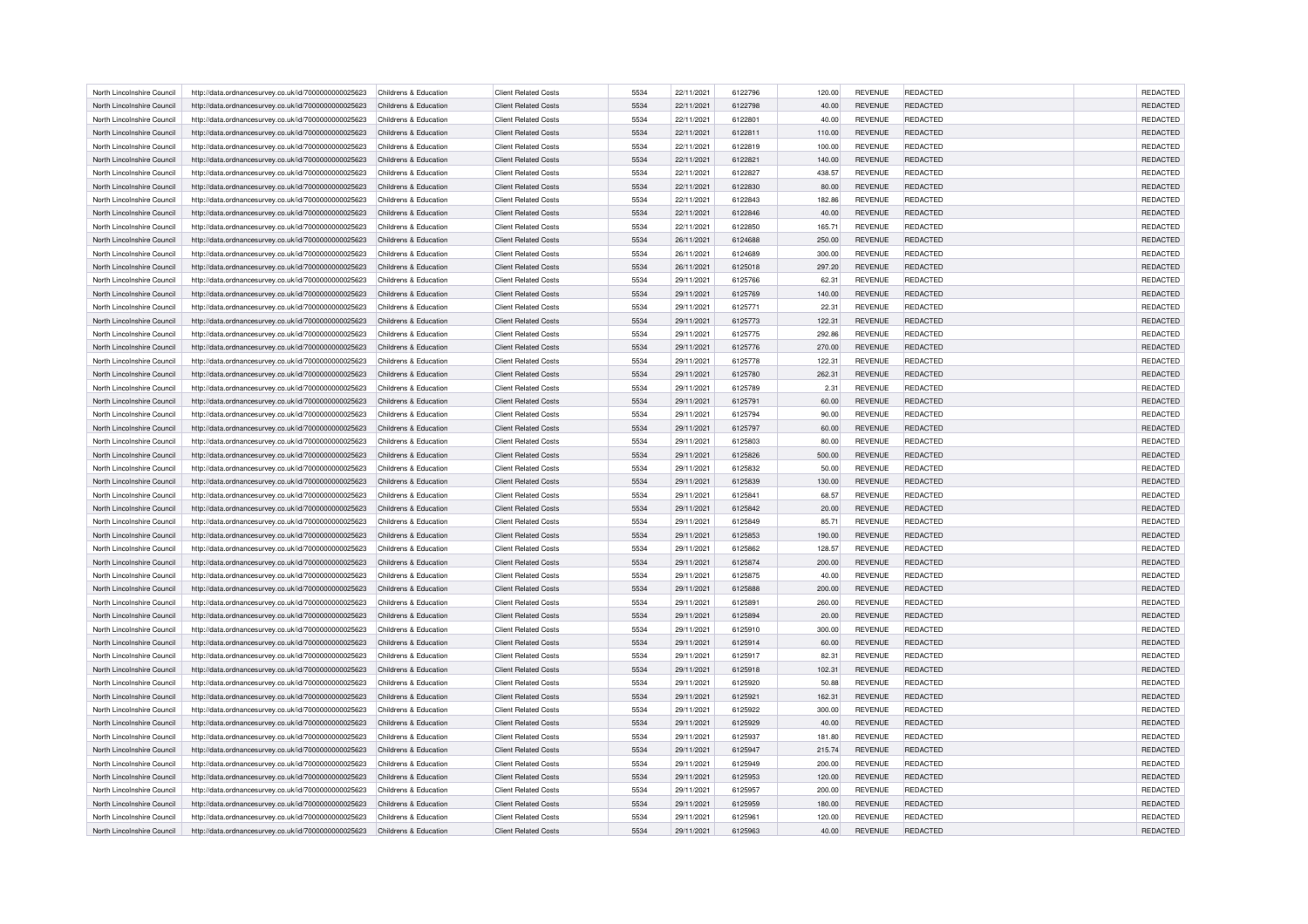| | | | | | | | | | | | | |
|---|---|---|---|---|---|---|---|---|---|---|---|---|
| North Lincolnshire Council | http://data.ordnancesurvey.co.uk/id/7000000000025623 | Childrens & Education | Client Related Costs | 5534 | 22/11/2021 | 6122796 | 120.00 | REVENUE | REDACTED | | REDACTED |
| North Lincolnshire Council | http://data.ordnancesurvey.co.uk/id/7000000000025623 | Childrens & Education | Client Related Costs | 5534 | 22/11/2021 | 6122798 | 40.00 | REVENUE | REDACTED | | REDACTED |
| North Lincolnshire Council | http://data.ordnancesurvey.co.uk/id/7000000000025623 | Childrens & Education | Client Related Costs | 5534 | 22/11/2021 | 6122801 | 40.00 | REVENUE | REDACTED | | REDACTED |
| North Lincolnshire Council | http://data.ordnancesurvey.co.uk/id/7000000000025623 | Childrens & Education | Client Related Costs | 5534 | 22/11/2021 | 6122811 | 110.00 | REVENUE | REDACTED | | REDACTED |
| North Lincolnshire Council | http://data.ordnancesurvey.co.uk/id/7000000000025623 | Childrens & Education | Client Related Costs | 5534 | 22/11/2021 | 6122819 | 100.00 | REVENUE | REDACTED | | REDACTED |
| North Lincolnshire Council | http://data.ordnancesurvey.co.uk/id/7000000000025623 | Childrens & Education | Client Related Costs | 5534 | 22/11/2021 | 6122821 | 140.00 | REVENUE | REDACTED | | REDACTED |
| North Lincolnshire Council | http://data.ordnancesurvey.co.uk/id/7000000000025623 | Childrens & Education | Client Related Costs | 5534 | 22/11/2021 | 6122827 | 438.57 | REVENUE | REDACTED | | REDACTED |
| North Lincolnshire Council | http://data.ordnancesurvey.co.uk/id/7000000000025623 | Childrens & Education | Client Related Costs | 5534 | 22/11/2021 | 6122830 | 80.00 | REVENUE | REDACTED | | REDACTED |
| North Lincolnshire Council | http://data.ordnancesurvey.co.uk/id/7000000000025623 | Childrens & Education | Client Related Costs | 5534 | 22/11/2021 | 6122843 | 182.86 | REVENUE | REDACTED | | REDACTED |
| North Lincolnshire Council | http://data.ordnancesurvey.co.uk/id/7000000000025623 | Childrens & Education | Client Related Costs | 5534 | 22/11/2021 | 6122846 | 40.00 | REVENUE | REDACTED | | REDACTED |
| North Lincolnshire Council | http://data.ordnancesurvey.co.uk/id/7000000000025623 | Childrens & Education | Client Related Costs | 5534 | 22/11/2021 | 6122850 | 165.71 | REVENUE | REDACTED | | REDACTED |
| North Lincolnshire Council | http://data.ordnancesurvey.co.uk/id/7000000000025623 | Childrens & Education | Client Related Costs | 5534 | 26/11/2021 | 6124688 | 250.00 | REVENUE | REDACTED | | REDACTED |
| North Lincolnshire Council | http://data.ordnancesurvey.co.uk/id/7000000000025623 | Childrens & Education | Client Related Costs | 5534 | 26/11/2021 | 6124689 | 300.00 | REVENUE | REDACTED | | REDACTED |
| North Lincolnshire Council | http://data.ordnancesurvey.co.uk/id/7000000000025623 | Childrens & Education | Client Related Costs | 5534 | 26/11/2021 | 6125018 | 297.20 | REVENUE | REDACTED | | REDACTED |
| North Lincolnshire Council | http://data.ordnancesurvey.co.uk/id/7000000000025623 | Childrens & Education | Client Related Costs | 5534 | 29/11/2021 | 6125766 | 62.31 | REVENUE | REDACTED | | REDACTED |
| North Lincolnshire Council | http://data.ordnancesurvey.co.uk/id/7000000000025623 | Childrens & Education | Client Related Costs | 5534 | 29/11/2021 | 6125769 | 140.00 | REVENUE | REDACTED | | REDACTED |
| North Lincolnshire Council | http://data.ordnancesurvey.co.uk/id/7000000000025623 | Childrens & Education | Client Related Costs | 5534 | 29/11/2021 | 6125771 | 22.31 | REVENUE | REDACTED | | REDACTED |
| North Lincolnshire Council | http://data.ordnancesurvey.co.uk/id/7000000000025623 | Childrens & Education | Client Related Costs | 5534 | 29/11/2021 | 6125773 | 122.31 | REVENUE | REDACTED | | REDACTED |
| North Lincolnshire Council | http://data.ordnancesurvey.co.uk/id/7000000000025623 | Childrens & Education | Client Related Costs | 5534 | 29/11/2021 | 6125775 | 292.86 | REVENUE | REDACTED | | REDACTED |
| North Lincolnshire Council | http://data.ordnancesurvey.co.uk/id/7000000000025623 | Childrens & Education | Client Related Costs | 5534 | 29/11/2021 | 6125776 | 270.00 | REVENUE | REDACTED | | REDACTED |
| North Lincolnshire Council | http://data.ordnancesurvey.co.uk/id/7000000000025623 | Childrens & Education | Client Related Costs | 5534 | 29/11/2021 | 6125778 | 122.31 | REVENUE | REDACTED | | REDACTED |
| North Lincolnshire Council | http://data.ordnancesurvey.co.uk/id/7000000000025623 | Childrens & Education | Client Related Costs | 5534 | 29/11/2021 | 6125780 | 262.31 | REVENUE | REDACTED | | REDACTED |
| North Lincolnshire Council | http://data.ordnancesurvey.co.uk/id/7000000000025623 | Childrens & Education | Client Related Costs | 5534 | 29/11/2021 | 6125789 | 2.31 | REVENUE | REDACTED | | REDACTED |
| North Lincolnshire Council | http://data.ordnancesurvey.co.uk/id/7000000000025623 | Childrens & Education | Client Related Costs | 5534 | 29/11/2021 | 6125791 | 60.00 | REVENUE | REDACTED | | REDACTED |
| North Lincolnshire Council | http://data.ordnancesurvey.co.uk/id/7000000000025623 | Childrens & Education | Client Related Costs | 5534 | 29/11/2021 | 6125794 | 90.00 | REVENUE | REDACTED | | REDACTED |
| North Lincolnshire Council | http://data.ordnancesurvey.co.uk/id/7000000000025623 | Childrens & Education | Client Related Costs | 5534 | 29/11/2021 | 6125797 | 60.00 | REVENUE | REDACTED | | REDACTED |
| North Lincolnshire Council | http://data.ordnancesurvey.co.uk/id/7000000000025623 | Childrens & Education | Client Related Costs | 5534 | 29/11/2021 | 6125803 | 80.00 | REVENUE | REDACTED | | REDACTED |
| North Lincolnshire Council | http://data.ordnancesurvey.co.uk/id/7000000000025623 | Childrens & Education | Client Related Costs | 5534 | 29/11/2021 | 6125826 | 500.00 | REVENUE | REDACTED | | REDACTED |
| North Lincolnshire Council | http://data.ordnancesurvey.co.uk/id/7000000000025623 | Childrens & Education | Client Related Costs | 5534 | 29/11/2021 | 6125832 | 50.00 | REVENUE | REDACTED | | REDACTED |
| North Lincolnshire Council | http://data.ordnancesurvey.co.uk/id/7000000000025623 | Childrens & Education | Client Related Costs | 5534 | 29/11/2021 | 6125839 | 130.00 | REVENUE | REDACTED | | REDACTED |
| North Lincolnshire Council | http://data.ordnancesurvey.co.uk/id/7000000000025623 | Childrens & Education | Client Related Costs | 5534 | 29/11/2021 | 6125841 | 68.57 | REVENUE | REDACTED | | REDACTED |
| North Lincolnshire Council | http://data.ordnancesurvey.co.uk/id/7000000000025623 | Childrens & Education | Client Related Costs | 5534 | 29/11/2021 | 6125842 | 20.00 | REVENUE | REDACTED | | REDACTED |
| North Lincolnshire Council | http://data.ordnancesurvey.co.uk/id/7000000000025623 | Childrens & Education | Client Related Costs | 5534 | 29/11/2021 | 6125849 | 85.71 | REVENUE | REDACTED | | REDACTED |
| North Lincolnshire Council | http://data.ordnancesurvey.co.uk/id/7000000000025623 | Childrens & Education | Client Related Costs | 5534 | 29/11/2021 | 6125853 | 190.00 | REVENUE | REDACTED | | REDACTED |
| North Lincolnshire Council | http://data.ordnancesurvey.co.uk/id/7000000000025623 | Childrens & Education | Client Related Costs | 5534 | 29/11/2021 | 6125862 | 128.57 | REVENUE | REDACTED | | REDACTED |
| North Lincolnshire Council | http://data.ordnancesurvey.co.uk/id/7000000000025623 | Childrens & Education | Client Related Costs | 5534 | 29/11/2021 | 6125874 | 200.00 | REVENUE | REDACTED | | REDACTED |
| North Lincolnshire Council | http://data.ordnancesurvey.co.uk/id/7000000000025623 | Childrens & Education | Client Related Costs | 5534 | 29/11/2021 | 6125875 | 40.00 | REVENUE | REDACTED | | REDACTED |
| North Lincolnshire Council | http://data.ordnancesurvey.co.uk/id/7000000000025623 | Childrens & Education | Client Related Costs | 5534 | 29/11/2021 | 6125888 | 200.00 | REVENUE | REDACTED | | REDACTED |
| North Lincolnshire Council | http://data.ordnancesurvey.co.uk/id/7000000000025623 | Childrens & Education | Client Related Costs | 5534 | 29/11/2021 | 6125891 | 260.00 | REVENUE | REDACTED | | REDACTED |
| North Lincolnshire Council | http://data.ordnancesurvey.co.uk/id/7000000000025623 | Childrens & Education | Client Related Costs | 5534 | 29/11/2021 | 6125894 | 20.00 | REVENUE | REDACTED | | REDACTED |
| North Lincolnshire Council | http://data.ordnancesurvey.co.uk/id/7000000000025623 | Childrens & Education | Client Related Costs | 5534 | 29/11/2021 | 6125910 | 300.00 | REVENUE | REDACTED | | REDACTED |
| North Lincolnshire Council | http://data.ordnancesurvey.co.uk/id/7000000000025623 | Childrens & Education | Client Related Costs | 5534 | 29/11/2021 | 6125914 | 60.00 | REVENUE | REDACTED | | REDACTED |
| North Lincolnshire Council | http://data.ordnancesurvey.co.uk/id/7000000000025623 | Childrens & Education | Client Related Costs | 5534 | 29/11/2021 | 6125917 | 82.31 | REVENUE | REDACTED | | REDACTED |
| North Lincolnshire Council | http://data.ordnancesurvey.co.uk/id/7000000000025623 | Childrens & Education | Client Related Costs | 5534 | 29/11/2021 | 6125918 | 102.31 | REVENUE | REDACTED | | REDACTED |
| North Lincolnshire Council | http://data.ordnancesurvey.co.uk/id/7000000000025623 | Childrens & Education | Client Related Costs | 5534 | 29/11/2021 | 6125920 | 50.88 | REVENUE | REDACTED | | REDACTED |
| North Lincolnshire Council | http://data.ordnancesurvey.co.uk/id/7000000000025623 | Childrens & Education | Client Related Costs | 5534 | 29/11/2021 | 6125921 | 162.31 | REVENUE | REDACTED | | REDACTED |
| North Lincolnshire Council | http://data.ordnancesurvey.co.uk/id/7000000000025623 | Childrens & Education | Client Related Costs | 5534 | 29/11/2021 | 6125922 | 300.00 | REVENUE | REDACTED | | REDACTED |
| North Lincolnshire Council | http://data.ordnancesurvey.co.uk/id/7000000000025623 | Childrens & Education | Client Related Costs | 5534 | 29/11/2021 | 6125929 | 40.00 | REVENUE | REDACTED | | REDACTED |
| North Lincolnshire Council | http://data.ordnancesurvey.co.uk/id/7000000000025623 | Childrens & Education | Client Related Costs | 5534 | 29/11/2021 | 6125937 | 181.80 | REVENUE | REDACTED | | REDACTED |
| North Lincolnshire Council | http://data.ordnancesurvey.co.uk/id/7000000000025623 | Childrens & Education | Client Related Costs | 5534 | 29/11/2021 | 6125947 | 215.74 | REVENUE | REDACTED | | REDACTED |
| North Lincolnshire Council | http://data.ordnancesurvey.co.uk/id/7000000000025623 | Childrens & Education | Client Related Costs | 5534 | 29/11/2021 | 6125949 | 200.00 | REVENUE | REDACTED | | REDACTED |
| North Lincolnshire Council | http://data.ordnancesurvey.co.uk/id/7000000000025623 | Childrens & Education | Client Related Costs | 5534 | 29/11/2021 | 6125953 | 120.00 | REVENUE | REDACTED | | REDACTED |
| North Lincolnshire Council | http://data.ordnancesurvey.co.uk/id/7000000000025623 | Childrens & Education | Client Related Costs | 5534 | 29/11/2021 | 6125957 | 200.00 | REVENUE | REDACTED | | REDACTED |
| North Lincolnshire Council | http://data.ordnancesurvey.co.uk/id/7000000000025623 | Childrens & Education | Client Related Costs | 5534 | 29/11/2021 | 6125959 | 180.00 | REVENUE | REDACTED | | REDACTED |
| North Lincolnshire Council | http://data.ordnancesurvey.co.uk/id/7000000000025623 | Childrens & Education | Client Related Costs | 5534 | 29/11/2021 | 6125961 | 120.00 | REVENUE | REDACTED | | REDACTED |
| North Lincolnshire Council | http://data.ordnancesurvey.co.uk/id/7000000000025623 | Childrens & Education | Client Related Costs | 5534 | 29/11/2021 | 6125963 | 40.00 | REVENUE | REDACTED | | REDACTED |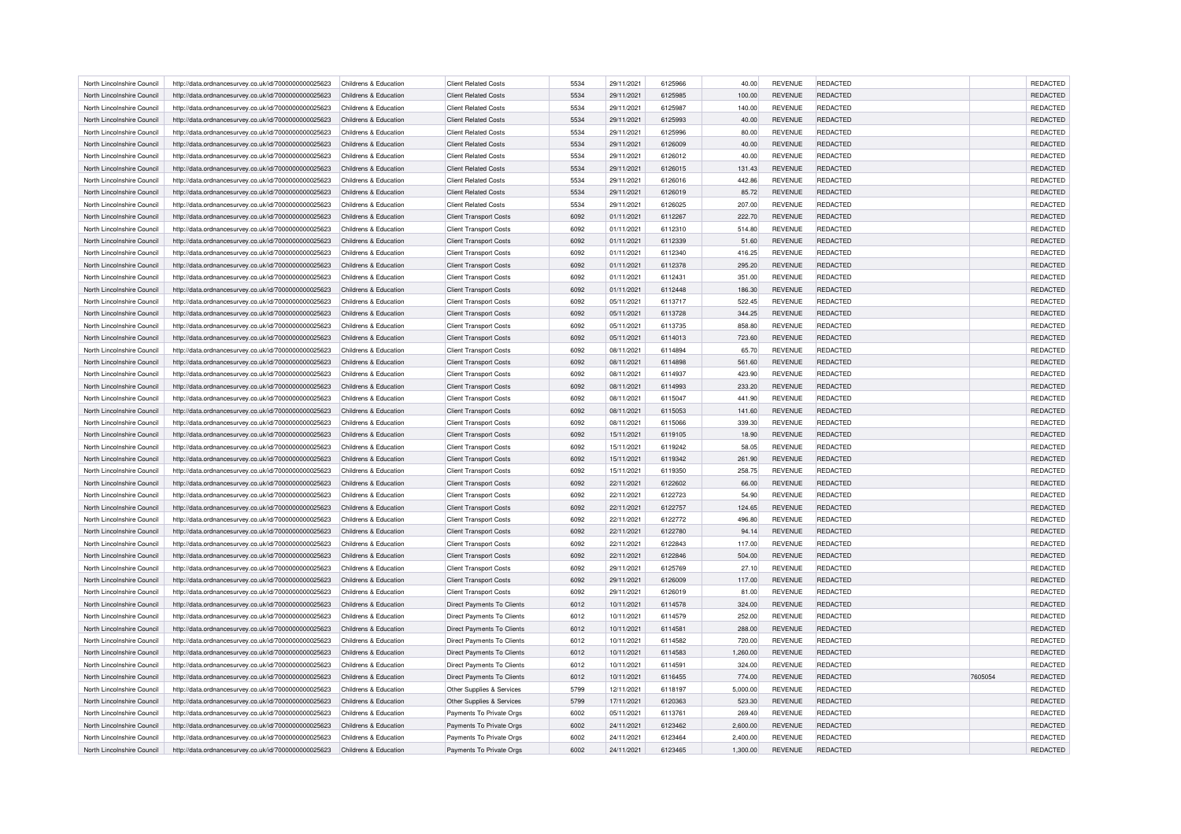| | | | | | | | | | | | | |
|---|---|---|---|---|---|---|---|---|---|---|---|---|
| North Lincolnshire Council | http://data.ordnancesurvey.co.uk/id/7000000000025623 | Childrens & Education | Client Related Costs | 5534 | 29/11/2021 | 6125966 | 40.00 | REVENUE | REDACTED | | REDACTED |
| North Lincolnshire Council | http://data.ordnancesurvey.co.uk/id/7000000000025623 | Childrens & Education | Client Related Costs | 5534 | 29/11/2021 | 6125985 | 100.00 | REVENUE | REDACTED | | REDACTED |
| North Lincolnshire Council | http://data.ordnancesurvey.co.uk/id/7000000000025623 | Childrens & Education | Client Related Costs | 5534 | 29/11/2021 | 6125987 | 140.00 | REVENUE | REDACTED | | REDACTED |
| North Lincolnshire Council | http://data.ordnancesurvey.co.uk/id/7000000000025623 | Childrens & Education | Client Related Costs | 5534 | 29/11/2021 | 6125993 | 40.00 | REVENUE | REDACTED | | REDACTED |
| North Lincolnshire Council | http://data.ordnancesurvey.co.uk/id/7000000000025623 | Childrens & Education | Client Related Costs | 5534 | 29/11/2021 | 6125996 | 80.00 | REVENUE | REDACTED | | REDACTED |
| North Lincolnshire Council | http://data.ordnancesurvey.co.uk/id/7000000000025623 | Childrens & Education | Client Related Costs | 5534 | 29/11/2021 | 6126009 | 40.00 | REVENUE | REDACTED | | REDACTED |
| North Lincolnshire Council | http://data.ordnancesurvey.co.uk/id/7000000000025623 | Childrens & Education | Client Related Costs | 5534 | 29/11/2021 | 6126012 | 40.00 | REVENUE | REDACTED | | REDACTED |
| North Lincolnshire Council | http://data.ordnancesurvey.co.uk/id/7000000000025623 | Childrens & Education | Client Related Costs | 5534 | 29/11/2021 | 6126015 | 131.43 | REVENUE | REDACTED | | REDACTED |
| North Lincolnshire Council | http://data.ordnancesurvey.co.uk/id/7000000000025623 | Childrens & Education | Client Related Costs | 5534 | 29/11/2021 | 6126016 | 442.86 | REVENUE | REDACTED | | REDACTED |
| North Lincolnshire Council | http://data.ordnancesurvey.co.uk/id/7000000000025623 | Childrens & Education | Client Related Costs | 5534 | 29/11/2021 | 6126019 | 85.72 | REVENUE | REDACTED | | REDACTED |
| North Lincolnshire Council | http://data.ordnancesurvey.co.uk/id/7000000000025623 | Childrens & Education | Client Related Costs | 5534 | 29/11/2021 | 6126025 | 207.00 | REVENUE | REDACTED | | REDACTED |
| North Lincolnshire Council | http://data.ordnancesurvey.co.uk/id/7000000000025623 | Childrens & Education | Client Transport Costs | 6092 | 01/11/2021 | 6112267 | 222.70 | REVENUE | REDACTED | | REDACTED |
| North Lincolnshire Council | http://data.ordnancesurvey.co.uk/id/7000000000025623 | Childrens & Education | Client Transport Costs | 6092 | 01/11/2021 | 6112310 | 514.80 | REVENUE | REDACTED | | REDACTED |
| North Lincolnshire Council | http://data.ordnancesurvey.co.uk/id/7000000000025623 | Childrens & Education | Client Transport Costs | 6092 | 01/11/2021 | 6112339 | 51.60 | REVENUE | REDACTED | | REDACTED |
| North Lincolnshire Council | http://data.ordnancesurvey.co.uk/id/7000000000025623 | Childrens & Education | Client Transport Costs | 6092 | 01/11/2021 | 6112340 | 416.25 | REVENUE | REDACTED | | REDACTED |
| North Lincolnshire Council | http://data.ordnancesurvey.co.uk/id/7000000000025623 | Childrens & Education | Client Transport Costs | 6092 | 01/11/2021 | 6112378 | 295.20 | REVENUE | REDACTED | | REDACTED |
| North Lincolnshire Council | http://data.ordnancesurvey.co.uk/id/7000000000025623 | Childrens & Education | Client Transport Costs | 6092 | 01/11/2021 | 6112431 | 351.00 | REVENUE | REDACTED | | REDACTED |
| North Lincolnshire Council | http://data.ordnancesurvey.co.uk/id/7000000000025623 | Childrens & Education | Client Transport Costs | 6092 | 01/11/2021 | 6112448 | 186.30 | REVENUE | REDACTED | | REDACTED |
| North Lincolnshire Council | http://data.ordnancesurvey.co.uk/id/7000000000025623 | Childrens & Education | Client Transport Costs | 6092 | 05/11/2021 | 6113717 | 522.45 | REVENUE | REDACTED | | REDACTED |
| North Lincolnshire Council | http://data.ordnancesurvey.co.uk/id/7000000000025623 | Childrens & Education | Client Transport Costs | 6092 | 05/11/2021 | 6113728 | 344.25 | REVENUE | REDACTED | | REDACTED |
| North Lincolnshire Council | http://data.ordnancesurvey.co.uk/id/7000000000025623 | Childrens & Education | Client Transport Costs | 6092 | 05/11/2021 | 6113735 | 858.80 | REVENUE | REDACTED | | REDACTED |
| North Lincolnshire Council | http://data.ordnancesurvey.co.uk/id/7000000000025623 | Childrens & Education | Client Transport Costs | 6092 | 05/11/2021 | 6114013 | 723.60 | REVENUE | REDACTED | | REDACTED |
| North Lincolnshire Council | http://data.ordnancesurvey.co.uk/id/7000000000025623 | Childrens & Education | Client Transport Costs | 6092 | 08/11/2021 | 6114894 | 65.70 | REVENUE | REDACTED | | REDACTED |
| North Lincolnshire Council | http://data.ordnancesurvey.co.uk/id/7000000000025623 | Childrens & Education | Client Transport Costs | 6092 | 08/11/2021 | 6114898 | 561.60 | REVENUE | REDACTED | | REDACTED |
| North Lincolnshire Council | http://data.ordnancesurvey.co.uk/id/7000000000025623 | Childrens & Education | Client Transport Costs | 6092 | 08/11/2021 | 6114937 | 423.90 | REVENUE | REDACTED | | REDACTED |
| North Lincolnshire Council | http://data.ordnancesurvey.co.uk/id/7000000000025623 | Childrens & Education | Client Transport Costs | 6092 | 08/11/2021 | 6114993 | 233.20 | REVENUE | REDACTED | | REDACTED |
| North Lincolnshire Council | http://data.ordnancesurvey.co.uk/id/7000000000025623 | Childrens & Education | Client Transport Costs | 6092 | 08/11/2021 | 6115047 | 441.90 | REVENUE | REDACTED | | REDACTED |
| North Lincolnshire Council | http://data.ordnancesurvey.co.uk/id/7000000000025623 | Childrens & Education | Client Transport Costs | 6092 | 08/11/2021 | 6115053 | 141.60 | REVENUE | REDACTED | | REDACTED |
| North Lincolnshire Council | http://data.ordnancesurvey.co.uk/id/7000000000025623 | Childrens & Education | Client Transport Costs | 6092 | 08/11/2021 | 6115066 | 339.30 | REVENUE | REDACTED | | REDACTED |
| North Lincolnshire Council | http://data.ordnancesurvey.co.uk/id/7000000000025623 | Childrens & Education | Client Transport Costs | 6092 | 15/11/2021 | 6119105 | 18.90 | REVENUE | REDACTED | | REDACTED |
| North Lincolnshire Council | http://data.ordnancesurvey.co.uk/id/7000000000025623 | Childrens & Education | Client Transport Costs | 6092 | 15/11/2021 | 6119242 | 58.05 | REVENUE | REDACTED | | REDACTED |
| North Lincolnshire Council | http://data.ordnancesurvey.co.uk/id/7000000000025623 | Childrens & Education | Client Transport Costs | 6092 | 15/11/2021 | 6119342 | 261.90 | REVENUE | REDACTED | | REDACTED |
| North Lincolnshire Council | http://data.ordnancesurvey.co.uk/id/7000000000025623 | Childrens & Education | Client Transport Costs | 6092 | 15/11/2021 | 6119350 | 258.75 | REVENUE | REDACTED | | REDACTED |
| North Lincolnshire Council | http://data.ordnancesurvey.co.uk/id/7000000000025623 | Childrens & Education | Client Transport Costs | 6092 | 22/11/2021 | 6122602 | 66.00 | REVENUE | REDACTED | | REDACTED |
| North Lincolnshire Council | http://data.ordnancesurvey.co.uk/id/7000000000025623 | Childrens & Education | Client Transport Costs | 6092 | 22/11/2021 | 6122723 | 54.90 | REVENUE | REDACTED | | REDACTED |
| North Lincolnshire Council | http://data.ordnancesurvey.co.uk/id/7000000000025623 | Childrens & Education | Client Transport Costs | 6092 | 22/11/2021 | 6122757 | 124.65 | REVENUE | REDACTED | | REDACTED |
| North Lincolnshire Council | http://data.ordnancesurvey.co.uk/id/7000000000025623 | Childrens & Education | Client Transport Costs | 6092 | 22/11/2021 | 6122772 | 496.80 | REVENUE | REDACTED | | REDACTED |
| North Lincolnshire Council | http://data.ordnancesurvey.co.uk/id/7000000000025623 | Childrens & Education | Client Transport Costs | 6092 | 22/11/2021 | 6122780 | 94.14 | REVENUE | REDACTED | | REDACTED |
| North Lincolnshire Council | http://data.ordnancesurvey.co.uk/id/7000000000025623 | Childrens & Education | Client Transport Costs | 6092 | 22/11/2021 | 6122843 | 117.00 | REVENUE | REDACTED | | REDACTED |
| North Lincolnshire Council | http://data.ordnancesurvey.co.uk/id/7000000000025623 | Childrens & Education | Client Transport Costs | 6092 | 22/11/2021 | 6122846 | 504.00 | REVENUE | REDACTED | | REDACTED |
| North Lincolnshire Council | http://data.ordnancesurvey.co.uk/id/7000000000025623 | Childrens & Education | Client Transport Costs | 6092 | 29/11/2021 | 6125769 | 27.10 | REVENUE | REDACTED | | REDACTED |
| North Lincolnshire Council | http://data.ordnancesurvey.co.uk/id/7000000000025623 | Childrens & Education | Client Transport Costs | 6092 | 29/11/2021 | 6126009 | 117.00 | REVENUE | REDACTED | | REDACTED |
| North Lincolnshire Council | http://data.ordnancesurvey.co.uk/id/7000000000025623 | Childrens & Education | Client Transport Costs | 6092 | 29/11/2021 | 6126019 | 81.00 | REVENUE | REDACTED | | REDACTED |
| North Lincolnshire Council | http://data.ordnancesurvey.co.uk/id/7000000000025623 | Childrens & Education | Direct Payments To Clients | 6012 | 10/11/2021 | 6114578 | 324.00 | REVENUE | REDACTED | | REDACTED |
| North Lincolnshire Council | http://data.ordnancesurvey.co.uk/id/7000000000025623 | Childrens & Education | Direct Payments To Clients | 6012 | 10/11/2021 | 6114579 | 252.00 | REVENUE | REDACTED | | REDACTED |
| North Lincolnshire Council | http://data.ordnancesurvey.co.uk/id/7000000000025623 | Childrens & Education | Direct Payments To Clients | 6012 | 10/11/2021 | 6114581 | 288.00 | REVENUE | REDACTED | | REDACTED |
| North Lincolnshire Council | http://data.ordnancesurvey.co.uk/id/7000000000025623 | Childrens & Education | Direct Payments To Clients | 6012 | 10/11/2021 | 6114582 | 720.00 | REVENUE | REDACTED | | REDACTED |
| North Lincolnshire Council | http://data.ordnancesurvey.co.uk/id/7000000000025623 | Childrens & Education | Direct Payments To Clients | 6012 | 10/11/2021 | 6114583 | 1,260.00 | REVENUE | REDACTED | | REDACTED |
| North Lincolnshire Council | http://data.ordnancesurvey.co.uk/id/7000000000025623 | Childrens & Education | Direct Payments To Clients | 6012 | 10/11/2021 | 6114591 | 324.00 | REVENUE | REDACTED | | REDACTED |
| North Lincolnshire Council | http://data.ordnancesurvey.co.uk/id/7000000000025623 | Childrens & Education | Direct Payments To Clients | 6012 | 10/11/2021 | 6116455 | 774.00 | REVENUE | REDACTED | 7605054 | REDACTED |
| North Lincolnshire Council | http://data.ordnancesurvey.co.uk/id/7000000000025623 | Childrens & Education | Other Supplies & Services | 5799 | 12/11/2021 | 6118197 | 5,000.00 | REVENUE | REDACTED | | REDACTED |
| North Lincolnshire Council | http://data.ordnancesurvey.co.uk/id/7000000000025623 | Childrens & Education | Other Supplies & Services | 5799 | 17/11/2021 | 6120363 | 523.30 | REVENUE | REDACTED | | REDACTED |
| North Lincolnshire Council | http://data.ordnancesurvey.co.uk/id/7000000000025623 | Childrens & Education | Payments To Private Orgs | 6002 | 05/11/2021 | 6113761 | 269.40 | REVENUE | REDACTED | | REDACTED |
| North Lincolnshire Council | http://data.ordnancesurvey.co.uk/id/7000000000025623 | Childrens & Education | Payments To Private Orgs | 6002 | 24/11/2021 | 6123462 | 2,600.00 | REVENUE | REDACTED | | REDACTED |
| North Lincolnshire Council | http://data.ordnancesurvey.co.uk/id/7000000000025623 | Childrens & Education | Payments To Private Orgs | 6002 | 24/11/2021 | 6123464 | 2,400.00 | REVENUE | REDACTED | | REDACTED |
| North Lincolnshire Council | http://data.ordnancesurvey.co.uk/id/7000000000025623 | Childrens & Education | Payments To Private Orgs | 6002 | 24/11/2021 | 6123465 | 1,300.00 | REVENUE | REDACTED | | REDACTED |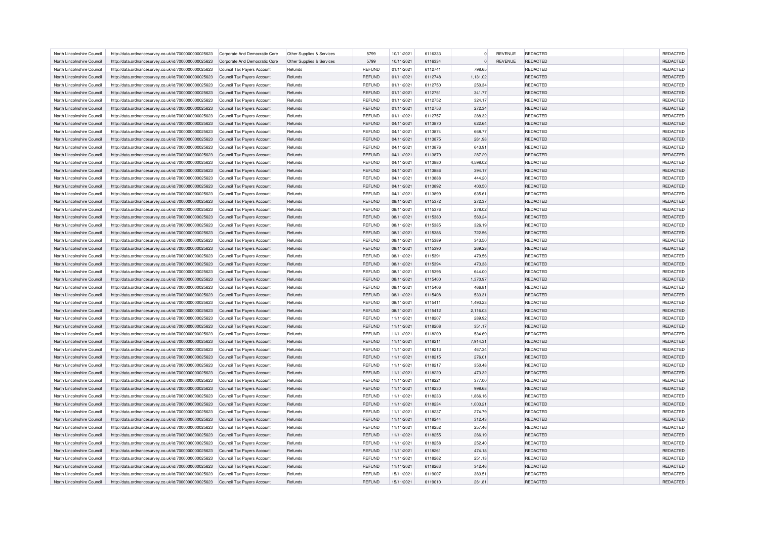| | | | | | | | | | | | |
|---|---|---|---|---|---|---|---|---|---|---|---|
| North Lincolnshire Council | http://data.ordnancesurvey.co.uk/id/7000000000025623 | Corporate And Democratic Core | Other Supplies & Services | 5799 | 10/11/2021 | 6116333 | 0 | REVENUE | REDACTED | | REDACTED |
| North Lincolnshire Council | http://data.ordnancesurvey.co.uk/id/7000000000025623 | Corporate And Democratic Core | Other Supplies & Services | 5799 | 10/11/2021 | 6116334 | 0 | REVENUE | REDACTED | | REDACTED |
| North Lincolnshire Council | http://data.ordnancesurvey.co.uk/id/7000000000025623 | Council Tax Payers Account | Refunds | REFUND | 01/11/2021 | 6112741 | 798.65 | | REDACTED | | REDACTED |
| North Lincolnshire Council | http://data.ordnancesurvey.co.uk/id/7000000000025623 | Council Tax Payers Account | Refunds | REFUND | 01/11/2021 | 6112748 | 1,131.02 | | REDACTED | | REDACTED |
| North Lincolnshire Council | http://data.ordnancesurvey.co.uk/id/7000000000025623 | Council Tax Payers Account | Refunds | REFUND | 01/11/2021 | 6112750 | 250.34 | | REDACTED | | REDACTED |
| North Lincolnshire Council | http://data.ordnancesurvey.co.uk/id/7000000000025623 | Council Tax Payers Account | Refunds | REFUND | 01/11/2021 | 6112751 | 341.77 | | REDACTED | | REDACTED |
| North Lincolnshire Council | http://data.ordnancesurvey.co.uk/id/7000000000025623 | Council Tax Payers Account | Refunds | REFUND | 01/11/2021 | 6112752 | 324.17 | | REDACTED | | REDACTED |
| North Lincolnshire Council | http://data.ordnancesurvey.co.uk/id/7000000000025623 | Council Tax Payers Account | Refunds | REFUND | 01/11/2021 | 6112753 | 272.34 | | REDACTED | | REDACTED |
| North Lincolnshire Council | http://data.ordnancesurvey.co.uk/id/7000000000025623 | Council Tax Payers Account | Refunds | REFUND | 01/11/2021 | 6112757 | 288.32 | | REDACTED | | REDACTED |
| North Lincolnshire Council | http://data.ordnancesurvey.co.uk/id/7000000000025623 | Council Tax Payers Account | Refunds | REFUND | 04/11/2021 | 6113870 | 622.64 | | REDACTED | | REDACTED |
| North Lincolnshire Council | http://data.ordnancesurvey.co.uk/id/7000000000025623 | Council Tax Payers Account | Refunds | REFUND | 04/11/2021 | 6113874 | 668.77 | | REDACTED | | REDACTED |
| North Lincolnshire Council | http://data.ordnancesurvey.co.uk/id/7000000000025623 | Council Tax Payers Account | Refunds | REFUND | 04/11/2021 | 6113875 | 261.98 | | REDACTED | | REDACTED |
| North Lincolnshire Council | http://data.ordnancesurvey.co.uk/id/7000000000025623 | Council Tax Payers Account | Refunds | REFUND | 04/11/2021 | 6113876 | 643.91 | | REDACTED | | REDACTED |
| North Lincolnshire Council | http://data.ordnancesurvey.co.uk/id/7000000000025623 | Council Tax Payers Account | Refunds | REFUND | 04/11/2021 | 6113879 | 287.29 | | REDACTED | | REDACTED |
| North Lincolnshire Council | http://data.ordnancesurvey.co.uk/id/7000000000025623 | Council Tax Payers Account | Refunds | REFUND | 04/11/2021 | 6113880 | 4,598.02 | | REDACTED | | REDACTED |
| North Lincolnshire Council | http://data.ordnancesurvey.co.uk/id/7000000000025623 | Council Tax Payers Account | Refunds | REFUND | 04/11/2021 | 6113886 | 394.17 | | REDACTED | | REDACTED |
| North Lincolnshire Council | http://data.ordnancesurvey.co.uk/id/7000000000025623 | Council Tax Payers Account | Refunds | REFUND | 04/11/2021 | 6113888 | 444.20 | | REDACTED | | REDACTED |
| North Lincolnshire Council | http://data.ordnancesurvey.co.uk/id/7000000000025623 | Council Tax Payers Account | Refunds | REFUND | 04/11/2021 | 6113892 | 400.50 | | REDACTED | | REDACTED |
| North Lincolnshire Council | http://data.ordnancesurvey.co.uk/id/7000000000025623 | Council Tax Payers Account | Refunds | REFUND | 04/11/2021 | 6113899 | 635.61 | | REDACTED | | REDACTED |
| North Lincolnshire Council | http://data.ordnancesurvey.co.uk/id/7000000000025623 | Council Tax Payers Account | Refunds | REFUND | 08/11/2021 | 6115372 | 272.37 | | REDACTED | | REDACTED |
| North Lincolnshire Council | http://data.ordnancesurvey.co.uk/id/7000000000025623 | Council Tax Payers Account | Refunds | REFUND | 08/11/2021 | 6115376 | 278.02 | | REDACTED | | REDACTED |
| North Lincolnshire Council | http://data.ordnancesurvey.co.uk/id/7000000000025623 | Council Tax Payers Account | Refunds | REFUND | 08/11/2021 | 6115380 | 560.24 | | REDACTED | | REDACTED |
| North Lincolnshire Council | http://data.ordnancesurvey.co.uk/id/7000000000025623 | Council Tax Payers Account | Refunds | REFUND | 08/11/2021 | 6115385 | 326.19 | | REDACTED | | REDACTED |
| North Lincolnshire Council | http://data.ordnancesurvey.co.uk/id/7000000000025623 | Council Tax Payers Account | Refunds | REFUND | 08/11/2021 | 6115386 | 722.56 | | REDACTED | | REDACTED |
| North Lincolnshire Council | http://data.ordnancesurvey.co.uk/id/7000000000025623 | Council Tax Payers Account | Refunds | REFUND | 08/11/2021 | 6115389 | 343.50 | | REDACTED | | REDACTED |
| North Lincolnshire Council | http://data.ordnancesurvey.co.uk/id/7000000000025623 | Council Tax Payers Account | Refunds | REFUND | 08/11/2021 | 6115390 | 269.28 | | REDACTED | | REDACTED |
| North Lincolnshire Council | http://data.ordnancesurvey.co.uk/id/7000000000025623 | Council Tax Payers Account | Refunds | REFUND | 08/11/2021 | 6115391 | 479.56 | | REDACTED | | REDACTED |
| North Lincolnshire Council | http://data.ordnancesurvey.co.uk/id/7000000000025623 | Council Tax Payers Account | Refunds | REFUND | 08/11/2021 | 6115394 | 473.38 | | REDACTED | | REDACTED |
| North Lincolnshire Council | http://data.ordnancesurvey.co.uk/id/7000000000025623 | Council Tax Payers Account | Refunds | REFUND | 08/11/2021 | 6115395 | 644.00 | | REDACTED | | REDACTED |
| North Lincolnshire Council | http://data.ordnancesurvey.co.uk/id/7000000000025623 | Council Tax Payers Account | Refunds | REFUND | 08/11/2021 | 6115400 | 1,370.97 | | REDACTED | | REDACTED |
| North Lincolnshire Council | http://data.ordnancesurvey.co.uk/id/7000000000025623 | Council Tax Payers Account | Refunds | REFUND | 08/11/2021 | 6115406 | 466.81 | | REDACTED | | REDACTED |
| North Lincolnshire Council | http://data.ordnancesurvey.co.uk/id/7000000000025623 | Council Tax Payers Account | Refunds | REFUND | 08/11/2021 | 6115408 | 533.31 | | REDACTED | | REDACTED |
| North Lincolnshire Council | http://data.ordnancesurvey.co.uk/id/7000000000025623 | Council Tax Payers Account | Refunds | REFUND | 08/11/2021 | 6115411 | 1,493.23 | | REDACTED | | REDACTED |
| North Lincolnshire Council | http://data.ordnancesurvey.co.uk/id/7000000000025623 | Council Tax Payers Account | Refunds | REFUND | 08/11/2021 | 6115412 | 2,116.03 | | REDACTED | | REDACTED |
| North Lincolnshire Council | http://data.ordnancesurvey.co.uk/id/7000000000025623 | Council Tax Payers Account | Refunds | REFUND | 11/11/2021 | 6118207 | 289.92 | | REDACTED | | REDACTED |
| North Lincolnshire Council | http://data.ordnancesurvey.co.uk/id/7000000000025623 | Council Tax Payers Account | Refunds | REFUND | 11/11/2021 | 6118208 | 351.17 | | REDACTED | | REDACTED |
| North Lincolnshire Council | http://data.ordnancesurvey.co.uk/id/7000000000025623 | Council Tax Payers Account | Refunds | REFUND | 11/11/2021 | 6118209 | 534.69 | | REDACTED | | REDACTED |
| North Lincolnshire Council | http://data.ordnancesurvey.co.uk/id/7000000000025623 | Council Tax Payers Account | Refunds | REFUND | 11/11/2021 | 6118211 | 7,914.31 | | REDACTED | | REDACTED |
| North Lincolnshire Council | http://data.ordnancesurvey.co.uk/id/7000000000025623 | Council Tax Payers Account | Refunds | REFUND | 11/11/2021 | 6118213 | 467.34 | | REDACTED | | REDACTED |
| North Lincolnshire Council | http://data.ordnancesurvey.co.uk/id/7000000000025623 | Council Tax Payers Account | Refunds | REFUND | 11/11/2021 | 6118215 | 276.01 | | REDACTED | | REDACTED |
| North Lincolnshire Council | http://data.ordnancesurvey.co.uk/id/7000000000025623 | Council Tax Payers Account | Refunds | REFUND | 11/11/2021 | 6118217 | 350.48 | | REDACTED | | REDACTED |
| North Lincolnshire Council | http://data.ordnancesurvey.co.uk/id/7000000000025623 | Council Tax Payers Account | Refunds | REFUND | 11/11/2021 | 6118220 | 473.32 | | REDACTED | | REDACTED |
| North Lincolnshire Council | http://data.ordnancesurvey.co.uk/id/7000000000025623 | Council Tax Payers Account | Refunds | REFUND | 11/11/2021 | 6118221 | 377.00 | | REDACTED | | REDACTED |
| North Lincolnshire Council | http://data.ordnancesurvey.co.uk/id/7000000000025623 | Council Tax Payers Account | Refunds | REFUND | 11/11/2021 | 6118230 | 998.68 | | REDACTED | | REDACTED |
| North Lincolnshire Council | http://data.ordnancesurvey.co.uk/id/7000000000025623 | Council Tax Payers Account | Refunds | REFUND | 11/11/2021 | 6118233 | 1,866.16 | | REDACTED | | REDACTED |
| North Lincolnshire Council | http://data.ordnancesurvey.co.uk/id/7000000000025623 | Council Tax Payers Account | Refunds | REFUND | 11/11/2021 | 6118234 | 1,003.21 | | REDACTED | | REDACTED |
| North Lincolnshire Council | http://data.ordnancesurvey.co.uk/id/7000000000025623 | Council Tax Payers Account | Refunds | REFUND | 11/11/2021 | 6118237 | 274.79 | | REDACTED | | REDACTED |
| North Lincolnshire Council | http://data.ordnancesurvey.co.uk/id/7000000000025623 | Council Tax Payers Account | Refunds | REFUND | 11/11/2021 | 6118244 | 312.43 | | REDACTED | | REDACTED |
| North Lincolnshire Council | http://data.ordnancesurvey.co.uk/id/7000000000025623 | Council Tax Payers Account | Refunds | REFUND | 11/11/2021 | 6118252 | 257.46 | | REDACTED | | REDACTED |
| North Lincolnshire Council | http://data.ordnancesurvey.co.uk/id/7000000000025623 | Council Tax Payers Account | Refunds | REFUND | 11/11/2021 | 6118255 | 266.19 | | REDACTED | | REDACTED |
| North Lincolnshire Council | http://data.ordnancesurvey.co.uk/id/7000000000025623 | Council Tax Payers Account | Refunds | REFUND | 11/11/2021 | 6118258 | 252.40 | | REDACTED | | REDACTED |
| North Lincolnshire Council | http://data.ordnancesurvey.co.uk/id/7000000000025623 | Council Tax Payers Account | Refunds | REFUND | 11/11/2021 | 6118261 | 474.18 | | REDACTED | | REDACTED |
| North Lincolnshire Council | http://data.ordnancesurvey.co.uk/id/7000000000025623 | Council Tax Payers Account | Refunds | REFUND | 11/11/2021 | 6118262 | 251.13 | | REDACTED | | REDACTED |
| North Lincolnshire Council | http://data.ordnancesurvey.co.uk/id/7000000000025623 | Council Tax Payers Account | Refunds | REFUND | 11/11/2021 | 6118263 | 342.46 | | REDACTED | | REDACTED |
| North Lincolnshire Council | http://data.ordnancesurvey.co.uk/id/7000000000025623 | Council Tax Payers Account | Refunds | REFUND | 15/11/2021 | 6119007 | 383.51 | | REDACTED | | REDACTED |
| North Lincolnshire Council | http://data.ordnancesurvey.co.uk/id/7000000000025623 | Council Tax Payers Account | Refunds | REFUND | 15/11/2021 | 6119010 | 261.81 | | REDACTED | | REDACTED |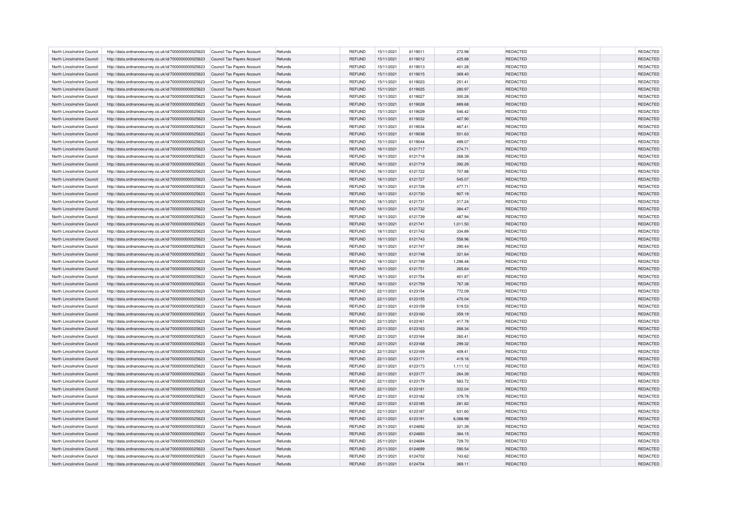| | | | | | | | | | | |
|---|---|---|---|---|---|---|---|---|---|---|
| North Lincolnshire Council | http://data.ordnancesurvey.co.uk/id/7000000000025623 | Council Tax Payers Account | Refunds | REFUND | 15/11/2021 | 6119011 | 272.98 | REDACTED | | REDACTED |
| North Lincolnshire Council | http://data.ordnancesurvey.co.uk/id/7000000000025623 | Council Tax Payers Account | Refunds | REFUND | 15/11/2021 | 6119012 | 425.88 | REDACTED | | REDACTED |
| North Lincolnshire Council | http://data.ordnancesurvey.co.uk/id/7000000000025623 | Council Tax Payers Account | Refunds | REFUND | 15/11/2021 | 6119013 | 401.28 | REDACTED | | REDACTED |
| North Lincolnshire Council | http://data.ordnancesurvey.co.uk/id/7000000000025623 | Council Tax Payers Account | Refunds | REFUND | 15/11/2021 | 6119015 | 369.40 | REDACTED | | REDACTED |
| North Lincolnshire Council | http://data.ordnancesurvey.co.uk/id/7000000000025623 | Council Tax Payers Account | Refunds | REFUND | 15/11/2021 | 6119023 | 251.41 | REDACTED | | REDACTED |
| North Lincolnshire Council | http://data.ordnancesurvey.co.uk/id/7000000000025623 | Council Tax Payers Account | Refunds | REFUND | 15/11/2021 | 6119025 | 280.97 | REDACTED | | REDACTED |
| North Lincolnshire Council | http://data.ordnancesurvey.co.uk/id/7000000000025623 | Council Tax Payers Account | Refunds | REFUND | 15/11/2021 | 6119027 | 300.28 | REDACTED | | REDACTED |
| North Lincolnshire Council | http://data.ordnancesurvey.co.uk/id/7000000000025623 | Council Tax Payers Account | Refunds | REFUND | 15/11/2021 | 6119028 | 889.68 | REDACTED | | REDACTED |
| North Lincolnshire Council | http://data.ordnancesurvey.co.uk/id/7000000000025623 | Council Tax Payers Account | Refunds | REFUND | 15/11/2021 | 6119029 | 546.42 | REDACTED | | REDACTED |
| North Lincolnshire Council | http://data.ordnancesurvey.co.uk/id/7000000000025623 | Council Tax Payers Account | Refunds | REFUND | 15/11/2021 | 6119032 | 407.90 | REDACTED | | REDACTED |
| North Lincolnshire Council | http://data.ordnancesurvey.co.uk/id/7000000000025623 | Council Tax Payers Account | Refunds | REFUND | 15/11/2021 | 6119034 | 467.41 | REDACTED | | REDACTED |
| North Lincolnshire Council | http://data.ordnancesurvey.co.uk/id/7000000000025623 | Council Tax Payers Account | Refunds | REFUND | 15/11/2021 | 6119038 | 501.63 | REDACTED | | REDACTED |
| North Lincolnshire Council | http://data.ordnancesurvey.co.uk/id/7000000000025623 | Council Tax Payers Account | Refunds | REFUND | 15/11/2021 | 6119044 | 499.07 | REDACTED | | REDACTED |
| North Lincolnshire Council | http://data.ordnancesurvey.co.uk/id/7000000000025623 | Council Tax Payers Account | Refunds | REFUND | 18/11/2021 | 6121717 | 274.71 | REDACTED | | REDACTED |
| North Lincolnshire Council | http://data.ordnancesurvey.co.uk/id/7000000000025623 | Council Tax Payers Account | Refunds | REFUND | 18/11/2021 | 6121718 | 268.39 | REDACTED | | REDACTED |
| North Lincolnshire Council | http://data.ordnancesurvey.co.uk/id/7000000000025623 | Council Tax Payers Account | Refunds | REFUND | 18/11/2021 | 6121719 | 392.29 | REDACTED | | REDACTED |
| North Lincolnshire Council | http://data.ordnancesurvey.co.uk/id/7000000000025623 | Council Tax Payers Account | Refunds | REFUND | 18/11/2021 | 6121722 | 707.88 | REDACTED | | REDACTED |
| North Lincolnshire Council | http://data.ordnancesurvey.co.uk/id/7000000000025623 | Council Tax Payers Account | Refunds | REFUND | 18/11/2021 | 6121727 | 545.07 | REDACTED | | REDACTED |
| North Lincolnshire Council | http://data.ordnancesurvey.co.uk/id/7000000000025623 | Council Tax Payers Account | Refunds | REFUND | 18/11/2021 | 6121728 | 477.71 | REDACTED | | REDACTED |
| North Lincolnshire Council | http://data.ordnancesurvey.co.uk/id/7000000000025623 | Council Tax Payers Account | Refunds | REFUND | 18/11/2021 | 6121730 | 907.19 | REDACTED | | REDACTED |
| North Lincolnshire Council | http://data.ordnancesurvey.co.uk/id/7000000000025623 | Council Tax Payers Account | Refunds | REFUND | 18/11/2021 | 6121731 | 317.24 | REDACTED | | REDACTED |
| North Lincolnshire Council | http://data.ordnancesurvey.co.uk/id/7000000000025623 | Council Tax Payers Account | Refunds | REFUND | 18/11/2021 | 6121732 | 384.47 | REDACTED | | REDACTED |
| North Lincolnshire Council | http://data.ordnancesurvey.co.uk/id/7000000000025623 | Council Tax Payers Account | Refunds | REFUND | 18/11/2021 | 6121739 | 487.94 | REDACTED | | REDACTED |
| North Lincolnshire Council | http://data.ordnancesurvey.co.uk/id/7000000000025623 | Council Tax Payers Account | Refunds | REFUND | 18/11/2021 | 6121741 | 1,011.50 | REDACTED | | REDACTED |
| North Lincolnshire Council | http://data.ordnancesurvey.co.uk/id/7000000000025623 | Council Tax Payers Account | Refunds | REFUND | 18/11/2021 | 6121742 | 334.89 | REDACTED | | REDACTED |
| North Lincolnshire Council | http://data.ordnancesurvey.co.uk/id/7000000000025623 | Council Tax Payers Account | Refunds | REFUND | 18/11/2021 | 6121743 | 558.96 | REDACTED | | REDACTED |
| North Lincolnshire Council | http://data.ordnancesurvey.co.uk/id/7000000000025623 | Council Tax Payers Account | Refunds | REFUND | 18/11/2021 | 6121747 | 290.44 | REDACTED | | REDACTED |
| North Lincolnshire Council | http://data.ordnancesurvey.co.uk/id/7000000000025623 | Council Tax Payers Account | Refunds | REFUND | 18/11/2021 | 6121748 | 321.64 | REDACTED | | REDACTED |
| North Lincolnshire Council | http://data.ordnancesurvey.co.uk/id/7000000000025623 | Council Tax Payers Account | Refunds | REFUND | 18/11/2021 | 6121749 | 1,298.48 | REDACTED | | REDACTED |
| North Lincolnshire Council | http://data.ordnancesurvey.co.uk/id/7000000000025623 | Council Tax Payers Account | Refunds | REFUND | 18/11/2021 | 6121751 | 265.64 | REDACTED | | REDACTED |
| North Lincolnshire Council | http://data.ordnancesurvey.co.uk/id/7000000000025623 | Council Tax Payers Account | Refunds | REFUND | 18/11/2021 | 6121754 | 401.87 | REDACTED | | REDACTED |
| North Lincolnshire Council | http://data.ordnancesurvey.co.uk/id/7000000000025623 | Council Tax Payers Account | Refunds | REFUND | 18/11/2021 | 6121759 | 767.38 | REDACTED | | REDACTED |
| North Lincolnshire Council | http://data.ordnancesurvey.co.uk/id/7000000000025623 | Council Tax Payers Account | Refunds | REFUND | 22/11/2021 | 6123154 | 772.09 | REDACTED | | REDACTED |
| North Lincolnshire Council | http://data.ordnancesurvey.co.uk/id/7000000000025623 | Council Tax Payers Account | Refunds | REFUND | 22/11/2021 | 6123155 | 470.04 | REDACTED | | REDACTED |
| North Lincolnshire Council | http://data.ordnancesurvey.co.uk/id/7000000000025623 | Council Tax Payers Account | Refunds | REFUND | 22/11/2021 | 6123159 | 519.53 | REDACTED | | REDACTED |
| North Lincolnshire Council | http://data.ordnancesurvey.co.uk/id/7000000000025623 | Council Tax Payers Account | Refunds | REFUND | 22/11/2021 | 6123160 | 359.19 | REDACTED | | REDACTED |
| North Lincolnshire Council | http://data.ordnancesurvey.co.uk/id/7000000000025623 | Council Tax Payers Account | Refunds | REFUND | 22/11/2021 | 6123161 | 417.78 | REDACTED | | REDACTED |
| North Lincolnshire Council | http://data.ordnancesurvey.co.uk/id/7000000000025623 | Council Tax Payers Account | Refunds | REFUND | 22/11/2021 | 6123163 | 268.34 | REDACTED | | REDACTED |
| North Lincolnshire Council | http://data.ordnancesurvey.co.uk/id/7000000000025623 | Council Tax Payers Account | Refunds | REFUND | 22/11/2021 | 6123164 | 260.41 | REDACTED | | REDACTED |
| North Lincolnshire Council | http://data.ordnancesurvey.co.uk/id/7000000000025623 | Council Tax Payers Account | Refunds | REFUND | 22/11/2021 | 6123168 | 299.32 | REDACTED | | REDACTED |
| North Lincolnshire Council | http://data.ordnancesurvey.co.uk/id/7000000000025623 | Council Tax Payers Account | Refunds | REFUND | 22/11/2021 | 6123169 | 409.41 | REDACTED | | REDACTED |
| North Lincolnshire Council | http://data.ordnancesurvey.co.uk/id/7000000000025623 | Council Tax Payers Account | Refunds | REFUND | 22/11/2021 | 6123171 | 419.16 | REDACTED | | REDACTED |
| North Lincolnshire Council | http://data.ordnancesurvey.co.uk/id/7000000000025623 | Council Tax Payers Account | Refunds | REFUND | 22/11/2021 | 6123173 | 1,111.12 | REDACTED | | REDACTED |
| North Lincolnshire Council | http://data.ordnancesurvey.co.uk/id/7000000000025623 | Council Tax Payers Account | Refunds | REFUND | 22/11/2021 | 6123177 | 264.39 | REDACTED | | REDACTED |
| North Lincolnshire Council | http://data.ordnancesurvey.co.uk/id/7000000000025623 | Council Tax Payers Account | Refunds | REFUND | 22/11/2021 | 6123179 | 583.72 | REDACTED | | REDACTED |
| North Lincolnshire Council | http://data.ordnancesurvey.co.uk/id/7000000000025623 | Council Tax Payers Account | Refunds | REFUND | 22/11/2021 | 6123181 | 332.04 | REDACTED | | REDACTED |
| North Lincolnshire Council | http://data.ordnancesurvey.co.uk/id/7000000000025623 | Council Tax Payers Account | Refunds | REFUND | 22/11/2021 | 6123182 | 379.78 | REDACTED | | REDACTED |
| North Lincolnshire Council | http://data.ordnancesurvey.co.uk/id/7000000000025623 | Council Tax Payers Account | Refunds | REFUND | 22/11/2021 | 6123185 | 281.82 | REDACTED | | REDACTED |
| North Lincolnshire Council | http://data.ordnancesurvey.co.uk/id/7000000000025623 | Council Tax Payers Account | Refunds | REFUND | 22/11/2021 | 6123187 | 631.60 | REDACTED | | REDACTED |
| North Lincolnshire Council | http://data.ordnancesurvey.co.uk/id/7000000000025623 | Council Tax Payers Account | Refunds | REFUND | 22/11/2021 | 6123191 | 6,088.98 | REDACTED | | REDACTED |
| North Lincolnshire Council | http://data.ordnancesurvey.co.uk/id/7000000000025623 | Council Tax Payers Account | Refunds | REFUND | 25/11/2021 | 6124692 | 321.39 | REDACTED | | REDACTED |
| North Lincolnshire Council | http://data.ordnancesurvey.co.uk/id/7000000000025623 | Council Tax Payers Account | Refunds | REFUND | 25/11/2021 | 6124693 | 384.15 | REDACTED | | REDACTED |
| North Lincolnshire Council | http://data.ordnancesurvey.co.uk/id/7000000000025623 | Council Tax Payers Account | Refunds | REFUND | 25/11/2021 | 6124694 | 729.70 | REDACTED | | REDACTED |
| North Lincolnshire Council | http://data.ordnancesurvey.co.uk/id/7000000000025623 | Council Tax Payers Account | Refunds | REFUND | 25/11/2021 | 6124699 | 590.54 | REDACTED | | REDACTED |
| North Lincolnshire Council | http://data.ordnancesurvey.co.uk/id/7000000000025623 | Council Tax Payers Account | Refunds | REFUND | 25/11/2021 | 6124702 | 743.62 | REDACTED | | REDACTED |
| North Lincolnshire Council | http://data.ordnancesurvey.co.uk/id/7000000000025623 | Council Tax Payers Account | Refunds | REFUND | 25/11/2021 | 6124704 | 369.11 | REDACTED | | REDACTED |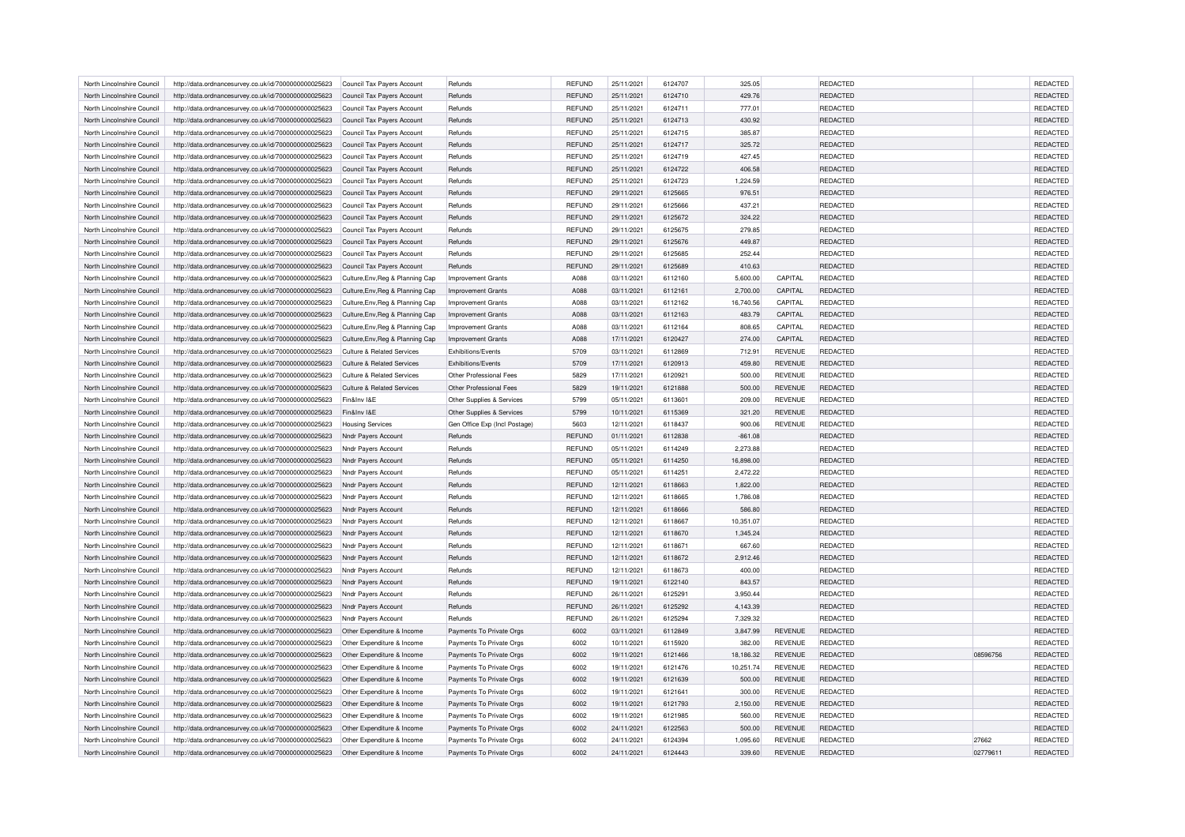| | | | | | | | | | | | |
|---|---|---|---|---|---|---|---|---|---|---|---|
| North Lincolnshire Council | http://data.ordnancesurvey.co.uk/id/7000000000025623 | Council Tax Payers Account | Refunds | REFUND | 25/11/2021 | 6124707 | 325.05 | | REDACTED | | REDACTED |
| North Lincolnshire Council | http://data.ordnancesurvey.co.uk/id/7000000000025623 | Council Tax Payers Account | Refunds | REFUND | 25/11/2021 | 6124710 | 429.76 | | REDACTED | | REDACTED |
| North Lincolnshire Council | http://data.ordnancesurvey.co.uk/id/7000000000025623 | Council Tax Payers Account | Refunds | REFUND | 25/11/2021 | 6124711 | 777.01 | | REDACTED | | REDACTED |
| North Lincolnshire Council | http://data.ordnancesurvey.co.uk/id/7000000000025623 | Council Tax Payers Account | Refunds | REFUND | 25/11/2021 | 6124713 | 430.92 | | REDACTED | | REDACTED |
| North Lincolnshire Council | http://data.ordnancesurvey.co.uk/id/7000000000025623 | Council Tax Payers Account | Refunds | REFUND | 25/11/2021 | 6124715 | 385.87 | | REDACTED | | REDACTED |
| North Lincolnshire Council | http://data.ordnancesurvey.co.uk/id/7000000000025623 | Council Tax Payers Account | Refunds | REFUND | 25/11/2021 | 6124717 | 325.72 | | REDACTED | | REDACTED |
| North Lincolnshire Council | http://data.ordnancesurvey.co.uk/id/7000000000025623 | Council Tax Payers Account | Refunds | REFUND | 25/11/2021 | 6124719 | 427.45 | | REDACTED | | REDACTED |
| North Lincolnshire Council | http://data.ordnancesurvey.co.uk/id/7000000000025623 | Council Tax Payers Account | Refunds | REFUND | 25/11/2021 | 6124722 | 406.58 | | REDACTED | | REDACTED |
| North Lincolnshire Council | http://data.ordnancesurvey.co.uk/id/7000000000025623 | Council Tax Payers Account | Refunds | REFUND | 25/11/2021 | 6124723 | 1,224.59 | | REDACTED | | REDACTED |
| North Lincolnshire Council | http://data.ordnancesurvey.co.uk/id/7000000000025623 | Council Tax Payers Account | Refunds | REFUND | 29/11/2021 | 6125665 | 976.51 | | REDACTED | | REDACTED |
| North Lincolnshire Council | http://data.ordnancesurvey.co.uk/id/7000000000025623 | Council Tax Payers Account | Refunds | REFUND | 29/11/2021 | 6125666 | 437.21 | | REDACTED | | REDACTED |
| North Lincolnshire Council | http://data.ordnancesurvey.co.uk/id/7000000000025623 | Council Tax Payers Account | Refunds | REFUND | 29/11/2021 | 6125672 | 324.22 | | REDACTED | | REDACTED |
| North Lincolnshire Council | http://data.ordnancesurvey.co.uk/id/7000000000025623 | Council Tax Payers Account | Refunds | REFUND | 29/11/2021 | 6125675 | 279.85 | | REDACTED | | REDACTED |
| North Lincolnshire Council | http://data.ordnancesurvey.co.uk/id/7000000000025623 | Council Tax Payers Account | Refunds | REFUND | 29/11/2021 | 6125676 | 449.87 | | REDACTED | | REDACTED |
| North Lincolnshire Council | http://data.ordnancesurvey.co.uk/id/7000000000025623 | Council Tax Payers Account | Refunds | REFUND | 29/11/2021 | 6125685 | 252.44 | | REDACTED | | REDACTED |
| North Lincolnshire Council | http://data.ordnancesurvey.co.uk/id/7000000000025623 | Council Tax Payers Account | Refunds | REFUND | 29/11/2021 | 6125689 | 410.63 | | REDACTED | | REDACTED |
| North Lincolnshire Council | http://data.ordnancesurvey.co.uk/id/7000000000025623 | Culture,Env,Reg & Planning Cap | Improvement Grants | A088 | 03/11/2021 | 6112160 | 5,600.00 | CAPITAL | REDACTED | | REDACTED |
| North Lincolnshire Council | http://data.ordnancesurvey.co.uk/id/7000000000025623 | Culture,Env,Reg & Planning Cap | Improvement Grants | A088 | 03/11/2021 | 6112161 | 2,700.00 | CAPITAL | REDACTED | | REDACTED |
| North Lincolnshire Council | http://data.ordnancesurvey.co.uk/id/7000000000025623 | Culture,Env,Reg & Planning Cap | Improvement Grants | A088 | 03/11/2021 | 6112162 | 16,740.56 | CAPITAL | REDACTED | | REDACTED |
| North Lincolnshire Council | http://data.ordnancesurvey.co.uk/id/7000000000025623 | Culture,Env,Reg & Planning Cap | Improvement Grants | A088 | 03/11/2021 | 6112163 | 483.79 | CAPITAL | REDACTED | | REDACTED |
| North Lincolnshire Council | http://data.ordnancesurvey.co.uk/id/7000000000025623 | Culture,Env,Reg & Planning Cap | Improvement Grants | A088 | 03/11/2021 | 6112164 | 808.65 | CAPITAL | REDACTED | | REDACTED |
| North Lincolnshire Council | http://data.ordnancesurvey.co.uk/id/7000000000025623 | Culture,Env,Reg & Planning Cap | Improvement Grants | A088 | 17/11/2021 | 6120427 | 274.00 | CAPITAL | REDACTED | | REDACTED |
| North Lincolnshire Council | http://data.ordnancesurvey.co.uk/id/7000000000025623 | Culture & Related Services | Exhibitions/Events | 5709 | 03/11/2021 | 6112869 | 712.91 | REVENUE | REDACTED | | REDACTED |
| North Lincolnshire Council | http://data.ordnancesurvey.co.uk/id/7000000000025623 | Culture & Related Services | Exhibitions/Events | 5709 | 17/11/2021 | 6120913 | 459.80 | REVENUE | REDACTED | | REDACTED |
| North Lincolnshire Council | http://data.ordnancesurvey.co.uk/id/7000000000025623 | Culture & Related Services | Other Professional Fees | 5829 | 17/11/2021 | 6120921 | 500.00 | REVENUE | REDACTED | | REDACTED |
| North Lincolnshire Council | http://data.ordnancesurvey.co.uk/id/7000000000025623 | Culture & Related Services | Other Professional Fees | 5829 | 19/11/2021 | 6121888 | 500.00 | REVENUE | REDACTED | | REDACTED |
| North Lincolnshire Council | http://data.ordnancesurvey.co.uk/id/7000000000025623 | Fin&Inv I&E | Other Supplies & Services | 5799 | 05/11/2021 | 6113601 | 209.00 | REVENUE | REDACTED | | REDACTED |
| North Lincolnshire Council | http://data.ordnancesurvey.co.uk/id/7000000000025623 | Fin&Inv I&E | Other Supplies & Services | 5799 | 10/11/2021 | 6115369 | 321.20 | REVENUE | REDACTED | | REDACTED |
| North Lincolnshire Council | http://data.ordnancesurvey.co.uk/id/7000000000025623 | Housing Services | Gen Office Exp (Incl Postage) | 5603 | 12/11/2021 | 6118437 | 900.06 | REVENUE | REDACTED | | REDACTED |
| North Lincolnshire Council | http://data.ordnancesurvey.co.uk/id/7000000000025623 | Nndr Payers Account | Refunds | REFUND | 01/11/2021 | 6112838 | -861.08 | | REDACTED | | REDACTED |
| North Lincolnshire Council | http://data.ordnancesurvey.co.uk/id/7000000000025623 | Nndr Payers Account | Refunds | REFUND | 05/11/2021 | 6114249 | 2,273.88 | | REDACTED | | REDACTED |
| North Lincolnshire Council | http://data.ordnancesurvey.co.uk/id/7000000000025623 | Nndr Payers Account | Refunds | REFUND | 05/11/2021 | 6114250 | 16,898.00 | | REDACTED | | REDACTED |
| North Lincolnshire Council | http://data.ordnancesurvey.co.uk/id/7000000000025623 | Nndr Payers Account | Refunds | REFUND | 05/11/2021 | 6114251 | 2,472.22 | | REDACTED | | REDACTED |
| North Lincolnshire Council | http://data.ordnancesurvey.co.uk/id/7000000000025623 | Nndr Payers Account | Refunds | REFUND | 12/11/2021 | 6118663 | 1,822.00 | | REDACTED | | REDACTED |
| North Lincolnshire Council | http://data.ordnancesurvey.co.uk/id/7000000000025623 | Nndr Payers Account | Refunds | REFUND | 12/11/2021 | 6118665 | 1,786.08 | | REDACTED | | REDACTED |
| North Lincolnshire Council | http://data.ordnancesurvey.co.uk/id/7000000000025623 | Nndr Payers Account | Refunds | REFUND | 12/11/2021 | 6118666 | 586.80 | | REDACTED | | REDACTED |
| North Lincolnshire Council | http://data.ordnancesurvey.co.uk/id/7000000000025623 | Nndr Payers Account | Refunds | REFUND | 12/11/2021 | 6118667 | 10,351.07 | | REDACTED | | REDACTED |
| North Lincolnshire Council | http://data.ordnancesurvey.co.uk/id/7000000000025623 | Nndr Payers Account | Refunds | REFUND | 12/11/2021 | 6118670 | 1,345.24 | | REDACTED | | REDACTED |
| North Lincolnshire Council | http://data.ordnancesurvey.co.uk/id/7000000000025623 | Nndr Payers Account | Refunds | REFUND | 12/11/2021 | 6118671 | 667.60 | | REDACTED | | REDACTED |
| North Lincolnshire Council | http://data.ordnancesurvey.co.uk/id/7000000000025623 | Nndr Payers Account | Refunds | REFUND | 12/11/2021 | 6118672 | 2,912.46 | | REDACTED | | REDACTED |
| North Lincolnshire Council | http://data.ordnancesurvey.co.uk/id/7000000000025623 | Nndr Payers Account | Refunds | REFUND | 12/11/2021 | 6118673 | 400.00 | | REDACTED | | REDACTED |
| North Lincolnshire Council | http://data.ordnancesurvey.co.uk/id/7000000000025623 | Nndr Payers Account | Refunds | REFUND | 19/11/2021 | 6122140 | 843.57 | | REDACTED | | REDACTED |
| North Lincolnshire Council | http://data.ordnancesurvey.co.uk/id/7000000000025623 | Nndr Payers Account | Refunds | REFUND | 26/11/2021 | 6125291 | 3,950.44 | | REDACTED | | REDACTED |
| North Lincolnshire Council | http://data.ordnancesurvey.co.uk/id/7000000000025623 | Nndr Payers Account | Refunds | REFUND | 26/11/2021 | 6125292 | 4,143.39 | | REDACTED | | REDACTED |
| North Lincolnshire Council | http://data.ordnancesurvey.co.uk/id/7000000000025623 | Nndr Payers Account | Refunds | REFUND | 26/11/2021 | 6125294 | 7,329.32 | | REDACTED | | REDACTED |
| North Lincolnshire Council | http://data.ordnancesurvey.co.uk/id/7000000000025623 | Other Expenditure & Income | Payments To Private Orgs | 6002 | 03/11/2021 | 6112849 | 3,847.99 | REVENUE | REDACTED | | REDACTED |
| North Lincolnshire Council | http://data.ordnancesurvey.co.uk/id/7000000000025623 | Other Expenditure & Income | Payments To Private Orgs | 6002 | 10/11/2021 | 6115920 | 382.00 | REVENUE | REDACTED | | REDACTED |
| North Lincolnshire Council | http://data.ordnancesurvey.co.uk/id/7000000000025623 | Other Expenditure & Income | Payments To Private Orgs | 6002 | 19/11/2021 | 6121466 | 18,186.32 | REVENUE | REDACTED | 08596756 | REDACTED |
| North Lincolnshire Council | http://data.ordnancesurvey.co.uk/id/7000000000025623 | Other Expenditure & Income | Payments To Private Orgs | 6002 | 19/11/2021 | 6121476 | 10,251.74 | REVENUE | REDACTED | | REDACTED |
| North Lincolnshire Council | http://data.ordnancesurvey.co.uk/id/7000000000025623 | Other Expenditure & Income | Payments To Private Orgs | 6002 | 19/11/2021 | 6121639 | 500.00 | REVENUE | REDACTED | | REDACTED |
| North Lincolnshire Council | http://data.ordnancesurvey.co.uk/id/7000000000025623 | Other Expenditure & Income | Payments To Private Orgs | 6002 | 19/11/2021 | 6121641 | 300.00 | REVENUE | REDACTED | | REDACTED |
| North Lincolnshire Council | http://data.ordnancesurvey.co.uk/id/7000000000025623 | Other Expenditure & Income | Payments To Private Orgs | 6002 | 19/11/2021 | 6121793 | 2,150.00 | REVENUE | REDACTED | | REDACTED |
| North Lincolnshire Council | http://data.ordnancesurvey.co.uk/id/7000000000025623 | Other Expenditure & Income | Payments To Private Orgs | 6002 | 19/11/2021 | 6121985 | 560.00 | REVENUE | REDACTED | | REDACTED |
| North Lincolnshire Council | http://data.ordnancesurvey.co.uk/id/7000000000025623 | Other Expenditure & Income | Payments To Private Orgs | 6002 | 24/11/2021 | 6122563 | 500.00 | REVENUE | REDACTED | | REDACTED |
| North Lincolnshire Council | http://data.ordnancesurvey.co.uk/id/7000000000025623 | Other Expenditure & Income | Payments To Private Orgs | 6002 | 24/11/2021 | 6124394 | 1,095.60 | REVENUE | REDACTED | 27662 | REDACTED |
| North Lincolnshire Council | http://data.ordnancesurvey.co.uk/id/7000000000025623 | Other Expenditure & Income | Payments To Private Orgs | 6002 | 24/11/2021 | 6124443 | 339.60 | REVENUE | REDACTED | 02779611 | REDACTED |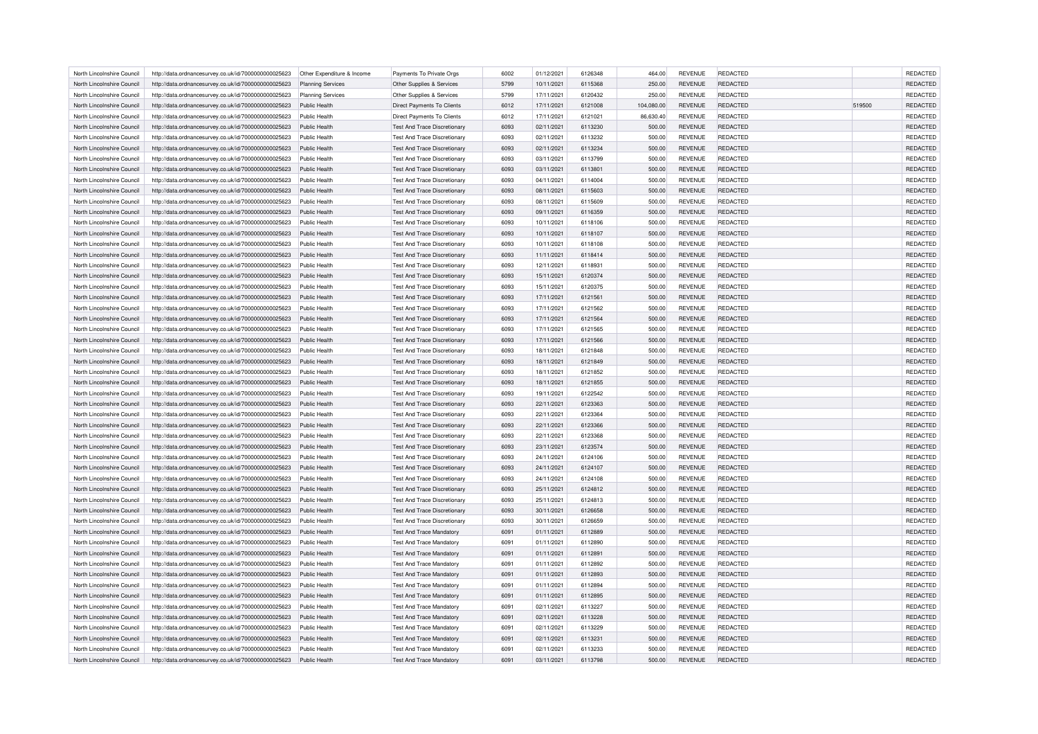| | | | | | | | | | | | | |
|---|---|---|---|---|---|---|---|---|---|---|---|---|
| North Lincolnshire Council | http://data.ordnancesurvey.co.uk/id/7000000000025623 | Other Expenditure & Income | Payments To Private Orgs | 6002 | 01/12/2021 | 6126348 | 464.00 | REVENUE | REDACTED | | | REDACTED |
| North Lincolnshire Council | http://data.ordnancesurvey.co.uk/id/7000000000025623 | Planning Services | Other Supplies & Services | 5799 | 10/11/2021 | 6115368 | 250.00 | REVENUE | REDACTED | | | REDACTED |
| North Lincolnshire Council | http://data.ordnancesurvey.co.uk/id/7000000000025623 | Planning Services | Other Supplies & Services | 5799 | 17/11/2021 | 6120432 | 250.00 | REVENUE | REDACTED | | | REDACTED |
| North Lincolnshire Council | http://data.ordnancesurvey.co.uk/id/7000000000025623 | Public Health | Direct Payments To Clients | 6012 | 17/11/2021 | 6121008 | 104,080.00 | REVENUE | REDACTED | | 519500 | REDACTED |
| North Lincolnshire Council | http://data.ordnancesurvey.co.uk/id/7000000000025623 | Public Health | Direct Payments To Clients | 6012 | 17/11/2021 | 6121021 | 86,630.40 | REVENUE | REDACTED | | | REDACTED |
| North Lincolnshire Council | http://data.ordnancesurvey.co.uk/id/7000000000025623 | Public Health | Test And Trace Discretionary | 6093 | 02/11/2021 | 6113230 | 500.00 | REVENUE | REDACTED | | | REDACTED |
| North Lincolnshire Council | http://data.ordnancesurvey.co.uk/id/7000000000025623 | Public Health | Test And Trace Discretionary | 6093 | 02/11/2021 | 6113232 | 500.00 | REVENUE | REDACTED | | | REDACTED |
| North Lincolnshire Council | http://data.ordnancesurvey.co.uk/id/7000000000025623 | Public Health | Test And Trace Discretionary | 6093 | 02/11/2021 | 6113234 | 500.00 | REVENUE | REDACTED | | | REDACTED |
| North Lincolnshire Council | http://data.ordnancesurvey.co.uk/id/7000000000025623 | Public Health | Test And Trace Discretionary | 6093 | 03/11/2021 | 6113799 | 500.00 | REVENUE | REDACTED | | | REDACTED |
| North Lincolnshire Council | http://data.ordnancesurvey.co.uk/id/7000000000025623 | Public Health | Test And Trace Discretionary | 6093 | 03/11/2021 | 6113801 | 500.00 | REVENUE | REDACTED | | | REDACTED |
| North Lincolnshire Council | http://data.ordnancesurvey.co.uk/id/7000000000025623 | Public Health | Test And Trace Discretionary | 6093 | 04/11/2021 | 6114004 | 500.00 | REVENUE | REDACTED | | | REDACTED |
| North Lincolnshire Council | http://data.ordnancesurvey.co.uk/id/7000000000025623 | Public Health | Test And Trace Discretionary | 6093 | 08/11/2021 | 6115603 | 500.00 | REVENUE | REDACTED | | | REDACTED |
| North Lincolnshire Council | http://data.ordnancesurvey.co.uk/id/7000000000025623 | Public Health | Test And Trace Discretionary | 6093 | 08/11/2021 | 6115609 | 500.00 | REVENUE | REDACTED | | | REDACTED |
| North Lincolnshire Council | http://data.ordnancesurvey.co.uk/id/7000000000025623 | Public Health | Test And Trace Discretionary | 6093 | 09/11/2021 | 6116359 | 500.00 | REVENUE | REDACTED | | | REDACTED |
| North Lincolnshire Council | http://data.ordnancesurvey.co.uk/id/7000000000025623 | Public Health | Test And Trace Discretionary | 6093 | 10/11/2021 | 6118106 | 500.00 | REVENUE | REDACTED | | | REDACTED |
| North Lincolnshire Council | http://data.ordnancesurvey.co.uk/id/7000000000025623 | Public Health | Test And Trace Discretionary | 6093 | 10/11/2021 | 6118107 | 500.00 | REVENUE | REDACTED | | | REDACTED |
| North Lincolnshire Council | http://data.ordnancesurvey.co.uk/id/7000000000025623 | Public Health | Test And Trace Discretionary | 6093 | 10/11/2021 | 6118108 | 500.00 | REVENUE | REDACTED | | | REDACTED |
| North Lincolnshire Council | http://data.ordnancesurvey.co.uk/id/7000000000025623 | Public Health | Test And Trace Discretionary | 6093 | 11/11/2021 | 6118414 | 500.00 | REVENUE | REDACTED | | | REDACTED |
| North Lincolnshire Council | http://data.ordnancesurvey.co.uk/id/7000000000025623 | Public Health | Test And Trace Discretionary | 6093 | 12/11/2021 | 6118931 | 500.00 | REVENUE | REDACTED | | | REDACTED |
| North Lincolnshire Council | http://data.ordnancesurvey.co.uk/id/7000000000025623 | Public Health | Test And Trace Discretionary | 6093 | 15/11/2021 | 6120374 | 500.00 | REVENUE | REDACTED | | | REDACTED |
| North Lincolnshire Council | http://data.ordnancesurvey.co.uk/id/7000000000025623 | Public Health | Test And Trace Discretionary | 6093 | 15/11/2021 | 6120375 | 500.00 | REVENUE | REDACTED | | | REDACTED |
| North Lincolnshire Council | http://data.ordnancesurvey.co.uk/id/7000000000025623 | Public Health | Test And Trace Discretionary | 6093 | 17/11/2021 | 6121561 | 500.00 | REVENUE | REDACTED | | | REDACTED |
| North Lincolnshire Council | http://data.ordnancesurvey.co.uk/id/7000000000025623 | Public Health | Test And Trace Discretionary | 6093 | 17/11/2021 | 6121562 | 500.00 | REVENUE | REDACTED | | | REDACTED |
| North Lincolnshire Council | http://data.ordnancesurvey.co.uk/id/7000000000025623 | Public Health | Test And Trace Discretionary | 6093 | 17/11/2021 | 6121564 | 500.00 | REVENUE | REDACTED | | | REDACTED |
| North Lincolnshire Council | http://data.ordnancesurvey.co.uk/id/7000000000025623 | Public Health | Test And Trace Discretionary | 6093 | 17/11/2021 | 6121565 | 500.00 | REVENUE | REDACTED | | | REDACTED |
| North Lincolnshire Council | http://data.ordnancesurvey.co.uk/id/7000000000025623 | Public Health | Test And Trace Discretionary | 6093 | 17/11/2021 | 6121566 | 500.00 | REVENUE | REDACTED | | | REDACTED |
| North Lincolnshire Council | http://data.ordnancesurvey.co.uk/id/7000000000025623 | Public Health | Test And Trace Discretionary | 6093 | 18/11/2021 | 6121848 | 500.00 | REVENUE | REDACTED | | | REDACTED |
| North Lincolnshire Council | http://data.ordnancesurvey.co.uk/id/7000000000025623 | Public Health | Test And Trace Discretionary | 6093 | 18/11/2021 | 6121849 | 500.00 | REVENUE | REDACTED | | | REDACTED |
| North Lincolnshire Council | http://data.ordnancesurvey.co.uk/id/7000000000025623 | Public Health | Test And Trace Discretionary | 6093 | 18/11/2021 | 6121852 | 500.00 | REVENUE | REDACTED | | | REDACTED |
| North Lincolnshire Council | http://data.ordnancesurvey.co.uk/id/7000000000025623 | Public Health | Test And Trace Discretionary | 6093 | 18/11/2021 | 6121855 | 500.00 | REVENUE | REDACTED | | | REDACTED |
| North Lincolnshire Council | http://data.ordnancesurvey.co.uk/id/7000000000025623 | Public Health | Test And Trace Discretionary | 6093 | 19/11/2021 | 6122542 | 500.00 | REVENUE | REDACTED | | | REDACTED |
| North Lincolnshire Council | http://data.ordnancesurvey.co.uk/id/7000000000025623 | Public Health | Test And Trace Discretionary | 6093 | 22/11/2021 | 6123363 | 500.00 | REVENUE | REDACTED | | | REDACTED |
| North Lincolnshire Council | http://data.ordnancesurvey.co.uk/id/7000000000025623 | Public Health | Test And Trace Discretionary | 6093 | 22/11/2021 | 6123364 | 500.00 | REVENUE | REDACTED | | | REDACTED |
| North Lincolnshire Council | http://data.ordnancesurvey.co.uk/id/7000000000025623 | Public Health | Test And Trace Discretionary | 6093 | 22/11/2021 | 6123366 | 500.00 | REVENUE | REDACTED | | | REDACTED |
| North Lincolnshire Council | http://data.ordnancesurvey.co.uk/id/7000000000025623 | Public Health | Test And Trace Discretionary | 6093 | 22/11/2021 | 6123368 | 500.00 | REVENUE | REDACTED | | | REDACTED |
| North Lincolnshire Council | http://data.ordnancesurvey.co.uk/id/7000000000025623 | Public Health | Test And Trace Discretionary | 6093 | 23/11/2021 | 6123574 | 500.00 | REVENUE | REDACTED | | | REDACTED |
| North Lincolnshire Council | http://data.ordnancesurvey.co.uk/id/7000000000025623 | Public Health | Test And Trace Discretionary | 6093 | 24/11/2021 | 6124106 | 500.00 | REVENUE | REDACTED | | | REDACTED |
| North Lincolnshire Council | http://data.ordnancesurvey.co.uk/id/7000000000025623 | Public Health | Test And Trace Discretionary | 6093 | 24/11/2021 | 6124107 | 500.00 | REVENUE | REDACTED | | | REDACTED |
| North Lincolnshire Council | http://data.ordnancesurvey.co.uk/id/7000000000025623 | Public Health | Test And Trace Discretionary | 6093 | 24/11/2021 | 6124108 | 500.00 | REVENUE | REDACTED | | | REDACTED |
| North Lincolnshire Council | http://data.ordnancesurvey.co.uk/id/7000000000025623 | Public Health | Test And Trace Discretionary | 6093 | 25/11/2021 | 6124812 | 500.00 | REVENUE | REDACTED | | | REDACTED |
| North Lincolnshire Council | http://data.ordnancesurvey.co.uk/id/7000000000025623 | Public Health | Test And Trace Discretionary | 6093 | 25/11/2021 | 6124813 | 500.00 | REVENUE | REDACTED | | | REDACTED |
| North Lincolnshire Council | http://data.ordnancesurvey.co.uk/id/7000000000025623 | Public Health | Test And Trace Discretionary | 6093 | 30/11/2021 | 6126658 | 500.00 | REVENUE | REDACTED | | | REDACTED |
| North Lincolnshire Council | http://data.ordnancesurvey.co.uk/id/7000000000025623 | Public Health | Test And Trace Discretionary | 6093 | 30/11/2021 | 6126659 | 500.00 | REVENUE | REDACTED | | | REDACTED |
| North Lincolnshire Council | http://data.ordnancesurvey.co.uk/id/7000000000025623 | Public Health | Test And Trace Mandatory | 6091 | 01/11/2021 | 6112889 | 500.00 | REVENUE | REDACTED | | | REDACTED |
| North Lincolnshire Council | http://data.ordnancesurvey.co.uk/id/7000000000025623 | Public Health | Test And Trace Mandatory | 6091 | 01/11/2021 | 6112890 | 500.00 | REVENUE | REDACTED | | | REDACTED |
| North Lincolnshire Council | http://data.ordnancesurvey.co.uk/id/7000000000025623 | Public Health | Test And Trace Mandatory | 6091 | 01/11/2021 | 6112891 | 500.00 | REVENUE | REDACTED | | | REDACTED |
| North Lincolnshire Council | http://data.ordnancesurvey.co.uk/id/7000000000025623 | Public Health | Test And Trace Mandatory | 6091 | 01/11/2021 | 6112892 | 500.00 | REVENUE | REDACTED | | | REDACTED |
| North Lincolnshire Council | http://data.ordnancesurvey.co.uk/id/7000000000025623 | Public Health | Test And Trace Mandatory | 6091 | 01/11/2021 | 6112893 | 500.00 | REVENUE | REDACTED | | | REDACTED |
| North Lincolnshire Council | http://data.ordnancesurvey.co.uk/id/7000000000025623 | Public Health | Test And Trace Mandatory | 6091 | 01/11/2021 | 6112894 | 500.00 | REVENUE | REDACTED | | | REDACTED |
| North Lincolnshire Council | http://data.ordnancesurvey.co.uk/id/7000000000025623 | Public Health | Test And Trace Mandatory | 6091 | 01/11/2021 | 6112895 | 500.00 | REVENUE | REDACTED | | | REDACTED |
| North Lincolnshire Council | http://data.ordnancesurvey.co.uk/id/7000000000025623 | Public Health | Test And Trace Mandatory | 6091 | 02/11/2021 | 6113227 | 500.00 | REVENUE | REDACTED | | | REDACTED |
| North Lincolnshire Council | http://data.ordnancesurvey.co.uk/id/7000000000025623 | Public Health | Test And Trace Mandatory | 6091 | 02/11/2021 | 6113228 | 500.00 | REVENUE | REDACTED | | | REDACTED |
| North Lincolnshire Council | http://data.ordnancesurvey.co.uk/id/7000000000025623 | Public Health | Test And Trace Mandatory | 6091 | 02/11/2021 | 6113229 | 500.00 | REVENUE | REDACTED | | | REDACTED |
| North Lincolnshire Council | http://data.ordnancesurvey.co.uk/id/7000000000025623 | Public Health | Test And Trace Mandatory | 6091 | 02/11/2021 | 6113231 | 500.00 | REVENUE | REDACTED | | | REDACTED |
| North Lincolnshire Council | http://data.ordnancesurvey.co.uk/id/7000000000025623 | Public Health | Test And Trace Mandatory | 6091 | 02/11/2021 | 6113233 | 500.00 | REVENUE | REDACTED | | | REDACTED |
| North Lincolnshire Council | http://data.ordnancesurvey.co.uk/id/7000000000025623 | Public Health | Test And Trace Mandatory | 6091 | 03/11/2021 | 6113798 | 500.00 | REVENUE | REDACTED | | | REDACTED |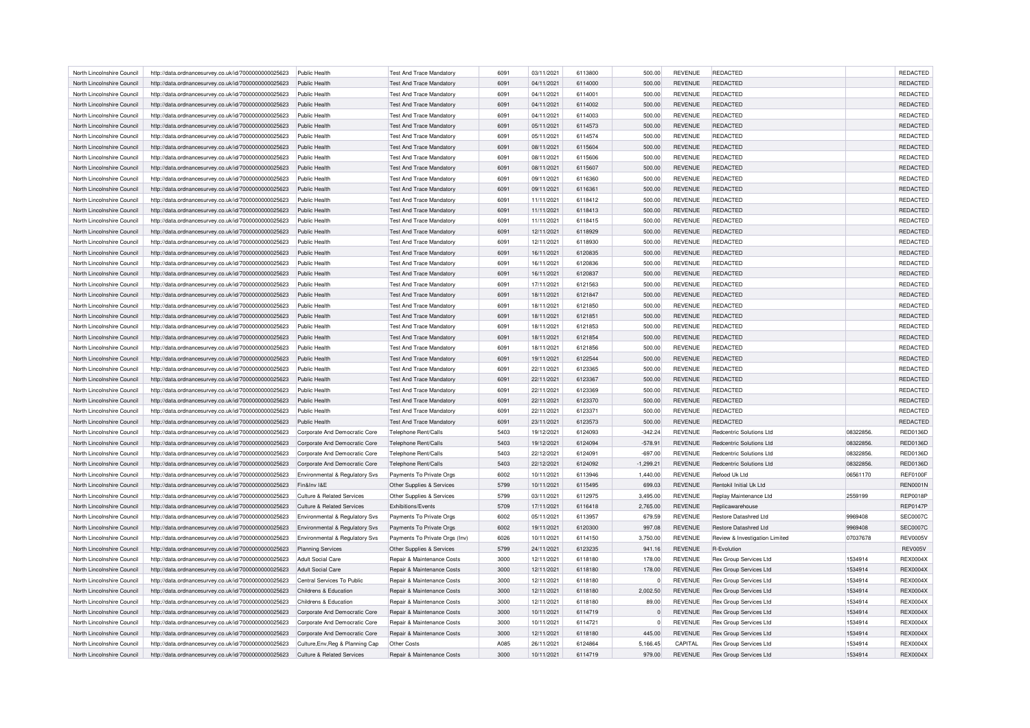| | | | | | | | | | | | |
|---|---|---|---|---|---|---|---|---|---|---|---|
| North Lincolnshire Council | http://data.ordnancesurvey.co.uk/id/7000000000025623 | Public Health | Test And Trace Mandatory | 6091 | 03/11/2021 | 6113800 | 500.00 | REVENUE | REDACTED | | REDACTED |
| North Lincolnshire Council | http://data.ordnancesurvey.co.uk/id/7000000000025623 | Public Health | Test And Trace Mandatory | 6091 | 04/11/2021 | 6114000 | 500.00 | REVENUE | REDACTED | | REDACTED |
| North Lincolnshire Council | http://data.ordnancesurvey.co.uk/id/7000000000025623 | Public Health | Test And Trace Mandatory | 6091 | 04/11/2021 | 6114001 | 500.00 | REVENUE | REDACTED | | REDACTED |
| North Lincolnshire Council | http://data.ordnancesurvey.co.uk/id/7000000000025623 | Public Health | Test And Trace Mandatory | 6091 | 04/11/2021 | 6114002 | 500.00 | REVENUE | REDACTED | | REDACTED |
| North Lincolnshire Council | http://data.ordnancesurvey.co.uk/id/7000000000025623 | Public Health | Test And Trace Mandatory | 6091 | 04/11/2021 | 6114003 | 500.00 | REVENUE | REDACTED | | REDACTED |
| North Lincolnshire Council | http://data.ordnancesurvey.co.uk/id/7000000000025623 | Public Health | Test And Trace Mandatory | 6091 | 05/11/2021 | 6114573 | 500.00 | REVENUE | REDACTED | | REDACTED |
| North Lincolnshire Council | http://data.ordnancesurvey.co.uk/id/7000000000025623 | Public Health | Test And Trace Mandatory | 6091 | 05/11/2021 | 6114574 | 500.00 | REVENUE | REDACTED | | REDACTED |
| North Lincolnshire Council | http://data.ordnancesurvey.co.uk/id/7000000000025623 | Public Health | Test And Trace Mandatory | 6091 | 08/11/2021 | 6115604 | 500.00 | REVENUE | REDACTED | | REDACTED |
| North Lincolnshire Council | http://data.ordnancesurvey.co.uk/id/7000000000025623 | Public Health | Test And Trace Mandatory | 6091 | 08/11/2021 | 6115606 | 500.00 | REVENUE | REDACTED | | REDACTED |
| North Lincolnshire Council | http://data.ordnancesurvey.co.uk/id/7000000000025623 | Public Health | Test And Trace Mandatory | 6091 | 08/11/2021 | 6115607 | 500.00 | REVENUE | REDACTED | | REDACTED |
| North Lincolnshire Council | http://data.ordnancesurvey.co.uk/id/7000000000025623 | Public Health | Test And Trace Mandatory | 6091 | 09/11/2021 | 6116360 | 500.00 | REVENUE | REDACTED | | REDACTED |
| North Lincolnshire Council | http://data.ordnancesurvey.co.uk/id/7000000000025623 | Public Health | Test And Trace Mandatory | 6091 | 09/11/2021 | 6116361 | 500.00 | REVENUE | REDACTED | | REDACTED |
| North Lincolnshire Council | http://data.ordnancesurvey.co.uk/id/7000000000025623 | Public Health | Test And Trace Mandatory | 6091 | 11/11/2021 | 6118412 | 500.00 | REVENUE | REDACTED | | REDACTED |
| North Lincolnshire Council | http://data.ordnancesurvey.co.uk/id/7000000000025623 | Public Health | Test And Trace Mandatory | 6091 | 11/11/2021 | 6118413 | 500.00 | REVENUE | REDACTED | | REDACTED |
| North Lincolnshire Council | http://data.ordnancesurvey.co.uk/id/7000000000025623 | Public Health | Test And Trace Mandatory | 6091 | 11/11/2021 | 6118415 | 500.00 | REVENUE | REDACTED | | REDACTED |
| North Lincolnshire Council | http://data.ordnancesurvey.co.uk/id/7000000000025623 | Public Health | Test And Trace Mandatory | 6091 | 12/11/2021 | 6118929 | 500.00 | REVENUE | REDACTED | | REDACTED |
| North Lincolnshire Council | http://data.ordnancesurvey.co.uk/id/7000000000025623 | Public Health | Test And Trace Mandatory | 6091 | 12/11/2021 | 6118930 | 500.00 | REVENUE | REDACTED | | REDACTED |
| North Lincolnshire Council | http://data.ordnancesurvey.co.uk/id/7000000000025623 | Public Health | Test And Trace Mandatory | 6091 | 16/11/2021 | 6120835 | 500.00 | REVENUE | REDACTED | | REDACTED |
| North Lincolnshire Council | http://data.ordnancesurvey.co.uk/id/7000000000025623 | Public Health | Test And Trace Mandatory | 6091 | 16/11/2021 | 6120836 | 500.00 | REVENUE | REDACTED | | REDACTED |
| North Lincolnshire Council | http://data.ordnancesurvey.co.uk/id/7000000000025623 | Public Health | Test And Trace Mandatory | 6091 | 16/11/2021 | 6120837 | 500.00 | REVENUE | REDACTED | | REDACTED |
| North Lincolnshire Council | http://data.ordnancesurvey.co.uk/id/7000000000025623 | Public Health | Test And Trace Mandatory | 6091 | 17/11/2021 | 6121563 | 500.00 | REVENUE | REDACTED | | REDACTED |
| North Lincolnshire Council | http://data.ordnancesurvey.co.uk/id/7000000000025623 | Public Health | Test And Trace Mandatory | 6091 | 18/11/2021 | 6121847 | 500.00 | REVENUE | REDACTED | | REDACTED |
| North Lincolnshire Council | http://data.ordnancesurvey.co.uk/id/7000000000025623 | Public Health | Test And Trace Mandatory | 6091 | 18/11/2021 | 6121850 | 500.00 | REVENUE | REDACTED | | REDACTED |
| North Lincolnshire Council | http://data.ordnancesurvey.co.uk/id/7000000000025623 | Public Health | Test And Trace Mandatory | 6091 | 18/11/2021 | 6121851 | 500.00 | REVENUE | REDACTED | | REDACTED |
| North Lincolnshire Council | http://data.ordnancesurvey.co.uk/id/7000000000025623 | Public Health | Test And Trace Mandatory | 6091 | 18/11/2021 | 6121853 | 500.00 | REVENUE | REDACTED | | REDACTED |
| North Lincolnshire Council | http://data.ordnancesurvey.co.uk/id/7000000000025623 | Public Health | Test And Trace Mandatory | 6091 | 18/11/2021 | 6121854 | 500.00 | REVENUE | REDACTED | | REDACTED |
| North Lincolnshire Council | http://data.ordnancesurvey.co.uk/id/7000000000025623 | Public Health | Test And Trace Mandatory | 6091 | 18/11/2021 | 6121856 | 500.00 | REVENUE | REDACTED | | REDACTED |
| North Lincolnshire Council | http://data.ordnancesurvey.co.uk/id/7000000000025623 | Public Health | Test And Trace Mandatory | 6091 | 19/11/2021 | 6122544 | 500.00 | REVENUE | REDACTED | | REDACTED |
| North Lincolnshire Council | http://data.ordnancesurvey.co.uk/id/7000000000025623 | Public Health | Test And Trace Mandatory | 6091 | 22/11/2021 | 6123365 | 500.00 | REVENUE | REDACTED | | REDACTED |
| North Lincolnshire Council | http://data.ordnancesurvey.co.uk/id/7000000000025623 | Public Health | Test And Trace Mandatory | 6091 | 22/11/2021 | 6123367 | 500.00 | REVENUE | REDACTED | | REDACTED |
| North Lincolnshire Council | http://data.ordnancesurvey.co.uk/id/7000000000025623 | Public Health | Test And Trace Mandatory | 6091 | 22/11/2021 | 6123369 | 500.00 | REVENUE | REDACTED | | REDACTED |
| North Lincolnshire Council | http://data.ordnancesurvey.co.uk/id/7000000000025623 | Public Health | Test And Trace Mandatory | 6091 | 22/11/2021 | 6123370 | 500.00 | REVENUE | REDACTED | | REDACTED |
| North Lincolnshire Council | http://data.ordnancesurvey.co.uk/id/7000000000025623 | Public Health | Test And Trace Mandatory | 6091 | 22/11/2021 | 6123371 | 500.00 | REVENUE | REDACTED | | REDACTED |
| North Lincolnshire Council | http://data.ordnancesurvey.co.uk/id/7000000000025623 | Public Health | Test And Trace Mandatory | 6091 | 23/11/2021 | 6123573 | 500.00 | REVENUE | REDACTED | | REDACTED |
| North Lincolnshire Council | http://data.ordnancesurvey.co.uk/id/7000000000025623 | Corporate And Democratic Core | Telephone Rent/Calls | 5403 | 19/12/2021 | 6124093 | -342.24 | REVENUE | Redcentric Solutions Ltd | 08322856. | RED0136D |
| North Lincolnshire Council | http://data.ordnancesurvey.co.uk/id/7000000000025623 | Corporate And Democratic Core | Telephone Rent/Calls | 5403 | 19/12/2021 | 6124094 | -578.91 | REVENUE | Redcentric Solutions Ltd | 08322856. | RED0136D |
| North Lincolnshire Council | http://data.ordnancesurvey.co.uk/id/7000000000025623 | Corporate And Democratic Core | Telephone Rent/Calls | 5403 | 22/12/2021 | 6124091 | -697.00 | REVENUE | Redcentric Solutions Ltd | 08322856. | RED0136D |
| North Lincolnshire Council | http://data.ordnancesurvey.co.uk/id/7000000000025623 | Corporate And Democratic Core | Telephone Rent/Calls | 5403 | 22/12/2021 | 6124092 | -1,299.21 | REVENUE | Redcentric Solutions Ltd | 08322856. | RED0136D |
| North Lincolnshire Council | http://data.ordnancesurvey.co.uk/id/7000000000025623 | Environmental & Regulatory Svs | Payments To Private Orgs | 6002 | 10/11/2021 | 6113946 | 1,440.00 | REVENUE | Refood Uk Ltd | 06561170 | REF0100F |
| North Lincolnshire Council | http://data.ordnancesurvey.co.uk/id/7000000000025623 | Fin&Inv I&E | Other Supplies & Services | 5799 | 10/11/2021 | 6115495 | 699.03 | REVENUE | Rentokil Initial Uk Ltd | | REN0001N |
| North Lincolnshire Council | http://data.ordnancesurvey.co.uk/id/7000000000025623 | Culture & Related Services | Other Supplies & Services | 5799 | 03/11/2021 | 6112975 | 3,495.00 | REVENUE | Replay Maintenance Ltd | 2559199 | REP0018P |
| North Lincolnshire Council | http://data.ordnancesurvey.co.uk/id/7000000000025623 | Culture & Related Services | Exhibitions/Events | 5709 | 17/11/2021 | 6116418 | 2,765.00 | REVENUE | Replicawarehouse | | REP0147P |
| North Lincolnshire Council | http://data.ordnancesurvey.co.uk/id/7000000000025623 | Environmental & Regulatory Svs | Payments To Private Orgs | 6002 | 05/11/2021 | 6113957 | 679.59 | REVENUE | Restore Datashred Ltd | 9969408 | SEC0007C |
| North Lincolnshire Council | http://data.ordnancesurvey.co.uk/id/7000000000025623 | Environmental & Regulatory Svs | Payments To Private Orgs | 6002 | 19/11/2021 | 6120300 | 997.08 | REVENUE | Restore Datashred Ltd | 9969408 | SEC0007C |
| North Lincolnshire Council | http://data.ordnancesurvey.co.uk/id/7000000000025623 | Environmental & Regulatory Svs | Payments To Private Orgs (Inv) | 6026 | 10/11/2021 | 6114150 | 3,750.00 | REVENUE | Review & Investigation Limited | 07037678 | REV0005V |
| North Lincolnshire Council | http://data.ordnancesurvey.co.uk/id/7000000000025623 | Planning Services | Other Supplies & Services | 5799 | 24/11/2021 | 6123235 | 941.16 | REVENUE | R-Evolution | | REV005V |
| North Lincolnshire Council | http://data.ordnancesurvey.co.uk/id/7000000000025623 | Adult Social Care | Repair & Maintenance Costs | 3000 | 12/11/2021 | 6118180 | 178.00 | REVENUE | Rex Group Services Ltd | 1534914 | REX0004X |
| North Lincolnshire Council | http://data.ordnancesurvey.co.uk/id/7000000000025623 | Adult Social Care | Repair & Maintenance Costs | 3000 | 12/11/2021 | 6118180 | 178.00 | REVENUE | Rex Group Services Ltd | 1534914 | REX0004X |
| North Lincolnshire Council | http://data.ordnancesurvey.co.uk/id/7000000000025623 | Central Services To Public | Repair & Maintenance Costs | 3000 | 12/11/2021 | 6118180 | 0 | REVENUE | Rex Group Services Ltd | 1534914 | REX0004X |
| North Lincolnshire Council | http://data.ordnancesurvey.co.uk/id/7000000000025623 | Childrens & Education | Repair & Maintenance Costs | 3000 | 12/11/2021 | 6118180 | 2,002.50 | REVENUE | Rex Group Services Ltd | 1534914 | REX0004X |
| North Lincolnshire Council | http://data.ordnancesurvey.co.uk/id/7000000000025623 | Childrens & Education | Repair & Maintenance Costs | 3000 | 12/11/2021 | 6118180 | 89.00 | REVENUE | Rex Group Services Ltd | 1534914 | REX0004X |
| North Lincolnshire Council | http://data.ordnancesurvey.co.uk/id/7000000000025623 | Corporate And Democratic Core | Repair & Maintenance Costs | 3000 | 10/11/2021 | 6114719 | 0 | REVENUE | Rex Group Services Ltd | 1534914 | REX0004X |
| North Lincolnshire Council | http://data.ordnancesurvey.co.uk/id/7000000000025623 | Corporate And Democratic Core | Repair & Maintenance Costs | 3000 | 10/11/2021 | 6114721 | 0 | REVENUE | Rex Group Services Ltd | 1534914 | REX0004X |
| North Lincolnshire Council | http://data.ordnancesurvey.co.uk/id/7000000000025623 | Corporate And Democratic Core | Repair & Maintenance Costs | 3000 | 12/11/2021 | 6118180 | 445.00 | REVENUE | Rex Group Services Ltd | 1534914 | REX0004X |
| North Lincolnshire Council | http://data.ordnancesurvey.co.uk/id/7000000000025623 | Culture,Env,Reg & Planning Cap | Other Costs | A085 | 26/11/2021 | 6124864 | 5,166.45 | CAPITAL | Rex Group Services Ltd | 1534914 | REX0004X |
| North Lincolnshire Council | http://data.ordnancesurvey.co.uk/id/7000000000025623 | Culture & Related Services | Repair & Maintenance Costs | 3000 | 10/11/2021 | 6114719 | 979.00 | REVENUE | Rex Group Services Ltd | 1534914 | REX0004X |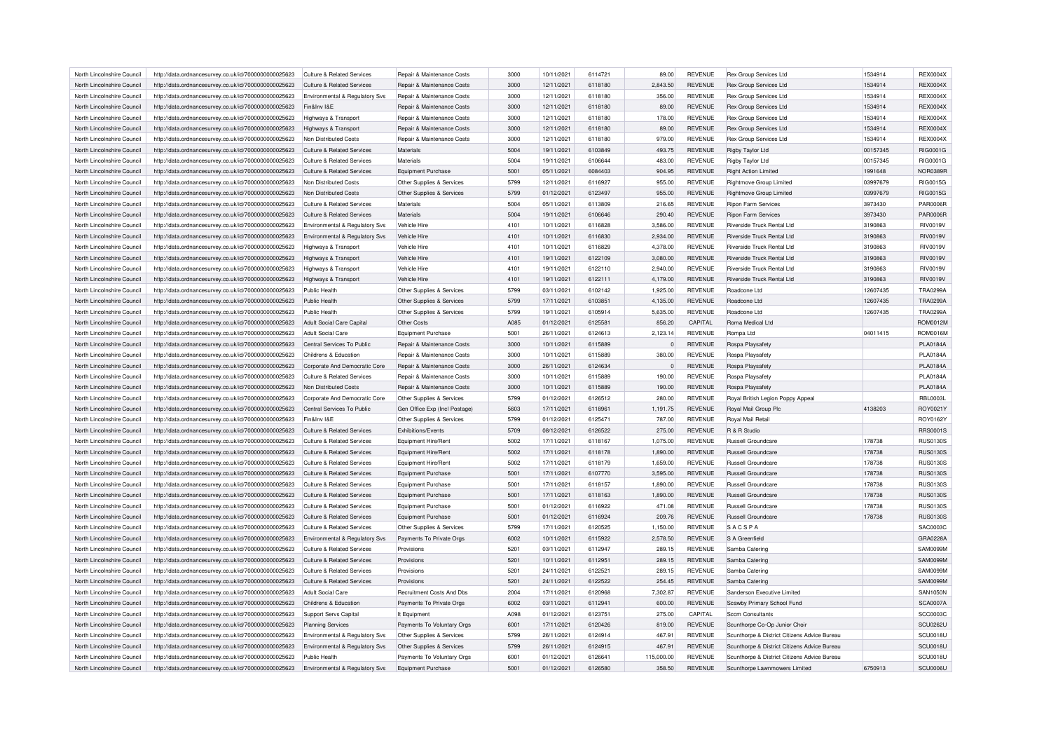| | | | | | | | | | | | | |
|---|---|---|---|---|---|---|---|---|---|---|---|---|
| North Lincolnshire Council | http://data.ordnancesurvey.co.uk/id/7000000000025623 | Culture & Related Services | Repair & Maintenance Costs | 3000 | 10/11/2021 | 6114721 | 89.00 | REVENUE | Rex Group Services Ltd | 1534914 | REX0004X |
| North Lincolnshire Council | http://data.ordnancesurvey.co.uk/id/7000000000025623 | Culture & Related Services | Repair & Maintenance Costs | 3000 | 12/11/2021 | 6118180 | 2,843.50 | REVENUE | Rex Group Services Ltd | 1534914 | REX0004X |
| North Lincolnshire Council | http://data.ordnancesurvey.co.uk/id/7000000000025623 | Environmental & Regulatory Svs | Repair & Maintenance Costs | 3000 | 12/11/2021 | 6118180 | 356.00 | REVENUE | Rex Group Services Ltd | 1534914 | REX0004X |
| North Lincolnshire Council | http://data.ordnancesurvey.co.uk/id/7000000000025623 | Fin&Inv I&E | Repair & Maintenance Costs | 3000 | 12/11/2021 | 6118180 | 89.00 | REVENUE | Rex Group Services Ltd | 1534914 | REX0004X |
| North Lincolnshire Council | http://data.ordnancesurvey.co.uk/id/7000000000025623 | Highways & Transport | Repair & Maintenance Costs | 3000 | 12/11/2021 | 6118180 | 178.00 | REVENUE | Rex Group Services Ltd | 1534914 | REX0004X |
| North Lincolnshire Council | http://data.ordnancesurvey.co.uk/id/7000000000025623 | Highways & Transport | Repair & Maintenance Costs | 3000 | 12/11/2021 | 6118180 | 89.00 | REVENUE | Rex Group Services Ltd | 1534914 | REX0004X |
| North Lincolnshire Council | http://data.ordnancesurvey.co.uk/id/7000000000025623 | Non Distributed Costs | Repair & Maintenance Costs | 3000 | 12/11/2021 | 6118180 | 979.00 | REVENUE | Rex Group Services Ltd | 1534914 | REX0004X |
| North Lincolnshire Council | http://data.ordnancesurvey.co.uk/id/7000000000025623 | Culture & Related Services | Materials | 5004 | 19/11/2021 | 6103849 | 493.75 | REVENUE | Rigby Taylor Ltd | 00157345 | RIG0001G |
| North Lincolnshire Council | http://data.ordnancesurvey.co.uk/id/7000000000025623 | Culture & Related Services | Materials | 5004 | 19/11/2021 | 6106644 | 483.00 | REVENUE | Rigby Taylor Ltd | 00157345 | RIG0001G |
| North Lincolnshire Council | http://data.ordnancesurvey.co.uk/id/7000000000025623 | Culture & Related Services | Equipment Purchase | 5001 | 05/11/2021 | 6084403 | 904.95 | REVENUE | Right Action Limited | 1991648 | NOR0389R |
| North Lincolnshire Council | http://data.ordnancesurvey.co.uk/id/7000000000025623 | Non Distributed Costs | Other Supplies & Services | 5799 | 12/11/2021 | 6116927 | 955.00 | REVENUE | Rightmove Group Limited | 03997679 | RIG0015G |
| North Lincolnshire Council | http://data.ordnancesurvey.co.uk/id/7000000000025623 | Non Distributed Costs | Other Supplies & Services | 5799 | 01/12/2021 | 6123497 | 955.00 | REVENUE | Rightmove Group Limited | 03997679 | RIG0015G |
| North Lincolnshire Council | http://data.ordnancesurvey.co.uk/id/7000000000025623 | Culture & Related Services | Materials | 5004 | 05/11/2021 | 6113809 | 216.65 | REVENUE | Ripon Farm Services | 3973430 | PAR0006R |
| North Lincolnshire Council | http://data.ordnancesurvey.co.uk/id/7000000000025623 | Culture & Related Services | Materials | 5004 | 19/11/2021 | 6106646 | 290.40 | REVENUE | Ripon Farm Services | 3973430 | PAR0006R |
| North Lincolnshire Council | http://data.ordnancesurvey.co.uk/id/7000000000025623 | Environmental & Regulatory Svs | Vehicle Hire | 4101 | 10/11/2021 | 6116828 | 3,586.00 | REVENUE | Riverside Truck Rental Ltd | 3190863 | RIV0019V |
| North Lincolnshire Council | http://data.ordnancesurvey.co.uk/id/7000000000025623 | Environmental & Regulatory Svs | Vehicle Hire | 4101 | 10/11/2021 | 6116830 | 2,934.00 | REVENUE | Riverside Truck Rental Ltd | 3190863 | RIV0019V |
| North Lincolnshire Council | http://data.ordnancesurvey.co.uk/id/7000000000025623 | Highways & Transport | Vehicle Hire | 4101 | 10/11/2021 | 6116829 | 4,378.00 | REVENUE | Riverside Truck Rental Ltd | 3190863 | RIV0019V |
| North Lincolnshire Council | http://data.ordnancesurvey.co.uk/id/7000000000025623 | Highways & Transport | Vehicle Hire | 4101 | 19/11/2021 | 6122109 | 3,080.00 | REVENUE | Riverside Truck Rental Ltd | 3190863 | RIV0019V |
| North Lincolnshire Council | http://data.ordnancesurvey.co.uk/id/7000000000025623 | Highways & Transport | Vehicle Hire | 4101 | 19/11/2021 | 6122110 | 2,940.00 | REVENUE | Riverside Truck Rental Ltd | 3190863 | RIV0019V |
| North Lincolnshire Council | http://data.ordnancesurvey.co.uk/id/7000000000025623 | Highways & Transport | Vehicle Hire | 4101 | 19/11/2021 | 6122111 | 4,179.00 | REVENUE | Riverside Truck Rental Ltd | 3190863 | RIV0019V |
| North Lincolnshire Council | http://data.ordnancesurvey.co.uk/id/7000000000025623 | Public Health | Other Supplies & Services | 5799 | 03/11/2021 | 6102142 | 1,925.00 | REVENUE | Roadcone Ltd | 12607435 | TRA0299A |
| North Lincolnshire Council | http://data.ordnancesurvey.co.uk/id/7000000000025623 | Public Health | Other Supplies & Services | 5799 | 17/11/2021 | 6103851 | 4,135.00 | REVENUE | Roadcone Ltd | 12607435 | TRA0299A |
| North Lincolnshire Council | http://data.ordnancesurvey.co.uk/id/7000000000025623 | Public Health | Other Supplies & Services | 5799 | 19/11/2021 | 6105914 | 5,635.00 | REVENUE | Roadcone Ltd | 12607435 | TRA0299A |
| North Lincolnshire Council | http://data.ordnancesurvey.co.uk/id/7000000000025623 | Adult Social Care Capital | Other Costs | A085 | 01/12/2021 | 6125581 | 856.20 | CAPITAL | Roma Medical Ltd | | ROM0012M |
| North Lincolnshire Council | http://data.ordnancesurvey.co.uk/id/7000000000025623 | Adult Social Care | Equipment Purchase | 5001 | 26/11/2021 | 6124613 | 2,123.14 | REVENUE | Rompa Ltd | 04011415 | ROM0016M |
| North Lincolnshire Council | http://data.ordnancesurvey.co.uk/id/7000000000025623 | Central Services To Public | Repair & Maintenance Costs | 3000 | 10/11/2021 | 6115889 | 0 | REVENUE | Rospa Playsafety | | PLA0184A |
| North Lincolnshire Council | http://data.ordnancesurvey.co.uk/id/7000000000025623 | Childrens & Education | Repair & Maintenance Costs | 3000 | 10/11/2021 | 6115889 | 380.00 | REVENUE | Rospa Playsafety | | PLA0184A |
| North Lincolnshire Council | http://data.ordnancesurvey.co.uk/id/7000000000025623 | Corporate And Democratic Core | Repair & Maintenance Costs | 3000 | 26/11/2021 | 6124634 | 0 | REVENUE | Rospa Playsafety | | PLA0184A |
| North Lincolnshire Council | http://data.ordnancesurvey.co.uk/id/7000000000025623 | Culture & Related Services | Repair & Maintenance Costs | 3000 | 10/11/2021 | 6115889 | 190.00 | REVENUE | Rospa Playsafety | | PLA0184A |
| North Lincolnshire Council | http://data.ordnancesurvey.co.uk/id/7000000000025623 | Non Distributed Costs | Repair & Maintenance Costs | 3000 | 10/11/2021 | 6115889 | 190.00 | REVENUE | Rospa Playsafety | | PLA0184A |
| North Lincolnshire Council | http://data.ordnancesurvey.co.uk/id/7000000000025623 | Corporate And Democratic Core | Other Supplies & Services | 5799 | 01/12/2021 | 6126512 | 280.00 | REVENUE | Royal British Legion Poppy Appeal | | RBL0003L |
| North Lincolnshire Council | http://data.ordnancesurvey.co.uk/id/7000000000025623 | Central Services To Public | Gen Office Exp (Incl Postage) | 5603 | 17/11/2021 | 6118961 | 1,191.75 | REVENUE | Royal Mail Group Plc | 4138203 | ROY0021Y |
| North Lincolnshire Council | http://data.ordnancesurvey.co.uk/id/7000000000025623 | Fin&Inv I&E | Other Supplies & Services | 5799 | 01/12/2021 | 6125471 | 787.00 | REVENUE | Royal Mail Retail | | ROY0162Y |
| North Lincolnshire Council | http://data.ordnancesurvey.co.uk/id/7000000000025623 | Culture & Related Services | Exhibitions/Events | 5709 | 08/12/2021 | 6126522 | 275.00 | REVENUE | R & R Studio | | RRS0001S |
| North Lincolnshire Council | http://data.ordnancesurvey.co.uk/id/7000000000025623 | Culture & Related Services | Equipment Hire/Rent | 5002 | 17/11/2021 | 6118167 | 1,075.00 | REVENUE | Russell Groundcare | 178738 | RUS0130S |
| North Lincolnshire Council | http://data.ordnancesurvey.co.uk/id/7000000000025623 | Culture & Related Services | Equipment Hire/Rent | 5002 | 17/11/2021 | 6118178 | 1,890.00 | REVENUE | Russell Groundcare | 178738 | RUS0130S |
| North Lincolnshire Council | http://data.ordnancesurvey.co.uk/id/7000000000025623 | Culture & Related Services | Equipment Hire/Rent | 5002 | 17/11/2021 | 6118179 | 1,659.00 | REVENUE | Russell Groundcare | 178738 | RUS0130S |
| North Lincolnshire Council | http://data.ordnancesurvey.co.uk/id/7000000000025623 | Culture & Related Services | Equipment Purchase | 5001 | 17/11/2021 | 6107770 | 3,595.00 | REVENUE | Russell Groundcare | 178738 | RUS0130S |
| North Lincolnshire Council | http://data.ordnancesurvey.co.uk/id/7000000000025623 | Culture & Related Services | Equipment Purchase | 5001 | 17/11/2021 | 6118157 | 1,890.00 | REVENUE | Russell Groundcare | 178738 | RUS0130S |
| North Lincolnshire Council | http://data.ordnancesurvey.co.uk/id/7000000000025623 | Culture & Related Services | Equipment Purchase | 5001 | 17/11/2021 | 6118163 | 1,890.00 | REVENUE | Russell Groundcare | 178738 | RUS0130S |
| North Lincolnshire Council | http://data.ordnancesurvey.co.uk/id/7000000000025623 | Culture & Related Services | Equipment Purchase | 5001 | 01/12/2021 | 6116922 | 471.08 | REVENUE | Russell Groundcare | 178738 | RUS0130S |
| North Lincolnshire Council | http://data.ordnancesurvey.co.uk/id/7000000000025623 | Culture & Related Services | Equipment Purchase | 5001 | 01/12/2021 | 6116924 | 209.76 | REVENUE | Russell Groundcare | 178738 | RUS0130S |
| North Lincolnshire Council | http://data.ordnancesurvey.co.uk/id/7000000000025623 | Culture & Related Services | Other Supplies & Services | 5799 | 17/11/2021 | 6120525 | 1,150.00 | REVENUE | S A C S P A | | SAC0003C |
| North Lincolnshire Council | http://data.ordnancesurvey.co.uk/id/7000000000025623 | Environmental & Regulatory Svs | Payments To Private Orgs | 6002 | 10/11/2021 | 6115922 | 2,578.50 | REVENUE | S A Greenfield | | GRA0228A |
| North Lincolnshire Council | http://data.ordnancesurvey.co.uk/id/7000000000025623 | Culture & Related Services | Provisions | 5201 | 03/11/2021 | 6112947 | 289.15 | REVENUE | Samba Catering | | SAM0099M |
| North Lincolnshire Council | http://data.ordnancesurvey.co.uk/id/7000000000025623 | Culture & Related Services | Provisions | 5201 | 10/11/2021 | 6112951 | 289.15 | REVENUE | Samba Catering | | SAM0099M |
| North Lincolnshire Council | http://data.ordnancesurvey.co.uk/id/7000000000025623 | Culture & Related Services | Provisions | 5201 | 24/11/2021 | 6122521 | 289.15 | REVENUE | Samba Catering | | SAM0099M |
| North Lincolnshire Council | http://data.ordnancesurvey.co.uk/id/7000000000025623 | Culture & Related Services | Provisions | 5201 | 24/11/2021 | 6122522 | 254.45 | REVENUE | Samba Catering | | SAM0099M |
| North Lincolnshire Council | http://data.ordnancesurvey.co.uk/id/7000000000025623 | Adult Social Care | Recruitment Costs And Dbs | 2004 | 17/11/2021 | 6120968 | 7,302.87 | REVENUE | Sanderson Executive Limited | | SAN1050N |
| North Lincolnshire Council | http://data.ordnancesurvey.co.uk/id/7000000000025623 | Childrens & Education | Payments To Private Orgs | 6002 | 03/11/2021 | 6112941 | 600.00 | REVENUE | Scawby Primary School Fund | | SCA0007A |
| North Lincolnshire Council | http://data.ordnancesurvey.co.uk/id/7000000000025623 | Support Servs Capital | It Equipment | A098 | 01/12/2021 | 6123751 | 275.00 | CAPITAL | Sccm Consultants | | SCC0003C |
| North Lincolnshire Council | http://data.ordnancesurvey.co.uk/id/7000000000025623 | Planning Services | Payments To Voluntary Orgs | 6001 | 17/11/2021 | 6120426 | 819.00 | REVENUE | Scunthorpe Co-Op Junior Choir | | SCU0262U |
| North Lincolnshire Council | http://data.ordnancesurvey.co.uk/id/7000000000025623 | Environmental & Regulatory Svs | Other Supplies & Services | 5799 | 26/11/2021 | 6124914 | 467.91 | REVENUE | Scunthorpe & District Citizens Advice Bureau | | SCU0018U |
| North Lincolnshire Council | http://data.ordnancesurvey.co.uk/id/7000000000025623 | Environmental & Regulatory Svs | Other Supplies & Services | 5799 | 26/11/2021 | 6124915 | 467.91 | REVENUE | Scunthorpe & District Citizens Advice Bureau | | SCU0018U |
| North Lincolnshire Council | http://data.ordnancesurvey.co.uk/id/7000000000025623 | Public Health | Payments To Voluntary Orgs | 6001 | 01/12/2021 | 6126641 | 115,000.00 | REVENUE | Scunthorpe & District Citizens Advice Bureau | | SCU0018U |
| North Lincolnshire Council | http://data.ordnancesurvey.co.uk/id/7000000000025623 | Environmental & Regulatory Svs | Equipment Purchase | 5001 | 01/12/2021 | 6126580 | 358.50 | REVENUE | Scunthorpe Lawnmowers Limited | 6750913 | SCU0006U |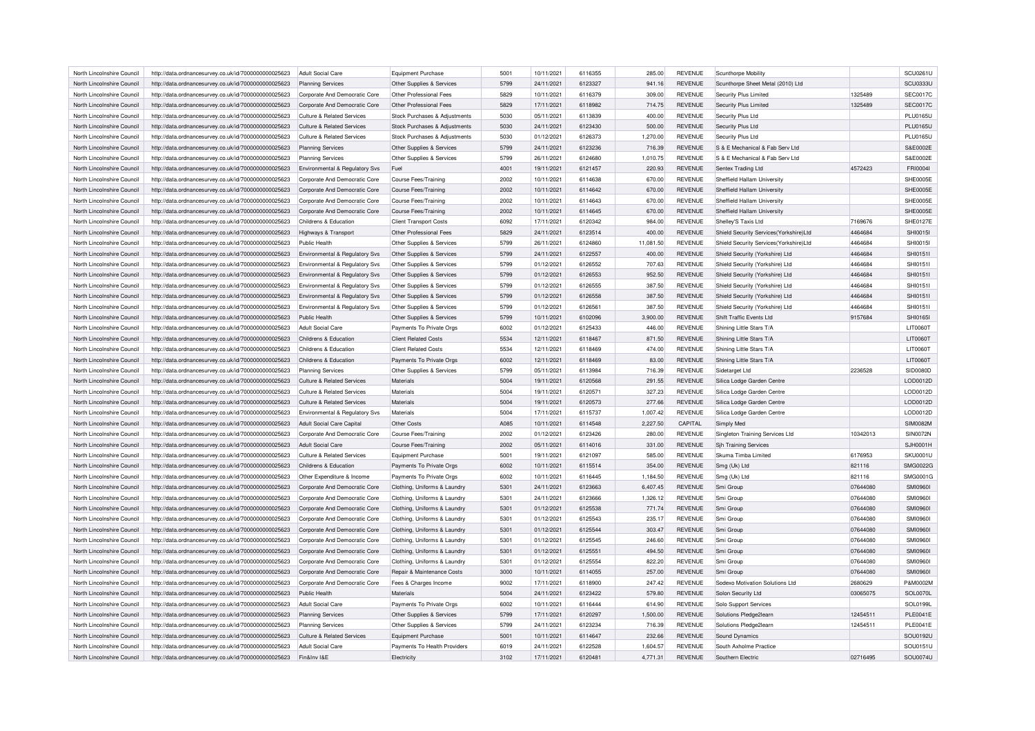| | | | | | | | | | | | | |
|---|---|---|---|---|---|---|---|---|---|---|---|---|
| North Lincolnshire Council | http://data.ordnancesurvey.co.uk/id/7000000000025623 | Adult Social Care | Equipment Purchase | 5001 | 10/11/2021 | 6116355 | 285.00 | REVENUE | Scunthorpe Mobility | | SCU0261U |
| North Lincolnshire Council | http://data.ordnancesurvey.co.uk/id/7000000000025623 | Planning Services | Other Supplies & Services | 5799 | 24/11/2021 | 6123327 | 941.16 | REVENUE | Scunthorpe Sheet Metal (2010) Ltd | | SCU0333U |
| North Lincolnshire Council | http://data.ordnancesurvey.co.uk/id/7000000000025623 | Corporate And Democratic Core | Other Professional Fees | 5829 | 10/11/2021 | 6116379 | 309.00 | REVENUE | Security Plus Limited | 1325489 | SEC0017C |
| North Lincolnshire Council | http://data.ordnancesurvey.co.uk/id/7000000000025623 | Corporate And Democratic Core | Other Professional Fees | 5829 | 17/11/2021 | 6118982 | 714.75 | REVENUE | Security Plus Limited | 1325489 | SEC0017C |
| North Lincolnshire Council | http://data.ordnancesurvey.co.uk/id/7000000000025623 | Culture & Related Services | Stock Purchases & Adjustments | 5030 | 05/11/2021 | 6113839 | 400.00 | REVENUE | Security Plus Ltd | | PLU0165U |
| North Lincolnshire Council | http://data.ordnancesurvey.co.uk/id/7000000000025623 | Culture & Related Services | Stock Purchases & Adjustments | 5030 | 24/11/2021 | 6123430 | 500.00 | REVENUE | Security Plus Ltd | | PLU0165U |
| North Lincolnshire Council | http://data.ordnancesurvey.co.uk/id/7000000000025623 | Culture & Related Services | Stock Purchases & Adjustments | 5030 | 01/12/2021 | 6126373 | 1,270.00 | REVENUE | Security Plus Ltd | | PLU0165U |
| North Lincolnshire Council | http://data.ordnancesurvey.co.uk/id/7000000000025623 | Planning Services | Other Supplies & Services | 5799 | 24/11/2021 | 6123236 | 716.39 | REVENUE | S & E Mechanical & Fab Serv Ltd | | S&E0002E |
| North Lincolnshire Council | http://data.ordnancesurvey.co.uk/id/7000000000025623 | Planning Services | Other Supplies & Services | 5799 | 26/11/2021 | 6124680 | 1,010.75 | REVENUE | S & E Mechanical & Fab Serv Ltd | | S&E0002E |
| North Lincolnshire Council | http://data.ordnancesurvey.co.uk/id/7000000000025623 | Environmental & Regulatory Svs | Fuel | 4001 | 19/11/2021 | 6121457 | 220.93 | REVENUE | Sentex Trading Ltd | 4572423 | FRI0004I |
| North Lincolnshire Council | http://data.ordnancesurvey.co.uk/id/7000000000025623 | Corporate And Democratic Core | Course Fees/Training | 2002 | 10/11/2021 | 6114638 | 670.00 | REVENUE | Sheffield Hallam University | | SHE0005E |
| North Lincolnshire Council | http://data.ordnancesurvey.co.uk/id/7000000000025623 | Corporate And Democratic Core | Course Fees/Training | 2002 | 10/11/2021 | 6114642 | 670.00 | REVENUE | Sheffield Hallam University | | SHE0005E |
| North Lincolnshire Council | http://data.ordnancesurvey.co.uk/id/7000000000025623 | Corporate And Democratic Core | Course Fees/Training | 2002 | 10/11/2021 | 6114643 | 670.00 | REVENUE | Sheffield Hallam University | | SHE0005E |
| North Lincolnshire Council | http://data.ordnancesurvey.co.uk/id/7000000000025623 | Corporate And Democratic Core | Course Fees/Training | 2002 | 10/11/2021 | 6114645 | 670.00 | REVENUE | Sheffield Hallam University | | SHE0005E |
| North Lincolnshire Council | http://data.ordnancesurvey.co.uk/id/7000000000025623 | Childrens & Education | Client Transport Costs | 6092 | 17/11/2021 | 6120342 | 984.00 | REVENUE | Shelley'S Taxis Ltd | 7169676 | SHE0127E |
| North Lincolnshire Council | http://data.ordnancesurvey.co.uk/id/7000000000025623 | Highways & Transport | Other Professional Fees | 5829 | 24/11/2021 | 6123514 | 400.00 | REVENUE | Shield Security Services(Yorkshire)Ltd | 4464684 | SHI0015I |
| North Lincolnshire Council | http://data.ordnancesurvey.co.uk/id/7000000000025623 | Public Health | Other Supplies & Services | 5799 | 26/11/2021 | 6124860 | 11,081.50 | REVENUE | Shield Security Services(Yorkshire)Ltd | 4464684 | SHI0015I |
| North Lincolnshire Council | http://data.ordnancesurvey.co.uk/id/7000000000025623 | Environmental & Regulatory Svs | Other Supplies & Services | 5799 | 24/11/2021 | 6122557 | 400.00 | REVENUE | Shield Security (Yorkshire) Ltd | 4464684 | SHI0151I |
| North Lincolnshire Council | http://data.ordnancesurvey.co.uk/id/7000000000025623 | Environmental & Regulatory Svs | Other Supplies & Services | 5799 | 01/12/2021 | 6126552 | 707.63 | REVENUE | Shield Security (Yorkshire) Ltd | 4464684 | SHI0151I |
| North Lincolnshire Council | http://data.ordnancesurvey.co.uk/id/7000000000025623 | Environmental & Regulatory Svs | Other Supplies & Services | 5799 | 01/12/2021 | 6126553 | 952.50 | REVENUE | Shield Security (Yorkshire) Ltd | 4464684 | SHI0151I |
| North Lincolnshire Council | http://data.ordnancesurvey.co.uk/id/7000000000025623 | Environmental & Regulatory Svs | Other Supplies & Services | 5799 | 01/12/2021 | 6126555 | 387.50 | REVENUE | Shield Security (Yorkshire) Ltd | 4464684 | SHI0151I |
| North Lincolnshire Council | http://data.ordnancesurvey.co.uk/id/7000000000025623 | Environmental & Regulatory Svs | Other Supplies & Services | 5799 | 01/12/2021 | 6126558 | 387.50 | REVENUE | Shield Security (Yorkshire) Ltd | 4464684 | SHI0151I |
| North Lincolnshire Council | http://data.ordnancesurvey.co.uk/id/7000000000025623 | Environmental & Regulatory Svs | Other Supplies & Services | 5799 | 01/12/2021 | 6126561 | 387.50 | REVENUE | Shield Security (Yorkshire) Ltd | 4464684 | SHI0151I |
| North Lincolnshire Council | http://data.ordnancesurvey.co.uk/id/7000000000025623 | Public Health | Other Supplies & Services | 5799 | 10/11/2021 | 6102096 | 3,900.00 | REVENUE | Shift Traffic Events Ltd | 9157684 | SHI0165I |
| North Lincolnshire Council | http://data.ordnancesurvey.co.uk/id/7000000000025623 | Adult Social Care | Payments To Private Orgs | 6002 | 01/12/2021 | 6125433 | 446.00 | REVENUE | Shining Little Stars T/A | | LIT0060T |
| North Lincolnshire Council | http://data.ordnancesurvey.co.uk/id/7000000000025623 | Childrens & Education | Client Related Costs | 5534 | 12/11/2021 | 6118467 | 871.50 | REVENUE | Shining Little Stars T/A | | LIT0060T |
| North Lincolnshire Council | http://data.ordnancesurvey.co.uk/id/7000000000025623 | Childrens & Education | Client Related Costs | 5534 | 12/11/2021 | 6118469 | 474.00 | REVENUE | Shining Little Stars T/A | | LIT0060T |
| North Lincolnshire Council | http://data.ordnancesurvey.co.uk/id/7000000000025623 | Childrens & Education | Payments To Private Orgs | 6002 | 12/11/2021 | 6118469 | 83.00 | REVENUE | Shining Little Stars T/A | | LIT0060T |
| North Lincolnshire Council | http://data.ordnancesurvey.co.uk/id/7000000000025623 | Planning Services | Other Supplies & Services | 5799 | 05/11/2021 | 6113984 | 716.39 | REVENUE | Sidetarget Ltd | 2236528 | SID0080D |
| North Lincolnshire Council | http://data.ordnancesurvey.co.uk/id/7000000000025623 | Culture & Related Services | Materials | 5004 | 19/11/2021 | 6120568 | 291.55 | REVENUE | Silica Lodge Garden Centre | | LOD0012D |
| North Lincolnshire Council | http://data.ordnancesurvey.co.uk/id/7000000000025623 | Culture & Related Services | Materials | 5004 | 19/11/2021 | 6120571 | 327.23 | REVENUE | Silica Lodge Garden Centre | | LOD0012D |
| North Lincolnshire Council | http://data.ordnancesurvey.co.uk/id/7000000000025623 | Culture & Related Services | Materials | 5004 | 19/11/2021 | 6120573 | 277.66 | REVENUE | Silica Lodge Garden Centre | | LOD0012D |
| North Lincolnshire Council | http://data.ordnancesurvey.co.uk/id/7000000000025623 | Environmental & Regulatory Svs | Materials | 5004 | 17/11/2021 | 6115737 | 1,007.42 | REVENUE | Silica Lodge Garden Centre | | LOD0012D |
| North Lincolnshire Council | http://data.ordnancesurvey.co.uk/id/7000000000025623 | Adult Social Care Capital | Other Costs | A085 | 10/11/2021 | 6114548 | 2,227.50 | CAPITAL | Simply Med | | SIM0082M |
| North Lincolnshire Council | http://data.ordnancesurvey.co.uk/id/7000000000025623 | Corporate And Democratic Core | Course Fees/Training | 2002 | 01/12/2021 | 6123426 | 280.00 | REVENUE | Singleton Training Services Ltd | 10342013 | SIN0072N |
| North Lincolnshire Council | http://data.ordnancesurvey.co.uk/id/7000000000025623 | Adult Social Care | Course Fees/Training | 2002 | 05/11/2021 | 6114016 | 331.00 | REVENUE | Sjh Training Services | | SJH0001H |
| North Lincolnshire Council | http://data.ordnancesurvey.co.uk/id/7000000000025623 | Culture & Related Services | Equipment Purchase | 5001 | 19/11/2021 | 6121097 | 585.00 | REVENUE | Skuma Timba Limited | 6176953 | SKU0001U |
| North Lincolnshire Council | http://data.ordnancesurvey.co.uk/id/7000000000025623 | Childrens & Education | Payments To Private Orgs | 6002 | 10/11/2021 | 6115514 | 354.00 | REVENUE | Smg (Uk) Ltd | 821116 | SMG0022G |
| North Lincolnshire Council | http://data.ordnancesurvey.co.uk/id/7000000000025623 | Other Expenditure & Income | Payments To Private Orgs | 6002 | 10/11/2021 | 6116445 | 1,184.50 | REVENUE | Smg (Uk) Ltd | 821116 | SMG0001G |
| North Lincolnshire Council | http://data.ordnancesurvey.co.uk/id/7000000000025623 | Corporate And Democratic Core | Clothing, Uniforms & Laundry | 5301 | 24/11/2021 | 6123663 | 6,407.45 | REVENUE | Smi Group | 07644080 | SMI0960I |
| North Lincolnshire Council | http://data.ordnancesurvey.co.uk/id/7000000000025623 | Corporate And Democratic Core | Clothing, Uniforms & Laundry | 5301 | 24/11/2021 | 6123666 | 1,326.12 | REVENUE | Smi Group | 07644080 | SMI0960I |
| North Lincolnshire Council | http://data.ordnancesurvey.co.uk/id/7000000000025623 | Corporate And Democratic Core | Clothing, Uniforms & Laundry | 5301 | 01/12/2021 | 6125538 | 771.74 | REVENUE | Smi Group | 07644080 | SMI0960I |
| North Lincolnshire Council | http://data.ordnancesurvey.co.uk/id/7000000000025623 | Corporate And Democratic Core | Clothing, Uniforms & Laundry | 5301 | 01/12/2021 | 6125543 | 235.17 | REVENUE | Smi Group | 07644080 | SMI0960I |
| North Lincolnshire Council | http://data.ordnancesurvey.co.uk/id/7000000000025623 | Corporate And Democratic Core | Clothing, Uniforms & Laundry | 5301 | 01/12/2021 | 6125544 | 303.47 | REVENUE | Smi Group | 07644080 | SMI0960I |
| North Lincolnshire Council | http://data.ordnancesurvey.co.uk/id/7000000000025623 | Corporate And Democratic Core | Clothing, Uniforms & Laundry | 5301 | 01/12/2021 | 6125545 | 246.60 | REVENUE | Smi Group | 07644080 | SMI0960I |
| North Lincolnshire Council | http://data.ordnancesurvey.co.uk/id/7000000000025623 | Corporate And Democratic Core | Clothing, Uniforms & Laundry | 5301 | 01/12/2021 | 6125551 | 494.50 | REVENUE | Smi Group | 07644080 | SMI0960I |
| North Lincolnshire Council | http://data.ordnancesurvey.co.uk/id/7000000000025623 | Corporate And Democratic Core | Clothing, Uniforms & Laundry | 5301 | 01/12/2021 | 6125554 | 822.20 | REVENUE | Smi Group | 07644080 | SMI0960I |
| North Lincolnshire Council | http://data.ordnancesurvey.co.uk/id/7000000000025623 | Corporate And Democratic Core | Repair & Maintenance Costs | 3000 | 10/11/2021 | 6114055 | 257.00 | REVENUE | Smi Group | 07644080 | SMI0960I |
| North Lincolnshire Council | http://data.ordnancesurvey.co.uk/id/7000000000025623 | Corporate And Democratic Core | Fees & Charges Income | 9002 | 17/11/2021 | 6118900 | 247.42 | REVENUE | Sodexo Motivation Solutions Ltd | 2680629 | P&M0002M |
| North Lincolnshire Council | http://data.ordnancesurvey.co.uk/id/7000000000025623 | Public Health | Materials | 5004 | 24/11/2021 | 6123422 | 579.80 | REVENUE | Solon Security Ltd | 03065075 | SOL0070L |
| North Lincolnshire Council | http://data.ordnancesurvey.co.uk/id/7000000000025623 | Adult Social Care | Payments To Private Orgs | 6002 | 10/11/2021 | 6116444 | 614.90 | REVENUE | Solo Support Services | | SOL0199L |
| North Lincolnshire Council | http://data.ordnancesurvey.co.uk/id/7000000000025623 | Planning Services | Other Supplies & Services | 5799 | 17/11/2021 | 6120297 | 1,500.00 | REVENUE | Solutions Pledge2learn | 12454511 | PLE0041E |
| North Lincolnshire Council | http://data.ordnancesurvey.co.uk/id/7000000000025623 | Planning Services | Other Supplies & Services | 5799 | 24/11/2021 | 6123234 | 716.39 | REVENUE | Solutions Pledge2learn | 12454511 | PLE0041E |
| North Lincolnshire Council | http://data.ordnancesurvey.co.uk/id/7000000000025623 | Culture & Related Services | Equipment Purchase | 5001 | 10/11/2021 | 6114647 | 232.66 | REVENUE | Sound Dynamics | | SOU0192U |
| North Lincolnshire Council | http://data.ordnancesurvey.co.uk/id/7000000000025623 | Adult Social Care | Payments To Health Providers | 6019 | 24/11/2021 | 6122528 | 1,604.57 | REVENUE | South Axholme Practice | | SOU0151U |
| North Lincolnshire Council | http://data.ordnancesurvey.co.uk/id/7000000000025623 | Fin&Inv I&E | Electricity | 3102 | 17/11/2021 | 6120481 | 4,771.31 | REVENUE | Southern Electric | 02716495 | SOU0074U |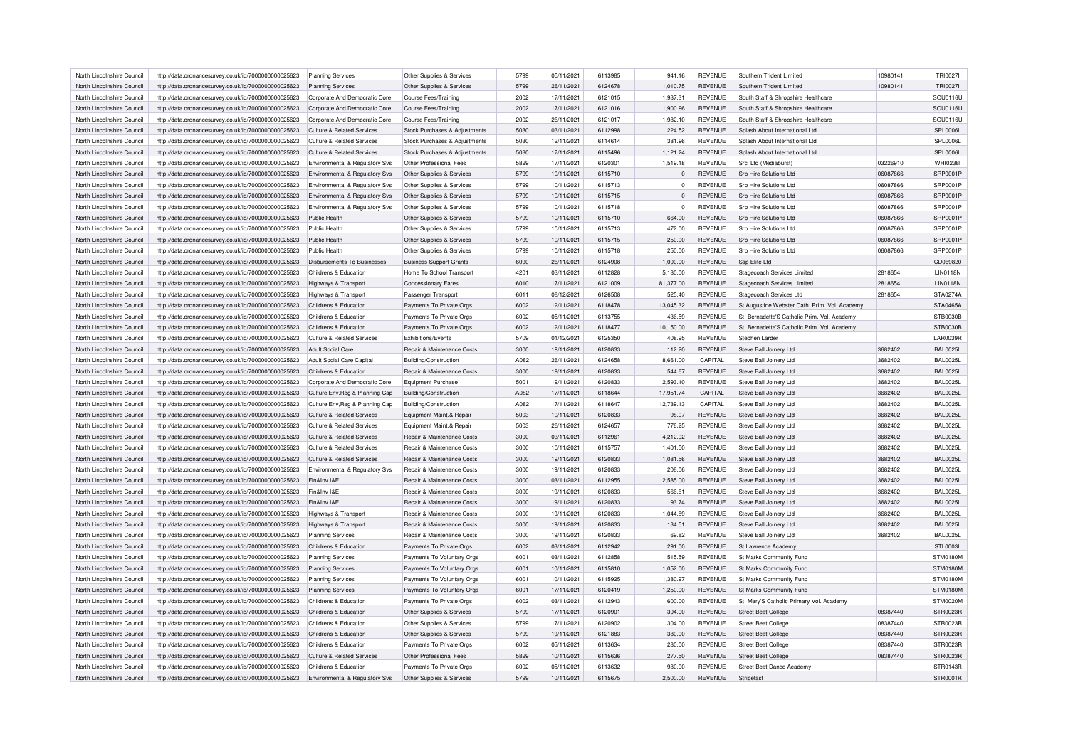| | | | | | | | | | | | |
|---|---|---|---|---|---|---|---|---|---|---|---|
| North Lincolnshire Council | http://data.ordnancesurvey.co.uk/id/7000000000025623 | Planning Services | Other Supplies & Services | 5799 | 05/11/2021 | 6113985 | 941.16 | REVENUE | Southern Trident Limited | 10980141 | TRI0027I |
| North Lincolnshire Council | http://data.ordnancesurvey.co.uk/id/7000000000025623 | Planning Services | Other Supplies & Services | 5799 | 26/11/2021 | 6124678 | 1,010.75 | REVENUE | Southern Trident Limited | 10980141 | TRI0027I |
| North Lincolnshire Council | http://data.ordnancesurvey.co.uk/id/7000000000025623 | Corporate And Democratic Core | Course Fees/Training | 2002 | 17/11/2021 | 6121015 | 1,937.31 | REVENUE | South Staff & Shropshire Healthcare | | SOU0116U |
| North Lincolnshire Council | http://data.ordnancesurvey.co.uk/id/7000000000025623 | Corporate And Democratic Core | Course Fees/Training | 2002 | 17/11/2021 | 6121016 | 1,900.96 | REVENUE | South Staff & Shropshire Healthcare | | SOU0116U |
| North Lincolnshire Council | http://data.ordnancesurvey.co.uk/id/7000000000025623 | Corporate And Democratic Core | Course Fees/Training | 2002 | 26/11/2021 | 6121017 | 1,982.10 | REVENUE | South Staff & Shropshire Healthcare | | SOU0116U |
| North Lincolnshire Council | http://data.ordnancesurvey.co.uk/id/7000000000025623 | Culture & Related Services | Stock Purchases & Adjustments | 5030 | 03/11/2021 | 6112998 | 224.52 | REVENUE | Splash About International Ltd | | SPL0006L |
| North Lincolnshire Council | http://data.ordnancesurvey.co.uk/id/7000000000025623 | Culture & Related Services | Stock Purchases & Adjustments | 5030 | 12/11/2021 | 6114614 | 381.96 | REVENUE | Splash About International Ltd | | SPL0006L |
| North Lincolnshire Council | http://data.ordnancesurvey.co.uk/id/7000000000025623 | Culture & Related Services | Stock Purchases & Adjustments | 5030 | 17/11/2021 | 6115496 | 1,121.24 | REVENUE | Splash About International Ltd | | SPL0006L |
| North Lincolnshire Council | http://data.ordnancesurvey.co.uk/id/7000000000025623 | Environmental & Regulatory Svs | Other Professional Fees | 5829 | 17/11/2021 | 6120301 | 1,519.18 | REVENUE | Srcl Ltd (Mediaburst) | 03226910 | WHI0238I |
| North Lincolnshire Council | http://data.ordnancesurvey.co.uk/id/7000000000025623 | Environmental & Regulatory Svs | Other Supplies & Services | 5799 | 10/11/2021 | 6115710 | 0 | REVENUE | Srp Hire Solutions Ltd | 06087866 | SRP0001P |
| North Lincolnshire Council | http://data.ordnancesurvey.co.uk/id/7000000000025623 | Environmental & Regulatory Svs | Other Supplies & Services | 5799 | 10/11/2021 | 6115713 | 0 | REVENUE | Srp Hire Solutions Ltd | 06087866 | SRP0001P |
| North Lincolnshire Council | http://data.ordnancesurvey.co.uk/id/7000000000025623 | Environmental & Regulatory Svs | Other Supplies & Services | 5799 | 10/11/2021 | 6115715 | 0 | REVENUE | Srp Hire Solutions Ltd | 06087866 | SRP0001P |
| North Lincolnshire Council | http://data.ordnancesurvey.co.uk/id/7000000000025623 | Environmental & Regulatory Svs | Other Supplies & Services | 5799 | 10/11/2021 | 6115718 | 0 | REVENUE | Srp Hire Solutions Ltd | 06087866 | SRP0001P |
| North Lincolnshire Council | http://data.ordnancesurvey.co.uk/id/7000000000025623 | Public Health | Other Supplies & Services | 5799 | 10/11/2021 | 6115710 | 664.00 | REVENUE | Srp Hire Solutions Ltd | 06087866 | SRP0001P |
| North Lincolnshire Council | http://data.ordnancesurvey.co.uk/id/7000000000025623 | Public Health | Other Supplies & Services | 5799 | 10/11/2021 | 6115713 | 472.00 | REVENUE | Srp Hire Solutions Ltd | 06087866 | SRP0001P |
| North Lincolnshire Council | http://data.ordnancesurvey.co.uk/id/7000000000025623 | Public Health | Other Supplies & Services | 5799 | 10/11/2021 | 6115715 | 250.00 | REVENUE | Srp Hire Solutions Ltd | 06087866 | SRP0001P |
| North Lincolnshire Council | http://data.ordnancesurvey.co.uk/id/7000000000025623 | Public Health | Other Supplies & Services | 5799 | 10/11/2021 | 6115718 | 250.00 | REVENUE | Srp Hire Solutions Ltd | 06087866 | SRP0001P |
| North Lincolnshire Council | http://data.ordnancesurvey.co.uk/id/7000000000025623 | Disbursements To Businesses | Business Support Grants | 6090 | 26/11/2021 | 6124908 | 1,000.00 | REVENUE | Ssp Elite Ltd | | CD069820 |
| North Lincolnshire Council | http://data.ordnancesurvey.co.uk/id/7000000000025623 | Childrens & Education | Home To School Transport | 4201 | 03/11/2021 | 6112828 | 5,180.00 | REVENUE | Stagecoach Services Limited | 2818654 | LIN0118N |
| North Lincolnshire Council | http://data.ordnancesurvey.co.uk/id/7000000000025623 | Highways & Transport | Concessionary Fares | 6010 | 17/11/2021 | 6121009 | 81,377.00 | REVENUE | Stagecoach Services Limited | 2818654 | LIN0118N |
| North Lincolnshire Council | http://data.ordnancesurvey.co.uk/id/7000000000025623 | Highways & Transport | Passenger Transport | 6011 | 08/12/2021 | 6126508 | 525.40 | REVENUE | Stagecoach Services Ltd | 2818654 | STA0274A |
| North Lincolnshire Council | http://data.ordnancesurvey.co.uk/id/7000000000025623 | Childrens & Education | Payments To Private Orgs | 6002 | 12/11/2021 | 6118478 | 13,045.32 | REVENUE | St Augustine Webster Cath. Prim. Vol. Academy | | STA0465A |
| North Lincolnshire Council | http://data.ordnancesurvey.co.uk/id/7000000000025623 | Childrens & Education | Payments To Private Orgs | 6002 | 05/11/2021 | 6113755 | 436.59 | REVENUE | St. Bernadette'S Catholic Prim. Vol. Academy | | STB0030B |
| North Lincolnshire Council | http://data.ordnancesurvey.co.uk/id/7000000000025623 | Childrens & Education | Payments To Private Orgs | 6002 | 12/11/2021 | 6118477 | 10,150.00 | REVENUE | St. Bernadette'S Catholic Prim. Vol. Academy | | STB0030B |
| North Lincolnshire Council | http://data.ordnancesurvey.co.uk/id/7000000000025623 | Culture & Related Services | Exhibitions/Events | 5709 | 01/12/2021 | 6125350 | 408.95 | REVENUE | Stephen Larder | | LAR0039R |
| North Lincolnshire Council | http://data.ordnancesurvey.co.uk/id/7000000000025623 | Adult Social Care | Repair & Maintenance Costs | 3000 | 19/11/2021 | 6120833 | 112.20 | REVENUE | Steve Ball Joinery Ltd | 3682402 | BAL0025L |
| North Lincolnshire Council | http://data.ordnancesurvey.co.uk/id/7000000000025623 | Adult Social Care Capital | Building/Construction | A082 | 26/11/2021 | 6124658 | 8,661.00 | CAPITAL | Steve Ball Joinery Ltd | 3682402 | BAL0025L |
| North Lincolnshire Council | http://data.ordnancesurvey.co.uk/id/7000000000025623 | Childrens & Education | Repair & Maintenance Costs | 3000 | 19/11/2021 | 6120833 | 544.67 | REVENUE | Steve Ball Joinery Ltd | 3682402 | BAL0025L |
| North Lincolnshire Council | http://data.ordnancesurvey.co.uk/id/7000000000025623 | Corporate And Democratic Core | Equipment Purchase | 5001 | 19/11/2021 | 6120833 | 2,593.10 | REVENUE | Steve Ball Joinery Ltd | 3682402 | BAL0025L |
| North Lincolnshire Council | http://data.ordnancesurvey.co.uk/id/7000000000025623 | Culture,Env,Reg & Planning Cap | Building/Construction | A082 | 17/11/2021 | 6118644 | 17,951.74 | CAPITAL | Steve Ball Joinery Ltd | 3682402 | BAL0025L |
| North Lincolnshire Council | http://data.ordnancesurvey.co.uk/id/7000000000025623 | Culture,Env,Reg & Planning Cap | Building/Construction | A082 | 17/11/2021 | 6118647 | 12,739.13 | CAPITAL | Steve Ball Joinery Ltd | 3682402 | BAL0025L |
| North Lincolnshire Council | http://data.ordnancesurvey.co.uk/id/7000000000025623 | Culture & Related Services | Equipment Maint.& Repair | 5003 | 19/11/2021 | 6120833 | 98.07 | REVENUE | Steve Ball Joinery Ltd | 3682402 | BAL0025L |
| North Lincolnshire Council | http://data.ordnancesurvey.co.uk/id/7000000000025623 | Culture & Related Services | Equipment Maint.& Repair | 5003 | 26/11/2021 | 6124657 | 776.25 | REVENUE | Steve Ball Joinery Ltd | 3682402 | BAL0025L |
| North Lincolnshire Council | http://data.ordnancesurvey.co.uk/id/7000000000025623 | Culture & Related Services | Repair & Maintenance Costs | 3000 | 03/11/2021 | 6112961 | 4,212.92 | REVENUE | Steve Ball Joinery Ltd | 3682402 | BAL0025L |
| North Lincolnshire Council | http://data.ordnancesurvey.co.uk/id/7000000000025623 | Culture & Related Services | Repair & Maintenance Costs | 3000 | 10/11/2021 | 6115757 | 1,401.50 | REVENUE | Steve Ball Joinery Ltd | 3682402 | BAL0025L |
| North Lincolnshire Council | http://data.ordnancesurvey.co.uk/id/7000000000025623 | Culture & Related Services | Repair & Maintenance Costs | 3000 | 19/11/2021 | 6120833 | 1,081.56 | REVENUE | Steve Ball Joinery Ltd | 3682402 | BAL0025L |
| North Lincolnshire Council | http://data.ordnancesurvey.co.uk/id/7000000000025623 | Environmental & Regulatory Svs | Repair & Maintenance Costs | 3000 | 19/11/2021 | 6120833 | 208.06 | REVENUE | Steve Ball Joinery Ltd | 3682402 | BAL0025L |
| North Lincolnshire Council | http://data.ordnancesurvey.co.uk/id/7000000000025623 | Fin&Inv I&E | Repair & Maintenance Costs | 3000 | 03/11/2021 | 6112955 | 2,585.00 | REVENUE | Steve Ball Joinery Ltd | 3682402 | BAL0025L |
| North Lincolnshire Council | http://data.ordnancesurvey.co.uk/id/7000000000025623 | Fin&Inv I&E | Repair & Maintenance Costs | 3000 | 19/11/2021 | 6120833 | 566.61 | REVENUE | Steve Ball Joinery Ltd | 3682402 | BAL0025L |
| North Lincolnshire Council | http://data.ordnancesurvey.co.uk/id/7000000000025623 | Fin&Inv I&E | Repair & Maintenance Costs | 3000 | 19/11/2021 | 6120833 | 93.74 | REVENUE | Steve Ball Joinery Ltd | 3682402 | BAL0025L |
| North Lincolnshire Council | http://data.ordnancesurvey.co.uk/id/7000000000025623 | Highways & Transport | Repair & Maintenance Costs | 3000 | 19/11/2021 | 6120833 | 1,044.89 | REVENUE | Steve Ball Joinery Ltd | 3682402 | BAL0025L |
| North Lincolnshire Council | http://data.ordnancesurvey.co.uk/id/7000000000025623 | Highways & Transport | Repair & Maintenance Costs | 3000 | 19/11/2021 | 6120833 | 134.51 | REVENUE | Steve Ball Joinery Ltd | 3682402 | BAL0025L |
| North Lincolnshire Council | http://data.ordnancesurvey.co.uk/id/7000000000025623 | Planning Services | Repair & Maintenance Costs | 3000 | 19/11/2021 | 6120833 | 69.82 | REVENUE | Steve Ball Joinery Ltd | 3682402 | BAL0025L |
| North Lincolnshire Council | http://data.ordnancesurvey.co.uk/id/7000000000025623 | Childrens & Education | Payments To Private Orgs | 6002 | 03/11/2021 | 6112942 | 291.00 | REVENUE | St Lawrence Academy | | STL0003L |
| North Lincolnshire Council | http://data.ordnancesurvey.co.uk/id/7000000000025623 | Planning Services | Payments To Voluntary Orgs | 6001 | 03/11/2021 | 6112858 | 515.59 | REVENUE | St Marks Community Fund | | STM0180M |
| North Lincolnshire Council | http://data.ordnancesurvey.co.uk/id/7000000000025623 | Planning Services | Payments To Voluntary Orgs | 6001 | 10/11/2021 | 6115810 | 1,052.00 | REVENUE | St Marks Community Fund | | STM0180M |
| North Lincolnshire Council | http://data.ordnancesurvey.co.uk/id/7000000000025623 | Planning Services | Payments To Voluntary Orgs | 6001 | 10/11/2021 | 6115925 | 1,380.97 | REVENUE | St Marks Community Fund | | STM0180M |
| North Lincolnshire Council | http://data.ordnancesurvey.co.uk/id/7000000000025623 | Planning Services | Payments To Voluntary Orgs | 6001 | 17/11/2021 | 6120419 | 1,250.00 | REVENUE | St Marks Community Fund | | STM0180M |
| North Lincolnshire Council | http://data.ordnancesurvey.co.uk/id/7000000000025623 | Childrens & Education | Payments To Private Orgs | 6002 | 03/11/2021 | 6112943 | 600.00 | REVENUE | St. Mary'S Catholic Primary Vol. Academy | | STM0020M |
| North Lincolnshire Council | http://data.ordnancesurvey.co.uk/id/7000000000025623 | Childrens & Education | Other Supplies & Services | 5799 | 17/11/2021 | 6120901 | 304.00 | REVENUE | Street Beat College | 08387440 | STR0023R |
| North Lincolnshire Council | http://data.ordnancesurvey.co.uk/id/7000000000025623 | Childrens & Education | Other Supplies & Services | 5799 | 17/11/2021 | 6120902 | 304.00 | REVENUE | Street Beat College | 08387440 | STR0023R |
| North Lincolnshire Council | http://data.ordnancesurvey.co.uk/id/7000000000025623 | Childrens & Education | Other Supplies & Services | 5799 | 19/11/2021 | 6121883 | 380.00 | REVENUE | Street Beat College | 08387440 | STR0023R |
| North Lincolnshire Council | http://data.ordnancesurvey.co.uk/id/7000000000025623 | Childrens & Education | Payments To Private Orgs | 6002 | 05/11/2021 | 6113634 | 280.00 | REVENUE | Street Beat College | 08387440 | STR0023R |
| North Lincolnshire Council | http://data.ordnancesurvey.co.uk/id/7000000000025623 | Culture & Related Services | Other Professional Fees | 5829 | 10/11/2021 | 6115636 | 277.50 | REVENUE | Street Beat College | 08387440 | STR0023R |
| North Lincolnshire Council | http://data.ordnancesurvey.co.uk/id/7000000000025623 | Childrens & Education | Payments To Private Orgs | 6002 | 05/11/2021 | 6113632 | 980.00 | REVENUE | Street Beat Dance Academy | | STR0143R |
| North Lincolnshire Council | http://data.ordnancesurvey.co.uk/id/7000000000025623 | Environmental & Regulatory Svs | Other Supplies & Services | 5799 | 10/11/2021 | 6115675 | 2,500.00 | REVENUE | Stripefast | | STR0001R |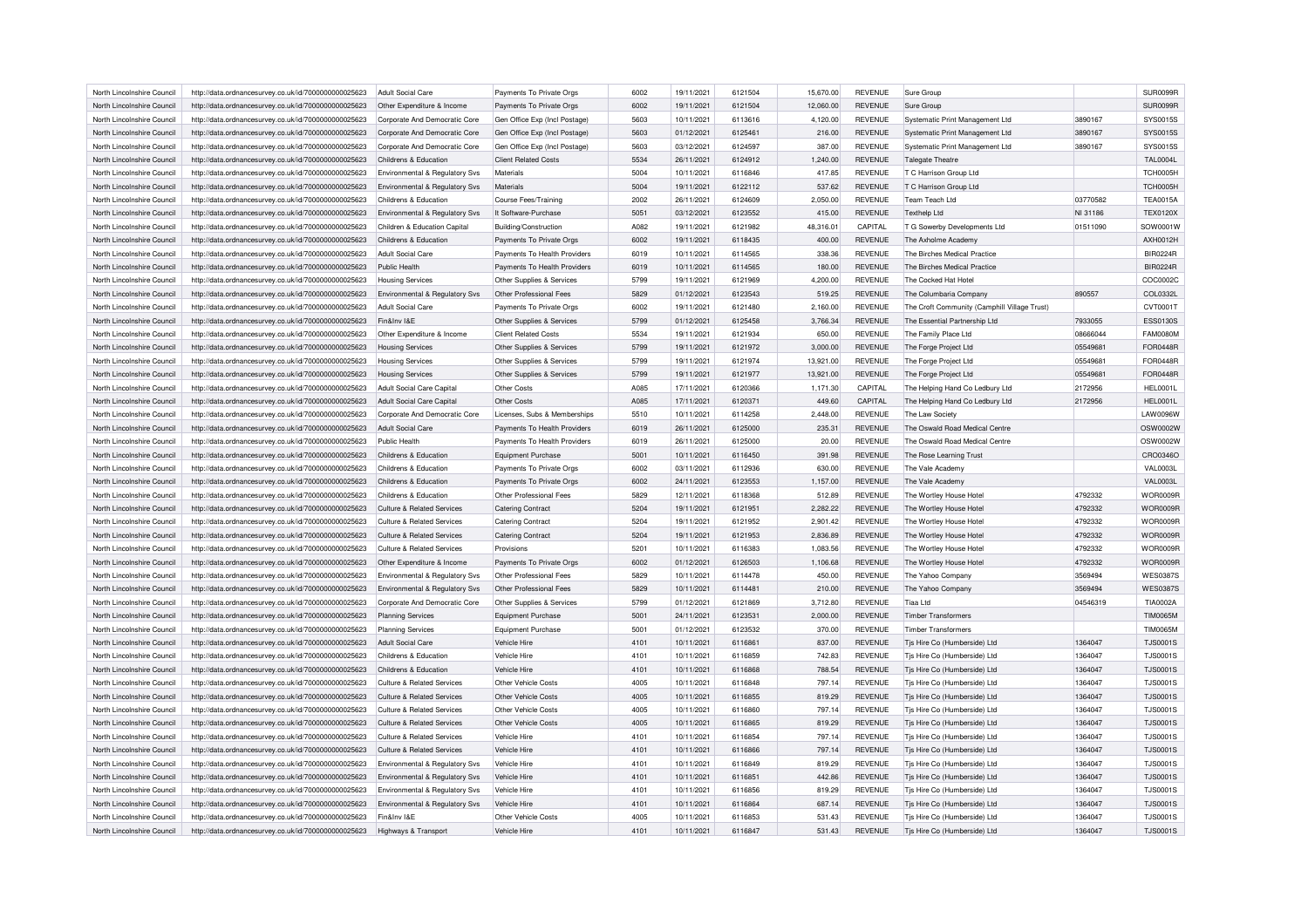| | | | | | | | | | | | | |
|---|---|---|---|---|---|---|---|---|---|---|---|---|
| North Lincolnshire Council | http://data.ordnancesurvey.co.uk/id/7000000000025623 | Adult Social Care | Payments To Private Orgs | 6002 | 19/11/2021 | 6121504 | 15,670.00 | REVENUE | Sure Group | | SUR0099R |
| North Lincolnshire Council | http://data.ordnancesurvey.co.uk/id/7000000000025623 | Other Expenditure & Income | Payments To Private Orgs | 6002 | 19/11/2021 | 6121504 | 12,060.00 | REVENUE | Sure Group | | SUR0099R |
| North Lincolnshire Council | http://data.ordnancesurvey.co.uk/id/7000000000025623 | Corporate And Democratic Core | Gen Office Exp (Incl Postage) | 5603 | 10/11/2021 | 6113616 | 4,120.00 | REVENUE | Systematic Print Management Ltd | 3890167 | SYS0015S |
| North Lincolnshire Council | http://data.ordnancesurvey.co.uk/id/7000000000025623 | Corporate And Democratic Core | Gen Office Exp (Incl Postage) | 5603 | 01/12/2021 | 6125461 | 216.00 | REVENUE | Systematic Print Management Ltd | 3890167 | SYS0015S |
| North Lincolnshire Council | http://data.ordnancesurvey.co.uk/id/7000000000025623 | Corporate And Democratic Core | Gen Office Exp (Incl Postage) | 5603 | 03/12/2021 | 6124597 | 387.00 | REVENUE | Systematic Print Management Ltd | 3890167 | SYS0015S |
| North Lincolnshire Council | http://data.ordnancesurvey.co.uk/id/7000000000025623 | Childrens & Education | Client Related Costs | 5534 | 26/11/2021 | 6124912 | 1,240.00 | REVENUE | Talegate Theatre | | TAL0004L |
| North Lincolnshire Council | http://data.ordnancesurvey.co.uk/id/7000000000025623 | Environmental & Regulatory Svs | Materials | 5004 | 10/11/2021 | 6116846 | 417.85 | REVENUE | T C Harrison Group Ltd | | TCH0005H |
| North Lincolnshire Council | http://data.ordnancesurvey.co.uk/id/7000000000025623 | Environmental & Regulatory Svs | Materials | 5004 | 19/11/2021 | 6122112 | 537.62 | REVENUE | T C Harrison Group Ltd | | TCH0005H |
| North Lincolnshire Council | http://data.ordnancesurvey.co.uk/id/7000000000025623 | Childrens & Education | Course Fees/Training | 2002 | 26/11/2021 | 6124609 | 2,050.00 | REVENUE | Team Teach Ltd | 03770582 | TEA0015A |
| North Lincolnshire Council | http://data.ordnancesurvey.co.uk/id/7000000000025623 | Environmental & Regulatory Svs | It Software-Purchase | 5051 | 03/12/2021 | 6123552 | 415.00 | REVENUE | Texthelp Ltd | NI 31186 | TEX0120X |
| North Lincolnshire Council | http://data.ordnancesurvey.co.uk/id/7000000000025623 | Children & Education Capital | Building/Construction | A082 | 19/11/2021 | 6121982 | 48,316.01 | CAPITAL | T G Sowerby Developments Ltd | 01511090 | SOW0001W |
| North Lincolnshire Council | http://data.ordnancesurvey.co.uk/id/7000000000025623 | Childrens & Education | Payments To Private Orgs | 6002 | 19/11/2021 | 6118435 | 400.00 | REVENUE | The Axholme Academy | | AXH0012H |
| North Lincolnshire Council | http://data.ordnancesurvey.co.uk/id/7000000000025623 | Adult Social Care | Payments To Health Providers | 6019 | 10/11/2021 | 6114565 | 338.36 | REVENUE | The Birches Medical Practice | | BIR0224R |
| North Lincolnshire Council | http://data.ordnancesurvey.co.uk/id/7000000000025623 | Public Health | Payments To Health Providers | 6019 | 10/11/2021 | 6114565 | 180.00 | REVENUE | The Birches Medical Practice | | BIR0224R |
| North Lincolnshire Council | http://data.ordnancesurvey.co.uk/id/7000000000025623 | Housing Services | Other Supplies & Services | 5799 | 19/11/2021 | 6121969 | 4,200.00 | REVENUE | The Cocked Hat Hotel | | COC0002C |
| North Lincolnshire Council | http://data.ordnancesurvey.co.uk/id/7000000000025623 | Environmental & Regulatory Svs | Other Professional Fees | 5829 | 01/12/2021 | 6123543 | 519.25 | REVENUE | The Columbaria Company | 890557 | COL0332L |
| North Lincolnshire Council | http://data.ordnancesurvey.co.uk/id/7000000000025623 | Adult Social Care | Payments To Private Orgs | 6002 | 19/11/2021 | 6121480 | 2,160.00 | REVENUE | The Croft Community (Camphill Village Trust) | | CVT0001T |
| North Lincolnshire Council | http://data.ordnancesurvey.co.uk/id/7000000000025623 | Fin&Inv I&E | Other Supplies & Services | 5799 | 01/12/2021 | 6125458 | 3,766.34 | REVENUE | The Essential Partnership Ltd | 7933055 | ESS0130S |
| North Lincolnshire Council | http://data.ordnancesurvey.co.uk/id/7000000000025623 | Other Expenditure & Income | Client Related Costs | 5534 | 19/11/2021 | 6121934 | 650.00 | REVENUE | The Family Place Ltd | 08666044 | FAM0080M |
| North Lincolnshire Council | http://data.ordnancesurvey.co.uk/id/7000000000025623 | Housing Services | Other Supplies & Services | 5799 | 19/11/2021 | 6121972 | 3,000.00 | REVENUE | The Forge Project Ltd | 05549681 | FOR0448R |
| North Lincolnshire Council | http://data.ordnancesurvey.co.uk/id/7000000000025623 | Housing Services | Other Supplies & Services | 5799 | 19/11/2021 | 6121974 | 13,921.00 | REVENUE | The Forge Project Ltd | 05549681 | FOR0448R |
| North Lincolnshire Council | http://data.ordnancesurvey.co.uk/id/7000000000025623 | Housing Services | Other Supplies & Services | 5799 | 19/11/2021 | 6121977 | 13,921.00 | REVENUE | The Forge Project Ltd | 05549681 | FOR0448R |
| North Lincolnshire Council | http://data.ordnancesurvey.co.uk/id/7000000000025623 | Adult Social Care Capital | Other Costs | A085 | 17/11/2021 | 6120366 | 1,171.30 | CAPITAL | The Helping Hand Co Ledbury Ltd | 2172956 | HEL0001L |
| North Lincolnshire Council | http://data.ordnancesurvey.co.uk/id/7000000000025623 | Adult Social Care Capital | Other Costs | A085 | 17/11/2021 | 6120371 | 449.60 | CAPITAL | The Helping Hand Co Ledbury Ltd | 2172956 | HEL0001L |
| North Lincolnshire Council | http://data.ordnancesurvey.co.uk/id/7000000000025623 | Corporate And Democratic Core | Licenses, Subs & Memberships | 5510 | 10/11/2021 | 6114258 | 2,448.00 | REVENUE | The Law Society | | LAW0096W |
| North Lincolnshire Council | http://data.ordnancesurvey.co.uk/id/7000000000025623 | Adult Social Care | Payments To Health Providers | 6019 | 26/11/2021 | 6125000 | 235.31 | REVENUE | The Oswald Road Medical Centre | | OSW0002W |
| North Lincolnshire Council | http://data.ordnancesurvey.co.uk/id/7000000000025623 | Public Health | Payments To Health Providers | 6019 | 26/11/2021 | 6125000 | 20.00 | REVENUE | The Oswald Road Medical Centre | | OSW0002W |
| North Lincolnshire Council | http://data.ordnancesurvey.co.uk/id/7000000000025623 | Childrens & Education | Equipment Purchase | 5001 | 10/11/2021 | 6116450 | 391.98 | REVENUE | The Rose Learning Trust | | CRO0346O |
| North Lincolnshire Council | http://data.ordnancesurvey.co.uk/id/7000000000025623 | Childrens & Education | Payments To Private Orgs | 6002 | 03/11/2021 | 6112936 | 630.00 | REVENUE | The Vale Academy | | VAL0003L |
| North Lincolnshire Council | http://data.ordnancesurvey.co.uk/id/7000000000025623 | Childrens & Education | Payments To Private Orgs | 6002 | 24/11/2021 | 6123553 | 1,157.00 | REVENUE | The Vale Academy | | VAL0003L |
| North Lincolnshire Council | http://data.ordnancesurvey.co.uk/id/7000000000025623 | Childrens & Education | Other Professional Fees | 5829 | 12/11/2021 | 6118368 | 512.89 | REVENUE | The Wortley House Hotel | 4792332 | WOR0009R |
| North Lincolnshire Council | http://data.ordnancesurvey.co.uk/id/7000000000025623 | Culture & Related Services | Catering Contract | 5204 | 19/11/2021 | 6121951 | 2,282.22 | REVENUE | The Wortley House Hotel | 4792332 | WOR0009R |
| North Lincolnshire Council | http://data.ordnancesurvey.co.uk/id/7000000000025623 | Culture & Related Services | Catering Contract | 5204 | 19/11/2021 | 6121952 | 2,901.42 | REVENUE | The Wortley House Hotel | 4792332 | WOR0009R |
| North Lincolnshire Council | http://data.ordnancesurvey.co.uk/id/7000000000025623 | Culture & Related Services | Catering Contract | 5204 | 19/11/2021 | 6121953 | 2,836.89 | REVENUE | The Wortley House Hotel | 4792332 | WOR0009R |
| North Lincolnshire Council | http://data.ordnancesurvey.co.uk/id/7000000000025623 | Culture & Related Services | Provisions | 5201 | 10/11/2021 | 6116383 | 1,083.56 | REVENUE | The Wortley House Hotel | 4792332 | WOR0009R |
| North Lincolnshire Council | http://data.ordnancesurvey.co.uk/id/7000000000025623 | Other Expenditure & Income | Payments To Private Orgs | 6002 | 01/12/2021 | 6126503 | 1,106.68 | REVENUE | The Wortley House Hotel | 4792332 | WOR0009R |
| North Lincolnshire Council | http://data.ordnancesurvey.co.uk/id/7000000000025623 | Environmental & Regulatory Svs | Other Professional Fees | 5829 | 10/11/2021 | 6114478 | 450.00 | REVENUE | The Yahoo Company | 3569494 | WES0387S |
| North Lincolnshire Council | http://data.ordnancesurvey.co.uk/id/7000000000025623 | Environmental & Regulatory Svs | Other Professional Fees | 5829 | 10/11/2021 | 6114481 | 210.00 | REVENUE | The Yahoo Company | 3569494 | WES0387S |
| North Lincolnshire Council | http://data.ordnancesurvey.co.uk/id/7000000000025623 | Corporate And Democratic Core | Other Supplies & Services | 5799 | 01/12/2021 | 6121869 | 3,712.80 | REVENUE | Tiaa Ltd | 04546319 | TIA0002A |
| North Lincolnshire Council | http://data.ordnancesurvey.co.uk/id/7000000000025623 | Planning Services | Equipment Purchase | 5001 | 24/11/2021 | 6123531 | 2,000.00 | REVENUE | Timber Transformers | | TIM0065M |
| North Lincolnshire Council | http://data.ordnancesurvey.co.uk/id/7000000000025623 | Planning Services | Equipment Purchase | 5001 | 01/12/2021 | 6123532 | 370.00 | REVENUE | Timber Transformers | | TIM0065M |
| North Lincolnshire Council | http://data.ordnancesurvey.co.uk/id/7000000000025623 | Adult Social Care | Vehicle Hire | 4101 | 10/11/2021 | 6116861 | 837.00 | REVENUE | Tjs Hire Co (Humberside) Ltd | 1364047 | TJS0001S |
| North Lincolnshire Council | http://data.ordnancesurvey.co.uk/id/7000000000025623 | Childrens & Education | Vehicle Hire | 4101 | 10/11/2021 | 6116859 | 742.83 | REVENUE | Tjs Hire Co (Humberside) Ltd | 1364047 | TJS0001S |
| North Lincolnshire Council | http://data.ordnancesurvey.co.uk/id/7000000000025623 | Childrens & Education | Vehicle Hire | 4101 | 10/11/2021 | 6116868 | 788.54 | REVENUE | Tjs Hire Co (Humberside) Ltd | 1364047 | TJS0001S |
| North Lincolnshire Council | http://data.ordnancesurvey.co.uk/id/7000000000025623 | Culture & Related Services | Other Vehicle Costs | 4005 | 10/11/2021 | 6116848 | 797.14 | REVENUE | Tjs Hire Co (Humberside) Ltd | 1364047 | TJS0001S |
| North Lincolnshire Council | http://data.ordnancesurvey.co.uk/id/7000000000025623 | Culture & Related Services | Other Vehicle Costs | 4005 | 10/11/2021 | 6116855 | 819.29 | REVENUE | Tjs Hire Co (Humberside) Ltd | 1364047 | TJS0001S |
| North Lincolnshire Council | http://data.ordnancesurvey.co.uk/id/7000000000025623 | Culture & Related Services | Other Vehicle Costs | 4005 | 10/11/2021 | 6116860 | 797.14 | REVENUE | Tjs Hire Co (Humberside) Ltd | 1364047 | TJS0001S |
| North Lincolnshire Council | http://data.ordnancesurvey.co.uk/id/7000000000025623 | Culture & Related Services | Other Vehicle Costs | 4005 | 10/11/2021 | 6116865 | 819.29 | REVENUE | Tjs Hire Co (Humberside) Ltd | 1364047 | TJS0001S |
| North Lincolnshire Council | http://data.ordnancesurvey.co.uk/id/7000000000025623 | Culture & Related Services | Vehicle Hire | 4101 | 10/11/2021 | 6116854 | 797.14 | REVENUE | Tjs Hire Co (Humberside) Ltd | 1364047 | TJS0001S |
| North Lincolnshire Council | http://data.ordnancesurvey.co.uk/id/7000000000025623 | Culture & Related Services | Vehicle Hire | 4101 | 10/11/2021 | 6116866 | 797.14 | REVENUE | Tjs Hire Co (Humberside) Ltd | 1364047 | TJS0001S |
| North Lincolnshire Council | http://data.ordnancesurvey.co.uk/id/7000000000025623 | Environmental & Regulatory Svs | Vehicle Hire | 4101 | 10/11/2021 | 6116849 | 819.29 | REVENUE | Tjs Hire Co (Humberside) Ltd | 1364047 | TJS0001S |
| North Lincolnshire Council | http://data.ordnancesurvey.co.uk/id/7000000000025623 | Environmental & Regulatory Svs | Vehicle Hire | 4101 | 10/11/2021 | 6116851 | 442.86 | REVENUE | Tjs Hire Co (Humberside) Ltd | 1364047 | TJS0001S |
| North Lincolnshire Council | http://data.ordnancesurvey.co.uk/id/7000000000025623 | Environmental & Regulatory Svs | Vehicle Hire | 4101 | 10/11/2021 | 6116856 | 819.29 | REVENUE | Tjs Hire Co (Humberside) Ltd | 1364047 | TJS0001S |
| North Lincolnshire Council | http://data.ordnancesurvey.co.uk/id/7000000000025623 | Environmental & Regulatory Svs | Vehicle Hire | 4101 | 10/11/2021 | 6116864 | 687.14 | REVENUE | Tjs Hire Co (Humberside) Ltd | 1364047 | TJS0001S |
| North Lincolnshire Council | http://data.ordnancesurvey.co.uk/id/7000000000025623 | Fin&Inv I&E | Other Vehicle Costs | 4005 | 10/11/2021 | 6116853 | 531.43 | REVENUE | Tjs Hire Co (Humberside) Ltd | 1364047 | TJS0001S |
| North Lincolnshire Council | http://data.ordnancesurvey.co.uk/id/7000000000025623 | Highways & Transport | Vehicle Hire | 4101 | 10/11/2021 | 6116847 | 531.43 | REVENUE | Tjs Hire Co (Humberside) Ltd | 1364047 | TJS0001S |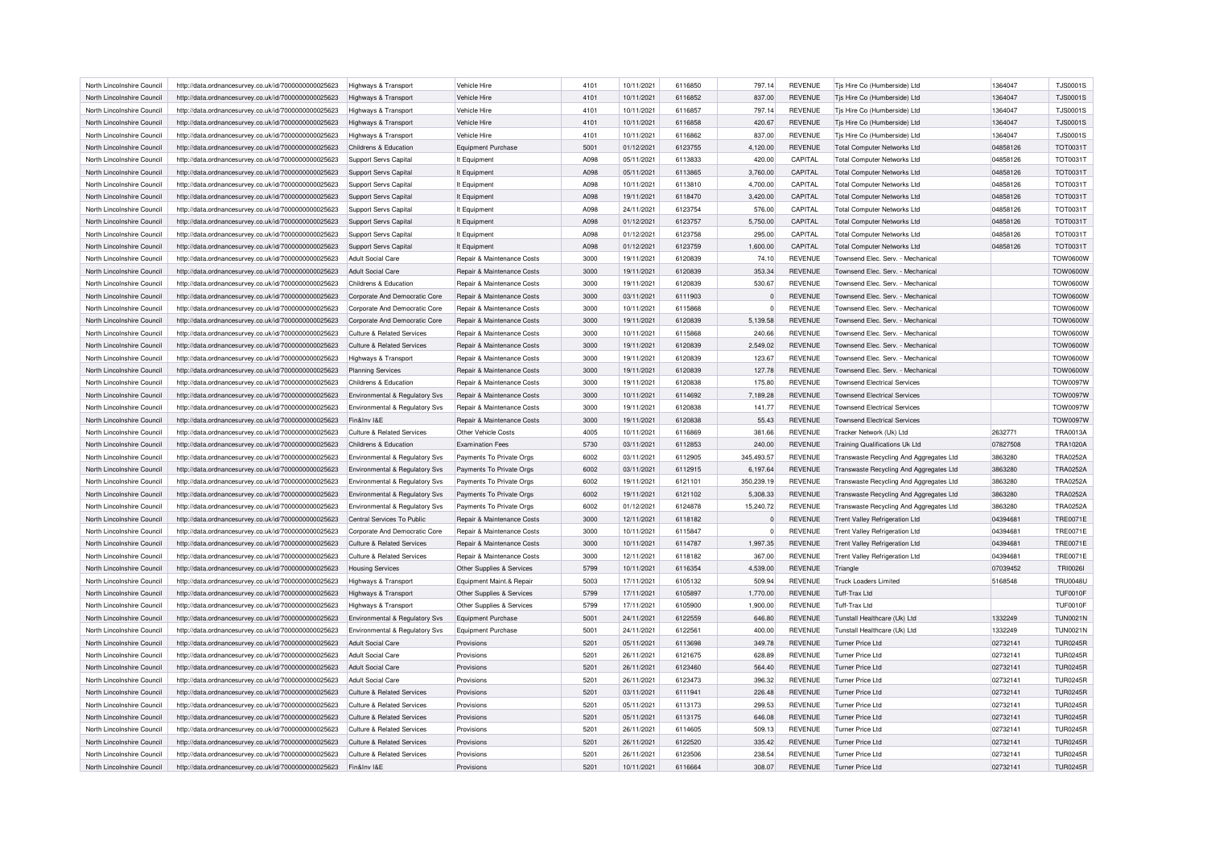| | | | | | | | | | | | | |
|---|---|---|---|---|---|---|---|---|---|---|---|---|
| North Lincolnshire Council | http://data.ordnancesurvey.co.uk/id/7000000000025623 | Highways & Transport | Vehicle Hire | 4101 | 10/11/2021 | 6116850 | 797.14 | REVENUE | Tjs Hire Co (Humberside) Ltd | 1364047 | TJS0001S |
| North Lincolnshire Council | http://data.ordnancesurvey.co.uk/id/7000000000025623 | Highways & Transport | Vehicle Hire | 4101 | 10/11/2021 | 6116852 | 837.00 | REVENUE | Tjs Hire Co (Humberside) Ltd | 1364047 | TJS0001S |
| North Lincolnshire Council | http://data.ordnancesurvey.co.uk/id/7000000000025623 | Highways & Transport | Vehicle Hire | 4101 | 10/11/2021 | 6116857 | 797.14 | REVENUE | Tjs Hire Co (Humberside) Ltd | 1364047 | TJS0001S |
| North Lincolnshire Council | http://data.ordnancesurvey.co.uk/id/7000000000025623 | Highways & Transport | Vehicle Hire | 4101 | 10/11/2021 | 6116858 | 420.67 | REVENUE | Tjs Hire Co (Humberside) Ltd | 1364047 | TJS0001S |
| North Lincolnshire Council | http://data.ordnancesurvey.co.uk/id/7000000000025623 | Highways & Transport | Vehicle Hire | 4101 | 10/11/2021 | 6116862 | 837.00 | REVENUE | Tjs Hire Co (Humberside) Ltd | 1364047 | TJS0001S |
| North Lincolnshire Council | http://data.ordnancesurvey.co.uk/id/7000000000025623 | Childrens & Education | Equipment Purchase | 5001 | 01/12/2021 | 6123755 | 4,120.00 | REVENUE | Total Computer Networks Ltd | 04858126 | TOT0031T |
| North Lincolnshire Council | http://data.ordnancesurvey.co.uk/id/7000000000025623 | Support Servs Capital | It Equipment | A098 | 05/11/2021 | 6113833 | 420.00 | CAPITAL | Total Computer Networks Ltd | 04858126 | TOT0031T |
| North Lincolnshire Council | http://data.ordnancesurvey.co.uk/id/7000000000025623 | Support Servs Capital | It Equipment | A098 | 05/11/2021 | 6113865 | 3,760.00 | CAPITAL | Total Computer Networks Ltd | 04858126 | TOT0031T |
| North Lincolnshire Council | http://data.ordnancesurvey.co.uk/id/7000000000025623 | Support Servs Capital | It Equipment | A098 | 10/11/2021 | 6113810 | 4,700.00 | CAPITAL | Total Computer Networks Ltd | 04858126 | TOT0031T |
| North Lincolnshire Council | http://data.ordnancesurvey.co.uk/id/7000000000025623 | Support Servs Capital | It Equipment | A098 | 19/11/2021 | 6118470 | 3,420.00 | CAPITAL | Total Computer Networks Ltd | 04858126 | TOT0031T |
| North Lincolnshire Council | http://data.ordnancesurvey.co.uk/id/7000000000025623 | Support Servs Capital | It Equipment | A098 | 24/11/2021 | 6123754 | 576.00 | CAPITAL | Total Computer Networks Ltd | 04858126 | TOT0031T |
| North Lincolnshire Council | http://data.ordnancesurvey.co.uk/id/7000000000025623 | Support Servs Capital | It Equipment | A098 | 01/12/2021 | 6123757 | 5,750.00 | CAPITAL | Total Computer Networks Ltd | 04858126 | TOT0031T |
| North Lincolnshire Council | http://data.ordnancesurvey.co.uk/id/7000000000025623 | Support Servs Capital | It Equipment | A098 | 01/12/2021 | 6123758 | 295.00 | CAPITAL | Total Computer Networks Ltd | 04858126 | TOT0031T |
| North Lincolnshire Council | http://data.ordnancesurvey.co.uk/id/7000000000025623 | Support Servs Capital | It Equipment | A098 | 01/12/2021 | 6123759 | 1,600.00 | CAPITAL | Total Computer Networks Ltd | 04858126 | TOT0031T |
| North Lincolnshire Council | http://data.ordnancesurvey.co.uk/id/7000000000025623 | Adult Social Care | Repair & Maintenance Costs | 3000 | 19/11/2021 | 6120839 | 74.10 | REVENUE | Townsend Elec. Serv. - Mechanical | | TOW0600W |
| North Lincolnshire Council | http://data.ordnancesurvey.co.uk/id/7000000000025623 | Adult Social Care | Repair & Maintenance Costs | 3000 | 19/11/2021 | 6120839 | 353.34 | REVENUE | Townsend Elec. Serv. - Mechanical | | TOW0600W |
| North Lincolnshire Council | http://data.ordnancesurvey.co.uk/id/7000000000025623 | Childrens & Education | Repair & Maintenance Costs | 3000 | 19/11/2021 | 6120839 | 530.67 | REVENUE | Townsend Elec. Serv. - Mechanical | | TOW0600W |
| North Lincolnshire Council | http://data.ordnancesurvey.co.uk/id/7000000000025623 | Corporate And Democratic Core | Repair & Maintenance Costs | 3000 | 03/11/2021 | 6111903 | 0 | REVENUE | Townsend Elec. Serv. - Mechanical | | TOW0600W |
| North Lincolnshire Council | http://data.ordnancesurvey.co.uk/id/7000000000025623 | Corporate And Democratic Core | Repair & Maintenance Costs | 3000 | 10/11/2021 | 6115868 | 0 | REVENUE | Townsend Elec. Serv. - Mechanical | | TOW0600W |
| North Lincolnshire Council | http://data.ordnancesurvey.co.uk/id/7000000000025623 | Corporate And Democratic Core | Repair & Maintenance Costs | 3000 | 19/11/2021 | 6120839 | 5,139.58 | REVENUE | Townsend Elec. Serv. - Mechanical | | TOW0600W |
| North Lincolnshire Council | http://data.ordnancesurvey.co.uk/id/7000000000025623 | Culture & Related Services | Repair & Maintenance Costs | 3000 | 10/11/2021 | 6115868 | 240.66 | REVENUE | Townsend Elec. Serv. - Mechanical | | TOW0600W |
| North Lincolnshire Council | http://data.ordnancesurvey.co.uk/id/7000000000025623 | Culture & Related Services | Repair & Maintenance Costs | 3000 | 19/11/2021 | 6120839 | 2,549.02 | REVENUE | Townsend Elec. Serv. - Mechanical | | TOW0600W |
| North Lincolnshire Council | http://data.ordnancesurvey.co.uk/id/7000000000025623 | Highways & Transport | Repair & Maintenance Costs | 3000 | 19/11/2021 | 6120839 | 123.67 | REVENUE | Townsend Elec. Serv. - Mechanical | | TOW0600W |
| North Lincolnshire Council | http://data.ordnancesurvey.co.uk/id/7000000000025623 | Planning Services | Repair & Maintenance Costs | 3000 | 19/11/2021 | 6120839 | 127.78 | REVENUE | Townsend Elec. Serv. - Mechanical | | TOW0600W |
| North Lincolnshire Council | http://data.ordnancesurvey.co.uk/id/7000000000025623 | Childrens & Education | Repair & Maintenance Costs | 3000 | 19/11/2021 | 6120838 | 175.80 | REVENUE | Townsend Electrical Services | | TOW0097W |
| North Lincolnshire Council | http://data.ordnancesurvey.co.uk/id/7000000000025623 | Environmental & Regulatory Svs | Repair & Maintenance Costs | 3000 | 10/11/2021 | 6114692 | 7,189.28 | REVENUE | Townsend Electrical Services | | TOW0097W |
| North Lincolnshire Council | http://data.ordnancesurvey.co.uk/id/7000000000025623 | Environmental & Regulatory Svs | Repair & Maintenance Costs | 3000 | 19/11/2021 | 6120838 | 141.77 | REVENUE | Townsend Electrical Services | | TOW0097W |
| North Lincolnshire Council | http://data.ordnancesurvey.co.uk/id/7000000000025623 | Fin&Inv I&E | Repair & Maintenance Costs | 3000 | 19/11/2021 | 6120838 | 55.43 | REVENUE | Townsend Electrical Services | | TOW0097W |
| North Lincolnshire Council | http://data.ordnancesurvey.co.uk/id/7000000000025623 | Culture & Related Services | Other Vehicle Costs | 4005 | 10/11/2021 | 6116869 | 381.66 | REVENUE | Tracker Network (Uk) Ltd | 2632771 | TRA0013A |
| North Lincolnshire Council | http://data.ordnancesurvey.co.uk/id/7000000000025623 | Childrens & Education | Examination Fees | 5730 | 03/11/2021 | 6112853 | 240.00 | REVENUE | Training Qualifications Uk Ltd | 07827508 | TRA1020A |
| North Lincolnshire Council | http://data.ordnancesurvey.co.uk/id/7000000000025623 | Environmental & Regulatory Svs | Payments To Private Orgs | 6002 | 03/11/2021 | 6112905 | 345,493.57 | REVENUE | Transwaste Recycling And Aggregates Ltd | 3863280 | TRA0252A |
| North Lincolnshire Council | http://data.ordnancesurvey.co.uk/id/7000000000025623 | Environmental & Regulatory Svs | Payments To Private Orgs | 6002 | 03/11/2021 | 6112915 | 6,197.64 | REVENUE | Transwaste Recycling And Aggregates Ltd | 3863280 | TRA0252A |
| North Lincolnshire Council | http://data.ordnancesurvey.co.uk/id/7000000000025623 | Environmental & Regulatory Svs | Payments To Private Orgs | 6002 | 19/11/2021 | 6121101 | 350,239.19 | REVENUE | Transwaste Recycling And Aggregates Ltd | 3863280 | TRA0252A |
| North Lincolnshire Council | http://data.ordnancesurvey.co.uk/id/7000000000025623 | Environmental & Regulatory Svs | Payments To Private Orgs | 6002 | 19/11/2021 | 6121102 | 5,308.33 | REVENUE | Transwaste Recycling And Aggregates Ltd | 3863280 | TRA0252A |
| North Lincolnshire Council | http://data.ordnancesurvey.co.uk/id/7000000000025623 | Environmental & Regulatory Svs | Payments To Private Orgs | 6002 | 01/12/2021 | 6124878 | 15,240.72 | REVENUE | Transwaste Recycling And Aggregates Ltd | 3863280 | TRA0252A |
| North Lincolnshire Council | http://data.ordnancesurvey.co.uk/id/7000000000025623 | Central Services To Public | Repair & Maintenance Costs | 3000 | 12/11/2021 | 6118182 | 0 | REVENUE | Trent Valley Refrigeration Ltd | 04394681 | TRE0071E |
| North Lincolnshire Council | http://data.ordnancesurvey.co.uk/id/7000000000025623 | Corporate And Democratic Core | Repair & Maintenance Costs | 3000 | 10/11/2021 | 6115847 | 0 | REVENUE | Trent Valley Refrigeration Ltd | 04394681 | TRE0071E |
| North Lincolnshire Council | http://data.ordnancesurvey.co.uk/id/7000000000025623 | Culture & Related Services | Repair & Maintenance Costs | 3000 | 10/11/2021 | 6114787 | 1,997.35 | REVENUE | Trent Valley Refrigeration Ltd | 04394681 | TRE0071E |
| North Lincolnshire Council | http://data.ordnancesurvey.co.uk/id/7000000000025623 | Culture & Related Services | Repair & Maintenance Costs | 3000 | 12/11/2021 | 6118182 | 367.00 | REVENUE | Trent Valley Refrigeration Ltd | 04394681 | TRE0071E |
| North Lincolnshire Council | http://data.ordnancesurvey.co.uk/id/7000000000025623 | Housing Services | Other Supplies & Services | 5799 | 10/11/2021 | 6116354 | 4,539.00 | REVENUE | Triangle | 07039452 | TRI0026I |
| North Lincolnshire Council | http://data.ordnancesurvey.co.uk/id/7000000000025623 | Highways & Transport | Equipment Maint.& Repair | 5003 | 17/11/2021 | 6105132 | 509.94 | REVENUE | Truck Loaders Limited | 5168548 | TRU0048U |
| North Lincolnshire Council | http://data.ordnancesurvey.co.uk/id/7000000000025623 | Highways & Transport | Other Supplies & Services | 5799 | 17/11/2021 | 6105897 | 1,770.00 | REVENUE | Tuff-Trax Ltd | | TUF0010F |
| North Lincolnshire Council | http://data.ordnancesurvey.co.uk/id/7000000000025623 | Highways & Transport | Other Supplies & Services | 5799 | 17/11/2021 | 6105900 | 1,900.00 | REVENUE | Tuff-Trax Ltd | | TUF0010F |
| North Lincolnshire Council | http://data.ordnancesurvey.co.uk/id/7000000000025623 | Environmental & Regulatory Svs | Equipment Purchase | 5001 | 24/11/2021 | 6122559 | 646.80 | REVENUE | Tunstall Healthcare (Uk) Ltd | 1332249 | TUN0021N |
| North Lincolnshire Council | http://data.ordnancesurvey.co.uk/id/7000000000025623 | Environmental & Regulatory Svs | Equipment Purchase | 5001 | 24/11/2021 | 6122561 | 400.00 | REVENUE | Tunstall Healthcare (Uk) Ltd | 1332249 | TUN0021N |
| North Lincolnshire Council | http://data.ordnancesurvey.co.uk/id/7000000000025623 | Adult Social Care | Provisions | 5201 | 05/11/2021 | 6113698 | 349.78 | REVENUE | Turner Price Ltd | 02732141 | TUR0245R |
| North Lincolnshire Council | http://data.ordnancesurvey.co.uk/id/7000000000025623 | Adult Social Care | Provisions | 5201 | 26/11/2021 | 6121675 | 628.89 | REVENUE | Turner Price Ltd | 02732141 | TUR0245R |
| North Lincolnshire Council | http://data.ordnancesurvey.co.uk/id/7000000000025623 | Adult Social Care | Provisions | 5201 | 26/11/2021 | 6123460 | 564.40 | REVENUE | Turner Price Ltd | 02732141 | TUR0245R |
| North Lincolnshire Council | http://data.ordnancesurvey.co.uk/id/7000000000025623 | Adult Social Care | Provisions | 5201 | 26/11/2021 | 6123473 | 396.32 | REVENUE | Turner Price Ltd | 02732141 | TUR0245R |
| North Lincolnshire Council | http://data.ordnancesurvey.co.uk/id/7000000000025623 | Culture & Related Services | Provisions | 5201 | 03/11/2021 | 6111941 | 226.48 | REVENUE | Turner Price Ltd | 02732141 | TUR0245R |
| North Lincolnshire Council | http://data.ordnancesurvey.co.uk/id/7000000000025623 | Culture & Related Services | Provisions | 5201 | 05/11/2021 | 6113173 | 299.53 | REVENUE | Turner Price Ltd | 02732141 | TUR0245R |
| North Lincolnshire Council | http://data.ordnancesurvey.co.uk/id/7000000000025623 | Culture & Related Services | Provisions | 5201 | 05/11/2021 | 6113175 | 646.08 | REVENUE | Turner Price Ltd | 02732141 | TUR0245R |
| North Lincolnshire Council | http://data.ordnancesurvey.co.uk/id/7000000000025623 | Culture & Related Services | Provisions | 5201 | 26/11/2021 | 6114605 | 509.13 | REVENUE | Turner Price Ltd | 02732141 | TUR0245R |
| North Lincolnshire Council | http://data.ordnancesurvey.co.uk/id/7000000000025623 | Culture & Related Services | Provisions | 5201 | 26/11/2021 | 6122520 | 335.42 | REVENUE | Turner Price Ltd | 02732141 | TUR0245R |
| North Lincolnshire Council | http://data.ordnancesurvey.co.uk/id/7000000000025623 | Culture & Related Services | Provisions | 5201 | 26/11/2021 | 6123506 | 238.54 | REVENUE | Turner Price Ltd | 02732141 | TUR0245R |
| North Lincolnshire Council | http://data.ordnancesurvey.co.uk/id/7000000000025623 | Fin&Inv I&E | Provisions | 5201 | 10/11/2021 | 6116664 | 308.07 | REVENUE | Turner Price Ltd | 02732141 | TUR0245R |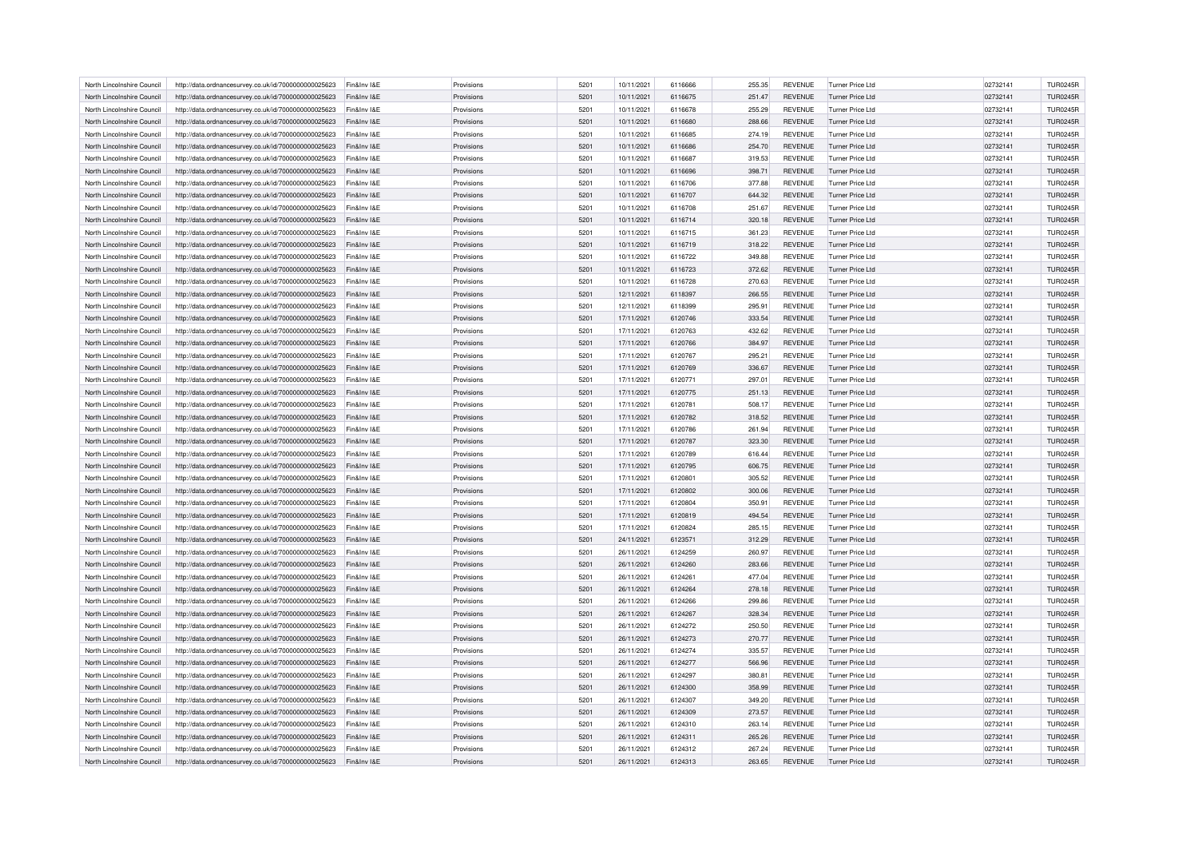| | | | | | | | | | | | |
|---|---|---|---|---|---|---|---|---|---|---|---|
| North Lincolnshire Council | http://data.ordnancesurvey.co.uk/id/7000000000025623 | Fin&Inv I&E | Provisions | 5201 | 10/11/2021 | 6116666 | 255.35 | REVENUE | Turner Price Ltd | 02732141 | TUR0245R |
| North Lincolnshire Council | http://data.ordnancesurvey.co.uk/id/7000000000025623 | Fin&Inv I&E | Provisions | 5201 | 10/11/2021 | 6116675 | 251.47 | REVENUE | Turner Price Ltd | 02732141 | TUR0245R |
| North Lincolnshire Council | http://data.ordnancesurvey.co.uk/id/7000000000025623 | Fin&Inv I&E | Provisions | 5201 | 10/11/2021 | 6116678 | 255.29 | REVENUE | Turner Price Ltd | 02732141 | TUR0245R |
| North Lincolnshire Council | http://data.ordnancesurvey.co.uk/id/7000000000025623 | Fin&Inv I&E | Provisions | 5201 | 10/11/2021 | 6116680 | 288.66 | REVENUE | Turner Price Ltd | 02732141 | TUR0245R |
| North Lincolnshire Council | http://data.ordnancesurvey.co.uk/id/7000000000025623 | Fin&Inv I&E | Provisions | 5201 | 10/11/2021 | 6116685 | 274.19 | REVENUE | Turner Price Ltd | 02732141 | TUR0245R |
| North Lincolnshire Council | http://data.ordnancesurvey.co.uk/id/7000000000025623 | Fin&Inv I&E | Provisions | 5201 | 10/11/2021 | 6116686 | 254.70 | REVENUE | Turner Price Ltd | 02732141 | TUR0245R |
| North Lincolnshire Council | http://data.ordnancesurvey.co.uk/id/7000000000025623 | Fin&Inv I&E | Provisions | 5201 | 10/11/2021 | 6116687 | 319.53 | REVENUE | Turner Price Ltd | 02732141 | TUR0245R |
| North Lincolnshire Council | http://data.ordnancesurvey.co.uk/id/7000000000025623 | Fin&Inv I&E | Provisions | 5201 | 10/11/2021 | 6116696 | 398.71 | REVENUE | Turner Price Ltd | 02732141 | TUR0245R |
| North Lincolnshire Council | http://data.ordnancesurvey.co.uk/id/7000000000025623 | Fin&Inv I&E | Provisions | 5201 | 10/11/2021 | 6116706 | 377.88 | REVENUE | Turner Price Ltd | 02732141 | TUR0245R |
| North Lincolnshire Council | http://data.ordnancesurvey.co.uk/id/7000000000025623 | Fin&Inv I&E | Provisions | 5201 | 10/11/2021 | 6116707 | 644.32 | REVENUE | Turner Price Ltd | 02732141 | TUR0245R |
| North Lincolnshire Council | http://data.ordnancesurvey.co.uk/id/7000000000025623 | Fin&Inv I&E | Provisions | 5201 | 10/11/2021 | 6116708 | 251.67 | REVENUE | Turner Price Ltd | 02732141 | TUR0245R |
| North Lincolnshire Council | http://data.ordnancesurvey.co.uk/id/7000000000025623 | Fin&Inv I&E | Provisions | 5201 | 10/11/2021 | 6116714 | 320.18 | REVENUE | Turner Price Ltd | 02732141 | TUR0245R |
| North Lincolnshire Council | http://data.ordnancesurvey.co.uk/id/7000000000025623 | Fin&Inv I&E | Provisions | 5201 | 10/11/2021 | 6116715 | 361.23 | REVENUE | Turner Price Ltd | 02732141 | TUR0245R |
| North Lincolnshire Council | http://data.ordnancesurvey.co.uk/id/7000000000025623 | Fin&Inv I&E | Provisions | 5201 | 10/11/2021 | 6116719 | 318.22 | REVENUE | Turner Price Ltd | 02732141 | TUR0245R |
| North Lincolnshire Council | http://data.ordnancesurvey.co.uk/id/7000000000025623 | Fin&Inv I&E | Provisions | 5201 | 10/11/2021 | 6116722 | 349.88 | REVENUE | Turner Price Ltd | 02732141 | TUR0245R |
| North Lincolnshire Council | http://data.ordnancesurvey.co.uk/id/7000000000025623 | Fin&Inv I&E | Provisions | 5201 | 10/11/2021 | 6116723 | 372.62 | REVENUE | Turner Price Ltd | 02732141 | TUR0245R |
| North Lincolnshire Council | http://data.ordnancesurvey.co.uk/id/7000000000025623 | Fin&Inv I&E | Provisions | 5201 | 10/11/2021 | 6116728 | 270.63 | REVENUE | Turner Price Ltd | 02732141 | TUR0245R |
| North Lincolnshire Council | http://data.ordnancesurvey.co.uk/id/7000000000025623 | Fin&Inv I&E | Provisions | 5201 | 12/11/2021 | 6118397 | 266.55 | REVENUE | Turner Price Ltd | 02732141 | TUR0245R |
| North Lincolnshire Council | http://data.ordnancesurvey.co.uk/id/7000000000025623 | Fin&Inv I&E | Provisions | 5201 | 12/11/2021 | 6118399 | 295.91 | REVENUE | Turner Price Ltd | 02732141 | TUR0245R |
| North Lincolnshire Council | http://data.ordnancesurvey.co.uk/id/7000000000025623 | Fin&Inv I&E | Provisions | 5201 | 17/11/2021 | 6120746 | 333.54 | REVENUE | Turner Price Ltd | 02732141 | TUR0245R |
| North Lincolnshire Council | http://data.ordnancesurvey.co.uk/id/7000000000025623 | Fin&Inv I&E | Provisions | 5201 | 17/11/2021 | 6120763 | 432.62 | REVENUE | Turner Price Ltd | 02732141 | TUR0245R |
| North Lincolnshire Council | http://data.ordnancesurvey.co.uk/id/7000000000025623 | Fin&Inv I&E | Provisions | 5201 | 17/11/2021 | 6120766 | 384.97 | REVENUE | Turner Price Ltd | 02732141 | TUR0245R |
| North Lincolnshire Council | http://data.ordnancesurvey.co.uk/id/7000000000025623 | Fin&Inv I&E | Provisions | 5201 | 17/11/2021 | 6120767 | 295.21 | REVENUE | Turner Price Ltd | 02732141 | TUR0245R |
| North Lincolnshire Council | http://data.ordnancesurvey.co.uk/id/7000000000025623 | Fin&Inv I&E | Provisions | 5201 | 17/11/2021 | 6120769 | 336.67 | REVENUE | Turner Price Ltd | 02732141 | TUR0245R |
| North Lincolnshire Council | http://data.ordnancesurvey.co.uk/id/7000000000025623 | Fin&Inv I&E | Provisions | 5201 | 17/11/2021 | 6120771 | 297.01 | REVENUE | Turner Price Ltd | 02732141 | TUR0245R |
| North Lincolnshire Council | http://data.ordnancesurvey.co.uk/id/7000000000025623 | Fin&Inv I&E | Provisions | 5201 | 17/11/2021 | 6120775 | 251.13 | REVENUE | Turner Price Ltd | 02732141 | TUR0245R |
| North Lincolnshire Council | http://data.ordnancesurvey.co.uk/id/7000000000025623 | Fin&Inv I&E | Provisions | 5201 | 17/11/2021 | 6120781 | 508.17 | REVENUE | Turner Price Ltd | 02732141 | TUR0245R |
| North Lincolnshire Council | http://data.ordnancesurvey.co.uk/id/7000000000025623 | Fin&Inv I&E | Provisions | 5201 | 17/11/2021 | 6120782 | 318.52 | REVENUE | Turner Price Ltd | 02732141 | TUR0245R |
| North Lincolnshire Council | http://data.ordnancesurvey.co.uk/id/7000000000025623 | Fin&Inv I&E | Provisions | 5201 | 17/11/2021 | 6120786 | 261.94 | REVENUE | Turner Price Ltd | 02732141 | TUR0245R |
| North Lincolnshire Council | http://data.ordnancesurvey.co.uk/id/7000000000025623 | Fin&Inv I&E | Provisions | 5201 | 17/11/2021 | 6120787 | 323.30 | REVENUE | Turner Price Ltd | 02732141 | TUR0245R |
| North Lincolnshire Council | http://data.ordnancesurvey.co.uk/id/7000000000025623 | Fin&Inv I&E | Provisions | 5201 | 17/11/2021 | 6120789 | 616.44 | REVENUE | Turner Price Ltd | 02732141 | TUR0245R |
| North Lincolnshire Council | http://data.ordnancesurvey.co.uk/id/7000000000025623 | Fin&Inv I&E | Provisions | 5201 | 17/11/2021 | 6120795 | 606.75 | REVENUE | Turner Price Ltd | 02732141 | TUR0245R |
| North Lincolnshire Council | http://data.ordnancesurvey.co.uk/id/7000000000025623 | Fin&Inv I&E | Provisions | 5201 | 17/11/2021 | 6120801 | 305.52 | REVENUE | Turner Price Ltd | 02732141 | TUR0245R |
| North Lincolnshire Council | http://data.ordnancesurvey.co.uk/id/7000000000025623 | Fin&Inv I&E | Provisions | 5201 | 17/11/2021 | 6120802 | 300.06 | REVENUE | Turner Price Ltd | 02732141 | TUR0245R |
| North Lincolnshire Council | http://data.ordnancesurvey.co.uk/id/7000000000025623 | Fin&Inv I&E | Provisions | 5201 | 17/11/2021 | 6120804 | 350.91 | REVENUE | Turner Price Ltd | 02732141 | TUR0245R |
| North Lincolnshire Council | http://data.ordnancesurvey.co.uk/id/7000000000025623 | Fin&Inv I&E | Provisions | 5201 | 17/11/2021 | 6120819 | 494.54 | REVENUE | Turner Price Ltd | 02732141 | TUR0245R |
| North Lincolnshire Council | http://data.ordnancesurvey.co.uk/id/7000000000025623 | Fin&Inv I&E | Provisions | 5201 | 17/11/2021 | 6120824 | 285.15 | REVENUE | Turner Price Ltd | 02732141 | TUR0245R |
| North Lincolnshire Council | http://data.ordnancesurvey.co.uk/id/7000000000025623 | Fin&Inv I&E | Provisions | 5201 | 24/11/2021 | 6123571 | 312.29 | REVENUE | Turner Price Ltd | 02732141 | TUR0245R |
| North Lincolnshire Council | http://data.ordnancesurvey.co.uk/id/7000000000025623 | Fin&Inv I&E | Provisions | 5201 | 26/11/2021 | 6124259 | 260.97 | REVENUE | Turner Price Ltd | 02732141 | TUR0245R |
| North Lincolnshire Council | http://data.ordnancesurvey.co.uk/id/7000000000025623 | Fin&Inv I&E | Provisions | 5201 | 26/11/2021 | 6124260 | 283.66 | REVENUE | Turner Price Ltd | 02732141 | TUR0245R |
| North Lincolnshire Council | http://data.ordnancesurvey.co.uk/id/7000000000025623 | Fin&Inv I&E | Provisions | 5201 | 26/11/2021 | 6124261 | 477.04 | REVENUE | Turner Price Ltd | 02732141 | TUR0245R |
| North Lincolnshire Council | http://data.ordnancesurvey.co.uk/id/7000000000025623 | Fin&Inv I&E | Provisions | 5201 | 26/11/2021 | 6124264 | 278.18 | REVENUE | Turner Price Ltd | 02732141 | TUR0245R |
| North Lincolnshire Council | http://data.ordnancesurvey.co.uk/id/7000000000025623 | Fin&Inv I&E | Provisions | 5201 | 26/11/2021 | 6124266 | 299.86 | REVENUE | Turner Price Ltd | 02732141 | TUR0245R |
| North Lincolnshire Council | http://data.ordnancesurvey.co.uk/id/7000000000025623 | Fin&Inv I&E | Provisions | 5201 | 26/11/2021 | 6124267 | 328.34 | REVENUE | Turner Price Ltd | 02732141 | TUR0245R |
| North Lincolnshire Council | http://data.ordnancesurvey.co.uk/id/7000000000025623 | Fin&Inv I&E | Provisions | 5201 | 26/11/2021 | 6124272 | 250.50 | REVENUE | Turner Price Ltd | 02732141 | TUR0245R |
| North Lincolnshire Council | http://data.ordnancesurvey.co.uk/id/7000000000025623 | Fin&Inv I&E | Provisions | 5201 | 26/11/2021 | 6124273 | 270.77 | REVENUE | Turner Price Ltd | 02732141 | TUR0245R |
| North Lincolnshire Council | http://data.ordnancesurvey.co.uk/id/7000000000025623 | Fin&Inv I&E | Provisions | 5201 | 26/11/2021 | 6124274 | 335.57 | REVENUE | Turner Price Ltd | 02732141 | TUR0245R |
| North Lincolnshire Council | http://data.ordnancesurvey.co.uk/id/7000000000025623 | Fin&Inv I&E | Provisions | 5201 | 26/11/2021 | 6124277 | 566.96 | REVENUE | Turner Price Ltd | 02732141 | TUR0245R |
| North Lincolnshire Council | http://data.ordnancesurvey.co.uk/id/7000000000025623 | Fin&Inv I&E | Provisions | 5201 | 26/11/2021 | 6124297 | 380.81 | REVENUE | Turner Price Ltd | 02732141 | TUR0245R |
| North Lincolnshire Council | http://data.ordnancesurvey.co.uk/id/7000000000025623 | Fin&Inv I&E | Provisions | 5201 | 26/11/2021 | 6124300 | 358.99 | REVENUE | Turner Price Ltd | 02732141 | TUR0245R |
| North Lincolnshire Council | http://data.ordnancesurvey.co.uk/id/7000000000025623 | Fin&Inv I&E | Provisions | 5201 | 26/11/2021 | 6124307 | 349.20 | REVENUE | Turner Price Ltd | 02732141 | TUR0245R |
| North Lincolnshire Council | http://data.ordnancesurvey.co.uk/id/7000000000025623 | Fin&Inv I&E | Provisions | 5201 | 26/11/2021 | 6124309 | 273.57 | REVENUE | Turner Price Ltd | 02732141 | TUR0245R |
| North Lincolnshire Council | http://data.ordnancesurvey.co.uk/id/7000000000025623 | Fin&Inv I&E | Provisions | 5201 | 26/11/2021 | 6124310 | 263.14 | REVENUE | Turner Price Ltd | 02732141 | TUR0245R |
| North Lincolnshire Council | http://data.ordnancesurvey.co.uk/id/7000000000025623 | Fin&Inv I&E | Provisions | 5201 | 26/11/2021 | 6124311 | 265.26 | REVENUE | Turner Price Ltd | 02732141 | TUR0245R |
| North Lincolnshire Council | http://data.ordnancesurvey.co.uk/id/7000000000025623 | Fin&Inv I&E | Provisions | 5201 | 26/11/2021 | 6124312 | 267.24 | REVENUE | Turner Price Ltd | 02732141 | TUR0245R |
| North Lincolnshire Council | http://data.ordnancesurvey.co.uk/id/7000000000025623 | Fin&Inv I&E | Provisions | 5201 | 26/11/2021 | 6124313 | 263.65 | REVENUE | Turner Price Ltd | 02732141 | TUR0245R |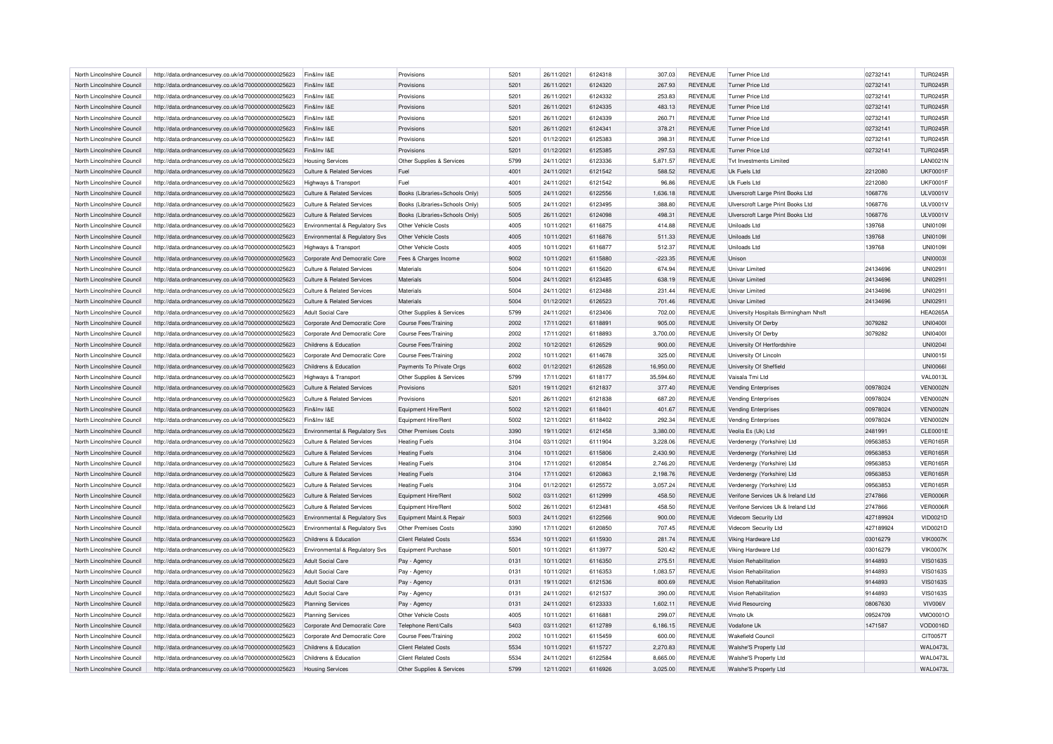| North Lincolnshire Council | http://data.ordnancesurvey.co.uk/id/7000000000025623 | Fin&Inv I&E | Provisions | 5201 | 26/11/2021 | 6124318 | 307.03 | REVENUE | Turner Price Ltd | 02732141 | TUR0245R |
|---|---|---|---|---|---|---|---|---|---|---|---|
| North Lincolnshire Council | http://data.ordnancesurvey.co.uk/id/7000000000025623 | Fin&Inv I&E | Provisions | 5201 | 26/11/2021 | 6124320 | 267.93 | REVENUE | Turner Price Ltd | 02732141 | TUR0245R |
| North Lincolnshire Council | http://data.ordnancesurvey.co.uk/id/7000000000025623 | Fin&Inv I&E | Provisions | 5201 | 26/11/2021 | 6124332 | 253.83 | REVENUE | Turner Price Ltd | 02732141 | TUR0245R |
| North Lincolnshire Council | http://data.ordnancesurvey.co.uk/id/7000000000025623 | Fin&Inv I&E | Provisions | 5201 | 26/11/2021 | 6124335 | 483.13 | REVENUE | Turner Price Ltd | 02732141 | TUR0245R |
| North Lincolnshire Council | http://data.ordnancesurvey.co.uk/id/7000000000025623 | Fin&Inv I&E | Provisions | 5201 | 26/11/2021 | 6124339 | 260.71 | REVENUE | Turner Price Ltd | 02732141 | TUR0245R |
| North Lincolnshire Council | http://data.ordnancesurvey.co.uk/id/7000000000025623 | Fin&Inv I&E | Provisions | 5201 | 26/11/2021 | 6124341 | 378.21 | REVENUE | Turner Price Ltd | 02732141 | TUR0245R |
| North Lincolnshire Council | http://data.ordnancesurvey.co.uk/id/7000000000025623 | Fin&Inv I&E | Provisions | 5201 | 01/12/2021 | 6125383 | 398.31 | REVENUE | Turner Price Ltd | 02732141 | TUR0245R |
| North Lincolnshire Council | http://data.ordnancesurvey.co.uk/id/7000000000025623 | Fin&Inv I&E | Provisions | 5201 | 01/12/2021 | 6125385 | 297.53 | REVENUE | Turner Price Ltd | 02732141 | TUR0245R |
| North Lincolnshire Council | http://data.ordnancesurvey.co.uk/id/7000000000025623 | Housing Services | Other Supplies & Services | 5799 | 24/11/2021 | 6123336 | 5,871.57 | REVENUE | Tvt Investments Limited | | LAN0021N |
| North Lincolnshire Council | http://data.ordnancesurvey.co.uk/id/7000000000025623 | Culture & Related Services | Fuel | 4001 | 24/11/2021 | 6121542 | 588.52 | REVENUE | Uk Fuels Ltd | 2212080 | UKF0001F |
| North Lincolnshire Council | http://data.ordnancesurvey.co.uk/id/7000000000025623 | Highways & Transport | Fuel | 4001 | 24/11/2021 | 6121542 | 96.86 | REVENUE | Uk Fuels Ltd | 2212080 | UKF0001F |
| North Lincolnshire Council | http://data.ordnancesurvey.co.uk/id/7000000000025623 | Culture & Related Services | Books (Libraries+Schools Only) | 5005 | 24/11/2021 | 6122556 | 1,636.18 | REVENUE | Ulverscroft Large Print Books Ltd | 1068776 | ULV0001V |
| North Lincolnshire Council | http://data.ordnancesurvey.co.uk/id/7000000000025623 | Culture & Related Services | Books (Libraries+Schools Only) | 5005 | 24/11/2021 | 6123495 | 388.80 | REVENUE | Ulverscroft Large Print Books Ltd | 1068776 | ULV0001V |
| North Lincolnshire Council | http://data.ordnancesurvey.co.uk/id/7000000000025623 | Culture & Related Services | Books (Libraries+Schools Only) | 5005 | 26/11/2021 | 6124098 | 498.31 | REVENUE | Ulverscroft Large Print Books Ltd | 1068776 | ULV0001V |
| North Lincolnshire Council | http://data.ordnancesurvey.co.uk/id/7000000000025623 | Environmental & Regulatory Svs | Other Vehicle Costs | 4005 | 10/11/2021 | 6116875 | 414.88 | REVENUE | Uniloads Ltd | 139768 | UNI0109I |
| North Lincolnshire Council | http://data.ordnancesurvey.co.uk/id/7000000000025623 | Environmental & Regulatory Svs | Other Vehicle Costs | 4005 | 10/11/2021 | 6116876 | 511.33 | REVENUE | Uniloads Ltd | 139768 | UNI0109I |
| North Lincolnshire Council | http://data.ordnancesurvey.co.uk/id/7000000000025623 | Highways & Transport | Other Vehicle Costs | 4005 | 10/11/2021 | 6116877 | 512.37 | REVENUE | Uniloads Ltd | 139768 | UNI0109I |
| North Lincolnshire Council | http://data.ordnancesurvey.co.uk/id/7000000000025623 | Corporate And Democratic Core | Fees & Charges Income | 9002 | 10/11/2021 | 6115880 | -223.35 | REVENUE | Unison | | UNI0003I |
| North Lincolnshire Council | http://data.ordnancesurvey.co.uk/id/7000000000025623 | Culture & Related Services | Materials | 5004 | 10/11/2021 | 6115620 | 674.94 | REVENUE | Univar Limited | 24134696 | UNI0291I |
| North Lincolnshire Council | http://data.ordnancesurvey.co.uk/id/7000000000025623 | Culture & Related Services | Materials | 5004 | 24/11/2021 | 6123485 | 638.19 | REVENUE | Univar Limited | 24134696 | UNI0291I |
| North Lincolnshire Council | http://data.ordnancesurvey.co.uk/id/7000000000025623 | Culture & Related Services | Materials | 5004 | 24/11/2021 | 6123488 | 231.44 | REVENUE | Univar Limited | 24134696 | UNI0291I |
| North Lincolnshire Council | http://data.ordnancesurvey.co.uk/id/7000000000025623 | Culture & Related Services | Materials | 5004 | 01/12/2021 | 6126523 | 701.46 | REVENUE | Univar Limited | 24134696 | UNI0291I |
| North Lincolnshire Council | http://data.ordnancesurvey.co.uk/id/7000000000025623 | Adult Social Care | Other Supplies & Services | 5799 | 24/11/2021 | 6123406 | 702.00 | REVENUE | University Hospitals Birmingham Nhsft | | HEA0265A |
| North Lincolnshire Council | http://data.ordnancesurvey.co.uk/id/7000000000025623 | Corporate And Democratic Core | Course Fees/Training | 2002 | 17/11/2021 | 6118891 | 905.00 | REVENUE | University Of Derby | 3079282 | UNI0400I |
| North Lincolnshire Council | http://data.ordnancesurvey.co.uk/id/7000000000025623 | Corporate And Democratic Core | Course Fees/Training | 2002 | 17/11/2021 | 6118893 | 3,700.00 | REVENUE | University Of Derby | 3079282 | UNI0400I |
| North Lincolnshire Council | http://data.ordnancesurvey.co.uk/id/7000000000025623 | Childrens & Education | Course Fees/Training | 2002 | 10/12/2021 | 6126529 | 900.00 | REVENUE | University Of Hertfordshire | | UNI0204I |
| North Lincolnshire Council | http://data.ordnancesurvey.co.uk/id/7000000000025623 | Corporate And Democratic Core | Course Fees/Training | 2002 | 10/11/2021 | 6114678 | 325.00 | REVENUE | University Of Lincoln | | UNI0015I |
| North Lincolnshire Council | http://data.ordnancesurvey.co.uk/id/7000000000025623 | Childrens & Education | Payments To Private Orgs | 6002 | 01/12/2021 | 6126528 | 16,950.00 | REVENUE | University Of Sheffield | | UNI0066I |
| North Lincolnshire Council | http://data.ordnancesurvey.co.uk/id/7000000000025623 | Highways & Transport | Other Supplies & Services | 5799 | 17/11/2021 | 6118177 | 35,594.60 | REVENUE | Vaisala Tmi Ltd | | VAL0013L |
| North Lincolnshire Council | http://data.ordnancesurvey.co.uk/id/7000000000025623 | Culture & Related Services | Provisions | 5201 | 19/11/2021 | 6121837 | 377.40 | REVENUE | Vending Enterprises | 00978024 | VEN0002N |
| North Lincolnshire Council | http://data.ordnancesurvey.co.uk/id/7000000000025623 | Culture & Related Services | Provisions | 5201 | 26/11/2021 | 6121838 | 687.20 | REVENUE | Vending Enterprises | 00978024 | VEN0002N |
| North Lincolnshire Council | http://data.ordnancesurvey.co.uk/id/7000000000025623 | Fin&Inv I&E | Equipment Hire/Rent | 5002 | 12/11/2021 | 6118401 | 401.67 | REVENUE | Vending Enterprises | 00978024 | VEN0002N |
| North Lincolnshire Council | http://data.ordnancesurvey.co.uk/id/7000000000025623 | Fin&Inv I&E | Equipment Hire/Rent | 5002 | 12/11/2021 | 6118402 | 292.34 | REVENUE | Vending Enterprises | 00978024 | VEN0002N |
| North Lincolnshire Council | http://data.ordnancesurvey.co.uk/id/7000000000025623 | Environmental & Regulatory Svs | Other Premises Costs | 3390 | 19/11/2021 | 6121458 | 3,380.00 | REVENUE | Veolia Es (Uk) Ltd | 2481991 | CLE0001E |
| North Lincolnshire Council | http://data.ordnancesurvey.co.uk/id/7000000000025623 | Culture & Related Services | Heating Fuels | 3104 | 03/11/2021 | 6111904 | 3,228.06 | REVENUE | Verdenergy (Yorkshire) Ltd | 09563853 | VER0165R |
| North Lincolnshire Council | http://data.ordnancesurvey.co.uk/id/7000000000025623 | Culture & Related Services | Heating Fuels | 3104 | 10/11/2021 | 6115806 | 2,430.90 | REVENUE | Verdenergy (Yorkshire) Ltd | 09563853 | VER0165R |
| North Lincolnshire Council | http://data.ordnancesurvey.co.uk/id/7000000000025623 | Culture & Related Services | Heating Fuels | 3104 | 17/11/2021 | 6120854 | 2,746.20 | REVENUE | Verdenergy (Yorkshire) Ltd | 09563853 | VER0165R |
| North Lincolnshire Council | http://data.ordnancesurvey.co.uk/id/7000000000025623 | Culture & Related Services | Heating Fuels | 3104 | 17/11/2021 | 6120863 | 2,198.76 | REVENUE | Verdenergy (Yorkshire) Ltd | 09563853 | VER0165R |
| North Lincolnshire Council | http://data.ordnancesurvey.co.uk/id/7000000000025623 | Culture & Related Services | Heating Fuels | 3104 | 01/12/2021 | 6125572 | 3,057.24 | REVENUE | Verdenergy (Yorkshire) Ltd | 09563853 | VER0165R |
| North Lincolnshire Council | http://data.ordnancesurvey.co.uk/id/7000000000025623 | Culture & Related Services | Equipment Hire/Rent | 5002 | 03/11/2021 | 6112999 | 458.50 | REVENUE | Verifone Services Uk & Ireland Ltd | 2747866 | VER0006R |
| North Lincolnshire Council | http://data.ordnancesurvey.co.uk/id/7000000000025623 | Culture & Related Services | Equipment Hire/Rent | 5002 | 26/11/2021 | 6123481 | 458.50 | REVENUE | Verifone Services Uk & Ireland Ltd | 2747866 | VER0006R |
| North Lincolnshire Council | http://data.ordnancesurvey.co.uk/id/7000000000025623 | Environmental & Regulatory Svs | Equipment Maint.& Repair | 5003 | 24/11/2021 | 6122566 | 900.00 | REVENUE | Videcom Security Ltd | 427189924 | VID0021D |
| North Lincolnshire Council | http://data.ordnancesurvey.co.uk/id/7000000000025623 | Environmental & Regulatory Svs | Other Premises Costs | 3390 | 17/11/2021 | 6120850 | 707.45 | REVENUE | Videcom Security Ltd | 427189924 | VID0021D |
| North Lincolnshire Council | http://data.ordnancesurvey.co.uk/id/7000000000025623 | Childrens & Education | Client Related Costs | 5534 | 10/11/2021 | 6115930 | 281.74 | REVENUE | Viking Hardware Ltd | 03016279 | VIK0007K |
| North Lincolnshire Council | http://data.ordnancesurvey.co.uk/id/7000000000025623 | Environmental & Regulatory Svs | Equipment Purchase | 5001 | 10/11/2021 | 6113977 | 520.42 | REVENUE | Viking Hardware Ltd | 03016279 | VIK0007K |
| North Lincolnshire Council | http://data.ordnancesurvey.co.uk/id/7000000000025623 | Adult Social Care | Pay - Agency | 0131 | 10/11/2021 | 6116350 | 275.51 | REVENUE | Vision Rehabilitation | 9144893 | VIS0163S |
| North Lincolnshire Council | http://data.ordnancesurvey.co.uk/id/7000000000025623 | Adult Social Care | Pay - Agency | 0131 | 10/11/2021 | 6116353 | 1,083.57 | REVENUE | Vision Rehabilitation | 9144893 | VIS0163S |
| North Lincolnshire Council | http://data.ordnancesurvey.co.uk/id/7000000000025623 | Adult Social Care | Pay - Agency | 0131 | 19/11/2021 | 6121536 | 800.69 | REVENUE | Vision Rehabilitation | 9144893 | VIS0163S |
| North Lincolnshire Council | http://data.ordnancesurvey.co.uk/id/7000000000025623 | Adult Social Care | Pay - Agency | 0131 | 24/11/2021 | 6121537 | 390.00 | REVENUE | Vision Rehabilitation | 9144893 | VIS0163S |
| North Lincolnshire Council | http://data.ordnancesurvey.co.uk/id/7000000000025623 | Planning Services | Pay - Agency | 0131 | 24/11/2021 | 6123333 | 1,602.11 | REVENUE | Vivid Resourcing | 08067630 | VIV006V |
| North Lincolnshire Council | http://data.ordnancesurvey.co.uk/id/7000000000025623 | Planning Services | Other Vehicle Costs | 4005 | 10/11/2021 | 6116881 | 299.07 | REVENUE | Vmoto Uk | 09524709 | VMO0001O |
| North Lincolnshire Council | http://data.ordnancesurvey.co.uk/id/7000000000025623 | Corporate And Democratic Core | Telephone Rent/Calls | 5403 | 03/11/2021 | 6112789 | 6,186.15 | REVENUE | Vodafone Uk | 1471587 | VOD0016D |
| North Lincolnshire Council | http://data.ordnancesurvey.co.uk/id/7000000000025623 | Corporate And Democratic Core | Course Fees/Training | 2002 | 10/11/2021 | 6115459 | 600.00 | REVENUE | Wakefield Council | | CIT0057T |
| North Lincolnshire Council | http://data.ordnancesurvey.co.uk/id/7000000000025623 | Childrens & Education | Client Related Costs | 5534 | 10/11/2021 | 6115727 | 2,270.83 | REVENUE | Walshe'S Property Ltd | | WAL0473L |
| North Lincolnshire Council | http://data.ordnancesurvey.co.uk/id/7000000000025623 | Childrens & Education | Client Related Costs | 5534 | 24/11/2021 | 6122584 | 8,665.00 | REVENUE | Walshe'S Property Ltd | | WAL0473L |
| North Lincolnshire Council | http://data.ordnancesurvey.co.uk/id/7000000000025623 | Housing Services | Other Supplies & Services | 5799 | 12/11/2021 | 6116926 | 3,025.00 | REVENUE | Walshe'S Property Ltd | | WAL0473L |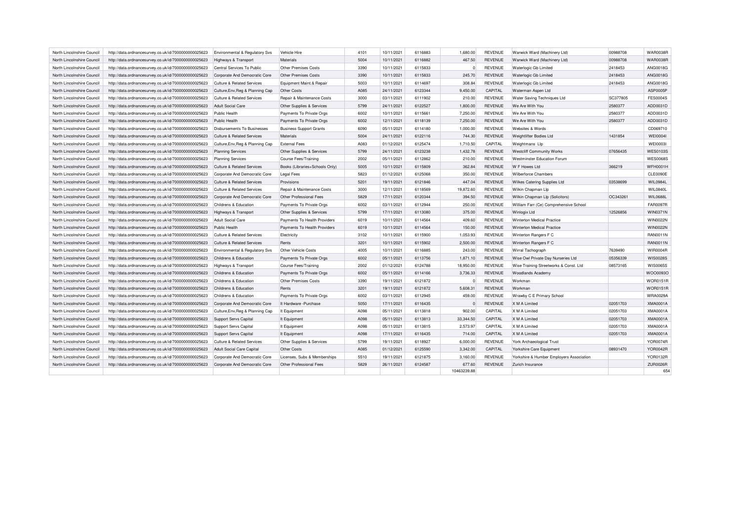| | | | | | | | | | | | |
|---|---|---|---|---|---|---|---|---|---|---|---|
| North Lincolnshire Council | http://data.ordnancesurvey.co.uk/id/7000000000025623 | Environmental & Regulatory Svs | Vehicle Hire | 4101 | 10/11/2021 | 6116883 | 1,680.00 | REVENUE | Warwick Ward (Machinery Ltd) | 00988708 | WAR0038R |
| North Lincolnshire Council | http://data.ordnancesurvey.co.uk/id/7000000000025623 | Highways & Transport | Materials | 5004 | 10/11/2021 | 6116882 | 467.50 | REVENUE | Warwick Ward (Machinery Ltd) | 00988708 | WAR0038R |
| North Lincolnshire Council | http://data.ordnancesurvey.co.uk/id/7000000000025623 | Central Services To Public | Other Premises Costs | 3390 | 10/11/2021 | 6115833 | 0 | REVENUE | Waterlogic Gb Limited | 2418453 | ANG0018G |
| North Lincolnshire Council | http://data.ordnancesurvey.co.uk/id/7000000000025623 | Corporate And Democratic Core | Other Premises Costs | 3390 | 10/11/2021 | 6115833 | 245.70 | REVENUE | Waterlogic Gb Limited | 2418453 | ANG0018G |
| North Lincolnshire Council | http://data.ordnancesurvey.co.uk/id/7000000000025623 | Culture & Related Services | Equipment Maint.& Repair | 5003 | 10/11/2021 | 6114697 | 308.84 | REVENUE | Waterlogic Gb Limited | 2418453 | ANG0018G |
| North Lincolnshire Council | http://data.ordnancesurvey.co.uk/id/7000000000025623 | Culture,Env,Reg & Planning Cap | Other Costs | A085 | 24/11/2021 | 6123344 | 9,450.00 | CAPITAL | Waterman Aspen Ltd | | ASP0005P |
| North Lincolnshire Council | http://data.ordnancesurvey.co.uk/id/7000000000025623 | Culture & Related Services | Repair & Maintenance Costs | 3000 | 03/11/2021 | 6111902 | 210.00 | REVENUE | Water Saving Techniques Ltd | SC377805 | FES0004S |
| North Lincolnshire Council | http://data.ordnancesurvey.co.uk/id/7000000000025623 | Adult Social Care | Other Supplies & Services | 5799 | 24/11/2021 | 6122527 | 1,800.00 | REVENUE | We Are With You | 2580377 | ADD0031D |
| North Lincolnshire Council | http://data.ordnancesurvey.co.uk/id/7000000000025623 | Public Health | Payments To Private Orgs | 6002 | 10/11/2021 | 6115661 | 7,250.00 | REVENUE | We Are With You | 2580377 | ADD0031D |
| North Lincolnshire Council | http://data.ordnancesurvey.co.uk/id/7000000000025623 | Public Health | Payments To Private Orgs | 6002 | 12/11/2021 | 6118139 | 7,250.00 | REVENUE | We Are With You | 2580377 | ADD0031D |
| North Lincolnshire Council | http://data.ordnancesurvey.co.uk/id/7000000000025623 | Disbursements To Businesses | Business Support Grants | 6090 | 05/11/2021 | 6114180 | 1,000.00 | REVENUE | Websites & Words | | CD069710 |
| North Lincolnshire Council | http://data.ordnancesurvey.co.uk/id/7000000000025623 | Culture & Related Services | Materials | 5004 | 24/11/2021 | 6122116 | 744.30 | REVENUE | Weightlifter Bodies Ltd | 1431854 | WEI0004I |
| North Lincolnshire Council | http://data.ordnancesurvey.co.uk/id/7000000000025623 | Culture,Env,Reg & Planning Cap | External Fees | A083 | 01/12/2021 | 6125474 | 1,710.50 | CAPITAL | Weightmans Llp | | WEI0003I |
| North Lincolnshire Council | http://data.ordnancesurvey.co.uk/id/7000000000025623 | Planning Services | Other Supplies & Services | 5799 | 24/11/2021 | 6123238 | 1,432.78 | REVENUE | Westcliff Community Works | 07656435 | WES0103S |
| North Lincolnshire Council | http://data.ordnancesurvey.co.uk/id/7000000000025623 | Planning Services | Course Fees/Training | 2002 | 05/11/2021 | 6112862 | 210.00 | REVENUE | Westminster Education Forum | | WES0068S |
| North Lincolnshire Council | http://data.ordnancesurvey.co.uk/id/7000000000025623 | Culture & Related Services | Books (Libraries+Schools Only) | 5005 | 10/11/2021 | 6115809 | 362.84 | REVENUE | W F Howes Ltd | 366219 | WFH0001H |
| North Lincolnshire Council | http://data.ordnancesurvey.co.uk/id/7000000000025623 | Corporate And Democratic Core | Legal Fees | 5823 | 01/12/2021 | 6125068 | 350.00 | REVENUE | Wilberforce Chambers | | CLE0090E |
| North Lincolnshire Council | http://data.ordnancesurvey.co.uk/id/7000000000025623 | Culture & Related Services | Provisions | 5201 | 19/11/2021 | 6121846 | 447.04 | REVENUE | Wilkes Catering Supplies Ltd | 03538699 | WIL0984L |
| North Lincolnshire Council | http://data.ordnancesurvey.co.uk/id/7000000000025623 | Culture & Related Services | Repair & Maintenance Costs | 3000 | 12/11/2021 | 6118569 | 19,872.60 | REVENUE | Wilkin Chapman Llp | | WIL0840L |
| North Lincolnshire Council | http://data.ordnancesurvey.co.uk/id/7000000000025623 | Corporate And Democratic Core | Other Professional Fees | 5829 | 17/11/2021 | 6120344 | 394.50 | REVENUE | Wilkin Chapman Llp (Solicitors) | OC343261 | WIL0688L |
| North Lincolnshire Council | http://data.ordnancesurvey.co.uk/id/7000000000025623 | Childrens & Education | Payments To Private Orgs | 6002 | 03/11/2021 | 6112944 | 250.00 | REVENUE | William Farr (Ce) Comprehensive School | | FAR0097R |
| North Lincolnshire Council | http://data.ordnancesurvey.co.uk/id/7000000000025623 | Highways & Transport | Other Supplies & Services | 5799 | 17/11/2021 | 6113080 | 375.00 | REVENUE | Winlogix Ltd | 12526856 | WIN0371N |
| North Lincolnshire Council | http://data.ordnancesurvey.co.uk/id/7000000000025623 | Adult Social Care | Payments To Health Providers | 6019 | 10/11/2021 | 6114564 | 409.60 | REVENUE | Winterton Medical Practice | | WIN0022N |
| North Lincolnshire Council | http://data.ordnancesurvey.co.uk/id/7000000000025623 | Public Health | Payments To Health Providers | 6019 | 10/11/2021 | 6114564 | 150.00 | REVENUE | Winterton Medical Practice | | WIN0022N |
| North Lincolnshire Council | http://data.ordnancesurvey.co.uk/id/7000000000025623 | Culture & Related Services | Electricity | 3102 | 10/11/2021 | 6115900 | 1,053.93 | REVENUE | Winterton Rangers F C | | RAN0011N |
| North Lincolnshire Council | http://data.ordnancesurvey.co.uk/id/7000000000025623 | Culture & Related Services | Rents | 3201 | 10/11/2021 | 6115902 | 2,500.00 | REVENUE | Winterton Rangers F C | | RAN0011N |
| North Lincolnshire Council | http://data.ordnancesurvey.co.uk/id/7000000000025623 | Environmental & Regulatory Svs | Other Vehicle Costs | 4005 | 10/11/2021 | 6116885 | 243.00 | REVENUE | Wirral Tachograph | 7639490 | WIR0004R |
| North Lincolnshire Council | http://data.ordnancesurvey.co.uk/id/7000000000025623 | Childrens & Education | Payments To Private Orgs | 6002 | 05/11/2021 | 6113756 | 1,871.10 | REVENUE | Wise Owl Private Day Nurseries Ltd | 05356339 | WIS0028S |
| North Lincolnshire Council | http://data.ordnancesurvey.co.uk/id/7000000000025623 | Highways & Transport | Course Fees/Training | 2002 | 01/12/2021 | 6124788 | 18,950.00 | REVENUE | Wise Training Streetworks & Const. Ltd | 08573165 | WIS0065S |
| North Lincolnshire Council | http://data.ordnancesurvey.co.uk/id/7000000000025623 | Childrens & Education | Payments To Private Orgs | 6002 | 05/11/2021 | 6114166 | 3,736.33 | REVENUE | Woodlands Academy | | WOO0093O |
| North Lincolnshire Council | http://data.ordnancesurvey.co.uk/id/7000000000025623 | Childrens & Education | Other Premises Costs | 3390 | 19/11/2021 | 6121872 | 0 | REVENUE | Workman | | WOR0151R |
| North Lincolnshire Council | http://data.ordnancesurvey.co.uk/id/7000000000025623 | Childrens & Education | Rents | 3201 | 19/11/2021 | 6121872 | 5,608.31 | REVENUE | Workman | | WOR0151R |
| North Lincolnshire Council | http://data.ordnancesurvey.co.uk/id/7000000000025623 | Childrens & Education | Payments To Private Orgs | 6002 | 03/11/2021 | 6112945 | 459.00 | REVENUE | Wrawby C E Primary School | | WRA0029A |
| North Lincolnshire Council | http://data.ordnancesurvey.co.uk/id/7000000000025623 | Corporate And Democratic Core | It Hardware -Purchase | 5050 | 17/11/2021 | 6116435 | 0 | REVENUE | X M A Limited | 02051703 | XMA0001A |
| North Lincolnshire Council | http://data.ordnancesurvey.co.uk/id/7000000000025623 | Culture,Env,Reg & Planning Cap | It Equipment | A098 | 05/11/2021 | 6113818 | 902.00 | CAPITAL | X M A Limited | 02051703 | XMA0001A |
| North Lincolnshire Council | http://data.ordnancesurvey.co.uk/id/7000000000025623 | Support Servs Capital | It Equipment | A098 | 05/11/2021 | 6113813 | 33,344.50 | CAPITAL | X M A Limited | 02051703 | XMA0001A |
| North Lincolnshire Council | http://data.ordnancesurvey.co.uk/id/7000000000025623 | Support Servs Capital | It Equipment | A098 | 05/11/2021 | 6113815 | 2,573.97 | CAPITAL | X M A Limited | 02051703 | XMA0001A |
| North Lincolnshire Council | http://data.ordnancesurvey.co.uk/id/7000000000025623 | Support Servs Capital | It Equipment | A098 | 17/11/2021 | 6116435 | 714.00 | CAPITAL | X M A Limited | 02051703 | XMA0001A |
| North Lincolnshire Council | http://data.ordnancesurvey.co.uk/id/7000000000025623 | Culture & Related Services | Other Supplies & Services | 5799 | 19/11/2021 | 6118927 | 6,000.00 | REVENUE | York Archaeological Trust | | YOR0074R |
| North Lincolnshire Council | http://data.ordnancesurvey.co.uk/id/7000000000025623 | Adult Social Care Capital | Other Costs | A085 | 01/12/2021 | 6125590 | 3,342.00 | CAPITAL | Yorkshire Care Equipment | 08931470 | YOR0042R |
| North Lincolnshire Council | http://data.ordnancesurvey.co.uk/id/7000000000025623 | Corporate And Democratic Core | Licenses, Subs & Memberships | 5510 | 19/11/2021 | 6121875 | 3,160.00 | REVENUE | Yorkshire & Humber Employers Association | | YOR0132R |
| North Lincolnshire Council | http://data.ordnancesurvey.co.uk/id/7000000000025623 | Corporate And Democratic Core | Other Professional Fees | 5829 | 26/11/2021 | 6124587 | 677.60 | REVENUE | Zurich Insurance | | ZUR0026R |
| | | | | | | | 10463239.88 | | | | 654 |